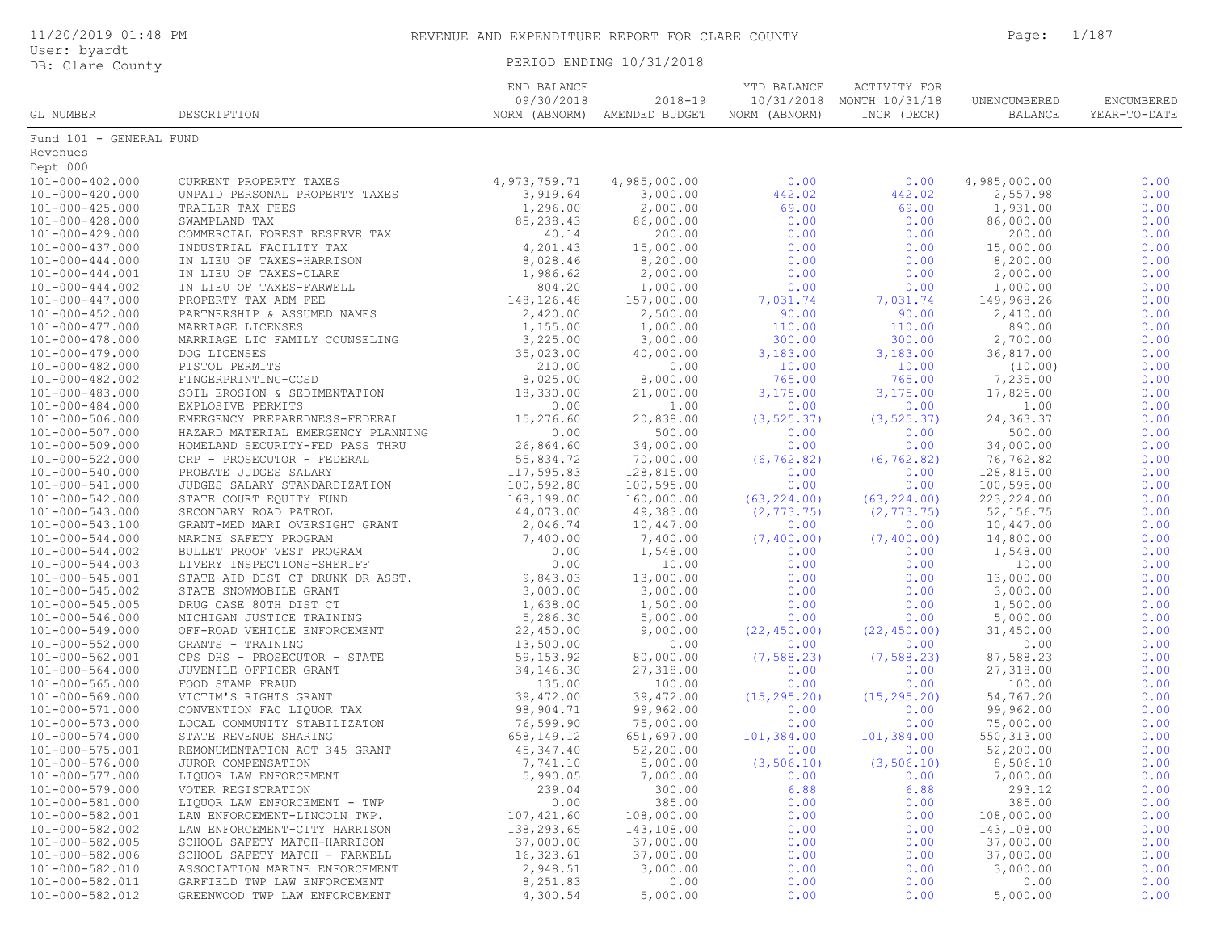REVENUE AND EXPENDITURE REPORT FOR CLARE COUNTY

PERIOD ENDING 10/31/2018

11/20/2019 01:48 PM
User: byardt
DB: Clare County

| GL NUMBER | DESCRIPTION | END BALANCE 09/30/2018 NORM (ABNORM) | 2018-19 AMENDED BUDGET | YTD BALANCE 10/31/2018 NORM (ABNORM) | ACTIVITY FOR MONTH 10/31/18 INCR (DECR) | UNENCUMBERED BALANCE | ENCUMBERED YEAR-TO-DATE |
|---|---|---|---|---|---|---|---|
| Fund 101 - GENERAL FUND | | | | | | | |
| Revenues | | | | | | | |
| Dept 000 | | | | | | | |
| 101-000-402.000 | CURRENT PROPERTY TAXES | 4,973,759.71 | 4,985,000.00 | 0.00 | 0.00 | 4,985,000.00 | 0.00 |
| 101-000-420.000 | UNPAID PERSONAL PROPERTY TAXES | 3,919.64 | 3,000.00 | 442.02 | 442.02 | 2,557.98 | 0.00 |
| 101-000-425.000 | TRAILER TAX FEES | 1,296.00 | 2,000.00 | 69.00 | 69.00 | 1,931.00 | 0.00 |
| 101-000-428.000 | SWAMPLAND TAX | 85,238.43 | 86,000.00 | 0.00 | 0.00 | 86,000.00 | 0.00 |
| 101-000-429.000 | COMMERCIAL FOREST RESERVE TAX | 40.14 | 200.00 | 0.00 | 0.00 | 200.00 | 0.00 |
| 101-000-437.000 | INDUSTRIAL FACILITY TAX | 4,201.43 | 15,000.00 | 0.00 | 0.00 | 15,000.00 | 0.00 |
| 101-000-444.000 | IN LIEU OF TAXES-HARRISON | 8,028.46 | 8,200.00 | 0.00 | 0.00 | 8,200.00 | 0.00 |
| 101-000-444.001 | IN LIEU OF TAXES-CLARE | 1,986.62 | 2,000.00 | 0.00 | 0.00 | 2,000.00 | 0.00 |
| 101-000-444.002 | IN LIEU OF TAXES-FARWELL | 804.20 | 1,000.00 | 0.00 | 0.00 | 1,000.00 | 0.00 |
| 101-000-447.000 | PROPERTY TAX ADM FEE | 148,126.48 | 157,000.00 | 7,031.74 | 7,031.74 | 149,968.26 | 0.00 |
| 101-000-452.000 | PARTNERSHIP & ASSUMED NAMES | 2,420.00 | 2,500.00 | 90.00 | 90.00 | 2,410.00 | 0.00 |
| 101-000-477.000 | MARRIAGE LICENSES | 1,155.00 | 1,000.00 | 110.00 | 110.00 | 890.00 | 0.00 |
| 101-000-478.000 | MARRIAGE LIC FAMILY COUNSELING | 3,225.00 | 3,000.00 | 300.00 | 300.00 | 2,700.00 | 0.00 |
| 101-000-479.000 | DOG LICENSES | 35,023.00 | 40,000.00 | 3,183.00 | 3,183.00 | 36,817.00 | 0.00 |
| 101-000-482.000 | PISTOL PERMITS | 210.00 | 0.00 | 10.00 | 10.00 | (10.00) | 0.00 |
| 101-000-482.002 | FINGERPRINTING-CCSD | 8,025.00 | 8,000.00 | 765.00 | 765.00 | 7,235.00 | 0.00 |
| 101-000-483.000 | SOIL EROSION & SEDIMENTATION | 18,330.00 | 21,000.00 | 3,175.00 | 3,175.00 | 17,825.00 | 0.00 |
| 101-000-484.000 | EXPLOSIVE PERMITS | 0.00 | 1.00 | 0.00 | 0.00 | 1.00 | 0.00 |
| 101-000-506.000 | EMERGENCY PREPAREDNESS-FEDERAL | 15,276.60 | 20,838.00 | (3,525.37) | (3,525.37) | 24,363.37 | 0.00 |
| 101-000-507.000 | HAZARD MATERIAL EMERGENCY PLANNING | 0.00 | 500.00 | 0.00 | 0.00 | 500.00 | 0.00 |
| 101-000-509.000 | HOMELAND SECURITY-FED PASS THRU | 26,864.60 | 34,000.00 | 0.00 | 0.00 | 34,000.00 | 0.00 |
| 101-000-522.000 | CRP - PROSECUTOR - FEDERAL | 55,834.72 | 70,000.00 | (6,762.82) | (6,762.82) | 76,762.82 | 0.00 |
| 101-000-540.000 | PROBATE JUDGES SALARY | 117,595.83 | 128,815.00 | 0.00 | 0.00 | 128,815.00 | 0.00 |
| 101-000-541.000 | JUDGES SALARY STANDARDIZATION | 100,592.80 | 100,595.00 | 0.00 | 0.00 | 100,595.00 | 0.00 |
| 101-000-542.000 | STATE COURT EQUITY FUND | 168,199.00 | 160,000.00 | (63,224.00) | (63,224.00) | 223,224.00 | 0.00 |
| 101-000-543.000 | SECONDARY ROAD PATROL | 44,073.00 | 49,383.00 | (2,773.75) | (2,773.75) | 52,156.75 | 0.00 |
| 101-000-543.100 | GRANT-MED MARI OVERSIGHT GRANT | 2,046.74 | 10,447.00 | 0.00 | 0.00 | 10,447.00 | 0.00 |
| 101-000-544.000 | MARINE SAFETY PROGRAM | 7,400.00 | 7,400.00 | (7,400.00) | (7,400.00) | 14,800.00 | 0.00 |
| 101-000-544.002 | BULLET PROOF VEST PROGRAM | 0.00 | 1,548.00 | 0.00 | 0.00 | 1,548.00 | 0.00 |
| 101-000-544.003 | LIVERY INSPECTIONS-SHERIFF | 0.00 | 10.00 | 0.00 | 0.00 | 10.00 | 0.00 |
| 101-000-545.001 | STATE AID DIST CT DRUNK DR ASST. | 9,843.03 | 13,000.00 | 0.00 | 0.00 | 13,000.00 | 0.00 |
| 101-000-545.002 | STATE SNOWMOBILE GRANT | 3,000.00 | 3,000.00 | 0.00 | 0.00 | 3,000.00 | 0.00 |
| 101-000-545.005 | DRUG CASE 80TH DIST CT | 1,638.00 | 1,500.00 | 0.00 | 0.00 | 1,500.00 | 0.00 |
| 101-000-546.000 | MICHIGAN JUSTICE TRAINING | 5,286.30 | 5,000.00 | 0.00 | 0.00 | 5,000.00 | 0.00 |
| 101-000-549.000 | OFF-ROAD VEHICLE ENFORCEMENT | 22,450.00 | 9,000.00 | (22,450.00) | (22,450.00) | 31,450.00 | 0.00 |
| 101-000-552.000 | GRANTS - TRAINING | 13,500.00 | 0.00 | 0.00 | 0.00 | 0.00 | 0.00 |
| 101-000-562.001 | CPS DHS - PROSECUTOR - STATE | 59,153.92 | 80,000.00 | (7,588.23) | (7,588.23) | 87,588.23 | 0.00 |
| 101-000-564.000 | JUVENILE OFFICER GRANT | 34,146.30 | 27,318.00 | 0.00 | 0.00 | 27,318.00 | 0.00 |
| 101-000-565.000 | FOOD STAMP FRAUD | 135.00 | 100.00 | 0.00 | 0.00 | 100.00 | 0.00 |
| 101-000-569.000 | VICTIM'S RIGHTS GRANT | 39,472.00 | 39,472.00 | (15,295.20) | (15,295.20) | 54,767.20 | 0.00 |
| 101-000-571.000 | CONVENTION FAC LIQUOR TAX | 98,904.71 | 99,962.00 | 0.00 | 0.00 | 99,962.00 | 0.00 |
| 101-000-573.000 | LOCAL COMMUNITY STABILIZATON | 76,599.90 | 75,000.00 | 0.00 | 0.00 | 75,000.00 | 0.00 |
| 101-000-574.000 | STATE REVENUE SHARING | 658,149.12 | 651,697.00 | 101,384.00 | 101,384.00 | 550,313.00 | 0.00 |
| 101-000-575.001 | REMONUMENTATION ACT 345 GRANT | 45,347.40 | 52,200.00 | 0.00 | 0.00 | 52,200.00 | 0.00 |
| 101-000-576.000 | JUROR COMPENSATION | 7,741.10 | 5,000.00 | (3,506.10) | (3,506.10) | 8,506.10 | 0.00 |
| 101-000-577.000 | LIQUOR LAW ENFORCEMENT | 5,990.05 | 7,000.00 | 0.00 | 0.00 | 7,000.00 | 0.00 |
| 101-000-579.000 | VOTER REGISTRATION | 239.04 | 300.00 | 6.88 | 6.88 | 293.12 | 0.00 |
| 101-000-581.000 | LIQUOR LAW ENFORCEMENT - TWP | 0.00 | 385.00 | 0.00 | 0.00 | 385.00 | 0.00 |
| 101-000-582.001 | LAW ENFORCEMENT-LINCOLN TWP. | 107,421.60 | 108,000.00 | 0.00 | 0.00 | 108,000.00 | 0.00 |
| 101-000-582.002 | LAW ENFORCEMENT-CITY HARRISON | 138,293.65 | 143,108.00 | 0.00 | 0.00 | 143,108.00 | 0.00 |
| 101-000-582.005 | SCHOOL SAFETY MATCH-HARRISON | 37,000.00 | 37,000.00 | 0.00 | 0.00 | 37,000.00 | 0.00 |
| 101-000-582.006 | SCHOOL SAFETY MATCH - FARWELL | 16,323.61 | 37,000.00 | 0.00 | 0.00 | 37,000.00 | 0.00 |
| 101-000-582.010 | ASSOCIATION MARINE ENFORCEMENT | 2,948.51 | 3,000.00 | 0.00 | 0.00 | 3,000.00 | 0.00 |
| 101-000-582.011 | GARFIELD TWP LAW ENFORCEMENT | 8,251.83 | 0.00 | 0.00 | 0.00 | 0.00 | 0.00 |
| 101-000-582.012 | GREENWOOD TWP LAW ENFORCEMENT | 4,300.54 | 5,000.00 | 0.00 | 0.00 | 5,000.00 | 0.00 |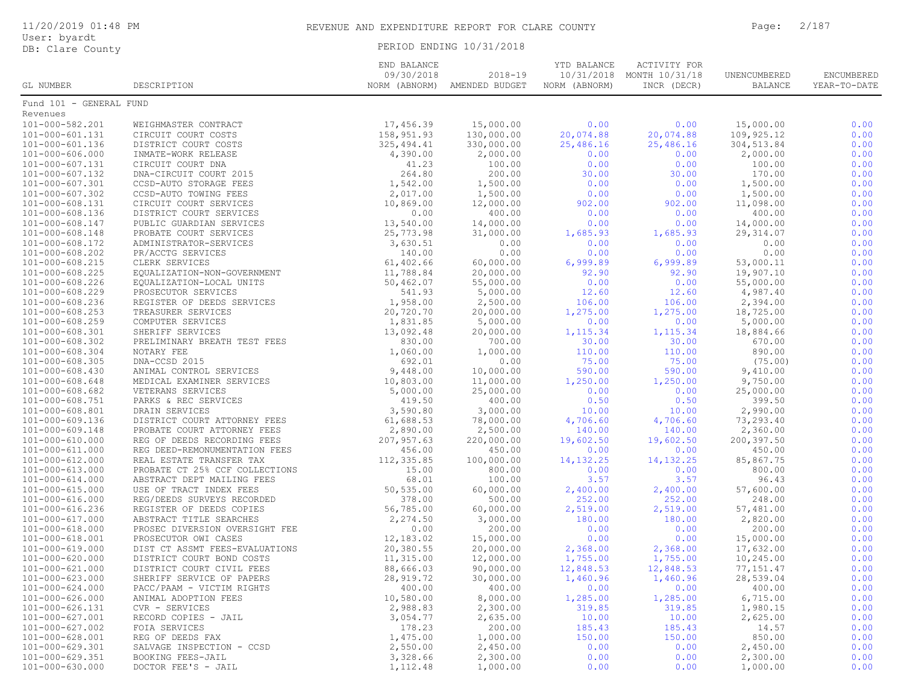REVENUE AND EXPENDITURE REPORT FOR CLARE COUNTY

PERIOD ENDING 10/31/2018

11/20/2019 01:48 PM
User: byardt
DB: Clare County

| GL NUMBER | DESCRIPTION | END BALANCE 09/30/2018 NORM (ABNORM) | 2018-19 AMENDED BUDGET | YTD BALANCE 10/31/2018 NORM (ABNORM) | ACTIVITY FOR MONTH 10/31/18 INCR (DECR) | UNENCUMBERED BALANCE | ENCUMBERED YEAR-TO-DATE |
|---|---|---|---|---|---|---|---|
| Fund 101 - GENERAL FUND | | | | | | | |
| Revenues | | | | | | | |
| 101-000-582.201 | WEIGHMASTER CONTRACT | 17,456.39 | 15,000.00 | 0.00 | 0.00 | 15,000.00 | 0.00 |
| 101-000-601.131 | CIRCUIT COURT COSTS | 158,951.93 | 130,000.00 | 20,074.88 | 20,074.88 | 109,925.12 | 0.00 |
| 101-000-601.136 | DISTRICT COURT COSTS | 325,494.41 | 330,000.00 | 25,486.16 | 25,486.16 | 304,513.84 | 0.00 |
| 101-000-606.000 | INMATE-WORK RELEASE | 4,390.00 | 2,000.00 | 0.00 | 0.00 | 2,000.00 | 0.00 |
| 101-000-607.131 | CIRCUIT COURT DNA | 41.23 | 100.00 | 0.00 | 0.00 | 100.00 | 0.00 |
| 101-000-607.132 | DNA-CIRCUIT COURT 2015 | 264.80 | 200.00 | 30.00 | 30.00 | 170.00 | 0.00 |
| 101-000-607.301 | CCSD-AUTO STORAGE FEES | 1,542.00 | 1,500.00 | 0.00 | 0.00 | 1,500.00 | 0.00 |
| 101-000-607.302 | CCSD-AUTO TOWING FEES | 2,017.00 | 1,500.00 | 0.00 | 0.00 | 1,500.00 | 0.00 |
| 101-000-608.131 | CIRCUIT COURT SERVICES | 10,869.00 | 12,000.00 | 902.00 | 902.00 | 11,098.00 | 0.00 |
| 101-000-608.136 | DISTRICT COURT SERVICES | 0.00 | 400.00 | 0.00 | 0.00 | 400.00 | 0.00 |
| 101-000-608.147 | PUBLIC GUARDIAN SERVICES | 13,540.00 | 14,000.00 | 0.00 | 0.00 | 14,000.00 | 0.00 |
| 101-000-608.148 | PROBATE COURT SERVICES | 25,773.98 | 31,000.00 | 1,685.93 | 1,685.93 | 29,314.07 | 0.00 |
| 101-000-608.172 | ADMINISTRATOR-SERVICES | 3,630.51 | 0.00 | 0.00 | 0.00 | 0.00 | 0.00 |
| 101-000-608.202 | PR/ACCTG SERVICES | 140.00 | 0.00 | 0.00 | 0.00 | 0.00 | 0.00 |
| 101-000-608.215 | CLERK SERVICES | 61,402.66 | 60,000.00 | 6,999.89 | 6,999.89 | 53,000.11 | 0.00 |
| 101-000-608.225 | EQUALIZATION-NON-GOVERNMENT | 11,788.84 | 20,000.00 | 92.90 | 92.90 | 19,907.10 | 0.00 |
| 101-000-608.226 | EQUALIZATION-LOCAL UNITS | 50,462.07 | 55,000.00 | 0.00 | 0.00 | 55,000.00 | 0.00 |
| 101-000-608.229 | PROSECUTOR SERVICES | 541.93 | 5,000.00 | 12.60 | 12.60 | 4,987.40 | 0.00 |
| 101-000-608.236 | REGISTER OF DEEDS SERVICES | 1,958.00 | 2,500.00 | 106.00 | 106.00 | 2,394.00 | 0.00 |
| 101-000-608.253 | TREASURER SERVICES | 20,720.70 | 20,000.00 | 1,275.00 | 1,275.00 | 18,725.00 | 0.00 |
| 101-000-608.259 | COMPUTER SERVICES | 1,831.85 | 5,000.00 | 0.00 | 0.00 | 5,000.00 | 0.00 |
| 101-000-608.301 | SHERIFF SERVICES | 13,092.48 | 20,000.00 | 1,115.34 | 1,115.34 | 18,884.66 | 0.00 |
| 101-000-608.302 | PRELIMINARY BREATH TEST FEES | 830.00 | 700.00 | 30.00 | 30.00 | 670.00 | 0.00 |
| 101-000-608.304 | NOTARY FEE | 1,060.00 | 1,000.00 | 110.00 | 110.00 | 890.00 | 0.00 |
| 101-000-608.305 | DNA-CCSD 2015 | 692.01 | 0.00 | 75.00 | 75.00 | (75.00) | 0.00 |
| 101-000-608.430 | ANIMAL CONTROL SERVICES | 9,448.00 | 10,000.00 | 590.00 | 590.00 | 9,410.00 | 0.00 |
| 101-000-608.648 | MEDICAL EXAMINER SERVICES | 10,803.00 | 11,000.00 | 1,250.00 | 1,250.00 | 9,750.00 | 0.00 |
| 101-000-608.682 | VETERANS SERVICES | 5,000.00 | 25,000.00 | 0.00 | 0.00 | 25,000.00 | 0.00 |
| 101-000-608.751 | PARKS & REC SERVICES | 419.50 | 400.00 | 0.50 | 0.50 | 399.50 | 0.00 |
| 101-000-608.801 | DRAIN SERVICES | 3,590.80 | 3,000.00 | 10.00 | 10.00 | 2,990.00 | 0.00 |
| 101-000-609.136 | DISTRICT COURT ATTORNEY FEES | 61,688.53 | 78,000.00 | 4,706.60 | 4,706.60 | 73,293.40 | 0.00 |
| 101-000-609.148 | PROBATE COURT ATTORNEY FEES | 2,890.00 | 2,500.00 | 140.00 | 140.00 | 2,360.00 | 0.00 |
| 101-000-610.000 | REG OF DEEDS RECORDING FEES | 207,957.63 | 220,000.00 | 19,602.50 | 19,602.50 | 200,397.50 | 0.00 |
| 101-000-611.000 | REG DEED-REMONUMENTATION FEES | 456.00 | 450.00 | 0.00 | 0.00 | 450.00 | 0.00 |
| 101-000-612.000 | REAL ESTATE TRANSFER TAX | 112,335.85 | 100,000.00 | 14,132.25 | 14,132.25 | 85,867.75 | 0.00 |
| 101-000-613.000 | PROBATE CT 25% CCF COLLECTIONS | 15.00 | 800.00 | 0.00 | 0.00 | 800.00 | 0.00 |
| 101-000-614.000 | ABSTRACT DEPT MAILING FEES | 68.01 | 100.00 | 3.57 | 3.57 | 96.43 | 0.00 |
| 101-000-615.000 | USE OF TRACT INDEX FEES | 50,535.00 | 60,000.00 | 2,400.00 | 2,400.00 | 57,600.00 | 0.00 |
| 101-000-616.000 | REG/DEEDS SURVEYS RECORDED | 378.00 | 500.00 | 252.00 | 252.00 | 248.00 | 0.00 |
| 101-000-616.236 | REGISTER OF DEEDS COPIES | 56,785.00 | 60,000.00 | 2,519.00 | 2,519.00 | 57,481.00 | 0.00 |
| 101-000-617.000 | ABSTRACT TITLE SEARCHES | 2,274.50 | 3,000.00 | 180.00 | 180.00 | 2,820.00 | 0.00 |
| 101-000-618.000 | PROSEC DIVERSION OVERSIGHT FEE | 0.00 | 200.00 | 0.00 | 0.00 | 200.00 | 0.00 |
| 101-000-618.001 | PROSECUTOR OWI CASES | 12,183.02 | 15,000.00 | 0.00 | 0.00 | 15,000.00 | 0.00 |
| 101-000-619.000 | DIST CT ASSMT FEES-EVALUATIONS | 20,380.55 | 20,000.00 | 2,368.00 | 2,368.00 | 17,632.00 | 0.00 |
| 101-000-620.000 | DISTRICT COURT BOND COSTS | 11,315.00 | 12,000.00 | 1,755.00 | 1,755.00 | 10,245.00 | 0.00 |
| 101-000-621.000 | DISTRICT COURT CIVIL FEES | 88,666.03 | 90,000.00 | 12,848.53 | 12,848.53 | 77,151.47 | 0.00 |
| 101-000-623.000 | SHERIFF SERVICE OF PAPERS | 28,919.72 | 30,000.00 | 1,460.96 | 1,460.96 | 28,539.04 | 0.00 |
| 101-000-624.000 | PACC/PAAM - VICTIM RIGHTS | 400.00 | 400.00 | 0.00 | 0.00 | 400.00 | 0.00 |
| 101-000-626.000 | ANIMAL ADOPTION FEES | 10,580.00 | 8,000.00 | 1,285.00 | 1,285.00 | 6,715.00 | 0.00 |
| 101-000-626.131 | CVR - SERVICES | 2,988.83 | 2,300.00 | 319.85 | 319.85 | 1,980.15 | 0.00 |
| 101-000-627.001 | RECORD COPIES - JAIL | 3,054.77 | 2,635.00 | 10.00 | 10.00 | 2,625.00 | 0.00 |
| 101-000-627.002 | FOIA SERVICES | 178.23 | 200.00 | 185.43 | 185.43 | 14.57 | 0.00 |
| 101-000-628.001 | REG OF DEEDS FAX | 1,475.00 | 1,000.00 | 150.00 | 150.00 | 850.00 | 0.00 |
| 101-000-629.301 | SALVAGE INSPECTION - CCSD | 2,550.00 | 2,450.00 | 0.00 | 0.00 | 2,450.00 | 0.00 |
| 101-000-629.351 | BOOKING FEES-JAIL | 3,328.66 | 2,300.00 | 0.00 | 0.00 | 2,300.00 | 0.00 |
| 101-000-630.000 | DOCTOR FEE'S - JAIL | 1,112.48 | 1,000.00 | 0.00 | 0.00 | 1,000.00 | 0.00 |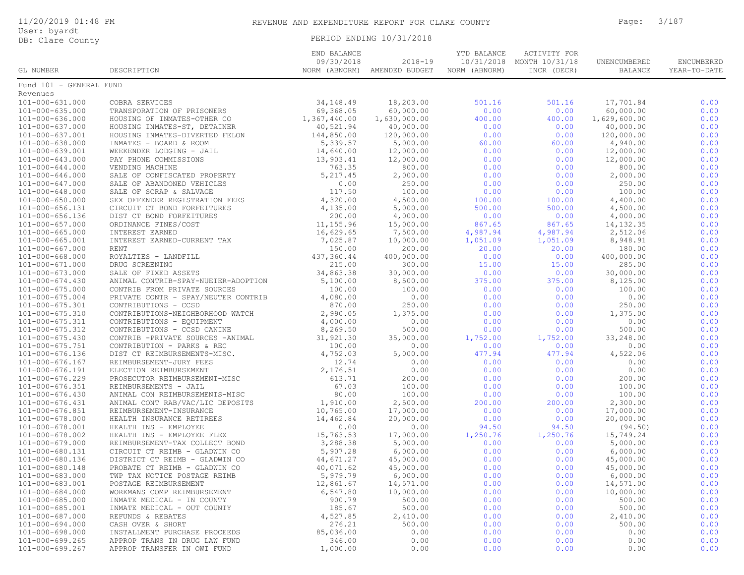# REVENUE AND EXPENDITURE REPORT FOR CLARE COUNTY

PERIOD ENDING 10/31/2018

| GL NUMBER | DESCRIPTION | END BALANCE 09/30/2018 NORM (ABNORM) | 2018-19 AMENDED BUDGET | YTD BALANCE 10/31/2018 NORM (ABNORM) | ACTIVITY FOR MONTH 10/31/18 INCR (DECR) | UNENCUMBERED BALANCE | ENCUMBERED YEAR-TO-DATE |
|---|---|---|---|---|---|---|---|
| Fund 101 - GENERAL FUND | | | | | | | |
| Revenues | | | | | | | |
| 101-000-631.000 | COBRA SERVICES | 34,148.49 | 18,203.00 | 501.16 | 501.16 | 17,701.84 | 0.00 |
| 101-000-635.000 | TRANSPORATION OF PRISONERS | 69,368.05 | 60,000.00 | 0.00 | 0.00 | 60,000.00 | 0.00 |
| 101-000-636.000 | HOUSING OF INMATES-OTHER CO | 1,367,440.00 | 1,630,000.00 | 400.00 | 400.00 | 1,629,600.00 | 0.00 |
| 101-000-637.000 | HOUSING INMATES-ST, DETAINER | 40,521.94 | 40,000.00 | 0.00 | 0.00 | 40,000.00 | 0.00 |
| 101-000-637.001 | HOUSING INMATES-DIVERTED FELON | 144,850.00 | 120,000.00 | 0.00 | 0.00 | 120,000.00 | 0.00 |
| 101-000-638.000 | INMATES - BOARD & ROOM | 5,339.57 | 5,000.00 | 60.00 | 60.00 | 4,940.00 | 0.00 |
| 101-000-639.001 | WEEKENDER LODGING - JAIL | 14,640.00 | 12,000.00 | 0.00 | 0.00 | 12,000.00 | 0.00 |
| 101-000-643.000 | PAY PHONE COMMISSIONS | 13,903.41 | 12,000.00 | 0.00 | 0.00 | 12,000.00 | 0.00 |
| 101-000-644.000 | VENDING MACHINE | 763.35 | 800.00 | 0.00 | 0.00 | 800.00 | 0.00 |
| 101-000-646.000 | SALE OF CONFISCATED PROPERTY | 5,217.45 | 2,000.00 | 0.00 | 0.00 | 2,000.00 | 0.00 |
| 101-000-647.000 | SALE OF ABANDONED VEHICLES | 0.00 | 250.00 | 0.00 | 0.00 | 250.00 | 0.00 |
| 101-000-648.000 | SALE OF SCRAP & SALVAGE | 117.50 | 100.00 | 0.00 | 0.00 | 100.00 | 0.00 |
| 101-000-650.000 | SEX OFFENDER REGISTRATION FEES | 4,320.00 | 4,500.00 | 100.00 | 100.00 | 4,400.00 | 0.00 |
| 101-000-656.131 | CIRCUIT CT BOND FORFEITURES | 4,135.00 | 5,000.00 | 500.00 | 500.00 | 4,500.00 | 0.00 |
| 101-000-656.136 | DIST CT BOND FORFEITURES | 200.00 | 4,000.00 | 0.00 | 0.00 | 4,000.00 | 0.00 |
| 101-000-657.000 | ORDINANCE FINES/COST | 11,155.96 | 15,000.00 | 867.65 | 867.65 | 14,132.35 | 0.00 |
| 101-000-665.000 | INTEREST EARNED | 16,629.65 | 7,500.00 | 4,987.94 | 4,987.94 | 2,512.06 | 0.00 |
| 101-000-665.001 | INTEREST EARNED-CURRENT TAX | 7,025.87 | 10,000.00 | 1,051.09 | 1,051.09 | 8,948.91 | 0.00 |
| 101-000-667.000 | RENT | 150.00 | 200.00 | 20.00 | 20.00 | 180.00 | 0.00 |
| 101-000-668.000 | ROYALTIES - LANDFILL | 437,360.44 | 400,000.00 | 0.00 | 0.00 | 400,000.00 | 0.00 |
| 101-000-671.000 | DRUG SCREENING | 215.00 | 300.00 | 15.00 | 15.00 | 285.00 | 0.00 |
| 101-000-673.000 | SALE OF FIXED ASSETS | 34,863.38 | 30,000.00 | 0.00 | 0.00 | 30,000.00 | 0.00 |
| 101-000-674.430 | ANIMAL CONTRIB-SPAY-NUETER-ADOPTION | 5,100.00 | 8,500.00 | 375.00 | 375.00 | 8,125.00 | 0.00 |
| 101-000-675.000 | CONTRIB FROM PRIVATE SOURCES | 100.00 | 100.00 | 0.00 | 0.00 | 100.00 | 0.00 |
| 101-000-675.004 | PRIVATE CONTR - SPAY/NEUTER CONTRIB | 4,080.00 | 0.00 | 0.00 | 0.00 | 0.00 | 0.00 |
| 101-000-675.301 | CONTRIBUTIONS - CCSD | 870.00 | 250.00 | 0.00 | 0.00 | 250.00 | 0.00 |
| 101-000-675.310 | CONTRIBUTIONS-NEIGHBORHOOD WATCH | 2,990.05 | 1,375.00 | 0.00 | 0.00 | 1,375.00 | 0.00 |
| 101-000-675.311 | CONTRIBUTIONS - EQUIPMENT | 4,000.00 | 0.00 | 0.00 | 0.00 | 0.00 | 0.00 |
| 101-000-675.312 | CONTRIBUTIONS - CCSD CANINE | 8,269.50 | 500.00 | 0.00 | 0.00 | 500.00 | 0.00 |
| 101-000-675.430 | CONTRIB -PRIVATE SOURCES -ANIMAL | 31,921.30 | 35,000.00 | 1,752.00 | 1,752.00 | 33,248.00 | 0.00 |
| 101-000-675.751 | CONTRIBUTION - PARKS & REC | 100.00 | 0.00 | 0.00 | 0.00 | 0.00 | 0.00 |
| 101-000-676.136 | DIST CT REIMBURSEMENTS-MISC. | 4,752.03 | 5,000.00 | 477.94 | 477.94 | 4,522.06 | 0.00 |
| 101-000-676.167 | REIMBURSEMENT-JURY FEES | 12.74 | 0.00 | 0.00 | 0.00 | 0.00 | 0.00 |
| 101-000-676.191 | ELECTION REIMBURSEMENT | 2,176.51 | 0.00 | 0.00 | 0.00 | 0.00 | 0.00 |
| 101-000-676.229 | PROSECUTOR REIMBURSEMENT-MISC | 613.71 | 200.00 | 0.00 | 0.00 | 200.00 | 0.00 |
| 101-000-676.351 | REIMBURSEMENTS - JAIL | 67.03 | 100.00 | 0.00 | 0.00 | 100.00 | 0.00 |
| 101-000-676.430 | ANIMAL CON REIMBURSEMENTS-MISC | 80.00 | 100.00 | 0.00 | 0.00 | 100.00 | 0.00 |
| 101-000-676.431 | ANIMAL CONT RAB/VAC/LIC DEPOSITS | 1,910.00 | 2,500.00 | 200.00 | 200.00 | 2,300.00 | 0.00 |
| 101-000-676.851 | REIMBURSEMENT-INSURANCE | 10,765.00 | 17,000.00 | 0.00 | 0.00 | 17,000.00 | 0.00 |
| 101-000-678.000 | HEALTH INSURANCE RETIREES | 14,462.84 | 20,000.00 | 0.00 | 0.00 | 20,000.00 | 0.00 |
| 101-000-678.001 | HEALTH INS - EMPLOYEE | 0.00 | 0.00 | 94.50 | 94.50 | (94.50) | 0.00 |
| 101-000-678.002 | HEALTH INS - EMPLOYEE FLEX | 15,763.53 | 17,000.00 | 1,250.76 | 1,250.76 | 15,749.24 | 0.00 |
| 101-000-679.000 | REIMBURSEMENT-TAX COLLECT BOND | 3,288.38 | 5,000.00 | 0.00 | 0.00 | 5,000.00 | 0.00 |
| 101-000-680.131 | CIRCUIT CT REIMB - GLADWIN CO | 5,907.28 | 6,000.00 | 0.00 | 0.00 | 6,000.00 | 0.00 |
| 101-000-680.136 | DISTRICT CT REIMB - GLADWIN CO | 44,671.27 | 45,000.00 | 0.00 | 0.00 | 45,000.00 | 0.00 |
| 101-000-680.148 | PROBATE CT REIMB - GLADWIN CO | 40,071.62 | 45,000.00 | 0.00 | 0.00 | 45,000.00 | 0.00 |
| 101-000-683.000 | TWP TAX NOTICE POSTAGE REIMB | 5,979.79 | 6,000.00 | 0.00 | 0.00 | 6,000.00 | 0.00 |
| 101-000-683.001 | POSTAGE REIMBURSEMENT | 12,861.67 | 14,571.00 | 0.00 | 0.00 | 14,571.00 | 0.00 |
| 101-000-684.000 | WORKMANS COMP REIMBURSEMENT | 6,547.80 | 10,000.00 | 0.00 | 0.00 | 10,000.00 | 0.00 |
| 101-000-685.000 | INMATE MEDICAL - IN COUNTY | 900.79 | 500.00 | 0.00 | 0.00 | 500.00 | 0.00 |
| 101-000-685.001 | INMATE MEDICAL - OUT COUNTY | 185.67 | 500.00 | 0.00 | 0.00 | 500.00 | 0.00 |
| 101-000-687.000 | REFUNDS & REBATES | 4,527.85 | 2,410.00 | 0.00 | 0.00 | 2,410.00 | 0.00 |
| 101-000-694.000 | CASH OVER & SHORT | 276.21 | 500.00 | 0.00 | 0.00 | 500.00 | 0.00 |
| 101-000-698.000 | INSTALLMENT PURCHASE PROCEEDS | 85,036.00 | 0.00 | 0.00 | 0.00 | 0.00 | 0.00 |
| 101-000-699.265 | APPROP TRANS IN DRUG LAW FUND | 346.00 | 0.00 | 0.00 | 0.00 | 0.00 | 0.00 |
| 101-000-699.267 | APPROP TRANSFER IN OWI FUND | 1,000.00 | 0.00 | 0.00 | 0.00 | 0.00 | 0.00 |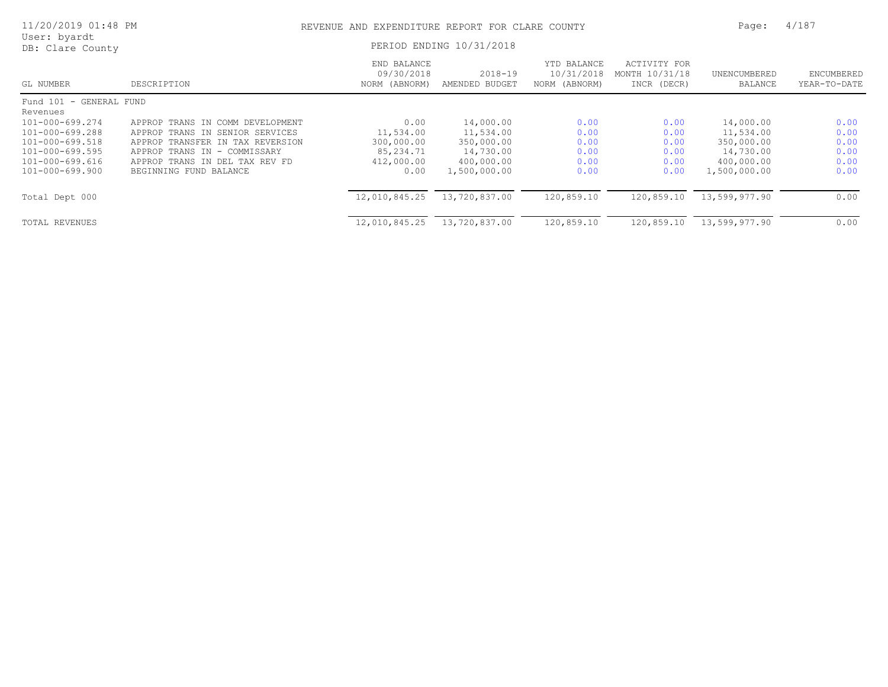REVENUE AND EXPENDITURE REPORT FOR CLARE COUNTY

PERIOD ENDING 10/31/2018

User: byardt
DB: Clare County

| GL NUMBER | DESCRIPTION | END BALANCE 09/30/2018 NORM (ABNORM) | 2018-19 AMENDED BUDGET | YTD BALANCE 10/31/2018 NORM (ABNORM) | ACTIVITY FOR MONTH 10/31/18 INCR (DECR) | UNENCUMBERED BALANCE | ENCUMBERED YEAR-TO-DATE |
|---|---|---|---|---|---|---|---|
| Fund 101 - GENERAL FUND | | | | | | | |
| Revenues | | | | | | | |
| 101-000-699.274 | APPROP TRANS IN COMM DEVELOPMENT | 0.00 | 14,000.00 | 0.00 | 0.00 | 14,000.00 | 0.00 |
| 101-000-699.288 | APPROP TRANS IN SENIOR SERVICES | 11,534.00 | 11,534.00 | 0.00 | 0.00 | 11,534.00 | 0.00 |
| 101-000-699.518 | APPROP TRANSFER IN TAX REVERSION | 300,000.00 | 350,000.00 | 0.00 | 0.00 | 350,000.00 | 0.00 |
| 101-000-699.595 | APPROP TRANS IN - COMMISSARY | 85,234.71 | 14,730.00 | 0.00 | 0.00 | 14,730.00 | 0.00 |
| 101-000-699.616 | APPROP TRANS IN DEL TAX REV FD | 412,000.00 | 400,000.00 | 0.00 | 0.00 | 400,000.00 | 0.00 |
| 101-000-699.900 | BEGINNING FUND BALANCE | 0.00 | 1,500,000.00 | 0.00 | 0.00 | 1,500,000.00 | 0.00 |
| Total Dept 000 | | 12,010,845.25 | 13,720,837.00 | 120,859.10 | 120,859.10 | 13,599,977.90 | 0.00 |
| TOTAL REVENUES | | 12,010,845.25 | 13,720,837.00 | 120,859.10 | 120,859.10 | 13,599,977.90 | 0.00 |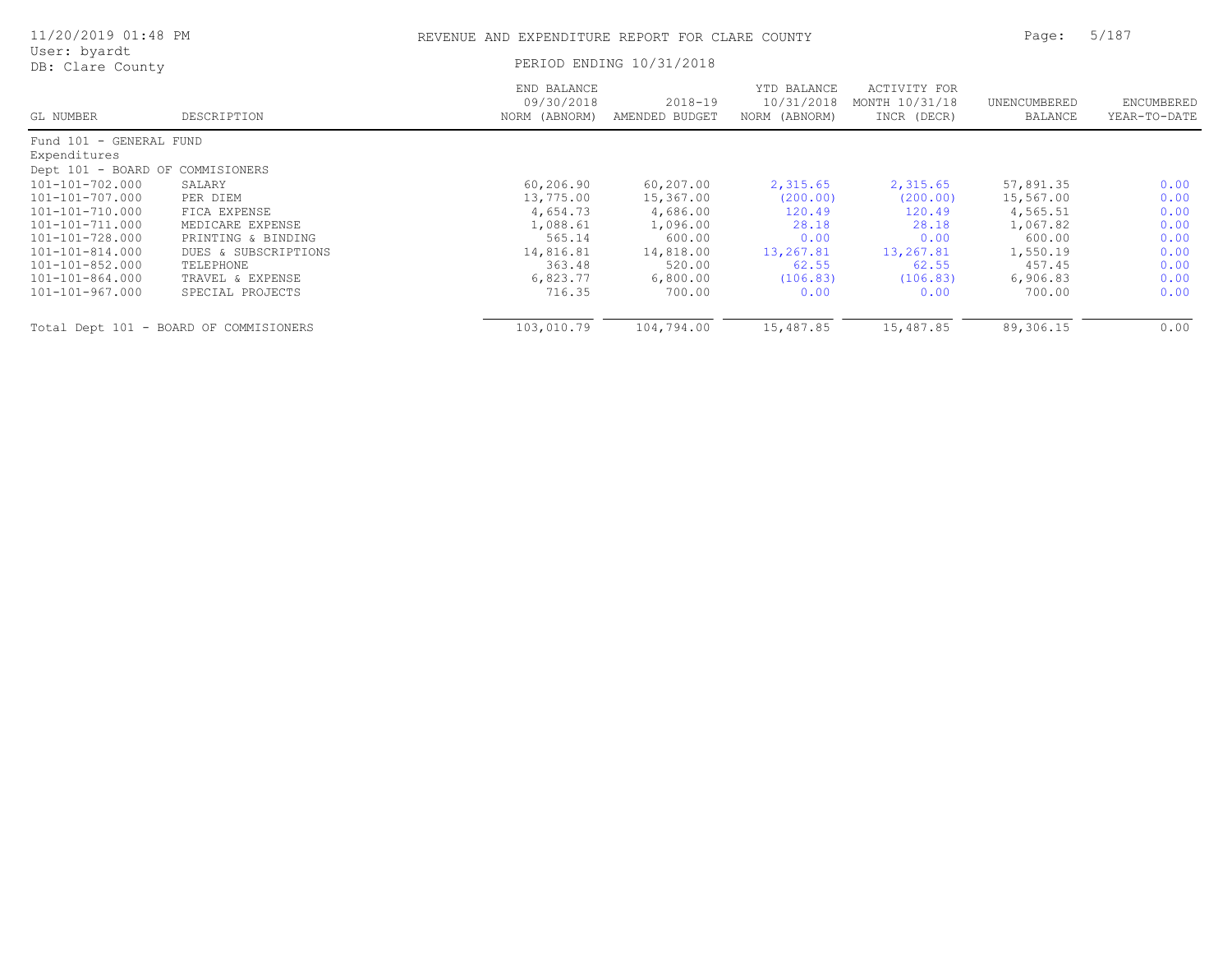# REVENUE AND EXPENDITURE REPORT FOR CLARE COUNTY

11/20/2019 01:48 PM
User: byardt
DB: Clare County

PERIOD ENDING 10/31/2018

| GL NUMBER | DESCRIPTION | END BALANCE 09/30/2018 NORM (ABNORM) | 2018-19 AMENDED BUDGET | YTD BALANCE 10/31/2018 NORM (ABNORM) | ACTIVITY FOR MONTH 10/31/18 INCR (DECR) | UNENCUMBERED BALANCE | ENCUMBERED YEAR-TO-DATE |
|---|---|---|---|---|---|---|---|
| Fund 101 - GENERAL FUND | | | | | | | |
| Expenditures | | | | | | | |
| Dept 101 - BOARD OF COMMISIONERS | | | | | | | |
| 101-101-702.000 | SALARY | 60,206.90 | 60,207.00 | 2,315.65 | 2,315.65 | 57,891.35 | 0.00 |
| 101-101-707.000 | PER DIEM | 13,775.00 | 15,367.00 | (200.00) | (200.00) | 15,567.00 | 0.00 |
| 101-101-710.000 | FICA EXPENSE | 4,654.73 | 4,686.00 | 120.49 | 120.49 | 4,565.51 | 0.00 |
| 101-101-711.000 | MEDICARE EXPENSE | 1,088.61 | 1,096.00 | 28.18 | 28.18 | 1,067.82 | 0.00 |
| 101-101-728.000 | PRINTING & BINDING | 565.14 | 600.00 | 0.00 | 0.00 | 600.00 | 0.00 |
| 101-101-814.000 | DUES & SUBSCRIPTIONS | 14,816.81 | 14,818.00 | 13,267.81 | 13,267.81 | 1,550.19 | 0.00 |
| 101-101-852.000 | TELEPHONE | 363.48 | 520.00 | 62.55 | 62.55 | 457.45 | 0.00 |
| 101-101-864.000 | TRAVEL & EXPENSE | 6,823.77 | 6,800.00 | (106.83) | (106.83) | 6,906.83 | 0.00 |
| 101-101-967.000 | SPECIAL PROJECTS | 716.35 | 700.00 | 0.00 | 0.00 | 700.00 | 0.00 |
| Total Dept 101 - BOARD OF COMMISIONERS | | 103,010.79 | 104,794.00 | 15,487.85 | 15,487.85 | 89,306.15 | 0.00 |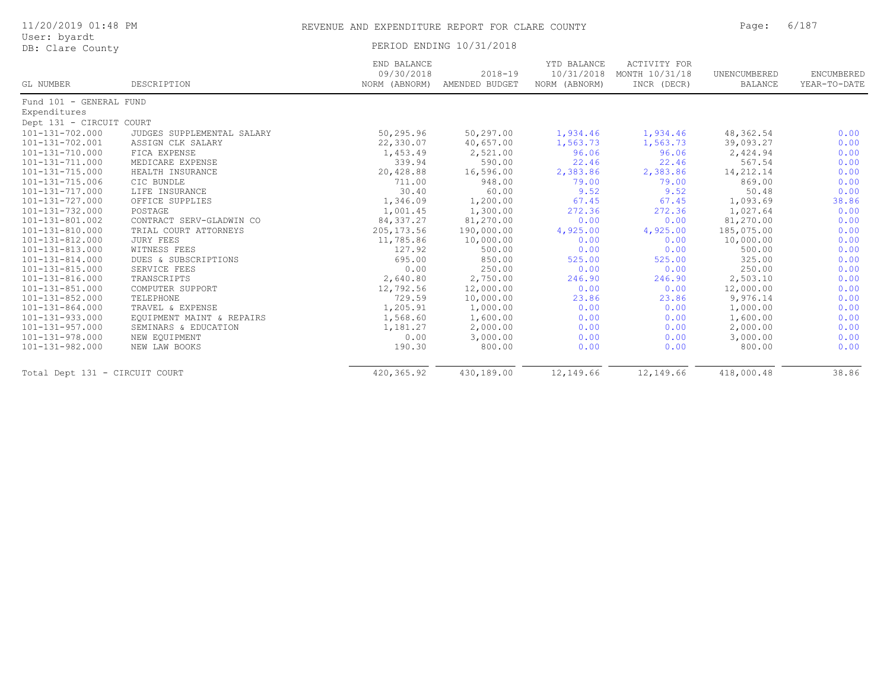# REVENUE AND EXPENDITURE REPORT FOR CLARE COUNTY

PERIOD ENDING 10/31/2018

11/20/2019 01:48 PM
User: byardt
DB: Clare County

| GL NUMBER | DESCRIPTION | END BALANCE 09/30/2018 NORM (ABNORM) | 2018-19 AMENDED BUDGET | YTD BALANCE 10/31/2018 NORM (ABNORM) | ACTIVITY FOR MONTH 10/31/18 INCR (DECR) | UNENCUMBERED BALANCE | ENCUMBERED YEAR-TO-DATE |
|---|---|---|---|---|---|---|---|
| Fund 101 - GENERAL FUND | | | | | | | |
| Expenditures | | | | | | | |
| Dept 131 - CIRCUIT COURT | | | | | | | |
| 101-131-702.000 | JUDGES SUPPLEMENTAL SALARY | 50,295.96 | 50,297.00 | 1,934.46 | 1,934.46 | 48,362.54 | 0.00 |
| 101-131-702.001 | ASSIGN CLK SALARY | 22,330.07 | 40,657.00 | 1,563.73 | 1,563.73 | 39,093.27 | 0.00 |
| 101-131-710.000 | FICA EXPENSE | 1,453.49 | 2,521.00 | 96.06 | 96.06 | 2,424.94 | 0.00 |
| 101-131-711.000 | MEDICARE EXPENSE | 339.94 | 590.00 | 22.46 | 22.46 | 567.54 | 0.00 |
| 101-131-715.000 | HEALTH INSURANCE | 20,428.88 | 16,596.00 | 2,383.86 | 2,383.86 | 14,212.14 | 0.00 |
| 101-131-715.006 | CIC BUNDLE | 711.00 | 948.00 | 79.00 | 79.00 | 869.00 | 0.00 |
| 101-131-717.000 | LIFE INSURANCE | 30.40 | 60.00 | 9.52 | 9.52 | 50.48 | 0.00 |
| 101-131-727.000 | OFFICE SUPPLIES | 1,346.09 | 1,200.00 | 67.45 | 67.45 | 1,093.69 | 38.86 |
| 101-131-732.000 | POSTAGE | 1,001.45 | 1,300.00 | 272.36 | 272.36 | 1,027.64 | 0.00 |
| 101-131-801.002 | CONTRACT SERV-GLADWIN CO | 84,337.27 | 81,270.00 | 0.00 | 0.00 | 81,270.00 | 0.00 |
| 101-131-810.000 | TRIAL COURT ATTORNEYS | 205,173.56 | 190,000.00 | 4,925.00 | 4,925.00 | 185,075.00 | 0.00 |
| 101-131-812.000 | JURY FEES | 11,785.86 | 10,000.00 | 0.00 | 0.00 | 10,000.00 | 0.00 |
| 101-131-813.000 | WITNESS FEES | 127.92 | 500.00 | 0.00 | 0.00 | 500.00 | 0.00 |
| 101-131-814.000 | DUES & SUBSCRIPTIONS | 695.00 | 850.00 | 525.00 | 525.00 | 325.00 | 0.00 |
| 101-131-815.000 | SERVICE FEES | 0.00 | 250.00 | 0.00 | 0.00 | 250.00 | 0.00 |
| 101-131-816.000 | TRANSCRIPTS | 2,640.80 | 2,750.00 | 246.90 | 246.90 | 2,503.10 | 0.00 |
| 101-131-851.000 | COMPUTER SUPPORT | 12,792.56 | 12,000.00 | 0.00 | 0.00 | 12,000.00 | 0.00 |
| 101-131-852.000 | TELEPHONE | 729.59 | 10,000.00 | 23.86 | 23.86 | 9,976.14 | 0.00 |
| 101-131-864.000 | TRAVEL & EXPENSE | 1,205.91 | 1,000.00 | 0.00 | 0.00 | 1,000.00 | 0.00 |
| 101-131-933.000 | EQUIPMENT MAINT & REPAIRS | 1,568.60 | 1,600.00 | 0.00 | 0.00 | 1,600.00 | 0.00 |
| 101-131-957.000 | SEMINARS & EDUCATION | 1,181.27 | 2,000.00 | 0.00 | 0.00 | 2,000.00 | 0.00 |
| 101-131-978.000 | NEW EQUIPMENT | 0.00 | 3,000.00 | 0.00 | 0.00 | 3,000.00 | 0.00 |
| 101-131-982.000 | NEW LAW BOOKS | 190.30 | 800.00 | 0.00 | 0.00 | 800.00 | 0.00 |
| Total Dept 131 - CIRCUIT COURT | | 420,365.92 | 430,189.00 | 12,149.66 | 12,149.66 | 418,000.48 | 38.86 |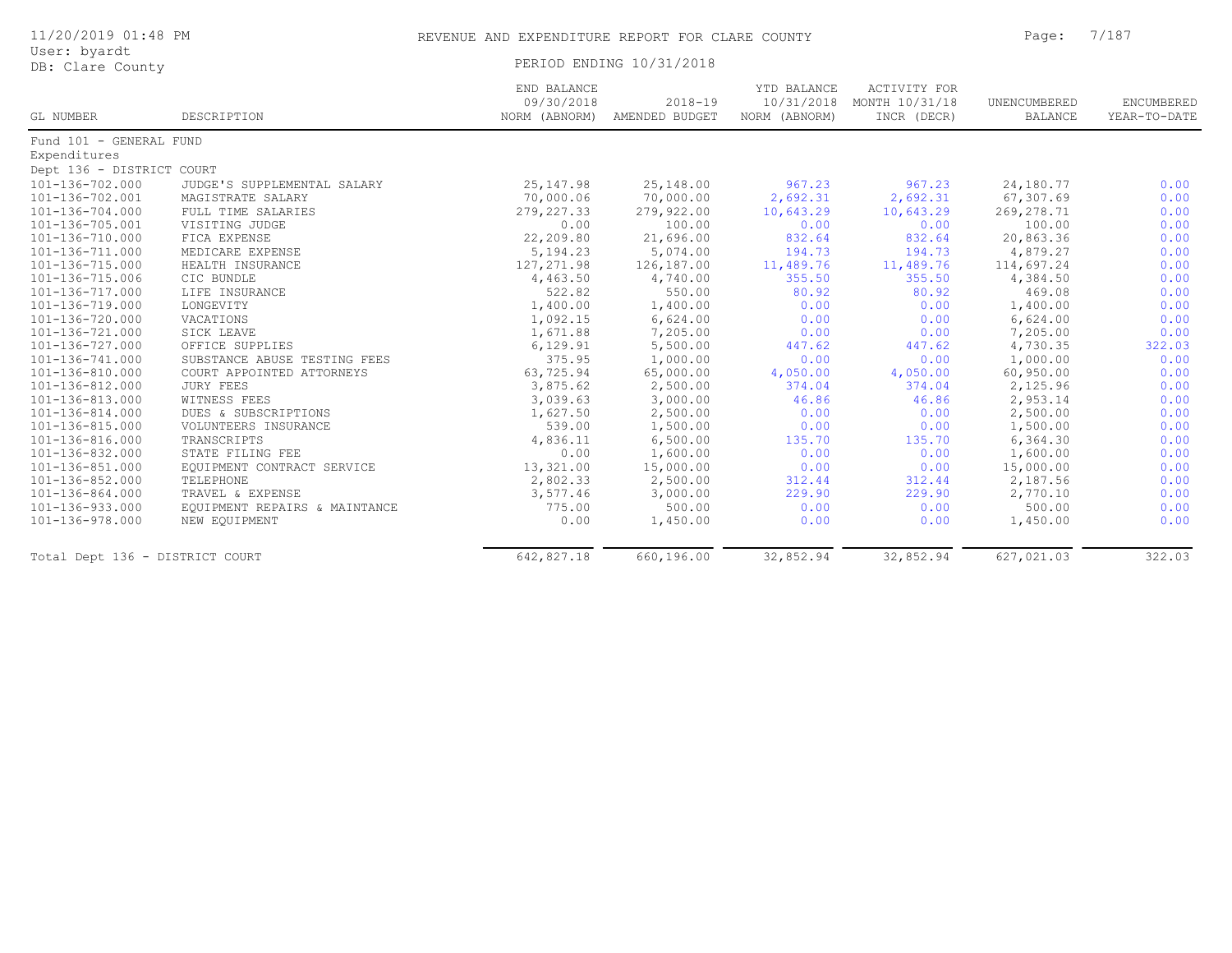# REVENUE AND EXPENDITURE REPORT FOR CLARE COUNTY

11/20/2019 01:48 PM
User: byardt
DB: Clare County

PERIOD ENDING 10/31/2018

| GL NUMBER | DESCRIPTION | END BALANCE 09/30/2018 NORM (ABNORM) | 2018-19 AMENDED BUDGET | YTD BALANCE 10/31/2018 NORM (ABNORM) | ACTIVITY FOR MONTH 10/31/18 INCR (DECR) | UNENCUMBERED BALANCE | ENCUMBERED YEAR-TO-DATE |
|---|---|---|---|---|---|---|---|
| Fund 101 - GENERAL FUND | | | | | | | |
| Expenditures | | | | | | | |
| Dept 136 - DISTRICT COURT | | | | | | | |
| 101-136-702.000 | JUDGE'S SUPPLEMENTAL SALARY | 25,147.98 | 25,148.00 | 967.23 | 967.23 | 24,180.77 | 0.00 |
| 101-136-702.001 | MAGISTRATE SALARY | 70,000.06 | 70,000.00 | 2,692.31 | 2,692.31 | 67,307.69 | 0.00 |
| 101-136-704.000 | FULL TIME SALARIES | 279,227.33 | 279,922.00 | 10,643.29 | 10,643.29 | 269,278.71 | 0.00 |
| 101-136-705.001 | VISITING JUDGE | 0.00 | 100.00 | 0.00 | 0.00 | 100.00 | 0.00 |
| 101-136-710.000 | FICA EXPENSE | 22,209.80 | 21,696.00 | 832.64 | 832.64 | 20,863.36 | 0.00 |
| 101-136-711.000 | MEDICARE EXPENSE | 5,194.23 | 5,074.00 | 194.73 | 194.73 | 4,879.27 | 0.00 |
| 101-136-715.000 | HEALTH INSURANCE | 127,271.98 | 126,187.00 | 11,489.76 | 11,489.76 | 114,697.24 | 0.00 |
| 101-136-715.006 | CIC BUNDLE | 4,463.50 | 4,740.00 | 355.50 | 355.50 | 4,384.50 | 0.00 |
| 101-136-717.000 | LIFE INSURANCE | 522.82 | 550.00 | 80.92 | 80.92 | 469.08 | 0.00 |
| 101-136-719.000 | LONGEVITY | 1,400.00 | 1,400.00 | 0.00 | 0.00 | 1,400.00 | 0.00 |
| 101-136-720.000 | VACATIONS | 1,092.15 | 6,624.00 | 0.00 | 0.00 | 6,624.00 | 0.00 |
| 101-136-721.000 | SICK LEAVE | 1,671.88 | 7,205.00 | 0.00 | 0.00 | 7,205.00 | 0.00 |
| 101-136-727.000 | OFFICE SUPPLIES | 6,129.91 | 5,500.00 | 447.62 | 447.62 | 4,730.35 | 322.03 |
| 101-136-741.000 | SUBSTANCE ABUSE TESTING FEES | 375.95 | 1,000.00 | 0.00 | 0.00 | 1,000.00 | 0.00 |
| 101-136-810.000 | COURT APPOINTED ATTORNEYS | 63,725.94 | 65,000.00 | 4,050.00 | 4,050.00 | 60,950.00 | 0.00 |
| 101-136-812.000 | JURY FEES | 3,875.62 | 2,500.00 | 374.04 | 374.04 | 2,125.96 | 0.00 |
| 101-136-813.000 | WITNESS FEES | 3,039.63 | 3,000.00 | 46.86 | 46.86 | 2,953.14 | 0.00 |
| 101-136-814.000 | DUES & SUBSCRIPTIONS | 1,627.50 | 2,500.00 | 0.00 | 0.00 | 2,500.00 | 0.00 |
| 101-136-815.000 | VOLUNTEERS INSURANCE | 539.00 | 1,500.00 | 0.00 | 0.00 | 1,500.00 | 0.00 |
| 101-136-816.000 | TRANSCRIPTS | 4,836.11 | 6,500.00 | 135.70 | 135.70 | 6,364.30 | 0.00 |
| 101-136-832.000 | STATE FILING FEE | 0.00 | 1,600.00 | 0.00 | 0.00 | 1,600.00 | 0.00 |
| 101-136-851.000 | EQUIPMENT CONTRACT SERVICE | 13,321.00 | 15,000.00 | 0.00 | 0.00 | 15,000.00 | 0.00 |
| 101-136-852.000 | TELEPHONE | 2,802.33 | 2,500.00 | 312.44 | 312.44 | 2,187.56 | 0.00 |
| 101-136-864.000 | TRAVEL & EXPENSE | 3,577.46 | 3,000.00 | 229.90 | 229.90 | 2,770.10 | 0.00 |
| 101-136-933.000 | EQUIPMENT REPAIRS & MAINTANCE | 775.00 | 500.00 | 0.00 | 0.00 | 500.00 | 0.00 |
| 101-136-978.000 | NEW EQUIPMENT | 0.00 | 1,450.00 | 0.00 | 0.00 | 1,450.00 | 0.00 |
| Total Dept 136 - DISTRICT COURT | | 642,827.18 | 660,196.00 | 32,852.94 | 32,852.94 | 627,021.03 | 322.03 |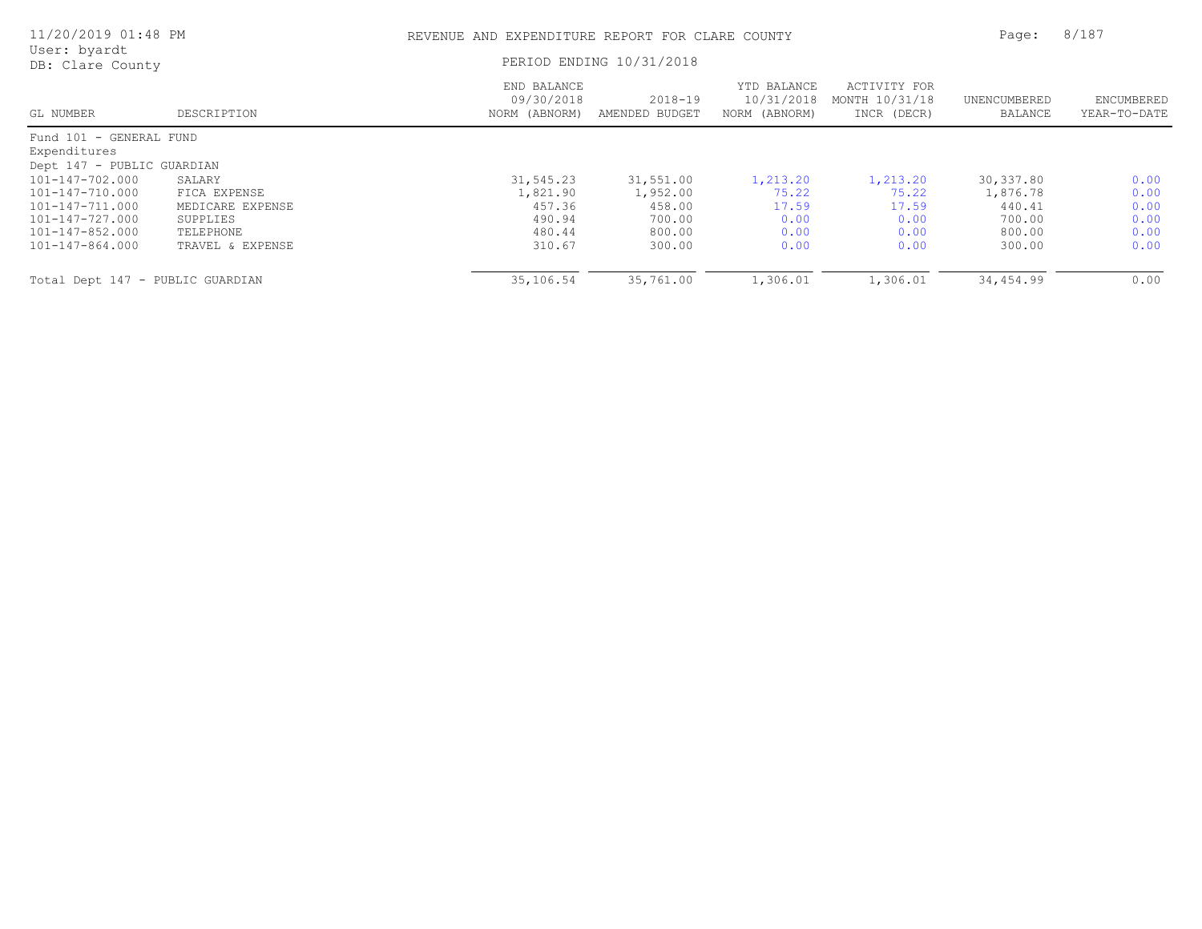# REVENUE AND EXPENDITURE REPORT FOR CLARE COUNTY

11/20/2019 01:48 PM
User: byardt
DB: Clare County

PERIOD ENDING 10/31/2018

| GL NUMBER | DESCRIPTION | END BALANCE 09/30/2018 NORM (ABNORM) | 2018-19 AMENDED BUDGET | YTD BALANCE 10/31/2018 NORM (ABNORM) | ACTIVITY FOR MONTH 10/31/18 INCR (DECR) | UNENCUMBERED BALANCE | ENCUMBERED YEAR-TO-DATE |
|---|---|---|---|---|---|---|---|
| Fund 101 - GENERAL FUND | | | | | | | |
| Expenditures | | | | | | | |
| Dept 147 - PUBLIC GUARDIAN | | | | | | | |
| 101-147-702.000 | SALARY | 31,545.23 | 31,551.00 | 1,213.20 | 1,213.20 | 30,337.80 | 0.00 |
| 101-147-710.000 | FICA EXPENSE | 1,821.90 | 1,952.00 | 75.22 | 75.22 | 1,876.78 | 0.00 |
| 101-147-711.000 | MEDICARE EXPENSE | 457.36 | 458.00 | 17.59 | 17.59 | 440.41 | 0.00 |
| 101-147-727.000 | SUPPLIES | 490.94 | 700.00 | 0.00 | 0.00 | 700.00 | 0.00 |
| 101-147-852.000 | TELEPHONE | 480.44 | 800.00 | 0.00 | 0.00 | 800.00 | 0.00 |
| 101-147-864.000 | TRAVEL & EXPENSE | 310.67 | 300.00 | 0.00 | 0.00 | 300.00 | 0.00 |
| Total Dept 147 - PUBLIC GUARDIAN | | 35,106.54 | 35,761.00 | 1,306.01 | 1,306.01 | 34,454.99 | 0.00 |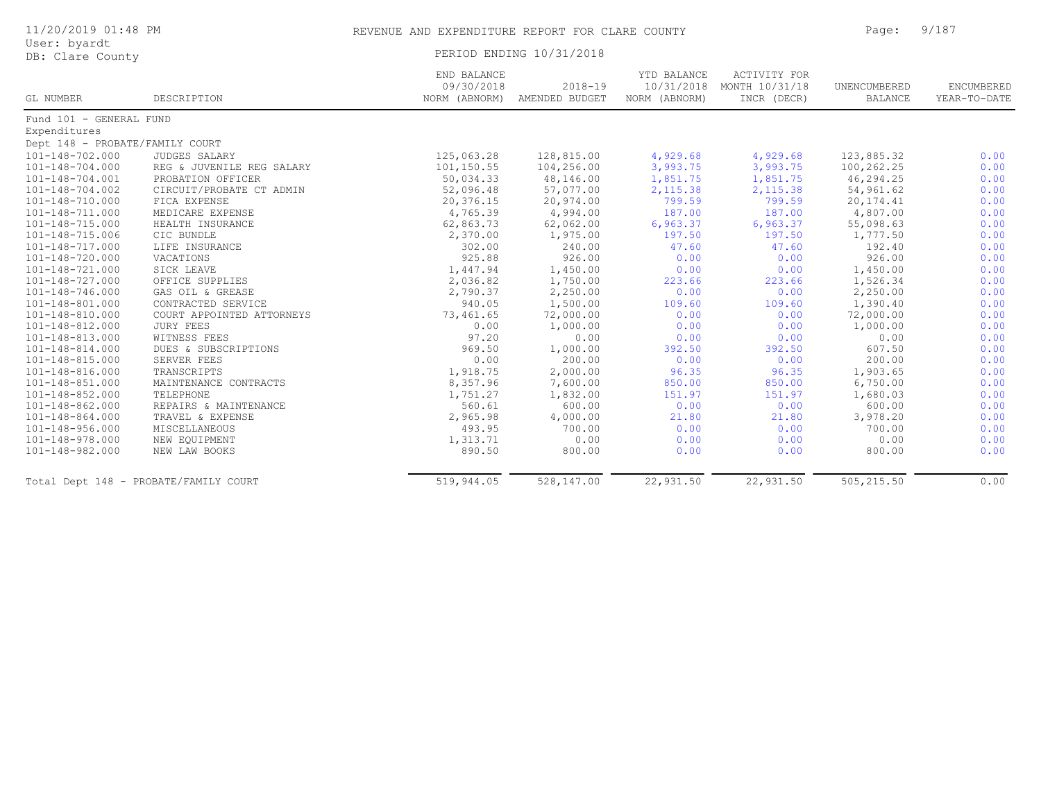# REVENUE AND EXPENDITURE REPORT FOR CLARE COUNTY

11/20/2019 01:48 PM
User: byardt
DB: Clare County

PERIOD ENDING 10/31/2018

| GL NUMBER | DESCRIPTION | END BALANCE 09/30/2018 NORM (ABNORM) | 2018-19 AMENDED BUDGET | YTD BALANCE 10/31/2018 NORM (ABNORM) | ACTIVITY FOR MONTH 10/31/18 INCR (DECR) | UNENCUMBERED BALANCE | ENCUMBERED YEAR-TO-DATE |
|---|---|---|---|---|---|---|---|
| Fund 101 - GENERAL FUND | | | | | | | |
| Expenditures | | | | | | | |
| Dept 148 - PROBATE/FAMILY COURT | | | | | | | |
| 101-148-702.000 | JUDGES SALARY | 125,063.28 | 128,815.00 | 4,929.68 | 4,929.68 | 123,885.32 | 0.00 |
| 101-148-704.000 | REG & JUVENILE REG SALARY | 101,150.55 | 104,256.00 | 3,993.75 | 3,993.75 | 100,262.25 | 0.00 |
| 101-148-704.001 | PROBATION OFFICER | 50,034.33 | 48,146.00 | 1,851.75 | 1,851.75 | 46,294.25 | 0.00 |
| 101-148-704.002 | CIRCUIT/PROBATE CT ADMIN | 52,096.48 | 57,077.00 | 2,115.38 | 2,115.38 | 54,961.62 | 0.00 |
| 101-148-710.000 | FICA EXPENSE | 20,376.15 | 20,974.00 | 799.59 | 799.59 | 20,174.41 | 0.00 |
| 101-148-711.000 | MEDICARE EXPENSE | 4,765.39 | 4,994.00 | 187.00 | 187.00 | 4,807.00 | 0.00 |
| 101-148-715.000 | HEALTH INSURANCE | 62,863.73 | 62,062.00 | 6,963.37 | 6,963.37 | 55,098.63 | 0.00 |
| 101-148-715.006 | CIC BUNDLE | 2,370.00 | 1,975.00 | 197.50 | 197.50 | 1,777.50 | 0.00 |
| 101-148-717.000 | LIFE INSURANCE | 302.00 | 240.00 | 47.60 | 47.60 | 192.40 | 0.00 |
| 101-148-720.000 | VACATIONS | 925.88 | 926.00 | 0.00 | 0.00 | 926.00 | 0.00 |
| 101-148-721.000 | SICK LEAVE | 1,447.94 | 1,450.00 | 0.00 | 0.00 | 1,450.00 | 0.00 |
| 101-148-727.000 | OFFICE SUPPLIES | 2,036.82 | 1,750.00 | 223.66 | 223.66 | 1,526.34 | 0.00 |
| 101-148-746.000 | GAS OIL & GREASE | 2,790.37 | 2,250.00 | 0.00 | 0.00 | 2,250.00 | 0.00 |
| 101-148-801.000 | CONTRACTED SERVICE | 940.05 | 1,500.00 | 109.60 | 109.60 | 1,390.40 | 0.00 |
| 101-148-810.000 | COURT APPOINTED ATTORNEYS | 73,461.65 | 72,000.00 | 0.00 | 0.00 | 72,000.00 | 0.00 |
| 101-148-812.000 | JURY FEES | 0.00 | 1,000.00 | 0.00 | 0.00 | 1,000.00 | 0.00 |
| 101-148-813.000 | WITNESS FEES | 97.20 | 0.00 | 0.00 | 0.00 | 0.00 | 0.00 |
| 101-148-814.000 | DUES & SUBSCRIPTIONS | 969.50 | 1,000.00 | 392.50 | 392.50 | 607.50 | 0.00 |
| 101-148-815.000 | SERVER FEES | 0.00 | 200.00 | 0.00 | 0.00 | 200.00 | 0.00 |
| 101-148-816.000 | TRANSCRIPTS | 1,918.75 | 2,000.00 | 96.35 | 96.35 | 1,903.65 | 0.00 |
| 101-148-851.000 | MAINTENANCE CONTRACTS | 8,357.96 | 7,600.00 | 850.00 | 850.00 | 6,750.00 | 0.00 |
| 101-148-852.000 | TELEPHONE | 1,751.27 | 1,832.00 | 151.97 | 151.97 | 1,680.03 | 0.00 |
| 101-148-862.000 | REPAIRS & MAINTENANCE | 560.61 | 600.00 | 0.00 | 0.00 | 600.00 | 0.00 |
| 101-148-864.000 | TRAVEL & EXPENSE | 2,965.98 | 4,000.00 | 21.80 | 21.80 | 3,978.20 | 0.00 |
| 101-148-956.000 | MISCELLANEOUS | 493.95 | 700.00 | 0.00 | 0.00 | 700.00 | 0.00 |
| 101-148-978.000 | NEW EQUIPMENT | 1,313.71 | 0.00 | 0.00 | 0.00 | 0.00 | 0.00 |
| 101-148-982.000 | NEW LAW BOOKS | 890.50 | 800.00 | 0.00 | 0.00 | 800.00 | 0.00 |
| Total Dept 148 - PROBATE/FAMILY COURT | | 519,944.05 | 528,147.00 | 22,931.50 | 22,931.50 | 505,215.50 | 0.00 |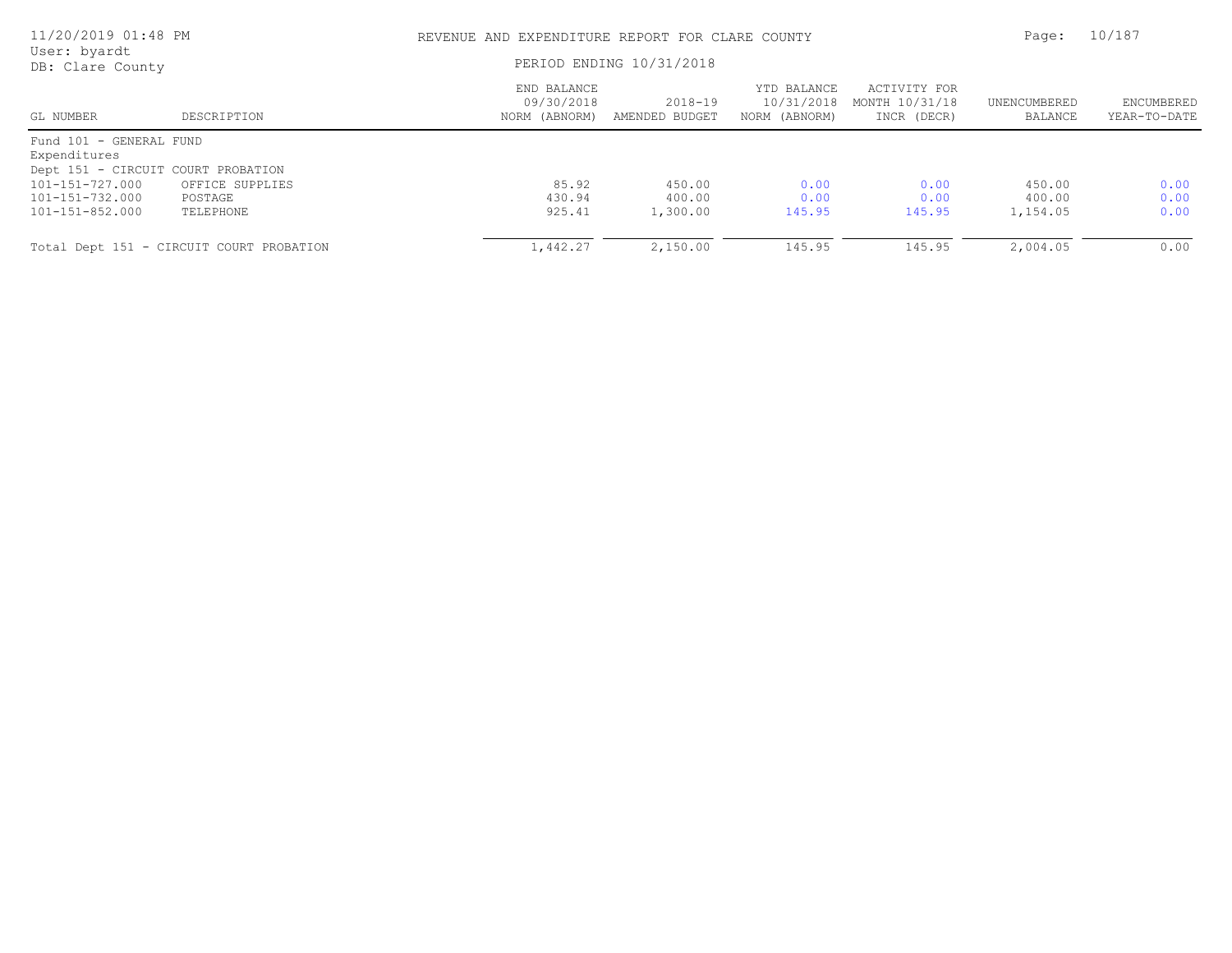REVENUE AND EXPENDITURE REPORT FOR CLARE COUNTY

PERIOD ENDING 10/31/2018

User: byardt
DB: Clare County

| GL NUMBER | DESCRIPTION | END BALANCE 09/30/2018 NORM (ABNORM) | 2018-19 AMENDED BUDGET | YTD BALANCE 10/31/2018 NORM (ABNORM) | ACTIVITY FOR MONTH 10/31/18 INCR (DECR) | UNENCUMBERED BALANCE | ENCUMBERED YEAR-TO-DATE |
|---|---|---|---|---|---|---|---|
| Fund 101 - GENERAL FUND | | | | | | | |
| Expenditures | | | | | | | |
| Dept 151 - CIRCUIT COURT PROBATION | | | | | | | |
| 101-151-727.000 | OFFICE SUPPLIES | 85.92 | 450.00 | 0.00 | 0.00 | 450.00 | 0.00 |
| 101-151-732.000 | POSTAGE | 430.94 | 400.00 | 0.00 | 0.00 | 400.00 | 0.00 |
| 101-151-852.000 | TELEPHONE | 925.41 | 1,300.00 | 145.95 | 145.95 | 1,154.05 | 0.00 |
| Total Dept 151 - CIRCUIT COURT PROBATION | | 1,442.27 | 2,150.00 | 145.95 | 145.95 | 2,004.05 | 0.00 |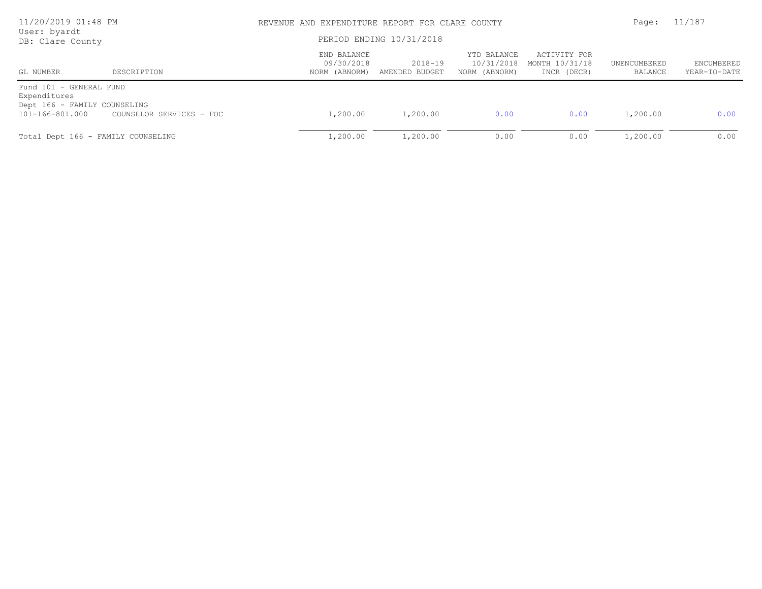REVENUE AND EXPENDITURE REPORT FOR CLARE COUNTY

PERIOD ENDING 10/31/2018

| GL NUMBER | DESCRIPTION | END BALANCE 09/30/2018 NORM (ABNORM) | 2018-19 AMENDED BUDGET | YTD BALANCE 10/31/2018 NORM (ABNORM) | ACTIVITY FOR MONTH 10/31/18 INCR (DECR) | UNENCUMBERED BALANCE | ENCUMBERED YEAR-TO-DATE |
|---|---|---|---|---|---|---|---|
| Fund 101 - GENERAL FUND | | | | | | | |
| Expenditures | | | | | | | |
| Dept 166 - FAMILY COUNSELING | | | | | | | |
| 101-166-801.000 | COUNSELOR SERVICES - FOC | 1,200.00 | 1,200.00 | 0.00 | 0.00 | 1,200.00 | 0.00 |
| Total Dept 166 - FAMILY COUNSELING | | 1,200.00 | 1,200.00 | 0.00 | 0.00 | 1,200.00 | 0.00 |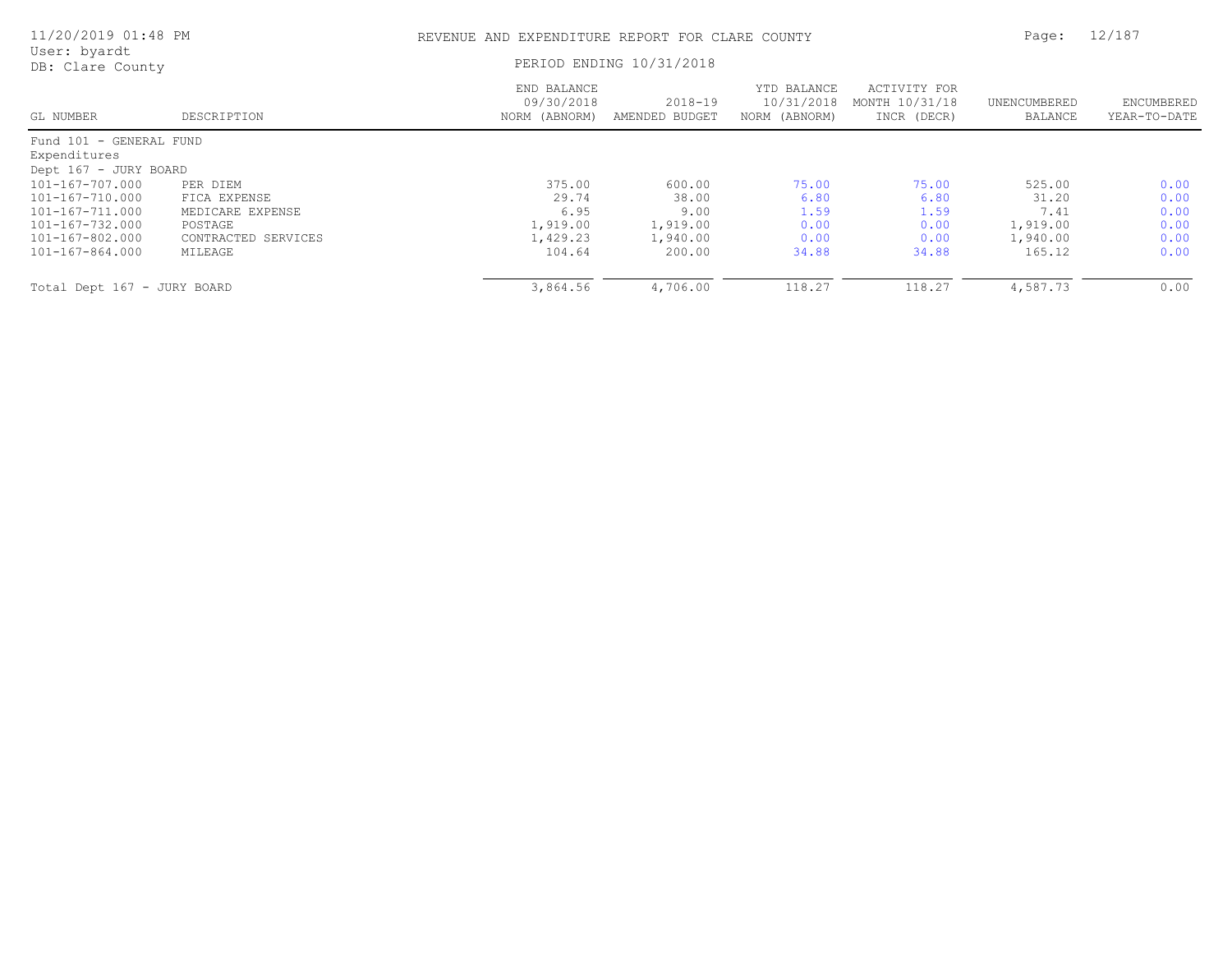REVENUE AND EXPENDITURE REPORT FOR CLARE COUNTY

PERIOD ENDING 10/31/2018

11/20/2019 01:48 PM
User: byardt
DB: Clare County

| GL NUMBER | DESCRIPTION | END BALANCE 09/30/2018 NORM (ABNORM) | 2018-19 AMENDED BUDGET | YTD BALANCE 10/31/2018 NORM (ABNORM) | ACTIVITY FOR MONTH 10/31/18 INCR (DECR) | UNENCUMBERED BALANCE | ENCUMBERED YEAR-TO-DATE |
|---|---|---|---|---|---|---|---|
| Fund 101 - GENERAL FUND | | | | | | | |
| Expenditures | | | | | | | |
| Dept 167 - JURY BOARD | | | | | | | |
| 101-167-707.000 | PER DIEM | 375.00 | 600.00 | 75.00 | 75.00 | 525.00 | 0.00 |
| 101-167-710.000 | FICA EXPENSE | 29.74 | 38.00 | 6.80 | 6.80 | 31.20 | 0.00 |
| 101-167-711.000 | MEDICARE EXPENSE | 6.95 | 9.00 | 1.59 | 1.59 | 7.41 | 0.00 |
| 101-167-732.000 | POSTAGE | 1,919.00 | 1,919.00 | 0.00 | 0.00 | 1,919.00 | 0.00 |
| 101-167-802.000 | CONTRACTED SERVICES | 1,429.23 | 1,940.00 | 0.00 | 0.00 | 1,940.00 | 0.00 |
| 101-167-864.000 | MILEAGE | 104.64 | 200.00 | 34.88 | 34.88 | 165.12 | 0.00 |
| Total Dept 167 - JURY BOARD | | 3,864.56 | 4,706.00 | 118.27 | 118.27 | 4,587.73 | 0.00 |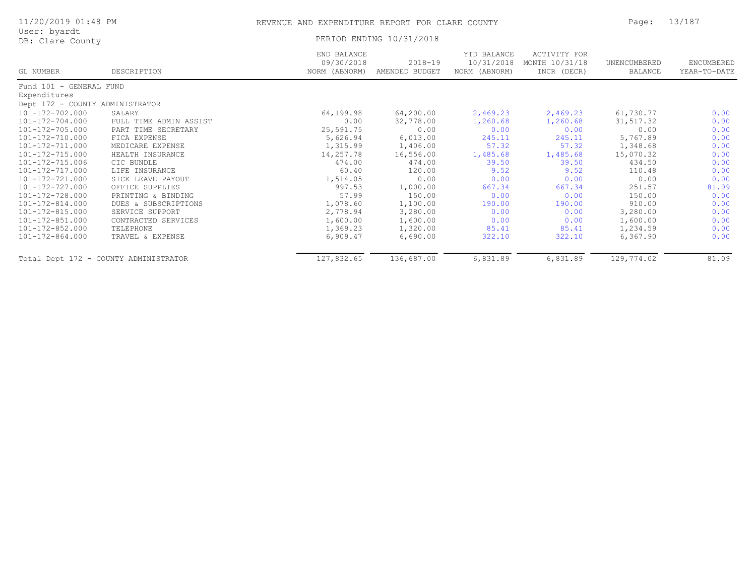# REVENUE AND EXPENDITURE REPORT FOR CLARE COUNTY

PERIOD ENDING 10/31/2018

11/20/2019 01:48 PM
User: byardt
DB: Clare County

| GL NUMBER | DESCRIPTION | END BALANCE 09/30/2018 NORM (ABNORM) | 2018-19 AMENDED BUDGET | YTD BALANCE 10/31/2018 NORM (ABNORM) | ACTIVITY FOR MONTH 10/31/18 INCR (DECR) | UNENCUMBERED BALANCE | ENCUMBERED YEAR-TO-DATE |
|---|---|---|---|---|---|---|---|
| Fund 101 - GENERAL FUND | | | | | | | |
| Expenditures | | | | | | | |
| Dept 172 - COUNTY ADMINISTRATOR | | | | | | | |
| 101-172-702.000 | SALARY | 64,199.98 | 64,200.00 | 2,469.23 | 2,469.23 | 61,730.77 | 0.00 |
| 101-172-704.000 | FULL TIME ADMIN ASSIST | 0.00 | 32,778.00 | 1,260.68 | 1,260.68 | 31,517.32 | 0.00 |
| 101-172-705.000 | PART TIME SECRETARY | 25,591.75 | 0.00 | 0.00 | 0.00 | 0.00 | 0.00 |
| 101-172-710.000 | FICA EXPENSE | 5,626.94 | 6,013.00 | 245.11 | 245.11 | 5,767.89 | 0.00 |
| 101-172-711.000 | MEDICARE EXPENSE | 1,315.99 | 1,406.00 | 57.32 | 57.32 | 1,348.68 | 0.00 |
| 101-172-715.000 | HEALTH INSURANCE | 14,257.78 | 16,556.00 | 1,485.68 | 1,485.68 | 15,070.32 | 0.00 |
| 101-172-715.006 | CIC BUNDLE | 474.00 | 474.00 | 39.50 | 39.50 | 434.50 | 0.00 |
| 101-172-717.000 | LIFE INSURANCE | 60.40 | 120.00 | 9.52 | 9.52 | 110.48 | 0.00 |
| 101-172-721.000 | SICK LEAVE PAYOUT | 1,514.05 | 0.00 | 0.00 | 0.00 | 0.00 | 0.00 |
| 101-172-727.000 | OFFICE SUPPLIES | 997.53 | 1,000.00 | 667.34 | 667.34 | 251.57 | 81.09 |
| 101-172-728.000 | PRINTING & BINDING | 57.99 | 150.00 | 0.00 | 0.00 | 150.00 | 0.00 |
| 101-172-814.000 | DUES & SUBSCRIPTIONS | 1,078.60 | 1,100.00 | 190.00 | 190.00 | 910.00 | 0.00 |
| 101-172-815.000 | SERVICE SUPPORT | 2,778.94 | 3,280.00 | 0.00 | 0.00 | 3,280.00 | 0.00 |
| 101-172-851.000 | CONTRACTED SERVICES | 1,600.00 | 1,600.00 | 0.00 | 0.00 | 1,600.00 | 0.00 |
| 101-172-852.000 | TELEPHONE | 1,369.23 | 1,320.00 | 85.41 | 85.41 | 1,234.59 | 0.00 |
| 101-172-864.000 | TRAVEL & EXPENSE | 6,909.47 | 6,690.00 | 322.10 | 322.10 | 6,367.90 | 0.00 |
| Total Dept 172 - COUNTY ADMINISTRATOR | | 127,832.65 | 136,687.00 | 6,831.89 | 6,831.89 | 129,774.02 | 81.09 |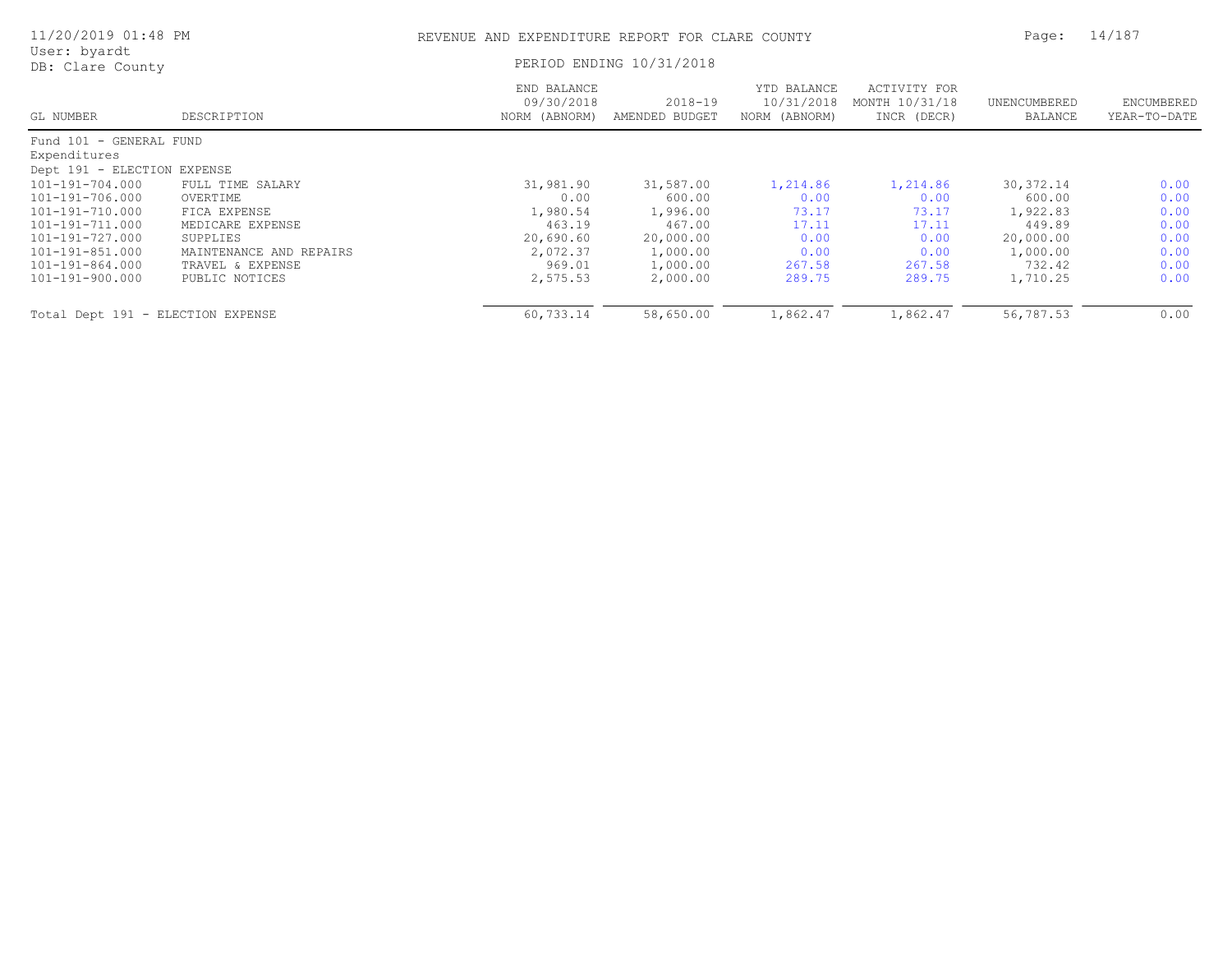# REVENUE AND EXPENDITURE REPORT FOR CLARE COUNTY

PERIOD ENDING 10/31/2018

User: byardt
DB: Clare County

| GL NUMBER | DESCRIPTION | END BALANCE 09/30/2018 NORM (ABNORM) | 2018-19 AMENDED BUDGET | YTD BALANCE 10/31/2018 NORM (ABNORM) | ACTIVITY FOR MONTH 10/31/18 INCR (DECR) | UNENCUMBERED BALANCE | ENCUMBERED YEAR-TO-DATE |
|---|---|---|---|---|---|---|---|
| Fund 101 - GENERAL FUND | | | | | | | |
| Expenditures | | | | | | | |
| Dept 191 - ELECTION EXPENSE | | | | | | | |
| 101-191-704.000 | FULL TIME SALARY | 31,981.90 | 31,587.00 | 1,214.86 | 1,214.86 | 30,372.14 | 0.00 |
| 101-191-706.000 | OVERTIME | 0.00 | 600.00 | 0.00 | 0.00 | 600.00 | 0.00 |
| 101-191-710.000 | FICA EXPENSE | 1,980.54 | 1,996.00 | 73.17 | 73.17 | 1,922.83 | 0.00 |
| 101-191-711.000 | MEDICARE EXPENSE | 463.19 | 467.00 | 17.11 | 17.11 | 449.89 | 0.00 |
| 101-191-727.000 | SUPPLIES | 20,690.60 | 20,000.00 | 0.00 | 0.00 | 20,000.00 | 0.00 |
| 101-191-851.000 | MAINTENANCE AND REPAIRS | 2,072.37 | 1,000.00 | 0.00 | 0.00 | 1,000.00 | 0.00 |
| 101-191-864.000 | TRAVEL & EXPENSE | 969.01 | 1,000.00 | 267.58 | 267.58 | 732.42 | 0.00 |
| 101-191-900.000 | PUBLIC NOTICES | 2,575.53 | 2,000.00 | 289.75 | 289.75 | 1,710.25 | 0.00 |
| Total Dept 191 - ELECTION EXPENSE | | 60,733.14 | 58,650.00 | 1,862.47 | 1,862.47 | 56,787.53 | 0.00 |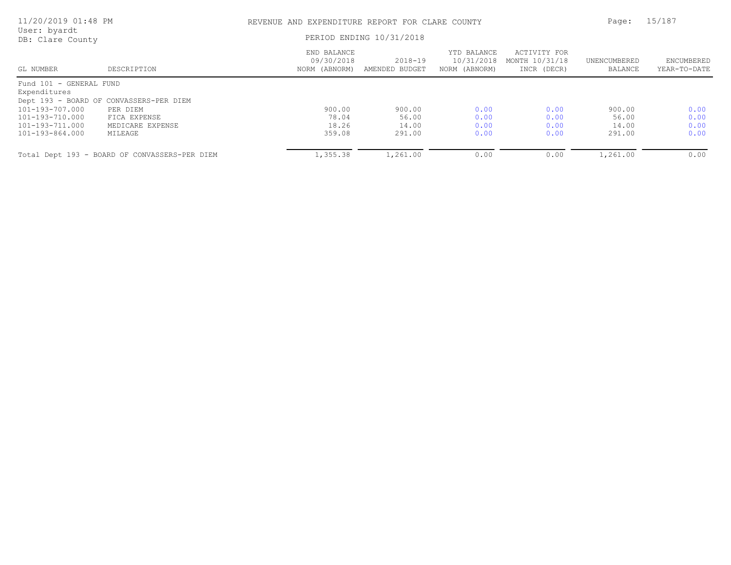# REVENUE AND EXPENDITURE REPORT FOR CLARE COUNTY

PERIOD ENDING 10/31/2018

User: byardt
DB: Clare County

| GL NUMBER | DESCRIPTION | END BALANCE 09/30/2018 NORM (ABNORM) | 2018-19 AMENDED BUDGET | YTD BALANCE 10/31/2018 NORM (ABNORM) | ACTIVITY FOR MONTH 10/31/18 INCR (DECR) | UNENCUMBERED BALANCE | ENCUMBERED YEAR-TO-DATE |
|---|---|---|---|---|---|---|---|
| Fund 101 - GENERAL FUND | | | | | | | |
| Expenditures | | | | | | | |
| Dept 193 - BOARD OF CONVASSERS-PER DIEM | | | | | | | |
| 101-193-707.000 | PER DIEM | 900.00 | 900.00 | 0.00 | 0.00 | 900.00 | 0.00 |
| 101-193-710.000 | FICA EXPENSE | 78.04 | 56.00 | 0.00 | 0.00 | 56.00 | 0.00 |
| 101-193-711.000 | MEDICARE EXPENSE | 18.26 | 14.00 | 0.00 | 0.00 | 14.00 | 0.00 |
| 101-193-864.000 | MILEAGE | 359.08 | 291.00 | 0.00 | 0.00 | 291.00 | 0.00 |
| Total Dept 193 - BOARD OF CONVASSERS-PER DIEM | | 1,355.38 | 1,261.00 | 0.00 | 0.00 | 1,261.00 | 0.00 |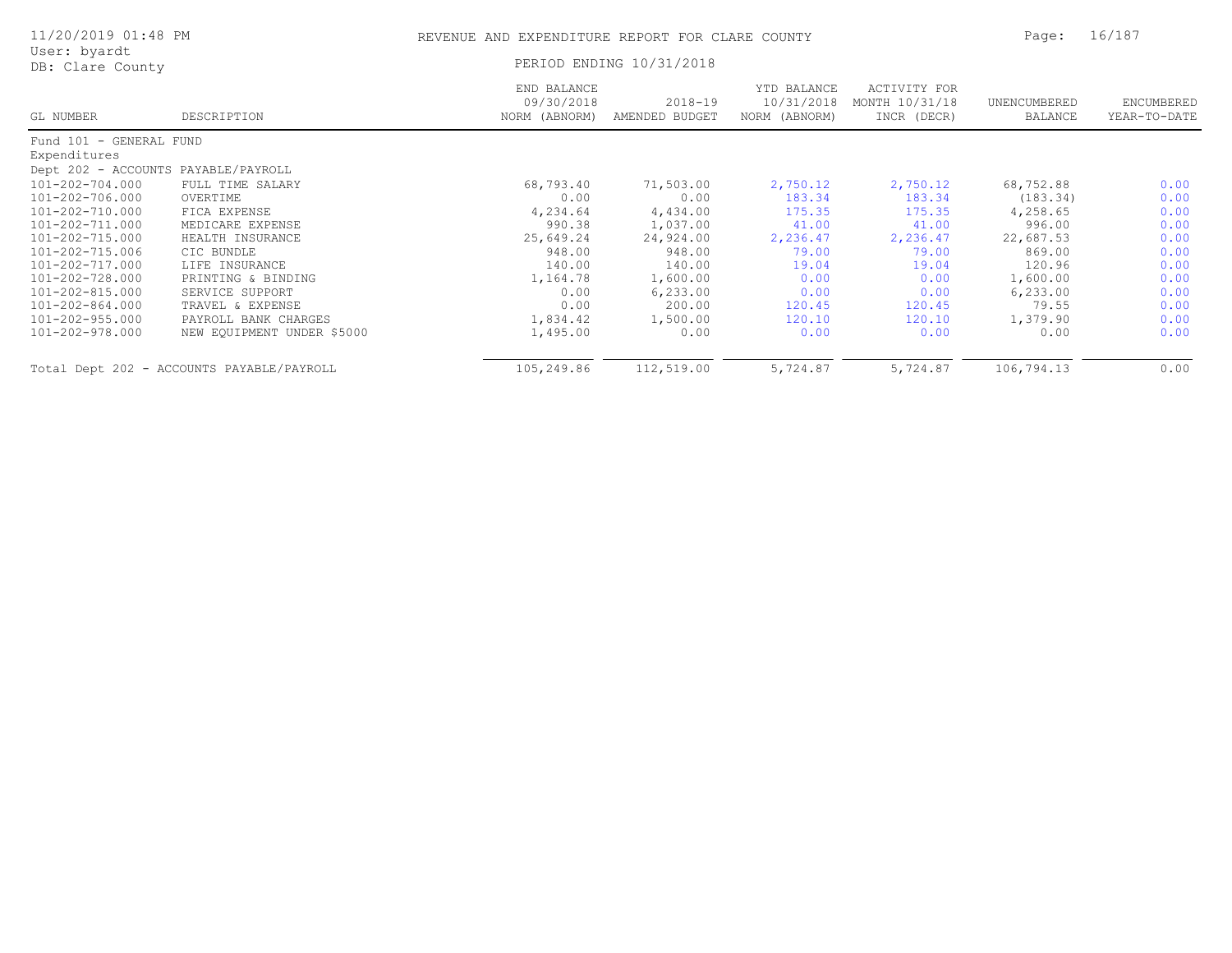# REVENUE AND EXPENDITURE REPORT FOR CLARE COUNTY

PERIOD ENDING 10/31/2018

| GL NUMBER | DESCRIPTION | END BALANCE 09/30/2018 NORM (ABNORM) | 2018-19 AMENDED BUDGET | YTD BALANCE 10/31/2018 NORM (ABNORM) | ACTIVITY FOR MONTH 10/31/18 INCR (DECR) | UNENCUMBERED BALANCE | ENCUMBERED YEAR-TO-DATE |
|---|---|---|---|---|---|---|---|
| Fund 101 - GENERAL FUND | | | | | | | |
| Expenditures | | | | | | | |
| Dept 202 - ACCOUNTS PAYABLE/PAYROLL | | | | | | | |
| 101-202-704.000 | FULL TIME SALARY | 68,793.40 | 71,503.00 | 2,750.12 | 2,750.12 | 68,752.88 | 0.00 |
| 101-202-706.000 | OVERTIME | 0.00 | 0.00 | 183.34 | 183.34 | (183.34) | 0.00 |
| 101-202-710.000 | FICA EXPENSE | 4,234.64 | 4,434.00 | 175.35 | 175.35 | 4,258.65 | 0.00 |
| 101-202-711.000 | MEDICARE EXPENSE | 990.38 | 1,037.00 | 41.00 | 41.00 | 996.00 | 0.00 |
| 101-202-715.000 | HEALTH INSURANCE | 25,649.24 | 24,924.00 | 2,236.47 | 2,236.47 | 22,687.53 | 0.00 |
| 101-202-715.006 | CIC BUNDLE | 948.00 | 948.00 | 79.00 | 79.00 | 869.00 | 0.00 |
| 101-202-717.000 | LIFE INSURANCE | 140.00 | 140.00 | 19.04 | 19.04 | 120.96 | 0.00 |
| 101-202-728.000 | PRINTING & BINDING | 1,164.78 | 1,600.00 | 0.00 | 0.00 | 1,600.00 | 0.00 |
| 101-202-815.000 | SERVICE SUPPORT | 0.00 | 6,233.00 | 0.00 | 0.00 | 6,233.00 | 0.00 |
| 101-202-864.000 | TRAVEL & EXPENSE | 0.00 | 200.00 | 120.45 | 120.45 | 79.55 | 0.00 |
| 101-202-955.000 | PAYROLL BANK CHARGES | 1,834.42 | 1,500.00 | 120.10 | 120.10 | 1,379.90 | 0.00 |
| 101-202-978.000 | NEW EQUIPMENT UNDER $5000 | 1,495.00 | 0.00 | 0.00 | 0.00 | 0.00 | 0.00 |
| Total Dept 202 - ACCOUNTS PAYABLE/PAYROLL | | 105,249.86 | 112,519.00 | 5,724.87 | 5,724.87 | 106,794.13 | 0.00 |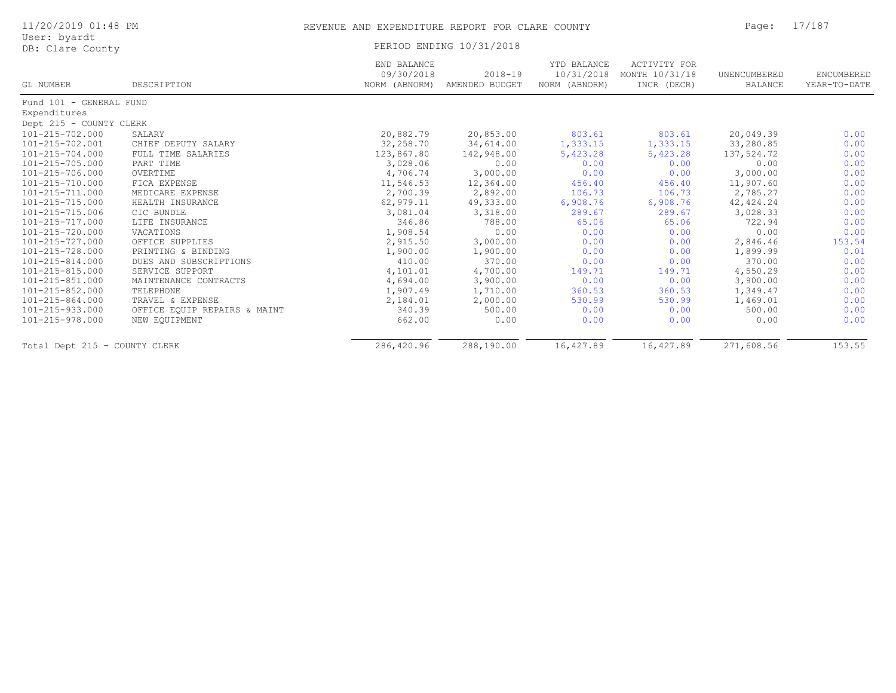# REVENUE AND EXPENDITURE REPORT FOR CLARE COUNTY

PERIOD ENDING 10/31/2018

11/20/2019 01:48 PM
User: byardt
DB: Clare County

| GL NUMBER | DESCRIPTION | END BALANCE 09/30/2018 NORM (ABNORM) | 2018-19 AMENDED BUDGET | YTD BALANCE 10/31/2018 NORM (ABNORM) | ACTIVITY FOR MONTH 10/31/18 INCR (DECR) | UNENCUMBERED BALANCE | ENCUMBERED YEAR-TO-DATE |
|---|---|---|---|---|---|---|---|
| Fund 101 - GENERAL FUND | | | | | | | |
| Expenditures | | | | | | | |
| Dept 215 - COUNTY CLERK | | | | | | | |
| 101-215-702.000 | SALARY | 20,882.79 | 20,853.00 | 803.61 | 803.61 | 20,049.39 | 0.00 |
| 101-215-702.001 | CHIEF DEPUTY SALARY | 32,258.70 | 34,614.00 | 1,333.15 | 1,333.15 | 33,280.85 | 0.00 |
| 101-215-704.000 | FULL TIME SALARIES | 123,867.80 | 142,948.00 | 5,423.28 | 5,423.28 | 137,524.72 | 0.00 |
| 101-215-705.000 | PART TIME | 3,028.06 | 0.00 | 0.00 | 0.00 | 0.00 | 0.00 |
| 101-215-706.000 | OVERTIME | 4,706.74 | 3,000.00 | 0.00 | 0.00 | 3,000.00 | 0.00 |
| 101-215-710.000 | FICA EXPENSE | 11,546.53 | 12,364.00 | 456.40 | 456.40 | 11,907.60 | 0.00 |
| 101-215-711.000 | MEDICARE EXPENSE | 2,700.39 | 2,892.00 | 106.73 | 106.73 | 2,785.27 | 0.00 |
| 101-215-715.000 | HEALTH INSURANCE | 62,979.11 | 49,333.00 | 6,908.76 | 6,908.76 | 42,424.24 | 0.00 |
| 101-215-715.006 | CIC BUNDLE | 3,081.04 | 3,318.00 | 289.67 | 289.67 | 3,028.33 | 0.00 |
| 101-215-717.000 | LIFE INSURANCE | 346.86 | 788.00 | 65.06 | 65.06 | 722.94 | 0.00 |
| 101-215-720.000 | VACATIONS | 1,908.54 | 0.00 | 0.00 | 0.00 | 0.00 | 0.00 |
| 101-215-727.000 | OFFICE SUPPLIES | 2,915.50 | 3,000.00 | 0.00 | 0.00 | 2,846.46 | 153.54 |
| 101-215-728.000 | PRINTING & BINDING | 1,900.00 | 1,900.00 | 0.00 | 0.00 | 1,899.99 | 0.01 |
| 101-215-814.000 | DUES AND SUBSCRIPTIONS | 410.00 | 370.00 | 0.00 | 0.00 | 370.00 | 0.00 |
| 101-215-815.000 | SERVICE SUPPORT | 4,101.01 | 4,700.00 | 149.71 | 149.71 | 4,550.29 | 0.00 |
| 101-215-851.000 | MAINTENANCE CONTRACTS | 4,694.00 | 3,900.00 | 0.00 | 0.00 | 3,900.00 | 0.00 |
| 101-215-852.000 | TELEPHONE | 1,907.49 | 1,710.00 | 360.53 | 360.53 | 1,349.47 | 0.00 |
| 101-215-864.000 | TRAVEL & EXPENSE | 2,184.01 | 2,000.00 | 530.99 | 530.99 | 1,469.01 | 0.00 |
| 101-215-933.000 | OFFICE EQUIP REPAIRS & MAINT | 340.39 | 500.00 | 0.00 | 0.00 | 500.00 | 0.00 |
| 101-215-978.000 | NEW EQUIPMENT | 662.00 | 0.00 | 0.00 | 0.00 | 0.00 | 0.00 |
| Total Dept 215 - COUNTY CLERK | | 286,420.96 | 288,190.00 | 16,427.89 | 16,427.89 | 271,608.56 | 153.55 |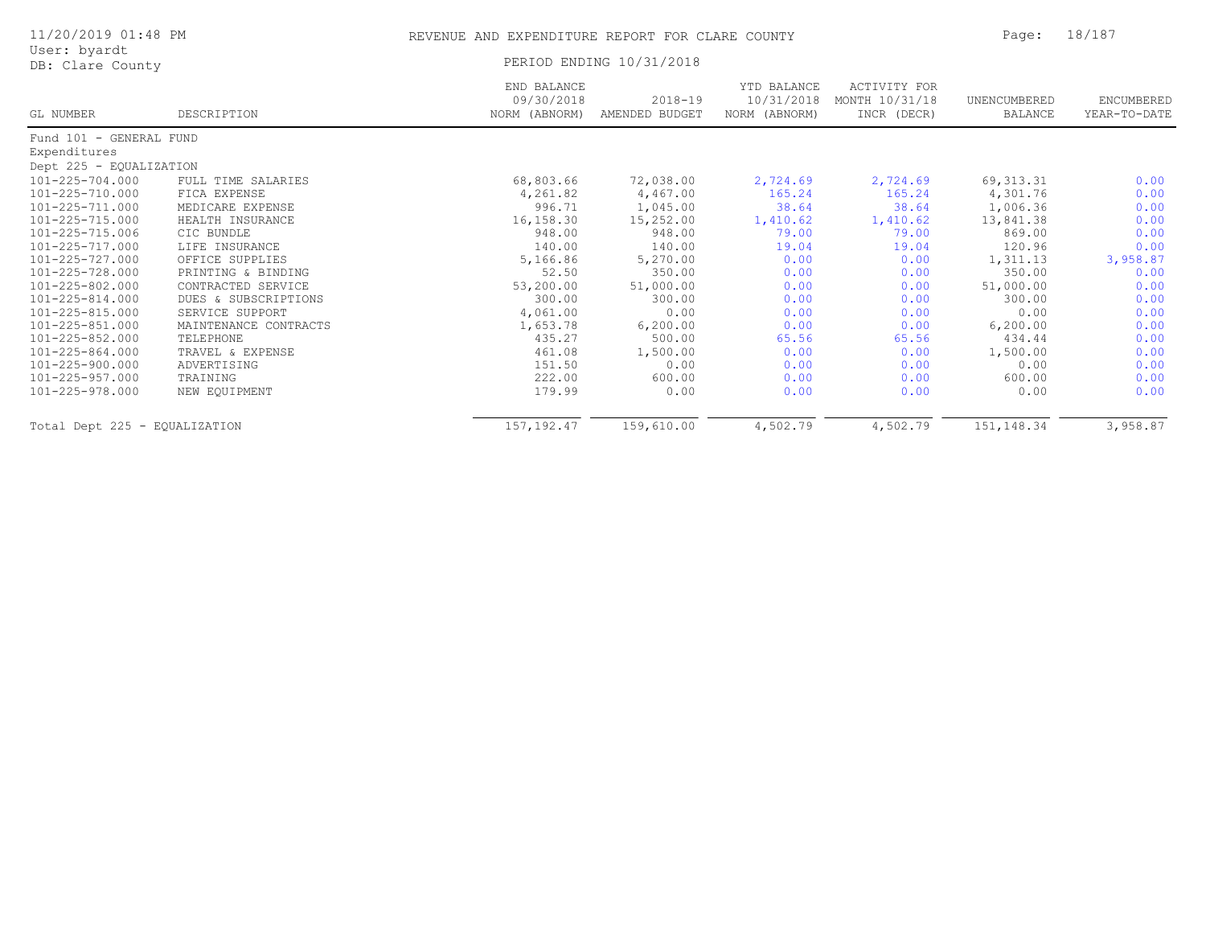# REVENUE AND EXPENDITURE REPORT FOR CLARE COUNTY

PERIOD ENDING 10/31/2018

11/20/2019 01:48 PM
User: byardt
DB: Clare County

| GL NUMBER | DESCRIPTION | END BALANCE 09/30/2018 NORM (ABNORM) | 2018-19 AMENDED BUDGET | YTD BALANCE 10/31/2018 NORM (ABNORM) | ACTIVITY FOR MONTH 10/31/18 INCR (DECR) | UNENCUMBERED BALANCE | ENCUMBERED YEAR-TO-DATE |
|---|---|---|---|---|---|---|---|
| Fund 101 - GENERAL FUND | | | | | | | |
| Expenditures | | | | | | | |
| Dept 225 - EQUALIZATION | | | | | | | |
| 101-225-704.000 | FULL TIME SALARIES | 68,803.66 | 72,038.00 | 2,724.69 | 2,724.69 | 69,313.31 | 0.00 |
| 101-225-710.000 | FICA EXPENSE | 4,261.82 | 4,467.00 | 165.24 | 165.24 | 4,301.76 | 0.00 |
| 101-225-711.000 | MEDICARE EXPENSE | 996.71 | 1,045.00 | 38.64 | 38.64 | 1,006.36 | 0.00 |
| 101-225-715.000 | HEALTH INSURANCE | 16,158.30 | 15,252.00 | 1,410.62 | 1,410.62 | 13,841.38 | 0.00 |
| 101-225-715.006 | CIC BUNDLE | 948.00 | 948.00 | 79.00 | 79.00 | 869.00 | 0.00 |
| 101-225-717.000 | LIFE INSURANCE | 140.00 | 140.00 | 19.04 | 19.04 | 120.96 | 0.00 |
| 101-225-727.000 | OFFICE SUPPLIES | 5,166.86 | 5,270.00 | 0.00 | 0.00 | 1,311.13 | 3,958.87 |
| 101-225-728.000 | PRINTING & BINDING | 52.50 | 350.00 | 0.00 | 0.00 | 350.00 | 0.00 |
| 101-225-802.000 | CONTRACTED SERVICE | 53,200.00 | 51,000.00 | 0.00 | 0.00 | 51,000.00 | 0.00 |
| 101-225-814.000 | DUES & SUBSCRIPTIONS | 300.00 | 300.00 | 0.00 | 0.00 | 300.00 | 0.00 |
| 101-225-815.000 | SERVICE SUPPORT | 4,061.00 | 0.00 | 0.00 | 0.00 | 0.00 | 0.00 |
| 101-225-851.000 | MAINTENANCE CONTRACTS | 1,653.78 | 6,200.00 | 0.00 | 0.00 | 6,200.00 | 0.00 |
| 101-225-852.000 | TELEPHONE | 435.27 | 500.00 | 65.56 | 65.56 | 434.44 | 0.00 |
| 101-225-864.000 | TRAVEL & EXPENSE | 461.08 | 1,500.00 | 0.00 | 0.00 | 1,500.00 | 0.00 |
| 101-225-900.000 | ADVERTISING | 151.50 | 0.00 | 0.00 | 0.00 | 0.00 | 0.00 |
| 101-225-957.000 | TRAINING | 222.00 | 600.00 | 0.00 | 0.00 | 600.00 | 0.00 |
| 101-225-978.000 | NEW EQUIPMENT | 179.99 | 0.00 | 0.00 | 0.00 | 0.00 | 0.00 |
| Total Dept 225 - EQUALIZATION | | 157,192.47 | 159,610.00 | 4,502.79 | 4,502.79 | 151,148.34 | 3,958.87 |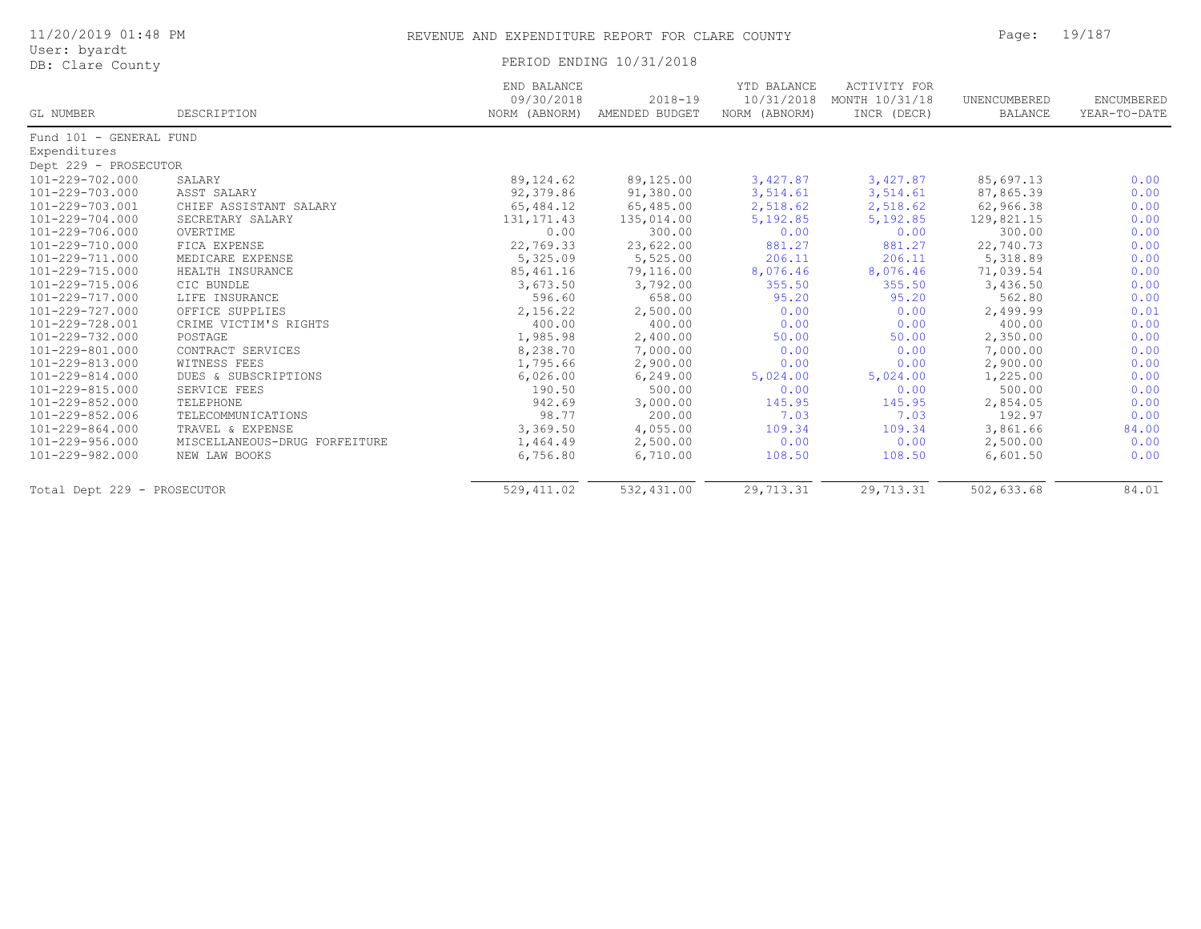REVENUE AND EXPENDITURE REPORT FOR CLARE COUNTY

PERIOD ENDING 10/31/2018

11/20/2019 01:48 PM
User: byardt
DB: Clare County

| GL NUMBER | DESCRIPTION | END BALANCE 09/30/2018 NORM (ABNORM) | 2018-19 AMENDED BUDGET | YTD BALANCE 10/31/2018 NORM (ABNORM) | ACTIVITY FOR MONTH 10/31/18 INCR (DECR) | UNENCUMBERED BALANCE | ENCUMBERED YEAR-TO-DATE |
|---|---|---|---|---|---|---|---|
| Fund 101 - GENERAL FUND | | | | | | | |
| Expenditures | | | | | | | |
| Dept 229 - PROSECUTOR | | | | | | | |
| 101-229-702.000 | SALARY | 89,124.62 | 89,125.00 | 3,427.87 | 3,427.87 | 85,697.13 | 0.00 |
| 101-229-703.000 | ASST SALARY | 92,379.86 | 91,380.00 | 3,514.61 | 3,514.61 | 87,865.39 | 0.00 |
| 101-229-703.001 | CHIEF ASSISTANT SALARY | 65,484.12 | 65,485.00 | 2,518.62 | 2,518.62 | 62,966.38 | 0.00 |
| 101-229-704.000 | SECRETARY SALARY | 131,171.43 | 135,014.00 | 5,192.85 | 5,192.85 | 129,821.15 | 0.00 |
| 101-229-706.000 | OVERTIME | 0.00 | 300.00 | 0.00 | 0.00 | 300.00 | 0.00 |
| 101-229-710.000 | FICA EXPENSE | 22,769.33 | 23,622.00 | 881.27 | 881.27 | 22,740.73 | 0.00 |
| 101-229-711.000 | MEDICARE EXPENSE | 5,325.09 | 5,525.00 | 206.11 | 206.11 | 5,318.89 | 0.00 |
| 101-229-715.000 | HEALTH INSURANCE | 85,461.16 | 79,116.00 | 8,076.46 | 8,076.46 | 71,039.54 | 0.00 |
| 101-229-715.006 | CIC BUNDLE | 3,673.50 | 3,792.00 | 355.50 | 355.50 | 3,436.50 | 0.00 |
| 101-229-717.000 | LIFE INSURANCE | 596.60 | 658.00 | 95.20 | 95.20 | 562.80 | 0.00 |
| 101-229-727.000 | OFFICE SUPPLIES | 2,156.22 | 2,500.00 | 0.00 | 0.00 | 2,499.99 | 0.01 |
| 101-229-728.001 | CRIME VICTIM'S RIGHTS | 400.00 | 400.00 | 0.00 | 0.00 | 400.00 | 0.00 |
| 101-229-732.000 | POSTAGE | 1,985.98 | 2,400.00 | 50.00 | 50.00 | 2,350.00 | 0.00 |
| 101-229-801.000 | CONTRACT SERVICES | 8,238.70 | 7,000.00 | 0.00 | 0.00 | 7,000.00 | 0.00 |
| 101-229-813.000 | WITNESS FEES | 1,795.66 | 2,900.00 | 0.00 | 0.00 | 2,900.00 | 0.00 |
| 101-229-814.000 | DUES & SUBSCRIPTIONS | 6,026.00 | 6,249.00 | 5,024.00 | 5,024.00 | 1,225.00 | 0.00 |
| 101-229-815.000 | SERVICE FEES | 190.50 | 500.00 | 0.00 | 0.00 | 500.00 | 0.00 |
| 101-229-852.000 | TELEPHONE | 942.69 | 3,000.00 | 145.95 | 145.95 | 2,854.05 | 0.00 |
| 101-229-852.006 | TELECOMMUNICATIONS | 98.77 | 200.00 | 7.03 | 7.03 | 192.97 | 0.00 |
| 101-229-864.000 | TRAVEL & EXPENSE | 3,369.50 | 4,055.00 | 109.34 | 109.34 | 3,861.66 | 84.00 |
| 101-229-956.000 | MISCELLANEOUS-DRUG FORFEITURE | 1,464.49 | 2,500.00 | 0.00 | 0.00 | 2,500.00 | 0.00 |
| 101-229-982.000 | NEW LAW BOOKS | 6,756.80 | 6,710.00 | 108.50 | 108.50 | 6,601.50 | 0.00 |
| Total Dept 229 - PROSECUTOR | | 529,411.02 | 532,431.00 | 29,713.31 | 29,713.31 | 502,633.68 | 84.01 |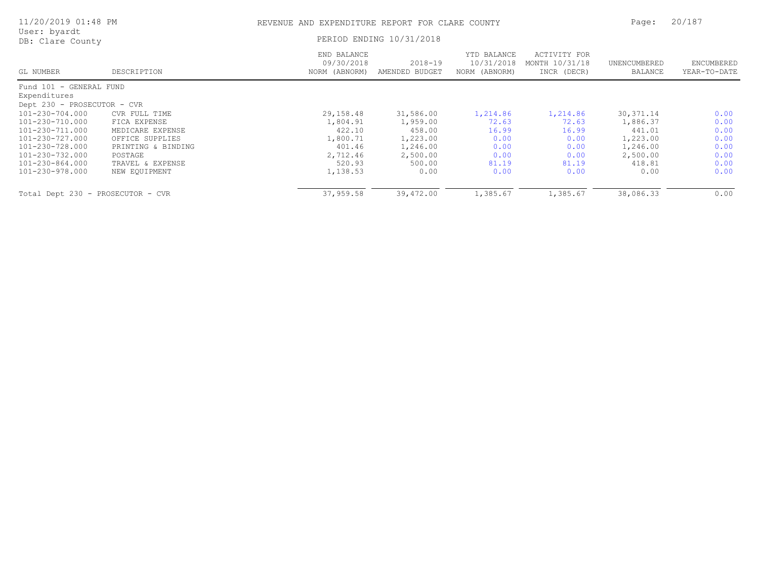# REVENUE AND EXPENDITURE REPORT FOR CLARE COUNTY

11/20/2019 01:48 PM
User: byardt
DB: Clare County

PERIOD ENDING 10/31/2018

| GL NUMBER | DESCRIPTION | END BALANCE 09/30/2018 NORM (ABNORM) | 2018-19 AMENDED BUDGET | YTD BALANCE 10/31/2018 NORM (ABNORM) | ACTIVITY FOR MONTH 10/31/18 INCR (DECR) | UNENCUMBERED BALANCE | ENCUMBERED YEAR-TO-DATE |
|---|---|---|---|---|---|---|---|
| Fund 101 - GENERAL FUND | | | | | | | |
| Expenditures | | | | | | | |
| Dept 230 - PROSECUTOR - CVR | | | | | | | |
| 101-230-704.000 | CVR FULL TIME | 29,158.48 | 31,586.00 | 1,214.86 | 1,214.86 | 30,371.14 | 0.00 |
| 101-230-710.000 | FICA EXPENSE | 1,804.91 | 1,959.00 | 72.63 | 72.63 | 1,886.37 | 0.00 |
| 101-230-711.000 | MEDICARE EXPENSE | 422.10 | 458.00 | 16.99 | 16.99 | 441.01 | 0.00 |
| 101-230-727.000 | OFFICE SUPPLIES | 1,800.71 | 1,223.00 | 0.00 | 0.00 | 1,223.00 | 0.00 |
| 101-230-728.000 | PRINTING & BINDING | 401.46 | 1,246.00 | 0.00 | 0.00 | 1,246.00 | 0.00 |
| 101-230-732.000 | POSTAGE | 2,712.46 | 2,500.00 | 0.00 | 0.00 | 2,500.00 | 0.00 |
| 101-230-864.000 | TRAVEL & EXPENSE | 520.93 | 500.00 | 81.19 | 81.19 | 418.81 | 0.00 |
| 101-230-978.000 | NEW EQUIPMENT | 1,138.53 | 0.00 | 0.00 | 0.00 | 0.00 | 0.00 |
| Total Dept 230 - PROSECUTOR - CVR | | 37,959.58 | 39,472.00 | 1,385.67 | 1,385.67 | 38,086.33 | 0.00 |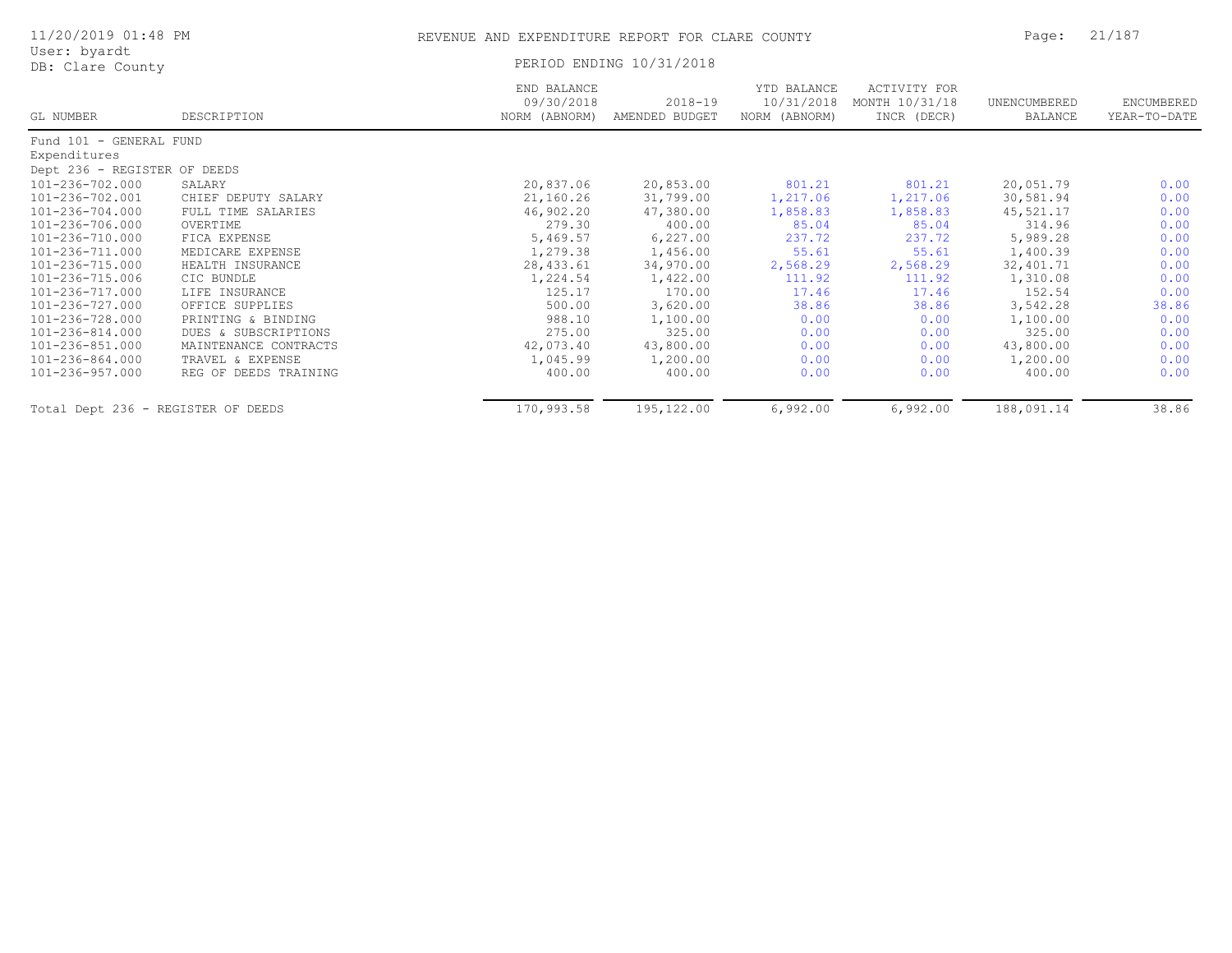# REVENUE AND EXPENDITURE REPORT FOR CLARE COUNTY

PERIOD ENDING 10/31/2018

| GL NUMBER | DESCRIPTION | END BALANCE 09/30/2018 NORM (ABNORM) | 2018-19 AMENDED BUDGET | YTD BALANCE 10/31/2018 NORM (ABNORM) | ACTIVITY FOR MONTH 10/31/18 INCR (DECR) | UNENCUMBERED BALANCE | ENCUMBERED YEAR-TO-DATE |
|---|---|---|---|---|---|---|---|
| Fund 101 - GENERAL FUND | | | | | | | |
| Expenditures | | | | | | | |
| Dept 236 - REGISTER OF DEEDS | | | | | | | |
| 101-236-702.000 | SALARY | 20,837.06 | 20,853.00 | 801.21 | 801.21 | 20,051.79 | 0.00 |
| 101-236-702.001 | CHIEF DEPUTY SALARY | 21,160.26 | 31,799.00 | 1,217.06 | 1,217.06 | 30,581.94 | 0.00 |
| 101-236-704.000 | FULL TIME SALARIES | 46,902.20 | 47,380.00 | 1,858.83 | 1,858.83 | 45,521.17 | 0.00 |
| 101-236-706.000 | OVERTIME | 279.30 | 400.00 | 85.04 | 85.04 | 314.96 | 0.00 |
| 101-236-710.000 | FICA EXPENSE | 5,469.57 | 6,227.00 | 237.72 | 237.72 | 5,989.28 | 0.00 |
| 101-236-711.000 | MEDICARE EXPENSE | 1,279.38 | 1,456.00 | 55.61 | 55.61 | 1,400.39 | 0.00 |
| 101-236-715.000 | HEALTH INSURANCE | 28,433.61 | 34,970.00 | 2,568.29 | 2,568.29 | 32,401.71 | 0.00 |
| 101-236-715.006 | CIC BUNDLE | 1,224.54 | 1,422.00 | 111.92 | 111.92 | 1,310.08 | 0.00 |
| 101-236-717.000 | LIFE INSURANCE | 125.17 | 170.00 | 17.46 | 17.46 | 152.54 | 0.00 |
| 101-236-727.000 | OFFICE SUPPLIES | 500.00 | 3,620.00 | 38.86 | 38.86 | 3,542.28 | 38.86 |
| 101-236-728.000 | PRINTING & BINDING | 988.10 | 1,100.00 | 0.00 | 0.00 | 1,100.00 | 0.00 |
| 101-236-814.000 | DUES & SUBSCRIPTIONS | 275.00 | 325.00 | 0.00 | 0.00 | 325.00 | 0.00 |
| 101-236-851.000 | MAINTENANCE CONTRACTS | 42,073.40 | 43,800.00 | 0.00 | 0.00 | 43,800.00 | 0.00 |
| 101-236-864.000 | TRAVEL & EXPENSE | 1,045.99 | 1,200.00 | 0.00 | 0.00 | 1,200.00 | 0.00 |
| 101-236-957.000 | REG OF DEEDS TRAINING | 400.00 | 400.00 | 0.00 | 0.00 | 400.00 | 0.00 |
| Total Dept 236 - REGISTER OF DEEDS | | 170,993.58 | 195,122.00 | 6,992.00 | 6,992.00 | 188,091.14 | 38.86 |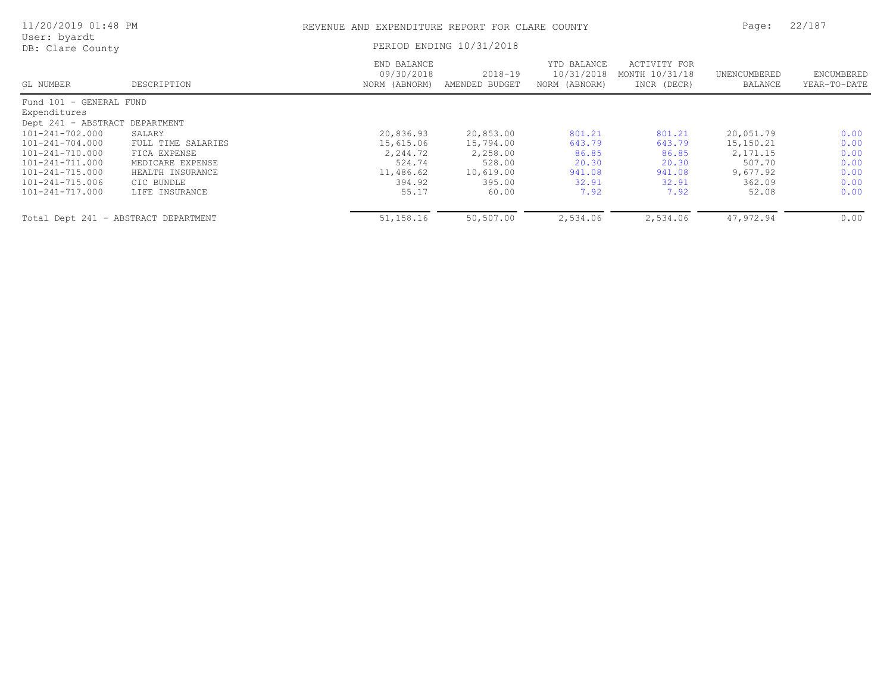REVENUE AND EXPENDITURE REPORT FOR CLARE COUNTY

PERIOD ENDING 10/31/2018

User: byardt
DB: Clare County

| GL NUMBER | DESCRIPTION | END BALANCE 09/30/2018 NORM (ABNORM) | 2018-19 AMENDED BUDGET | YTD BALANCE 10/31/2018 NORM (ABNORM) | ACTIVITY FOR MONTH 10/31/18 INCR (DECR) | UNENCUMBERED BALANCE | ENCUMBERED YEAR-TO-DATE |
|---|---|---|---|---|---|---|---|
| Fund 101 - GENERAL FUND | | | | | | | |
| Expenditures | | | | | | | |
| Dept 241 - ABSTRACT DEPARTMENT | | | | | | | |
| 101-241-702.000 | SALARY | 20,836.93 | 20,853.00 | 801.21 | 801.21 | 20,051.79 | 0.00 |
| 101-241-704.000 | FULL TIME SALARIES | 15,615.06 | 15,794.00 | 643.79 | 643.79 | 15,150.21 | 0.00 |
| 101-241-710.000 | FICA EXPENSE | 2,244.72 | 2,258.00 | 86.85 | 86.85 | 2,171.15 | 0.00 |
| 101-241-711.000 | MEDICARE EXPENSE | 524.74 | 528.00 | 20.30 | 20.30 | 507.70 | 0.00 |
| 101-241-715.000 | HEALTH INSURANCE | 11,486.62 | 10,619.00 | 941.08 | 941.08 | 9,677.92 | 0.00 |
| 101-241-715.006 | CIC BUNDLE | 394.92 | 395.00 | 32.91 | 32.91 | 362.09 | 0.00 |
| 101-241-717.000 | LIFE INSURANCE | 55.17 | 60.00 | 7.92 | 7.92 | 52.08 | 0.00 |
| Total Dept 241 - ABSTRACT DEPARTMENT | | 51,158.16 | 50,507.00 | 2,534.06 | 2,534.06 | 47,972.94 | 0.00 |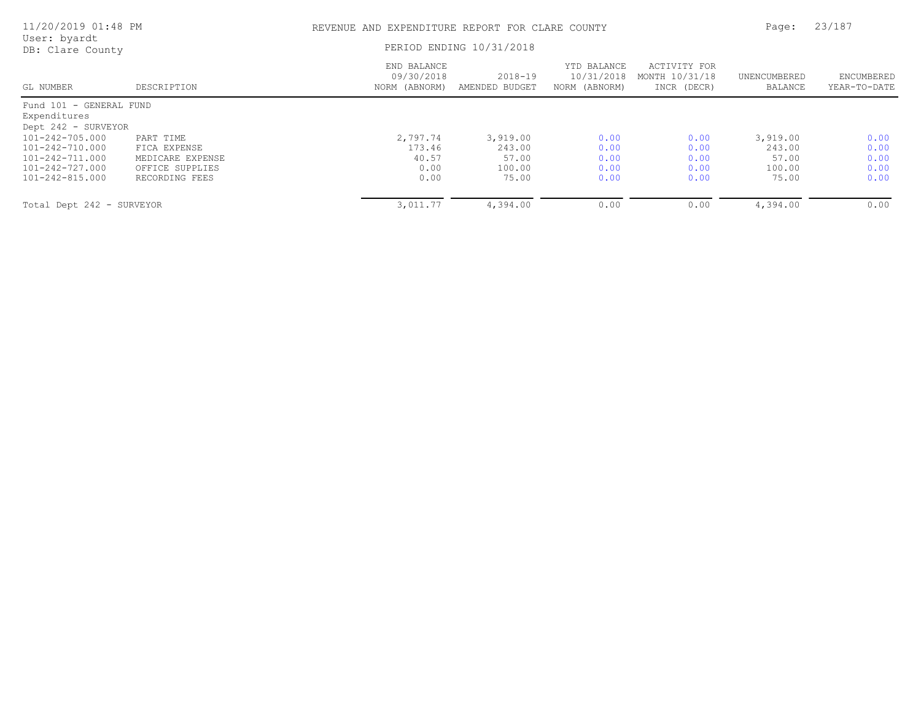# REVENUE AND EXPENDITURE REPORT FOR CLARE COUNTY

PERIOD ENDING 10/31/2018

User: byardt
DB: Clare County

| GL NUMBER | DESCRIPTION | END BALANCE 09/30/2018 NORM (ABNORM) | 2018-19 AMENDED BUDGET | YTD BALANCE 10/31/2018 NORM (ABNORM) | ACTIVITY FOR MONTH 10/31/18 INCR (DECR) | UNENCUMBERED BALANCE | ENCUMBERED YEAR-TO-DATE |
|---|---|---|---|---|---|---|---|
| Fund 101 - GENERAL FUND | | | | | | | |
| Expenditures | | | | | | | |
| Dept 242 - SURVEYOR | | | | | | | |
| 101-242-705.000 | PART TIME | 2,797.74 | 3,919.00 | 0.00 | 0.00 | 3,919.00 | 0.00 |
| 101-242-710.000 | FICA EXPENSE | 173.46 | 243.00 | 0.00 | 0.00 | 243.00 | 0.00 |
| 101-242-711.000 | MEDICARE EXPENSE | 40.57 | 57.00 | 0.00 | 0.00 | 57.00 | 0.00 |
| 101-242-727.000 | OFFICE SUPPLIES | 0.00 | 100.00 | 0.00 | 0.00 | 100.00 | 0.00 |
| 101-242-815.000 | RECORDING FEES | 0.00 | 75.00 | 0.00 | 0.00 | 75.00 | 0.00 |
| Total Dept 242 - SURVEYOR | | 3,011.77 | 4,394.00 | 0.00 | 0.00 | 4,394.00 | 0.00 |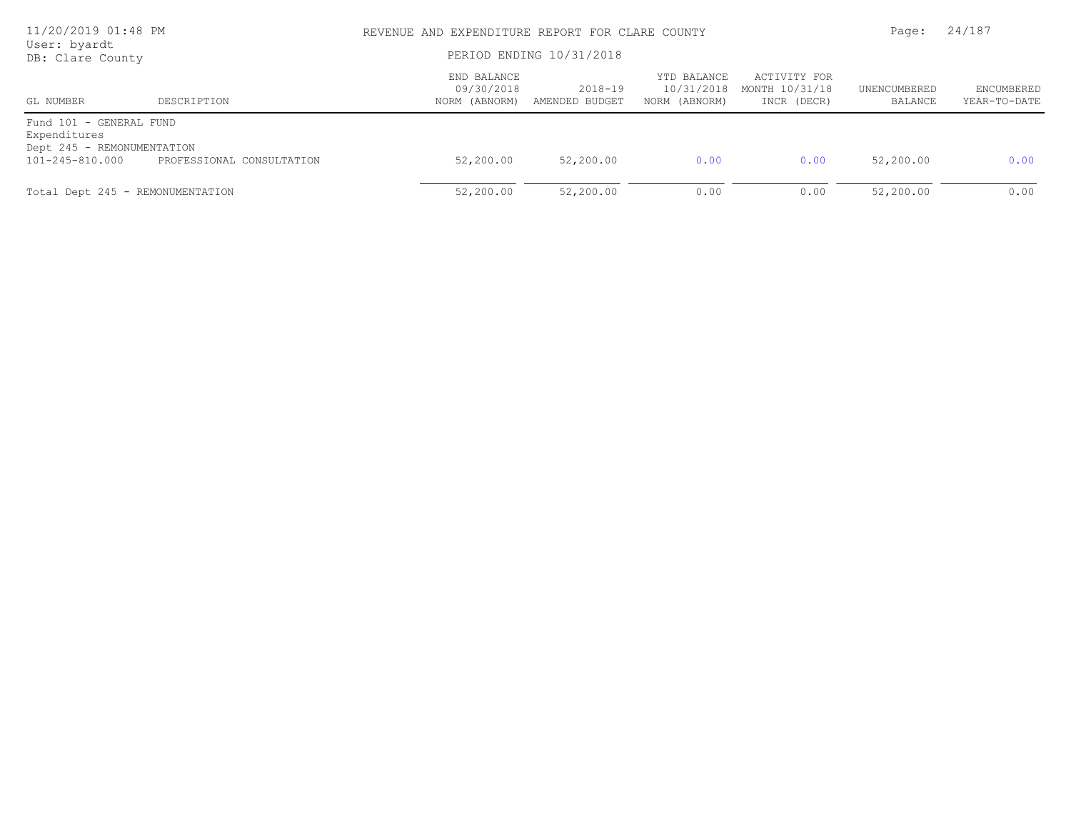REVENUE AND EXPENDITURE REPORT FOR CLARE COUNTY

PERIOD ENDING 10/31/2018

| GL NUMBER | DESCRIPTION | END BALANCE 09/30/2018 NORM (ABNORM) | 2018-19 AMENDED BUDGET | YTD BALANCE 10/31/2018 NORM (ABNORM) | ACTIVITY FOR MONTH 10/31/18 INCR (DECR) | UNENCUMBERED BALANCE | ENCUMBERED YEAR-TO-DATE |
|---|---|---|---|---|---|---|---|
| Fund 101 - GENERAL FUND | | | | | | | |
| Expenditures | | | | | | | |
| Dept 245 - REMONUMENTATION | | | | | | | |
| 101-245-810.000 | PROFESSIONAL CONSULTATION | 52,200.00 | 52,200.00 | 0.00 | 0.00 | 52,200.00 | 0.00 |
| Total Dept 245 - REMONUMENTATION | | 52,200.00 | 52,200.00 | 0.00 | 0.00 | 52,200.00 | 0.00 |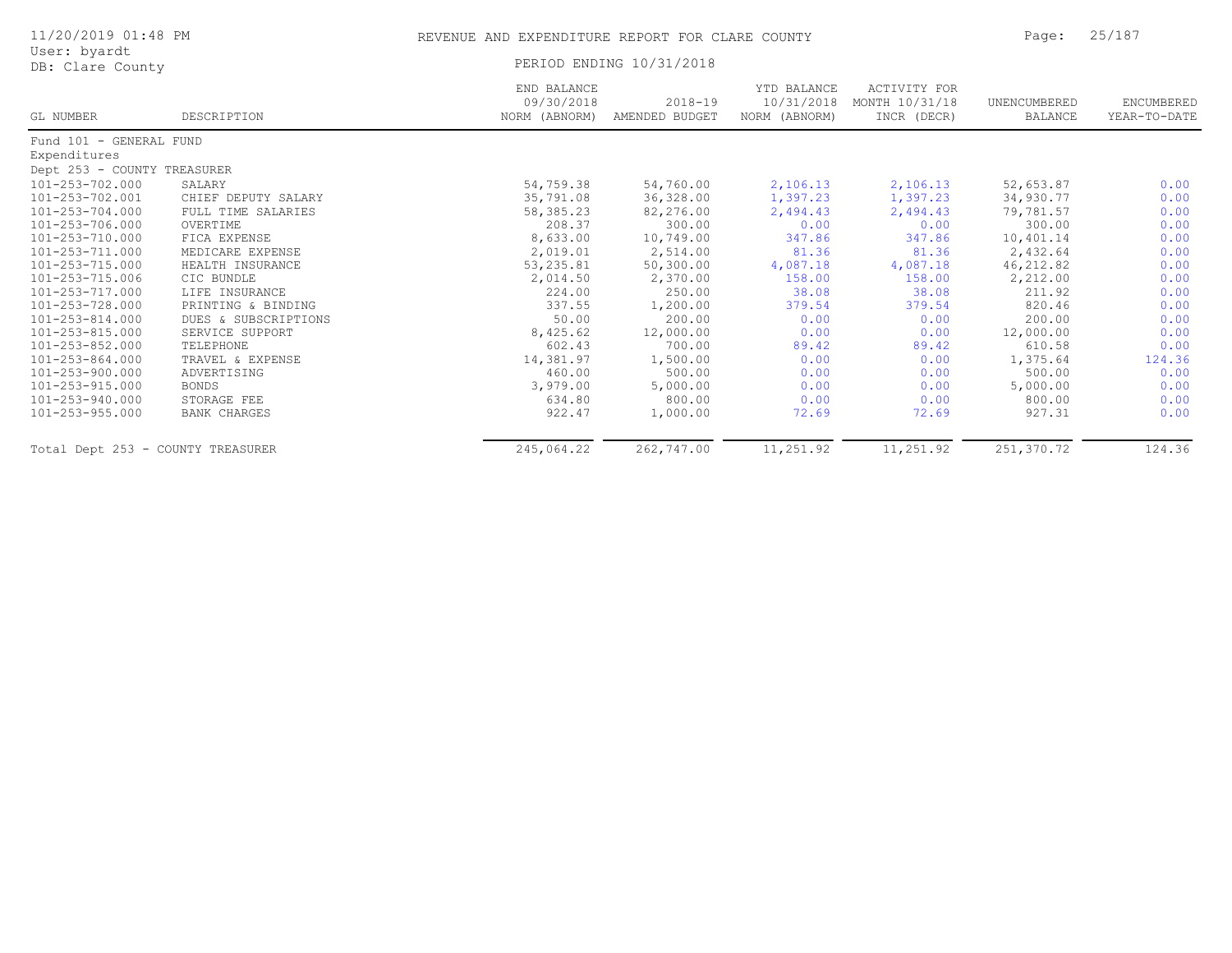# REVENUE AND EXPENDITURE REPORT FOR CLARE COUNTY

11/20/2019 01:48 PM
User: byardt
DB: Clare County

PERIOD ENDING 10/31/2018

| GL NUMBER | DESCRIPTION | END BALANCE 09/30/2018 NORM (ABNORM) | 2018-19 AMENDED BUDGET | YTD BALANCE 10/31/2018 NORM (ABNORM) | ACTIVITY FOR MONTH 10/31/18 INCR (DECR) | UNENCUMBERED BALANCE | ENCUMBERED YEAR-TO-DATE |
|---|---|---|---|---|---|---|---|
| Fund 101 - GENERAL FUND | | | | | | | |
| Expenditures | | | | | | | |
| Dept 253 - COUNTY TREASURER | | | | | | | |
| 101-253-702.000 | SALARY | 54,759.38 | 54,760.00 | 2,106.13 | 2,106.13 | 52,653.87 | 0.00 |
| 101-253-702.001 | CHIEF DEPUTY SALARY | 35,791.08 | 36,328.00 | 1,397.23 | 1,397.23 | 34,930.77 | 0.00 |
| 101-253-704.000 | FULL TIME SALARIES | 58,385.23 | 82,276.00 | 2,494.43 | 2,494.43 | 79,781.57 | 0.00 |
| 101-253-706.000 | OVERTIME | 208.37 | 300.00 | 0.00 | 0.00 | 300.00 | 0.00 |
| 101-253-710.000 | FICA EXPENSE | 8,633.00 | 10,749.00 | 347.86 | 347.86 | 10,401.14 | 0.00 |
| 101-253-711.000 | MEDICARE EXPENSE | 2,019.01 | 2,514.00 | 81.36 | 81.36 | 2,432.64 | 0.00 |
| 101-253-715.000 | HEALTH INSURANCE | 53,235.81 | 50,300.00 | 4,087.18 | 4,087.18 | 46,212.82 | 0.00 |
| 101-253-715.006 | CIC BUNDLE | 2,014.50 | 2,370.00 | 158.00 | 158.00 | 2,212.00 | 0.00 |
| 101-253-717.000 | LIFE INSURANCE | 224.00 | 250.00 | 38.08 | 38.08 | 211.92 | 0.00 |
| 101-253-728.000 | PRINTING & BINDING | 337.55 | 1,200.00 | 379.54 | 379.54 | 820.46 | 0.00 |
| 101-253-814.000 | DUES & SUBSCRIPTIONS | 50.00 | 200.00 | 0.00 | 0.00 | 200.00 | 0.00 |
| 101-253-815.000 | SERVICE SUPPORT | 8,425.62 | 12,000.00 | 0.00 | 0.00 | 12,000.00 | 0.00 |
| 101-253-852.000 | TELEPHONE | 602.43 | 700.00 | 89.42 | 89.42 | 610.58 | 0.00 |
| 101-253-864.000 | TRAVEL & EXPENSE | 14,381.97 | 1,500.00 | 0.00 | 0.00 | 1,375.64 | 124.36 |
| 101-253-900.000 | ADVERTISING | 460.00 | 500.00 | 0.00 | 0.00 | 500.00 | 0.00 |
| 101-253-915.000 | BONDS | 3,979.00 | 5,000.00 | 0.00 | 0.00 | 5,000.00 | 0.00 |
| 101-253-940.000 | STORAGE FEE | 634.80 | 800.00 | 0.00 | 0.00 | 800.00 | 0.00 |
| 101-253-955.000 | BANK CHARGES | 922.47 | 1,000.00 | 72.69 | 72.69 | 927.31 | 0.00 |
| Total Dept 253 - COUNTY TREASURER | | 245,064.22 | 262,747.00 | 11,251.92 | 11,251.92 | 251,370.72 | 124.36 |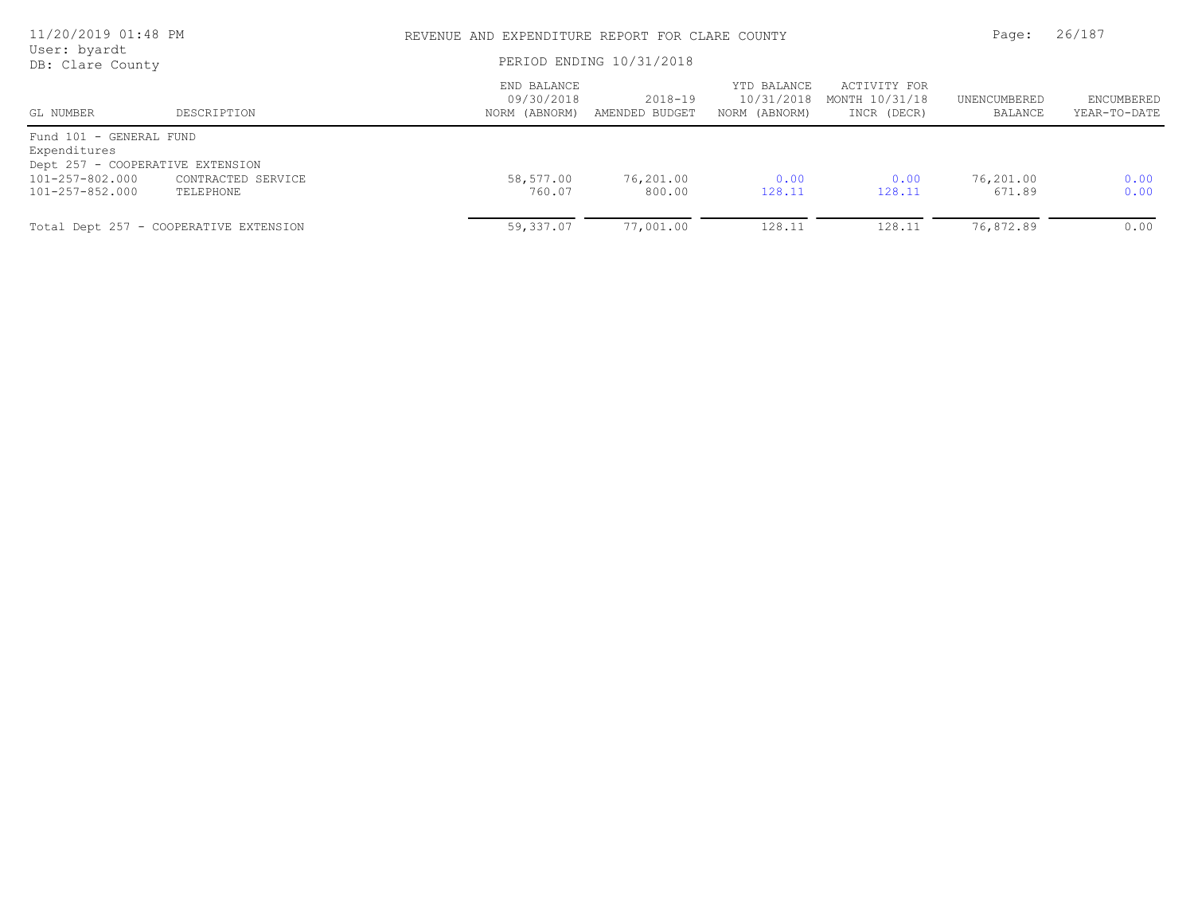# REVENUE AND EXPENDITURE REPORT FOR CLARE COUNTY

11/20/2019 01:48 PM
User: byardt
DB: Clare County

PERIOD ENDING 10/31/2018

| GL NUMBER | DESCRIPTION | END BALANCE 09/30/2018 NORM (ABNORM) | 2018-19 AMENDED BUDGET | YTD BALANCE 10/31/2018 NORM (ABNORM) | ACTIVITY FOR MONTH 10/31/18 INCR (DECR) | UNENCUMBERED BALANCE | ENCUMBERED YEAR-TO-DATE |
|---|---|---|---|---|---|---|---|
| Fund 101 - GENERAL FUND | | | | | | | |
| Expenditures | | | | | | | |
| Dept 257 - COOPERATIVE EXTENSION | | | | | | | |
| 101-257-802.000 | CONTRACTED SERVICE | 58,577.00 | 76,201.00 | 0.00 | 0.00 | 76,201.00 | 0.00 |
| 101-257-852.000 | TELEPHONE | 760.07 | 800.00 | 128.11 | 128.11 | 671.89 | 0.00 |
| Total Dept 257 - COOPERATIVE EXTENSION | | 59,337.07 | 77,001.00 | 128.11 | 128.11 | 76,872.89 | 0.00 |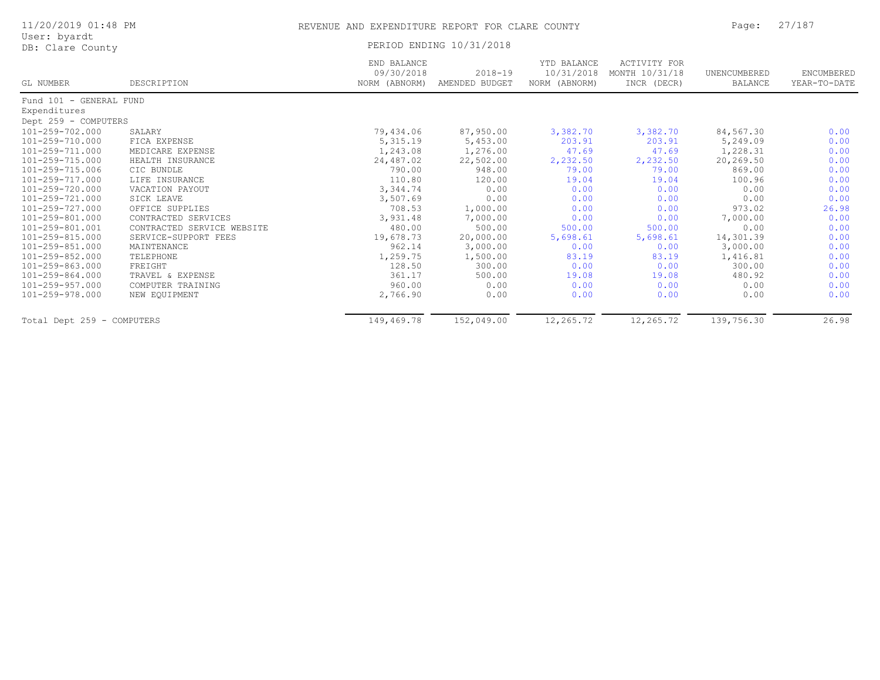# REVENUE AND EXPENDITURE REPORT FOR CLARE COUNTY

PERIOD ENDING 10/31/2018

| GL NUMBER | DESCRIPTION | END BALANCE 09/30/2018 NORM (ABNORM) | 2018-19 AMENDED BUDGET | YTD BALANCE 10/31/2018 NORM (ABNORM) | ACTIVITY FOR MONTH 10/31/18 INCR (DECR) | UNENCUMBERED BALANCE | ENCUMBERED YEAR-TO-DATE |
|---|---|---|---|---|---|---|---|
| Fund 101 - GENERAL FUND | | | | | | | |
| Expenditures | | | | | | | |
| Dept 259 - COMPUTERS | | | | | | | |
| 101-259-702.000 | SALARY | 79,434.06 | 87,950.00 | 3,382.70 | 3,382.70 | 84,567.30 | 0.00 |
| 101-259-710.000 | FICA EXPENSE | 5,315.19 | 5,453.00 | 203.91 | 203.91 | 5,249.09 | 0.00 |
| 101-259-711.000 | MEDICARE EXPENSE | 1,243.08 | 1,276.00 | 47.69 | 47.69 | 1,228.31 | 0.00 |
| 101-259-715.000 | HEALTH INSURANCE | 24,487.02 | 22,502.00 | 2,232.50 | 2,232.50 | 20,269.50 | 0.00 |
| 101-259-715.006 | CIC BUNDLE | 790.00 | 948.00 | 79.00 | 79.00 | 869.00 | 0.00 |
| 101-259-717.000 | LIFE INSURANCE | 110.80 | 120.00 | 19.04 | 19.04 | 100.96 | 0.00 |
| 101-259-720.000 | VACATION PAYOUT | 3,344.74 | 0.00 | 0.00 | 0.00 | 0.00 | 0.00 |
| 101-259-721.000 | SICK LEAVE | 3,507.69 | 0.00 | 0.00 | 0.00 | 0.00 | 0.00 |
| 101-259-727.000 | OFFICE SUPPLIES | 708.53 | 1,000.00 | 0.00 | 0.00 | 973.02 | 26.98 |
| 101-259-801.000 | CONTRACTED SERVICES | 3,931.48 | 7,000.00 | 0.00 | 0.00 | 7,000.00 | 0.00 |
| 101-259-801.001 | CONTRACTED SERVICE WEBSITE | 480.00 | 500.00 | 500.00 | 500.00 | 0.00 | 0.00 |
| 101-259-815.000 | SERVICE-SUPPORT FEES | 19,678.73 | 20,000.00 | 5,698.61 | 5,698.61 | 14,301.39 | 0.00 |
| 101-259-851.000 | MAINTENANCE | 962.14 | 3,000.00 | 0.00 | 0.00 | 3,000.00 | 0.00 |
| 101-259-852.000 | TELEPHONE | 1,259.75 | 1,500.00 | 83.19 | 83.19 | 1,416.81 | 0.00 |
| 101-259-863.000 | FREIGHT | 128.50 | 300.00 | 0.00 | 0.00 | 300.00 | 0.00 |
| 101-259-864.000 | TRAVEL & EXPENSE | 361.17 | 500.00 | 19.08 | 19.08 | 480.92 | 0.00 |
| 101-259-957.000 | COMPUTER TRAINING | 960.00 | 0.00 | 0.00 | 0.00 | 0.00 | 0.00 |
| 101-259-978.000 | NEW EQUIPMENT | 2,766.90 | 0.00 | 0.00 | 0.00 | 0.00 | 0.00 |
| Total Dept 259 - COMPUTERS | | 149,469.78 | 152,049.00 | 12,265.72 | 12,265.72 | 139,756.30 | 26.98 |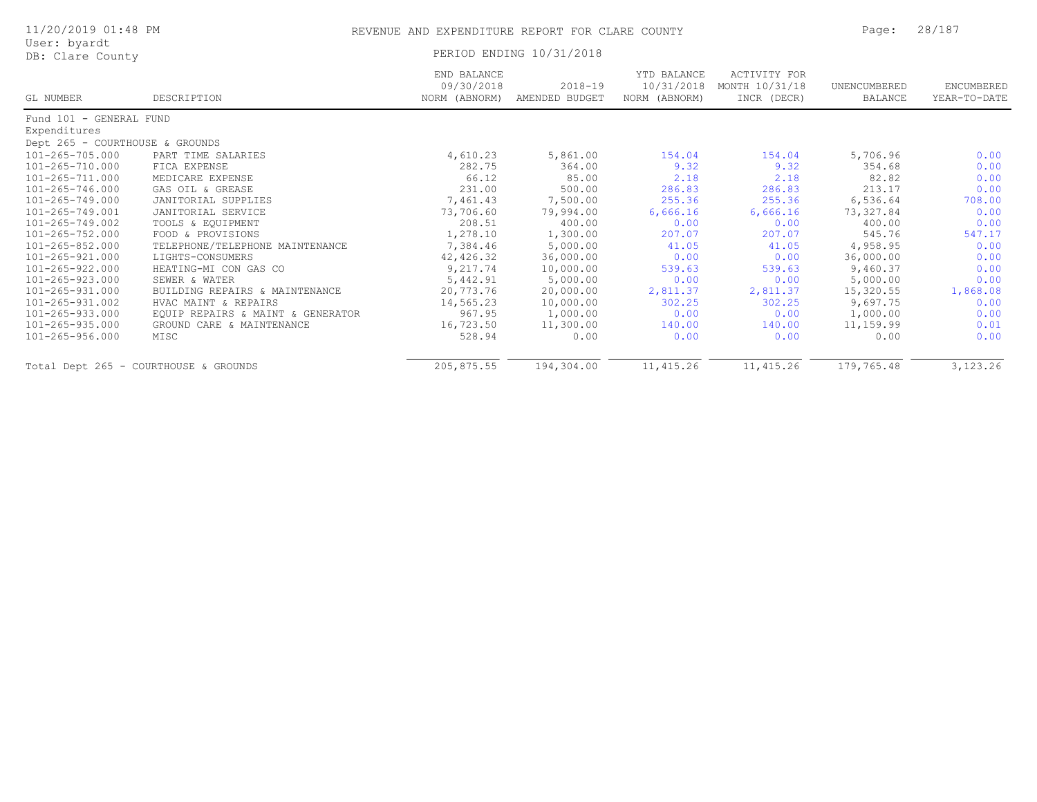# REVENUE AND EXPENDITURE REPORT FOR CLARE COUNTY

11/20/2019 01:48 PM
User: byardt
DB: Clare County

PERIOD ENDING 10/31/2018

| GL NUMBER | DESCRIPTION | END BALANCE 09/30/2018 NORM (ABNORM) | 2018-19 AMENDED BUDGET | YTD BALANCE 10/31/2018 NORM (ABNORM) | ACTIVITY FOR MONTH 10/31/18 INCR (DECR) | UNENCUMBERED BALANCE | ENCUMBERED YEAR-TO-DATE |
|---|---|---|---|---|---|---|---|
| Fund 101 - GENERAL FUND | | | | | | | |
| Expenditures | | | | | | | |
| Dept 265 - COURTHOUSE & GROUNDS | | | | | | | |
| 101-265-705.000 | PART TIME SALARIES | 4,610.23 | 5,861.00 | 154.04 | 154.04 | 5,706.96 | 0.00 |
| 101-265-710.000 | FICA EXPENSE | 282.75 | 364.00 | 9.32 | 9.32 | 354.68 | 0.00 |
| 101-265-711.000 | MEDICARE EXPENSE | 66.12 | 85.00 | 2.18 | 2.18 | 82.82 | 0.00 |
| 101-265-746.000 | GAS OIL & GREASE | 231.00 | 500.00 | 286.83 | 286.83 | 213.17 | 0.00 |
| 101-265-749.000 | JANITORIAL SUPPLIES | 7,461.43 | 7,500.00 | 255.36 | 255.36 | 6,536.64 | 708.00 |
| 101-265-749.001 | JANITORIAL SERVICE | 73,706.60 | 79,994.00 | 6,666.16 | 6,666.16 | 73,327.84 | 0.00 |
| 101-265-749.002 | TOOLS & EQUIPMENT | 208.51 | 400.00 | 0.00 | 0.00 | 400.00 | 0.00 |
| 101-265-752.000 | FOOD & PROVISIONS | 1,278.10 | 1,300.00 | 207.07 | 207.07 | 545.76 | 547.17 |
| 101-265-852.000 | TELEPHONE/TELEPHONE MAINTENANCE | 7,384.46 | 5,000.00 | 41.05 | 41.05 | 4,958.95 | 0.00 |
| 101-265-921.000 | LIGHTS-CONSUMERS | 42,426.32 | 36,000.00 | 0.00 | 0.00 | 36,000.00 | 0.00 |
| 101-265-922.000 | HEATING-MI CON GAS CO | 9,217.74 | 10,000.00 | 539.63 | 539.63 | 9,460.37 | 0.00 |
| 101-265-923.000 | SEWER & WATER | 5,442.91 | 5,000.00 | 0.00 | 0.00 | 5,000.00 | 0.00 |
| 101-265-931.000 | BUILDING REPAIRS & MAINTENANCE | 20,773.76 | 20,000.00 | 2,811.37 | 2,811.37 | 15,320.55 | 1,868.08 |
| 101-265-931.002 | HVAC MAINT & REPAIRS | 14,565.23 | 10,000.00 | 302.25 | 302.25 | 9,697.75 | 0.00 |
| 101-265-933.000 | EQUIP REPAIRS & MAINT & GENERATOR | 967.95 | 1,000.00 | 0.00 | 0.00 | 1,000.00 | 0.00 |
| 101-265-935.000 | GROUND CARE & MAINTENANCE | 16,723.50 | 11,300.00 | 140.00 | 140.00 | 11,159.99 | 0.01 |
| 101-265-956.000 | MISC | 528.94 | 0.00 | 0.00 | 0.00 | 0.00 | 0.00 |
| Total Dept 265 - COURTHOUSE & GROUNDS | | 205,875.55 | 194,304.00 | 11,415.26 | 11,415.26 | 179,765.48 | 3,123.26 |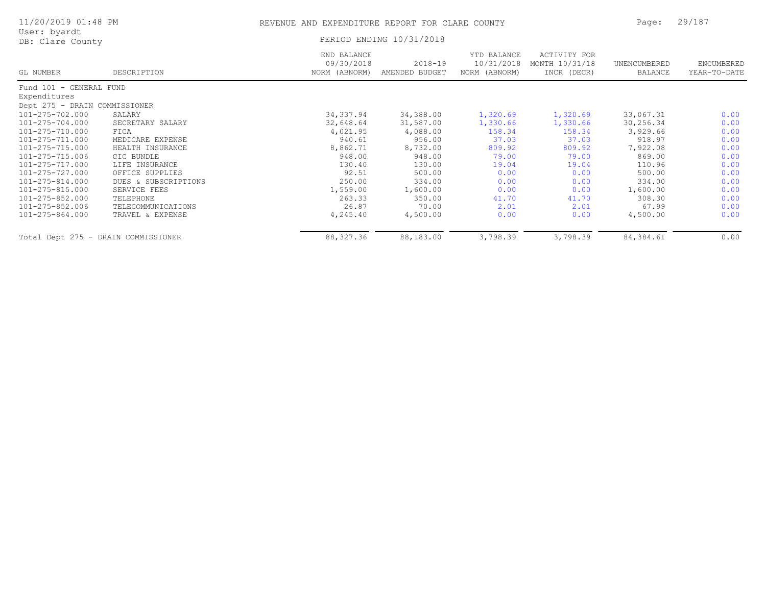# REVENUE AND EXPENDITURE REPORT FOR CLARE COUNTY

PERIOD ENDING 10/31/2018

11/20/2019 01:48 PM
User: byardt
DB: Clare County

| GL NUMBER | DESCRIPTION | END BALANCE 09/30/2018 NORM (ABNORM) | 2018-19 AMENDED BUDGET | YTD BALANCE 10/31/2018 NORM (ABNORM) | ACTIVITY FOR MONTH 10/31/18 INCR (DECR) | UNENCUMBERED BALANCE | ENCUMBERED YEAR-TO-DATE |
|---|---|---|---|---|---|---|---|
| Fund 101 - GENERAL FUND | | | | | | | |
| Expenditures | | | | | | | |
| Dept 275 - DRAIN COMMISSIONER | | | | | | | |
| 101-275-702.000 | SALARY | 34,337.94 | 34,388.00 | 1,320.69 | 1,320.69 | 33,067.31 | 0.00 |
| 101-275-704.000 | SECRETARY SALARY | 32,648.64 | 31,587.00 | 1,330.66 | 1,330.66 | 30,256.34 | 0.00 |
| 101-275-710.000 | FICA | 4,021.95 | 4,088.00 | 158.34 | 158.34 | 3,929.66 | 0.00 |
| 101-275-711.000 | MEDICARE EXPENSE | 940.61 | 956.00 | 37.03 | 37.03 | 918.97 | 0.00 |
| 101-275-715.000 | HEALTH INSURANCE | 8,862.71 | 8,732.00 | 809.92 | 809.92 | 7,922.08 | 0.00 |
| 101-275-715.006 | CIC BUNDLE | 948.00 | 948.00 | 79.00 | 79.00 | 869.00 | 0.00 |
| 101-275-717.000 | LIFE INSURANCE | 130.40 | 130.00 | 19.04 | 19.04 | 110.96 | 0.00 |
| 101-275-727.000 | OFFICE SUPPLIES | 92.51 | 500.00 | 0.00 | 0.00 | 500.00 | 0.00 |
| 101-275-814.000 | DUES & SUBSCRIPTIONS | 250.00 | 334.00 | 0.00 | 0.00 | 334.00 | 0.00 |
| 101-275-815.000 | SERVICE FEES | 1,559.00 | 1,600.00 | 0.00 | 0.00 | 1,600.00 | 0.00 |
| 101-275-852.000 | TELEPHONE | 263.33 | 350.00 | 41.70 | 41.70 | 308.30 | 0.00 |
| 101-275-852.006 | TELECOMMUNICATIONS | 26.87 | 70.00 | 2.01 | 2.01 | 67.99 | 0.00 |
| 101-275-864.000 | TRAVEL & EXPENSE | 4,245.40 | 4,500.00 | 0.00 | 0.00 | 4,500.00 | 0.00 |
| Total Dept 275 - DRAIN COMMISSIONER | | 88,327.36 | 88,183.00 | 3,798.39 | 3,798.39 | 84,384.61 | 0.00 |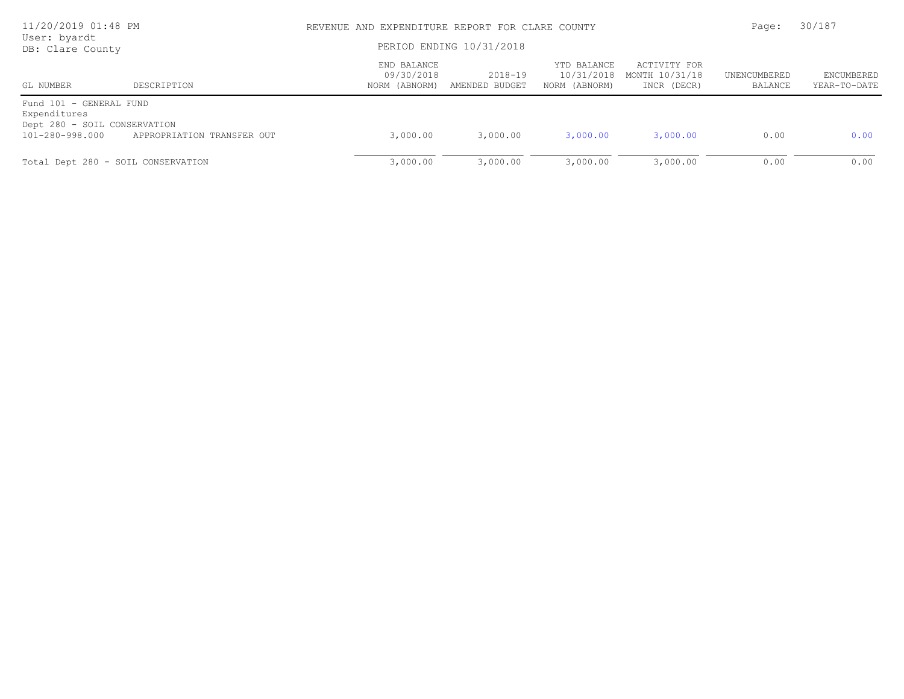REVENUE AND EXPENDITURE REPORT FOR CLARE COUNTY

PERIOD ENDING 10/31/2018

User: byardt
DB: Clare County

| GL NUMBER | DESCRIPTION | END BALANCE 09/30/2018 NORM (ABNORM) | 2018-19 AMENDED BUDGET | YTD BALANCE 10/31/2018 NORM (ABNORM) | ACTIVITY FOR MONTH 10/31/18 INCR (DECR) | UNENCUMBERED BALANCE | ENCUMBERED YEAR-TO-DATE |
|---|---|---|---|---|---|---|---|
| Fund 101 - GENERAL FUND | | | | | | | |
| Expenditures | | | | | | | |
| Dept 280 - SOIL CONSERVATION | | | | | | | |
| 101-280-998.000 | APPROPRIATION TRANSFER OUT | 3,000.00 | 3,000.00 | 3,000.00 | 3,000.00 | 0.00 | 0.00 |
| Total Dept 280 - SOIL CONSERVATION | | 3,000.00 | 3,000.00 | 3,000.00 | 3,000.00 | 0.00 | 0.00 |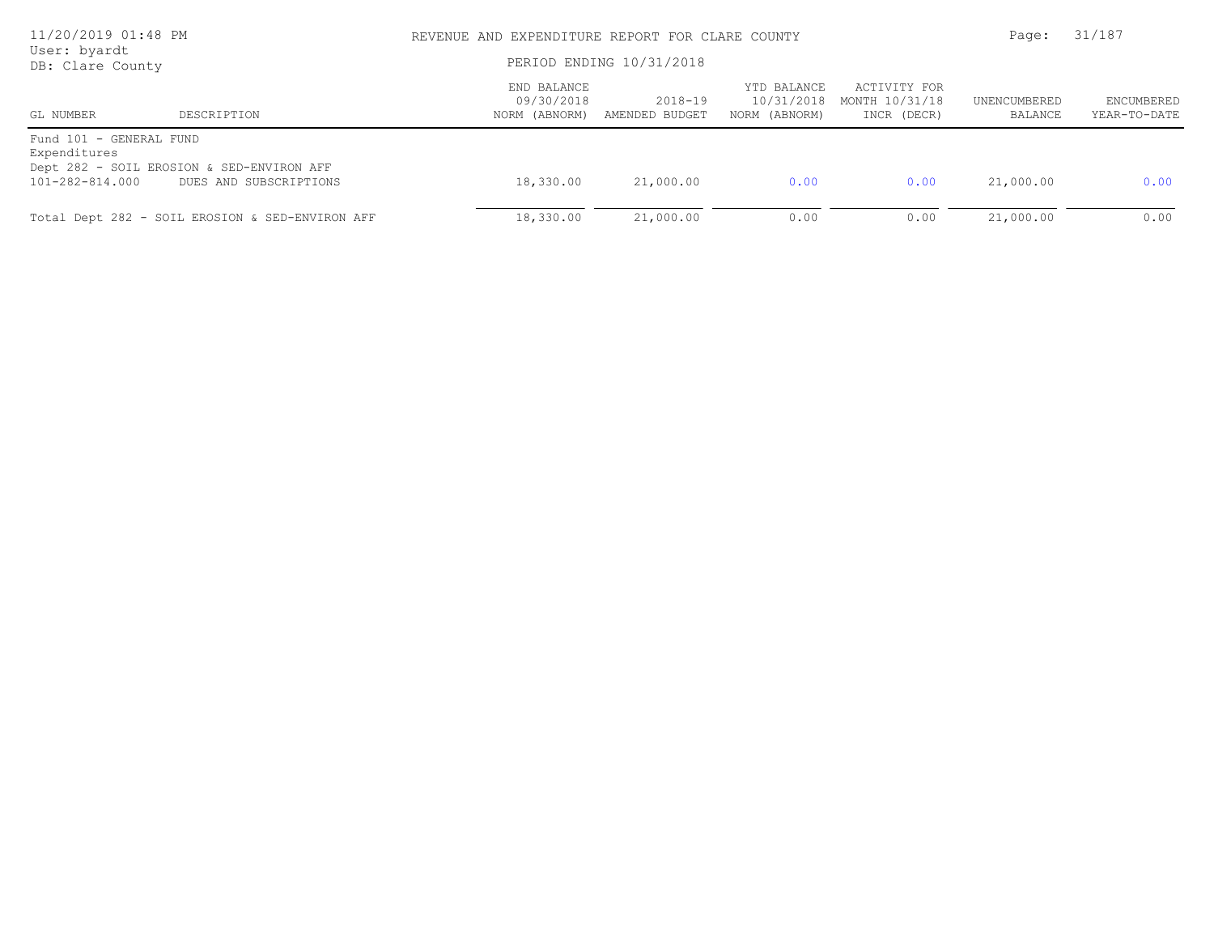# REVENUE AND EXPENDITURE REPORT FOR CLARE COUNTY

PERIOD ENDING 10/31/2018

| GL NUMBER | DESCRIPTION | END BALANCE 09/30/2018 NORM (ABNORM) | 2018-19 AMENDED BUDGET | YTD BALANCE 10/31/2018 NORM (ABNORM) | ACTIVITY FOR MONTH 10/31/18 INCR (DECR) | UNENCUMBERED BALANCE | ENCUMBERED YEAR-TO-DATE |
|---|---|---|---|---|---|---|---|
| Fund 101 - GENERAL FUND | | | | | | | |
| Expenditures | | | | | | | |
| Dept 282 - SOIL EROSION & SED-ENVIRON AFF | | | | | | | |
| 101-282-814.000 | DUES AND SUBSCRIPTIONS | 18,330.00 | 21,000.00 | 0.00 | 0.00 | 21,000.00 | 0.00 |
| Total Dept 282 - SOIL EROSION & SED-ENVIRON AFF | | 18,330.00 | 21,000.00 | 0.00 | 0.00 | 21,000.00 | 0.00 |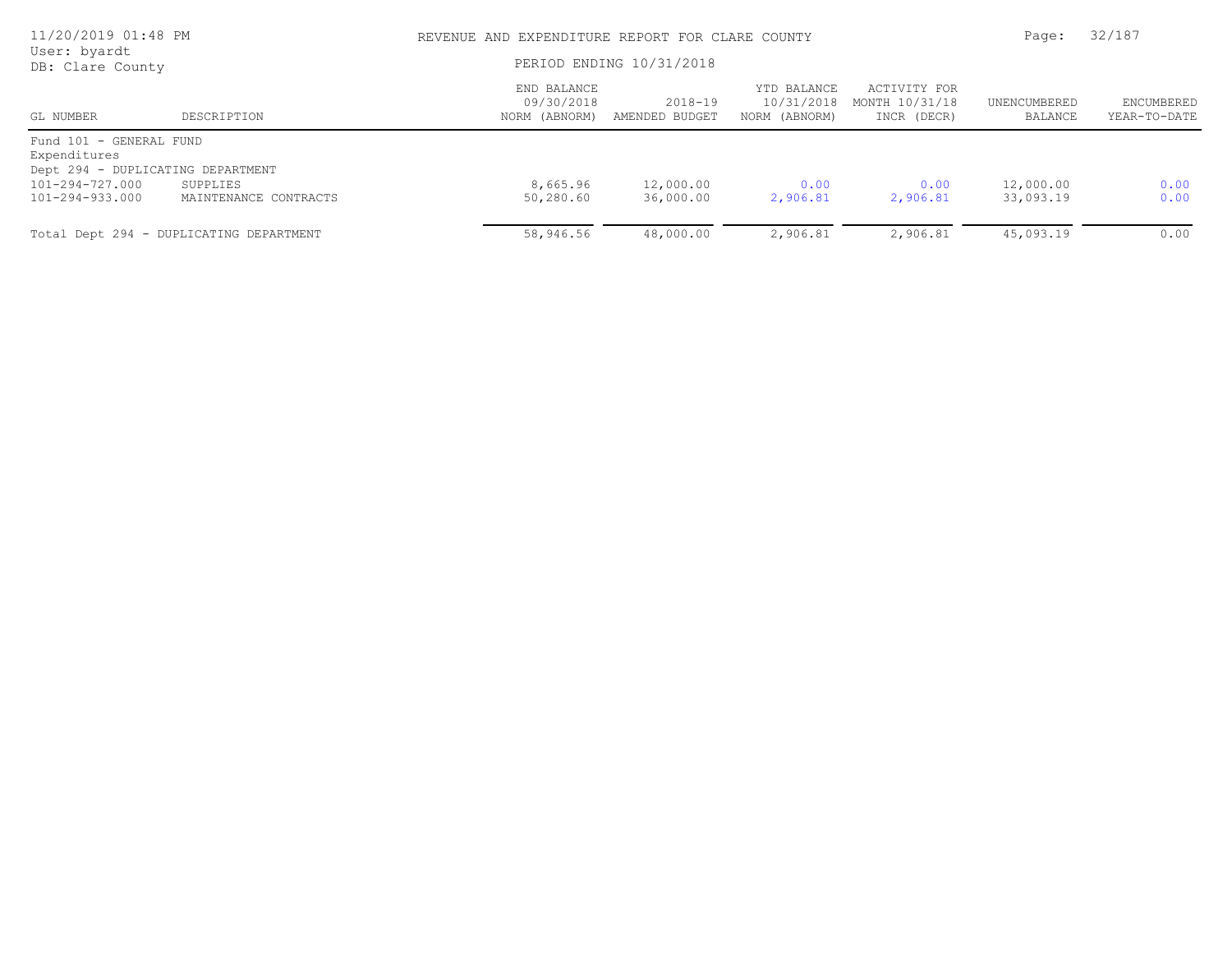# REVENUE AND EXPENDITURE REPORT FOR CLARE COUNTY

PERIOD ENDING 10/31/2018

| GL NUMBER | DESCRIPTION | END BALANCE 09/30/2018 NORM (ABNORM) | 2018-19 AMENDED BUDGET | YTD BALANCE 10/31/2018 NORM (ABNORM) | ACTIVITY FOR MONTH 10/31/18 INCR (DECR) | UNENCUMBERED BALANCE | ENCUMBERED YEAR-TO-DATE |
|---|---|---|---|---|---|---|---|
| Fund 101 - GENERAL FUND | | | | | | | |
| Expenditures | | | | | | | |
| Dept 294 - DUPLICATING DEPARTMENT | | | | | | | |
| 101-294-727.000 | SUPPLIES | 8,665.96 | 12,000.00 | 0.00 | 0.00 | 12,000.00 | 0.00 |
| 101-294-933.000 | MAINTENANCE CONTRACTS | 50,280.60 | 36,000.00 | 2,906.81 | 2,906.81 | 33,093.19 | 0.00 |
| Total Dept 294 - DUPLICATING DEPARTMENT | | 58,946.56 | 48,000.00 | 2,906.81 | 2,906.81 | 45,093.19 | 0.00 |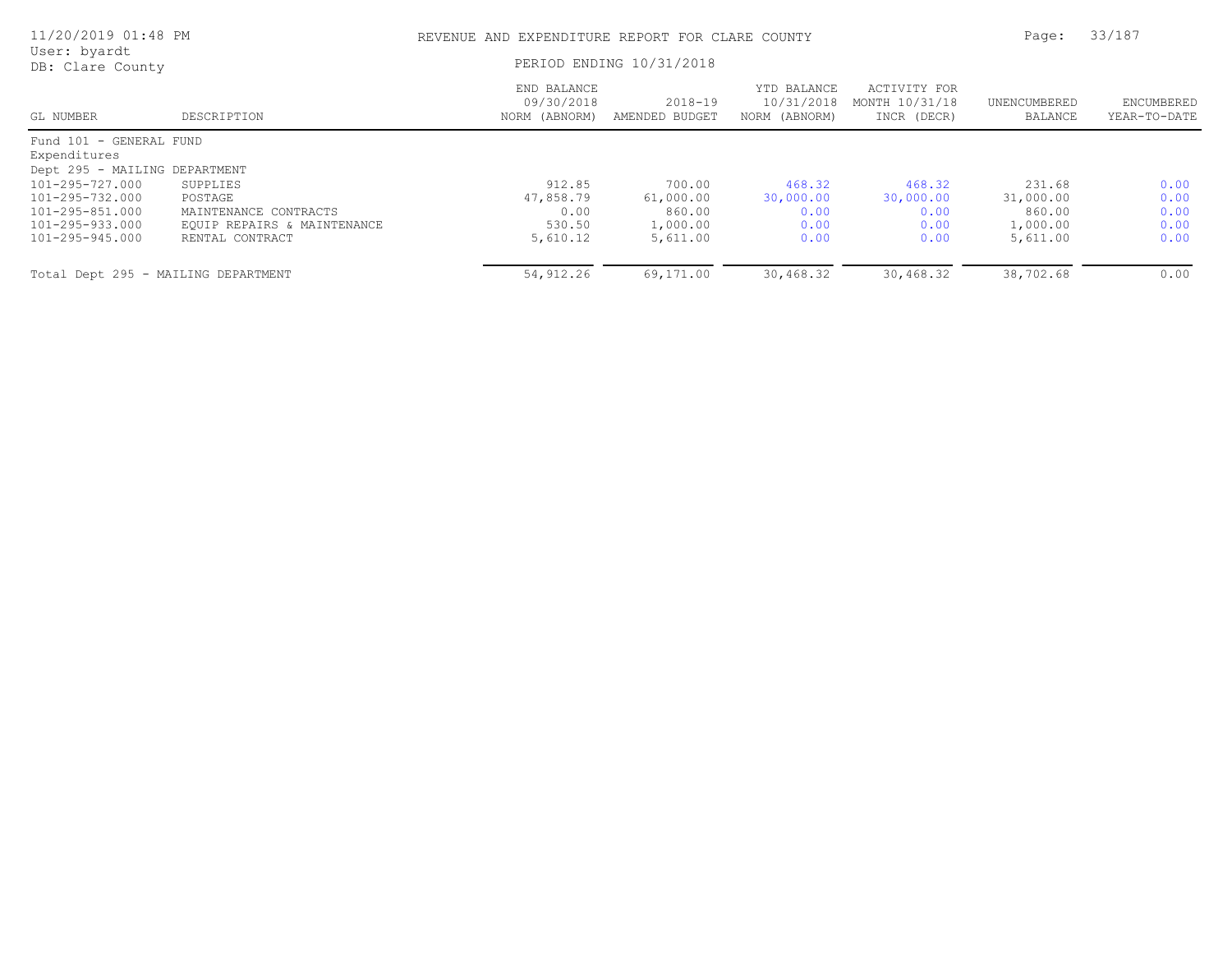REVENUE AND EXPENDITURE REPORT FOR CLARE COUNTY

PERIOD ENDING 10/31/2018

| GL NUMBER | DESCRIPTION | END BALANCE 09/30/2018 NORM (ABNORM) | 2018-19 AMENDED BUDGET | YTD BALANCE 10/31/2018 NORM (ABNORM) | ACTIVITY FOR MONTH 10/31/18 INCR (DECR) | UNENCUMBERED BALANCE | ENCUMBERED YEAR-TO-DATE |
|---|---|---|---|---|---|---|---|
| Fund 101 - GENERAL FUND | | | | | | | |
| Expenditures | | | | | | | |
| Dept 295 - MAILING DEPARTMENT | | | | | | | |
| 101-295-727.000 | SUPPLIES | 912.85 | 700.00 | 468.32 | 468.32 | 231.68 | 0.00 |
| 101-295-732.000 | POSTAGE | 47,858.79 | 61,000.00 | 30,000.00 | 30,000.00 | 31,000.00 | 0.00 |
| 101-295-851.000 | MAINTENANCE CONTRACTS | 0.00 | 860.00 | 0.00 | 0.00 | 860.00 | 0.00 |
| 101-295-933.000 | EQUIP REPAIRS & MAINTENANCE | 530.50 | 1,000.00 | 0.00 | 0.00 | 1,000.00 | 0.00 |
| 101-295-945.000 | RENTAL CONTRACT | 5,610.12 | 5,611.00 | 0.00 | 0.00 | 5,611.00 | 0.00 |
| Total Dept 295 - MAILING DEPARTMENT | | 54,912.26 | 69,171.00 | 30,468.32 | 30,468.32 | 38,702.68 | 0.00 |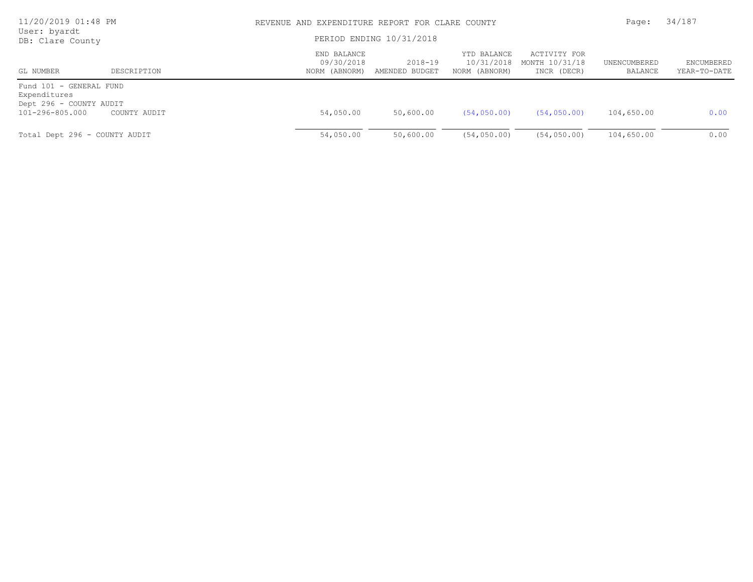REVENUE AND EXPENDITURE REPORT FOR CLARE COUNTY

PERIOD ENDING 10/31/2018

| GL NUMBER | DESCRIPTION | END BALANCE 09/30/2018 NORM (ABNORM) | 2018-19 AMENDED BUDGET | YTD BALANCE 10/31/2018 NORM (ABNORM) | ACTIVITY FOR MONTH 10/31/18 INCR (DECR) | UNENCUMBERED BALANCE | ENCUMBERED YEAR-TO-DATE |
|---|---|---|---|---|---|---|---|
| Fund 101 - GENERAL FUND | | | | | | | |
| Expenditures | | | | | | | |
| Dept 296 - COUNTY AUDIT | | | | | | | |
| 101-296-805.000 | COUNTY AUDIT | 54,050.00 | 50,600.00 | (54,050.00) | (54,050.00) | 104,650.00 | 0.00 |
| Total Dept 296 - COUNTY AUDIT | | 54,050.00 | 50,600.00 | (54,050.00) | (54,050.00) | 104,650.00 | 0.00 |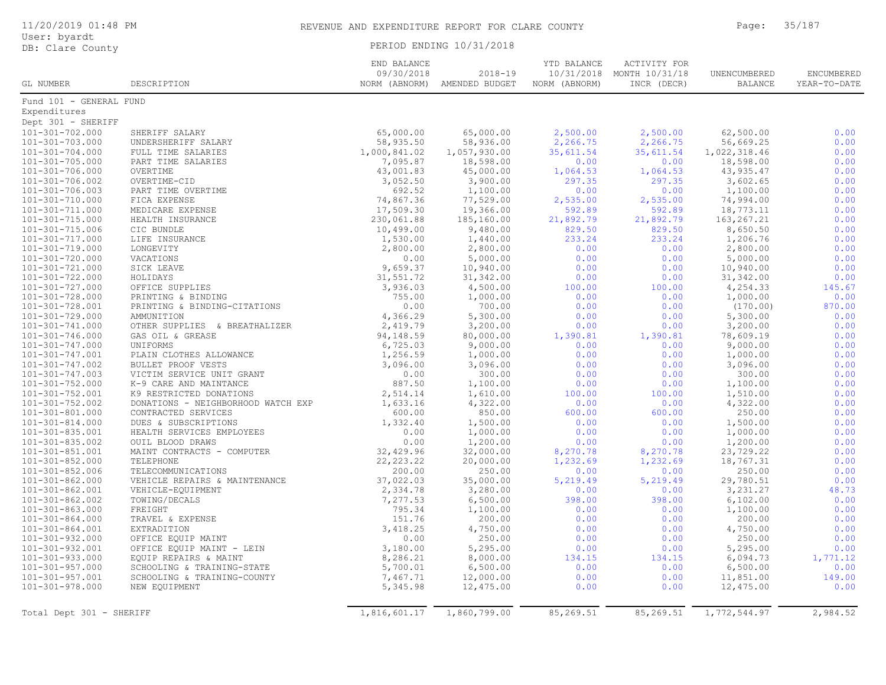REVENUE AND EXPENDITURE REPORT FOR CLARE COUNTY

PERIOD ENDING 10/31/2018

11/20/2019 01:48 PM
User: byardt
DB: Clare County

| GL NUMBER | DESCRIPTION | END BALANCE 09/30/2018 NORM (ABNORM) | 2018-19 AMENDED BUDGET | YTD BALANCE 10/31/2018 NORM (ABNORM) | ACTIVITY FOR MONTH 10/31/18 INCR (DECR) | UNENCUMBERED BALANCE | ENCUMBERED YEAR-TO-DATE |
|---|---|---|---|---|---|---|---|
| Fund 101 - GENERAL FUND | | | | | | | |
| Expenditures | | | | | | | |
| Dept 301 - SHERIFF | | | | | | | |
| 101-301-702.000 | SHERIFF SALARY | 65,000.00 | 65,000.00 | 2,500.00 | 2,500.00 | 62,500.00 | 0.00 |
| 101-301-703.000 | UNDERSHERIFF SALARY | 58,935.50 | 58,936.00 | 2,266.75 | 2,266.75 | 56,669.25 | 0.00 |
| 101-301-704.000 | FULL TIME SALARIES | 1,000,841.02 | 1,057,930.00 | 35,611.54 | 35,611.54 | 1,022,318.46 | 0.00 |
| 101-301-705.000 | PART TIME SALARIES | 7,095.87 | 18,598.00 | 0.00 | 0.00 | 18,598.00 | 0.00 |
| 101-301-706.000 | OVERTIME | 43,001.83 | 45,000.00 | 1,064.53 | 1,064.53 | 43,935.47 | 0.00 |
| 101-301-706.002 | OVERTIME-CID | 3,052.50 | 3,900.00 | 297.35 | 297.35 | 3,602.65 | 0.00 |
| 101-301-706.003 | PART TIME OVERTIME | 692.52 | 1,100.00 | 0.00 | 0.00 | 1,100.00 | 0.00 |
| 101-301-710.000 | FICA EXPENSE | 74,867.36 | 77,529.00 | 2,535.00 | 2,535.00 | 74,994.00 | 0.00 |
| 101-301-711.000 | MEDICARE EXPENSE | 17,509.30 | 19,366.00 | 592.89 | 592.89 | 18,773.11 | 0.00 |
| 101-301-715.000 | HEALTH INSURANCE | 230,061.88 | 185,160.00 | 21,892.79 | 21,892.79 | 163,267.21 | 0.00 |
| 101-301-715.006 | CIC BUNDLE | 10,499.00 | 9,480.00 | 829.50 | 829.50 | 8,650.50 | 0.00 |
| 101-301-717.000 | LIFE INSURANCE | 1,530.00 | 1,440.00 | 233.24 | 233.24 | 1,206.76 | 0.00 |
| 101-301-719.000 | LONGEVITY | 2,800.00 | 2,800.00 | 0.00 | 0.00 | 2,800.00 | 0.00 |
| 101-301-720.000 | VACATIONS | 0.00 | 5,000.00 | 0.00 | 0.00 | 5,000.00 | 0.00 |
| 101-301-721.000 | SICK LEAVE | 9,659.37 | 10,940.00 | 0.00 | 0.00 | 10,940.00 | 0.00 |
| 101-301-722.000 | HOLIDAYS | 31,551.72 | 31,342.00 | 0.00 | 0.00 | 31,342.00 | 0.00 |
| 101-301-727.000 | OFFICE SUPPLIES | 3,936.03 | 4,500.00 | 100.00 | 100.00 | 4,254.33 | 145.67 |
| 101-301-728.000 | PRINTING & BINDING | 755.00 | 1,000.00 | 0.00 | 0.00 | 1,000.00 | 0.00 |
| 101-301-728.001 | PRINTING & BINDING-CITATIONS | 0.00 | 700.00 | 0.00 | 0.00 | (170.00) | 870.00 |
| 101-301-729.000 | AMMUNITION | 4,366.29 | 5,300.00 | 0.00 | 0.00 | 5,300.00 | 0.00 |
| 101-301-741.000 | OTHER SUPPLIES & BREATHALIZER | 2,419.79 | 3,200.00 | 0.00 | 0.00 | 3,200.00 | 0.00 |
| 101-301-746.000 | GAS OIL & GREASE | 94,148.59 | 80,000.00 | 1,390.81 | 1,390.81 | 78,609.19 | 0.00 |
| 101-301-747.000 | UNIFORMS | 6,725.03 | 9,000.00 | 0.00 | 0.00 | 9,000.00 | 0.00 |
| 101-301-747.001 | PLAIN CLOTHES ALLOWANCE | 1,256.59 | 1,000.00 | 0.00 | 0.00 | 1,000.00 | 0.00 |
| 101-301-747.002 | BULLET PROOF VESTS | 3,096.00 | 3,096.00 | 0.00 | 0.00 | 3,096.00 | 0.00 |
| 101-301-747.003 | VICTIM SERVICE UNIT GRANT | 0.00 | 300.00 | 0.00 | 0.00 | 300.00 | 0.00 |
| 101-301-752.000 | K-9 CARE AND MAINTANCE | 887.50 | 1,100.00 | 0.00 | 0.00 | 1,100.00 | 0.00 |
| 101-301-752.001 | K9 RESTRICTED DONATIONS | 2,514.14 | 1,610.00 | 100.00 | 100.00 | 1,510.00 | 0.00 |
| 101-301-752.002 | DONATIONS - NEIGHBORHOOD WATCH EXP | 1,633.16 | 4,322.00 | 0.00 | 0.00 | 4,322.00 | 0.00 |
| 101-301-801.000 | CONTRACTED SERVICES | 600.00 | 850.00 | 600.00 | 600.00 | 250.00 | 0.00 |
| 101-301-814.000 | DUES & SUBSCRIPTIONS | 1,332.40 | 1,500.00 | 0.00 | 0.00 | 1,500.00 | 0.00 |
| 101-301-835.001 | HEALTH SERVICES EMPLOYEES | 0.00 | 1,000.00 | 0.00 | 0.00 | 1,000.00 | 0.00 |
| 101-301-835.002 | OUIL BLOOD DRAWS | 0.00 | 1,200.00 | 0.00 | 0.00 | 1,200.00 | 0.00 |
| 101-301-851.001 | MAINT CONTRACTS - COMPUTER | 32,429.96 | 32,000.00 | 8,270.78 | 8,270.78 | 23,729.22 | 0.00 |
| 101-301-852.000 | TELEPHONE | 22,223.22 | 20,000.00 | 1,232.69 | 1,232.69 | 18,767.31 | 0.00 |
| 101-301-852.006 | TELECOMMUNICATIONS | 200.00 | 250.00 | 0.00 | 0.00 | 250.00 | 0.00 |
| 101-301-862.000 | VEHICLE REPAIRS & MAINTENANCE | 37,022.03 | 35,000.00 | 5,219.49 | 5,219.49 | 29,780.51 | 0.00 |
| 101-301-862.001 | VEHICLE-EQUIPMENT | 2,334.78 | 3,280.00 | 0.00 | 0.00 | 3,231.27 | 48.73 |
| 101-301-862.002 | TOWING/DECALS | 7,277.53 | 6,500.00 | 398.00 | 398.00 | 6,102.00 | 0.00 |
| 101-301-863.000 | FREIGHT | 795.34 | 1,100.00 | 0.00 | 0.00 | 1,100.00 | 0.00 |
| 101-301-864.000 | TRAVEL & EXPENSE | 151.76 | 200.00 | 0.00 | 0.00 | 200.00 | 0.00 |
| 101-301-864.001 | EXTRADITION | 3,418.25 | 4,750.00 | 0.00 | 0.00 | 4,750.00 | 0.00 |
| 101-301-932.000 | OFFICE EQUIP MAINT | 0.00 | 250.00 | 0.00 | 0.00 | 250.00 | 0.00 |
| 101-301-932.001 | OFFICE EQUIP MAINT - LEIN | 3,180.00 | 5,295.00 | 0.00 | 0.00 | 5,295.00 | 0.00 |
| 101-301-933.000 | EQUIP REPAIRS & MAINT | 8,286.21 | 8,000.00 | 134.15 | 134.15 | 6,094.73 | 1,771.12 |
| 101-301-957.000 | SCHOOLING & TRAINING-STATE | 5,700.01 | 6,500.00 | 0.00 | 0.00 | 6,500.00 | 0.00 |
| 101-301-957.001 | SCHOOLING & TRAINING-COUNTY | 7,467.71 | 12,000.00 | 0.00 | 0.00 | 11,851.00 | 149.00 |
| 101-301-978.000 | NEW EQUIPMENT | 5,345.98 | 12,475.00 | 0.00 | 0.00 | 12,475.00 | 0.00 |
| Total Dept 301 - SHERIFF | | 1,816,601.17 | 1,860,799.00 | 85,269.51 | 85,269.51 | 1,772,544.97 | 2,984.52 |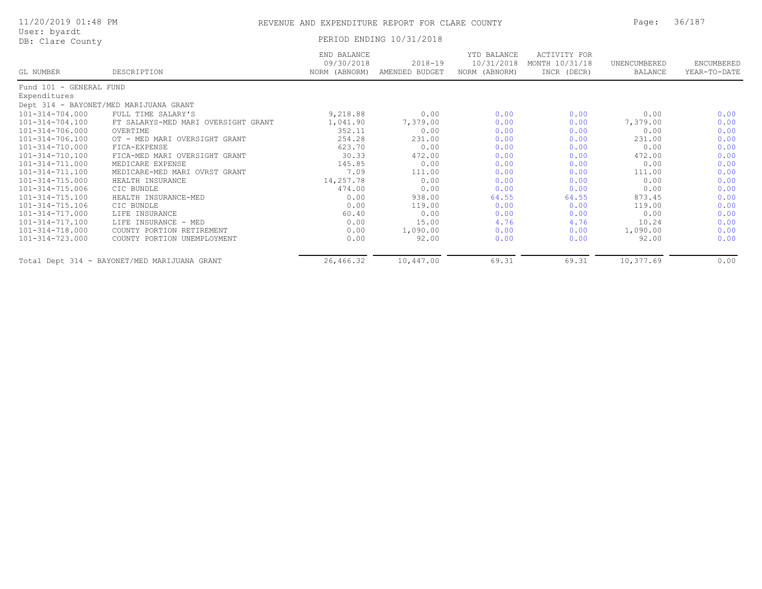# REVENUE AND EXPENDITURE REPORT FOR CLARE COUNTY

11/20/2019 01:48 PM
User: byardt
DB: Clare County

PERIOD ENDING 10/31/2018

| GL NUMBER | DESCRIPTION | END BALANCE 09/30/2018 NORM (ABNORM) | 2018-19 AMENDED BUDGET | YTD BALANCE 10/31/2018 NORM (ABNORM) | ACTIVITY FOR MONTH 10/31/18 INCR (DECR) | UNENCUMBERED BALANCE | ENCUMBERED YEAR-TO-DATE |
|---|---|---|---|---|---|---|---|
| Fund 101 - GENERAL FUND | | | | | | | |
| Expenditures | | | | | | | |
| Dept 314 - BAYONET/MED MARIJUANA GRANT | | | | | | | |
| 101-314-704.000 | FULL TIME SALARY'S | 9,218.88 | 0.00 | 0.00 | 0.00 | 0.00 | 0.00 |
| 101-314-704.100 | FT SALARYS-MED MARI OVERSIGHT GRANT | 1,041.90 | 7,379.00 | 0.00 | 0.00 | 7,379.00 | 0.00 |
| 101-314-706.000 | OVERTIME | 352.11 | 0.00 | 0.00 | 0.00 | 0.00 | 0.00 |
| 101-314-706.100 | OT - MED MARI OVERSIGHT GRANT | 254.28 | 231.00 | 0.00 | 0.00 | 231.00 | 0.00 |
| 101-314-710.000 | FICA-EXPENSE | 623.70 | 0.00 | 0.00 | 0.00 | 0.00 | 0.00 |
| 101-314-710.100 | FICA-MED MARI OVERSIGHT GRANT | 30.33 | 472.00 | 0.00 | 0.00 | 472.00 | 0.00 |
| 101-314-711.000 | MEDICARE EXPENSE | 145.85 | 0.00 | 0.00 | 0.00 | 0.00 | 0.00 |
| 101-314-711.100 | MEDICARE-MED MARI OVRST GRANT | 7.09 | 111.00 | 0.00 | 0.00 | 111.00 | 0.00 |
| 101-314-715.000 | HEALTH INSURANCE | 14,257.78 | 0.00 | 0.00 | 0.00 | 0.00 | 0.00 |
| 101-314-715.006 | CIC BUNDLE | 474.00 | 0.00 | 0.00 | 0.00 | 0.00 | 0.00 |
| 101-314-715.100 | HEALTH INSURANCE-MED | 0.00 | 938.00 | 64.55 | 64.55 | 873.45 | 0.00 |
| 101-314-715.106 | CIC BUNDLE | 0.00 | 119.00 | 0.00 | 0.00 | 119.00 | 0.00 |
| 101-314-717.000 | LIFE INSURANCE | 60.40 | 0.00 | 0.00 | 0.00 | 0.00 | 0.00 |
| 101-314-717.100 | LIFE INSURANCE - MED | 0.00 | 15.00 | 4.76 | 4.76 | 10.24 | 0.00 |
| 101-314-718.000 | COUNTY PORTION RETIREMENT | 0.00 | 1,090.00 | 0.00 | 0.00 | 1,090.00 | 0.00 |
| 101-314-723.000 | COUNTY PORTION UNEMPLOYMENT | 0.00 | 92.00 | 0.00 | 0.00 | 92.00 | 0.00 |
| Total Dept 314 - BAYONET/MED MARIJUANA GRANT | | 26,466.32 | 10,447.00 | 69.31 | 69.31 | 10,377.69 | 0.00 |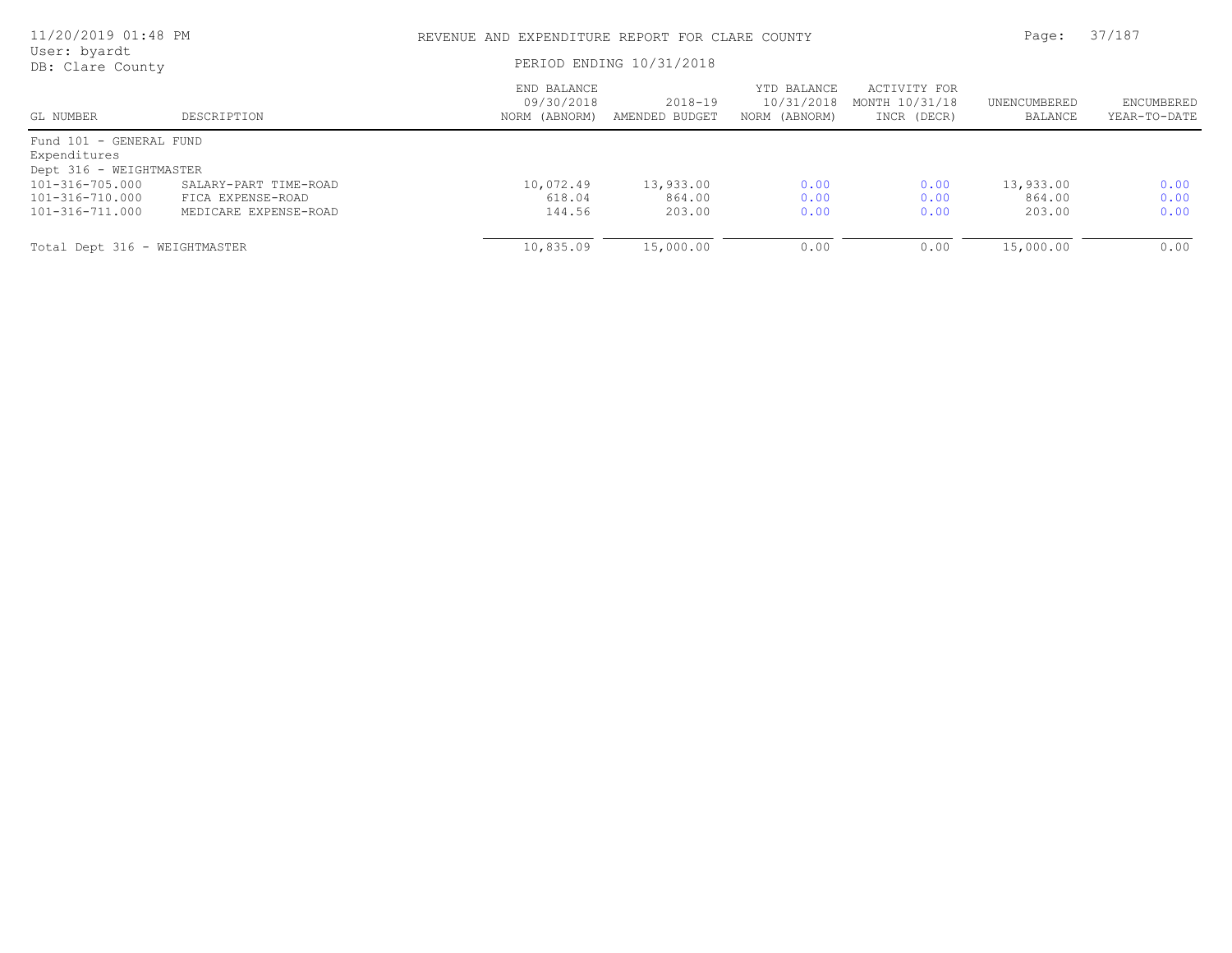# REVENUE AND EXPENDITURE REPORT FOR CLARE COUNTY

PERIOD ENDING 10/31/2018

| GL NUMBER | DESCRIPTION | END BALANCE 09/30/2018 NORM (ABNORM) | 2018-19 AMENDED BUDGET | YTD BALANCE 10/31/2018 NORM (ABNORM) | ACTIVITY FOR MONTH 10/31/18 INCR (DECR) | UNENCUMBERED BALANCE | ENCUMBERED YEAR-TO-DATE |
|---|---|---|---|---|---|---|---|
| Fund 101 - GENERAL FUND | | | | | | | |
| Expenditures | | | | | | | |
| Dept 316 - WEIGHTMASTER | | | | | | | |
| 101-316-705.000 | SALARY-PART TIME-ROAD | 10,072.49 | 13,933.00 | 0.00 | 0.00 | 13,933.00 | 0.00 |
| 101-316-710.000 | FICA EXPENSE-ROAD | 618.04 | 864.00 | 0.00 | 0.00 | 864.00 | 0.00 |
| 101-316-711.000 | MEDICARE EXPENSE-ROAD | 144.56 | 203.00 | 0.00 | 0.00 | 203.00 | 0.00 |
| Total Dept 316 - WEIGHTMASTER | | 10,835.09 | 15,000.00 | 0.00 | 0.00 | 15,000.00 | 0.00 |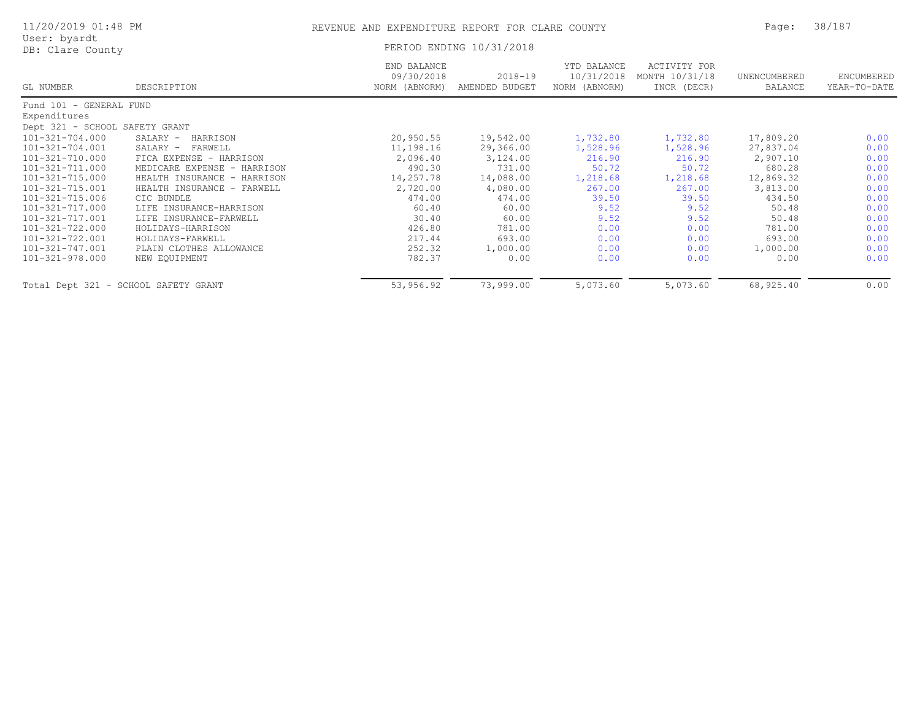# REVENUE AND EXPENDITURE REPORT FOR CLARE COUNTY

11/20/2019 01:48 PM
User: byardt
DB: Clare County

PERIOD ENDING 10/31/2018

| GL NUMBER | DESCRIPTION | END BALANCE 09/30/2018 NORM (ABNORM) | 2018-19 AMENDED BUDGET | YTD BALANCE 10/31/2018 NORM (ABNORM) | ACTIVITY FOR MONTH 10/31/18 INCR (DECR) | UNENCUMBERED BALANCE | ENCUMBERED YEAR-TO-DATE |
|---|---|---|---|---|---|---|---|
| Fund 101 - GENERAL FUND | | | | | | | |
| Expenditures | | | | | | | |
| Dept 321 - SCHOOL SAFETY GRANT | | | | | | | |
| 101-321-704.000 | SALARY - HARRISON | 20,950.55 | 19,542.00 | 1,732.80 | 1,732.80 | 17,809.20 | 0.00 |
| 101-321-704.001 | SALARY - FARWELL | 11,198.16 | 29,366.00 | 1,528.96 | 1,528.96 | 27,837.04 | 0.00 |
| 101-321-710.000 | FICA EXPENSE - HARRISON | 2,096.40 | 3,124.00 | 216.90 | 216.90 | 2,907.10 | 0.00 |
| 101-321-711.000 | MEDICARE EXPENSE - HARRISON | 490.30 | 731.00 | 50.72 | 50.72 | 680.28 | 0.00 |
| 101-321-715.000 | HEALTH INSURANCE - HARRISON | 14,257.78 | 14,088.00 | 1,218.68 | 1,218.68 | 12,869.32 | 0.00 |
| 101-321-715.001 | HEALTH INSURANCE - FARWELL | 2,720.00 | 4,080.00 | 267.00 | 267.00 | 3,813.00 | 0.00 |
| 101-321-715.006 | CIC BUNDLE | 474.00 | 474.00 | 39.50 | 39.50 | 434.50 | 0.00 |
| 101-321-717.000 | LIFE INSURANCE-HARRISON | 60.40 | 60.00 | 9.52 | 9.52 | 50.48 | 0.00 |
| 101-321-717.001 | LIFE INSURANCE-FARWELL | 30.40 | 60.00 | 9.52 | 9.52 | 50.48 | 0.00 |
| 101-321-722.000 | HOLIDAYS-HARRISON | 426.80 | 781.00 | 0.00 | 0.00 | 781.00 | 0.00 |
| 101-321-722.001 | HOLIDAYS-FARWELL | 217.44 | 693.00 | 0.00 | 0.00 | 693.00 | 0.00 |
| 101-321-747.001 | PLAIN CLOTHES ALLOWANCE | 252.32 | 1,000.00 | 0.00 | 0.00 | 1,000.00 | 0.00 |
| 101-321-978.000 | NEW EQUIPMENT | 782.37 | 0.00 | 0.00 | 0.00 | 0.00 | 0.00 |
| Total Dept 321 - SCHOOL SAFETY GRANT | | 53,956.92 | 73,999.00 | 5,073.60 | 5,073.60 | 68,925.40 | 0.00 |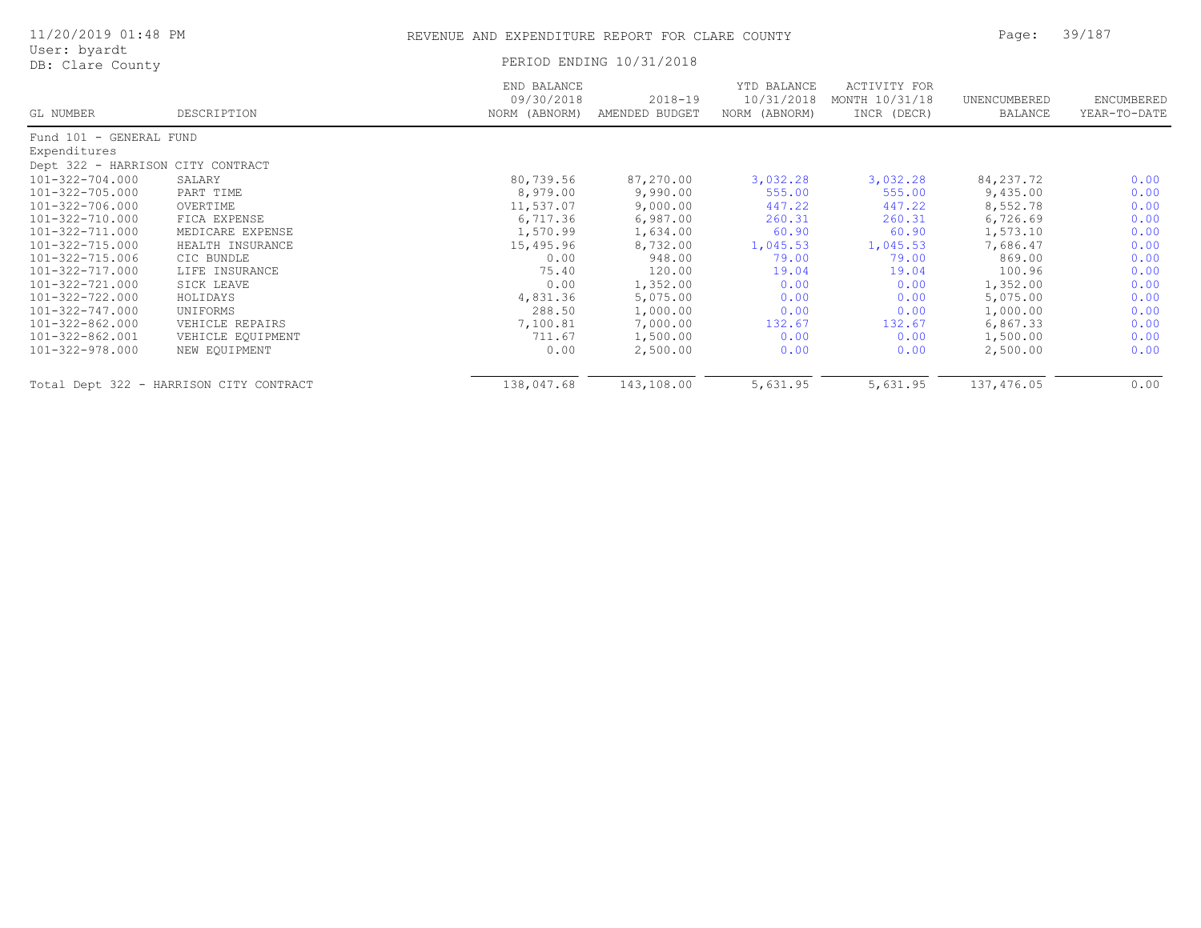# REVENUE AND EXPENDITURE REPORT FOR CLARE COUNTY

PERIOD ENDING 10/31/2018

| GL NUMBER | DESCRIPTION | END BALANCE 09/30/2018 NORM (ABNORM) | 2018-19 AMENDED BUDGET | YTD BALANCE 10/31/2018 NORM (ABNORM) | ACTIVITY FOR MONTH 10/31/18 INCR (DECR) | UNENCUMBERED BALANCE | ENCUMBERED YEAR-TO-DATE |
|---|---|---|---|---|---|---|---|
| Fund 101 - GENERAL FUND | | | | | | | |
| Expenditures | | | | | | | |
| Dept 322 - HARRISON CITY CONTRACT | | | | | | | |
| 101-322-704.000 | SALARY | 80,739.56 | 87,270.00 | 3,032.28 | 3,032.28 | 84,237.72 | 0.00 |
| 101-322-705.000 | PART TIME | 8,979.00 | 9,990.00 | 555.00 | 555.00 | 9,435.00 | 0.00 |
| 101-322-706.000 | OVERTIME | 11,537.07 | 9,000.00 | 447.22 | 447.22 | 8,552.78 | 0.00 |
| 101-322-710.000 | FICA EXPENSE | 6,717.36 | 6,987.00 | 260.31 | 260.31 | 6,726.69 | 0.00 |
| 101-322-711.000 | MEDICARE EXPENSE | 1,570.99 | 1,634.00 | 60.90 | 60.90 | 1,573.10 | 0.00 |
| 101-322-715.000 | HEALTH INSURANCE | 15,495.96 | 8,732.00 | 1,045.53 | 1,045.53 | 7,686.47 | 0.00 |
| 101-322-715.006 | CIC BUNDLE | 0.00 | 948.00 | 79.00 | 79.00 | 869.00 | 0.00 |
| 101-322-717.000 | LIFE INSURANCE | 75.40 | 120.00 | 19.04 | 19.04 | 100.96 | 0.00 |
| 101-322-721.000 | SICK LEAVE | 0.00 | 1,352.00 | 0.00 | 0.00 | 1,352.00 | 0.00 |
| 101-322-722.000 | HOLIDAYS | 4,831.36 | 5,075.00 | 0.00 | 0.00 | 5,075.00 | 0.00 |
| 101-322-747.000 | UNIFORMS | 288.50 | 1,000.00 | 0.00 | 0.00 | 1,000.00 | 0.00 |
| 101-322-862.000 | VEHICLE REPAIRS | 7,100.81 | 7,000.00 | 132.67 | 132.67 | 6,867.33 | 0.00 |
| 101-322-862.001 | VEHICLE EQUIPMENT | 711.67 | 1,500.00 | 0.00 | 0.00 | 1,500.00 | 0.00 |
| 101-322-978.000 | NEW EQUIPMENT | 0.00 | 2,500.00 | 0.00 | 0.00 | 2,500.00 | 0.00 |
| Total Dept 322 - HARRISON CITY CONTRACT | | 138,047.68 | 143,108.00 | 5,631.95 | 5,631.95 | 137,476.05 | 0.00 |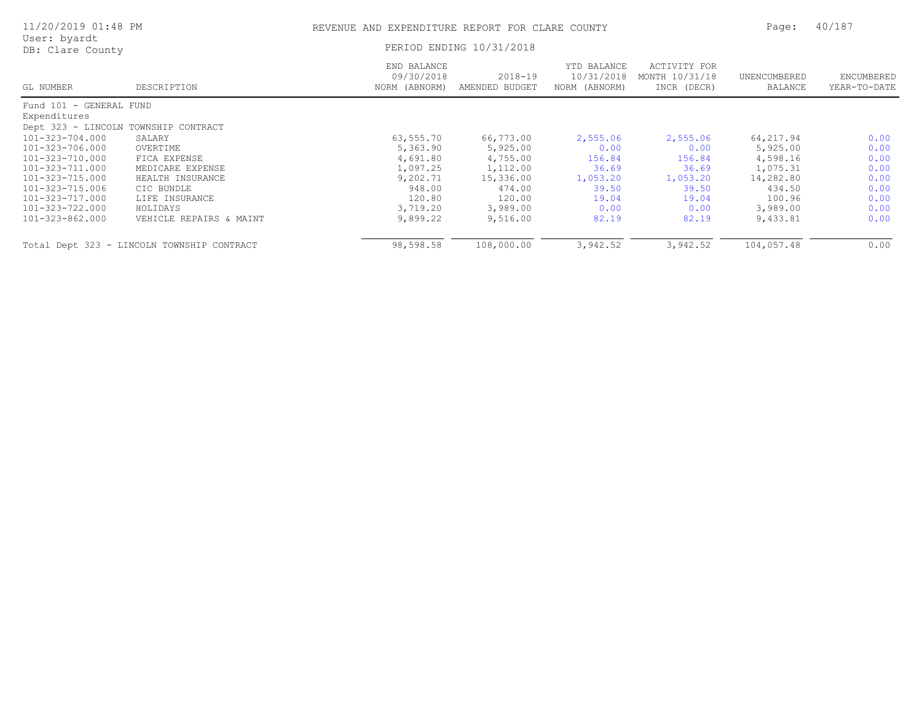# REVENUE AND EXPENDITURE REPORT FOR CLARE COUNTY

11/20/2019 01:48 PM
User: byardt
DB: Clare County

PERIOD ENDING 10/31/2018

| GL NUMBER | DESCRIPTION | END BALANCE 09/30/2018 NORM (ABNORM) | 2018-19 AMENDED BUDGET | YTD BALANCE 10/31/2018 NORM (ABNORM) | ACTIVITY FOR MONTH 10/31/18 INCR (DECR) | UNENCUMBERED BALANCE | ENCUMBERED YEAR-TO-DATE |
|---|---|---|---|---|---|---|---|
| Fund 101 - GENERAL FUND | | | | | | | |
| Expenditures | | | | | | | |
| Dept 323 - LINCOLN TOWNSHIP CONTRACT | | | | | | | |
| 101-323-704.000 | SALARY | 63,555.70 | 66,773.00 | 2,555.06 | 2,555.06 | 64,217.94 | 0.00 |
| 101-323-706.000 | OVERTIME | 5,363.90 | 5,925.00 | 0.00 | 0.00 | 5,925.00 | 0.00 |
| 101-323-710.000 | FICA EXPENSE | 4,691.80 | 4,755.00 | 156.84 | 156.84 | 4,598.16 | 0.00 |
| 101-323-711.000 | MEDICARE EXPENSE | 1,097.25 | 1,112.00 | 36.69 | 36.69 | 1,075.31 | 0.00 |
| 101-323-715.000 | HEALTH INSURANCE | 9,202.71 | 15,336.00 | 1,053.20 | 1,053.20 | 14,282.80 | 0.00 |
| 101-323-715.006 | CIC BUNDLE | 948.00 | 474.00 | 39.50 | 39.50 | 434.50 | 0.00 |
| 101-323-717.000 | LIFE INSURANCE | 120.80 | 120.00 | 19.04 | 19.04 | 100.96 | 0.00 |
| 101-323-722.000 | HOLIDAYS | 3,719.20 | 3,989.00 | 0.00 | 0.00 | 3,989.00 | 0.00 |
| 101-323-862.000 | VEHICLE REPAIRS & MAINT | 9,899.22 | 9,516.00 | 82.19 | 82.19 | 9,433.81 | 0.00 |
| Total Dept 323 - LINCOLN TOWNSHIP CONTRACT | | 98,598.58 | 108,000.00 | 3,942.52 | 3,942.52 | 104,057.48 | 0.00 |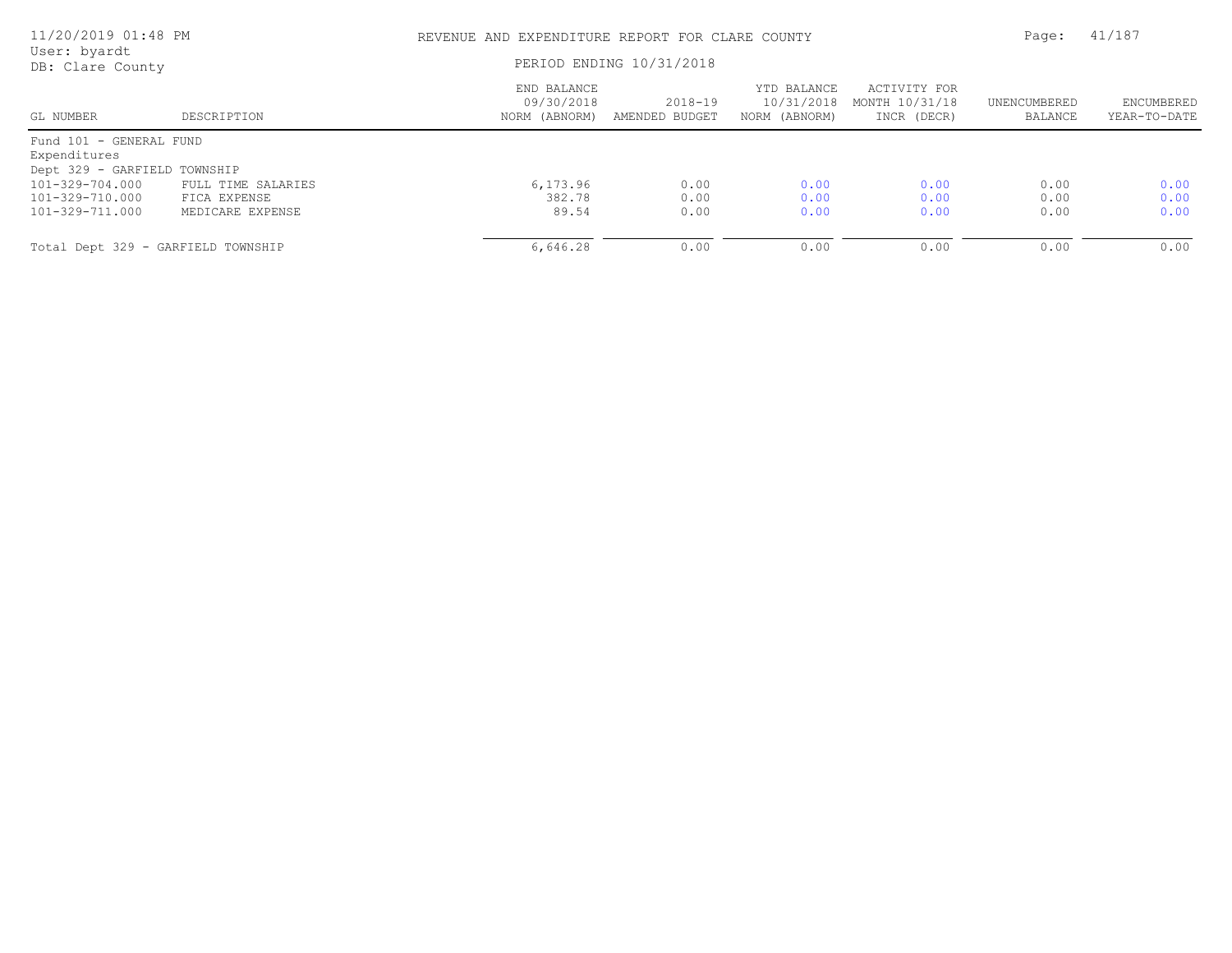REVENUE AND EXPENDITURE REPORT FOR CLARE COUNTY

PERIOD ENDING 10/31/2018

User: byardt
DB: Clare County

| GL NUMBER | DESCRIPTION | END BALANCE 09/30/2018 NORM (ABNORM) | 2018-19 AMENDED BUDGET | YTD BALANCE 10/31/2018 NORM (ABNORM) | ACTIVITY FOR MONTH 10/31/18 INCR (DECR) | UNENCUMBERED BALANCE | ENCUMBERED YEAR-TO-DATE |
|---|---|---|---|---|---|---|---|
| Fund 101 - GENERAL FUND | | | | | | | |
| Expenditures | | | | | | | |
| Dept 329 - GARFIELD TOWNSHIP | | | | | | | |
| 101-329-704.000 | FULL TIME SALARIES | 6,173.96 | 0.00 | 0.00 | 0.00 | 0.00 | 0.00 |
| 101-329-710.000 | FICA EXPENSE | 382.78 | 0.00 | 0.00 | 0.00 | 0.00 | 0.00 |
| 101-329-711.000 | MEDICARE EXPENSE | 89.54 | 0.00 | 0.00 | 0.00 | 0.00 | 0.00 |
| Total Dept 329 - GARFIELD TOWNSHIP | | 6,646.28 | 0.00 | 0.00 | 0.00 | 0.00 | 0.00 |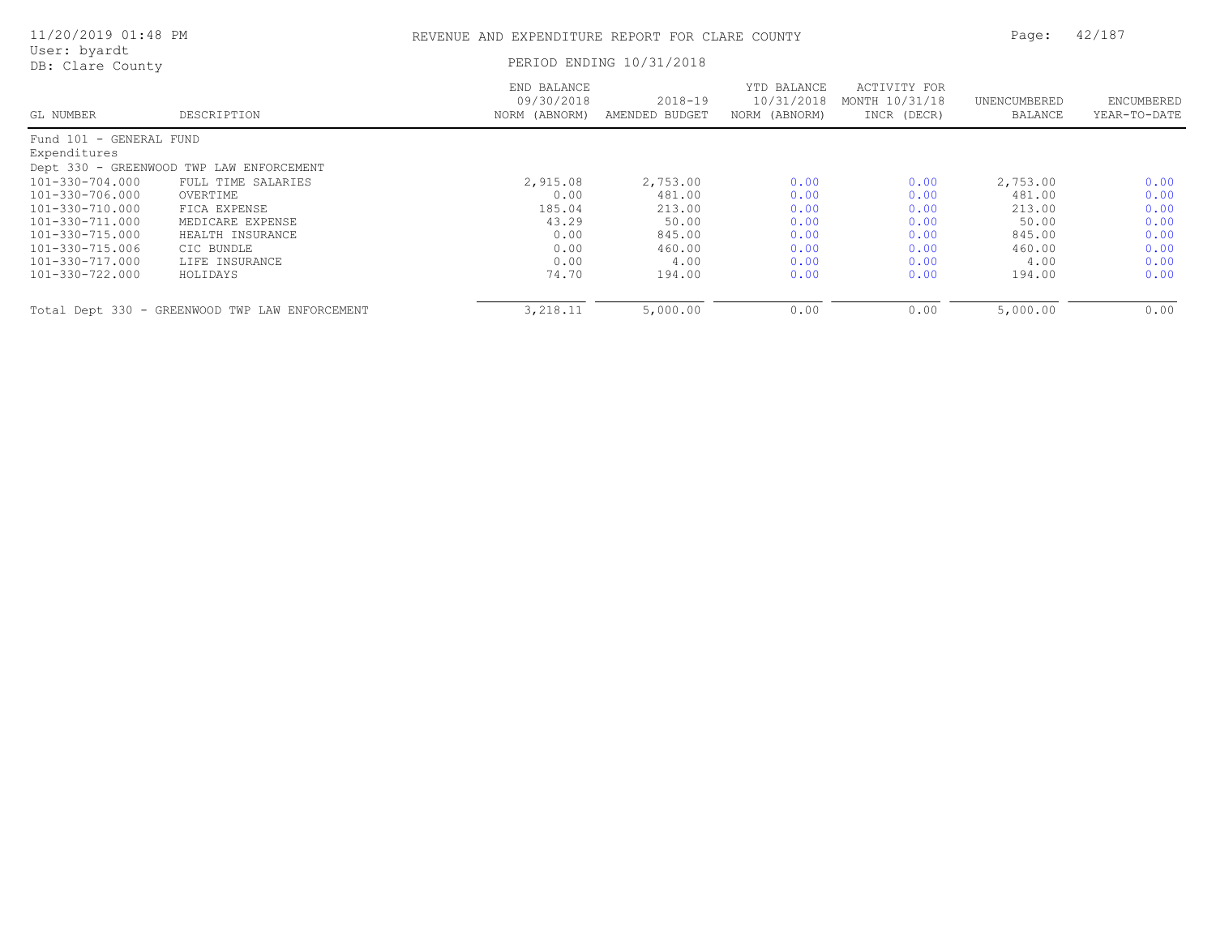# REVENUE AND EXPENDITURE REPORT FOR CLARE COUNTY

11/20/2019 01:48 PM
User: byardt
DB: Clare County

PERIOD ENDING 10/31/2018

| GL NUMBER | DESCRIPTION | END BALANCE 09/30/2018 NORM (ABNORM) | 2018-19 AMENDED BUDGET | YTD BALANCE 10/31/2018 NORM (ABNORM) | ACTIVITY FOR MONTH 10/31/18 INCR (DECR) | UNENCUMBERED BALANCE | ENCUMBERED YEAR-TO-DATE |
|---|---|---|---|---|---|---|---|
| Fund 101 - GENERAL FUND | | | | | | | |
| Expenditures | | | | | | | |
| Dept 330 - GREENWOOD TWP LAW ENFORCEMENT | | | | | | | |
| 101-330-704.000 | FULL TIME SALARIES | 2,915.08 | 2,753.00 | 0.00 | 0.00 | 2,753.00 | 0.00 |
| 101-330-706.000 | OVERTIME | 0.00 | 481.00 | 0.00 | 0.00 | 481.00 | 0.00 |
| 101-330-710.000 | FICA EXPENSE | 185.04 | 213.00 | 0.00 | 0.00 | 213.00 | 0.00 |
| 101-330-711.000 | MEDICARE EXPENSE | 43.29 | 50.00 | 0.00 | 0.00 | 50.00 | 0.00 |
| 101-330-715.000 | HEALTH INSURANCE | 0.00 | 845.00 | 0.00 | 0.00 | 845.00 | 0.00 |
| 101-330-715.006 | CIC BUNDLE | 0.00 | 460.00 | 0.00 | 0.00 | 460.00 | 0.00 |
| 101-330-717.000 | LIFE INSURANCE | 0.00 | 4.00 | 0.00 | 0.00 | 4.00 | 0.00 |
| 101-330-722.000 | HOLIDAYS | 74.70 | 194.00 | 0.00 | 0.00 | 194.00 | 0.00 |
| Total Dept 330 - GREENWOOD TWP LAW ENFORCEMENT | | 3,218.11 | 5,000.00 | 0.00 | 0.00 | 5,000.00 | 0.00 |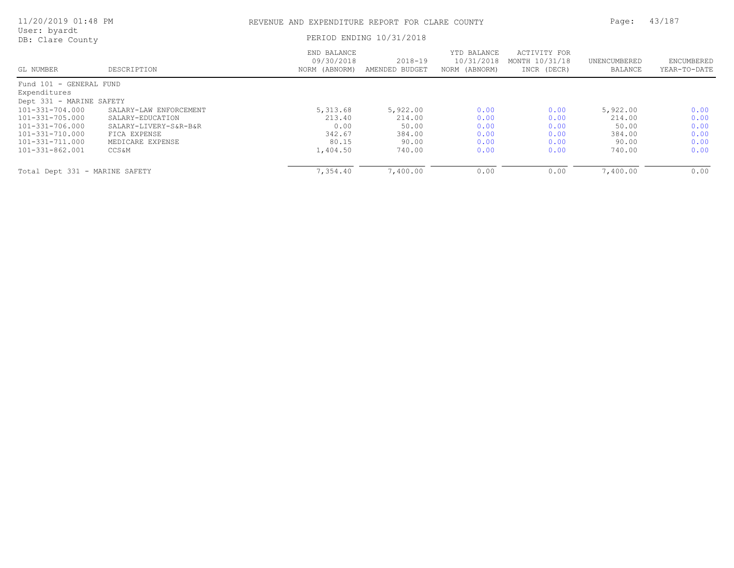REVENUE AND EXPENDITURE REPORT FOR CLARE COUNTY

PERIOD ENDING 10/31/2018

| GL NUMBER | DESCRIPTION | END BALANCE 09/30/2018 NORM (ABNORM) | 2018-19 AMENDED BUDGET | YTD BALANCE 10/31/2018 NORM (ABNORM) | ACTIVITY FOR MONTH 10/31/18 INCR (DECR) | UNENCUMBERED BALANCE | ENCUMBERED YEAR-TO-DATE |
|---|---|---|---|---|---|---|---|
| Fund 101 - GENERAL FUND | | | | | | | |
| Expenditures | | | | | | | |
| Dept 331 - MARINE SAFETY | | | | | | | |
| 101-331-704.000 | SALARY-LAW ENFORCEMENT | 5,313.68 | 5,922.00 | 0.00 | 0.00 | 5,922.00 | 0.00 |
| 101-331-705.000 | SALARY-EDUCATION | 213.40 | 214.00 | 0.00 | 0.00 | 214.00 | 0.00 |
| 101-331-706.000 | SALARY-LIVERY-S&R-B&R | 0.00 | 50.00 | 0.00 | 0.00 | 50.00 | 0.00 |
| 101-331-710.000 | FICA EXPENSE | 342.67 | 384.00 | 0.00 | 0.00 | 384.00 | 0.00 |
| 101-331-711.000 | MEDICARE EXPENSE | 80.15 | 90.00 | 0.00 | 0.00 | 90.00 | 0.00 |
| 101-331-862.001 | CCS&M | 1,404.50 | 740.00 | 0.00 | 0.00 | 740.00 | 0.00 |
| Total Dept 331 - MARINE SAFETY | | 7,354.40 | 7,400.00 | 0.00 | 0.00 | 7,400.00 | 0.00 |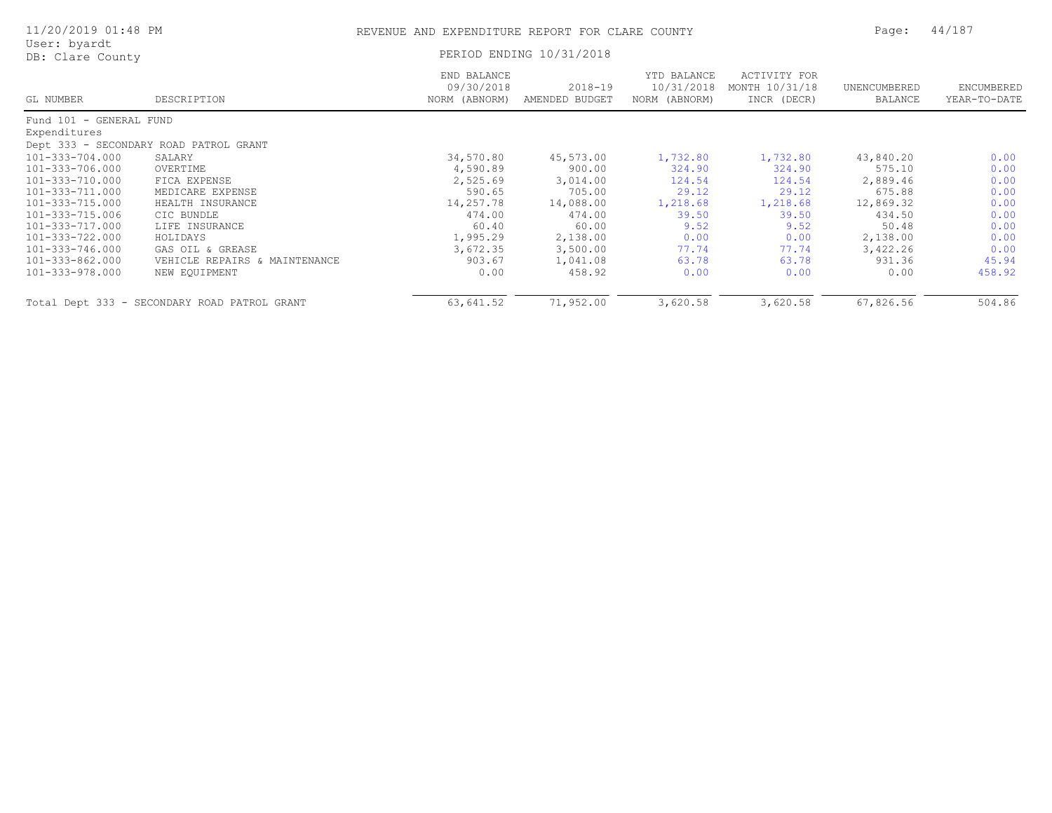REVENUE AND EXPENDITURE REPORT FOR CLARE COUNTY

PERIOD ENDING 10/31/2018

User: byardt
DB: Clare County

| GL NUMBER | DESCRIPTION | END BALANCE 09/30/2018 NORM (ABNORM) | 2018-19 AMENDED BUDGET | YTD BALANCE 10/31/2018 NORM (ABNORM) | ACTIVITY FOR MONTH 10/31/18 INCR (DECR) | UNENCUMBERED BALANCE | ENCUMBERED YEAR-TO-DATE |
|---|---|---|---|---|---|---|---|
| Fund 101 - GENERAL FUND | | | | | | | |
| Expenditures | | | | | | | |
| Dept 333 - SECONDARY ROAD PATROL GRANT | | | | | | | |
| 101-333-704.000 | SALARY | 34,570.80 | 45,573.00 | 1,732.80 | 1,732.80 | 43,840.20 | 0.00 |
| 101-333-706.000 | OVERTIME | 4,590.89 | 900.00 | 324.90 | 324.90 | 575.10 | 0.00 |
| 101-333-710.000 | FICA EXPENSE | 2,525.69 | 3,014.00 | 124.54 | 124.54 | 2,889.46 | 0.00 |
| 101-333-711.000 | MEDICARE EXPENSE | 590.65 | 705.00 | 29.12 | 29.12 | 675.88 | 0.00 |
| 101-333-715.000 | HEALTH INSURANCE | 14,257.78 | 14,088.00 | 1,218.68 | 1,218.68 | 12,869.32 | 0.00 |
| 101-333-715.006 | CIC BUNDLE | 474.00 | 474.00 | 39.50 | 39.50 | 434.50 | 0.00 |
| 101-333-717.000 | LIFE INSURANCE | 60.40 | 60.00 | 9.52 | 9.52 | 50.48 | 0.00 |
| 101-333-722.000 | HOLIDAYS | 1,995.29 | 2,138.00 | 0.00 | 0.00 | 2,138.00 | 0.00 |
| 101-333-746.000 | GAS OIL & GREASE | 3,672.35 | 3,500.00 | 77.74 | 77.74 | 3,422.26 | 0.00 |
| 101-333-862.000 | VEHICLE REPAIRS & MAINTENANCE | 903.67 | 1,041.08 | 63.78 | 63.78 | 931.36 | 45.94 |
| 101-333-978.000 | NEW EQUIPMENT | 0.00 | 458.92 | 0.00 | 0.00 | 0.00 | 458.92 |
| Total Dept 333 - SECONDARY ROAD PATROL GRANT | | 63,641.52 | 71,952.00 | 3,620.58 | 3,620.58 | 67,826.56 | 504.86 |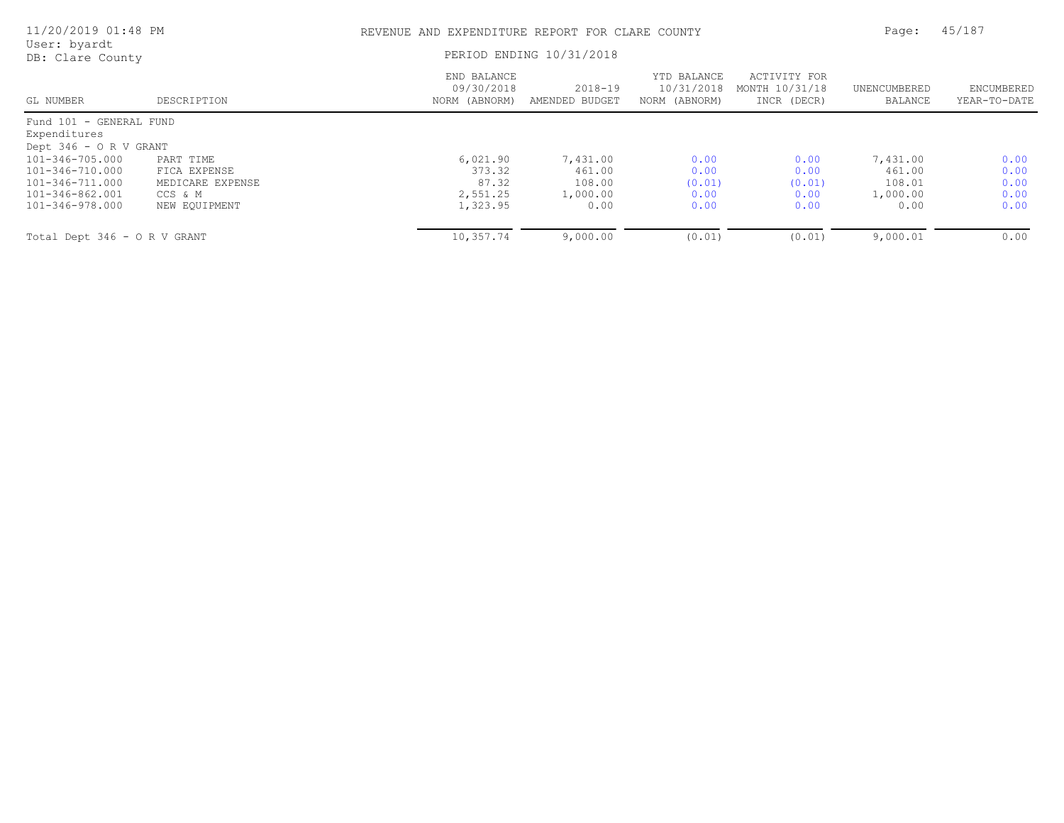# REVENUE AND EXPENDITURE REPORT FOR CLARE COUNTY

11/20/2019 01:48 PM
User: byardt
DB: Clare County

PERIOD ENDING 10/31/2018

| GL NUMBER | DESCRIPTION | END BALANCE 09/30/2018 NORM (ABNORM) | 2018-19 AMENDED BUDGET | YTD BALANCE 10/31/2018 NORM (ABNORM) | ACTIVITY FOR MONTH 10/31/18 INCR (DECR) | UNENCUMBERED BALANCE | ENCUMBERED YEAR-TO-DATE |
|---|---|---|---|---|---|---|---|
| Fund 101 - GENERAL FUND | | | | | | | |
| Expenditures | | | | | | | |
| Dept 346 - O R V GRANT | | | | | | | |
| 101-346-705.000 | PART TIME | 6,021.90 | 7,431.00 | 0.00 | 0.00 | 7,431.00 | 0.00 |
| 101-346-710.000 | FICA EXPENSE | 373.32 | 461.00 | 0.00 | 0.00 | 461.00 | 0.00 |
| 101-346-711.000 | MEDICARE EXPENSE | 87.32 | 108.00 | (0.01) | (0.01) | 108.01 | 0.00 |
| 101-346-862.001 | CCS & M | 2,551.25 | 1,000.00 | 0.00 | 0.00 | 1,000.00 | 0.00 |
| 101-346-978.000 | NEW EQUIPMENT | 1,323.95 | 0.00 | 0.00 | 0.00 | 0.00 | 0.00 |
| Total Dept 346 - O R V GRANT | | 10,357.74 | 9,000.00 | (0.01) | (0.01) | 9,000.01 | 0.00 |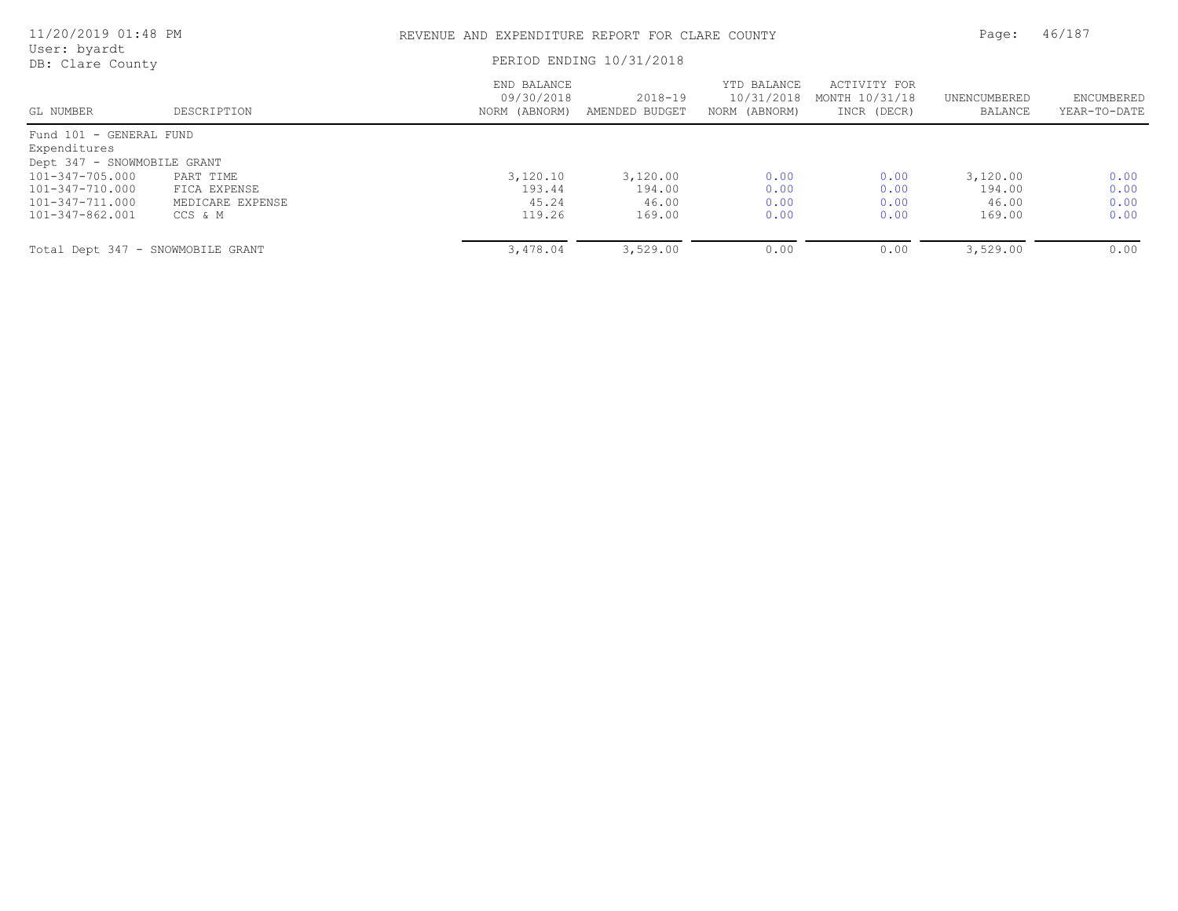# REVENUE AND EXPENDITURE REPORT FOR CLARE COUNTY

PERIOD ENDING 10/31/2018

| GL NUMBER | DESCRIPTION | END BALANCE 09/30/2018 NORM (ABNORM) | 2018-19 AMENDED BUDGET | YTD BALANCE 10/31/2018 NORM (ABNORM) | ACTIVITY FOR MONTH 10/31/18 INCR (DECR) | UNENCUMBERED BALANCE | ENCUMBERED YEAR-TO-DATE |
|---|---|---|---|---|---|---|---|
| Fund 101 - GENERAL FUND | | | | | | | |
| Expenditures | | | | | | | |
| Dept 347 - SNOWMOBILE GRANT | | | | | | | |
| 101-347-705.000 | PART TIME | 3,120.10 | 3,120.00 | 0.00 | 0.00 | 3,120.00 | 0.00 |
| 101-347-710.000 | FICA EXPENSE | 193.44 | 194.00 | 0.00 | 0.00 | 194.00 | 0.00 |
| 101-347-711.000 | MEDICARE EXPENSE | 45.24 | 46.00 | 0.00 | 0.00 | 46.00 | 0.00 |
| 101-347-862.001 | CCS & M | 119.26 | 169.00 | 0.00 | 0.00 | 169.00 | 0.00 |
| Total Dept 347 - SNOWMOBILE GRANT | | 3,478.04 | 3,529.00 | 0.00 | 0.00 | 3,529.00 | 0.00 |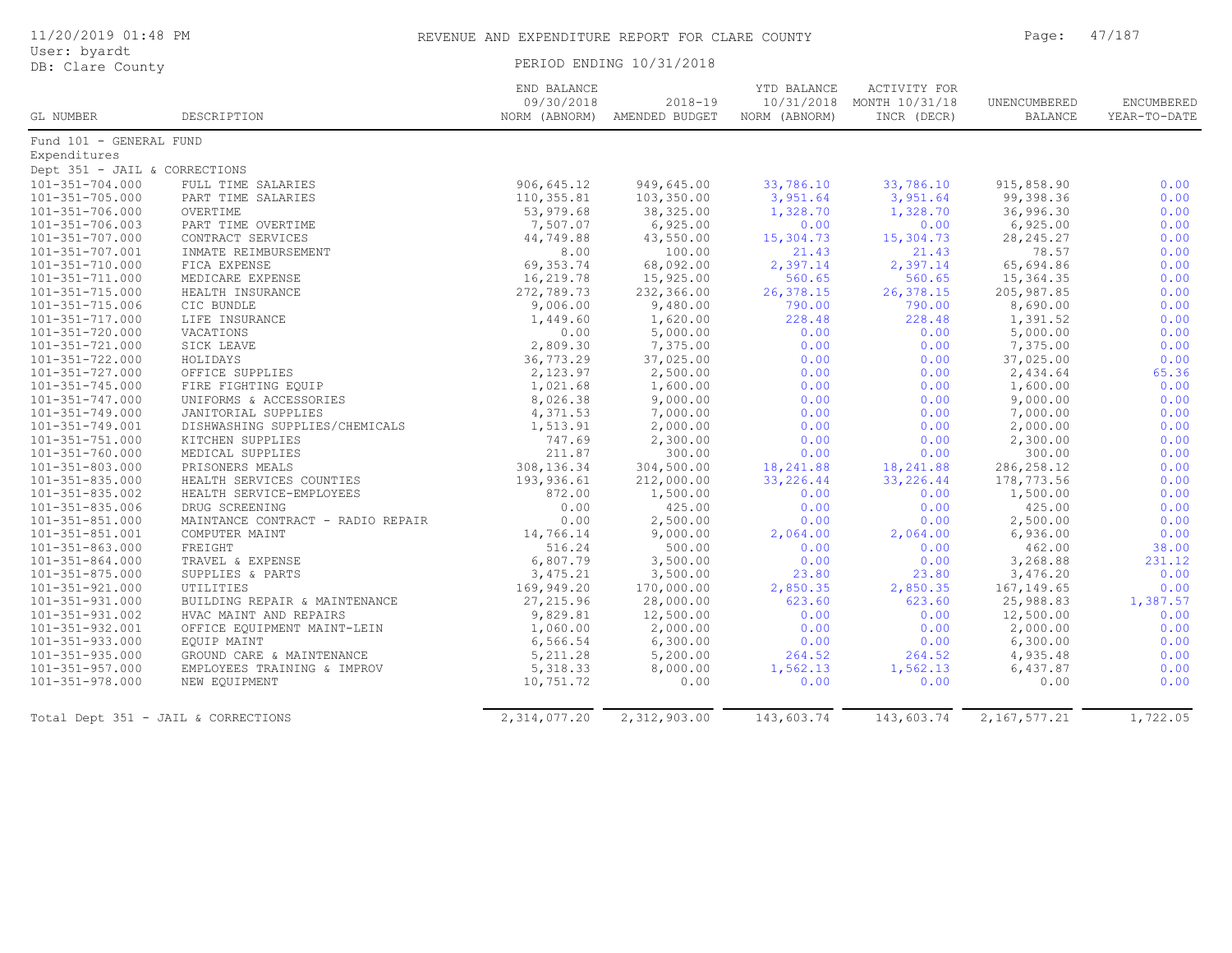# REVENUE AND EXPENDITURE REPORT FOR CLARE COUNTY

PERIOD ENDING 10/31/2018

11/20/2019 01:48 PM
User: byardt
DB: Clare County

| GL NUMBER | DESCRIPTION | END BALANCE 09/30/2018 NORM (ABNORM) | 2018-19 AMENDED BUDGET | YTD BALANCE 10/31/2018 NORM (ABNORM) | ACTIVITY FOR MONTH 10/31/18 INCR (DECR) | UNENCUMBERED BALANCE | ENCUMBERED YEAR-TO-DATE |
|---|---|---|---|---|---|---|---|
| Fund 101 - GENERAL FUND | | | | | | | |
| Expenditures | | | | | | | |
| Dept 351 - JAIL & CORRECTIONS | | | | | | | |
| 101-351-704.000 | FULL TIME SALARIES | 906,645.12 | 949,645.00 | 33,786.10 | 33,786.10 | 915,858.90 | 0.00 |
| 101-351-705.000 | PART TIME SALARIES | 110,355.81 | 103,350.00 | 3,951.64 | 3,951.64 | 99,398.36 | 0.00 |
| 101-351-706.000 | OVERTIME | 53,979.68 | 38,325.00 | 1,328.70 | 1,328.70 | 36,996.30 | 0.00 |
| 101-351-706.003 | PART TIME OVERTIME | 7,507.07 | 6,925.00 | 0.00 | 0.00 | 6,925.00 | 0.00 |
| 101-351-707.000 | CONTRACT SERVICES | 44,749.88 | 43,550.00 | 15,304.73 | 15,304.73 | 28,245.27 | 0.00 |
| 101-351-707.001 | INMATE REIMBURSEMENT | 8.00 | 100.00 | 21.43 | 21.43 | 78.57 | 0.00 |
| 101-351-710.000 | FICA EXPENSE | 69,353.74 | 68,092.00 | 2,397.14 | 2,397.14 | 65,694.86 | 0.00 |
| 101-351-711.000 | MEDICARE EXPENSE | 16,219.78 | 15,925.00 | 560.65 | 560.65 | 15,364.35 | 0.00 |
| 101-351-715.000 | HEALTH INSURANCE | 272,789.73 | 232,366.00 | 26,378.15 | 26,378.15 | 205,987.85 | 0.00 |
| 101-351-715.006 | CIC BUNDLE | 9,006.00 | 9,480.00 | 790.00 | 790.00 | 8,690.00 | 0.00 |
| 101-351-717.000 | LIFE INSURANCE | 1,449.60 | 1,620.00 | 228.48 | 228.48 | 1,391.52 | 0.00 |
| 101-351-720.000 | VACATIONS | 0.00 | 5,000.00 | 0.00 | 0.00 | 5,000.00 | 0.00 |
| 101-351-721.000 | SICK LEAVE | 2,809.30 | 7,375.00 | 0.00 | 0.00 | 7,375.00 | 0.00 |
| 101-351-722.000 | HOLIDAYS | 36,773.29 | 37,025.00 | 0.00 | 0.00 | 37,025.00 | 0.00 |
| 101-351-727.000 | OFFICE SUPPLIES | 2,123.97 | 2,500.00 | 0.00 | 0.00 | 2,434.64 | 65.36 |
| 101-351-745.000 | FIRE FIGHTING EQUIP | 1,021.68 | 1,600.00 | 0.00 | 0.00 | 1,600.00 | 0.00 |
| 101-351-747.000 | UNIFORMS & ACCESSORIES | 8,026.38 | 9,000.00 | 0.00 | 0.00 | 9,000.00 | 0.00 |
| 101-351-749.000 | JANITORIAL SUPPLIES | 4,371.53 | 7,000.00 | 0.00 | 0.00 | 7,000.00 | 0.00 |
| 101-351-749.001 | DISHWASHING SUPPLIES/CHEMICALS | 1,513.91 | 2,000.00 | 0.00 | 0.00 | 2,000.00 | 0.00 |
| 101-351-751.000 | KITCHEN SUPPLIES | 747.69 | 2,300.00 | 0.00 | 0.00 | 2,300.00 | 0.00 |
| 101-351-760.000 | MEDICAL SUPPLIES | 211.87 | 300.00 | 0.00 | 0.00 | 300.00 | 0.00 |
| 101-351-803.000 | PRISONERS MEALS | 308,136.34 | 304,500.00 | 18,241.88 | 18,241.88 | 286,258.12 | 0.00 |
| 101-351-835.000 | HEALTH SERVICES COUNTIES | 193,936.61 | 212,000.00 | 33,226.44 | 33,226.44 | 178,773.56 | 0.00 |
| 101-351-835.002 | HEALTH SERVICE-EMPLOYEES | 872.00 | 1,500.00 | 0.00 | 0.00 | 1,500.00 | 0.00 |
| 101-351-835.006 | DRUG SCREENING | 0.00 | 425.00 | 0.00 | 0.00 | 425.00 | 0.00 |
| 101-351-851.000 | MAINTANCE CONTRACT - RADIO REPAIR | 0.00 | 2,500.00 | 0.00 | 0.00 | 2,500.00 | 0.00 |
| 101-351-851.001 | COMPUTER MAINT | 14,766.14 | 9,000.00 | 2,064.00 | 2,064.00 | 6,936.00 | 0.00 |
| 101-351-863.000 | FREIGHT | 516.24 | 500.00 | 0.00 | 0.00 | 462.00 | 38.00 |
| 101-351-864.000 | TRAVEL & EXPENSE | 6,807.79 | 3,500.00 | 0.00 | 0.00 | 3,268.88 | 231.12 |
| 101-351-875.000 | SUPPLIES & PARTS | 3,475.21 | 3,500.00 | 23.80 | 23.80 | 3,476.20 | 0.00 |
| 101-351-921.000 | UTILITIES | 169,949.20 | 170,000.00 | 2,850.35 | 2,850.35 | 167,149.65 | 0.00 |
| 101-351-931.000 | BUILDING REPAIR & MAINTENANCE | 27,215.96 | 28,000.00 | 623.60 | 623.60 | 25,988.83 | 1,387.57 |
| 101-351-931.002 | HVAC MAINT AND REPAIRS | 9,829.81 | 12,500.00 | 0.00 | 0.00 | 12,500.00 | 0.00 |
| 101-351-932.001 | OFFICE EQUIPMENT MAINT-LEIN | 1,060.00 | 2,000.00 | 0.00 | 0.00 | 2,000.00 | 0.00 |
| 101-351-933.000 | EQUIP MAINT | 6,566.54 | 6,300.00 | 0.00 | 0.00 | 6,300.00 | 0.00 |
| 101-351-935.000 | GROUND CARE & MAINTENANCE | 5,211.28 | 5,200.00 | 264.52 | 264.52 | 4,935.48 | 0.00 |
| 101-351-957.000 | EMPLOYEES TRAINING & IMPROV | 5,318.33 | 8,000.00 | 1,562.13 | 1,562.13 | 6,437.87 | 0.00 |
| 101-351-978.000 | NEW EQUIPMENT | 10,751.72 | 0.00 | 0.00 | 0.00 | 0.00 | 0.00 |
| Total Dept 351 - JAIL & CORRECTIONS | | 2,314,077.20 | 2,312,903.00 | 143,603.74 | 143,603.74 | 2,167,577.21 | 1,722.05 |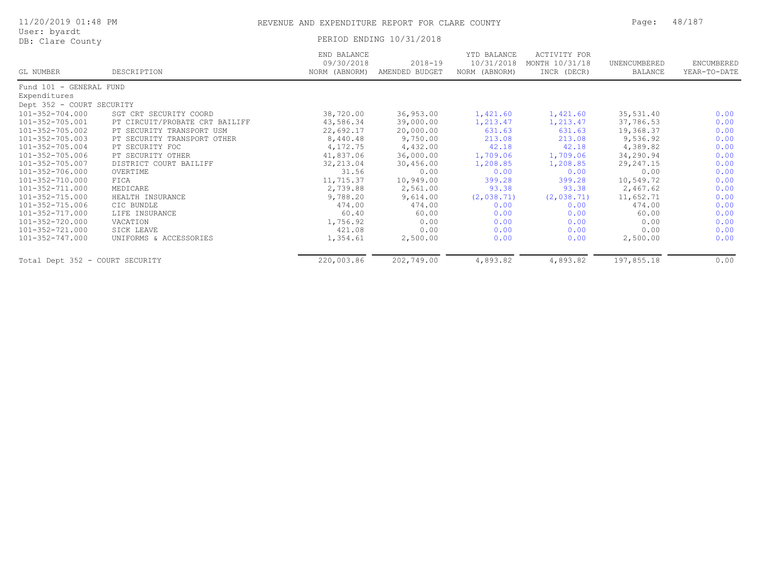# REVENUE AND EXPENDITURE REPORT FOR CLARE COUNTY

PERIOD ENDING 10/31/2018

User: byardt
DB: Clare County

| GL NUMBER | DESCRIPTION | END BALANCE 09/30/2018 NORM (ABNORM) | 2018-19 AMENDED BUDGET | YTD BALANCE 10/31/2018 NORM (ABNORM) | ACTIVITY FOR MONTH 10/31/18 INCR (DECR) | UNENCUMBERED BALANCE | ENCUMBERED YEAR-TO-DATE |
|---|---|---|---|---|---|---|---|
| Fund 101 - GENERAL FUND | | | | | | | |
| Expenditures | | | | | | | |
| Dept 352 - COURT SECURITY | | | | | | | |
| 101-352-704.000 | SGT CRT SECURITY COORD | 38,720.00 | 36,953.00 | 1,421.60 | 1,421.60 | 35,531.40 | 0.00 |
| 101-352-705.001 | PT CIRCUIT/PROBATE CRT BAILIFF | 43,586.34 | 39,000.00 | 1,213.47 | 1,213.47 | 37,786.53 | 0.00 |
| 101-352-705.002 | PT SECURITY TRANSPORT USM | 22,692.17 | 20,000.00 | 631.63 | 631.63 | 19,368.37 | 0.00 |
| 101-352-705.003 | PT SECURITY TRANSPORT OTHER | 8,440.48 | 9,750.00 | 213.08 | 213.08 | 9,536.92 | 0.00 |
| 101-352-705.004 | PT SECURITY FOC | 4,172.75 | 4,432.00 | 42.18 | 42.18 | 4,389.82 | 0.00 |
| 101-352-705.006 | PT SECURITY OTHER | 41,837.06 | 36,000.00 | 1,709.06 | 1,709.06 | 34,290.94 | 0.00 |
| 101-352-705.007 | DISTRICT COURT BAILIFF | 32,213.04 | 30,456.00 | 1,208.85 | 1,208.85 | 29,247.15 | 0.00 |
| 101-352-706.000 | OVERTIME | 31.56 | 0.00 | 0.00 | 0.00 | 0.00 | 0.00 |
| 101-352-710.000 | FICA | 11,715.37 | 10,949.00 | 399.28 | 399.28 | 10,549.72 | 0.00 |
| 101-352-711.000 | MEDICARE | 2,739.88 | 2,561.00 | 93.38 | 93.38 | 2,467.62 | 0.00 |
| 101-352-715.000 | HEALTH INSURANCE | 9,788.20 | 9,614.00 | (2,038.71) | (2,038.71) | 11,652.71 | 0.00 |
| 101-352-715.006 | CIC BUNDLE | 474.00 | 474.00 | 0.00 | 0.00 | 474.00 | 0.00 |
| 101-352-717.000 | LIFE INSURANCE | 60.40 | 60.00 | 0.00 | 0.00 | 60.00 | 0.00 |
| 101-352-720.000 | VACATION | 1,756.92 | 0.00 | 0.00 | 0.00 | 0.00 | 0.00 |
| 101-352-721.000 | SICK LEAVE | 421.08 | 0.00 | 0.00 | 0.00 | 0.00 | 0.00 |
| 101-352-747.000 | UNIFORMS & ACCESSORIES | 1,354.61 | 2,500.00 | 0.00 | 0.00 | 2,500.00 | 0.00 |
| Total Dept 352 - COURT SECURITY | | 220,003.86 | 202,749.00 | 4,893.82 | 4,893.82 | 197,855.18 | 0.00 |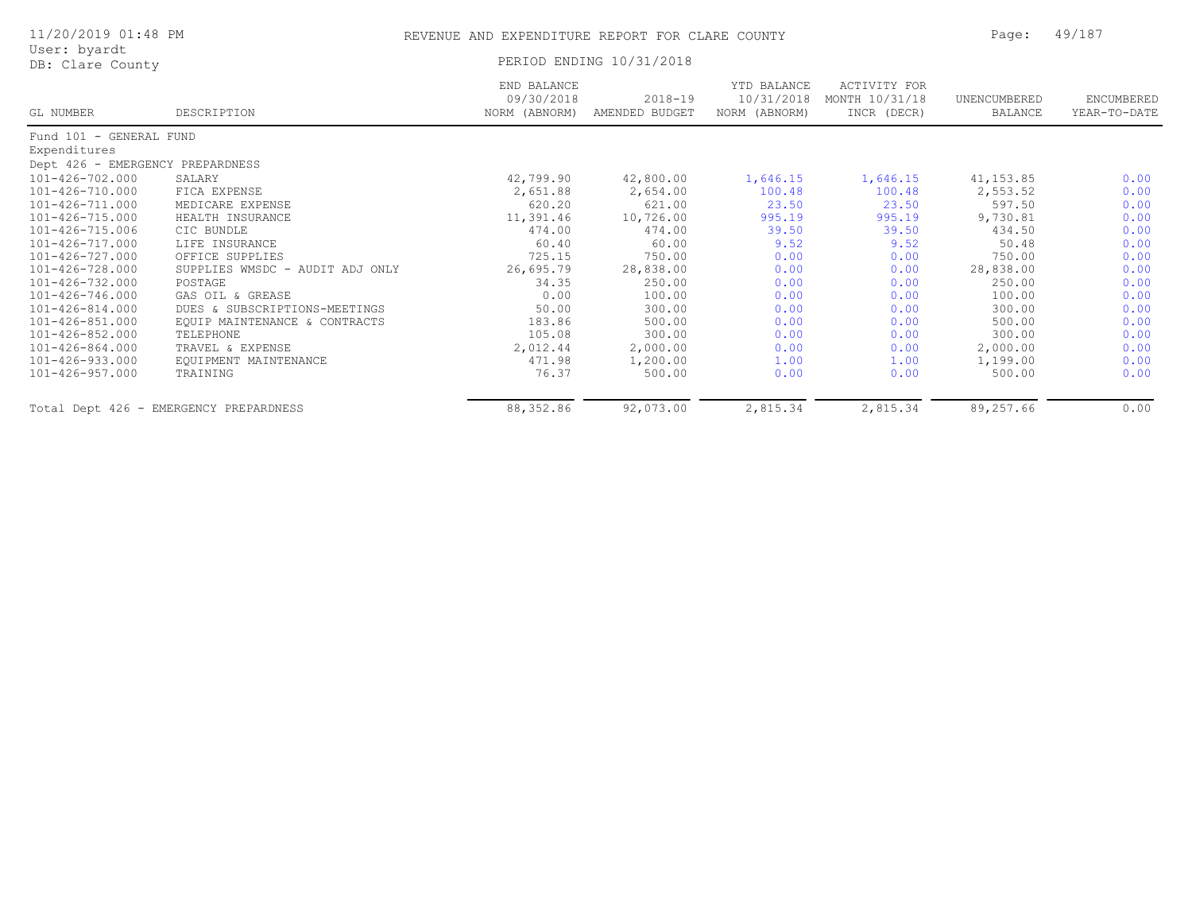# REVENUE AND EXPENDITURE REPORT FOR CLARE COUNTY

11/20/2019 01:48 PM
User: byardt
DB: Clare County

PERIOD ENDING 10/31/2018

| GL NUMBER | DESCRIPTION | END BALANCE 09/30/2018 NORM (ABNORM) | 2018-19 AMENDED BUDGET | YTD BALANCE 10/31/2018 NORM (ABNORM) | ACTIVITY FOR MONTH 10/31/18 INCR (DECR) | UNENCUMBERED BALANCE | ENCUMBERED YEAR-TO-DATE |
|---|---|---|---|---|---|---|---|
| Fund 101 - GENERAL FUND | | | | | | | |
| Expenditures | | | | | | | |
| Dept 426 - EMERGENCY PREPARDNESS | | | | | | | |
| 101-426-702.000 | SALARY | 42,799.90 | 42,800.00 | 1,646.15 | 1,646.15 | 41,153.85 | 0.00 |
| 101-426-710.000 | FICA EXPENSE | 2,651.88 | 2,654.00 | 100.48 | 100.48 | 2,553.52 | 0.00 |
| 101-426-711.000 | MEDICARE EXPENSE | 620.20 | 621.00 | 23.50 | 23.50 | 597.50 | 0.00 |
| 101-426-715.000 | HEALTH INSURANCE | 11,391.46 | 10,726.00 | 995.19 | 995.19 | 9,730.81 | 0.00 |
| 101-426-715.006 | CIC BUNDLE | 474.00 | 474.00 | 39.50 | 39.50 | 434.50 | 0.00 |
| 101-426-717.000 | LIFE INSURANCE | 60.40 | 60.00 | 9.52 | 9.52 | 50.48 | 0.00 |
| 101-426-727.000 | OFFICE SUPPLIES | 725.15 | 750.00 | 0.00 | 0.00 | 750.00 | 0.00 |
| 101-426-728.000 | SUPPLIES WMSDC - AUDIT ADJ ONLY | 26,695.79 | 28,838.00 | 0.00 | 0.00 | 28,838.00 | 0.00 |
| 101-426-732.000 | POSTAGE | 34.35 | 250.00 | 0.00 | 0.00 | 250.00 | 0.00 |
| 101-426-746.000 | GAS OIL & GREASE | 0.00 | 100.00 | 0.00 | 0.00 | 100.00 | 0.00 |
| 101-426-814.000 | DUES & SUBSCRIPTIONS-MEETINGS | 50.00 | 300.00 | 0.00 | 0.00 | 300.00 | 0.00 |
| 101-426-851.000 | EQUIP MAINTENANCE & CONTRACTS | 183.86 | 500.00 | 0.00 | 0.00 | 500.00 | 0.00 |
| 101-426-852.000 | TELEPHONE | 105.08 | 300.00 | 0.00 | 0.00 | 300.00 | 0.00 |
| 101-426-864.000 | TRAVEL & EXPENSE | 2,012.44 | 2,000.00 | 0.00 | 0.00 | 2,000.00 | 0.00 |
| 101-426-933.000 | EQUIPMENT MAINTENANCE | 471.98 | 1,200.00 | 1.00 | 1.00 | 1,199.00 | 0.00 |
| 101-426-957.000 | TRAINING | 76.37 | 500.00 | 0.00 | 0.00 | 500.00 | 0.00 |
| Total Dept 426 - EMERGENCY PREPARDNESS | | 88,352.86 | 92,073.00 | 2,815.34 | 2,815.34 | 89,257.66 | 0.00 |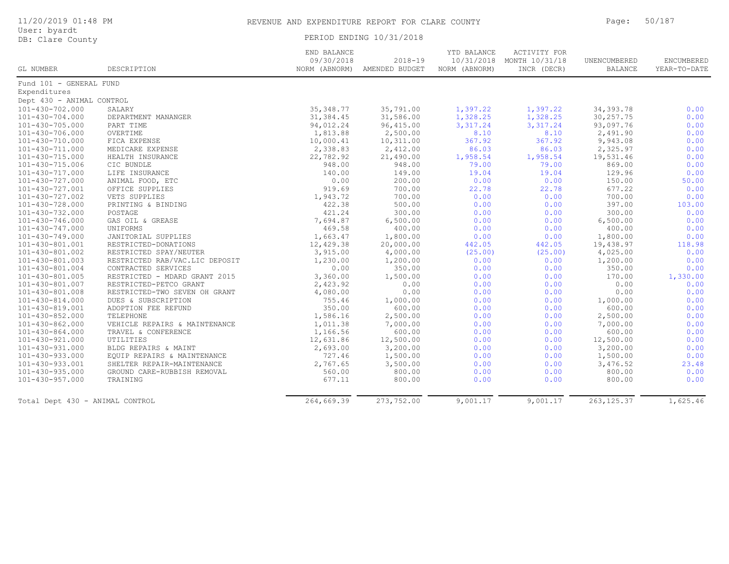# REVENUE AND EXPENDITURE REPORT FOR CLARE COUNTY

11/20/2019 01:48 PM
User: byardt
DB: Clare County

PERIOD ENDING 10/31/2018

| GL NUMBER | DESCRIPTION | END BALANCE 09/30/2018 NORM (ABNORM) | 2018-19 AMENDED BUDGET | YTD BALANCE 10/31/2018 NORM (ABNORM) | ACTIVITY FOR MONTH 10/31/18 INCR (DECR) | UNENCUMBERED BALANCE | ENCUMBERED YEAR-TO-DATE |
|---|---|---|---|---|---|---|---|
| Fund 101 - GENERAL FUND | | | | | | | |
| Expenditures | | | | | | | |
| Dept 430 - ANIMAL CONTROL | | | | | | | |
| 101-430-702.000 | SALARY | 35,348.77 | 35,791.00 | 1,397.22 | 1,397.22 | 34,393.78 | 0.00 |
| 101-430-704.000 | DEPARTMENT MANANGER | 31,384.45 | 31,586.00 | 1,328.25 | 1,328.25 | 30,257.75 | 0.00 |
| 101-430-705.000 | PART TIME | 94,012.24 | 96,415.00 | 3,317.24 | 3,317.24 | 93,097.76 | 0.00 |
| 101-430-706.000 | OVERTIME | 1,813.88 | 2,500.00 | 8.10 | 8.10 | 2,491.90 | 0.00 |
| 101-430-710.000 | FICA EXPENSE | 10,000.41 | 10,311.00 | 367.92 | 367.92 | 9,943.08 | 0.00 |
| 101-430-711.000 | MEDICARE EXPENSE | 2,338.83 | 2,412.00 | 86.03 | 86.03 | 2,325.97 | 0.00 |
| 101-430-715.000 | HEALTH INSURANCE | 22,782.92 | 21,490.00 | 1,958.54 | 1,958.54 | 19,531.46 | 0.00 |
| 101-430-715.006 | CIC BUNDLE | 948.00 | 948.00 | 79.00 | 79.00 | 869.00 | 0.00 |
| 101-430-717.000 | LIFE INSURANCE | 140.00 | 149.00 | 19.04 | 19.04 | 129.96 | 0.00 |
| 101-430-727.000 | ANIMAL FOOD, ETC | 0.00 | 200.00 | 0.00 | 0.00 | 150.00 | 50.00 |
| 101-430-727.001 | OFFICE SUPPLIES | 919.69 | 700.00 | 22.78 | 22.78 | 677.22 | 0.00 |
| 101-430-727.002 | VETS SUPPLIES | 1,943.72 | 700.00 | 0.00 | 0.00 | 700.00 | 0.00 |
| 101-430-728.000 | PRINTING & BINDING | 422.38 | 500.00 | 0.00 | 0.00 | 397.00 | 103.00 |
| 101-430-732.000 | POSTAGE | 421.24 | 300.00 | 0.00 | 0.00 | 300.00 | 0.00 |
| 101-430-746.000 | GAS OIL & GREASE | 7,694.87 | 6,500.00 | 0.00 | 0.00 | 6,500.00 | 0.00 |
| 101-430-747.000 | UNIFORMS | 469.58 | 400.00 | 0.00 | 0.00 | 400.00 | 0.00 |
| 101-430-749.000 | JANITORIAL SUPPLIES | 1,663.47 | 1,800.00 | 0.00 | 0.00 | 1,800.00 | 0.00 |
| 101-430-801.001 | RESTRICTED-DONATIONS | 12,429.38 | 20,000.00 | 442.05 | 442.05 | 19,438.97 | 118.98 |
| 101-430-801.002 | RESTRICTED SPAY/NEUTER | 3,915.00 | 4,000.00 | (25.00) | (25.00) | 4,025.00 | 0.00 |
| 101-430-801.003 | RESTRICTED RAB/VAC.LIC DEPOSIT | 1,230.00 | 1,200.00 | 0.00 | 0.00 | 1,200.00 | 0.00 |
| 101-430-801.004 | CONTRACTED SERVICES | 0.00 | 350.00 | 0.00 | 0.00 | 350.00 | 0.00 |
| 101-430-801.005 | RESTRICTED - MDARD GRANT 2015 | 3,360.00 | 1,500.00 | 0.00 | 0.00 | 170.00 | 1,330.00 |
| 101-430-801.007 | RESTRICTED-PETCO GRANT | 2,423.92 | 0.00 | 0.00 | 0.00 | 0.00 | 0.00 |
| 101-430-801.008 | RESTRICTED-TWO SEVEN OH GRANT | 4,080.00 | 0.00 | 0.00 | 0.00 | 0.00 | 0.00 |
| 101-430-814.000 | DUES & SUBSCRIPTION | 755.46 | 1,000.00 | 0.00 | 0.00 | 1,000.00 | 0.00 |
| 101-430-819.001 | ADOPTION FEE REFUND | 350.00 | 600.00 | 0.00 | 0.00 | 600.00 | 0.00 |
| 101-430-852.000 | TELEPHONE | 1,586.16 | 2,500.00 | 0.00 | 0.00 | 2,500.00 | 0.00 |
| 101-430-862.000 | VEHICLE REPAIRS & MAINTENANCE | 1,011.38 | 7,000.00 | 0.00 | 0.00 | 7,000.00 | 0.00 |
| 101-430-864.000 | TRAVEL & CONFERENCE | 1,166.56 | 600.00 | 0.00 | 0.00 | 600.00 | 0.00 |
| 101-430-921.000 | UTILITIES | 12,631.86 | 12,500.00 | 0.00 | 0.00 | 12,500.00 | 0.00 |
| 101-430-931.000 | BLDG REPAIRS & MAINT | 2,693.00 | 3,200.00 | 0.00 | 0.00 | 3,200.00 | 0.00 |
| 101-430-933.000 | EQUIP REPAIRS & MAINTENANCE | 727.46 | 1,500.00 | 0.00 | 0.00 | 1,500.00 | 0.00 |
| 101-430-933.001 | SHELTER REPAIR-MAINTENANCE | 2,767.65 | 3,500.00 | 0.00 | 0.00 | 3,476.52 | 23.48 |
| 101-430-935.000 | GROUND CARE-RUBBISH REMOVAL | 560.00 | 800.00 | 0.00 | 0.00 | 800.00 | 0.00 |
| 101-430-957.000 | TRAINING | 677.11 | 800.00 | 0.00 | 0.00 | 800.00 | 0.00 |
| Total Dept 430 - ANIMAL CONTROL | | 264,669.39 | 273,752.00 | 9,001.17 | 9,001.17 | 263,125.37 | 1,625.46 |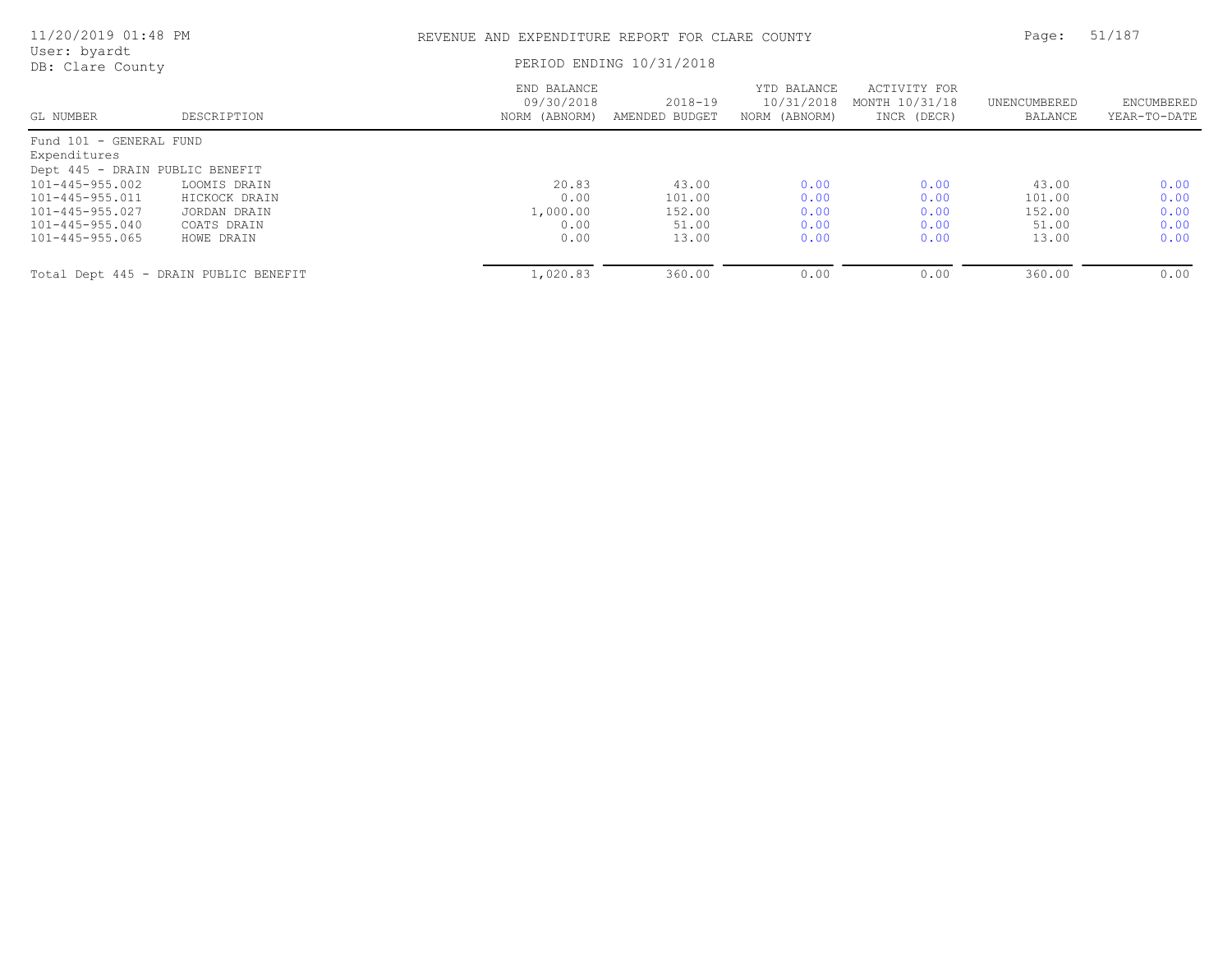# REVENUE AND EXPENDITURE REPORT FOR CLARE COUNTY

11/20/2019 01:48 PM
User: byardt
DB: Clare County

PERIOD ENDING 10/31/2018

| GL NUMBER | DESCRIPTION | END BALANCE 09/30/2018 NORM (ABNORM) | 2018-19 AMENDED BUDGET | YTD BALANCE 10/31/2018 NORM (ABNORM) | ACTIVITY FOR MONTH 10/31/18 INCR (DECR) | UNENCUMBERED BALANCE | ENCUMBERED YEAR-TO-DATE |
|---|---|---|---|---|---|---|---|
| Fund 101 - GENERAL FUND | | | | | | | |
| Expenditures | | | | | | | |
| Dept 445 - DRAIN PUBLIC BENEFIT | | | | | | | |
| 101-445-955.002 | LOOMIS DRAIN | 20.83 | 43.00 | 0.00 | 0.00 | 43.00 | 0.00 |
| 101-445-955.011 | HICKOCK DRAIN | 0.00 | 101.00 | 0.00 | 0.00 | 101.00 | 0.00 |
| 101-445-955.027 | JORDAN DRAIN | 1,000.00 | 152.00 | 0.00 | 0.00 | 152.00 | 0.00 |
| 101-445-955.040 | COATS DRAIN | 0.00 | 51.00 | 0.00 | 0.00 | 51.00 | 0.00 |
| 101-445-955.065 | HOWE DRAIN | 0.00 | 13.00 | 0.00 | 0.00 | 13.00 | 0.00 |
| Total Dept 445 - DRAIN PUBLIC BENEFIT | | 1,020.83 | 360.00 | 0.00 | 0.00 | 360.00 | 0.00 |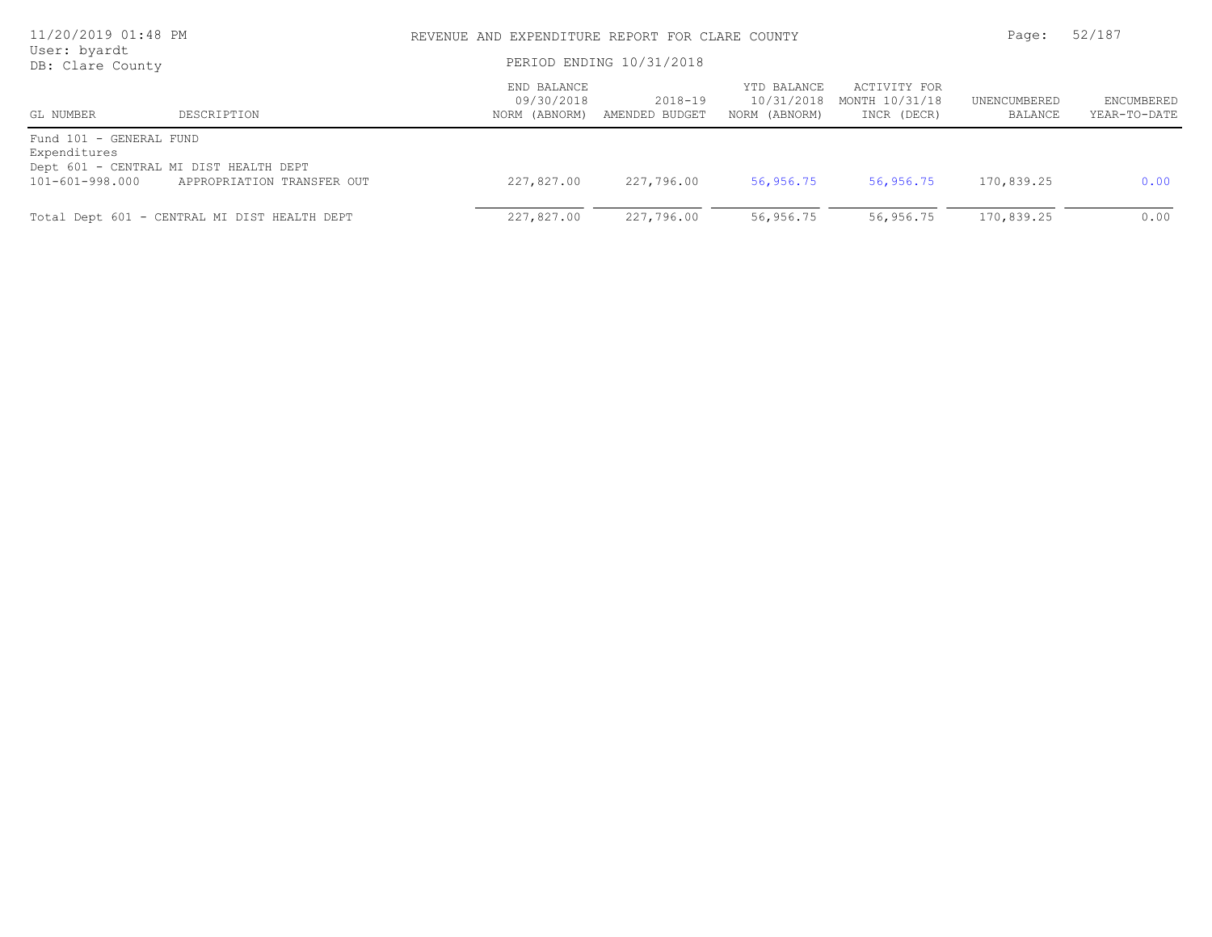REVENUE AND EXPENDITURE REPORT FOR CLARE COUNTY

PERIOD ENDING 10/31/2018

User: byardt
DB: Clare County

| GL NUMBER | DESCRIPTION | END BALANCE 09/30/2018 NORM (ABNORM) | 2018-19 AMENDED BUDGET | YTD BALANCE 10/31/2018 NORM (ABNORM) | ACTIVITY FOR MONTH 10/31/18 INCR (DECR) | UNENCUMBERED BALANCE | ENCUMBERED YEAR-TO-DATE |
|---|---|---|---|---|---|---|---|
| Fund 101 - GENERAL FUND | | | | | | | |
| Expenditures | | | | | | | |
| Dept 601 - CENTRAL MI DIST HEALTH DEPT | | | | | | | |
| 101-601-998.000 | APPROPRIATION TRANSFER OUT | 227,827.00 | 227,796.00 | 56,956.75 | 56,956.75 | 170,839.25 | 0.00 |
| Total Dept 601 - CENTRAL MI DIST HEALTH DEPT | | 227,827.00 | 227,796.00 | 56,956.75 | 56,956.75 | 170,839.25 | 0.00 |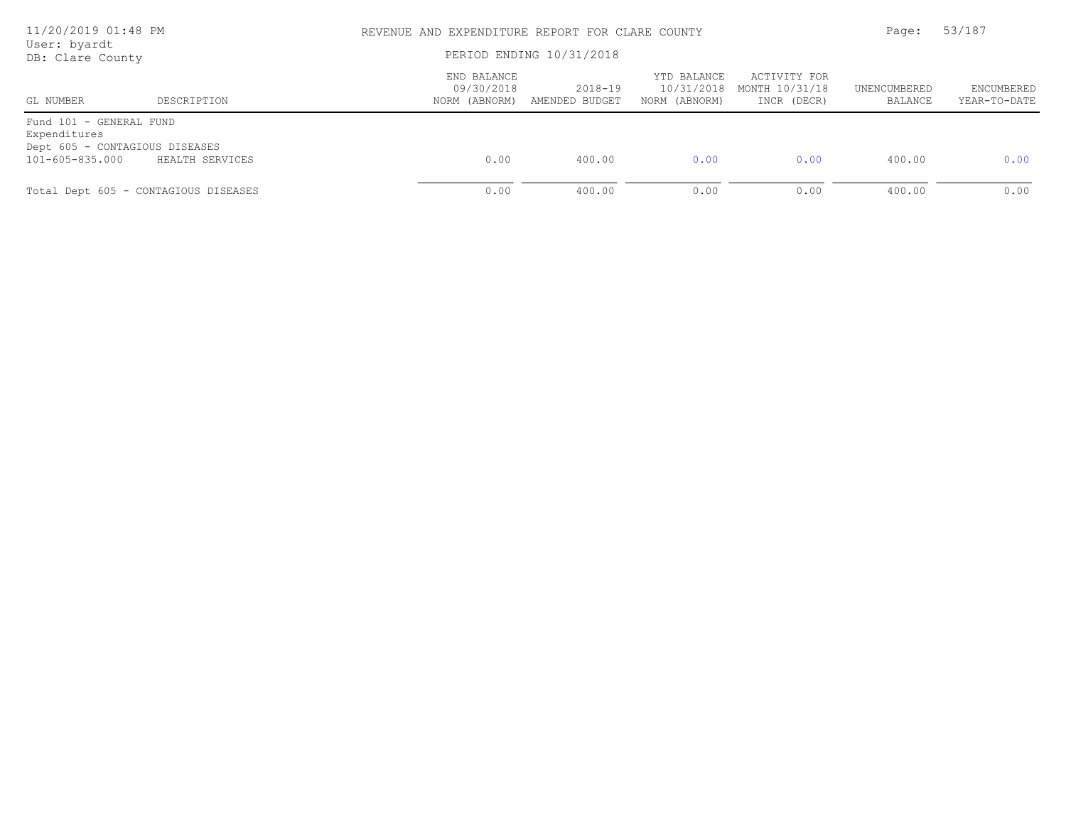REVENUE AND EXPENDITURE REPORT FOR CLARE COUNTY

PERIOD ENDING 10/31/2018

| GL NUMBER | DESCRIPTION | END BALANCE 09/30/2018 NORM (ABNORM) | 2018-19 AMENDED BUDGET | YTD BALANCE 10/31/2018 NORM (ABNORM) | ACTIVITY FOR MONTH 10/31/18 INCR (DECR) | UNENCUMBERED BALANCE | ENCUMBERED YEAR-TO-DATE |
|---|---|---|---|---|---|---|---|
| Fund 101 - GENERAL FUND | | | | | | | |
| Expenditures | | | | | | | |
| Dept 605 - CONTAGIOUS DISEASES | | | | | | | |
| 101-605-835.000 | HEALTH SERVICES | 0.00 | 400.00 | 0.00 | 0.00 | 400.00 | 0.00 |
| Total Dept 605 - CONTAGIOUS DISEASES | | 0.00 | 400.00 | 0.00 | 0.00 | 400.00 | 0.00 |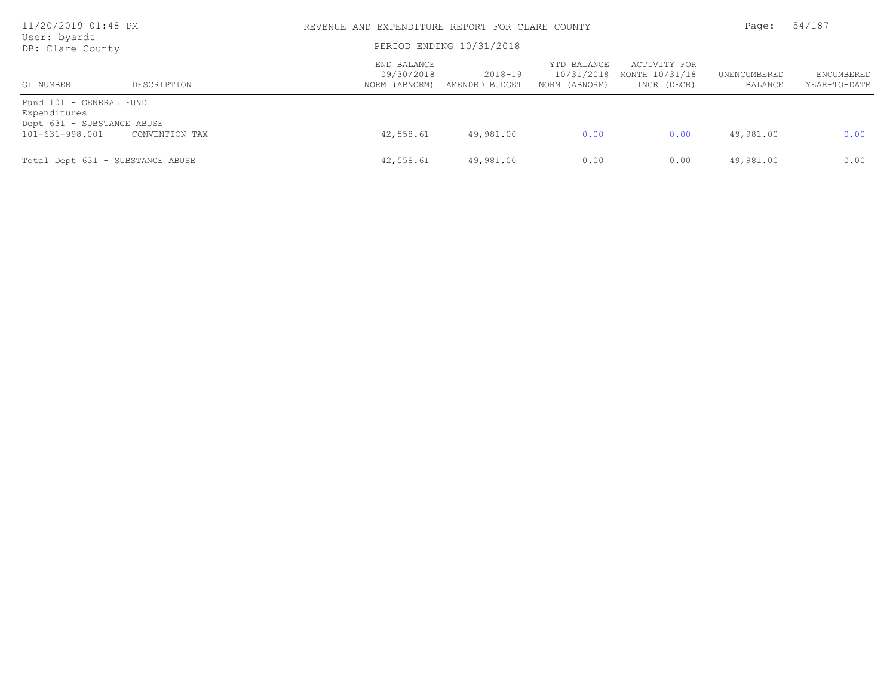# REVENUE AND EXPENDITURE REPORT FOR CLARE COUNTY

PERIOD ENDING 10/31/2018

| GL NUMBER | DESCRIPTION | END BALANCE 09/30/2018 NORM (ABNORM) | 2018-19 AMENDED BUDGET | YTD BALANCE 10/31/2018 NORM (ABNORM) | ACTIVITY FOR MONTH 10/31/18 INCR (DECR) | UNENCUMBERED BALANCE | ENCUMBERED YEAR-TO-DATE |
|---|---|---|---|---|---|---|---|
| Fund 101 - GENERAL FUND | | | | | | | |
| Expenditures | | | | | | | |
| Dept 631 - SUBSTANCE ABUSE | | | | | | | |
| 101-631-998.001 | CONVENTION TAX | 42,558.61 | 49,981.00 | 0.00 | 0.00 | 49,981.00 | 0.00 |
| Total Dept 631 - SUBSTANCE ABUSE | | 42,558.61 | 49,981.00 | 0.00 | 0.00 | 49,981.00 | 0.00 |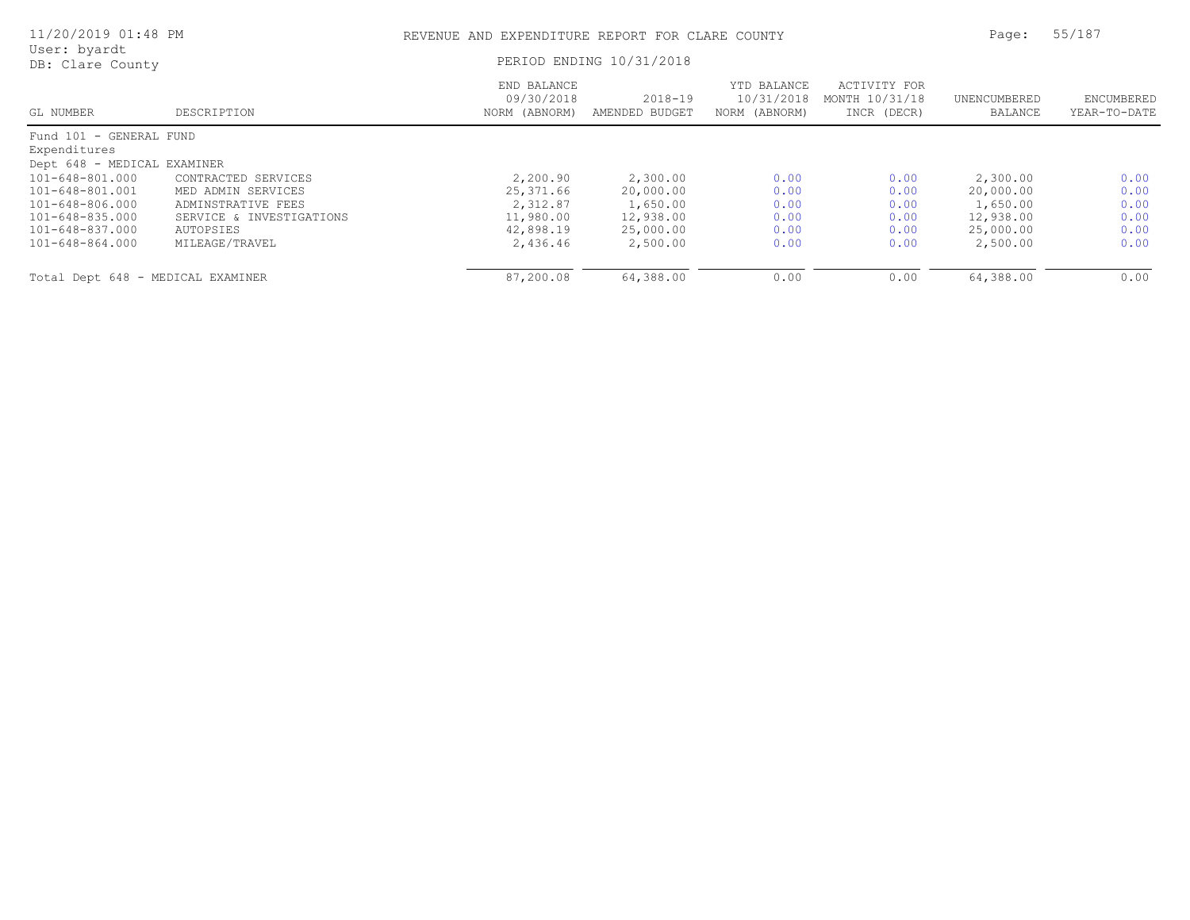# REVENUE AND EXPENDITURE REPORT FOR CLARE COUNTY

11/20/2019 01:48 PM
User: byardt
DB: Clare County

PERIOD ENDING 10/31/2018

| GL NUMBER | DESCRIPTION | END BALANCE 09/30/2018 NORM (ABNORM) | 2018-19 AMENDED BUDGET | YTD BALANCE 10/31/2018 NORM (ABNORM) | ACTIVITY FOR MONTH 10/31/18 INCR (DECR) | UNENCUMBERED BALANCE | ENCUMBERED YEAR-TO-DATE |
|---|---|---|---|---|---|---|---|
| Fund 101 - GENERAL FUND | | | | | | | |
| Expenditures | | | | | | | |
| Dept 648 - MEDICAL EXAMINER | | | | | | | |
| 101-648-801.000 | CONTRACTED SERVICES | 2,200.90 | 2,300.00 | 0.00 | 0.00 | 2,300.00 | 0.00 |
| 101-648-801.001 | MED ADMIN SERVICES | 25,371.66 | 20,000.00 | 0.00 | 0.00 | 20,000.00 | 0.00 |
| 101-648-806.000 | ADMINSTRATIVE FEES | 2,312.87 | 1,650.00 | 0.00 | 0.00 | 1,650.00 | 0.00 |
| 101-648-835.000 | SERVICE & INVESTIGATIONS | 11,980.00 | 12,938.00 | 0.00 | 0.00 | 12,938.00 | 0.00 |
| 101-648-837.000 | AUTOPSIES | 42,898.19 | 25,000.00 | 0.00 | 0.00 | 25,000.00 | 0.00 |
| 101-648-864.000 | MILEAGE/TRAVEL | 2,436.46 | 2,500.00 | 0.00 | 0.00 | 2,500.00 | 0.00 |
| Total Dept 648 - MEDICAL EXAMINER | | 87,200.08 | 64,388.00 | 0.00 | 0.00 | 64,388.00 | 0.00 |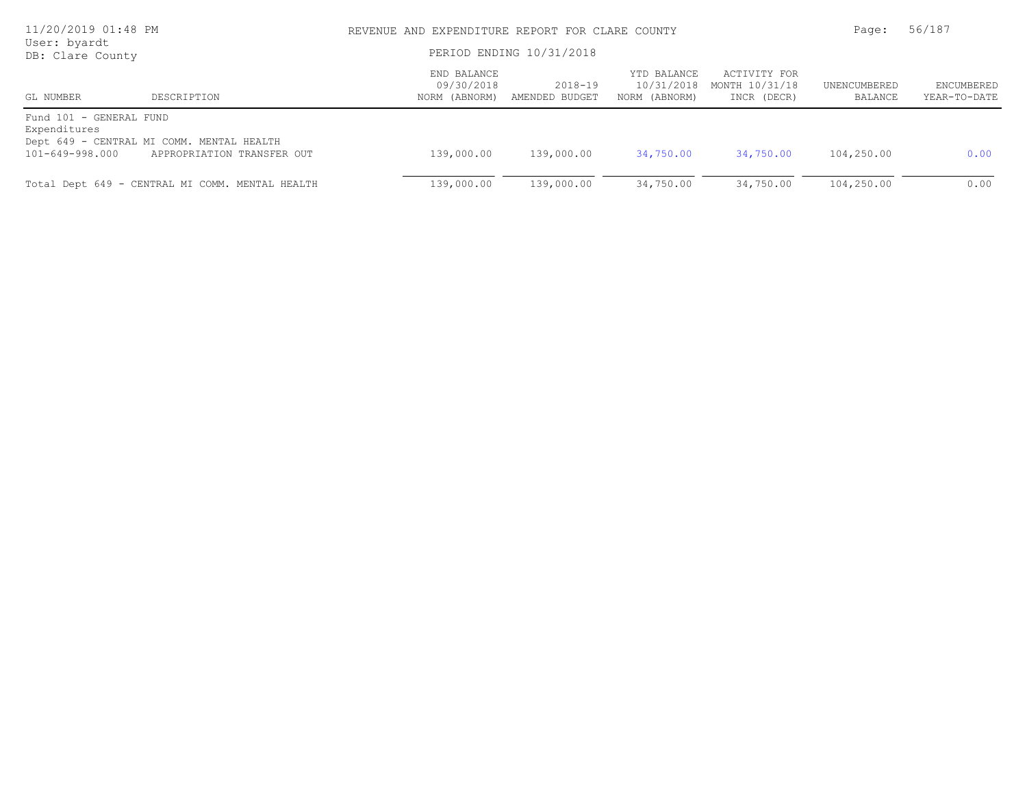# REVENUE AND EXPENDITURE REPORT FOR CLARE COUNTY

11/20/2019 01:48 PM
User: byardt
DB: Clare County

PERIOD ENDING 10/31/2018

| GL NUMBER | DESCRIPTION | END BALANCE 09/30/2018 NORM (ABNORM) | 2018-19 AMENDED BUDGET | YTD BALANCE 10/31/2018 NORM (ABNORM) | ACTIVITY FOR MONTH 10/31/18 INCR (DECR) | UNENCUMBERED BALANCE | ENCUMBERED YEAR-TO-DATE |
|---|---|---|---|---|---|---|---|
| Fund 101 - GENERAL FUND | | | | | | | |
| Expenditures | | | | | | | |
| Dept 649 - CENTRAL MI COMM. MENTAL HEALTH | | | | | | | |
| 101-649-998.000 | APPROPRIATION TRANSFER OUT | 139,000.00 | 139,000.00 | 34,750.00 | 34,750.00 | 104,250.00 | 0.00 |
| Total Dept 649 - CENTRAL MI COMM. MENTAL HEALTH | | 139,000.00 | 139,000.00 | 34,750.00 | 34,750.00 | 104,250.00 | 0.00 |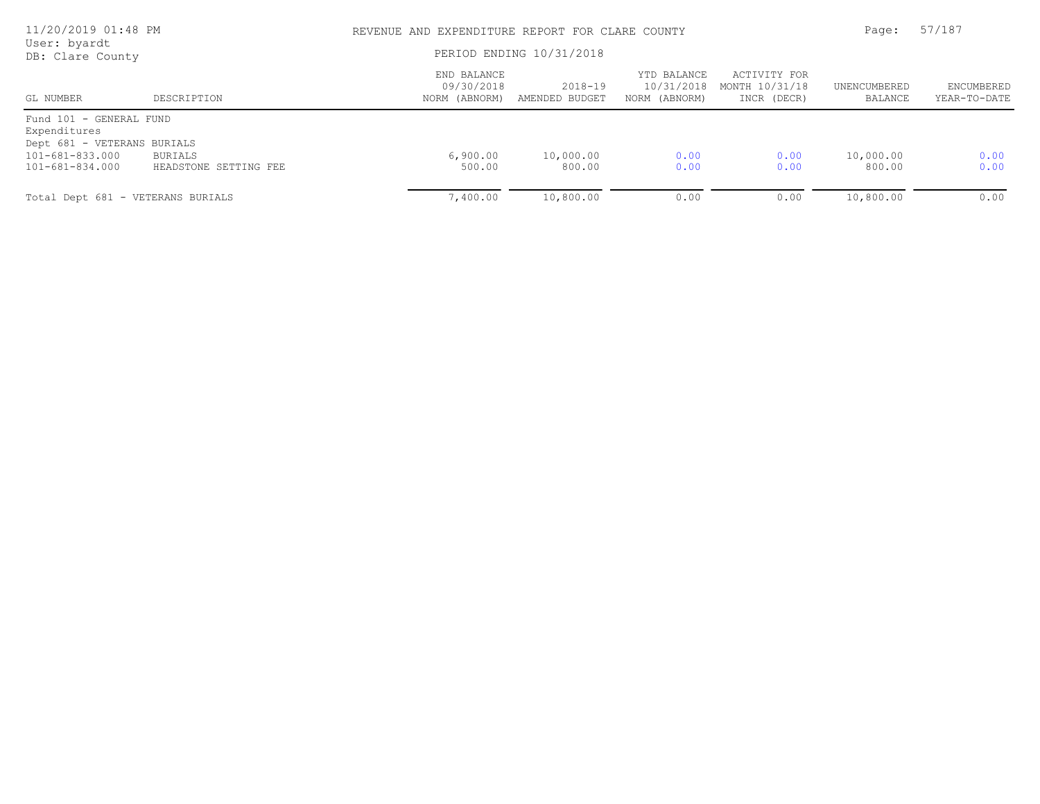REVENUE AND EXPENDITURE REPORT FOR CLARE COUNTY

PERIOD ENDING 10/31/2018

User: byardt
DB: Clare County

| GL NUMBER | DESCRIPTION | END BALANCE 09/30/2018 NORM (ABNORM) | 2018-19 AMENDED BUDGET | YTD BALANCE 10/31/2018 NORM (ABNORM) | ACTIVITY FOR MONTH 10/31/18 INCR (DECR) | UNENCUMBERED BALANCE | ENCUMBERED YEAR-TO-DATE |
|---|---|---|---|---|---|---|---|
| Fund 101 - GENERAL FUND | | | | | | | |
| Expenditures | | | | | | | |
| Dept 681 - VETERANS BURIALS | | | | | | | |
| 101-681-833.000 | BURIALS | 6,900.00 | 10,000.00 | 0.00 | 0.00 | 10,000.00 | 0.00 |
| 101-681-834.000 | HEADSTONE SETTING FEE | 500.00 | 800.00 | 0.00 | 0.00 | 800.00 | 0.00 |
| Total Dept 681 - VETERANS BURIALS | | 7,400.00 | 10,800.00 | 0.00 | 0.00 | 10,800.00 | 0.00 |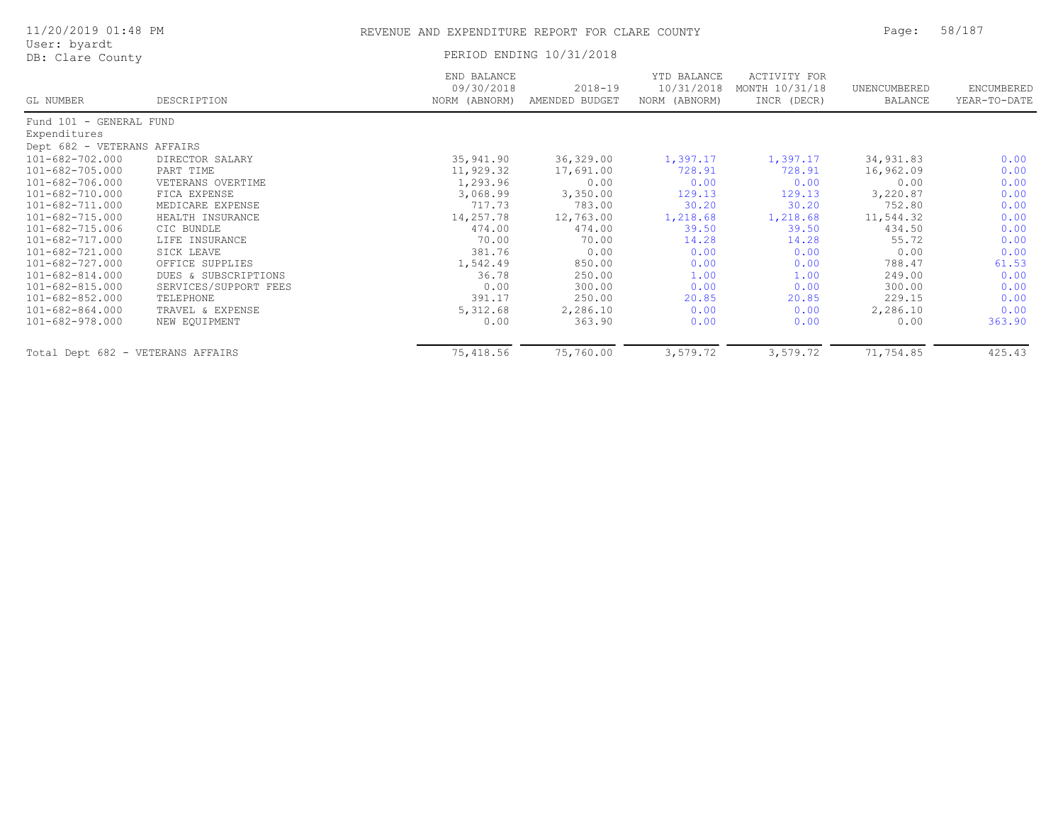REVENUE AND EXPENDITURE REPORT FOR CLARE COUNTY

PERIOD ENDING 10/31/2018

User: byardt
DB: Clare County

| GL NUMBER | DESCRIPTION | END BALANCE 09/30/2018 NORM (ABNORM) | 2018-19 AMENDED BUDGET | YTD BALANCE 10/31/2018 NORM (ABNORM) | ACTIVITY FOR MONTH 10/31/18 INCR (DECR) | UNENCUMBERED BALANCE | ENCUMBERED YEAR-TO-DATE |
|---|---|---|---|---|---|---|---|
| Fund 101 - GENERAL FUND | | | | | | | |
| Expenditures | | | | | | | |
| Dept 682 - VETERANS AFFAIRS | | | | | | | |
| 101-682-702.000 | DIRECTOR SALARY | 35,941.90 | 36,329.00 | 1,397.17 | 1,397.17 | 34,931.83 | 0.00 |
| 101-682-705.000 | PART TIME | 11,929.32 | 17,691.00 | 728.91 | 728.91 | 16,962.09 | 0.00 |
| 101-682-706.000 | VETERANS OVERTIME | 1,293.96 | 0.00 | 0.00 | 0.00 | 0.00 | 0.00 |
| 101-682-710.000 | FICA EXPENSE | 3,068.99 | 3,350.00 | 129.13 | 129.13 | 3,220.87 | 0.00 |
| 101-682-711.000 | MEDICARE EXPENSE | 717.73 | 783.00 | 30.20 | 30.20 | 752.80 | 0.00 |
| 101-682-715.000 | HEALTH INSURANCE | 14,257.78 | 12,763.00 | 1,218.68 | 1,218.68 | 11,544.32 | 0.00 |
| 101-682-715.006 | CIC BUNDLE | 474.00 | 474.00 | 39.50 | 39.50 | 434.50 | 0.00 |
| 101-682-717.000 | LIFE INSURANCE | 70.00 | 70.00 | 14.28 | 14.28 | 55.72 | 0.00 |
| 101-682-721.000 | SICK LEAVE | 381.76 | 0.00 | 0.00 | 0.00 | 0.00 | 0.00 |
| 101-682-727.000 | OFFICE SUPPLIES | 1,542.49 | 850.00 | 0.00 | 0.00 | 788.47 | 61.53 |
| 101-682-814.000 | DUES & SUBSCRIPTIONS | 36.78 | 250.00 | 1.00 | 1.00 | 249.00 | 0.00 |
| 101-682-815.000 | SERVICES/SUPPORT FEES | 0.00 | 300.00 | 0.00 | 0.00 | 300.00 | 0.00 |
| 101-682-852.000 | TELEPHONE | 391.17 | 250.00 | 20.85 | 20.85 | 229.15 | 0.00 |
| 101-682-864.000 | TRAVEL & EXPENSE | 5,312.68 | 2,286.10 | 0.00 | 0.00 | 2,286.10 | 0.00 |
| 101-682-978.000 | NEW EQUIPMENT | 0.00 | 363.90 | 0.00 | 0.00 | 0.00 | 363.90 |
| Total Dept 682 - VETERANS AFFAIRS | | 75,418.56 | 75,760.00 | 3,579.72 | 3,579.72 | 71,754.85 | 425.43 |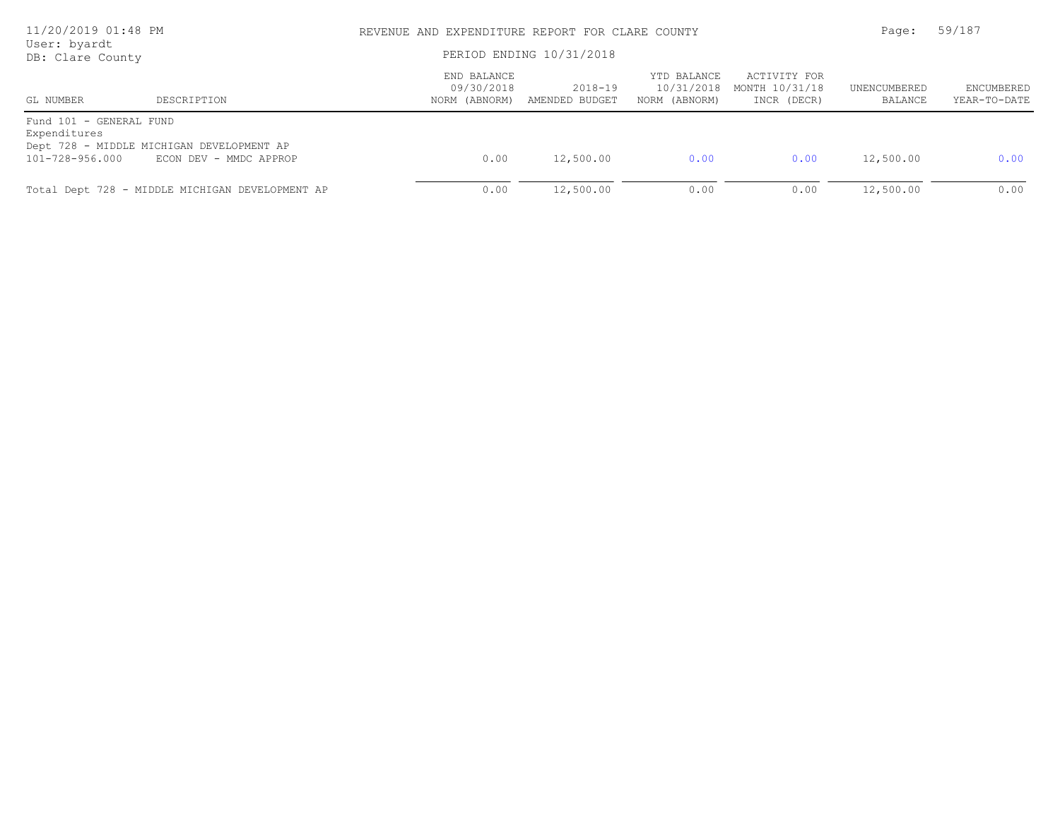REVENUE AND EXPENDITURE REPORT FOR CLARE COUNTY

PERIOD ENDING 10/31/2018

| GL NUMBER | DESCRIPTION | END BALANCE 09/30/2018 NORM (ABNORM) | 2018-19 AMENDED BUDGET | YTD BALANCE 10/31/2018 NORM (ABNORM) | ACTIVITY FOR MONTH 10/31/18 INCR (DECR) | UNENCUMBERED BALANCE | ENCUMBERED YEAR-TO-DATE |
|---|---|---|---|---|---|---|---|
| Fund 101 - GENERAL FUND | | | | | | | |
| Expenditures | | | | | | | |
| Dept 728 - MIDDLE MICHIGAN DEVELOPMENT AP | | | | | | | |
| 101-728-956.000 | ECON DEV - MMDC APPROP | 0.00 | 12,500.00 | 0.00 | 0.00 | 12,500.00 | 0.00 |
| Total Dept 728 - MIDDLE MICHIGAN DEVELOPMENT AP | | 0.00 | 12,500.00 | 0.00 | 0.00 | 12,500.00 | 0.00 |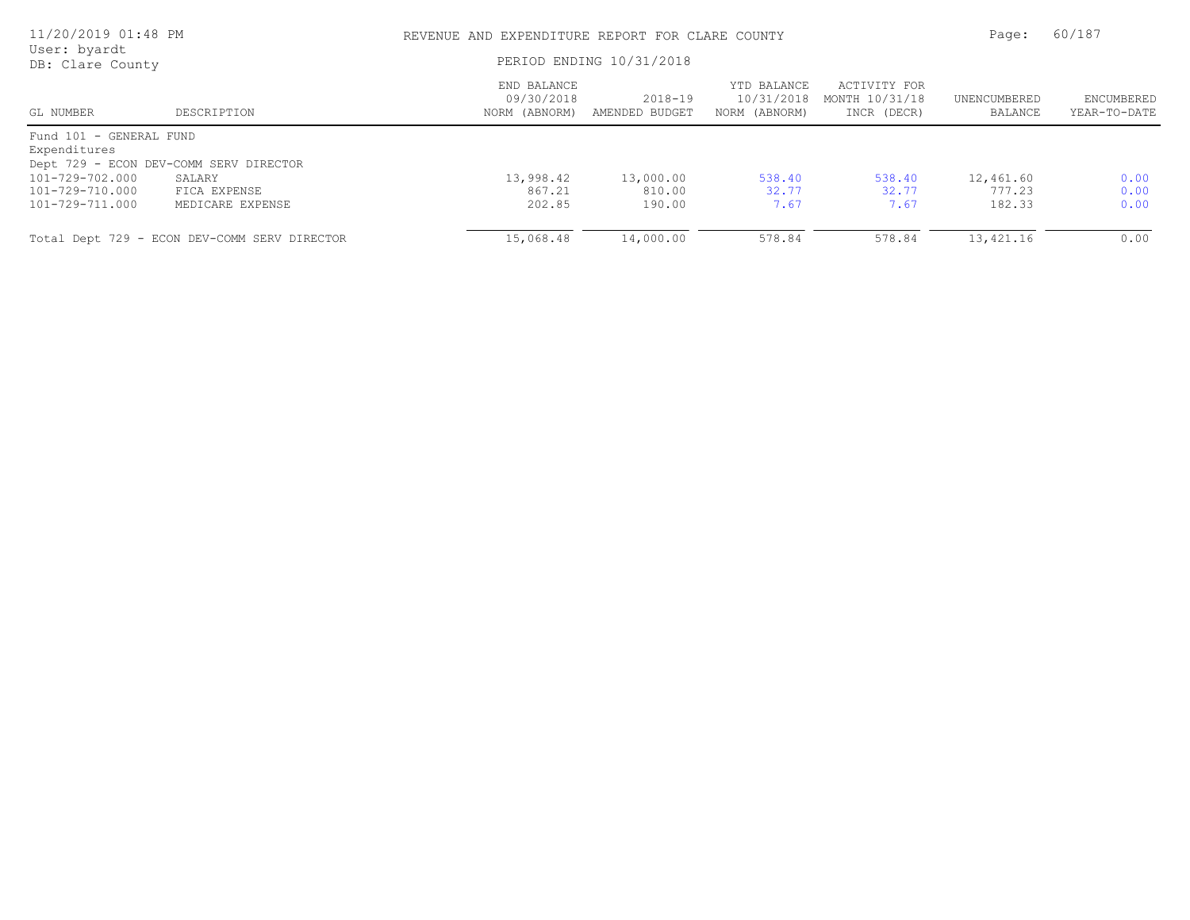# REVENUE AND EXPENDITURE REPORT FOR CLARE COUNTY

PERIOD ENDING 10/31/2018

User: byardt
DB: Clare County

| GL NUMBER | DESCRIPTION | END BALANCE 09/30/2018 NORM (ABNORM) | 2018-19 AMENDED BUDGET | YTD BALANCE 10/31/2018 NORM (ABNORM) | ACTIVITY FOR MONTH 10/31/18 INCR (DECR) | UNENCUMBERED BALANCE | ENCUMBERED YEAR-TO-DATE |
|---|---|---|---|---|---|---|---|
| Fund 101 - GENERAL FUND | | | | | | | |
| Expenditures | | | | | | | |
| Dept 729 - ECON DEV-COMM SERV DIRECTOR | | | | | | | |
| 101-729-702.000 | SALARY | 13,998.42 | 13,000.00 | 538.40 | 538.40 | 12,461.60 | 0.00 |
| 101-729-710.000 | FICA EXPENSE | 867.21 | 810.00 | 32.77 | 32.77 | 777.23 | 0.00 |
| 101-729-711.000 | MEDICARE EXPENSE | 202.85 | 190.00 | 7.67 | 7.67 | 182.33 | 0.00 |
| Total Dept 729 - ECON DEV-COMM SERV DIRECTOR | | 15,068.48 | 14,000.00 | 578.84 | 578.84 | 13,421.16 | 0.00 |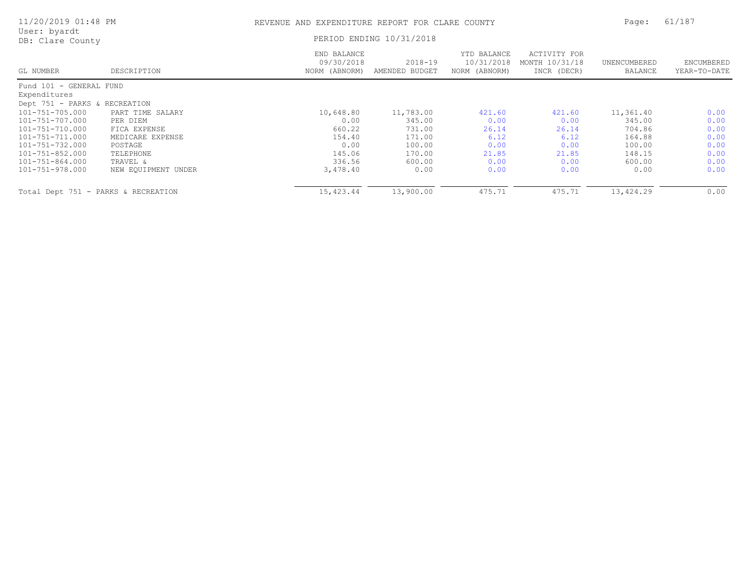# REVENUE AND EXPENDITURE REPORT FOR CLARE COUNTY

11/20/2019 01:48 PM
User: byardt
DB: Clare County

PERIOD ENDING 10/31/2018

| GL NUMBER | DESCRIPTION | END BALANCE 09/30/2018 NORM (ABNORM) | 2018-19 AMENDED BUDGET | YTD BALANCE 10/31/2018 NORM (ABNORM) | ACTIVITY FOR MONTH 10/31/18 INCR (DECR) | UNENCUMBERED BALANCE | ENCUMBERED YEAR-TO-DATE |
|---|---|---|---|---|---|---|---|
| Fund 101 - GENERAL FUND | | | | | | | |
| Expenditures | | | | | | | |
| Dept 751 - PARKS & RECREATION | | | | | | | |
| 101-751-705.000 | PART TIME SALARY | 10,648.80 | 11,783.00 | 421.60 | 421.60 | 11,361.40 | 0.00 |
| 101-751-707.000 | PER DIEM | 0.00 | 345.00 | 0.00 | 0.00 | 345.00 | 0.00 |
| 101-751-710.000 | FICA EXPENSE | 660.22 | 731.00 | 26.14 | 26.14 | 704.86 | 0.00 |
| 101-751-711.000 | MEDICARE EXPENSE | 154.40 | 171.00 | 6.12 | 6.12 | 164.88 | 0.00 |
| 101-751-732.000 | POSTAGE | 0.00 | 100.00 | 0.00 | 0.00 | 100.00 | 0.00 |
| 101-751-852.000 | TELEPHONE | 145.06 | 170.00 | 21.85 | 21.85 | 148.15 | 0.00 |
| 101-751-864.000 | TRAVEL & | 336.56 | 600.00 | 0.00 | 0.00 | 600.00 | 0.00 |
| 101-751-978.000 | NEW EQUIPMENT UNDER | 3,478.40 | 0.00 | 0.00 | 0.00 | 0.00 | 0.00 |
| Total Dept 751 - PARKS & RECREATION | | 15,423.44 | 13,900.00 | 475.71 | 475.71 | 13,424.29 | 0.00 |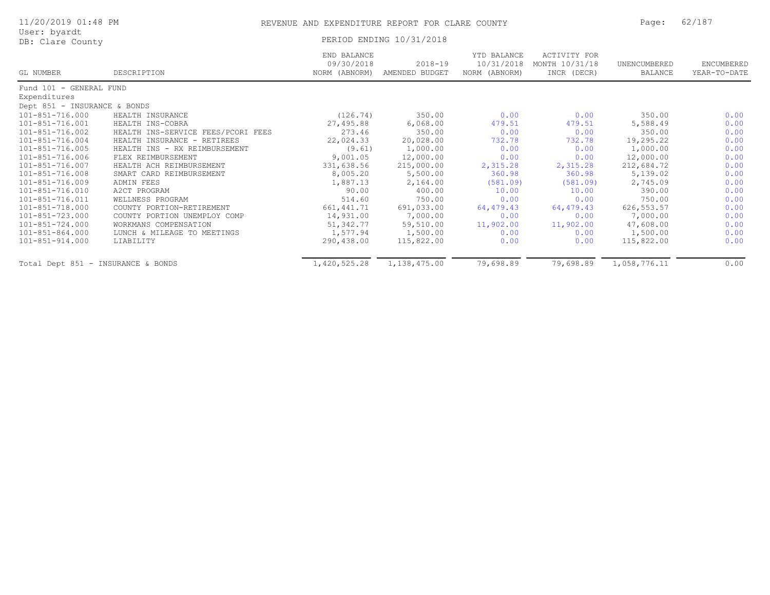# REVENUE AND EXPENDITURE REPORT FOR CLARE COUNTY

PERIOD ENDING 10/31/2018

11/20/2019 01:48 PM
User: byardt
DB: Clare County

| GL NUMBER | DESCRIPTION | END BALANCE 09/30/2018 NORM (ABNORM) | 2018-19 AMENDED BUDGET | YTD BALANCE 10/31/2018 NORM (ABNORM) | ACTIVITY FOR MONTH 10/31/18 INCR (DECR) | UNENCUMBERED BALANCE | ENCUMBERED YEAR-TO-DATE |
|---|---|---|---|---|---|---|---|
| Fund 101 - GENERAL FUND | | | | | | | |
| Expenditures | | | | | | | |
| Dept 851 - INSURANCE & BONDS | | | | | | | |
| 101-851-716.000 | HEALTH INSURANCE | (126.74) | 350.00 | 0.00 | 0.00 | 350.00 | 0.00 |
| 101-851-716.001 | HEALTH INS-COBRA | 27,495.88 | 6,068.00 | 479.51 | 479.51 | 5,588.49 | 0.00 |
| 101-851-716.002 | HEALTH INS-SERVICE FEES/PCORI FEES | 273.46 | 350.00 | 0.00 | 0.00 | 350.00 | 0.00 |
| 101-851-716.004 | HEALTH INSURANCE - RETIREES | 22,024.33 | 20,028.00 | 732.78 | 732.78 | 19,295.22 | 0.00 |
| 101-851-716.005 | HEALTH INS - RX REIMBURSEMENT | (9.61) | 1,000.00 | 0.00 | 0.00 | 1,000.00 | 0.00 |
| 101-851-716.006 | FLEX REIMBURSEMENT | 9,001.05 | 12,000.00 | 0.00 | 0.00 | 12,000.00 | 0.00 |
| 101-851-716.007 | HEALTH ACH REIMBURSEMENT | 331,638.56 | 215,000.00 | 2,315.28 | 2,315.28 | 212,684.72 | 0.00 |
| 101-851-716.008 | SMART CARD REIMBURSEMENT | 8,005.20 | 5,500.00 | 360.98 | 360.98 | 5,139.02 | 0.00 |
| 101-851-716.009 | ADMIN FEES | 1,887.13 | 2,164.00 | (581.09) | (581.09) | 2,745.09 | 0.00 |
| 101-851-716.010 | A2CT PROGRAM | 90.00 | 400.00 | 10.00 | 10.00 | 390.00 | 0.00 |
| 101-851-716.011 | WELLNESS PROGRAM | 514.60 | 750.00 | 0.00 | 0.00 | 750.00 | 0.00 |
| 101-851-718.000 | COUNTY PORTION-RETIREMENT | 661,441.71 | 691,033.00 | 64,479.43 | 64,479.43 | 626,553.57 | 0.00 |
| 101-851-723.000 | COUNTY PORTION UNEMPLOY COMP | 14,931.00 | 7,000.00 | 0.00 | 0.00 | 7,000.00 | 0.00 |
| 101-851-724.000 | WORKMANS COMPENSATION | 51,342.77 | 59,510.00 | 11,902.00 | 11,902.00 | 47,608.00 | 0.00 |
| 101-851-864.000 | LUNCH & MILEAGE TO MEETINGS | 1,577.94 | 1,500.00 | 0.00 | 0.00 | 1,500.00 | 0.00 |
| 101-851-914.000 | LIABILITY | 290,438.00 | 115,822.00 | 0.00 | 0.00 | 115,822.00 | 0.00 |
| Total Dept 851 - INSURANCE & BONDS | | 1,420,525.28 | 1,138,475.00 | 79,698.89 | 79,698.89 | 1,058,776.11 | 0.00 |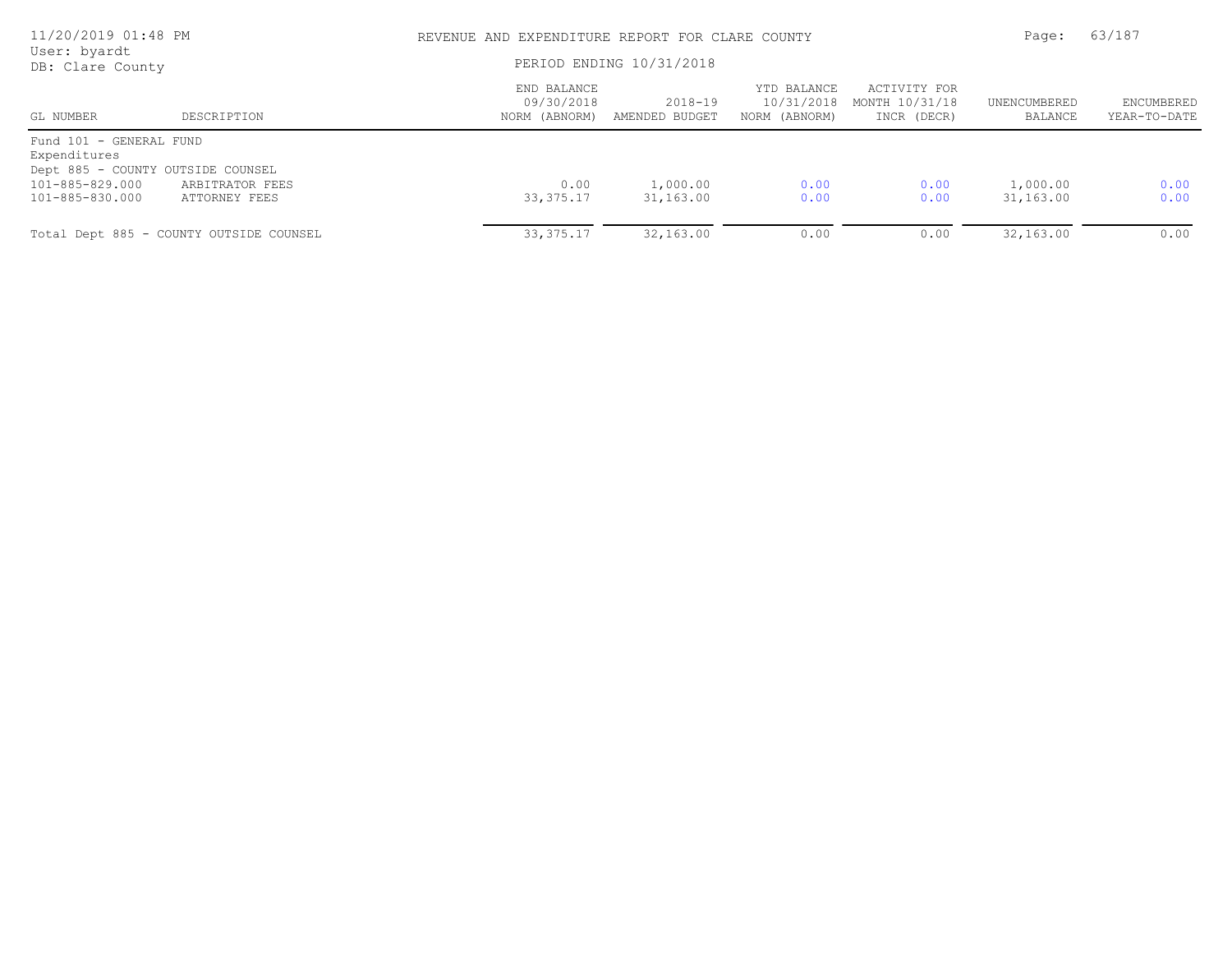REVENUE AND EXPENDITURE REPORT FOR CLARE COUNTY

PERIOD ENDING 10/31/2018

| GL NUMBER | DESCRIPTION | END BALANCE 09/30/2018 NORM (ABNORM) | 2018-19 AMENDED BUDGET | YTD BALANCE 10/31/2018 NORM (ABNORM) | ACTIVITY FOR MONTH 10/31/18 INCR (DECR) | UNENCUMBERED BALANCE | ENCUMBERED YEAR-TO-DATE |
|---|---|---|---|---|---|---|---|
| Fund 101 - GENERAL FUND | | | | | | | |
| Expenditures | | | | | | | |
| Dept 885 - COUNTY OUTSIDE COUNSEL | | | | | | | |
| 101-885-829.000 | ARBITRATOR FEES | 0.00 | 1,000.00 | 0.00 | 0.00 | 1,000.00 | 0.00 |
| 101-885-830.000 | ATTORNEY FEES | 33,375.17 | 31,163.00 | 0.00 | 0.00 | 31,163.00 | 0.00 |
| Total Dept 885 - COUNTY OUTSIDE COUNSEL | | 33,375.17 | 32,163.00 | 0.00 | 0.00 | 32,163.00 | 0.00 |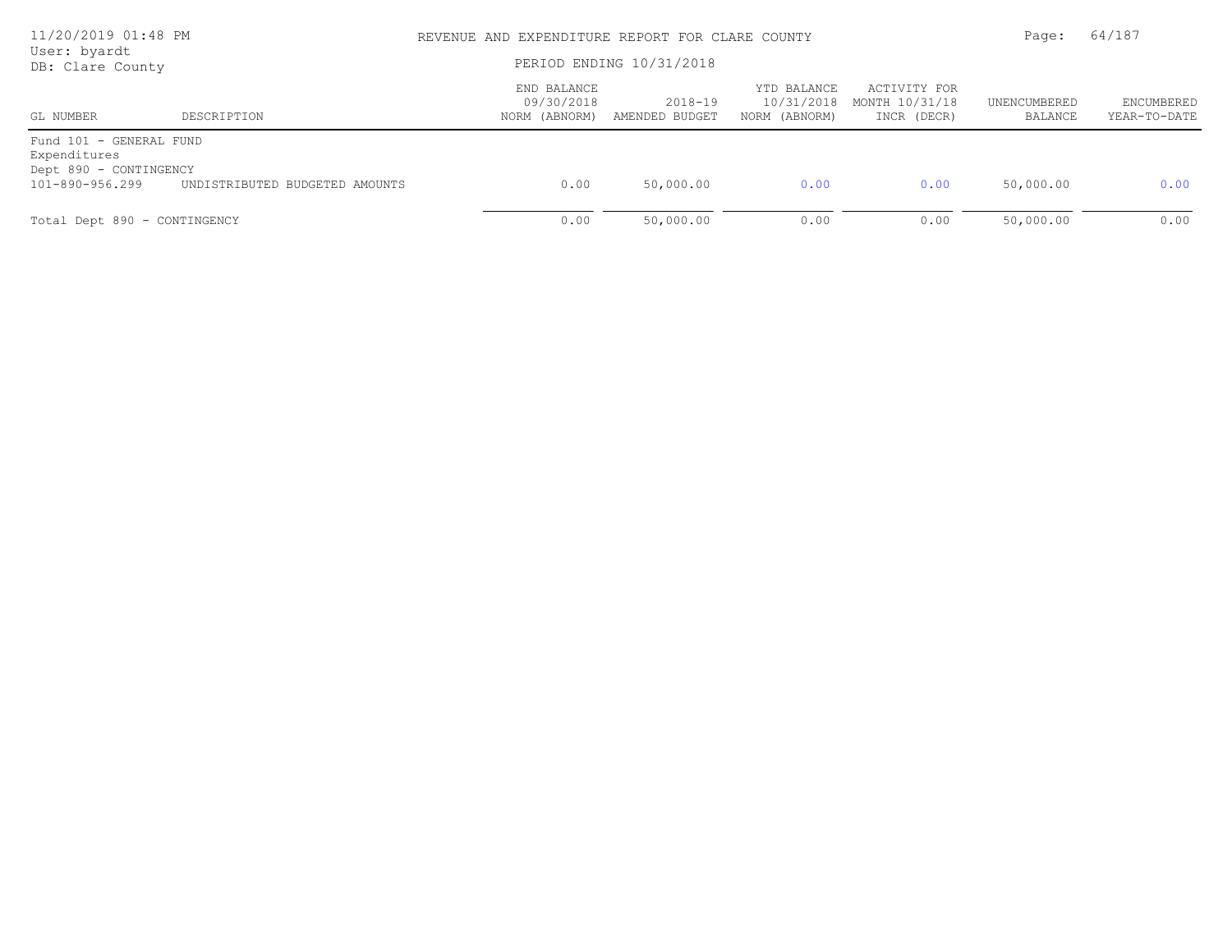REVENUE AND EXPENDITURE REPORT FOR CLARE COUNTY

PERIOD ENDING 10/31/2018

| GL NUMBER | DESCRIPTION | END BALANCE 09/30/2018 NORM (ABNORM) | 2018-19 AMENDED BUDGET | YTD BALANCE 10/31/2018 NORM (ABNORM) | ACTIVITY FOR MONTH 10/31/18 INCR (DECR) | UNENCUMBERED BALANCE | ENCUMBERED YEAR-TO-DATE |
|---|---|---|---|---|---|---|---|
| Fund 101 - GENERAL FUND | | | | | | | |
| Expenditures | | | | | | | |
| Dept 890 - CONTINGENCY | | | | | | | |
| 101-890-956.299 | UNDISTRIBUTED BUDGETED AMOUNTS | 0.00 | 50,000.00 | 0.00 | 0.00 | 50,000.00 | 0.00 |
| Total Dept 890 - CONTINGENCY | | 0.00 | 50,000.00 | 0.00 | 0.00 | 50,000.00 | 0.00 |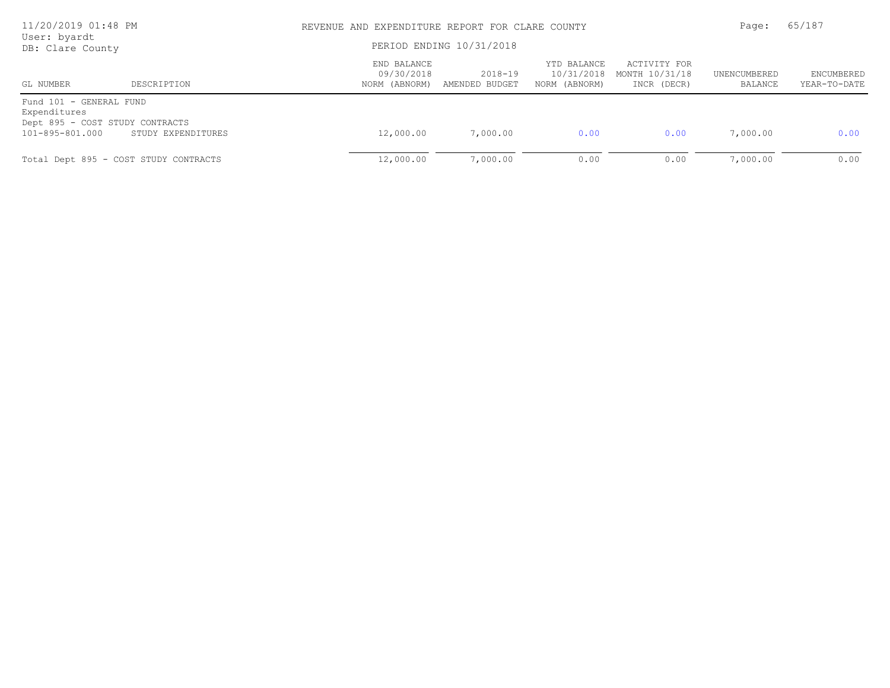REVENUE AND EXPENDITURE REPORT FOR CLARE COUNTY

PERIOD ENDING 10/31/2018

User: byardt
DB: Clare County

| GL NUMBER | DESCRIPTION | END BALANCE 09/30/2018 NORM (ABNORM) | 2018-19 AMENDED BUDGET | YTD BALANCE 10/31/2018 NORM (ABNORM) | ACTIVITY FOR MONTH 10/31/18 INCR (DECR) | UNENCUMBERED BALANCE | ENCUMBERED YEAR-TO-DATE |
|---|---|---|---|---|---|---|---|
| Fund 101 - GENERAL FUND | | | | | | | |
| Expenditures | | | | | | | |
| Dept 895 - COST STUDY CONTRACTS | | | | | | | |
| 101-895-801.000 | STUDY EXPENDITURES | 12,000.00 | 7,000.00 | 0.00 | 0.00 | 7,000.00 | 0.00 |
| Total Dept 895 - COST STUDY CONTRACTS | | 12,000.00 | 7,000.00 | 0.00 | 0.00 | 7,000.00 | 0.00 |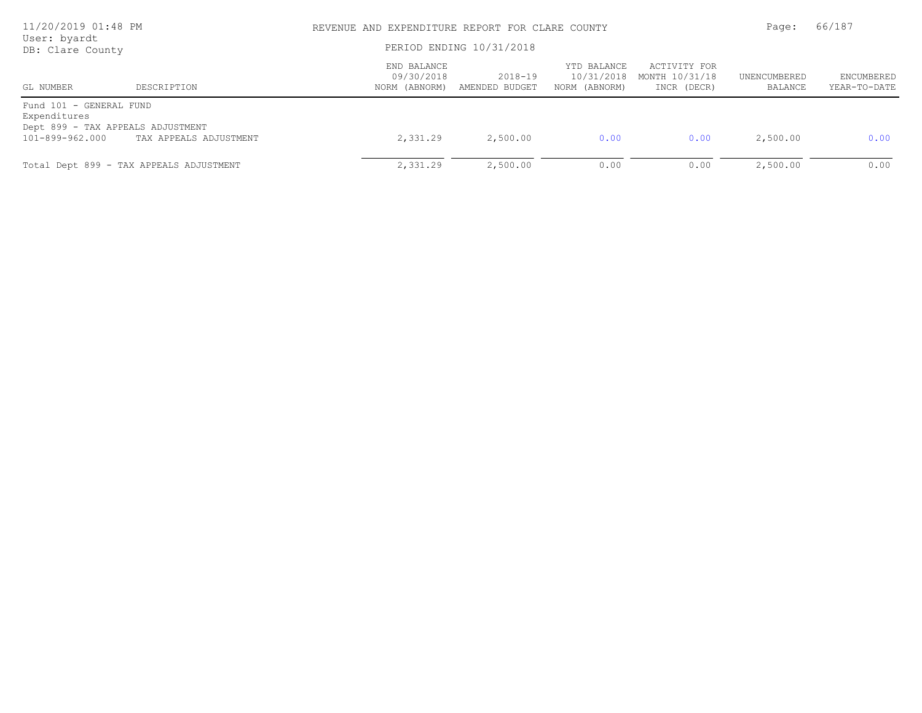REVENUE AND EXPENDITURE REPORT FOR CLARE COUNTY

PERIOD ENDING 10/31/2018

| GL NUMBER | DESCRIPTION | END BALANCE 09/30/2018 NORM (ABNORM) | 2018-19 AMENDED BUDGET | YTD BALANCE 10/31/2018 NORM (ABNORM) | ACTIVITY FOR MONTH 10/31/18 INCR (DECR) | UNENCUMBERED BALANCE | ENCUMBERED YEAR-TO-DATE |
|---|---|---|---|---|---|---|---|
| Fund 101 - GENERAL FUND | | | | | | | |
| Expenditures | | | | | | | |
| Dept 899 - TAX APPEALS ADJUSTMENT | | | | | | | |
| 101-899-962.000 | TAX APPEALS ADJUSTMENT | 2,331.29 | 2,500.00 | 0.00 | 0.00 | 2,500.00 | 0.00 |
| Total Dept 899 - TAX APPEALS ADJUSTMENT | | 2,331.29 | 2,500.00 | 0.00 | 0.00 | 2,500.00 | 0.00 |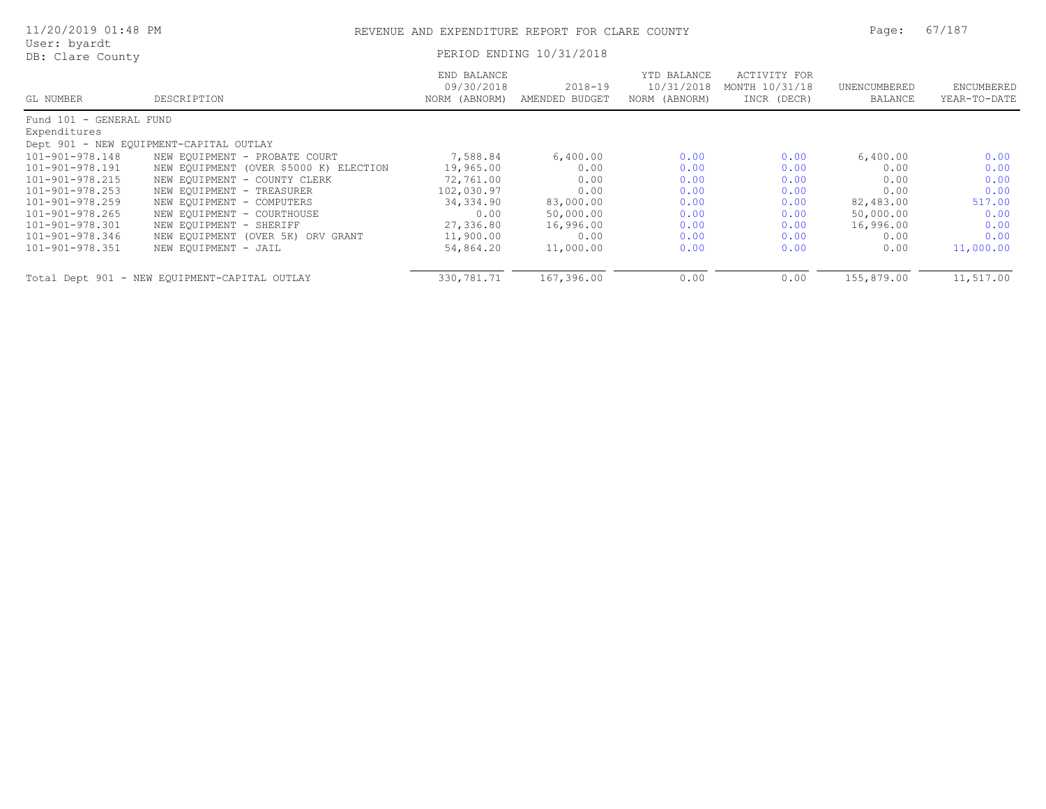REVENUE AND EXPENDITURE REPORT FOR CLARE COUNTY

PERIOD ENDING 10/31/2018

User: byardt
DB: Clare County

| GL NUMBER | DESCRIPTION | END BALANCE 09/30/2018 NORM (ABNORM) | 2018-19 AMENDED BUDGET | YTD BALANCE 10/31/2018 NORM (ABNORM) | ACTIVITY FOR MONTH 10/31/18 INCR (DECR) | UNENCUMBERED BALANCE | ENCUMBERED YEAR-TO-DATE |
|---|---|---|---|---|---|---|---|
| Fund 101 - GENERAL FUND | | | | | | | |
| Expenditures | | | | | | | |
| Dept 901 - NEW EQUIPMENT-CAPITAL OUTLAY | | | | | | | |
| 101-901-978.148 | NEW EQUIPMENT - PROBATE COURT | 7,588.84 | 6,400.00 | 0.00 | 0.00 | 6,400.00 | 0.00 |
| 101-901-978.191 | NEW EQUIPMENT (OVER $5000 K) ELECTION | 19,965.00 | 0.00 | 0.00 | 0.00 | 0.00 | 0.00 |
| 101-901-978.215 | NEW EQUIPMENT - COUNTY CLERK | 72,761.00 | 0.00 | 0.00 | 0.00 | 0.00 | 0.00 |
| 101-901-978.253 | NEW EQUIPMENT - TREASURER | 102,030.97 | 0.00 | 0.00 | 0.00 | 0.00 | 0.00 |
| 101-901-978.259 | NEW EQUIPMENT - COMPUTERS | 34,334.90 | 83,000.00 | 0.00 | 0.00 | 82,483.00 | 517.00 |
| 101-901-978.265 | NEW EQUIPMENT - COURTHOUSE | 0.00 | 50,000.00 | 0.00 | 0.00 | 50,000.00 | 0.00 |
| 101-901-978.301 | NEW EQUIPMENT - SHERIFF | 27,336.80 | 16,996.00 | 0.00 | 0.00 | 16,996.00 | 0.00 |
| 101-901-978.346 | NEW EQUIPMENT (OVER 5K) ORV GRANT | 11,900.00 | 0.00 | 0.00 | 0.00 | 0.00 | 0.00 |
| 101-901-978.351 | NEW EQUIPMENT - JAIL | 54,864.20 | 11,000.00 | 0.00 | 0.00 | 0.00 | 11,000.00 |
| Total Dept 901 - NEW EQUIPMENT-CAPITAL OUTLAY | | 330,781.71 | 167,396.00 | 0.00 | 0.00 | 155,879.00 | 11,517.00 |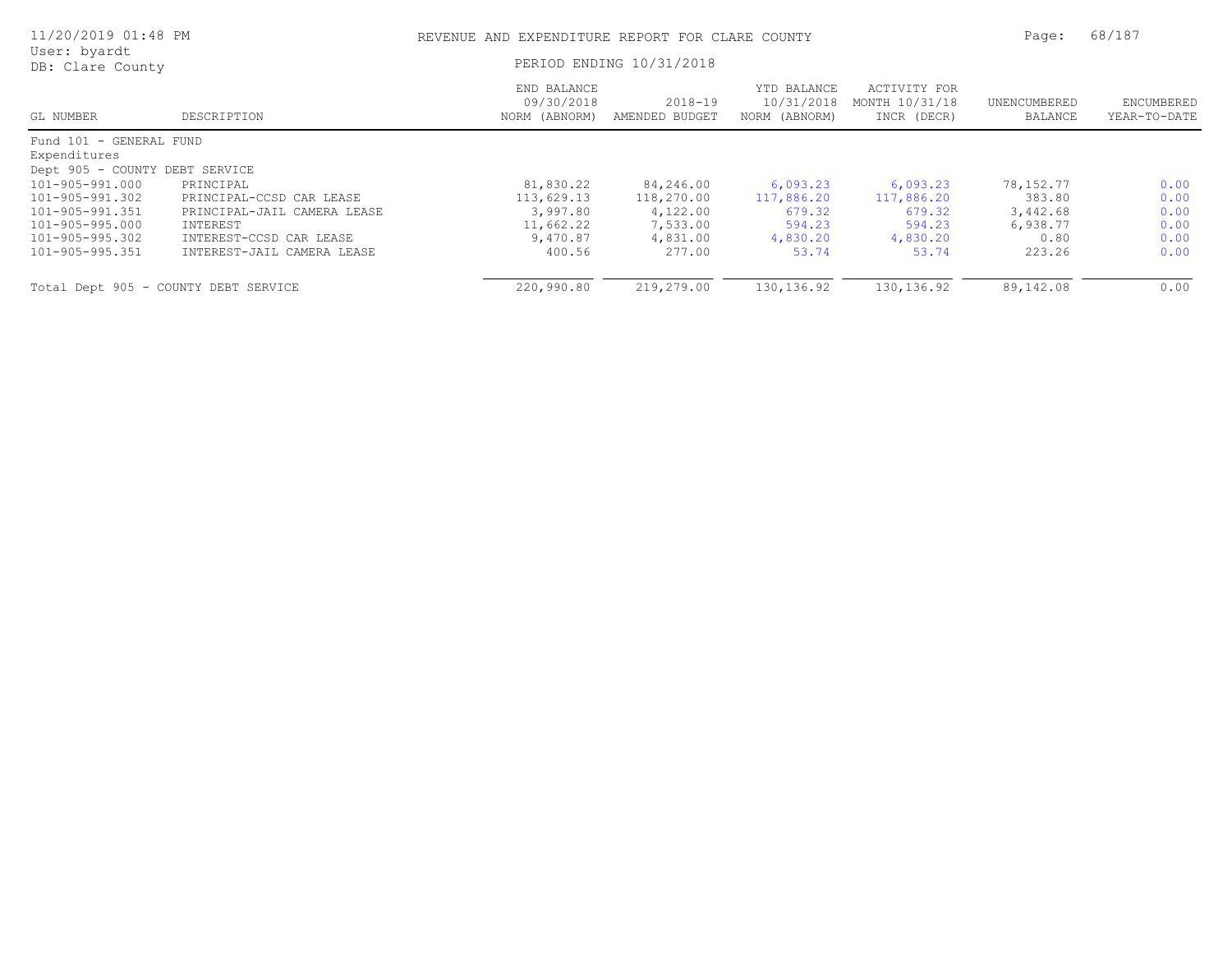REVENUE AND EXPENDITURE REPORT FOR CLARE COUNTY

PERIOD ENDING 10/31/2018

| GL NUMBER | DESCRIPTION | END BALANCE 09/30/2018 NORM (ABNORM) | 2018-19 AMENDED BUDGET | YTD BALANCE 10/31/2018 NORM (ABNORM) | ACTIVITY FOR MONTH 10/31/18 INCR (DECR) | UNENCUMBERED BALANCE | ENCUMBERED YEAR-TO-DATE |
|---|---|---|---|---|---|---|---|
| Fund 101 - GENERAL FUND | | | | | | | |
| Expenditures | | | | | | | |
| Dept 905 - COUNTY DEBT SERVICE | | | | | | | |
| 101-905-991.000 | PRINCIPAL | 81,830.22 | 84,246.00 | 6,093.23 | 6,093.23 | 78,152.77 | 0.00 |
| 101-905-991.302 | PRINCIPAL-CCSD CAR LEASE | 113,629.13 | 118,270.00 | 117,886.20 | 117,886.20 | 383.80 | 0.00 |
| 101-905-991.351 | PRINCIPAL-JAIL CAMERA LEASE | 3,997.80 | 4,122.00 | 679.32 | 679.32 | 3,442.68 | 0.00 |
| 101-905-995.000 | INTEREST | 11,662.22 | 7,533.00 | 594.23 | 594.23 | 6,938.77 | 0.00 |
| 101-905-995.302 | INTEREST-CCSD CAR LEASE | 9,470.87 | 4,831.00 | 4,830.20 | 4,830.20 | 0.80 | 0.00 |
| 101-905-995.351 | INTEREST-JAIL CAMERA LEASE | 400.56 | 277.00 | 53.74 | 53.74 | 223.26 | 0.00 |
| Total Dept 905 - COUNTY DEBT SERVICE | | 220,990.80 | 219,279.00 | 130,136.92 | 130,136.92 | 89,142.08 | 0.00 |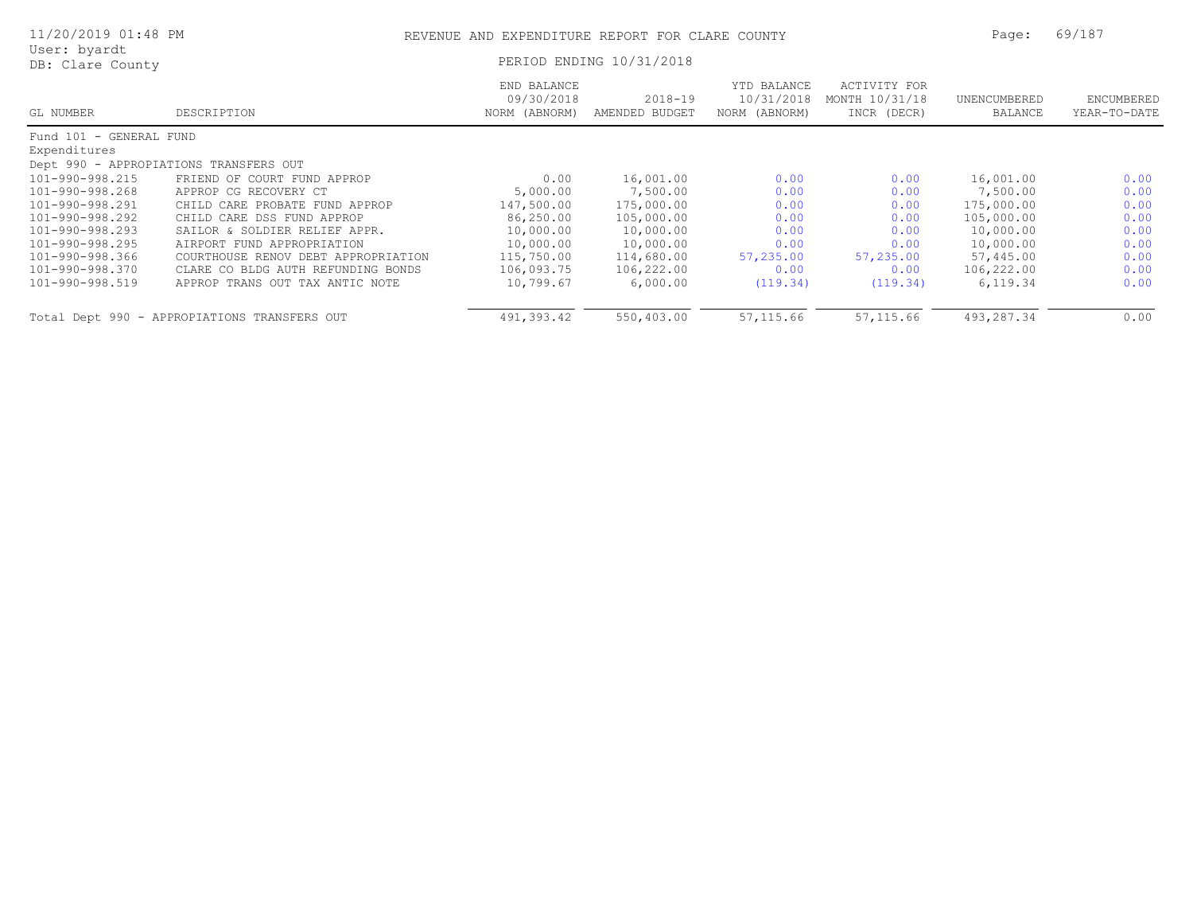# REVENUE AND EXPENDITURE REPORT FOR CLARE COUNTY

11/20/2019 01:48 PM
User: byardt
DB: Clare County

PERIOD ENDING 10/31/2018

| GL NUMBER | DESCRIPTION | END BALANCE 09/30/2018 NORM (ABNORM) | 2018-19 AMENDED BUDGET | YTD BALANCE 10/31/2018 NORM (ABNORM) | ACTIVITY FOR MONTH 10/31/18 INCR (DECR) | UNENCUMBERED BALANCE | ENCUMBERED YEAR-TO-DATE |
|---|---|---|---|---|---|---|---|
| Fund 101 - GENERAL FUND | | | | | | | |
| Expenditures | | | | | | | |
| Dept 990 - APPROPIATIONS TRANSFERS OUT | | | | | | | |
| 101-990-998.215 | FRIEND OF COURT FUND APPROP | 0.00 | 16,001.00 | 0.00 | 0.00 | 16,001.00 | 0.00 |
| 101-990-998.268 | APPROP CG RECOVERY CT | 5,000.00 | 7,500.00 | 0.00 | 0.00 | 7,500.00 | 0.00 |
| 101-990-998.291 | CHILD CARE PROBATE FUND APPROP | 147,500.00 | 175,000.00 | 0.00 | 0.00 | 175,000.00 | 0.00 |
| 101-990-998.292 | CHILD CARE DSS FUND APPROP | 86,250.00 | 105,000.00 | 0.00 | 0.00 | 105,000.00 | 0.00 |
| 101-990-998.293 | SAILOR & SOLDIER RELIEF APPR. | 10,000.00 | 10,000.00 | 0.00 | 0.00 | 10,000.00 | 0.00 |
| 101-990-998.295 | AIRPORT FUND APPROPRIATION | 10,000.00 | 10,000.00 | 0.00 | 0.00 | 10,000.00 | 0.00 |
| 101-990-998.366 | COURTHOUSE RENOV DEBT APPROPRIATION | 115,750.00 | 114,680.00 | 57,235.00 | 57,235.00 | 57,445.00 | 0.00 |
| 101-990-998.370 | CLARE CO BLDG AUTH REFUNDING BONDS | 106,093.75 | 106,222.00 | 0.00 | 0.00 | 106,222.00 | 0.00 |
| 101-990-998.519 | APPROP TRANS OUT TAX ANTIC NOTE | 10,799.67 | 6,000.00 | (119.34) | (119.34) | 6,119.34 | 0.00 |
| Total Dept 990 - APPROPIATIONS TRANSFERS OUT | | 491,393.42 | 550,403.00 | 57,115.66 | 57,115.66 | 493,287.34 | 0.00 |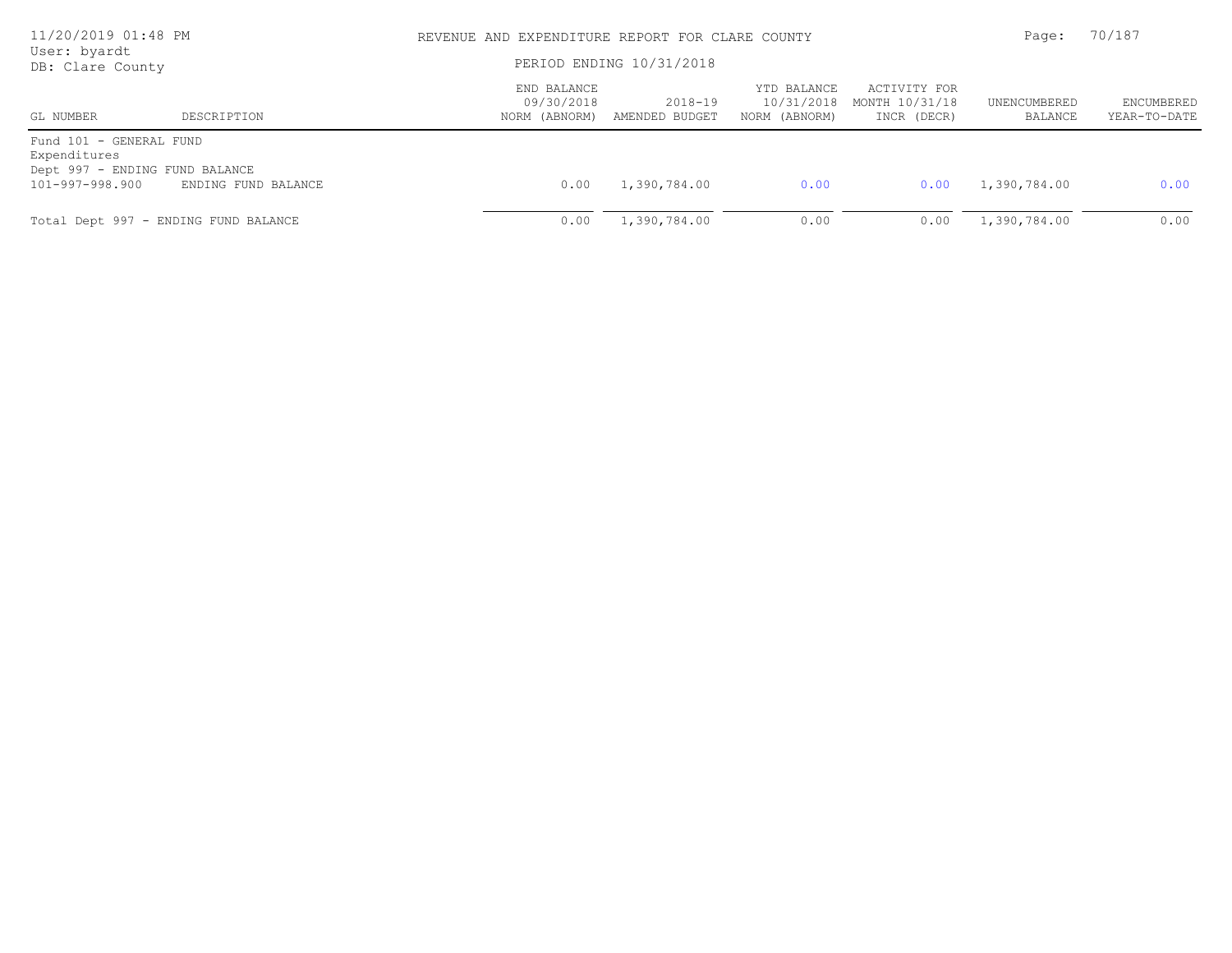REVENUE AND EXPENDITURE REPORT FOR CLARE COUNTY

PERIOD ENDING 10/31/2018

User: byardt
DB: Clare County

| GL NUMBER | DESCRIPTION | END BALANCE 09/30/2018 NORM (ABNORM) | 2018-19 AMENDED BUDGET | YTD BALANCE 10/31/2018 NORM (ABNORM) | ACTIVITY FOR MONTH 10/31/18 INCR (DECR) | UNENCUMBERED BALANCE | ENCUMBERED YEAR-TO-DATE |
|---|---|---|---|---|---|---|---|
| Fund 101 - GENERAL FUND | | | | | | | |
| Expenditures | | | | | | | |
| Dept 997 - ENDING FUND BALANCE | | | | | | | |
| 101-997-998.900 | ENDING FUND BALANCE | 0.00 | 1,390,784.00 | 0.00 | 0.00 | 1,390,784.00 | 0.00 |
| Total Dept 997 - ENDING FUND BALANCE | | 0.00 | 1,390,784.00 | 0.00 | 0.00 | 1,390,784.00 | 0.00 |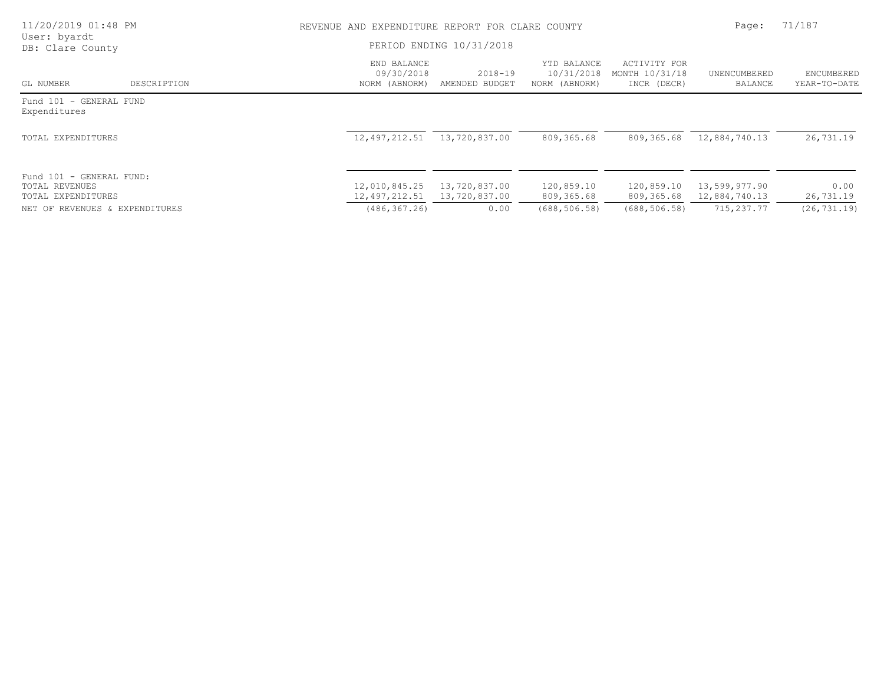REVENUE AND EXPENDITURE REPORT FOR CLARE COUNTY

PERIOD ENDING 10/31/2018

User: byardt
DB: Clare County

| GL NUMBER | DESCRIPTION | END BALANCE 09/30/2018 NORM (ABNORM) | 2018-19 AMENDED BUDGET | YTD BALANCE 10/31/2018 NORM (ABNORM) | ACTIVITY FOR MONTH 10/31/18 INCR (DECR) | UNENCUMBERED BALANCE | ENCUMBERED YEAR-TO-DATE |
|---|---|---|---|---|---|---|---|
| Fund 101 - GENERAL FUND | | | | | | | |
| Expenditures | | | | | | | |
| TOTAL EXPENDITURES | | 12,497,212.51 | 13,720,837.00 | 809,365.68 | 809,365.68 | 12,884,740.13 | 26,731.19 |
| Fund 101 - GENERAL FUND: | | | | | | | |
| TOTAL REVENUES | | 12,010,845.25 | 13,720,837.00 | 120,859.10 | 120,859.10 | 13,599,977.90 | 0.00 |
| TOTAL EXPENDITURES | | 12,497,212.51 | 13,720,837.00 | 809,365.68 | 809,365.68 | 12,884,740.13 | 26,731.19 |
| NET OF REVENUES & EXPENDITURES | | (486,367.26) | 0.00 | (688,506.58) | (688,506.58) | 715,237.77 | (26,731.19) |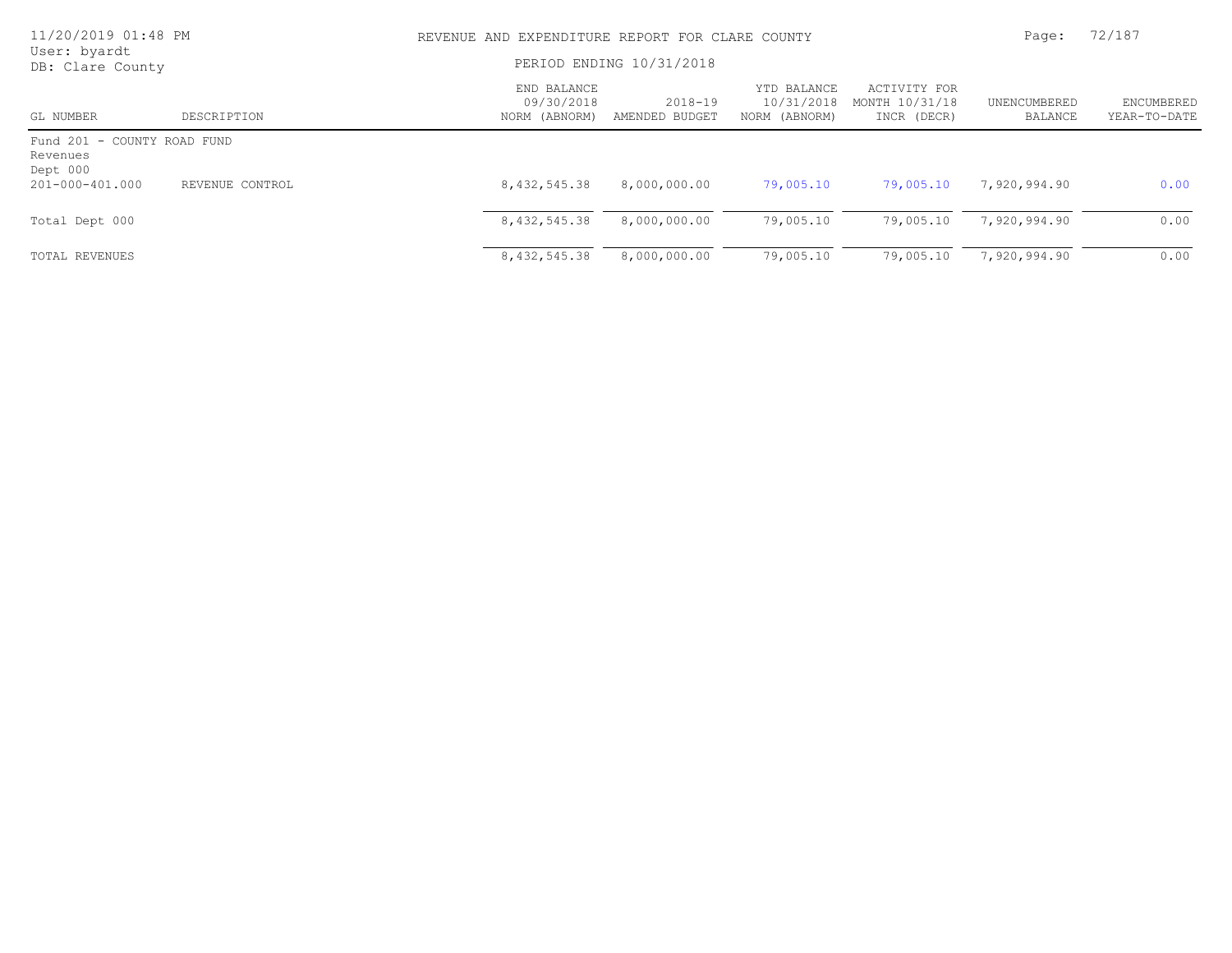REVENUE AND EXPENDITURE REPORT FOR CLARE COUNTY

PERIOD ENDING 10/31/2018

User: byardt
DB: Clare County

| GL NUMBER | DESCRIPTION | END BALANCE 09/30/2018 NORM (ABNORM) | 2018-19 AMENDED BUDGET | YTD BALANCE 10/31/2018 NORM (ABNORM) | ACTIVITY FOR MONTH 10/31/18 INCR (DECR) | UNENCUMBERED BALANCE | ENCUMBERED YEAR-TO-DATE |
|---|---|---|---|---|---|---|---|
| Fund 201 - COUNTY ROAD FUND | | | | | | | |
| Revenues | | | | | | | |
| Dept 000 | | | | | | | |
| 201-000-401.000 | REVENUE CONTROL | 8,432,545.38 | 8,000,000.00 | 79,005.10 | 79,005.10 | 7,920,994.90 | 0.00 |
| Total Dept 000 | | 8,432,545.38 | 8,000,000.00 | 79,005.10 | 79,005.10 | 7,920,994.90 | 0.00 |
| TOTAL REVENUES | | 8,432,545.38 | 8,000,000.00 | 79,005.10 | 79,005.10 | 7,920,994.90 | 0.00 |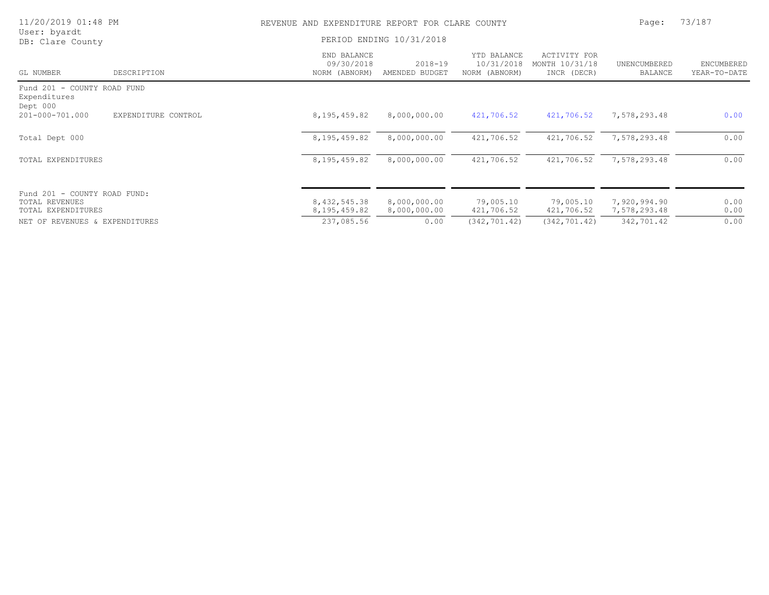REVENUE AND EXPENDITURE REPORT FOR CLARE COUNTY

PERIOD ENDING 10/31/2018

11/20/2019 01:48 PM
User: byardt
DB: Clare County

| GL NUMBER | DESCRIPTION | END BALANCE 09/30/2018 NORM (ABNORM) | 2018-19 AMENDED BUDGET | YTD BALANCE 10/31/2018 NORM (ABNORM) | ACTIVITY FOR MONTH 10/31/18 INCR (DECR) | UNENCUMBERED BALANCE | ENCUMBERED YEAR-TO-DATE |
|---|---|---|---|---|---|---|---|
| Fund 201 - COUNTY ROAD FUND | | | | | | | |
| Expenditures | | | | | | | |
| Dept 000 | | | | | | | |
| 201-000-701.000 | EXPENDITURE CONTROL | 8,195,459.82 | 8,000,000.00 | 421,706.52 | 421,706.52 | 7,578,293.48 | 0.00 |
| Total Dept 000 | | 8,195,459.82 | 8,000,000.00 | 421,706.52 | 421,706.52 | 7,578,293.48 | 0.00 |
| TOTAL EXPENDITURES | | 8,195,459.82 | 8,000,000.00 | 421,706.52 | 421,706.52 | 7,578,293.48 | 0.00 |
| Fund 201 - COUNTY ROAD FUND: | | | | | | | |
| TOTAL REVENUES | | 8,432,545.38 | 8,000,000.00 | 79,005.10 | 79,005.10 | 7,920,994.90 | 0.00 |
| TOTAL EXPENDITURES | | 8,195,459.82 | 8,000,000.00 | 421,706.52 | 421,706.52 | 7,578,293.48 | 0.00 |
| NET OF REVENUES & EXPENDITURES | | 237,085.56 | 0.00 | (342,701.42) | (342,701.42) | 342,701.42 | 0.00 |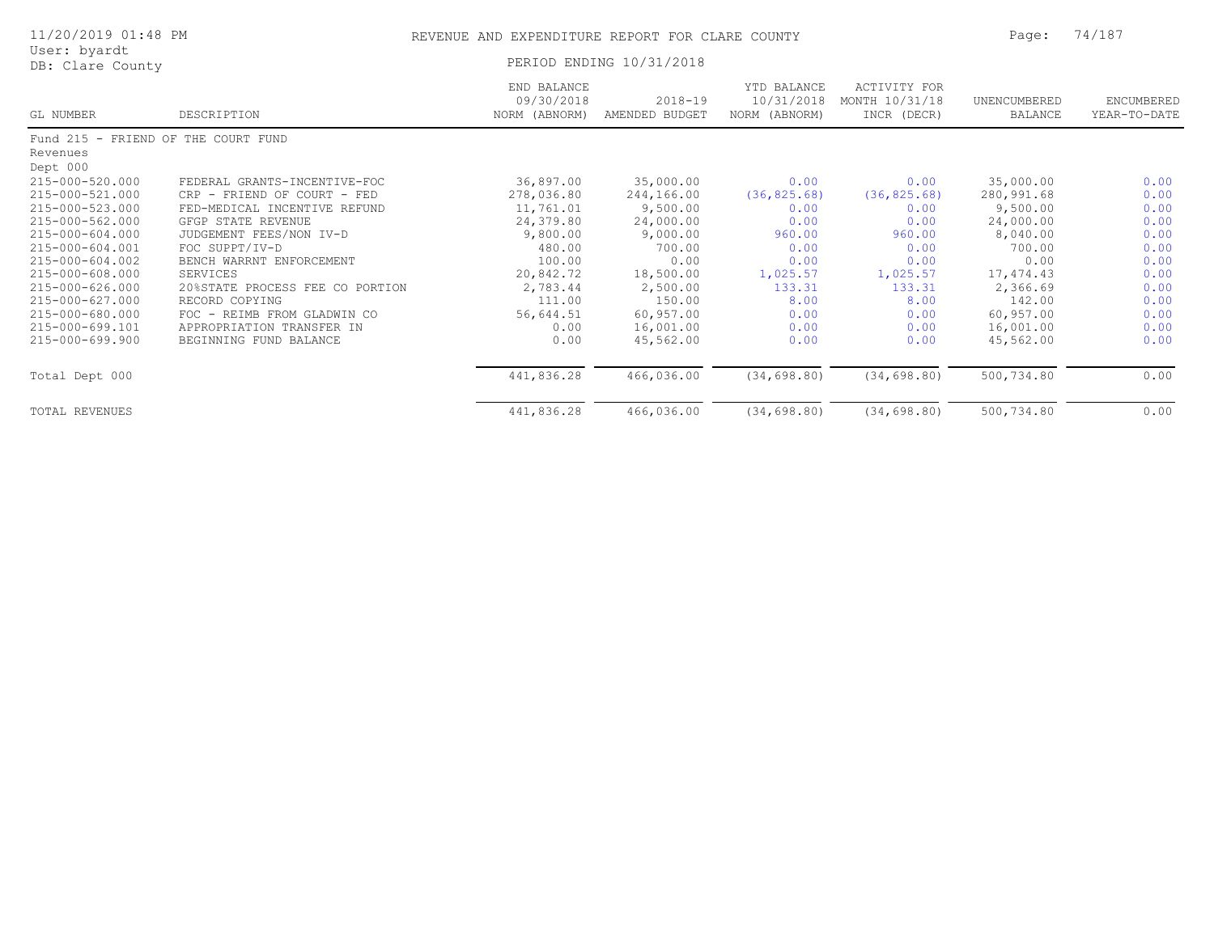REVENUE AND EXPENDITURE REPORT FOR CLARE COUNTY

PERIOD ENDING 10/31/2018

User: byardt
DB: Clare County

| GL NUMBER | DESCRIPTION | END BALANCE 09/30/2018 NORM (ABNORM) | 2018-19 AMENDED BUDGET | YTD BALANCE 10/31/2018 NORM (ABNORM) | ACTIVITY FOR MONTH 10/31/18 INCR (DECR) | UNENCUMBERED BALANCE | ENCUMBERED YEAR-TO-DATE |
|---|---|---|---|---|---|---|---|
| Fund 215 - FRIEND OF THE COURT FUND | | | | | | | |
| Revenues | | | | | | | |
| Dept 000 | | | | | | | |
| 215-000-520.000 | FEDERAL GRANTS-INCENTIVE-FOC | 36,897.00 | 35,000.00 | 0.00 | 0.00 | 35,000.00 | 0.00 |
| 215-000-521.000 | CRP - FRIEND OF COURT - FED | 278,036.80 | 244,166.00 | (36,825.68) | (36,825.68) | 280,991.68 | 0.00 |
| 215-000-523.000 | FED-MEDICAL INCENTIVE REFUND | 11,761.01 | 9,500.00 | 0.00 | 0.00 | 9,500.00 | 0.00 |
| 215-000-562.000 | GFGP STATE REVENUE | 24,379.80 | 24,000.00 | 0.00 | 0.00 | 24,000.00 | 0.00 |
| 215-000-604.000 | JUDGEMENT FEES/NON IV-D | 9,800.00 | 9,000.00 | 960.00 | 960.00 | 8,040.00 | 0.00 |
| 215-000-604.001 | FOC SUPPT/IV-D | 480.00 | 700.00 | 0.00 | 0.00 | 700.00 | 0.00 |
| 215-000-604.002 | BENCH WARRNT ENFORCEMENT | 100.00 | 0.00 | 0.00 | 0.00 | 0.00 | 0.00 |
| 215-000-608.000 | SERVICES | 20,842.72 | 18,500.00 | 1,025.57 | 1,025.57 | 17,474.43 | 0.00 |
| 215-000-626.000 | 20%STATE PROCESS FEE CO PORTION | 2,783.44 | 2,500.00 | 133.31 | 133.31 | 2,366.69 | 0.00 |
| 215-000-627.000 | RECORD COPYING | 111.00 | 150.00 | 8.00 | 8.00 | 142.00 | 0.00 |
| 215-000-680.000 | FOC - REIMB FROM GLADWIN CO | 56,644.51 | 60,957.00 | 0.00 | 0.00 | 60,957.00 | 0.00 |
| 215-000-699.101 | APPROPRIATION TRANSFER IN | 0.00 | 16,001.00 | 0.00 | 0.00 | 16,001.00 | 0.00 |
| 215-000-699.900 | BEGINNING FUND BALANCE | 0.00 | 45,562.00 | 0.00 | 0.00 | 45,562.00 | 0.00 |
| Total Dept 000 | | 441,836.28 | 466,036.00 | (34,698.80) | (34,698.80) | 500,734.80 | 0.00 |
| TOTAL REVENUES | | 441,836.28 | 466,036.00 | (34,698.80) | (34,698.80) | 500,734.80 | 0.00 |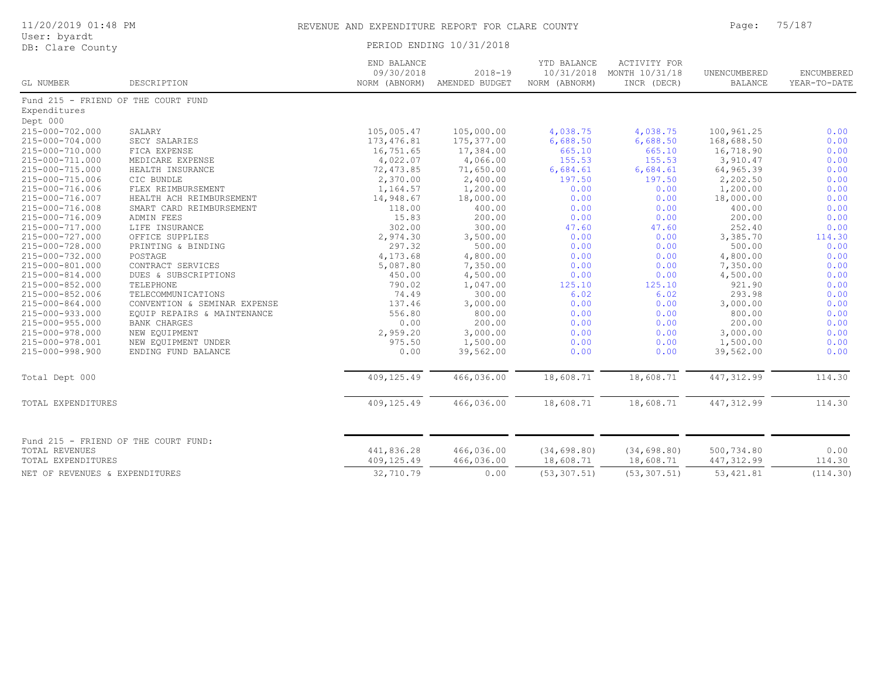# REVENUE AND EXPENDITURE REPORT FOR CLARE COUNTY

PERIOD ENDING 10/31/2018

User: byardt
DB: Clare County

| GL NUMBER | DESCRIPTION | END BALANCE 09/30/2018 NORM (ABNORM) | 2018-19 AMENDED BUDGET | YTD BALANCE 10/31/2018 NORM (ABNORM) | ACTIVITY FOR MONTH 10/31/18 INCR (DECR) | UNENCUMBERED BALANCE | ENCUMBERED YEAR-TO-DATE |
|---|---|---|---|---|---|---|---|
| Fund 215 - FRIEND OF THE COURT FUND | | | | | | | |
| Expenditures | | | | | | | |
| Dept 000 | | | | | | | |
| 215-000-702.000 | SALARY | 105,005.47 | 105,000.00 | 4,038.75 | 4,038.75 | 100,961.25 | 0.00 |
| 215-000-704.000 | SECY SALARIES | 173,476.81 | 175,377.00 | 6,688.50 | 6,688.50 | 168,688.50 | 0.00 |
| 215-000-710.000 | FICA EXPENSE | 16,751.65 | 17,384.00 | 665.10 | 665.10 | 16,718.90 | 0.00 |
| 215-000-711.000 | MEDICARE EXPENSE | 4,022.07 | 4,066.00 | 155.53 | 155.53 | 3,910.47 | 0.00 |
| 215-000-715.000 | HEALTH INSURANCE | 72,473.85 | 71,650.00 | 6,684.61 | 6,684.61 | 64,965.39 | 0.00 |
| 215-000-715.006 | CIC BUNDLE | 2,370.00 | 2,400.00 | 197.50 | 197.50 | 2,202.50 | 0.00 |
| 215-000-716.006 | FLEX REIMBURSEMENT | 1,164.57 | 1,200.00 | 0.00 | 0.00 | 1,200.00 | 0.00 |
| 215-000-716.007 | HEALTH ACH REIMBURSEMENT | 14,948.67 | 18,000.00 | 0.00 | 0.00 | 18,000.00 | 0.00 |
| 215-000-716.008 | SMART CARD REIMBURSEMENT | 118.00 | 400.00 | 0.00 | 0.00 | 400.00 | 0.00 |
| 215-000-716.009 | ADMIN FEES | 15.83 | 200.00 | 0.00 | 0.00 | 200.00 | 0.00 |
| 215-000-717.000 | LIFE INSURANCE | 302.00 | 300.00 | 47.60 | 47.60 | 252.40 | 0.00 |
| 215-000-727.000 | OFFICE SUPPLIES | 2,974.30 | 3,500.00 | 0.00 | 0.00 | 3,385.70 | 114.30 |
| 215-000-728.000 | PRINTING & BINDING | 297.32 | 500.00 | 0.00 | 0.00 | 500.00 | 0.00 |
| 215-000-732.000 | POSTAGE | 4,173.68 | 4,800.00 | 0.00 | 0.00 | 4,800.00 | 0.00 |
| 215-000-801.000 | CONTRACT SERVICES | 5,087.80 | 7,350.00 | 0.00 | 0.00 | 7,350.00 | 0.00 |
| 215-000-814.000 | DUES & SUBSCRIPTIONS | 450.00 | 4,500.00 | 0.00 | 0.00 | 4,500.00 | 0.00 |
| 215-000-852.000 | TELEPHONE | 790.02 | 1,047.00 | 125.10 | 125.10 | 921.90 | 0.00 |
| 215-000-852.006 | TELECOMMUNICATIONS | 74.49 | 300.00 | 6.02 | 6.02 | 293.98 | 0.00 |
| 215-000-864.000 | CONVENTION & SEMINAR EXPENSE | 137.46 | 3,000.00 | 0.00 | 0.00 | 3,000.00 | 0.00 |
| 215-000-933.000 | EQUIP REPAIRS & MAINTENANCE | 556.80 | 800.00 | 0.00 | 0.00 | 800.00 | 0.00 |
| 215-000-955.000 | BANK CHARGES | 0.00 | 200.00 | 0.00 | 0.00 | 200.00 | 0.00 |
| 215-000-978.000 | NEW EQUIPMENT | 2,959.20 | 3,000.00 | 0.00 | 0.00 | 3,000.00 | 0.00 |
| 215-000-978.001 | NEW EQUIPMENT UNDER | 975.50 | 1,500.00 | 0.00 | 0.00 | 1,500.00 | 0.00 |
| 215-000-998.900 | ENDING FUND BALANCE | 0.00 | 39,562.00 | 0.00 | 0.00 | 39,562.00 | 0.00 |
| Total Dept 000 | | 409,125.49 | 466,036.00 | 18,608.71 | 18,608.71 | 447,312.99 | 114.30 |
| TOTAL EXPENDITURES | | 409,125.49 | 466,036.00 | 18,608.71 | 18,608.71 | 447,312.99 | 114.30 |
| Fund 215 - FRIEND OF THE COURT FUND: | | | | | | | |
| TOTAL REVENUES | | 441,836.28 | 466,036.00 | (34,698.80) | (34,698.80) | 500,734.80 | 0.00 |
| TOTAL EXPENDITURES | | 409,125.49 | 466,036.00 | 18,608.71 | 18,608.71 | 447,312.99 | 114.30 |
| NET OF REVENUES & EXPENDITURES | | 32,710.79 | 0.00 | (53,307.51) | (53,307.51) | 53,421.81 | (114.30) |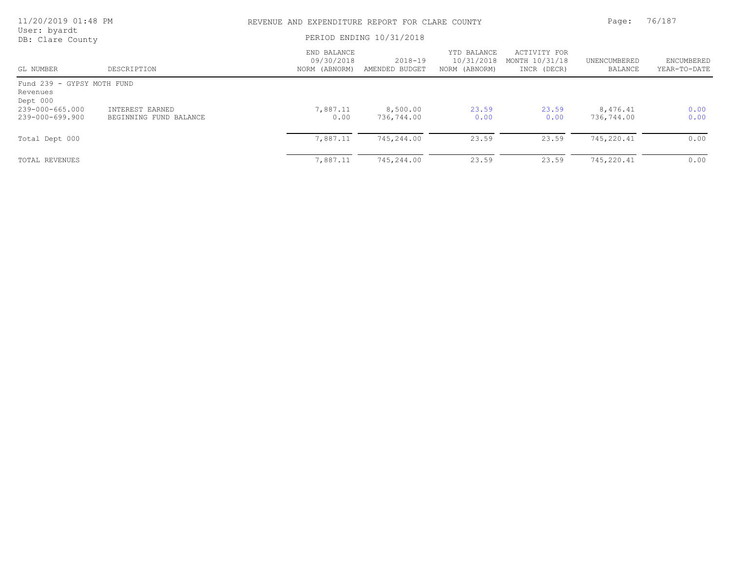# REVENUE AND EXPENDITURE REPORT FOR CLARE COUNTY

PERIOD ENDING 10/31/2018

| GL NUMBER | DESCRIPTION | END BALANCE 09/30/2018 NORM (ABNORM) | 2018-19 AMENDED BUDGET | YTD BALANCE 10/31/2018 NORM (ABNORM) | ACTIVITY FOR MONTH 10/31/18 INCR (DECR) | UNENCUMBERED BALANCE | ENCUMBERED YEAR-TO-DATE |
|---|---|---|---|---|---|---|---|
| Fund 239 - GYPSY MOTH FUND | | | | | | | |
| Revenues | | | | | | | |
| Dept 000 | | | | | | | |
| 239-000-665.000 | INTEREST EARNED | 7,887.11 | 8,500.00 | 23.59 | 23.59 | 8,476.41 | 0.00 |
| 239-000-699.900 | BEGINNING FUND BALANCE | 0.00 | 736,744.00 | 0.00 | 0.00 | 736,744.00 | 0.00 |
| Total Dept 000 | | 7,887.11 | 745,244.00 | 23.59 | 23.59 | 745,220.41 | 0.00 |
| TOTAL REVENUES | | 7,887.11 | 745,244.00 | 23.59 | 23.59 | 745,220.41 | 0.00 |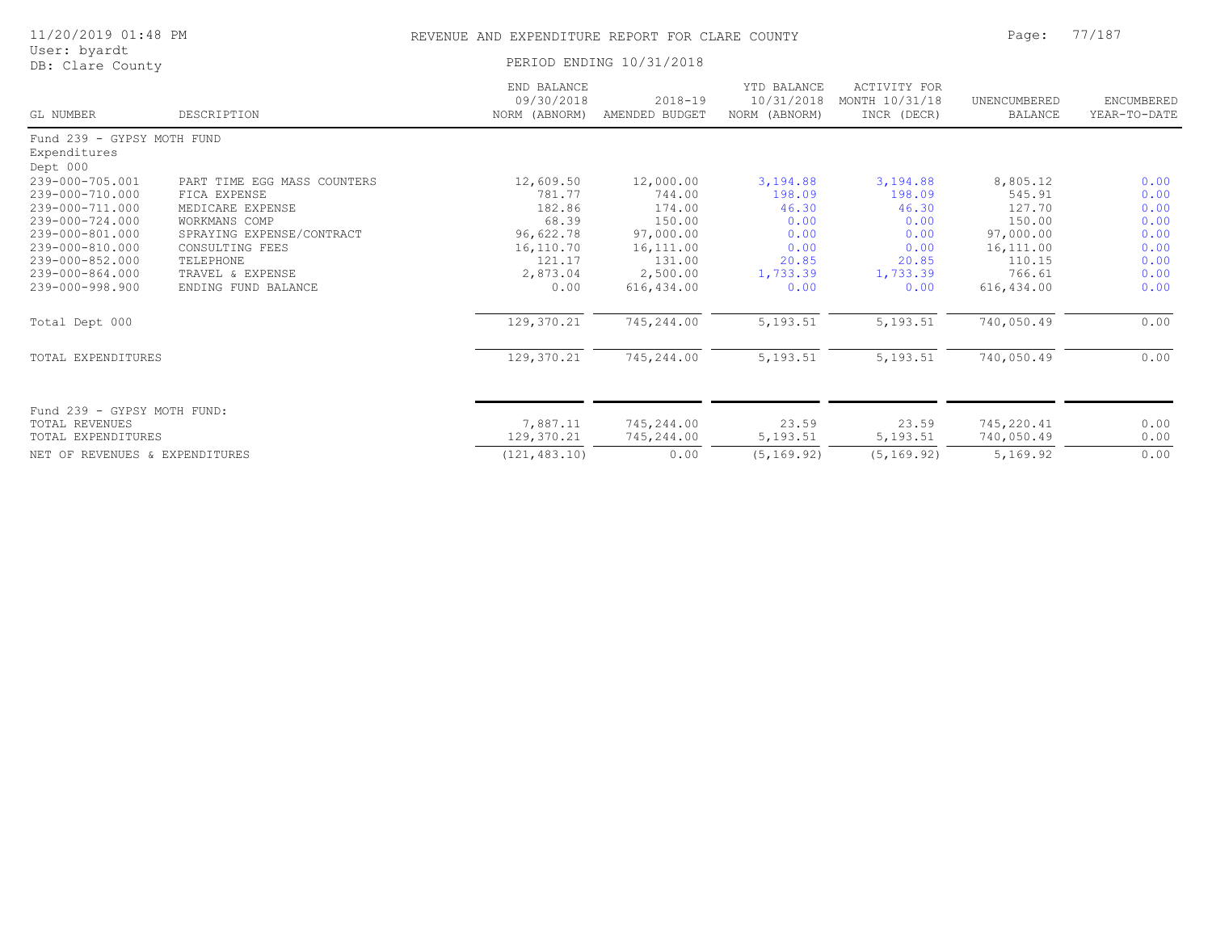# REVENUE AND EXPENDITURE REPORT FOR CLARE COUNTY

11/20/2019 01:48 PM
User: byardt
DB: Clare County

PERIOD ENDING 10/31/2018

| GL NUMBER | DESCRIPTION | END BALANCE 09/30/2018 NORM (ABNORM) | 2018-19 AMENDED BUDGET | YTD BALANCE 10/31/2018 NORM (ABNORM) | ACTIVITY FOR MONTH 10/31/18 INCR (DECR) | UNENCUMBERED BALANCE | ENCUMBERED YEAR-TO-DATE |
|---|---|---|---|---|---|---|---|
| Fund 239 - GYPSY MOTH FUND | | | | | | | |
| Expenditures | | | | | | | |
| Dept 000 | | | | | | | |
| 239-000-705.001 | PART TIME EGG MASS COUNTERS | 12,609.50 | 12,000.00 | 3,194.88 | 3,194.88 | 8,805.12 | 0.00 |
| 239-000-710.000 | FICA EXPENSE | 781.77 | 744.00 | 198.09 | 198.09 | 545.91 | 0.00 |
| 239-000-711.000 | MEDICARE EXPENSE | 182.86 | 174.00 | 46.30 | 46.30 | 127.70 | 0.00 |
| 239-000-724.000 | WORKMANS COMP | 68.39 | 150.00 | 0.00 | 0.00 | 150.00 | 0.00 |
| 239-000-801.000 | SPRAYING EXPENSE/CONTRACT | 96,622.78 | 97,000.00 | 0.00 | 0.00 | 97,000.00 | 0.00 |
| 239-000-810.000 | CONSULTING FEES | 16,110.70 | 16,111.00 | 0.00 | 0.00 | 16,111.00 | 0.00 |
| 239-000-852.000 | TELEPHONE | 121.17 | 131.00 | 20.85 | 20.85 | 110.15 | 0.00 |
| 239-000-864.000 | TRAVEL & EXPENSE | 2,873.04 | 2,500.00 | 1,733.39 | 1,733.39 | 766.61 | 0.00 |
| 239-000-998.900 | ENDING FUND BALANCE | 0.00 | 616,434.00 | 0.00 | 0.00 | 616,434.00 | 0.00 |
| Total Dept 000 | | 129,370.21 | 745,244.00 | 5,193.51 | 5,193.51 | 740,050.49 | 0.00 |
| TOTAL EXPENDITURES | | 129,370.21 | 745,244.00 | 5,193.51 | 5,193.51 | 740,050.49 | 0.00 |
| Fund 239 - GYPSY MOTH FUND: | | | | | | | |
| TOTAL REVENUES | | 7,887.11 | 745,244.00 | 23.59 | 23.59 | 745,220.41 | 0.00 |
| TOTAL EXPENDITURES | | 129,370.21 | 745,244.00 | 5,193.51 | 5,193.51 | 740,050.49 | 0.00 |
| NET OF REVENUES & EXPENDITURES | | (121,483.10) | 0.00 | (5,169.92) | (5,169.92) | 5,169.92 | 0.00 |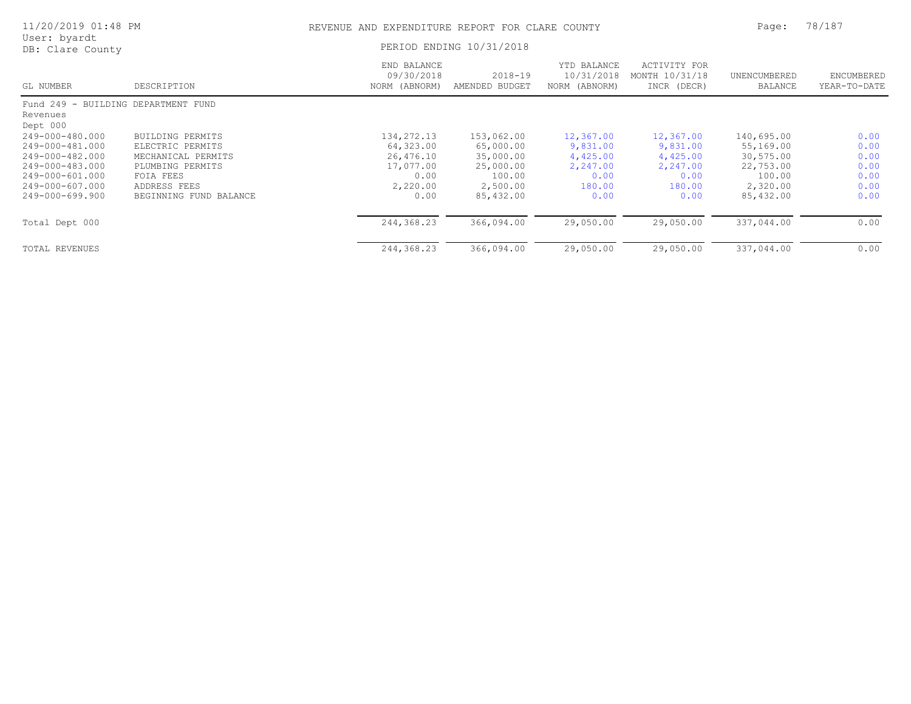# REVENUE AND EXPENDITURE REPORT FOR CLARE COUNTY

11/20/2019 01:48 PM
User: byardt
DB: Clare County

PERIOD ENDING 10/31/2018

| GL NUMBER | DESCRIPTION | END BALANCE 09/30/2018 NORM (ABNORM) | 2018-19 AMENDED BUDGET | YTD BALANCE 10/31/2018 NORM (ABNORM) | ACTIVITY FOR MONTH 10/31/18 INCR (DECR) | UNENCUMBERED BALANCE | ENCUMBERED YEAR-TO-DATE |
|---|---|---|---|---|---|---|---|
| Fund 249 - BUILDING DEPARTMENT FUND | | | | | | | |
| Revenues | | | | | | | |
| Dept 000 | | | | | | | |
| 249-000-480.000 | BUILDING PERMITS | 134,272.13 | 153,062.00 | 12,367.00 | 12,367.00 | 140,695.00 | 0.00 |
| 249-000-481.000 | ELECTRIC PERMITS | 64,323.00 | 65,000.00 | 9,831.00 | 9,831.00 | 55,169.00 | 0.00 |
| 249-000-482.000 | MECHANICAL PERMITS | 26,476.10 | 35,000.00 | 4,425.00 | 4,425.00 | 30,575.00 | 0.00 |
| 249-000-483.000 | PLUMBING PERMITS | 17,077.00 | 25,000.00 | 2,247.00 | 2,247.00 | 22,753.00 | 0.00 |
| 249-000-601.000 | FOIA FEES | 0.00 | 100.00 | 0.00 | 0.00 | 100.00 | 0.00 |
| 249-000-607.000 | ADDRESS FEES | 2,220.00 | 2,500.00 | 180.00 | 180.00 | 2,320.00 | 0.00 |
| 249-000-699.900 | BEGINNING FUND BALANCE | 0.00 | 85,432.00 | 0.00 | 0.00 | 85,432.00 | 0.00 |
| Total Dept 000 | | 244,368.23 | 366,094.00 | 29,050.00 | 29,050.00 | 337,044.00 | 0.00 |
| TOTAL REVENUES | | 244,368.23 | 366,094.00 | 29,050.00 | 29,050.00 | 337,044.00 | 0.00 |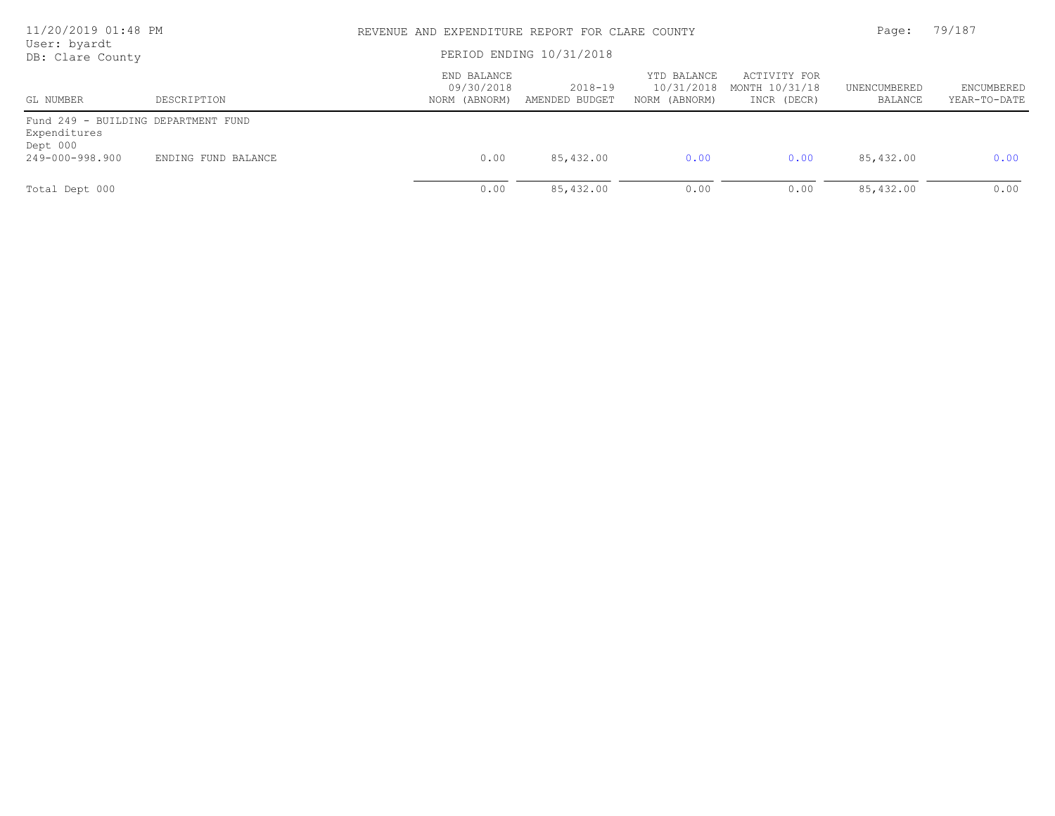REVENUE AND EXPENDITURE REPORT FOR CLARE COUNTY

PERIOD ENDING 10/31/2018

| GL NUMBER | DESCRIPTION | END BALANCE 09/30/2018 NORM (ABNORM) | 2018-19 AMENDED BUDGET | YTD BALANCE 10/31/2018 NORM (ABNORM) | ACTIVITY FOR MONTH 10/31/18 INCR (DECR) | UNENCUMBERED BALANCE | ENCUMBERED YEAR-TO-DATE |
|---|---|---|---|---|---|---|---|
| Fund 249 - BUILDING DEPARTMENT FUND | | | | | | | |
| Expenditures | | | | | | | |
| Dept 000 | | | | | | | |
| 249-000-998.900 | ENDING FUND BALANCE | 0.00 | 85,432.00 | 0.00 | 0.00 | 85,432.00 | 0.00 |
| Total Dept 000 | | 0.00 | 85,432.00 | 0.00 | 0.00 | 85,432.00 | 0.00 |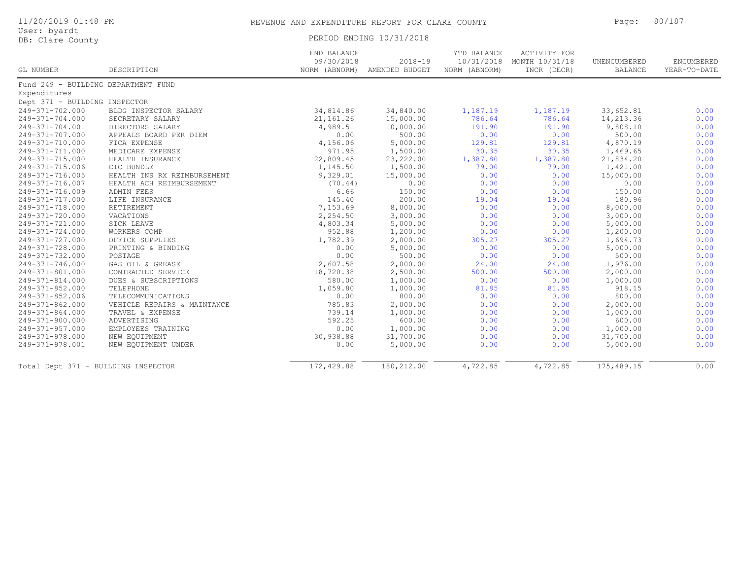# REVENUE AND EXPENDITURE REPORT FOR CLARE COUNTY

PERIOD ENDING 10/31/2018

11/20/2019 01:48 PM
User: byardt
DB: Clare County

| GL NUMBER | DESCRIPTION | END BALANCE 09/30/2018 NORM (ABNORM) | 2018-19 AMENDED BUDGET | YTD BALANCE 10/31/2018 NORM (ABNORM) | ACTIVITY FOR MONTH 10/31/18 INCR (DECR) | UNENCUMBERED BALANCE | ENCUMBERED YEAR-TO-DATE |
|---|---|---|---|---|---|---|---|
| Fund 249 - BUILDING DEPARTMENT FUND | | | | | | | |
| Expenditures | | | | | | | |
| Dept 371 - BUILDING INSPECTOR | | | | | | | |
| 249-371-702.000 | BLDG INSPECTOR SALARY | 34,814.86 | 34,840.00 | 1,187.19 | 1,187.19 | 33,652.81 | 0.00 |
| 249-371-704.000 | SECRETARY SALARY | 21,161.26 | 15,000.00 | 786.64 | 786.64 | 14,213.36 | 0.00 |
| 249-371-704.001 | DIRECTORS SALARY | 4,989.51 | 10,000.00 | 191.90 | 191.90 | 9,808.10 | 0.00 |
| 249-371-707.000 | APPEALS BOARD PER DIEM | 0.00 | 500.00 | 0.00 | 0.00 | 500.00 | 0.00 |
| 249-371-710.000 | FICA EXPENSE | 4,156.06 | 5,000.00 | 129.81 | 129.81 | 4,870.19 | 0.00 |
| 249-371-711.000 | MEDICARE EXPENSE | 971.95 | 1,500.00 | 30.35 | 30.35 | 1,469.65 | 0.00 |
| 249-371-715.000 | HEALTH INSURANCE | 22,809.45 | 23,222.00 | 1,387.80 | 1,387.80 | 21,834.20 | 0.00 |
| 249-371-715.006 | CIC BUNDLE | 1,145.50 | 1,500.00 | 79.00 | 79.00 | 1,421.00 | 0.00 |
| 249-371-716.005 | HEALTH INS RX REIMBURSEMENT | 9,329.01 | 15,000.00 | 0.00 | 0.00 | 15,000.00 | 0.00 |
| 249-371-716.007 | HEALTH ACH REIMBURSEMENT | (70.44) | 0.00 | 0.00 | 0.00 | 0.00 | 0.00 |
| 249-371-716.009 | ADMIN FEES | 6.66 | 150.00 | 0.00 | 0.00 | 150.00 | 0.00 |
| 249-371-717.000 | LIFE INSURANCE | 145.40 | 200.00 | 19.04 | 19.04 | 180.96 | 0.00 |
| 249-371-718.000 | RETIREMENT | 7,153.69 | 8,000.00 | 0.00 | 0.00 | 8,000.00 | 0.00 |
| 249-371-720.000 | VACATIONS | 2,254.50 | 3,000.00 | 0.00 | 0.00 | 3,000.00 | 0.00 |
| 249-371-721.000 | SICK LEAVE | 4,803.34 | 5,000.00 | 0.00 | 0.00 | 5,000.00 | 0.00 |
| 249-371-724.000 | WORKERS COMP | 952.88 | 1,200.00 | 0.00 | 0.00 | 1,200.00 | 0.00 |
| 249-371-727.000 | OFFICE SUPPLIES | 1,782.39 | 2,000.00 | 305.27 | 305.27 | 1,694.73 | 0.00 |
| 249-371-728.000 | PRINTING & BINDING | 0.00 | 5,000.00 | 0.00 | 0.00 | 5,000.00 | 0.00 |
| 249-371-732.000 | POSTAGE | 0.00 | 500.00 | 0.00 | 0.00 | 500.00 | 0.00 |
| 249-371-746.000 | GAS OIL & GREASE | 2,607.58 | 2,000.00 | 24.00 | 24.00 | 1,976.00 | 0.00 |
| 249-371-801.000 | CONTRACTED SERVICE | 18,720.38 | 2,500.00 | 500.00 | 500.00 | 2,000.00 | 0.00 |
| 249-371-814.000 | DUES & SUBSCRIPTIONS | 580.00 | 1,000.00 | 0.00 | 0.00 | 1,000.00 | 0.00 |
| 249-371-852.000 | TELEPHONE | 1,059.80 | 1,000.00 | 81.85 | 81.85 | 918.15 | 0.00 |
| 249-371-852.006 | TELECOMMUNICATIONS | 0.00 | 800.00 | 0.00 | 0.00 | 800.00 | 0.00 |
| 249-371-862.000 | VEHICLE REPAIRS & MAINTANCE | 785.83 | 2,000.00 | 0.00 | 0.00 | 2,000.00 | 0.00 |
| 249-371-864.000 | TRAVEL & EXPENSE | 739.14 | 1,000.00 | 0.00 | 0.00 | 1,000.00 | 0.00 |
| 249-371-900.000 | ADVERTISING | 592.25 | 600.00 | 0.00 | 0.00 | 600.00 | 0.00 |
| 249-371-957.000 | EMPLOYEES TRAINING | 0.00 | 1,000.00 | 0.00 | 0.00 | 1,000.00 | 0.00 |
| 249-371-978.000 | NEW EQUIPMENT | 30,938.88 | 31,700.00 | 0.00 | 0.00 | 31,700.00 | 0.00 |
| 249-371-978.001 | NEW EQUIPMENT UNDER | 0.00 | 5,000.00 | 0.00 | 0.00 | 5,000.00 | 0.00 |
| Total Dept 371 - BUILDING INSPECTOR | | 172,429.88 | 180,212.00 | 4,722.85 | 4,722.85 | 175,489.15 | 0.00 |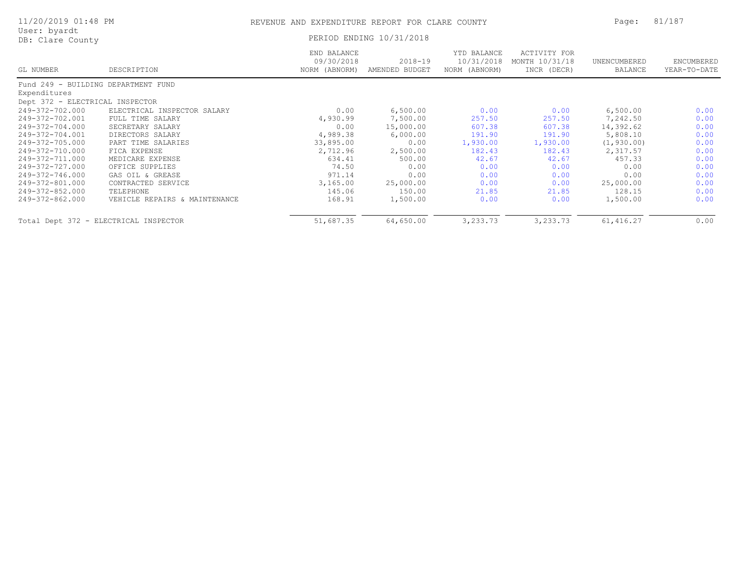REVENUE AND EXPENDITURE REPORT FOR CLARE COUNTY

PERIOD ENDING 10/31/2018

| GL NUMBER | DESCRIPTION | END BALANCE 09/30/2018 NORM (ABNORM) | 2018-19 AMENDED BUDGET | YTD BALANCE 10/31/2018 NORM (ABNORM) | ACTIVITY FOR MONTH 10/31/18 INCR (DECR) | UNENCUMBERED BALANCE | ENCUMBERED YEAR-TO-DATE |
|---|---|---|---|---|---|---|---|
| Fund 249 - BUILDING DEPARTMENT FUND | | | | | | | |
| Expenditures | | | | | | | |
| Dept 372 - ELECTRICAL INSPECTOR | | | | | | | |
| 249-372-702.000 | ELECTRICAL INSPECTOR SALARY | 0.00 | 6,500.00 | 0.00 | 0.00 | 6,500.00 | 0.00 |
| 249-372-702.001 | FULL TIME SALARY | 4,930.99 | 7,500.00 | 257.50 | 257.50 | 7,242.50 | 0.00 |
| 249-372-704.000 | SECRETARY SALARY | 0.00 | 15,000.00 | 607.38 | 607.38 | 14,392.62 | 0.00 |
| 249-372-704.001 | DIRECTORS SALARY | 4,989.38 | 6,000.00 | 191.90 | 191.90 | 5,808.10 | 0.00 |
| 249-372-705.000 | PART TIME SALARIES | 33,895.00 | 0.00 | 1,930.00 | 1,930.00 | (1,930.00) | 0.00 |
| 249-372-710.000 | FICA EXPENSE | 2,712.96 | 2,500.00 | 182.43 | 182.43 | 2,317.57 | 0.00 |
| 249-372-711.000 | MEDICARE EXPENSE | 634.41 | 500.00 | 42.67 | 42.67 | 457.33 | 0.00 |
| 249-372-727.000 | OFFICE SUPPLIES | 74.50 | 0.00 | 0.00 | 0.00 | 0.00 | 0.00 |
| 249-372-746.000 | GAS OIL & GREASE | 971.14 | 0.00 | 0.00 | 0.00 | 0.00 | 0.00 |
| 249-372-801.000 | CONTRACTED SERVICE | 3,165.00 | 25,000.00 | 0.00 | 0.00 | 25,000.00 | 0.00 |
| 249-372-852.000 | TELEPHONE | 145.06 | 150.00 | 21.85 | 21.85 | 128.15 | 0.00 |
| 249-372-862.000 | VEHICLE REPAIRS & MAINTENANCE | 168.91 | 1,500.00 | 0.00 | 0.00 | 1,500.00 | 0.00 |
| Total Dept 372 - ELECTRICAL INSPECTOR | | 51,687.35 | 64,650.00 | 3,233.73 | 3,233.73 | 61,416.27 | 0.00 |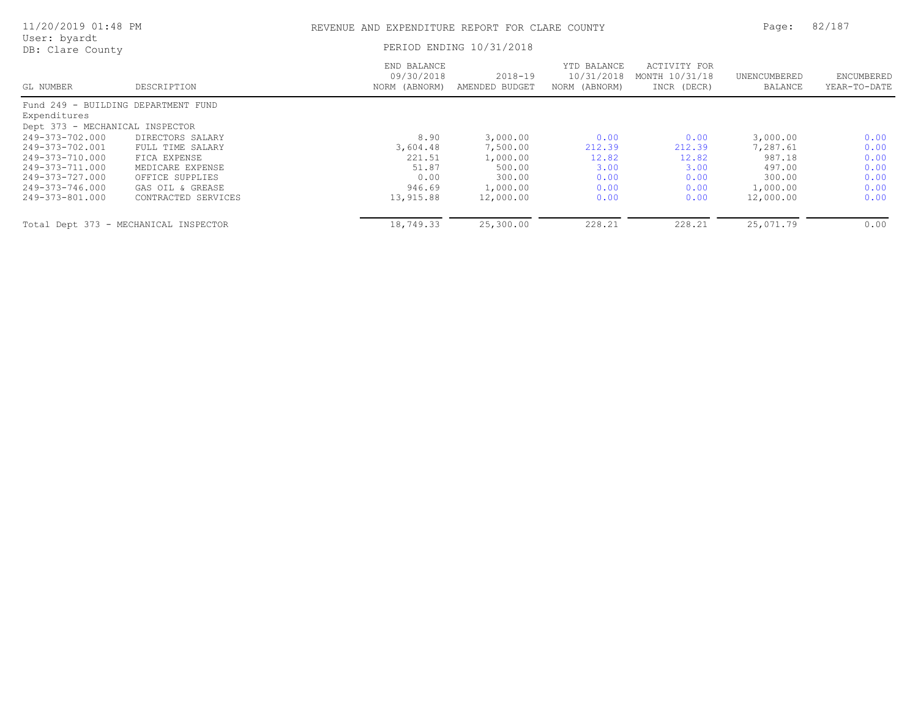# REVENUE AND EXPENDITURE REPORT FOR CLARE COUNTY

11/20/2019 01:48 PM
User: byardt
DB: Clare County

PERIOD ENDING 10/31/2018

| GL NUMBER | DESCRIPTION | END BALANCE 09/30/2018 NORM (ABNORM) | 2018-19 AMENDED BUDGET | YTD BALANCE 10/31/2018 NORM (ABNORM) | ACTIVITY FOR MONTH 10/31/18 INCR (DECR) | UNENCUMBERED BALANCE | ENCUMBERED YEAR-TO-DATE |
|---|---|---|---|---|---|---|---|
| Fund 249 - BUILDING DEPARTMENT FUND | | | | | | | |
| Expenditures | | | | | | | |
| Dept 373 - MECHANICAL INSPECTOR | | | | | | | |
| 249-373-702.000 | DIRECTORS SALARY | 8.90 | 3,000.00 | 0.00 | 0.00 | 3,000.00 | 0.00 |
| 249-373-702.001 | FULL TIME SALARY | 3,604.48 | 7,500.00 | 212.39 | 212.39 | 7,287.61 | 0.00 |
| 249-373-710.000 | FICA EXPENSE | 221.51 | 1,000.00 | 12.82 | 12.82 | 987.18 | 0.00 |
| 249-373-711.000 | MEDICARE EXPENSE | 51.87 | 500.00 | 3.00 | 3.00 | 497.00 | 0.00 |
| 249-373-727.000 | OFFICE SUPPLIES | 0.00 | 300.00 | 0.00 | 0.00 | 300.00 | 0.00 |
| 249-373-746.000 | GAS OIL & GREASE | 946.69 | 1,000.00 | 0.00 | 0.00 | 1,000.00 | 0.00 |
| 249-373-801.000 | CONTRACTED SERVICES | 13,915.88 | 12,000.00 | 0.00 | 0.00 | 12,000.00 | 0.00 |
| Total Dept 373 - MECHANICAL INSPECTOR | | 18,749.33 | 25,300.00 | 228.21 | 228.21 | 25,071.79 | 0.00 |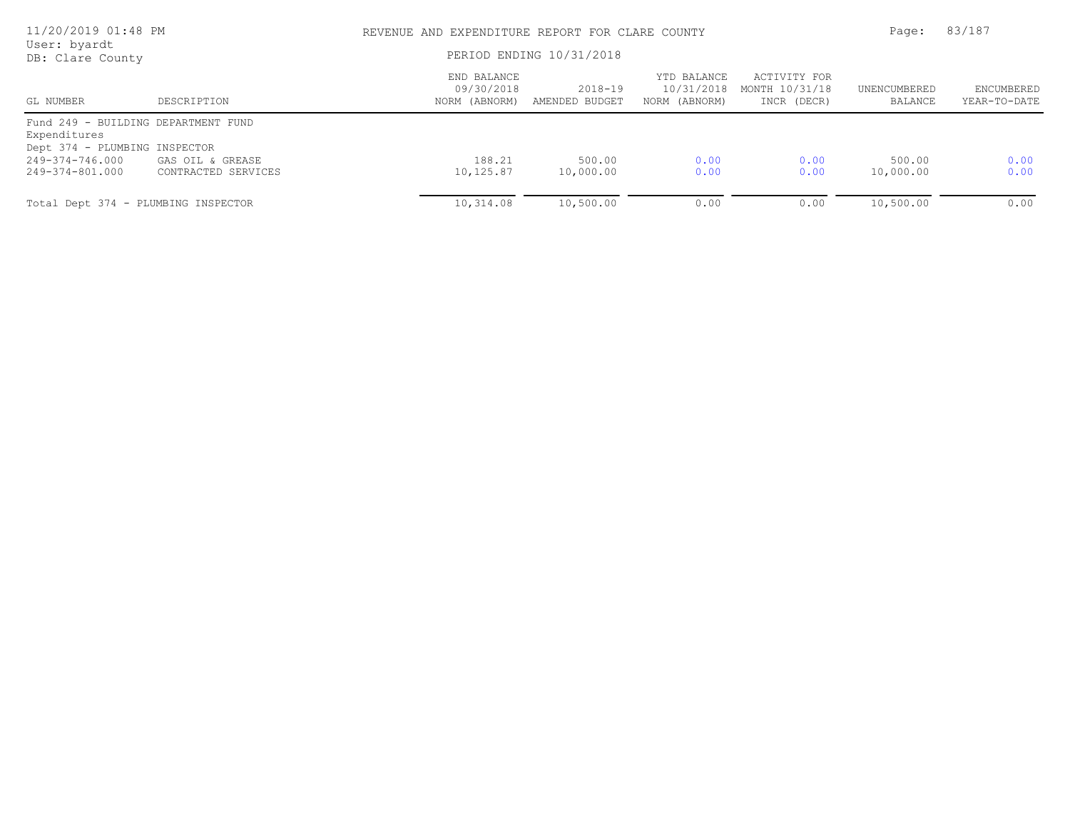REVENUE AND EXPENDITURE REPORT FOR CLARE COUNTY

PERIOD ENDING 10/31/2018

| GL NUMBER | DESCRIPTION | END BALANCE 09/30/2018 NORM (ABNORM) | 2018-19 AMENDED BUDGET | YTD BALANCE 10/31/2018 NORM (ABNORM) | ACTIVITY FOR MONTH 10/31/18 INCR (DECR) | UNENCUMBERED BALANCE | ENCUMBERED YEAR-TO-DATE |
|---|---|---|---|---|---|---|---|
| Fund 249 - BUILDING DEPARTMENT FUND | | | | | | | |
| Expenditures | | | | | | | |
| Dept 374 - PLUMBING INSPECTOR | | | | | | | |
| 249-374-746.000 | GAS OIL & GREASE | 188.21 | 500.00 | 0.00 | 0.00 | 500.00 | 0.00 |
| 249-374-801.000 | CONTRACTED SERVICES | 10,125.87 | 10,000.00 | 0.00 | 0.00 | 10,000.00 | 0.00 |
| Total Dept 374 - PLUMBING INSPECTOR | | 10,314.08 | 10,500.00 | 0.00 | 0.00 | 10,500.00 | 0.00 |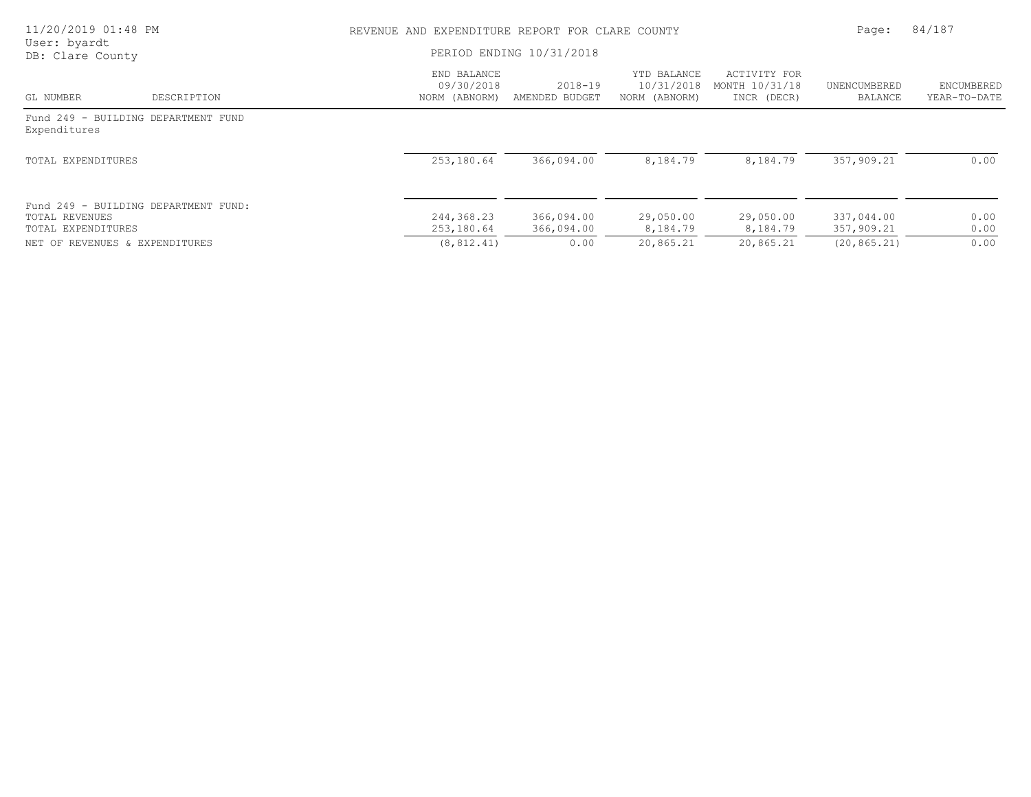REVENUE AND EXPENDITURE REPORT FOR CLARE COUNTY

PERIOD ENDING 10/31/2018

| GL NUMBER | DESCRIPTION | END BALANCE 09/30/2018 NORM (ABNORM) | 2018-19 AMENDED BUDGET | YTD BALANCE 10/31/2018 NORM (ABNORM) | ACTIVITY FOR MONTH 10/31/18 INCR (DECR) | UNENCUMBERED BALANCE | ENCUMBERED YEAR-TO-DATE |
|---|---|---|---|---|---|---|---|
| Fund 249 - BUILDING DEPARTMENT FUND | | | | | | | |
| Expenditures | | | | | | | |
| TOTAL EXPENDITURES | | 253,180.64 | 366,094.00 | 8,184.79 | 8,184.79 | 357,909.21 | 0.00 |
| Fund 249 - BUILDING DEPARTMENT FUND: | | | | | | | |
| TOTAL REVENUES | | 244,368.23 | 366,094.00 | 29,050.00 | 29,050.00 | 337,044.00 | 0.00 |
| TOTAL EXPENDITURES | | 253,180.64 | 366,094.00 | 8,184.79 | 8,184.79 | 357,909.21 | 0.00 |
| NET OF REVENUES & EXPENDITURES | | (8,812.41) | 0.00 | 20,865.21 | 20,865.21 | (20,865.21) | 0.00 |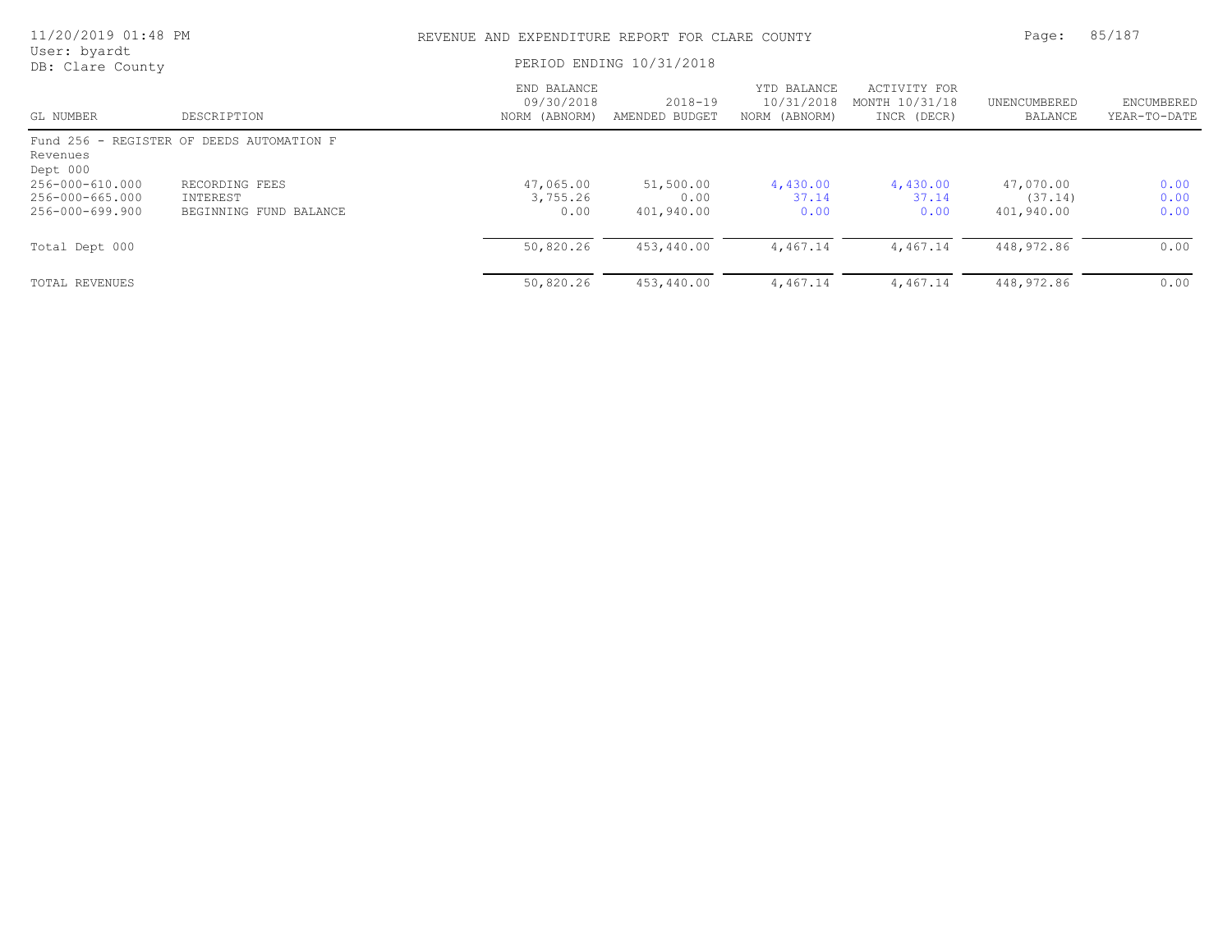REVENUE AND EXPENDITURE REPORT FOR CLARE COUNTY

PERIOD ENDING 10/31/2018

| GL NUMBER | DESCRIPTION | END BALANCE 09/30/2018 NORM (ABNORM) | 2018-19 AMENDED BUDGET | YTD BALANCE 10/31/2018 NORM (ABNORM) | ACTIVITY FOR MONTH 10/31/18 INCR (DECR) | UNENCUMBERED BALANCE | ENCUMBERED YEAR-TO-DATE |
|---|---|---|---|---|---|---|---|
| Fund 256 - REGISTER OF DEEDS AUTOMATION F | | | | | | | |
| Revenues | | | | | | | |
| Dept 000 | | | | | | | |
| 256-000-610.000 | RECORDING FEES | 47,065.00 | 51,500.00 | 4,430.00 | 4,430.00 | 47,070.00 | 0.00 |
| 256-000-665.000 | INTEREST | 3,755.26 | 0.00 | 37.14 | 37.14 | (37.14) | 0.00 |
| 256-000-699.900 | BEGINNING FUND BALANCE | 0.00 | 401,940.00 | 0.00 | 0.00 | 401,940.00 | 0.00 |
| Total Dept 000 | | 50,820.26 | 453,440.00 | 4,467.14 | 4,467.14 | 448,972.86 | 0.00 |
| TOTAL REVENUES | | 50,820.26 | 453,440.00 | 4,467.14 | 4,467.14 | 448,972.86 | 0.00 |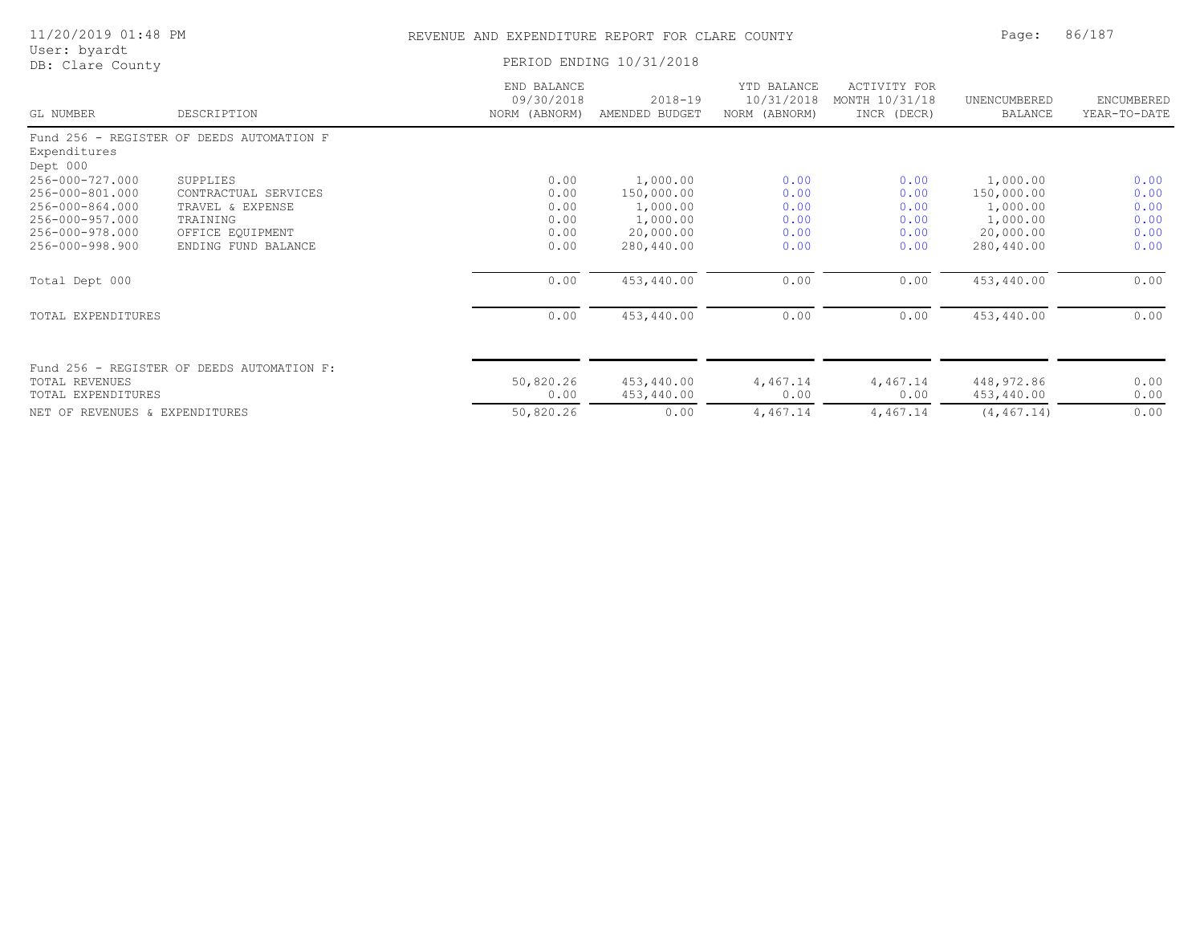REVENUE AND EXPENDITURE REPORT FOR CLARE COUNTY

PERIOD ENDING 10/31/2018

11/20/2019 01:48 PM
User: byardt
DB: Clare County

| GL NUMBER | DESCRIPTION | END BALANCE 09/30/2018 NORM (ABNORM) | 2018-19 AMENDED BUDGET | YTD BALANCE 10/31/2018 NORM (ABNORM) | ACTIVITY FOR MONTH 10/31/18 INCR (DECR) | UNENCUMBERED BALANCE | ENCUMBERED YEAR-TO-DATE |
|---|---|---|---|---|---|---|---|
| Fund 256 - REGISTER OF DEEDS AUTOMATION F | | | | | | | |
| Expenditures | | | | | | | |
| Dept 000 | | | | | | | |
| 256-000-727.000 | SUPPLIES | 0.00 | 1,000.00 | 0.00 | 0.00 | 1,000.00 | 0.00 |
| 256-000-801.000 | CONTRACTUAL SERVICES | 0.00 | 150,000.00 | 0.00 | 0.00 | 150,000.00 | 0.00 |
| 256-000-864.000 | TRAVEL & EXPENSE | 0.00 | 1,000.00 | 0.00 | 0.00 | 1,000.00 | 0.00 |
| 256-000-957.000 | TRAINING | 0.00 | 1,000.00 | 0.00 | 0.00 | 1,000.00 | 0.00 |
| 256-000-978.000 | OFFICE EQUIPMENT | 0.00 | 20,000.00 | 0.00 | 0.00 | 20,000.00 | 0.00 |
| 256-000-998.900 | ENDING FUND BALANCE | 0.00 | 280,440.00 | 0.00 | 0.00 | 280,440.00 | 0.00 |
| Total Dept 000 | | 0.00 | 453,440.00 | 0.00 | 0.00 | 453,440.00 | 0.00 |
| TOTAL EXPENDITURES | | 0.00 | 453,440.00 | 0.00 | 0.00 | 453,440.00 | 0.00 |
| Fund 256 - REGISTER OF DEEDS AUTOMATION F: | | | | | | | |
| TOTAL REVENUES | | 50,820.26 | 453,440.00 | 4,467.14 | 4,467.14 | 448,972.86 | 0.00 |
| TOTAL EXPENDITURES | | 0.00 | 453,440.00 | 0.00 | 0.00 | 453,440.00 | 0.00 |
| NET OF REVENUES & EXPENDITURES | | 50,820.26 | 0.00 | 4,467.14 | 4,467.14 | (4,467.14) | 0.00 |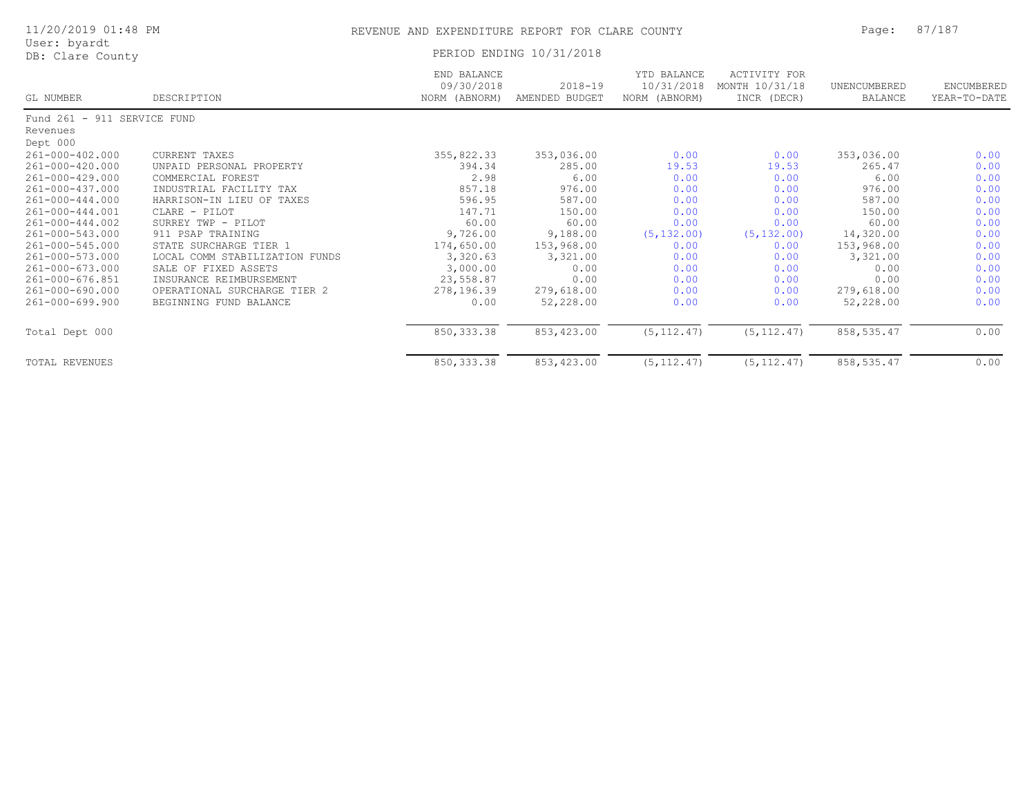# REVENUE AND EXPENDITURE REPORT FOR CLARE COUNTY

11/20/2019 01:48 PM
User: byardt
DB: Clare County

PERIOD ENDING 10/31/2018

| GL NUMBER | DESCRIPTION | END BALANCE 09/30/2018 NORM (ABNORM) | 2018-19 AMENDED BUDGET | YTD BALANCE 10/31/2018 NORM (ABNORM) | ACTIVITY FOR MONTH 10/31/18 INCR (DECR) | UNENCUMBERED BALANCE | ENCUMBERED YEAR-TO-DATE |
|---|---|---|---|---|---|---|---|
| Fund 261 - 911 SERVICE FUND | | | | | | | |
| Revenues | | | | | | | |
| Dept 000 | | | | | | | |
| 261-000-402.000 | CURRENT TAXES | 355,822.33 | 353,036.00 | 0.00 | 0.00 | 353,036.00 | 0.00 |
| 261-000-420.000 | UNPAID PERSONAL PROPERTY | 394.34 | 285.00 | 19.53 | 19.53 | 265.47 | 0.00 |
| 261-000-429.000 | COMMERCIAL FOREST | 2.98 | 6.00 | 0.00 | 0.00 | 6.00 | 0.00 |
| 261-000-437.000 | INDUSTRIAL FACILITY TAX | 857.18 | 976.00 | 0.00 | 0.00 | 976.00 | 0.00 |
| 261-000-444.000 | HARRISON-IN LIEU OF TAXES | 596.95 | 587.00 | 0.00 | 0.00 | 587.00 | 0.00 |
| 261-000-444.001 | CLARE - PILOT | 147.71 | 150.00 | 0.00 | 0.00 | 150.00 | 0.00 |
| 261-000-444.002 | SURREY TWP - PILOT | 60.00 | 60.00 | 0.00 | 0.00 | 60.00 | 0.00 |
| 261-000-543.000 | 911 PSAP TRAINING | 9,726.00 | 9,188.00 | (5,132.00) | (5,132.00) | 14,320.00 | 0.00 |
| 261-000-545.000 | STATE SURCHARGE TIER 1 | 174,650.00 | 153,968.00 | 0.00 | 0.00 | 153,968.00 | 0.00 |
| 261-000-573.000 | LOCAL COMM STABILIZATION FUNDS | 3,320.63 | 3,321.00 | 0.00 | 0.00 | 3,321.00 | 0.00 |
| 261-000-673.000 | SALE OF FIXED ASSETS | 3,000.00 | 0.00 | 0.00 | 0.00 | 0.00 | 0.00 |
| 261-000-676.851 | INSURANCE REIMBURSEMENT | 23,558.87 | 0.00 | 0.00 | 0.00 | 0.00 | 0.00 |
| 261-000-690.000 | OPERATIONAL SURCHARGE TIER 2 | 278,196.39 | 279,618.00 | 0.00 | 0.00 | 279,618.00 | 0.00 |
| 261-000-699.900 | BEGINNING FUND BALANCE | 0.00 | 52,228.00 | 0.00 | 0.00 | 52,228.00 | 0.00 |
| Total Dept 000 | | 850,333.38 | 853,423.00 | (5,112.47) | (5,112.47) | 858,535.47 | 0.00 |
| TOTAL REVENUES | | 850,333.38 | 853,423.00 | (5,112.47) | (5,112.47) | 858,535.47 | 0.00 |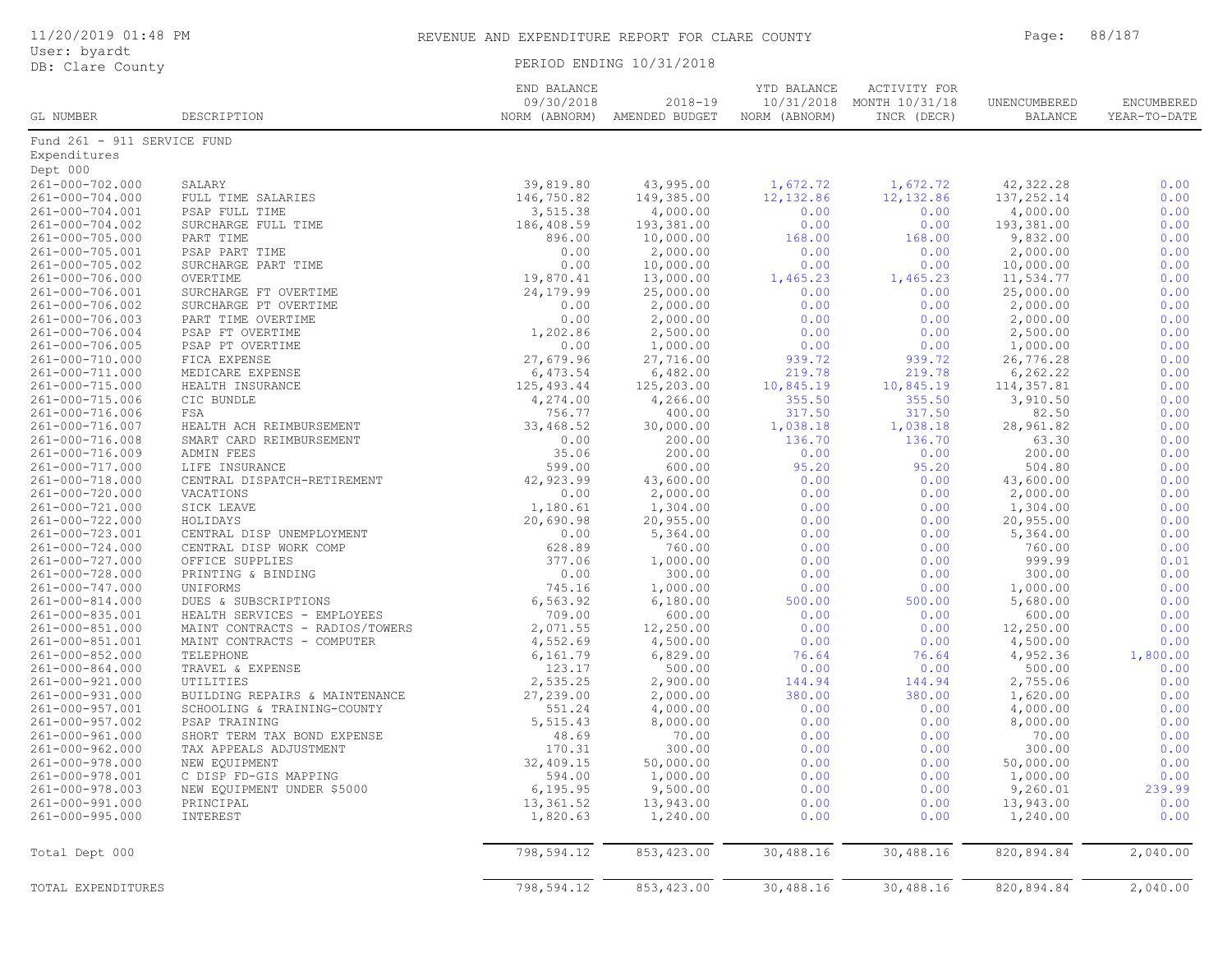# REVENUE AND EXPENDITURE REPORT FOR CLARE COUNTY

11/20/2019 01:48 PM
User: byardt
DB: Clare County

PERIOD ENDING 10/31/2018

| GL NUMBER | DESCRIPTION | END BALANCE 09/30/2018 NORM (ABNORM) | 2018-19 AMENDED BUDGET | YTD BALANCE 10/31/2018 NORM (ABNORM) | ACTIVITY FOR MONTH 10/31/18 INCR (DECR) | UNENCUMBERED BALANCE | ENCUMBERED YEAR-TO-DATE |
|---|---|---|---|---|---|---|---|
| Fund 261 - 911 SERVICE FUND | | | | | | | |
| Expenditures | | | | | | | |
| Dept 000 | | | | | | | |
| 261-000-702.000 | SALARY | 39,819.80 | 43,995.00 | 1,672.72 | 1,672.72 | 42,322.28 | 0.00 |
| 261-000-704.000 | FULL TIME SALARIES | 146,750.82 | 149,385.00 | 12,132.86 | 12,132.86 | 137,252.14 | 0.00 |
| 261-000-704.001 | PSAP FULL TIME | 3,515.38 | 4,000.00 | 0.00 | 0.00 | 4,000.00 | 0.00 |
| 261-000-704.002 | SURCHARGE FULL TIME | 186,408.59 | 193,381.00 | 0.00 | 0.00 | 193,381.00 | 0.00 |
| 261-000-705.000 | PART TIME | 896.00 | 10,000.00 | 168.00 | 168.00 | 9,832.00 | 0.00 |
| 261-000-705.001 | PSAP PART TIME | 0.00 | 2,000.00 | 0.00 | 0.00 | 2,000.00 | 0.00 |
| 261-000-705.002 | SURCHARGE PART TIME | 0.00 | 10,000.00 | 0.00 | 0.00 | 10,000.00 | 0.00 |
| 261-000-706.000 | OVERTIME | 19,870.41 | 13,000.00 | 1,465.23 | 1,465.23 | 11,534.77 | 0.00 |
| 261-000-706.001 | SURCHARGE FT OVERTIME | 24,179.99 | 25,000.00 | 0.00 | 0.00 | 25,000.00 | 0.00 |
| 261-000-706.002 | SURCHARGE PT OVERTIME | 0.00 | 2,000.00 | 0.00 | 0.00 | 2,000.00 | 0.00 |
| 261-000-706.003 | PART TIME OVERTIME | 0.00 | 2,000.00 | 0.00 | 0.00 | 2,000.00 | 0.00 |
| 261-000-706.004 | PSAP FT OVERTIME | 1,202.86 | 2,500.00 | 0.00 | 0.00 | 2,500.00 | 0.00 |
| 261-000-706.005 | PSAP PT OVERTIME | 0.00 | 1,000.00 | 0.00 | 0.00 | 1,000.00 | 0.00 |
| 261-000-710.000 | FICA EXPENSE | 27,679.96 | 27,716.00 | 939.72 | 939.72 | 26,776.28 | 0.00 |
| 261-000-711.000 | MEDICARE EXPENSE | 6,473.54 | 6,482.00 | 219.78 | 219.78 | 6,262.22 | 0.00 |
| 261-000-715.000 | HEALTH INSURANCE | 125,493.44 | 125,203.00 | 10,845.19 | 10,845.19 | 114,357.81 | 0.00 |
| 261-000-715.006 | CIC BUNDLE | 4,274.00 | 4,266.00 | 355.50 | 355.50 | 3,910.50 | 0.00 |
| 261-000-716.006 | FSA | 756.77 | 400.00 | 317.50 | 317.50 | 82.50 | 0.00 |
| 261-000-716.007 | HEALTH ACH REIMBURSEMENT | 33,468.52 | 30,000.00 | 1,038.18 | 1,038.18 | 28,961.82 | 0.00 |
| 261-000-716.008 | SMART CARD REIMBURSEMENT | 0.00 | 200.00 | 136.70 | 136.70 | 63.30 | 0.00 |
| 261-000-716.009 | ADMIN FEES | 35.06 | 200.00 | 0.00 | 0.00 | 200.00 | 0.00 |
| 261-000-717.000 | LIFE INSURANCE | 599.00 | 600.00 | 95.20 | 95.20 | 504.80 | 0.00 |
| 261-000-718.000 | CENTRAL DISPATCH-RETIREMENT | 42,923.99 | 43,600.00 | 0.00 | 0.00 | 43,600.00 | 0.00 |
| 261-000-720.000 | VACATIONS | 0.00 | 2,000.00 | 0.00 | 0.00 | 2,000.00 | 0.00 |
| 261-000-721.000 | SICK LEAVE | 1,180.61 | 1,304.00 | 0.00 | 0.00 | 1,304.00 | 0.00 |
| 261-000-722.000 | HOLIDAYS | 20,690.98 | 20,955.00 | 0.00 | 0.00 | 20,955.00 | 0.00 |
| 261-000-723.001 | CENTRAL DISP UNEMPLOYMENT | 0.00 | 5,364.00 | 0.00 | 0.00 | 5,364.00 | 0.00 |
| 261-000-724.000 | CENTRAL DISP WORK COMP | 628.89 | 760.00 | 0.00 | 0.00 | 760.00 | 0.00 |
| 261-000-727.000 | OFFICE SUPPLIES | 377.06 | 1,000.00 | 0.00 | 0.00 | 999.99 | 0.01 |
| 261-000-728.000 | PRINTING & BINDING | 0.00 | 300.00 | 0.00 | 0.00 | 300.00 | 0.00 |
| 261-000-747.000 | UNIFORMS | 745.16 | 1,000.00 | 0.00 | 0.00 | 1,000.00 | 0.00 |
| 261-000-814.000 | DUES & SUBSCRIPTIONS | 6,563.92 | 6,180.00 | 500.00 | 500.00 | 5,680.00 | 0.00 |
| 261-000-835.001 | HEALTH SERVICES - EMPLOYEES | 709.00 | 600.00 | 0.00 | 0.00 | 600.00 | 0.00 |
| 261-000-851.000 | MAINT CONTRACTS - RADIOS/TOWERS | 2,071.55 | 12,250.00 | 0.00 | 0.00 | 12,250.00 | 0.00 |
| 261-000-851.001 | MAINT CONTRACTS - COMPUTER | 4,552.69 | 4,500.00 | 0.00 | 0.00 | 4,500.00 | 0.00 |
| 261-000-852.000 | TELEPHONE | 6,161.79 | 6,829.00 | 76.64 | 76.64 | 4,952.36 | 1,800.00 |
| 261-000-864.000 | TRAVEL & EXPENSE | 123.17 | 500.00 | 0.00 | 0.00 | 500.00 | 0.00 |
| 261-000-921.000 | UTILITIES | 2,535.25 | 2,900.00 | 144.94 | 144.94 | 2,755.06 | 0.00 |
| 261-000-931.000 | BUILDING REPAIRS & MAINTENANCE | 27,239.00 | 2,000.00 | 380.00 | 380.00 | 1,620.00 | 0.00 |
| 261-000-957.001 | SCHOOLING & TRAINING-COUNTY | 551.24 | 4,000.00 | 0.00 | 0.00 | 4,000.00 | 0.00 |
| 261-000-957.002 | PSAP TRAINING | 5,515.43 | 8,000.00 | 0.00 | 0.00 | 8,000.00 | 0.00 |
| 261-000-961.000 | SHORT TERM TAX BOND EXPENSE | 48.69 | 70.00 | 0.00 | 0.00 | 70.00 | 0.00 |
| 261-000-962.000 | TAX APPEALS ADJUSTMENT | 170.31 | 300.00 | 0.00 | 0.00 | 300.00 | 0.00 |
| 261-000-978.000 | NEW EQUIPMENT | 32,409.15 | 50,000.00 | 0.00 | 0.00 | 50,000.00 | 0.00 |
| 261-000-978.001 | C DISP FD-GIS MAPPING | 594.00 | 1,000.00 | 0.00 | 0.00 | 1,000.00 | 0.00 |
| 261-000-978.003 | NEW EQUIPMENT UNDER $5000 | 6,195.95 | 9,500.00 | 0.00 | 0.00 | 9,260.01 | 239.99 |
| 261-000-991.000 | PRINCIPAL | 13,361.52 | 13,943.00 | 0.00 | 0.00 | 13,943.00 | 0.00 |
| 261-000-995.000 | INTEREST | 1,820.63 | 1,240.00 | 0.00 | 0.00 | 1,240.00 | 0.00 |
| Total Dept 000 | | 798,594.12 | 853,423.00 | 30,488.16 | 30,488.16 | 820,894.84 | 2,040.00 |
| TOTAL EXPENDITURES | | 798,594.12 | 853,423.00 | 30,488.16 | 30,488.16 | 820,894.84 | 2,040.00 |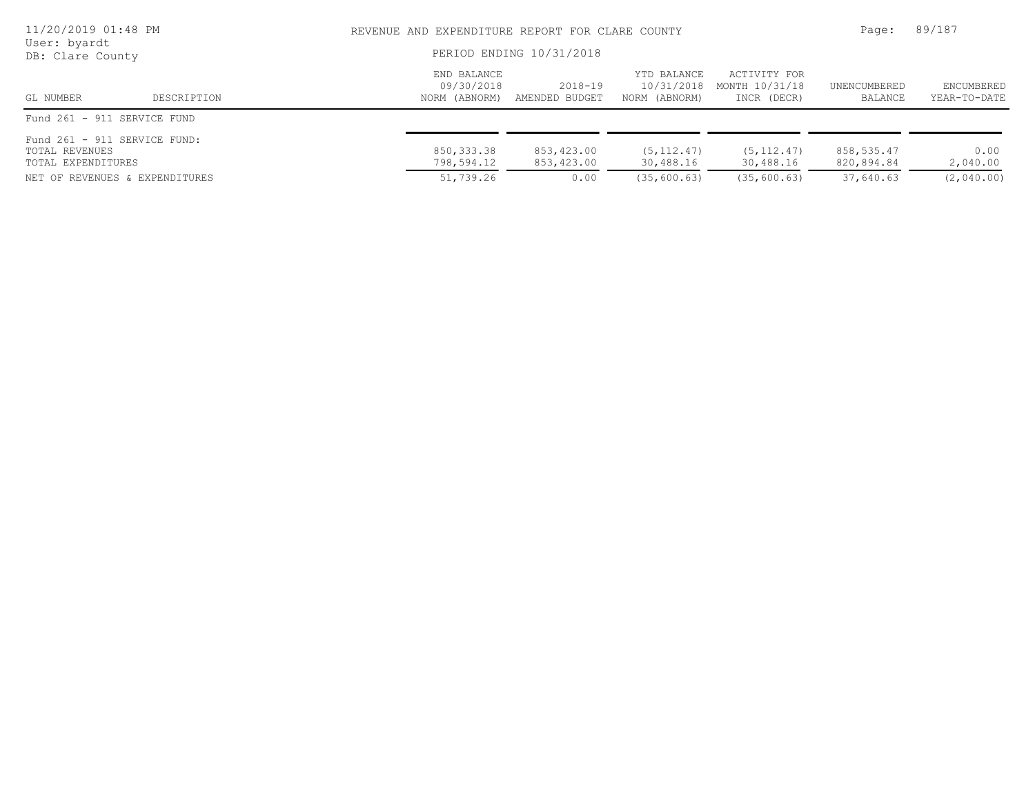REVENUE AND EXPENDITURE REPORT FOR CLARE COUNTY

PERIOD ENDING 10/31/2018

| GL NUMBER | DESCRIPTION | END BALANCE 09/30/2018 NORM (ABNORM) | 2018-19 AMENDED BUDGET | YTD BALANCE 10/31/2018 NORM (ABNORM) | ACTIVITY FOR MONTH 10/31/18 INCR (DECR) | UNENCUMBERED BALANCE | ENCUMBERED YEAR-TO-DATE |
|---|---|---|---|---|---|---|---|
| Fund 261 - 911 SERVICE FUND | | | | | | | |
| Fund 261 - 911 SERVICE FUND: | | | | | | | |
| TOTAL REVENUES | | 850,333.38 | 853,423.00 | (5,112.47) | (5,112.47) | 858,535.47 | 0.00 |
| TOTAL EXPENDITURES | | 798,594.12 | 853,423.00 | 30,488.16 | 30,488.16 | 820,894.84 | 2,040.00 |
| NET OF REVENUES & EXPENDITURES | | 51,739.26 | 0.00 | (35,600.63) | (35,600.63) | 37,640.63 | (2,040.00) |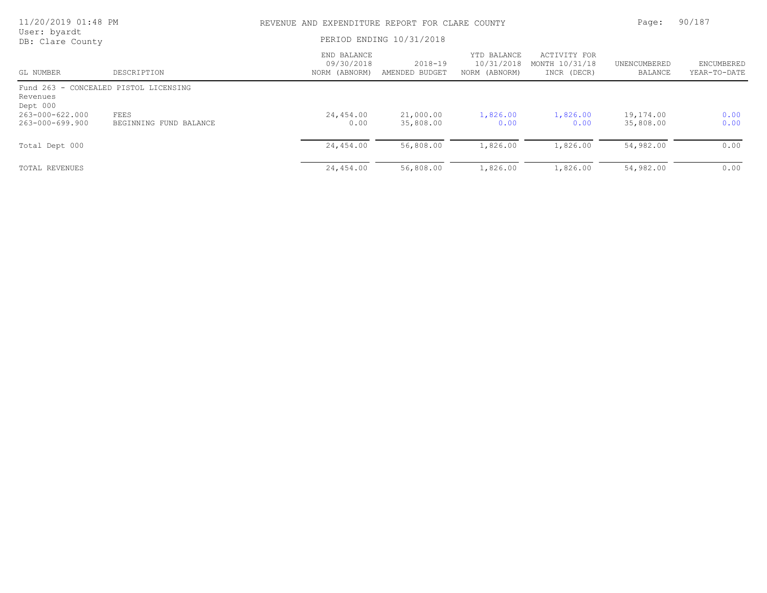REVENUE AND EXPENDITURE REPORT FOR CLARE COUNTY

PERIOD ENDING 10/31/2018

| GL NUMBER | DESCRIPTION | END BALANCE 09/30/2018 NORM (ABNORM) | 2018-19 AMENDED BUDGET | YTD BALANCE 10/31/2018 NORM (ABNORM) | ACTIVITY FOR MONTH 10/31/18 INCR (DECR) | UNENCUMBERED BALANCE | ENCUMBERED YEAR-TO-DATE |
|---|---|---|---|---|---|---|---|
| Fund 263 - CONCEALED PISTOL LICENSING | | | | | | | |
| Revenues | | | | | | | |
| Dept 000 | | | | | | | |
| 263-000-622.000 | FEES | 24,454.00 | 21,000.00 | 1,826.00 | 1,826.00 | 19,174.00 | 0.00 |
| 263-000-699.900 | BEGINNING FUND BALANCE | 0.00 | 35,808.00 | 0.00 | 0.00 | 35,808.00 | 0.00 |
| Total Dept 000 | | 24,454.00 | 56,808.00 | 1,826.00 | 1,826.00 | 54,982.00 | 0.00 |
| TOTAL REVENUES | | 24,454.00 | 56,808.00 | 1,826.00 | 1,826.00 | 54,982.00 | 0.00 |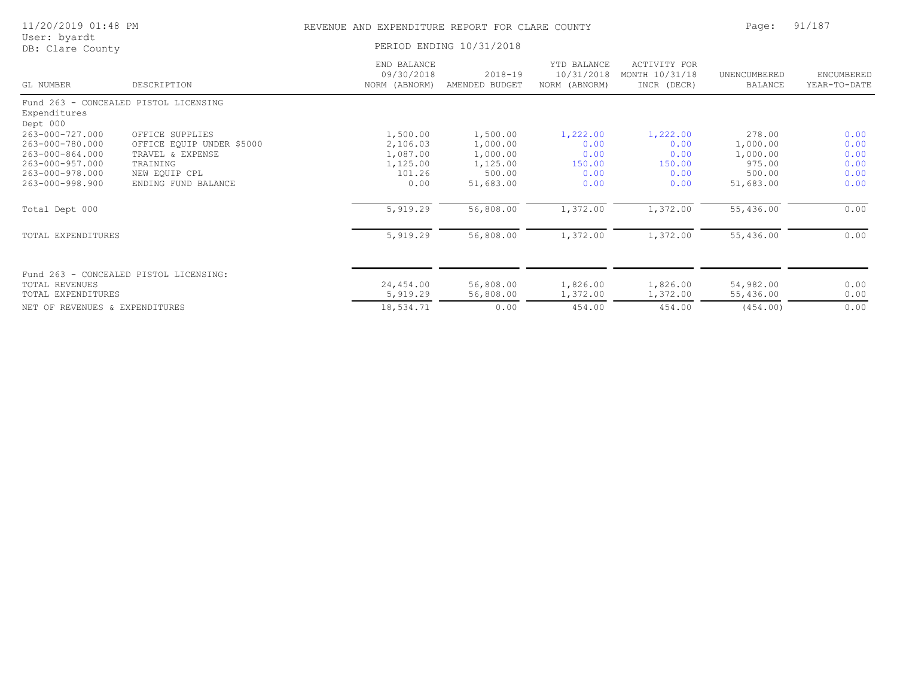REVENUE AND EXPENDITURE REPORT FOR CLARE COUNTY

PERIOD ENDING 10/31/2018

| GL NUMBER | DESCRIPTION | END BALANCE 09/30/2018 NORM (ABNORM) | 2018-19 AMENDED BUDGET | YTD BALANCE 10/31/2018 NORM (ABNORM) | ACTIVITY FOR MONTH 10/31/18 INCR (DECR) | UNENCUMBERED BALANCE | ENCUMBERED YEAR-TO-DATE |
|---|---|---|---|---|---|---|---|
| Fund 263 - CONCEALED PISTOL LICENSING | | | | | | | |
| Expenditures | | | | | | | |
| Dept 000 | | | | | | | |
| 263-000-727.000 | OFFICE SUPPLIES | 1,500.00 | 1,500.00 | 1,222.00 | 1,222.00 | 278.00 | 0.00 |
| 263-000-780.000 | OFFICE EQUIP UNDER $5000 | 2,106.03 | 1,000.00 | 0.00 | 0.00 | 1,000.00 | 0.00 |
| 263-000-864.000 | TRAVEL & EXPENSE | 1,087.00 | 1,000.00 | 0.00 | 0.00 | 1,000.00 | 0.00 |
| 263-000-957.000 | TRAINING | 1,125.00 | 1,125.00 | 150.00 | 150.00 | 975.00 | 0.00 |
| 263-000-978.000 | NEW EQUIP CPL | 101.26 | 500.00 | 0.00 | 0.00 | 500.00 | 0.00 |
| 263-000-998.900 | ENDING FUND BALANCE | 0.00 | 51,683.00 | 0.00 | 0.00 | 51,683.00 | 0.00 |
| Total Dept 000 | | 5,919.29 | 56,808.00 | 1,372.00 | 1,372.00 | 55,436.00 | 0.00 |
| TOTAL EXPENDITURES | | 5,919.29 | 56,808.00 | 1,372.00 | 1,372.00 | 55,436.00 | 0.00 |
| Fund 263 - CONCEALED PISTOL LICENSING: | | | | | | | |
| TOTAL REVENUES | | 24,454.00 | 56,808.00 | 1,826.00 | 1,826.00 | 54,982.00 | 0.00 |
| TOTAL EXPENDITURES | | 5,919.29 | 56,808.00 | 1,372.00 | 1,372.00 | 55,436.00 | 0.00 |
| NET OF REVENUES & EXPENDITURES | | 18,534.71 | 0.00 | 454.00 | 454.00 | (454.00) | 0.00 |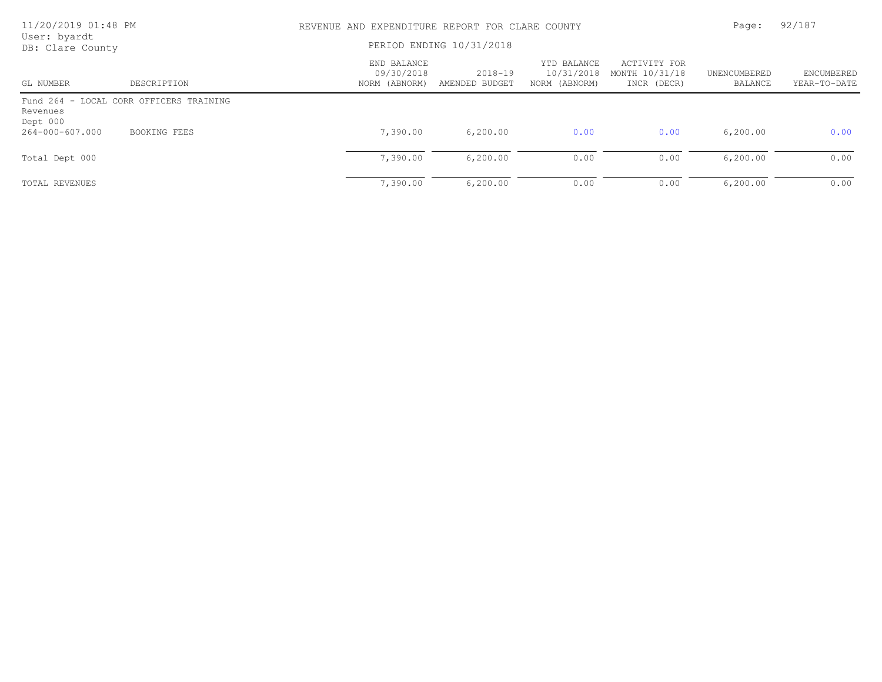REVENUE AND EXPENDITURE REPORT FOR CLARE COUNTY

PERIOD ENDING 10/31/2018

User: byardt
DB: Clare County

| GL NUMBER | DESCRIPTION | END BALANCE 09/30/2018 NORM (ABNORM) | 2018-19 AMENDED BUDGET | YTD BALANCE 10/31/2018 NORM (ABNORM) | ACTIVITY FOR MONTH 10/31/18 INCR (DECR) | UNENCUMBERED BALANCE | ENCUMBERED YEAR-TO-DATE |
|---|---|---|---|---|---|---|---|
| Fund 264 - LOCAL CORR OFFICERS TRAINING | | | | | | | |
| Revenues | | | | | | | |
| Dept 000 | | | | | | | |
| 264-000-607.000 | BOOKING FEES | 7,390.00 | 6,200.00 | 0.00 | 0.00 | 6,200.00 | 0.00 |
| Total Dept 000 | | 7,390.00 | 6,200.00 | 0.00 | 0.00 | 6,200.00 | 0.00 |
| TOTAL REVENUES | | 7,390.00 | 6,200.00 | 0.00 | 0.00 | 6,200.00 | 0.00 |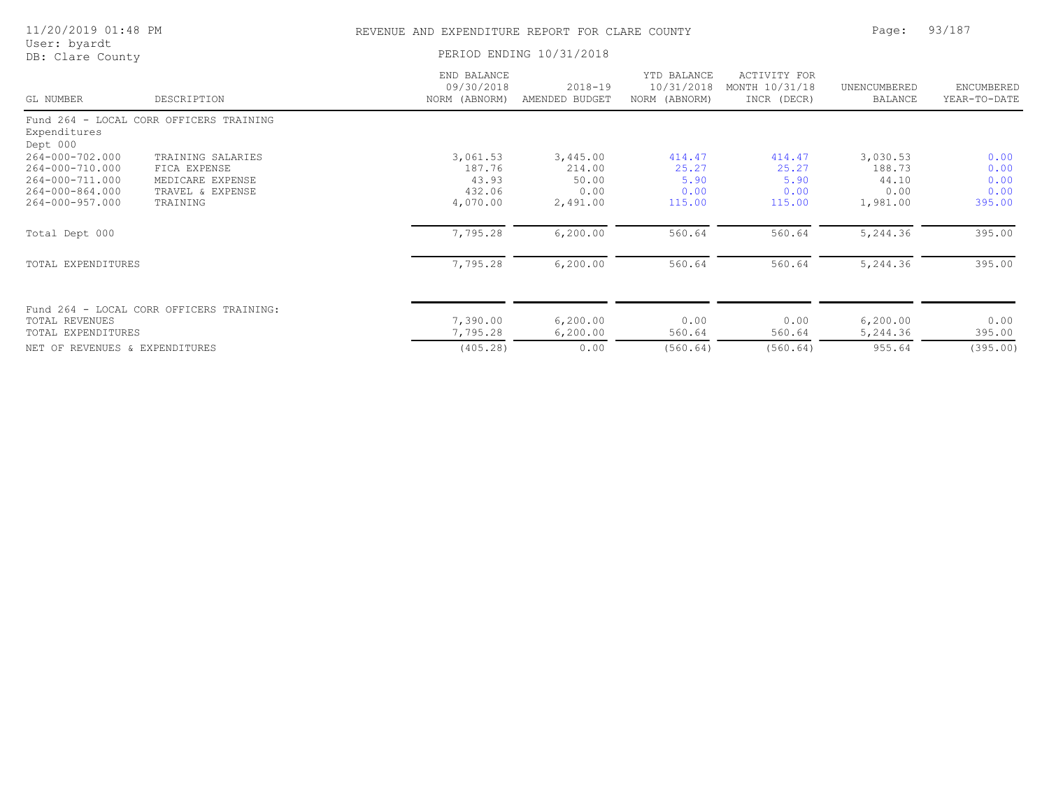REVENUE AND EXPENDITURE REPORT FOR CLARE COUNTY

PERIOD ENDING 10/31/2018

| GL NUMBER | DESCRIPTION | END BALANCE 09/30/2018 NORM (ABNORM) | 2018-19 AMENDED BUDGET | YTD BALANCE 10/31/2018 NORM (ABNORM) | ACTIVITY FOR MONTH 10/31/18 INCR (DECR) | UNENCUMBERED BALANCE | ENCUMBERED YEAR-TO-DATE |
|---|---|---|---|---|---|---|---|
| Fund 264 - LOCAL CORR OFFICERS TRAINING | | | | | | | |
| Expenditures | | | | | | | |
| Dept 000 | | | | | | | |
| 264-000-702.000 | TRAINING SALARIES | 3,061.53 | 3,445.00 | 414.47 | 414.47 | 3,030.53 | 0.00 |
| 264-000-710.000 | FICA EXPENSE | 187.76 | 214.00 | 25.27 | 25.27 | 188.73 | 0.00 |
| 264-000-711.000 | MEDICARE EXPENSE | 43.93 | 50.00 | 5.90 | 5.90 | 44.10 | 0.00 |
| 264-000-864.000 | TRAVEL & EXPENSE | 432.06 | 0.00 | 0.00 | 0.00 | 0.00 | 0.00 |
| 264-000-957.000 | TRAINING | 4,070.00 | 2,491.00 | 115.00 | 115.00 | 1,981.00 | 395.00 |
| Total Dept 000 | | 7,795.28 | 6,200.00 | 560.64 | 560.64 | 5,244.36 | 395.00 |
| TOTAL EXPENDITURES | | 7,795.28 | 6,200.00 | 560.64 | 560.64 | 5,244.36 | 395.00 |
| Fund 264 - LOCAL CORR OFFICERS TRAINING: | | | | | | | |
| TOTAL REVENUES | | 7,390.00 | 6,200.00 | 0.00 | 0.00 | 6,200.00 | 0.00 |
| TOTAL EXPENDITURES | | 7,795.28 | 6,200.00 | 560.64 | 560.64 | 5,244.36 | 395.00 |
| NET OF REVENUES & EXPENDITURES | | (405.28) | 0.00 | (560.64) | (560.64) | 955.64 | (395.00) |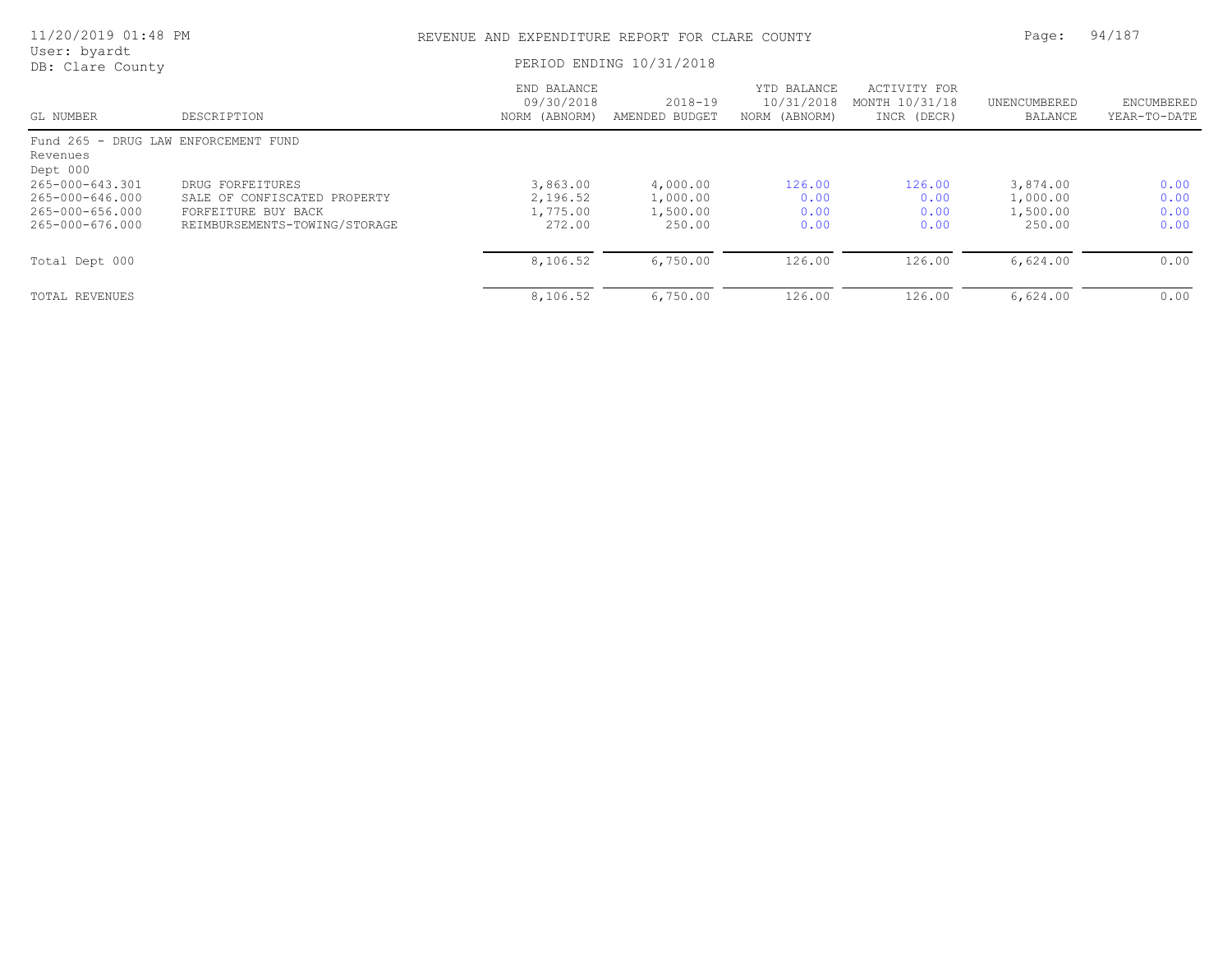REVENUE AND EXPENDITURE REPORT FOR CLARE COUNTY

PERIOD ENDING 10/31/2018

| GL NUMBER | DESCRIPTION | END BALANCE 09/30/2018 NORM (ABNORM) | 2018-19 AMENDED BUDGET | YTD BALANCE 10/31/2018 NORM (ABNORM) | ACTIVITY FOR MONTH 10/31/18 INCR (DECR) | UNENCUMBERED BALANCE | ENCUMBERED YEAR-TO-DATE |
|---|---|---|---|---|---|---|---|
| Fund 265 - DRUG LAW ENFORCEMENT FUND | | | | | | | |
| Revenues | | | | | | | |
| Dept 000 | | | | | | | |
| 265-000-643.301 | DRUG FORFEITURES | 3,863.00 | 4,000.00 | 126.00 | 126.00 | 3,874.00 | 0.00 |
| 265-000-646.000 | SALE OF CONFISCATED PROPERTY | 2,196.52 | 1,000.00 | 0.00 | 0.00 | 1,000.00 | 0.00 |
| 265-000-656.000 | FORFEITURE BUY BACK | 1,775.00 | 1,500.00 | 0.00 | 0.00 | 1,500.00 | 0.00 |
| 265-000-676.000 | REIMBURSEMENTS-TOWING/STORAGE | 272.00 | 250.00 | 0.00 | 0.00 | 250.00 | 0.00 |
| Total Dept 000 | | 8,106.52 | 6,750.00 | 126.00 | 126.00 | 6,624.00 | 0.00 |
| TOTAL REVENUES | | 8,106.52 | 6,750.00 | 126.00 | 126.00 | 6,624.00 | 0.00 |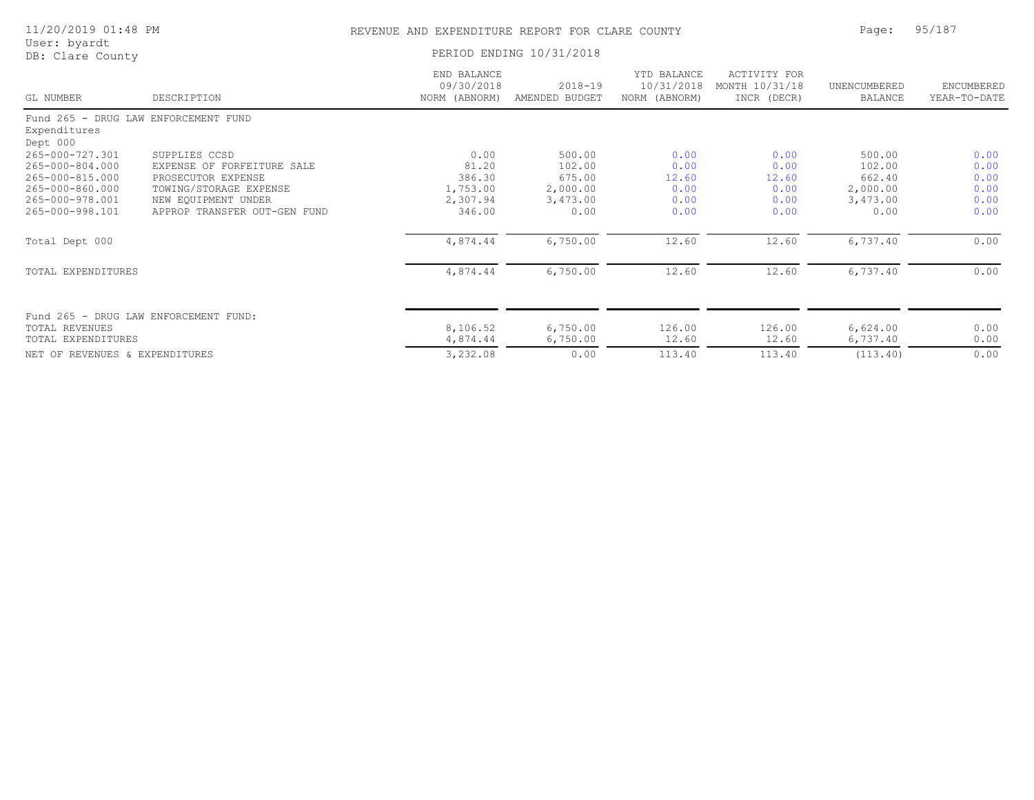REVENUE AND EXPENDITURE REPORT FOR CLARE COUNTY

PERIOD ENDING 10/31/2018

| GL NUMBER | DESCRIPTION | END BALANCE 09/30/2018 NORM (ABNORM) | 2018-19 AMENDED BUDGET | YTD BALANCE 10/31/2018 NORM (ABNORM) | ACTIVITY FOR MONTH 10/31/18 INCR (DECR) | UNENCUMBERED BALANCE | ENCUMBERED YEAR-TO-DATE |
|---|---|---|---|---|---|---|---|
| Fund 265 - DRUG LAW ENFORCEMENT FUND | | | | | | | |
| Expenditures | | | | | | | |
| Dept 000 | | | | | | | |
| 265-000-727.301 | SUPPLIES CCSD | 0.00 | 500.00 | 0.00 | 0.00 | 500.00 | 0.00 |
| 265-000-804.000 | EXPENSE OF FORFEITURE SALE | 81.20 | 102.00 | 0.00 | 0.00 | 102.00 | 0.00 |
| 265-000-815.000 | PROSECUTOR EXPENSE | 386.30 | 675.00 | 12.60 | 12.60 | 662.40 | 0.00 |
| 265-000-860.000 | TOWING/STORAGE EXPENSE | 1,753.00 | 2,000.00 | 0.00 | 0.00 | 2,000.00 | 0.00 |
| 265-000-978.001 | NEW EQUIPMENT UNDER | 2,307.94 | 3,473.00 | 0.00 | 0.00 | 3,473.00 | 0.00 |
| 265-000-998.101 | APPROP TRANSFER OUT-GEN FUND | 346.00 | 0.00 | 0.00 | 0.00 | 0.00 | 0.00 |
| Total Dept 000 | | 4,874.44 | 6,750.00 | 12.60 | 12.60 | 6,737.40 | 0.00 |
| TOTAL EXPENDITURES | | 4,874.44 | 6,750.00 | 12.60 | 12.60 | 6,737.40 | 0.00 |
| Fund 265 - DRUG LAW ENFORCEMENT FUND: | | | | | | | |
| TOTAL REVENUES | | 8,106.52 | 6,750.00 | 126.00 | 126.00 | 6,624.00 | 0.00 |
| TOTAL EXPENDITURES | | 4,874.44 | 6,750.00 | 12.60 | 12.60 | 6,737.40 | 0.00 |
| NET OF REVENUES & EXPENDITURES | | 3,232.08 | 0.00 | 113.40 | 113.40 | (113.40) | 0.00 |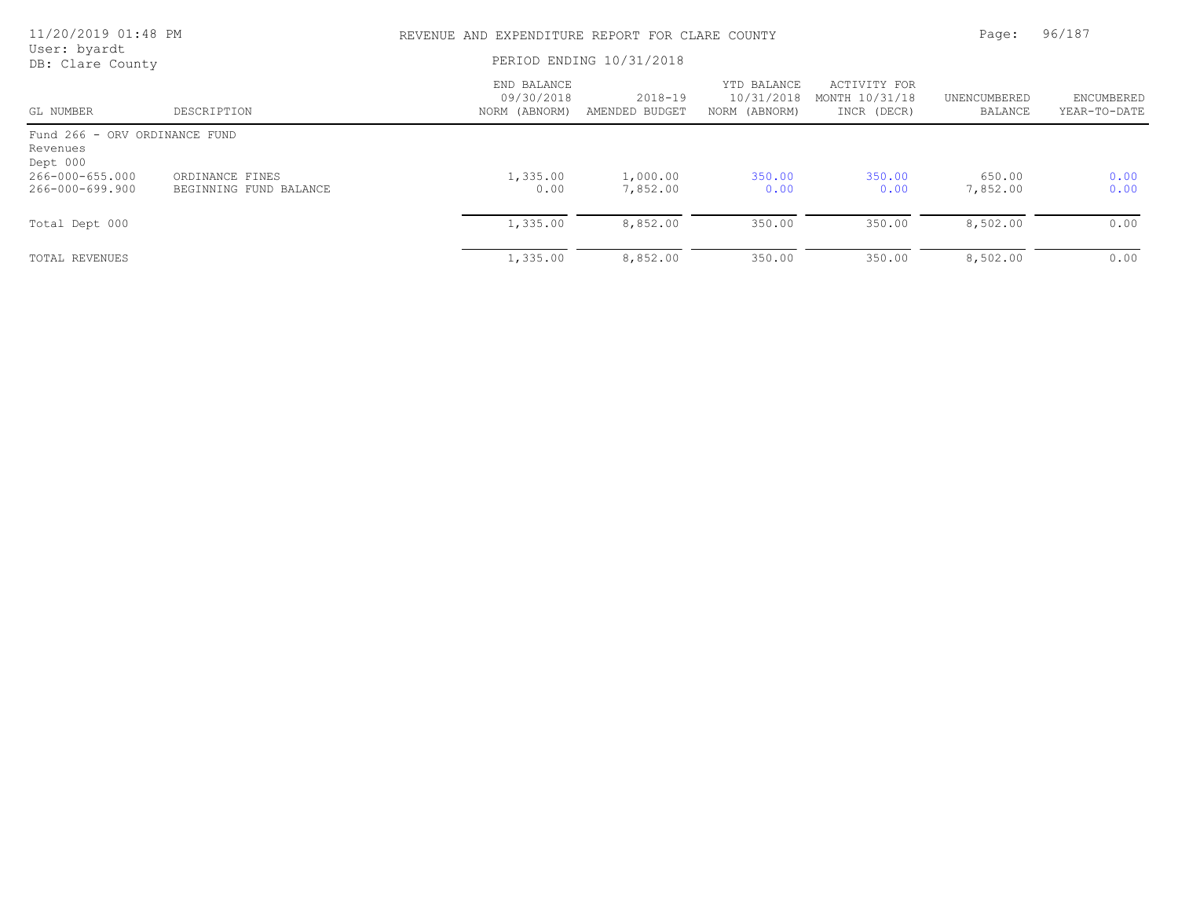REVENUE AND EXPENDITURE REPORT FOR CLARE COUNTY

PERIOD ENDING 10/31/2018

| GL NUMBER | DESCRIPTION | END BALANCE 09/30/2018 NORM (ABNORM) | 2018-19 AMENDED BUDGET | YTD BALANCE 10/31/2018 NORM (ABNORM) | ACTIVITY FOR MONTH 10/31/18 INCR (DECR) | UNENCUMBERED BALANCE | ENCUMBERED YEAR-TO-DATE |
|---|---|---|---|---|---|---|---|
| Fund 266 - ORV ORDINANCE FUND | | | | | | | |
| Revenues | | | | | | | |
| Dept 000 | | | | | | | |
| 266-000-655.000 | ORDINANCE FINES | 1,335.00 | 1,000.00 | 350.00 | 350.00 | 650.00 | 0.00 |
| 266-000-699.900 | BEGINNING FUND BALANCE | 0.00 | 7,852.00 | 0.00 | 0.00 | 7,852.00 | 0.00 |
| Total Dept 000 | | 1,335.00 | 8,852.00 | 350.00 | 350.00 | 8,502.00 | 0.00 |
| TOTAL REVENUES | | 1,335.00 | 8,852.00 | 350.00 | 350.00 | 8,502.00 | 0.00 |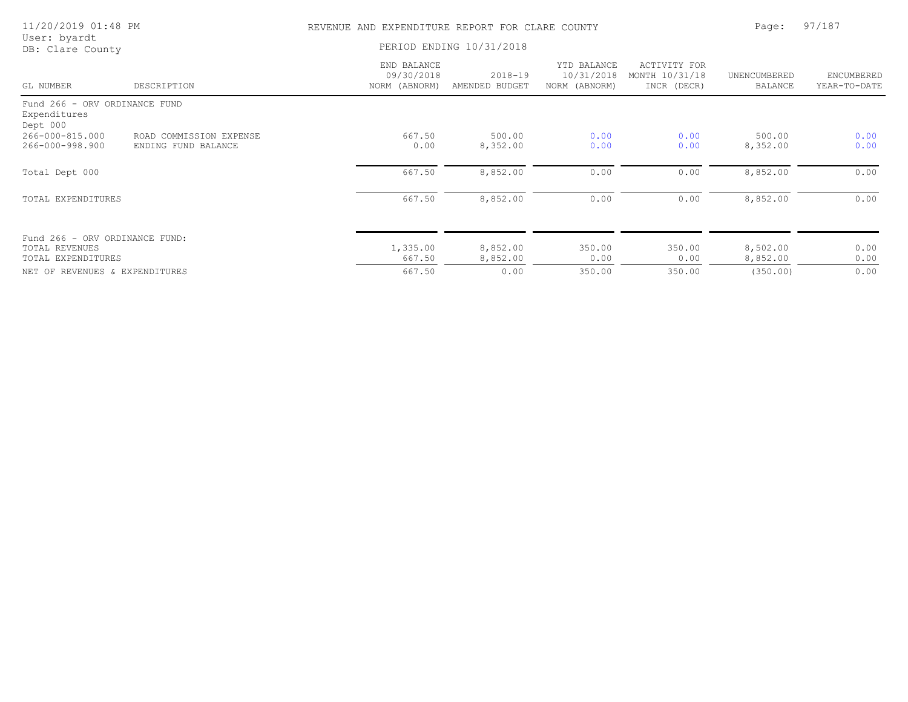REVENUE AND EXPENDITURE REPORT FOR CLARE COUNTY

PERIOD ENDING 10/31/2018

| GL NUMBER | DESCRIPTION | END BALANCE 09/30/2018 NORM (ABNORM) | 2018-19 AMENDED BUDGET | YTD BALANCE 10/31/2018 NORM (ABNORM) | ACTIVITY FOR MONTH 10/31/18 INCR (DECR) | UNENCUMBERED BALANCE | ENCUMBERED YEAR-TO-DATE |
|---|---|---|---|---|---|---|---|
| Fund 266 - ORV ORDINANCE FUND | | | | | | | |
| Expenditures | | | | | | | |
| Dept 000 | | | | | | | |
| 266-000-815.000 | ROAD COMMISSION EXPENSE | 667.50 | 500.00 | 0.00 | 0.00 | 500.00 | 0.00 |
| 266-000-998.900 | ENDING FUND BALANCE | 0.00 | 8,352.00 | 0.00 | 0.00 | 8,352.00 | 0.00 |
| Total Dept 000 | | 667.50 | 8,852.00 | 0.00 | 0.00 | 8,852.00 | 0.00 |
| TOTAL EXPENDITURES | | 667.50 | 8,852.00 | 0.00 | 0.00 | 8,852.00 | 0.00 |
| Fund 266 - ORV ORDINANCE FUND: | | | | | | | |
| TOTAL REVENUES | | 1,335.00 | 8,852.00 | 350.00 | 350.00 | 8,502.00 | 0.00 |
| TOTAL EXPENDITURES | | 667.50 | 8,852.00 | 0.00 | 0.00 | 8,852.00 | 0.00 |
| NET OF REVENUES & EXPENDITURES | | 667.50 | 0.00 | 350.00 | 350.00 | (350.00) | 0.00 |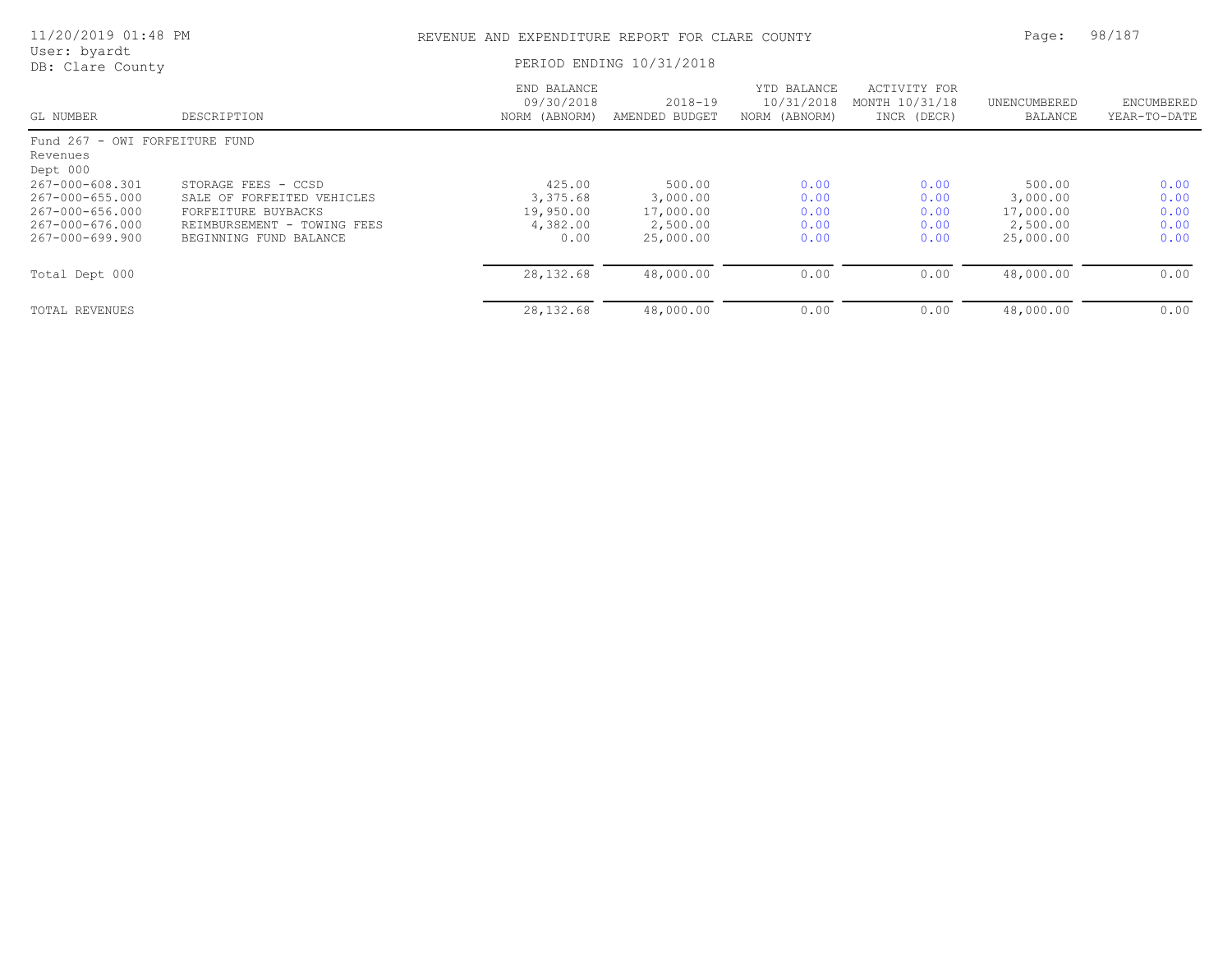REVENUE AND EXPENDITURE REPORT FOR CLARE COUNTY

PERIOD ENDING 10/31/2018

| GL NUMBER | DESCRIPTION | END BALANCE 09/30/2018 NORM (ABNORM) | 2018-19 AMENDED BUDGET | YTD BALANCE 10/31/2018 NORM (ABNORM) | ACTIVITY FOR MONTH 10/31/18 INCR (DECR) | UNENCUMBERED BALANCE | ENCUMBERED YEAR-TO-DATE |
|---|---|---|---|---|---|---|---|
| Fund 267 - OWI FORFEITURE FUND | | | | | | | |
| Revenues | | | | | | | |
| Dept 000 | | | | | | | |
| 267-000-608.301 | STORAGE FEES - CCSD | 425.00 | 500.00 | 0.00 | 0.00 | 500.00 | 0.00 |
| 267-000-655.000 | SALE OF FORFEITED VEHICLES | 3,375.68 | 3,000.00 | 0.00 | 0.00 | 3,000.00 | 0.00 |
| 267-000-656.000 | FORFEITURE BUYBACKS | 19,950.00 | 17,000.00 | 0.00 | 0.00 | 17,000.00 | 0.00 |
| 267-000-676.000 | REIMBURSEMENT - TOWING FEES | 4,382.00 | 2,500.00 | 0.00 | 0.00 | 2,500.00 | 0.00 |
| 267-000-699.900 | BEGINNING FUND BALANCE | 0.00 | 25,000.00 | 0.00 | 0.00 | 25,000.00 | 0.00 |
| Total Dept 000 | | 28,132.68 | 48,000.00 | 0.00 | 0.00 | 48,000.00 | 0.00 |
| TOTAL REVENUES | | 28,132.68 | 48,000.00 | 0.00 | 0.00 | 48,000.00 | 0.00 |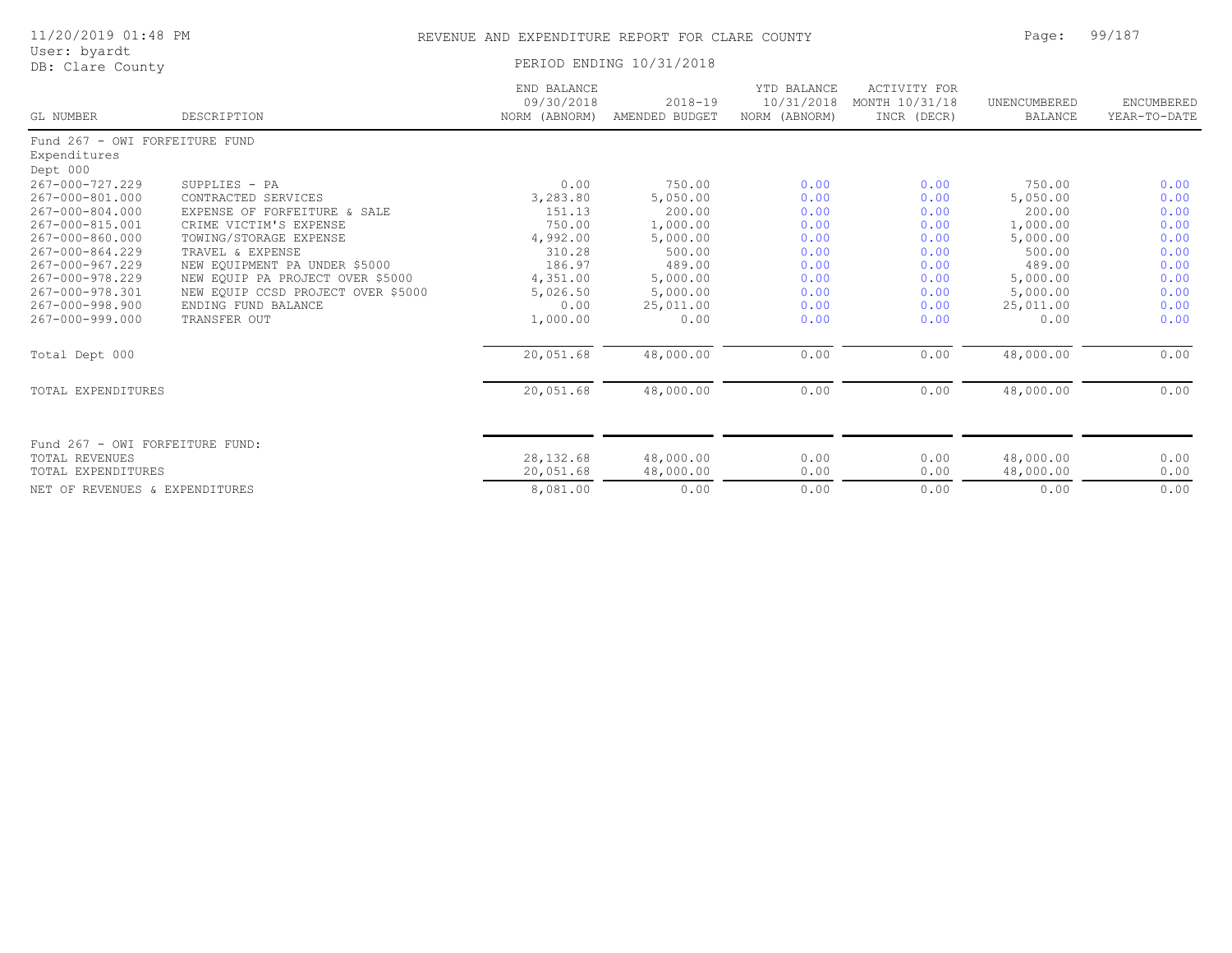# REVENUE AND EXPENDITURE REPORT FOR CLARE COUNTY

PERIOD ENDING 10/31/2018

| GL NUMBER | DESCRIPTION | END BALANCE 09/30/2018 NORM (ABNORM) | 2018-19 AMENDED BUDGET | YTD BALANCE 10/31/2018 NORM (ABNORM) | ACTIVITY FOR MONTH 10/31/18 INCR (DECR) | UNENCUMBERED BALANCE | ENCUMBERED YEAR-TO-DATE |
|---|---|---|---|---|---|---|---|
| **Fund 267 - OWI FORFEITURE FUND** | | | | | | | |
| **Expenditures** | | | | | | | |
| **Dept 000** | | | | | | | |
| 267-000-727.229 | SUPPLIES - PA | 0.00 | 750.00 | 0.00 | 0.00 | 750.00 | 0.00 |
| 267-000-801.000 | CONTRACTED SERVICES | 3,283.80 | 5,050.00 | 0.00 | 0.00 | 5,050.00 | 0.00 |
| 267-000-804.000 | EXPENSE OF FORFEITURE & SALE | 151.13 | 200.00 | 0.00 | 0.00 | 200.00 | 0.00 |
| 267-000-815.001 | CRIME VICTIM'S EXPENSE | 750.00 | 1,000.00 | 0.00 | 0.00 | 1,000.00 | 0.00 |
| 267-000-860.000 | TOWING/STORAGE EXPENSE | 4,992.00 | 5,000.00 | 0.00 | 0.00 | 5,000.00 | 0.00 |
| 267-000-864.229 | TRAVEL & EXPENSE | 310.28 | 500.00 | 0.00 | 0.00 | 500.00 | 0.00 |
| 267-000-967.229 | NEW EQUIPMENT PA UNDER $5000 | 186.97 | 489.00 | 0.00 | 0.00 | 489.00 | 0.00 |
| 267-000-978.229 | NEW EQUIP PA PROJECT OVER $5000 | 4,351.00 | 5,000.00 | 0.00 | 0.00 | 5,000.00 | 0.00 |
| 267-000-978.301 | NEW EQUIP CCSD PROJECT OVER $5000 | 5,026.50 | 5,000.00 | 0.00 | 0.00 | 5,000.00 | 0.00 |
| 267-000-998.900 | ENDING FUND BALANCE | 0.00 | 25,011.00 | 0.00 | 0.00 | 25,011.00 | 0.00 |
| 267-000-999.000 | TRANSFER OUT | 1,000.00 | 0.00 | 0.00 | 0.00 | 0.00 | 0.00 |
| Total Dept 000 | | 20,051.68 | 48,000.00 | 0.00 | 0.00 | 48,000.00 | 0.00 |
| TOTAL EXPENDITURES | | 20,051.68 | 48,000.00 | 0.00 | 0.00 | 48,000.00 | 0.00 |
| **Fund 267 - OWI FORFEITURE FUND:** | | | | | | | |
| TOTAL REVENUES | | 28,132.68 | 48,000.00 | 0.00 | 0.00 | 48,000.00 | 0.00 |
| TOTAL EXPENDITURES | | 20,051.68 | 48,000.00 | 0.00 | 0.00 | 48,000.00 | 0.00 |
| NET OF REVENUES & EXPENDITURES | | 8,081.00 | 0.00 | 0.00 | 0.00 | 0.00 | 0.00 |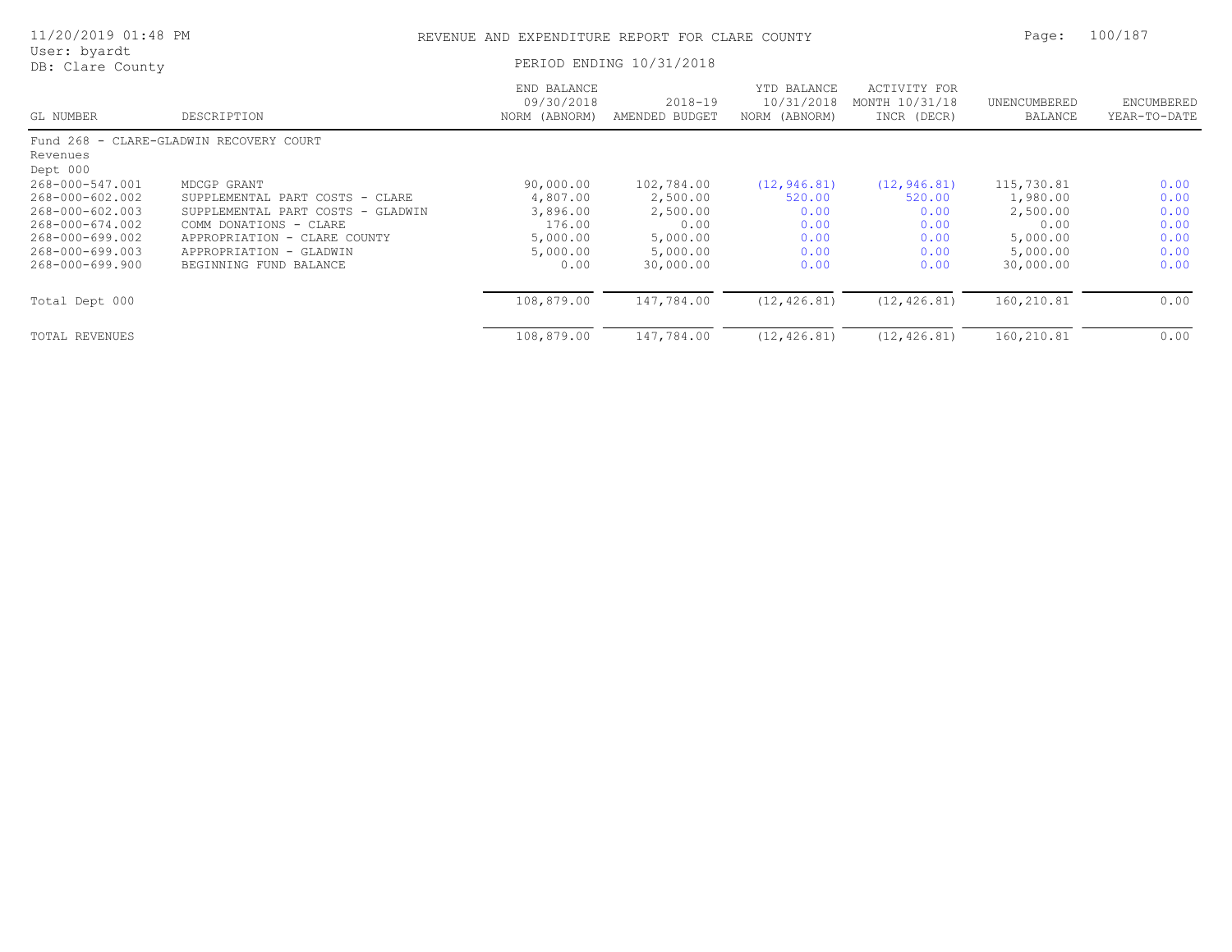# REVENUE AND EXPENDITURE REPORT FOR CLARE COUNTY

11/20/2019 01:48 PM
User: byardt
DB: Clare County

PERIOD ENDING 10/31/2018

| GL NUMBER | DESCRIPTION | END BALANCE 09/30/2018 NORM (ABNORM) | 2018-19 AMENDED BUDGET | YTD BALANCE 10/31/2018 NORM (ABNORM) | ACTIVITY FOR MONTH 10/31/18 INCR (DECR) | UNENCUMBERED BALANCE | ENCUMBERED YEAR-TO-DATE |
|---|---|---|---|---|---|---|---|
| Fund 268 - CLARE-GLADWIN RECOVERY COURT | | | | | | | |
| Revenues | | | | | | | |
| Dept 000 | | | | | | | |
| 268-000-547.001 | MDCGP GRANT | 90,000.00 | 102,784.00 | (12,946.81) | (12,946.81) | 115,730.81 | 0.00 |
| 268-000-602.002 | SUPPLEMENTAL PART COSTS - CLARE | 4,807.00 | 2,500.00 | 520.00 | 520.00 | 1,980.00 | 0.00 |
| 268-000-602.003 | SUPPLEMENTAL PART COSTS - GLADWIN | 3,896.00 | 2,500.00 | 0.00 | 0.00 | 2,500.00 | 0.00 |
| 268-000-674.002 | COMM DONATIONS - CLARE | 176.00 | 0.00 | 0.00 | 0.00 | 0.00 | 0.00 |
| 268-000-699.002 | APPROPRIATION - CLARE COUNTY | 5,000.00 | 5,000.00 | 0.00 | 0.00 | 5,000.00 | 0.00 |
| 268-000-699.003 | APPROPRIATION - GLADWIN | 5,000.00 | 5,000.00 | 0.00 | 0.00 | 5,000.00 | 0.00 |
| 268-000-699.900 | BEGINNING FUND BALANCE | 0.00 | 30,000.00 | 0.00 | 0.00 | 30,000.00 | 0.00 |
| Total Dept 000 | | 108,879.00 | 147,784.00 | (12,426.81) | (12,426.81) | 160,210.81 | 0.00 |
| TOTAL REVENUES | | 108,879.00 | 147,784.00 | (12,426.81) | (12,426.81) | 160,210.81 | 0.00 |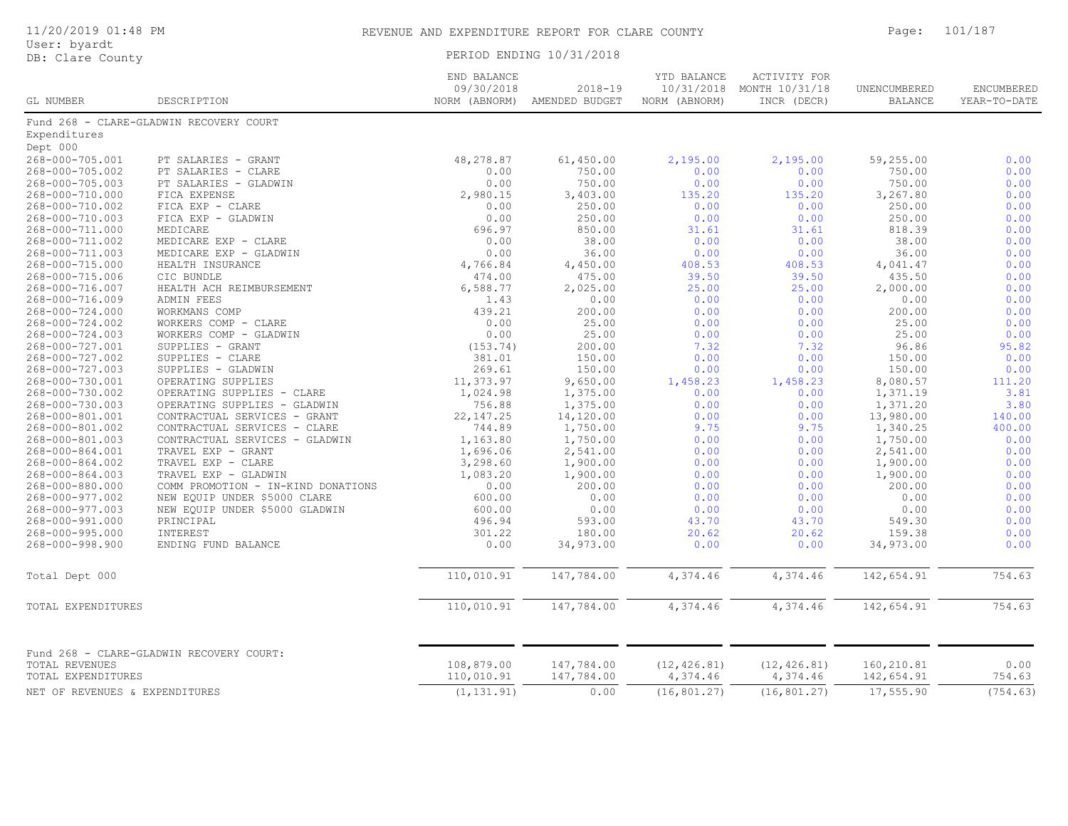# REVENUE AND EXPENDITURE REPORT FOR CLARE COUNTY

PERIOD ENDING 10/31/2018

User: byardt
DB: Clare County

11/20/2019 01:48 PM

| GL NUMBER | DESCRIPTION | END BALANCE 09/30/2018 NORM (ABNORM) | 2018-19 AMENDED BUDGET | YTD BALANCE 10/31/2018 NORM (ABNORM) | ACTIVITY FOR MONTH 10/31/18 INCR (DECR) | UNENCUMBERED BALANCE | ENCUMBERED YEAR-TO-DATE |
|---|---|---|---|---|---|---|---|
| Fund 268 - CLARE-GLADWIN RECOVERY COURT | | | | | | | |
| Expenditures | | | | | | | |
| Dept 000 | | | | | | | |
| 268-000-705.001 | PT SALARIES - GRANT | 48,278.87 | 61,450.00 | 2,195.00 | 2,195.00 | 59,255.00 | 0.00 |
| 268-000-705.002 | PT SALARIES - CLARE | 0.00 | 750.00 | 0.00 | 0.00 | 750.00 | 0.00 |
| 268-000-705.003 | PT SALARIES - GLADWIN | 0.00 | 750.00 | 0.00 | 0.00 | 750.00 | 0.00 |
| 268-000-710.000 | FICA EXPENSE | 2,980.15 | 3,403.00 | 135.20 | 135.20 | 3,267.80 | 0.00 |
| 268-000-710.002 | FICA EXP - CLARE | 0.00 | 250.00 | 0.00 | 0.00 | 250.00 | 0.00 |
| 268-000-710.003 | FICA EXP - GLADWIN | 0.00 | 250.00 | 0.00 | 0.00 | 250.00 | 0.00 |
| 268-000-711.000 | MEDICARE | 696.97 | 850.00 | 31.61 | 31.61 | 818.39 | 0.00 |
| 268-000-711.002 | MEDICARE EXP - CLARE | 0.00 | 38.00 | 0.00 | 0.00 | 38.00 | 0.00 |
| 268-000-711.003 | MEDICARE EXP - GLADWIN | 0.00 | 36.00 | 0.00 | 0.00 | 36.00 | 0.00 |
| 268-000-715.000 | HEALTH INSURANCE | 4,766.84 | 4,450.00 | 408.53 | 408.53 | 4,041.47 | 0.00 |
| 268-000-715.006 | CIC BUNDLE | 474.00 | 475.00 | 39.50 | 39.50 | 435.50 | 0.00 |
| 268-000-716.007 | HEALTH ACH REIMBURSEMENT | 6,588.77 | 2,025.00 | 25.00 | 25.00 | 2,000.00 | 0.00 |
| 268-000-716.009 | ADMIN FEES | 1.43 | 0.00 | 0.00 | 0.00 | 0.00 | 0.00 |
| 268-000-724.000 | WORKMANS COMP | 439.21 | 200.00 | 0.00 | 0.00 | 200.00 | 0.00 |
| 268-000-724.002 | WORKERS COMP - CLARE | 0.00 | 25.00 | 0.00 | 0.00 | 25.00 | 0.00 |
| 268-000-724.003 | WORKERS COMP - GLADWIN | 0.00 | 25.00 | 0.00 | 0.00 | 25.00 | 0.00 |
| 268-000-727.001 | SUPPLIES - GRANT | (153.74) | 200.00 | 7.32 | 7.32 | 96.86 | 95.82 |
| 268-000-727.002 | SUPPLIES - CLARE | 381.01 | 150.00 | 0.00 | 0.00 | 150.00 | 0.00 |
| 268-000-727.003 | SUPPLIES - GLADWIN | 269.61 | 150.00 | 0.00 | 0.00 | 150.00 | 0.00 |
| 268-000-730.001 | OPERATING SUPPLIES | 11,373.97 | 9,650.00 | 1,458.23 | 1,458.23 | 8,080.57 | 111.20 |
| 268-000-730.002 | OPERATING SUPPLIES - CLARE | 1,024.98 | 1,375.00 | 0.00 | 0.00 | 1,371.19 | 3.81 |
| 268-000-730.003 | OPERATING SUPPLIES - GLADWIN | 756.88 | 1,375.00 | 0.00 | 0.00 | 1,371.20 | 3.80 |
| 268-000-801.001 | CONTRACTUAL SERVICES - GRANT | 22,147.25 | 14,120.00 | 0.00 | 0.00 | 13,980.00 | 140.00 |
| 268-000-801.002 | CONTRACTUAL SERVICES - CLARE | 744.89 | 1,750.00 | 9.75 | 9.75 | 1,340.25 | 400.00 |
| 268-000-801.003 | CONTRACTUAL SERVICES - GLADWIN | 1,163.80 | 1,750.00 | 0.00 | 0.00 | 1,750.00 | 0.00 |
| 268-000-864.001 | TRAVEL EXP - GRANT | 1,696.06 | 2,541.00 | 0.00 | 0.00 | 2,541.00 | 0.00 |
| 268-000-864.002 | TRAVEL EXP - CLARE | 3,298.60 | 1,900.00 | 0.00 | 0.00 | 1,900.00 | 0.00 |
| 268-000-864.003 | TRAVEL EXP - GLADWIN | 1,083.20 | 1,900.00 | 0.00 | 0.00 | 1,900.00 | 0.00 |
| 268-000-880.000 | COMM PROMOTION - IN-KIND DONATIONS | 0.00 | 200.00 | 0.00 | 0.00 | 200.00 | 0.00 |
| 268-000-977.002 | NEW EQUIP UNDER $5000 CLARE | 600.00 | 0.00 | 0.00 | 0.00 | 0.00 | 0.00 |
| 268-000-977.003 | NEW EQUIP UNDER $5000 GLADWIN | 600.00 | 0.00 | 0.00 | 0.00 | 0.00 | 0.00 |
| 268-000-991.000 | PRINCIPAL | 496.94 | 593.00 | 43.70 | 43.70 | 549.30 | 0.00 |
| 268-000-995.000 | INTEREST | 301.22 | 180.00 | 20.62 | 20.62 | 159.38 | 0.00 |
| 268-000-998.900 | ENDING FUND BALANCE | 0.00 | 34,973.00 | 0.00 | 0.00 | 34,973.00 | 0.00 |
| Total Dept 000 | | 110,010.91 | 147,784.00 | 4,374.46 | 4,374.46 | 142,654.91 | 754.63 |
| TOTAL EXPENDITURES | | 110,010.91 | 147,784.00 | 4,374.46 | 4,374.46 | 142,654.91 | 754.63 |
| Fund 268 - CLARE-GLADWIN RECOVERY COURT: | | | | | | | |
| TOTAL REVENUES | | 108,879.00 | 147,784.00 | (12,426.81) | (12,426.81) | 160,210.81 | 0.00 |
| TOTAL EXPENDITURES | | 110,010.91 | 147,784.00 | 4,374.46 | 4,374.46 | 142,654.91 | 754.63 |
| NET OF REVENUES & EXPENDITURES | | (1,131.91) | 0.00 | (16,801.27) | (16,801.27) | 17,555.90 | (754.63) |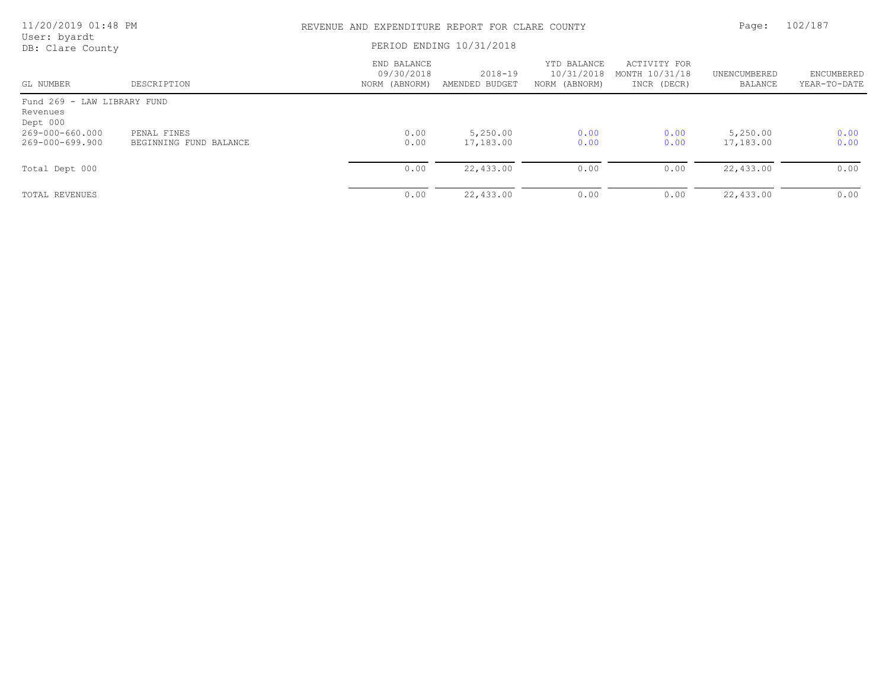REVENUE AND EXPENDITURE REPORT FOR CLARE COUNTY

PERIOD ENDING 10/31/2018

User: byardt
DB: Clare County

| GL NUMBER | DESCRIPTION | END BALANCE 09/30/2018 NORM (ABNORM) | 2018-19 AMENDED BUDGET | YTD BALANCE 10/31/2018 NORM (ABNORM) | ACTIVITY FOR MONTH 10/31/18 INCR (DECR) | UNENCUMBERED BALANCE | ENCUMBERED YEAR-TO-DATE |
|---|---|---|---|---|---|---|---|
| Fund 269 - LAW LIBRARY FUND | | | | | | | |
| Revenues | | | | | | | |
| Dept 000 | | | | | | | |
| 269-000-660.000 | PENAL FINES | 0.00 | 5,250.00 | 0.00 | 0.00 | 5,250.00 | 0.00 |
| 269-000-699.900 | BEGINNING FUND BALANCE | 0.00 | 17,183.00 | 0.00 | 0.00 | 17,183.00 | 0.00 |
| Total Dept 000 | | 0.00 | 22,433.00 | 0.00 | 0.00 | 22,433.00 | 0.00 |
| TOTAL REVENUES | | 0.00 | 22,433.00 | 0.00 | 0.00 | 22,433.00 | 0.00 |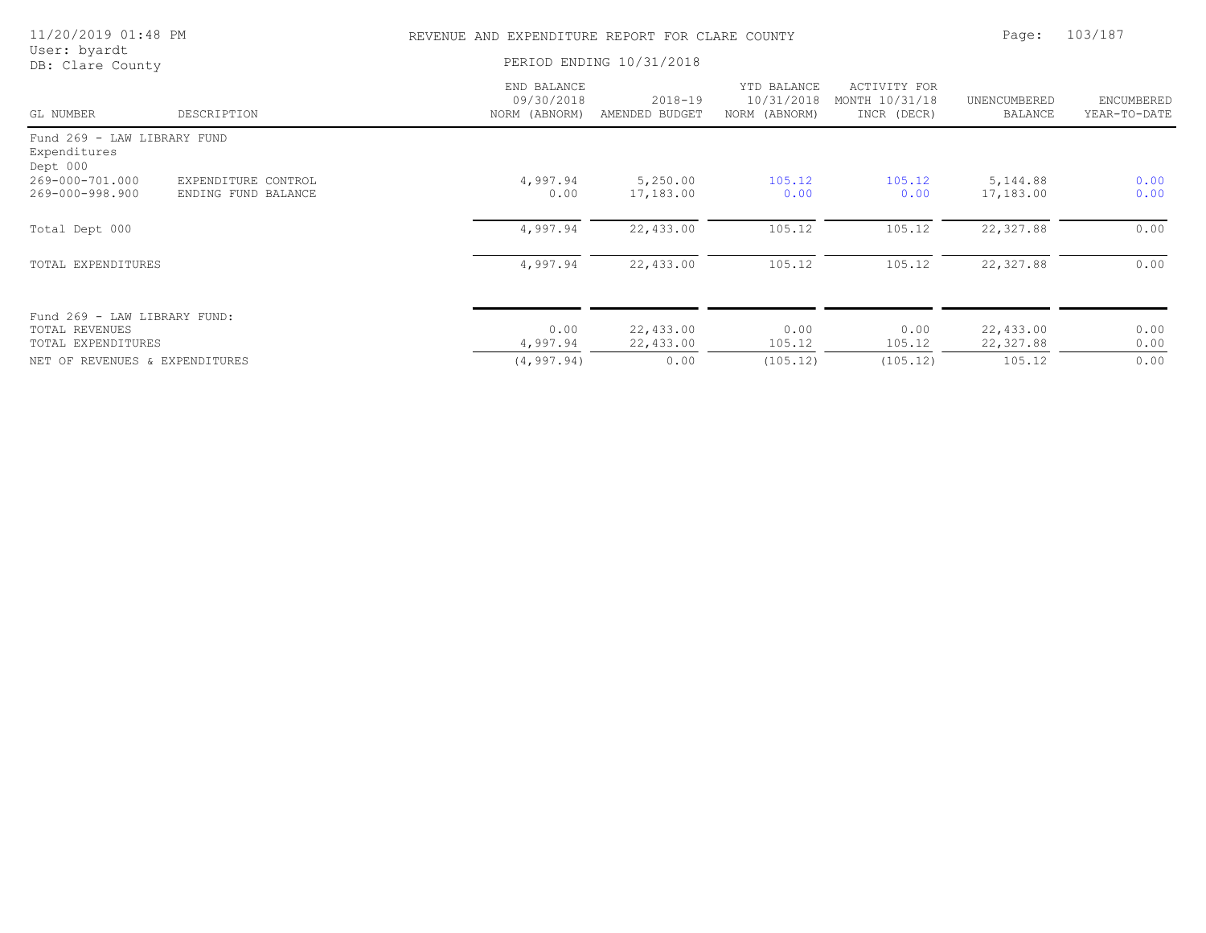REVENUE AND EXPENDITURE REPORT FOR CLARE COUNTY

PERIOD ENDING 10/31/2018

| GL NUMBER | DESCRIPTION | END BALANCE 09/30/2018 NORM (ABNORM) | 2018-19 AMENDED BUDGET | YTD BALANCE 10/31/2018 NORM (ABNORM) | ACTIVITY FOR MONTH 10/31/18 INCR (DECR) | UNENCUMBERED BALANCE | ENCUMBERED YEAR-TO-DATE |
|---|---|---|---|---|---|---|---|
| Fund 269 - LAW LIBRARY FUND | | | | | | | |
| Expenditures | | | | | | | |
| Dept 000 | | | | | | | |
| 269-000-701.000 | EXPENDITURE CONTROL | 4,997.94 | 5,250.00 | 105.12 | 105.12 | 5,144.88 | 0.00 |
| 269-000-998.900 | ENDING FUND BALANCE | 0.00 | 17,183.00 | 0.00 | 0.00 | 17,183.00 | 0.00 |
| Total Dept 000 | | 4,997.94 | 22,433.00 | 105.12 | 105.12 | 22,327.88 | 0.00 |
| TOTAL EXPENDITURES | | 4,997.94 | 22,433.00 | 105.12 | 105.12 | 22,327.88 | 0.00 |
| Fund 269 - LAW LIBRARY FUND: | | | | | | | |
| TOTAL REVENUES | | 0.00 | 22,433.00 | 0.00 | 0.00 | 22,433.00 | 0.00 |
| TOTAL EXPENDITURES | | 4,997.94 | 22,433.00 | 105.12 | 105.12 | 22,327.88 | 0.00 |
| NET OF REVENUES & EXPENDITURES | | (4,997.94) | 0.00 | (105.12) | (105.12) | 105.12 | 0.00 |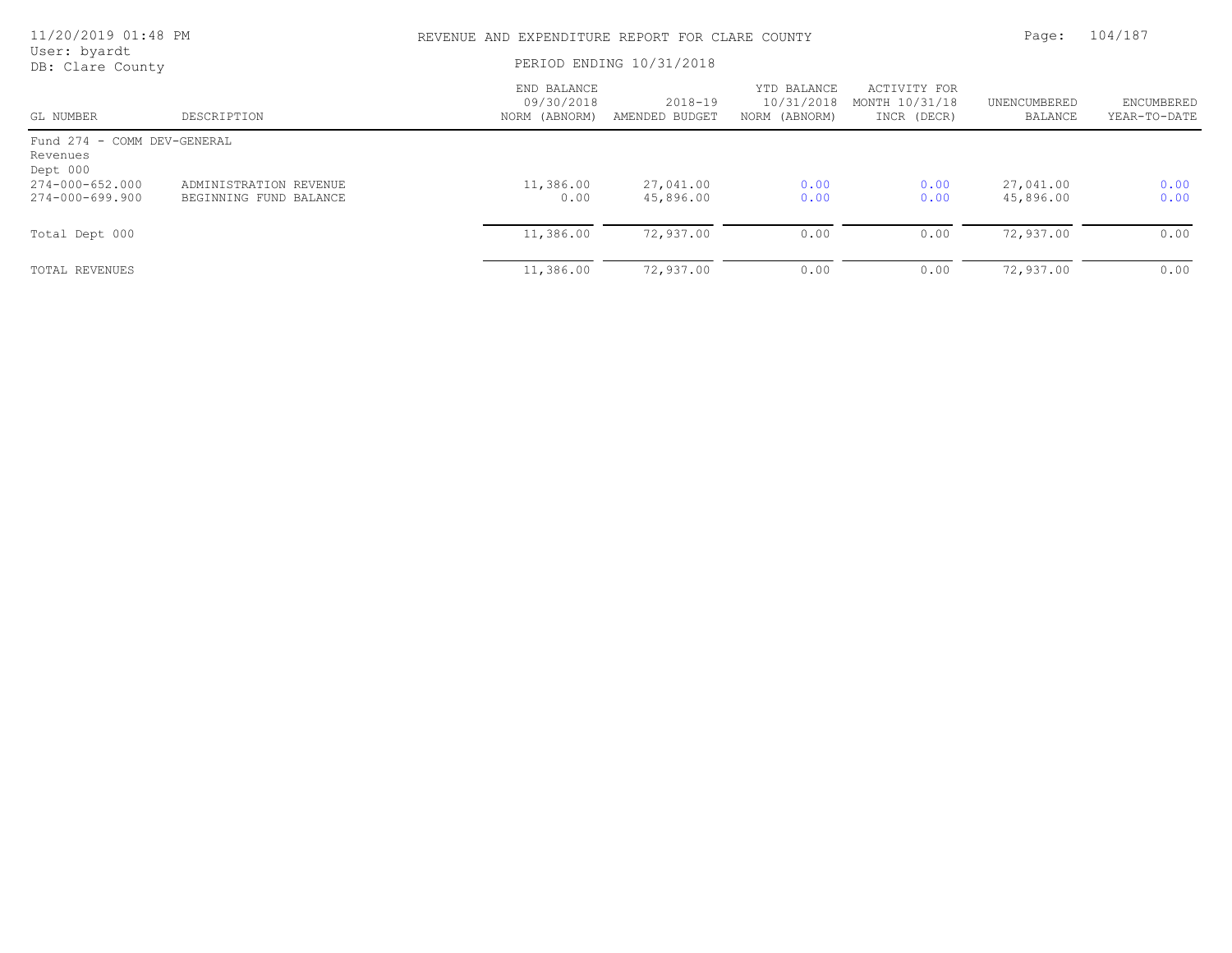# REVENUE AND EXPENDITURE REPORT FOR CLARE COUNTY

PERIOD ENDING 10/31/2018

| GL NUMBER | DESCRIPTION | END BALANCE 09/30/2018 NORM (ABNORM) | 2018-19 AMENDED BUDGET | YTD BALANCE 10/31/2018 NORM (ABNORM) | ACTIVITY FOR MONTH 10/31/18 INCR (DECR) | UNENCUMBERED BALANCE | ENCUMBERED YEAR-TO-DATE |
|---|---|---|---|---|---|---|---|
| Fund 274 - COMM DEV-GENERAL | | | | | | | |
| Revenues | | | | | | | |
| Dept 000 | | | | | | | |
| 274-000-652.000 | ADMINISTRATION REVENUE | 11,386.00 | 27,041.00 | 0.00 | 0.00 | 27,041.00 | 0.00 |
| 274-000-699.900 | BEGINNING FUND BALANCE | 0.00 | 45,896.00 | 0.00 | 0.00 | 45,896.00 | 0.00 |
| Total Dept 000 | | 11,386.00 | 72,937.00 | 0.00 | 0.00 | 72,937.00 | 0.00 |
| TOTAL REVENUES | | 11,386.00 | 72,937.00 | 0.00 | 0.00 | 72,937.00 | 0.00 |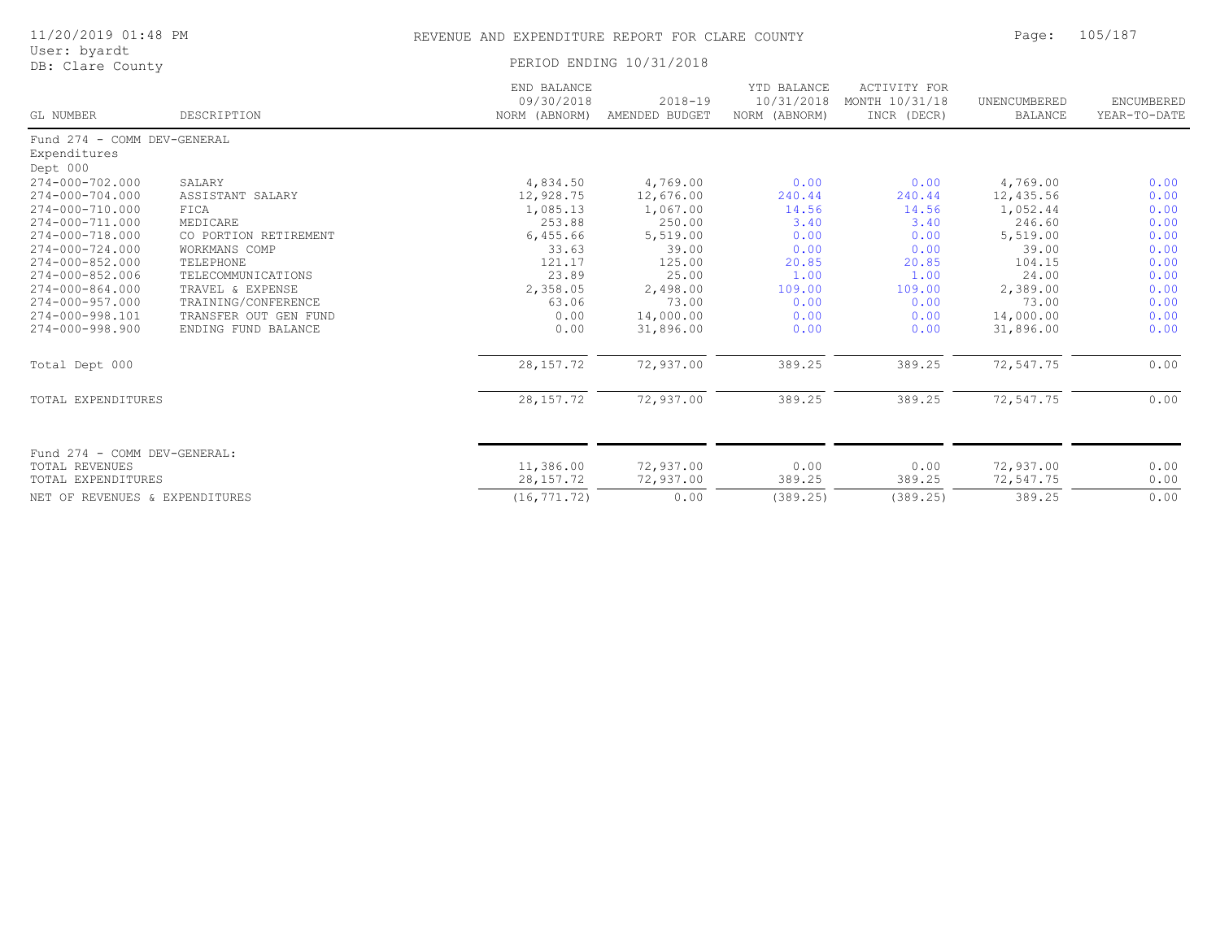# REVENUE AND EXPENDITURE REPORT FOR CLARE COUNTY

PERIOD ENDING 10/31/2018

| GL NUMBER | DESCRIPTION | END BALANCE 09/30/2018 NORM (ABNORM) | 2018-19 AMENDED BUDGET | YTD BALANCE 10/31/2018 NORM (ABNORM) | ACTIVITY FOR MONTH 10/31/18 INCR (DECR) | UNENCUMBERED BALANCE | ENCUMBERED YEAR-TO-DATE |
|---|---|---|---|---|---|---|---|
| Fund 274 - COMM DEV-GENERAL | | | | | | | |
| Expenditures | | | | | | | |
| Dept 000 | | | | | | | |
| 274-000-702.000 | SALARY | 4,834.50 | 4,769.00 | 0.00 | 0.00 | 4,769.00 | 0.00 |
| 274-000-704.000 | ASSISTANT SALARY | 12,928.75 | 12,676.00 | 240.44 | 240.44 | 12,435.56 | 0.00 |
| 274-000-710.000 | FICA | 1,085.13 | 1,067.00 | 14.56 | 14.56 | 1,052.44 | 0.00 |
| 274-000-711.000 | MEDICARE | 253.88 | 250.00 | 3.40 | 3.40 | 246.60 | 0.00 |
| 274-000-718.000 | CO PORTION RETIREMENT | 6,455.66 | 5,519.00 | 0.00 | 0.00 | 5,519.00 | 0.00 |
| 274-000-724.000 | WORKMANS COMP | 33.63 | 39.00 | 0.00 | 0.00 | 39.00 | 0.00 |
| 274-000-852.000 | TELEPHONE | 121.17 | 125.00 | 20.85 | 20.85 | 104.15 | 0.00 |
| 274-000-852.006 | TELECOMMUNICATIONS | 23.89 | 25.00 | 1.00 | 1.00 | 24.00 | 0.00 |
| 274-000-864.000 | TRAVEL & EXPENSE | 2,358.05 | 2,498.00 | 109.00 | 109.00 | 2,389.00 | 0.00 |
| 274-000-957.000 | TRAINING/CONFERENCE | 63.06 | 73.00 | 0.00 | 0.00 | 73.00 | 0.00 |
| 274-000-998.101 | TRANSFER OUT GEN FUND | 0.00 | 14,000.00 | 0.00 | 0.00 | 14,000.00 | 0.00 |
| 274-000-998.900 | ENDING FUND BALANCE | 0.00 | 31,896.00 | 0.00 | 0.00 | 31,896.00 | 0.00 |
| Total Dept 000 | | 28,157.72 | 72,937.00 | 389.25 | 389.25 | 72,547.75 | 0.00 |
| TOTAL EXPENDITURES | | 28,157.72 | 72,937.00 | 389.25 | 389.25 | 72,547.75 | 0.00 |
| Fund 274 - COMM DEV-GENERAL: | | | | | | | |
| TOTAL REVENUES | | 11,386.00 | 72,937.00 | 0.00 | 0.00 | 72,937.00 | 0.00 |
| TOTAL EXPENDITURES | | 28,157.72 | 72,937.00 | 389.25 | 389.25 | 72,547.75 | 0.00 |
| NET OF REVENUES & EXPENDITURES | | (16,771.72) | 0.00 | (389.25) | (389.25) | 389.25 | 0.00 |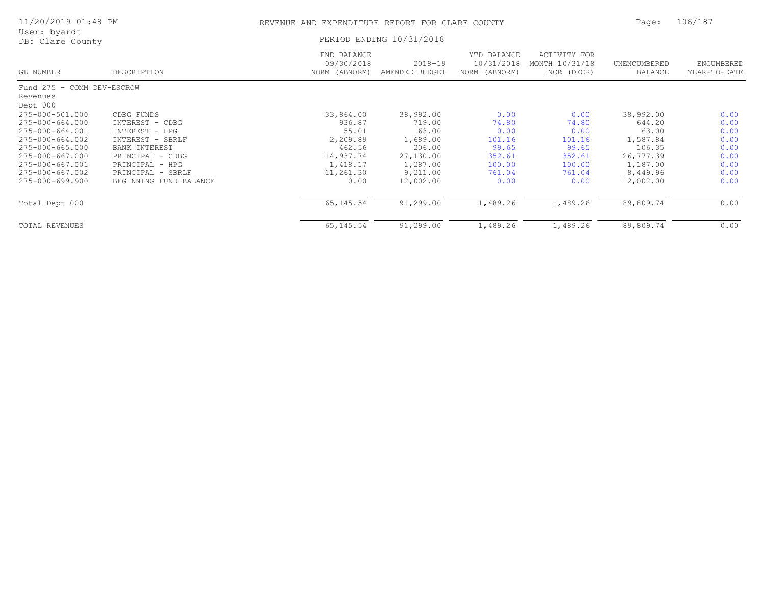# REVENUE AND EXPENDITURE REPORT FOR CLARE COUNTY

11/20/2019 01:48 PM
User: byardt
DB: Clare County

PERIOD ENDING 10/31/2018

| GL NUMBER | DESCRIPTION | END BALANCE 09/30/2018 NORM (ABNORM) | 2018-19 AMENDED BUDGET | YTD BALANCE 10/31/2018 NORM (ABNORM) | ACTIVITY FOR MONTH 10/31/18 INCR (DECR) | UNENCUMBERED BALANCE | ENCUMBERED YEAR-TO-DATE |
|---|---|---|---|---|---|---|---|
| Fund 275 - COMM DEV-ESCROW | | | | | | | |
| Revenues | | | | | | | |
| Dept 000 | | | | | | | |
| 275-000-501.000 | CDBG FUNDS | 33,864.00 | 38,992.00 | 0.00 | 0.00 | 38,992.00 | 0.00 |
| 275-000-664.000 | INTEREST - CDBG | 936.87 | 719.00 | 74.80 | 74.80 | 644.20 | 0.00 |
| 275-000-664.001 | INTEREST - HPG | 55.01 | 63.00 | 0.00 | 0.00 | 63.00 | 0.00 |
| 275-000-664.002 | INTEREST - SBRLF | 2,209.89 | 1,689.00 | 101.16 | 101.16 | 1,587.84 | 0.00 |
| 275-000-665.000 | BANK INTEREST | 462.56 | 206.00 | 99.65 | 99.65 | 106.35 | 0.00 |
| 275-000-667.000 | PRINCIPAL - CDBG | 14,937.74 | 27,130.00 | 352.61 | 352.61 | 26,777.39 | 0.00 |
| 275-000-667.001 | PRINCIPAL - HPG | 1,418.17 | 1,287.00 | 100.00 | 100.00 | 1,187.00 | 0.00 |
| 275-000-667.002 | PRINCIPAL - SBRLF | 11,261.30 | 9,211.00 | 761.04 | 761.04 | 8,449.96 | 0.00 |
| 275-000-699.900 | BEGINNING FUND BALANCE | 0.00 | 12,002.00 | 0.00 | 0.00 | 12,002.00 | 0.00 |
| Total Dept 000 | | 65,145.54 | 91,299.00 | 1,489.26 | 1,489.26 | 89,809.74 | 0.00 |
| TOTAL REVENUES | | 65,145.54 | 91,299.00 | 1,489.26 | 1,489.26 | 89,809.74 | 0.00 |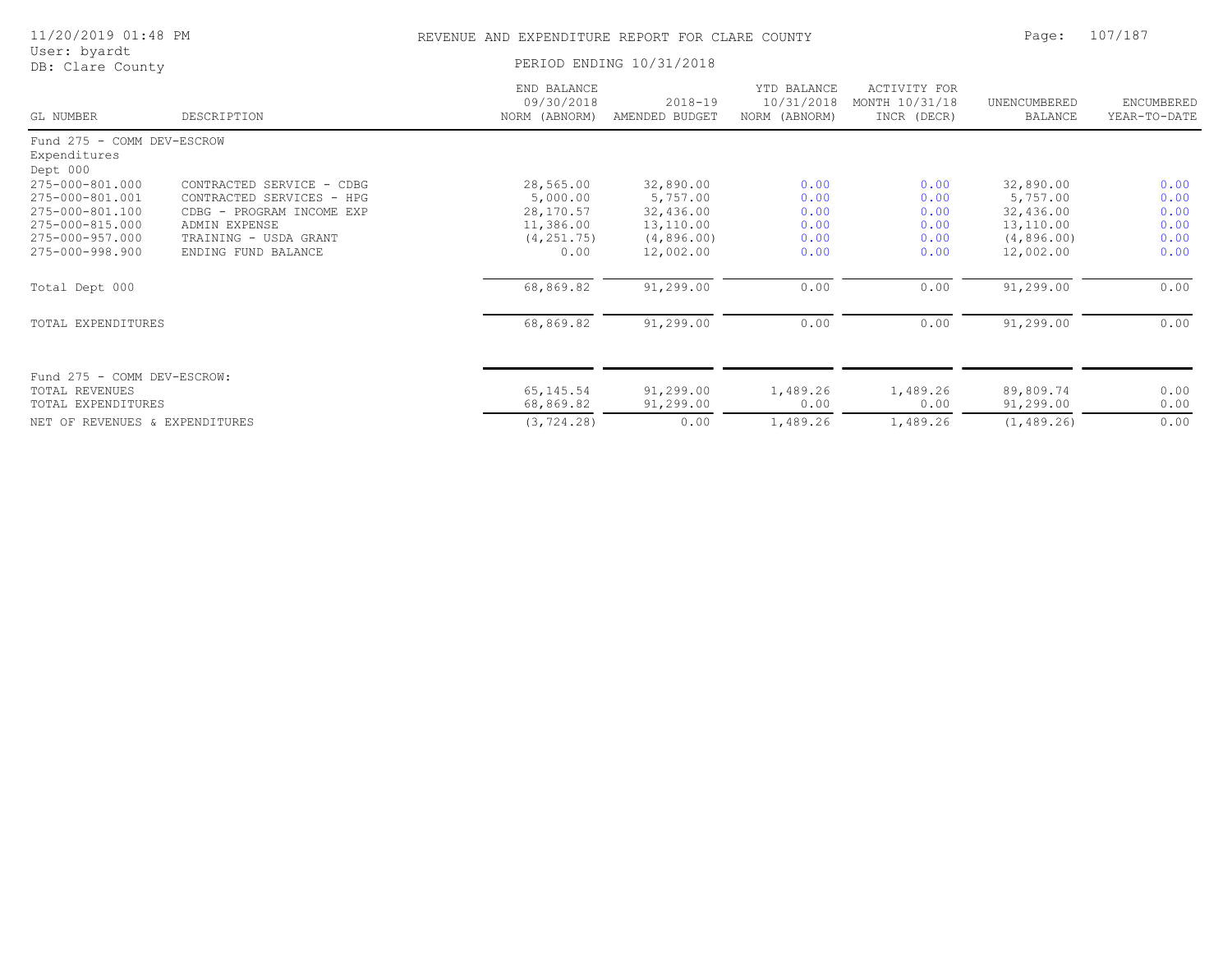# REVENUE AND EXPENDITURE REPORT FOR CLARE COUNTY

PERIOD ENDING 10/31/2018

User: byardt
DB: Clare County

| GL NUMBER | DESCRIPTION | END BALANCE 09/30/2018 NORM (ABNORM) | 2018-19 AMENDED BUDGET | YTD BALANCE 10/31/2018 NORM (ABNORM) | ACTIVITY FOR MONTH 10/31/18 INCR (DECR) | UNENCUMBERED BALANCE | ENCUMBERED YEAR-TO-DATE |
|---|---|---|---|---|---|---|---|
| Fund 275 - COMM DEV-ESCROW | | | | | | | |
| Expenditures | | | | | | | |
| Dept 000 | | | | | | | |
| 275-000-801.000 | CONTRACTED SERVICE - CDBG | 28,565.00 | 32,890.00 | 0.00 | 0.00 | 32,890.00 | 0.00 |
| 275-000-801.001 | CONTRACTED SERVICES - HPG | 5,000.00 | 5,757.00 | 0.00 | 0.00 | 5,757.00 | 0.00 |
| 275-000-801.100 | CDBG - PROGRAM INCOME EXP | 28,170.57 | 32,436.00 | 0.00 | 0.00 | 32,436.00 | 0.00 |
| 275-000-815.000 | ADMIN EXPENSE | 11,386.00 | 13,110.00 | 0.00 | 0.00 | 13,110.00 | 0.00 |
| 275-000-957.000 | TRAINING - USDA GRANT | (4,251.75) | (4,896.00) | 0.00 | 0.00 | (4,896.00) | 0.00 |
| 275-000-998.900 | ENDING FUND BALANCE | 0.00 | 12,002.00 | 0.00 | 0.00 | 12,002.00 | 0.00 |
| Total Dept 000 | | 68,869.82 | 91,299.00 | 0.00 | 0.00 | 91,299.00 | 0.00 |
| TOTAL EXPENDITURES | | 68,869.82 | 91,299.00 | 0.00 | 0.00 | 91,299.00 | 0.00 |
| Fund 275 - COMM DEV-ESCROW: | | | | | | | |
| TOTAL REVENUES | | 65,145.54 | 91,299.00 | 1,489.26 | 1,489.26 | 89,809.74 | 0.00 |
| TOTAL EXPENDITURES | | 68,869.82 | 91,299.00 | 0.00 | 0.00 | 91,299.00 | 0.00 |
| NET OF REVENUES & EXPENDITURES | | (3,724.28) | 0.00 | 1,489.26 | 1,489.26 | (1,489.26) | 0.00 |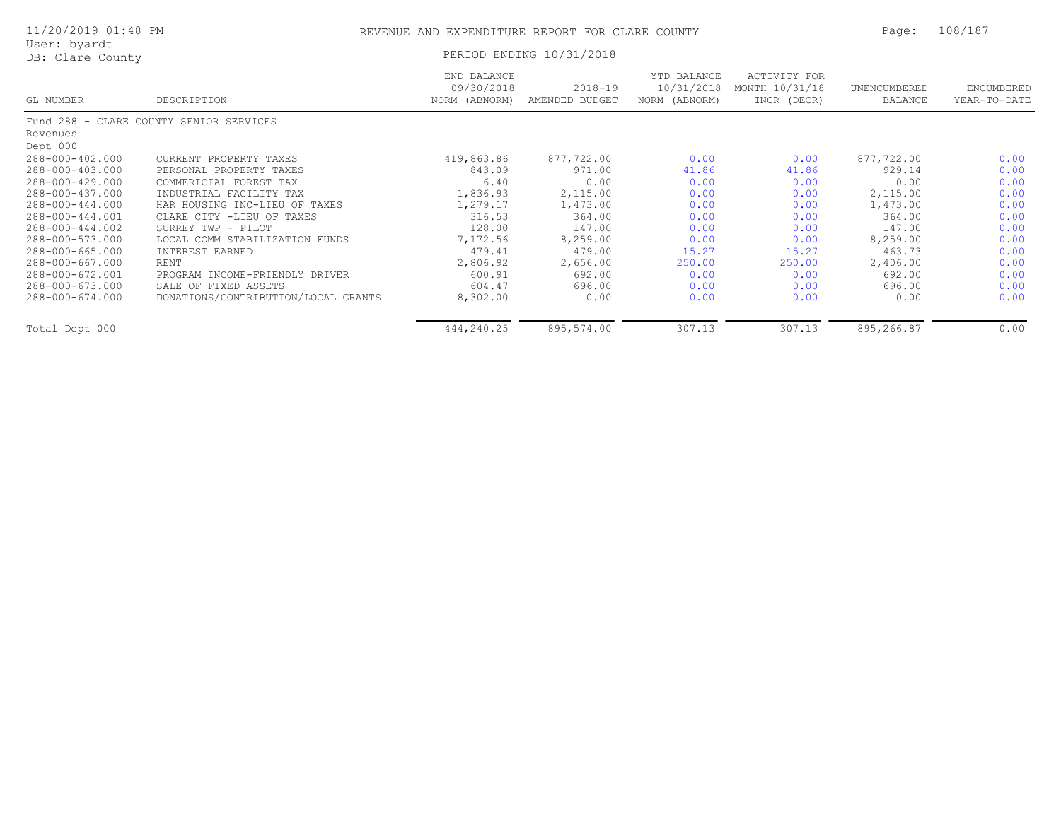REVENUE AND EXPENDITURE REPORT FOR CLARE COUNTY

PERIOD ENDING 10/31/2018

| GL NUMBER | DESCRIPTION | END BALANCE 09/30/2018 NORM (ABNORM) | 2018-19 AMENDED BUDGET | YTD BALANCE 10/31/2018 NORM (ABNORM) | ACTIVITY FOR MONTH 10/31/18 INCR (DECR) | UNENCUMBERED BALANCE | ENCUMBERED YEAR-TO-DATE |
|---|---|---|---|---|---|---|---|
| Fund 288 - CLARE COUNTY SENIOR SERVICES | | | | | | | |
| Revenues | | | | | | | |
| Dept 000 | | | | | | | |
| 288-000-402.000 | CURRENT PROPERTY TAXES | 419,863.86 | 877,722.00 | 0.00 | 0.00 | 877,722.00 | 0.00 |
| 288-000-403.000 | PERSONAL PROPERTY TAXES | 843.09 | 971.00 | 41.86 | 41.86 | 929.14 | 0.00 |
| 288-000-429.000 | COMMERICIAL FOREST TAX | 6.40 | 0.00 | 0.00 | 0.00 | 0.00 | 0.00 |
| 288-000-437.000 | INDUSTRIAL FACILITY TAX | 1,836.93 | 2,115.00 | 0.00 | 0.00 | 2,115.00 | 0.00 |
| 288-000-444.000 | HAR HOUSING INC-LIEU OF TAXES | 1,279.17 | 1,473.00 | 0.00 | 0.00 | 1,473.00 | 0.00 |
| 288-000-444.001 | CLARE CITY -LIEU OF TAXES | 316.53 | 364.00 | 0.00 | 0.00 | 364.00 | 0.00 |
| 288-000-444.002 | SURREY TWP - PILOT | 128.00 | 147.00 | 0.00 | 0.00 | 147.00 | 0.00 |
| 288-000-573.000 | LOCAL COMM STABILIZATION FUNDS | 7,172.56 | 8,259.00 | 0.00 | 0.00 | 8,259.00 | 0.00 |
| 288-000-665.000 | INTEREST EARNED | 479.41 | 479.00 | 15.27 | 15.27 | 463.73 | 0.00 |
| 288-000-667.000 | RENT | 2,806.92 | 2,656.00 | 250.00 | 250.00 | 2,406.00 | 0.00 |
| 288-000-672.001 | PROGRAM INCOME-FRIENDLY DRIVER | 600.91 | 692.00 | 0.00 | 0.00 | 692.00 | 0.00 |
| 288-000-673.000 | SALE OF FIXED ASSETS | 604.47 | 696.00 | 0.00 | 0.00 | 696.00 | 0.00 |
| 288-000-674.000 | DONATIONS/CONTRIBUTION/LOCAL GRANTS | 8,302.00 | 0.00 | 0.00 | 0.00 | 0.00 | 0.00 |
| Total Dept 000 | | 444,240.25 | 895,574.00 | 307.13 | 307.13 | 895,266.87 | 0.00 |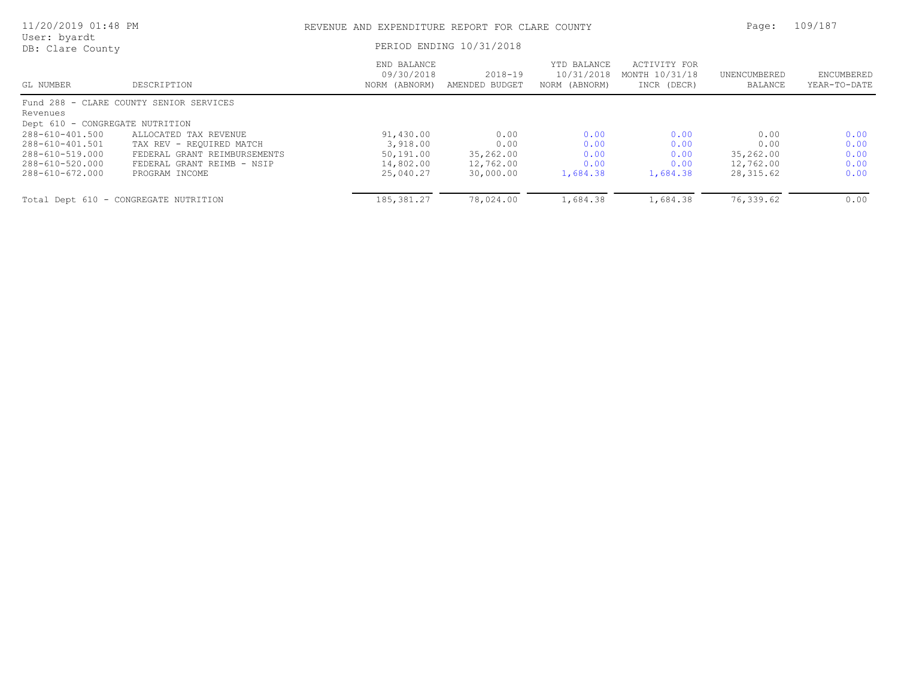REVENUE AND EXPENDITURE REPORT FOR CLARE COUNTY

PERIOD ENDING 10/31/2018

| GL NUMBER | DESCRIPTION | END BALANCE 09/30/2018 NORM (ABNORM) | 2018-19 AMENDED BUDGET | YTD BALANCE 10/31/2018 NORM (ABNORM) | ACTIVITY FOR MONTH 10/31/18 INCR (DECR) | UNENCUMBERED BALANCE | ENCUMBERED YEAR-TO-DATE |
|---|---|---|---|---|---|---|---|
| Fund 288 - CLARE COUNTY SENIOR SERVICES | | | | | | | |
| Revenues | | | | | | | |
| Dept 610 - CONGREGATE NUTRITION | | | | | | | |
| 288-610-401.500 | ALLOCATED TAX REVENUE | 91,430.00 | 0.00 | 0.00 | 0.00 | 0.00 | 0.00 |
| 288-610-401.501 | TAX REV - REQUIRED MATCH | 3,918.00 | 0.00 | 0.00 | 0.00 | 0.00 | 0.00 |
| 288-610-519.000 | FEDERAL GRANT REIMBURSEMENTS | 50,191.00 | 35,262.00 | 0.00 | 0.00 | 35,262.00 | 0.00 |
| 288-610-520.000 | FEDERAL GRANT REIMB - NSIP | 14,802.00 | 12,762.00 | 0.00 | 0.00 | 12,762.00 | 0.00 |
| 288-610-672.000 | PROGRAM INCOME | 25,040.27 | 30,000.00 | 1,684.38 | 1,684.38 | 28,315.62 | 0.00 |
| Total Dept 610 - CONGREGATE NUTRITION | | 185,381.27 | 78,024.00 | 1,684.38 | 1,684.38 | 76,339.62 | 0.00 |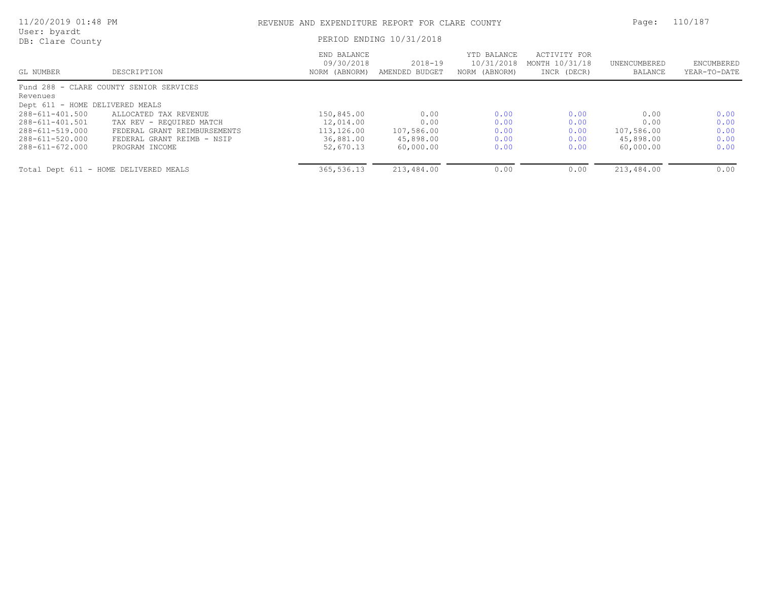# REVENUE AND EXPENDITURE REPORT FOR CLARE COUNTY

PERIOD ENDING 10/31/2018

| GL NUMBER | DESCRIPTION | END BALANCE 09/30/2018 NORM (ABNORM) | 2018-19 AMENDED BUDGET | YTD BALANCE 10/31/2018 NORM (ABNORM) | ACTIVITY FOR MONTH 10/31/18 INCR (DECR) | UNENCUMBERED BALANCE | ENCUMBERED YEAR-TO-DATE |
|---|---|---|---|---|---|---|---|
| Fund 288 - CLARE COUNTY SENIOR SERVICES | | | | | | | |
| Revenues | | | | | | | |
| Dept 611 - HOME DELIVERED MEALS | | | | | | | |
| 288-611-401.500 | ALLOCATED TAX REVENUE | 150,845.00 | 0.00 | 0.00 | 0.00 | 0.00 | 0.00 |
| 288-611-401.501 | TAX REV - REQUIRED MATCH | 12,014.00 | 0.00 | 0.00 | 0.00 | 0.00 | 0.00 |
| 288-611-519.000 | FEDERAL GRANT REIMBURSEMENTS | 113,126.00 | 107,586.00 | 0.00 | 0.00 | 107,586.00 | 0.00 |
| 288-611-520.000 | FEDERAL GRANT REIMB - NSIP | 36,881.00 | 45,898.00 | 0.00 | 0.00 | 45,898.00 | 0.00 |
| 288-611-672.000 | PROGRAM INCOME | 52,670.13 | 60,000.00 | 0.00 | 0.00 | 60,000.00 | 0.00 |
| Total Dept 611 - HOME DELIVERED MEALS | | 365,536.13 | 213,484.00 | 0.00 | 0.00 | 213,484.00 | 0.00 |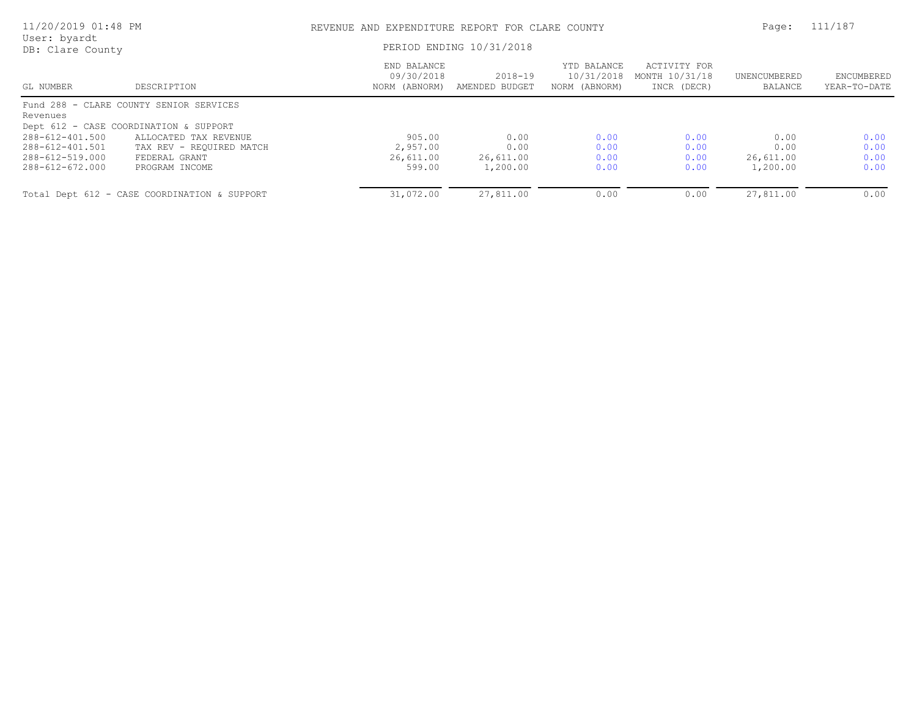REVENUE AND EXPENDITURE REPORT FOR CLARE COUNTY

PERIOD ENDING 10/31/2018

| GL NUMBER | DESCRIPTION | END BALANCE 09/30/2018 NORM (ABNORM) | 2018-19 AMENDED BUDGET | YTD BALANCE 10/31/2018 NORM (ABNORM) | ACTIVITY FOR MONTH 10/31/18 INCR (DECR) | UNENCUMBERED BALANCE | ENCUMBERED YEAR-TO-DATE |
|---|---|---|---|---|---|---|---|
| Fund 288 - CLARE COUNTY SENIOR SERVICES | | | | | | | |
| Revenues | | | | | | | |
| Dept 612 - CASE COORDINATION & SUPPORT | | | | | | | |
| 288-612-401.500 | ALLOCATED TAX REVENUE | 905.00 | 0.00 | 0.00 | 0.00 | 0.00 | 0.00 |
| 288-612-401.501 | TAX REV - REQUIRED MATCH | 2,957.00 | 0.00 | 0.00 | 0.00 | 0.00 | 0.00 |
| 288-612-519.000 | FEDERAL GRANT | 26,611.00 | 26,611.00 | 0.00 | 0.00 | 26,611.00 | 0.00 |
| 288-612-672.000 | PROGRAM INCOME | 599.00 | 1,200.00 | 0.00 | 0.00 | 1,200.00 | 0.00 |
| Total Dept 612 - CASE COORDINATION & SUPPORT | | 31,072.00 | 27,811.00 | 0.00 | 0.00 | 27,811.00 | 0.00 |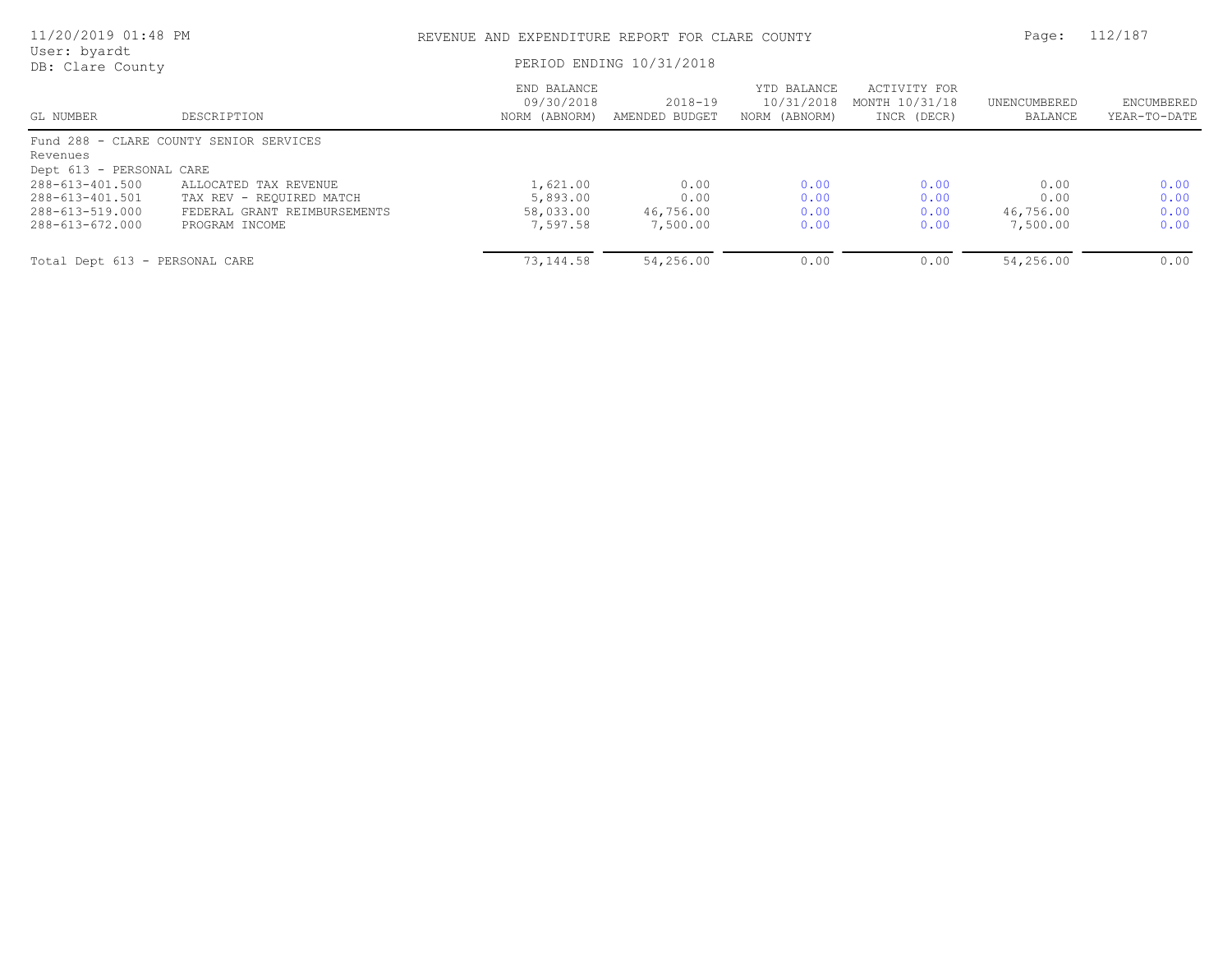REVENUE AND EXPENDITURE REPORT FOR CLARE COUNTY

PERIOD ENDING 10/31/2018

| GL NUMBER | DESCRIPTION | END BALANCE 09/30/2018 NORM (ABNORM) | 2018-19 AMENDED BUDGET | YTD BALANCE 10/31/2018 NORM (ABNORM) | ACTIVITY FOR MONTH 10/31/18 INCR (DECR) | UNENCUMBERED BALANCE | ENCUMBERED YEAR-TO-DATE |
|---|---|---|---|---|---|---|---|
| Fund 288 - CLARE COUNTY SENIOR SERVICES | | | | | | | |
| Revenues | | | | | | | |
| Dept 613 - PERSONAL CARE | | | | | | | |
| 288-613-401.500 | ALLOCATED TAX REVENUE | 1,621.00 | 0.00 | 0.00 | 0.00 | 0.00 | 0.00 |
| 288-613-401.501 | TAX REV - REQUIRED MATCH | 5,893.00 | 0.00 | 0.00 | 0.00 | 0.00 | 0.00 |
| 288-613-519.000 | FEDERAL GRANT REIMBURSEMENTS | 58,033.00 | 46,756.00 | 0.00 | 0.00 | 46,756.00 | 0.00 |
| 288-613-672.000 | PROGRAM INCOME | 7,597.58 | 7,500.00 | 0.00 | 0.00 | 7,500.00 | 0.00 |
| Total Dept 613 - PERSONAL CARE | | 73,144.58 | 54,256.00 | 0.00 | 0.00 | 54,256.00 | 0.00 |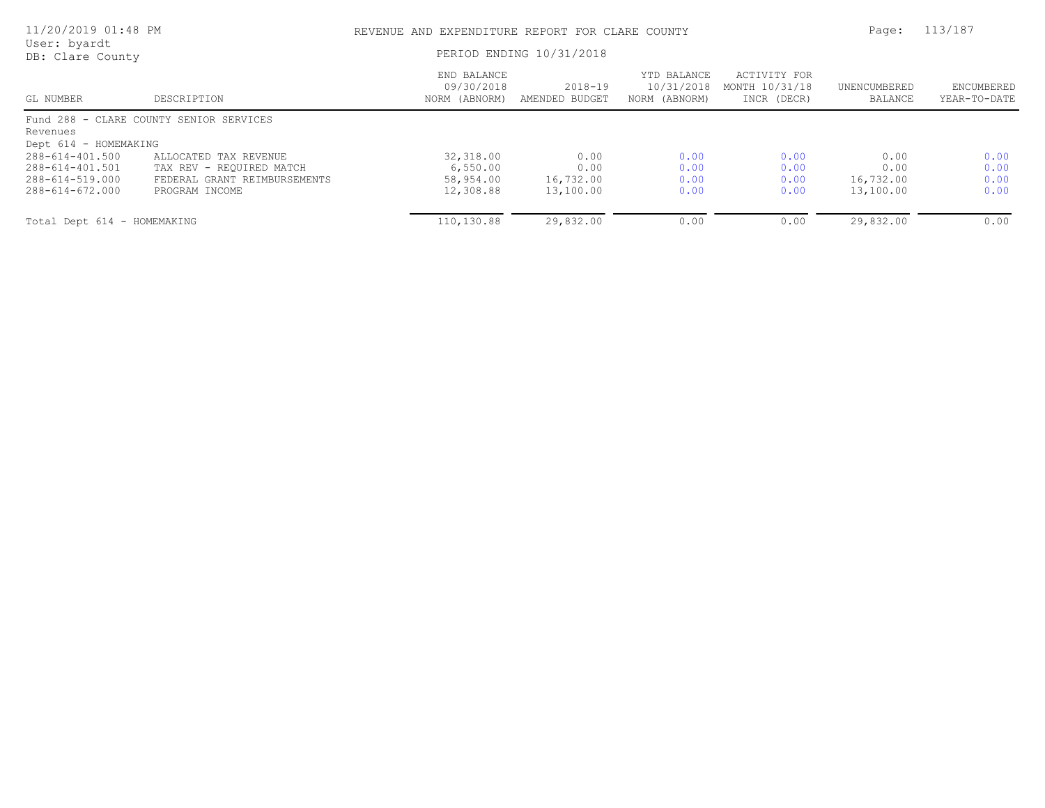REVENUE AND EXPENDITURE REPORT FOR CLARE COUNTY

PERIOD ENDING 10/31/2018

User: byardt
DB: Clare County

| GL NUMBER | DESCRIPTION | END BALANCE 09/30/2018 NORM (ABNORM) | 2018-19 AMENDED BUDGET | YTD BALANCE 10/31/2018 NORM (ABNORM) | ACTIVITY FOR MONTH 10/31/18 INCR (DECR) | UNENCUMBERED BALANCE | ENCUMBERED YEAR-TO-DATE |
|---|---|---|---|---|---|---|---|
| Fund 288 - CLARE COUNTY SENIOR SERVICES | | | | | | | |
| Revenues | | | | | | | |
| Dept 614 - HOMEMAKING | | | | | | | |
| 288-614-401.500 | ALLOCATED TAX REVENUE | 32,318.00 | 0.00 | 0.00 | 0.00 | 0.00 | 0.00 |
| 288-614-401.501 | TAX REV - REQUIRED MATCH | 6,550.00 | 0.00 | 0.00 | 0.00 | 0.00 | 0.00 |
| 288-614-519.000 | FEDERAL GRANT REIMBURSEMENTS | 58,954.00 | 16,732.00 | 0.00 | 0.00 | 16,732.00 | 0.00 |
| 288-614-672.000 | PROGRAM INCOME | 12,308.88 | 13,100.00 | 0.00 | 0.00 | 13,100.00 | 0.00 |
| Total Dept 614 - HOMEMAKING | | 110,130.88 | 29,832.00 | 0.00 | 0.00 | 29,832.00 | 0.00 |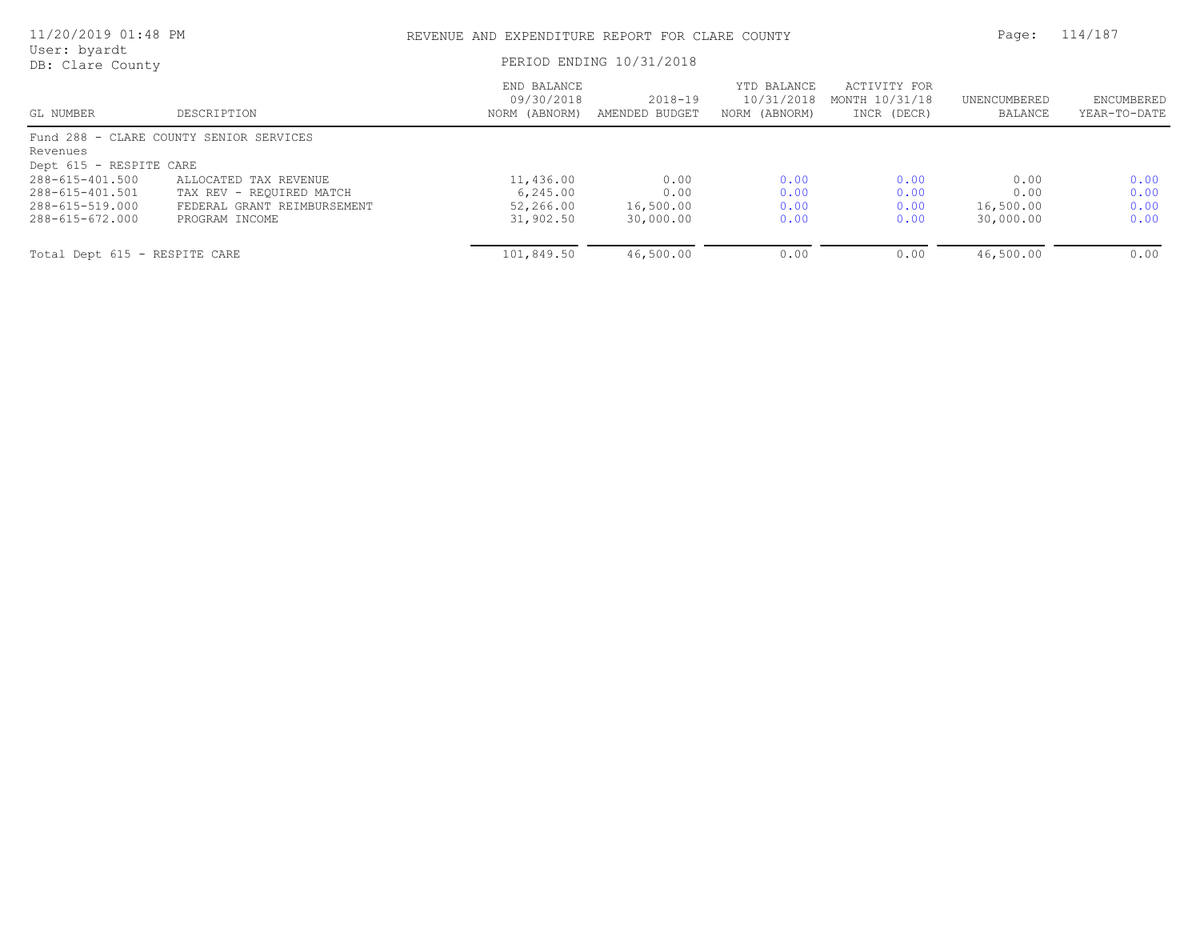REVENUE AND EXPENDITURE REPORT FOR CLARE COUNTY

PERIOD ENDING 10/31/2018

| GL NUMBER | DESCRIPTION | END BALANCE 09/30/2018 NORM (ABNORM) | 2018-19 AMENDED BUDGET | YTD BALANCE 10/31/2018 NORM (ABNORM) | ACTIVITY FOR MONTH 10/31/18 INCR (DECR) | UNENCUMBERED BALANCE | ENCUMBERED YEAR-TO-DATE |
|---|---|---|---|---|---|---|---|
| Fund 288 - CLARE COUNTY SENIOR SERVICES | | | | | | | |
| Revenues | | | | | | | |
| Dept 615 - RESPITE CARE | | | | | | | |
| 288-615-401.500 | ALLOCATED TAX REVENUE | 11,436.00 | 0.00 | 0.00 | 0.00 | 0.00 | 0.00 |
| 288-615-401.501 | TAX REV - REQUIRED MATCH | 6,245.00 | 0.00 | 0.00 | 0.00 | 0.00 | 0.00 |
| 288-615-519.000 | FEDERAL GRANT REIMBURSEMENT | 52,266.00 | 16,500.00 | 0.00 | 0.00 | 16,500.00 | 0.00 |
| 288-615-672.000 | PROGRAM INCOME | 31,902.50 | 30,000.00 | 0.00 | 0.00 | 30,000.00 | 0.00 |
| Total Dept 615 - RESPITE CARE | | 101,849.50 | 46,500.00 | 0.00 | 0.00 | 46,500.00 | 0.00 |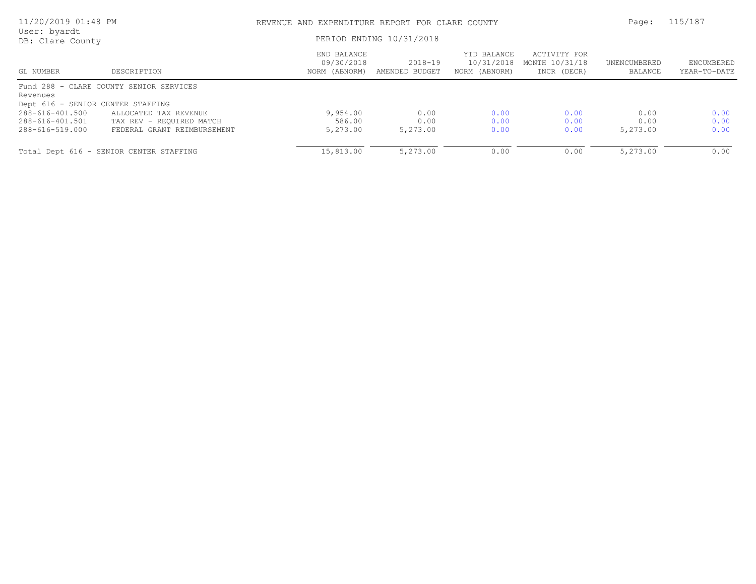REVENUE AND EXPENDITURE REPORT FOR CLARE COUNTY

PERIOD ENDING 10/31/2018

| GL NUMBER | DESCRIPTION | END BALANCE 09/30/2018 NORM (ABNORM) | 2018-19 AMENDED BUDGET | YTD BALANCE 10/31/2018 NORM (ABNORM) | ACTIVITY FOR MONTH 10/31/18 INCR (DECR) | UNENCUMBERED BALANCE | ENCUMBERED YEAR-TO-DATE |
|---|---|---|---|---|---|---|---|
| Fund 288 - CLARE COUNTY SENIOR SERVICES | | | | | | | |
| Revenues | | | | | | | |
| Dept 616 - SENIOR CENTER STAFFING | | | | | | | |
| 288-616-401.500 | ALLOCATED TAX REVENUE | 9,954.00 | 0.00 | 0.00 | 0.00 | 0.00 | 0.00 |
| 288-616-401.501 | TAX REV - REQUIRED MATCH | 586.00 | 0.00 | 0.00 | 0.00 | 0.00 | 0.00 |
| 288-616-519.000 | FEDERAL GRANT REIMBURSEMENT | 5,273.00 | 5,273.00 | 0.00 | 0.00 | 5,273.00 | 0.00 |
| Total Dept 616 - SENIOR CENTER STAFFING | | 15,813.00 | 5,273.00 | 0.00 | 0.00 | 5,273.00 | 0.00 |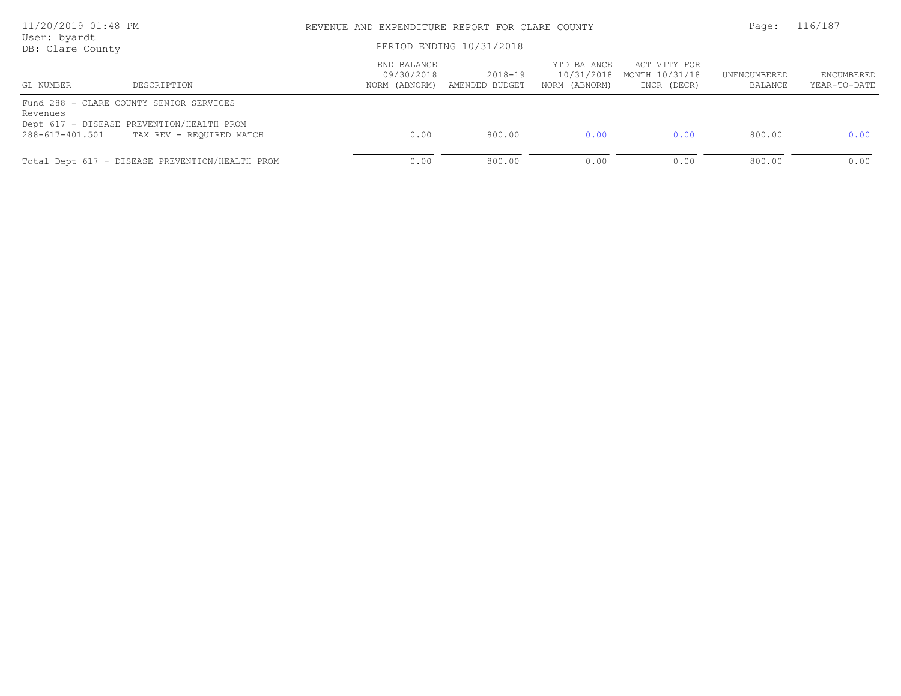REVENUE AND EXPENDITURE REPORT FOR CLARE COUNTY

PERIOD ENDING 10/31/2018

User: byardt
DB: Clare County

| GL NUMBER | DESCRIPTION | END BALANCE 09/30/2018 NORM (ABNORM) | 2018-19 AMENDED BUDGET | YTD BALANCE 10/31/2018 NORM (ABNORM) | ACTIVITY FOR MONTH 10/31/18 INCR (DECR) | UNENCUMBERED BALANCE | ENCUMBERED YEAR-TO-DATE |
|---|---|---|---|---|---|---|---|
| Fund 288 - CLARE COUNTY SENIOR SERVICES | | | | | | | |
| Revenues | | | | | | | |
| Dept 617 - DISEASE PREVENTION/HEALTH PROM | | | | | | | |
| 288-617-401.501 | TAX REV - REQUIRED MATCH | 0.00 | 800.00 | 0.00 | 0.00 | 800.00 | 0.00 |
| Total Dept 617 - DISEASE PREVENTION/HEALTH PROM | | 0.00 | 800.00 | 0.00 | 0.00 | 800.00 | 0.00 |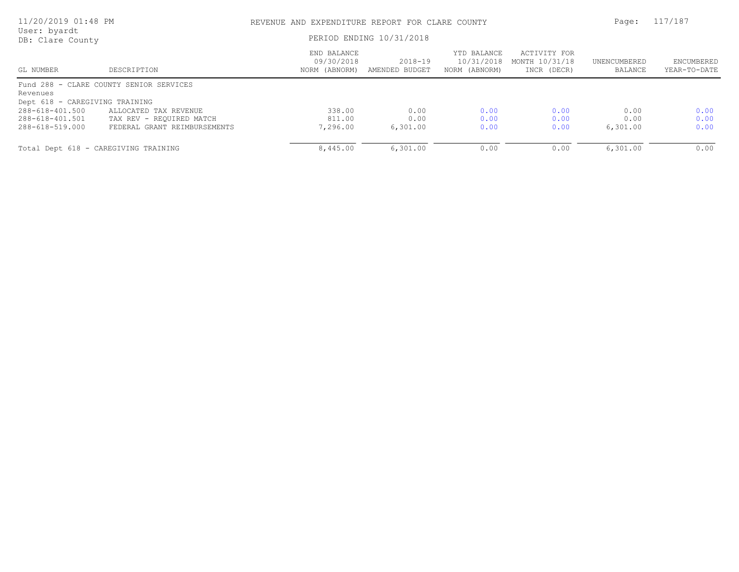REVENUE AND EXPENDITURE REPORT FOR CLARE COUNTY

PERIOD ENDING 10/31/2018

| GL NUMBER | DESCRIPTION | END BALANCE 09/30/2018 NORM (ABNORM) | 2018-19 AMENDED BUDGET | YTD BALANCE 10/31/2018 NORM (ABNORM) | ACTIVITY FOR MONTH 10/31/18 INCR (DECR) | UNENCUMBERED BALANCE | ENCUMBERED YEAR-TO-DATE |
|---|---|---|---|---|---|---|---|
| Fund 288 - CLARE COUNTY SENIOR SERVICES | | | | | | | |
| Revenues | | | | | | | |
| Dept 618 - CAREGIVING TRAINING | | | | | | | |
| 288-618-401.500 | ALLOCATED TAX REVENUE | 338.00 | 0.00 | 0.00 | 0.00 | 0.00 | 0.00 |
| 288-618-401.501 | TAX REV - REQUIRED MATCH | 811.00 | 0.00 | 0.00 | 0.00 | 0.00 | 0.00 |
| 288-618-519.000 | FEDERAL GRANT REIMBURSEMENTS | 7,296.00 | 6,301.00 | 0.00 | 0.00 | 6,301.00 | 0.00 |
| Total Dept 618 - CAREGIVING TRAINING | | 8,445.00 | 6,301.00 | 0.00 | 0.00 | 6,301.00 | 0.00 |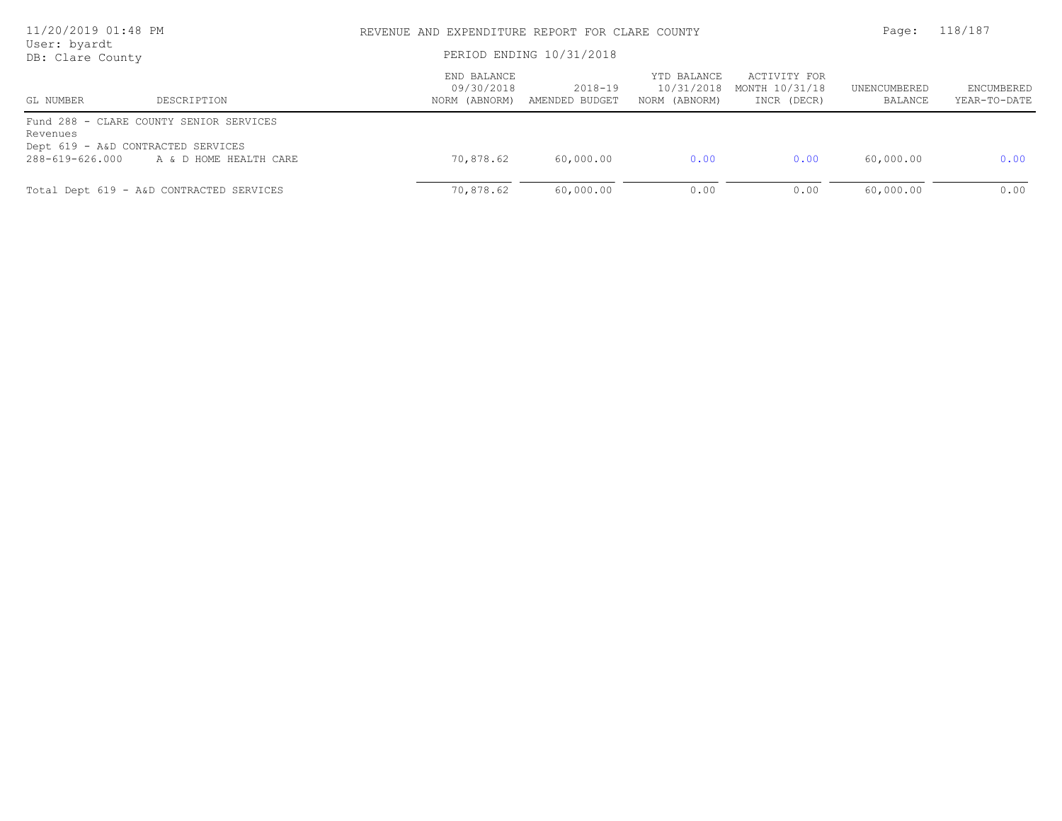# REVENUE AND EXPENDITURE REPORT FOR CLARE COUNTY

PERIOD ENDING 10/31/2018

User: byardt
DB: Clare County

| GL NUMBER | DESCRIPTION | END BALANCE 09/30/2018 NORM (ABNORM) | 2018-19 AMENDED BUDGET | YTD BALANCE 10/31/2018 NORM (ABNORM) | ACTIVITY FOR MONTH 10/31/18 INCR (DECR) | UNENCUMBERED BALANCE | ENCUMBERED YEAR-TO-DATE |
|---|---|---|---|---|---|---|---|
| Fund 288 - CLARE COUNTY SENIOR SERVICES | | | | | | | |
| Revenues | | | | | | | |
| Dept 619 - A&D CONTRACTED SERVICES | | | | | | | |
| 288-619-626.000 | A & D HOME HEALTH CARE | 70,878.62 | 60,000.00 | 0.00 | 0.00 | 60,000.00 | 0.00 |
| Total Dept 619 - A&D CONTRACTED SERVICES | | 70,878.62 | 60,000.00 | 0.00 | 0.00 | 60,000.00 | 0.00 |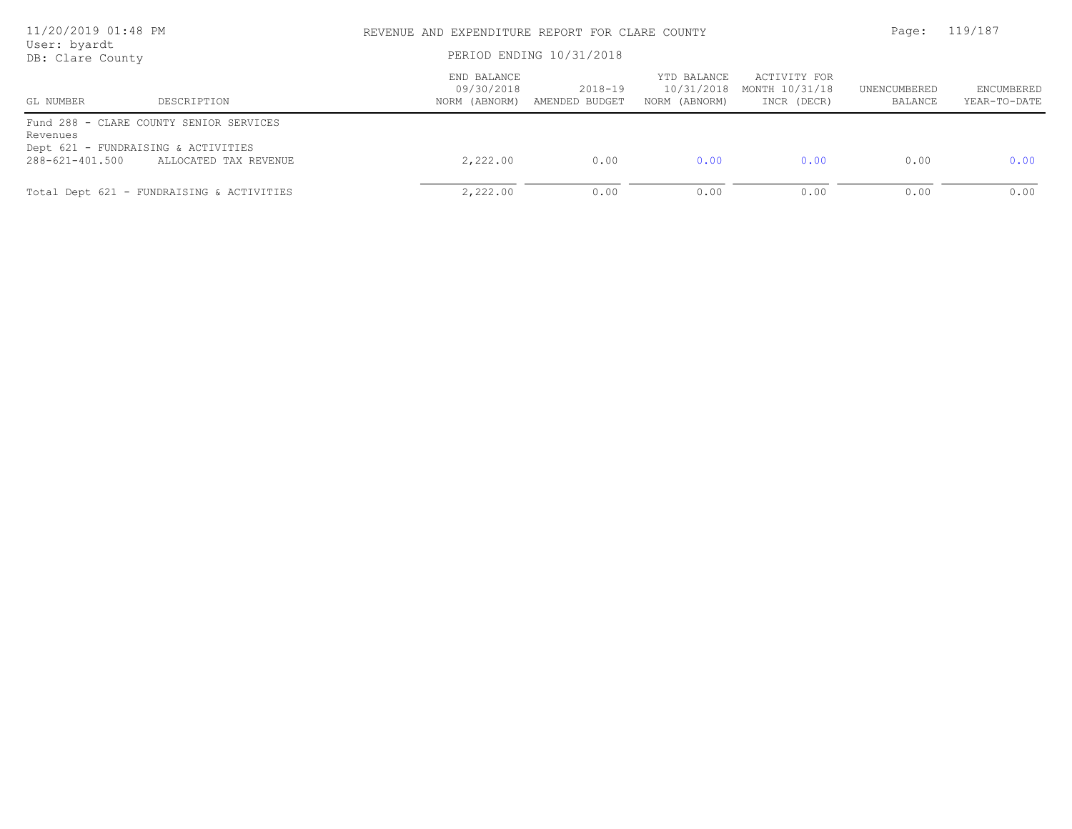REVENUE AND EXPENDITURE REPORT FOR CLARE COUNTY

PERIOD ENDING 10/31/2018

User: byardt
DB: Clare County

| GL NUMBER | DESCRIPTION | END BALANCE 09/30/2018 NORM (ABNORM) | 2018-19 AMENDED BUDGET | YTD BALANCE 10/31/2018 NORM (ABNORM) | ACTIVITY FOR MONTH 10/31/18 INCR (DECR) | UNENCUMBERED BALANCE | ENCUMBERED YEAR-TO-DATE |
|---|---|---|---|---|---|---|---|
| Fund 288 - CLARE COUNTY SENIOR SERVICES | | | | | | | |
| Revenues | | | | | | | |
| Dept 621 - FUNDRAISING & ACTIVITIES | | | | | | | |
| 288-621-401.500 | ALLOCATED TAX REVENUE | 2,222.00 | 0.00 | 0.00 | 0.00 | 0.00 | 0.00 |
| Total Dept 621 - FUNDRAISING & ACTIVITIES | | 2,222.00 | 0.00 | 0.00 | 0.00 | 0.00 | 0.00 |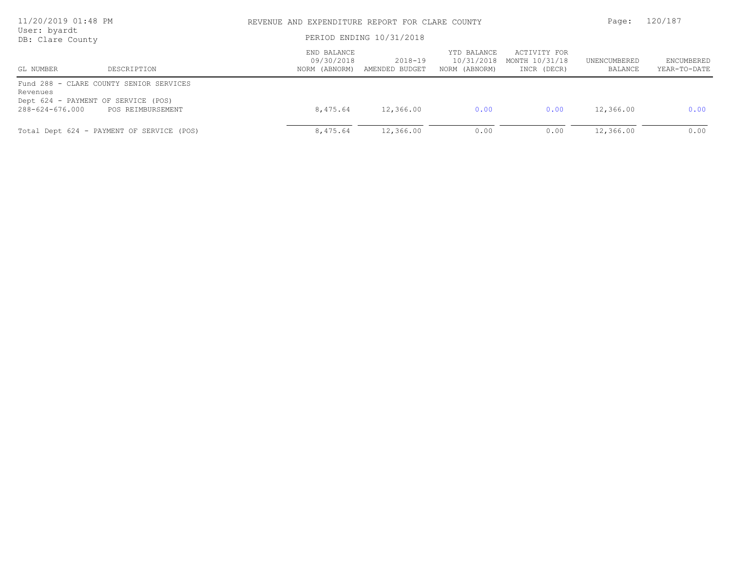REVENUE AND EXPENDITURE REPORT FOR CLARE COUNTY

PERIOD ENDING 10/31/2018

User: byardt
DB: Clare County

| GL NUMBER | DESCRIPTION | END BALANCE 09/30/2018 NORM (ABNORM) | 2018-19 AMENDED BUDGET | YTD BALANCE 10/31/2018 NORM (ABNORM) | ACTIVITY FOR MONTH 10/31/18 INCR (DECR) | UNENCUMBERED BALANCE | ENCUMBERED YEAR-TO-DATE |
|---|---|---|---|---|---|---|---|
| Fund 288 - CLARE COUNTY SENIOR SERVICES | | | | | | | |
| Revenues | | | | | | | |
| Dept 624 - PAYMENT OF SERVICE (POS) | | | | | | | |
| 288-624-676.000 | POS REIMBURSEMENT | 8,475.64 | 12,366.00 | 0.00 | 0.00 | 12,366.00 | 0.00 |
| Total Dept 624 - PAYMENT OF SERVICE (POS) | | 8,475.64 | 12,366.00 | 0.00 | 0.00 | 12,366.00 | 0.00 |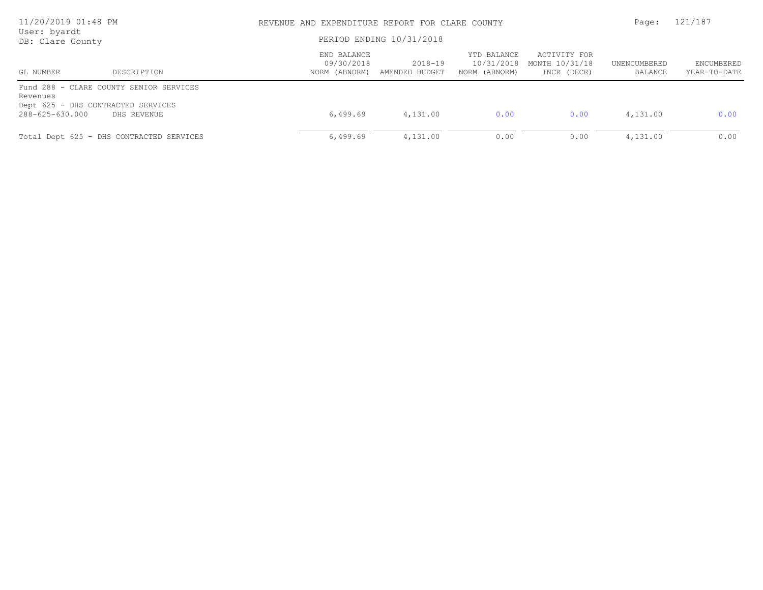REVENUE AND EXPENDITURE REPORT FOR CLARE COUNTY

PERIOD ENDING 10/31/2018

| GL NUMBER | DESCRIPTION | END BALANCE 09/30/2018 NORM (ABNORM) | 2018-19 AMENDED BUDGET | YTD BALANCE 10/31/2018 NORM (ABNORM) | ACTIVITY FOR MONTH 10/31/18 INCR (DECR) | UNENCUMBERED BALANCE | ENCUMBERED YEAR-TO-DATE |
|---|---|---|---|---|---|---|---|
| Fund 288 - CLARE COUNTY SENIOR SERVICES | | | | | | | |
| Revenues | | | | | | | |
| Dept 625 - DHS CONTRACTED SERVICES | | | | | | | |
| 288-625-630.000 | DHS REVENUE | 6,499.69 | 4,131.00 | 0.00 | 0.00 | 4,131.00 | 0.00 |
| Total Dept 625 - DHS CONTRACTED SERVICES | | 6,499.69 | 4,131.00 | 0.00 | 0.00 | 4,131.00 | 0.00 |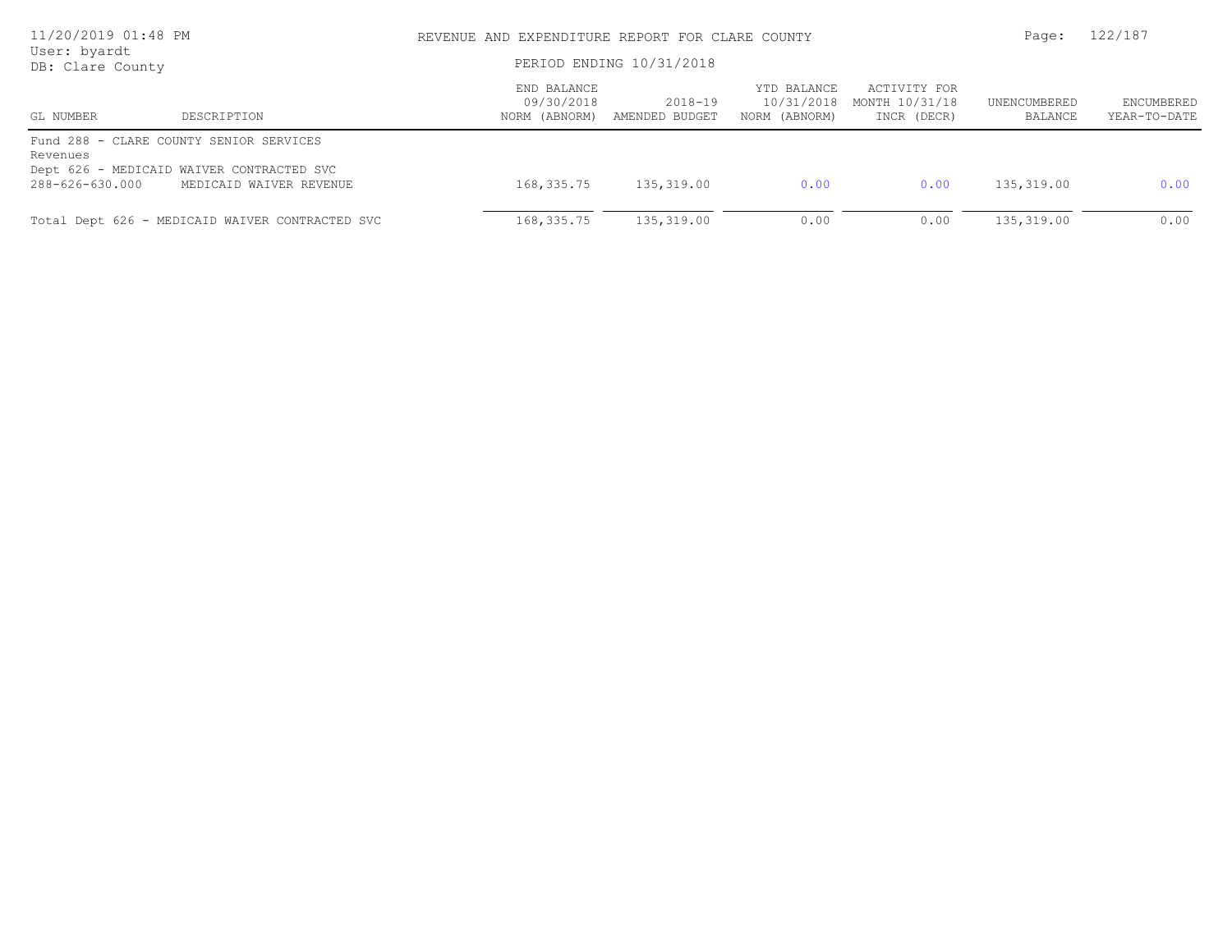REVENUE AND EXPENDITURE REPORT FOR CLARE COUNTY

PERIOD ENDING 10/31/2018

| GL NUMBER | DESCRIPTION | END BALANCE 09/30/2018 NORM (ABNORM) | 2018-19 AMENDED BUDGET | YTD BALANCE 10/31/2018 NORM (ABNORM) | ACTIVITY FOR MONTH 10/31/18 INCR (DECR) | UNENCUMBERED BALANCE | ENCUMBERED YEAR-TO-DATE |
|---|---|---|---|---|---|---|---|
| Fund 288 - CLARE COUNTY SENIOR SERVICES | | | | | | | |
| Revenues | | | | | | | |
| Dept 626 - MEDICAID WAIVER CONTRACTED SVC | | | | | | | |
| 288-626-630.000 | MEDICAID WAIVER REVENUE | 168,335.75 | 135,319.00 | 0.00 | 0.00 | 135,319.00 | 0.00 |
| Total Dept 626 - MEDICAID WAIVER CONTRACTED SVC | | 168,335.75 | 135,319.00 | 0.00 | 0.00 | 135,319.00 | 0.00 |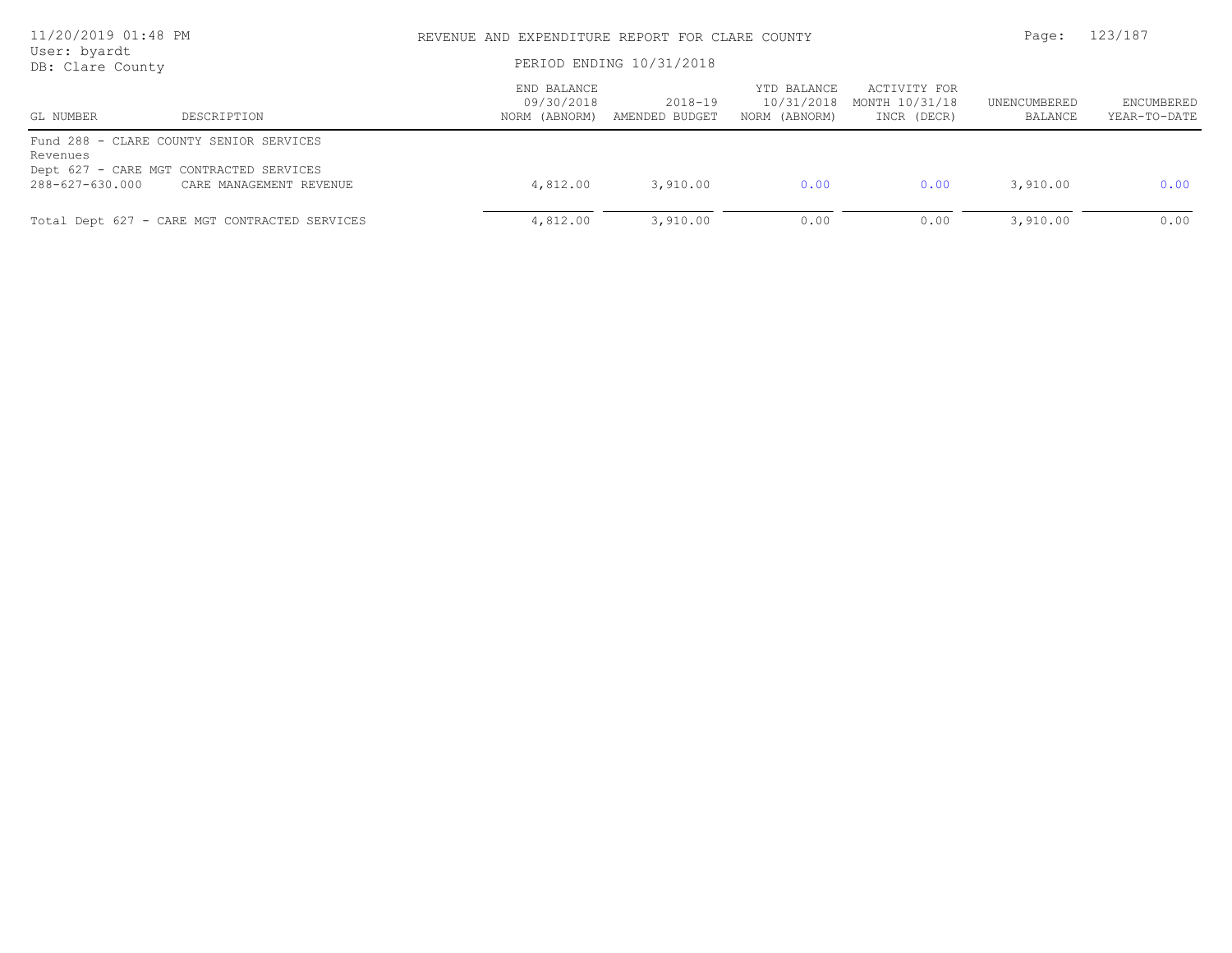REVENUE AND EXPENDITURE REPORT FOR CLARE COUNTY

PERIOD ENDING 10/31/2018

| GL NUMBER | DESCRIPTION | END BALANCE 09/30/2018 NORM (ABNORM) | 2018-19 AMENDED BUDGET | YTD BALANCE 10/31/2018 NORM (ABNORM) | ACTIVITY FOR MONTH 10/31/18 INCR (DECR) | UNENCUMBERED BALANCE | ENCUMBERED YEAR-TO-DATE |
|---|---|---|---|---|---|---|---|
| Fund 288 - CLARE COUNTY SENIOR SERVICES | | | | | | | |
| Revenues | | | | | | | |
| Dept 627 - CARE MGT CONTRACTED SERVICES | | | | | | | |
| 288-627-630.000 | CARE MANAGEMENT REVENUE | 4,812.00 | 3,910.00 | 0.00 | 0.00 | 3,910.00 | 0.00 |
| Total Dept 627 - CARE MGT CONTRACTED SERVICES | | 4,812.00 | 3,910.00 | 0.00 | 0.00 | 3,910.00 | 0.00 |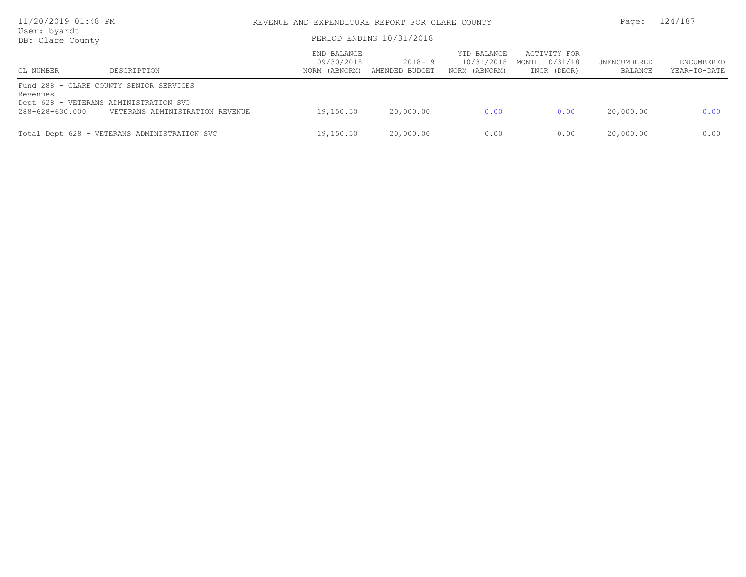REVENUE AND EXPENDITURE REPORT FOR CLARE COUNTY

PERIOD ENDING 10/31/2018

| GL NUMBER | DESCRIPTION | END BALANCE 09/30/2018 NORM (ABNORM) | 2018-19 AMENDED BUDGET | YTD BALANCE 10/31/2018 NORM (ABNORM) | ACTIVITY FOR MONTH 10/31/18 INCR (DECR) | UNENCUMBERED BALANCE | ENCUMBERED YEAR-TO-DATE |
|---|---|---|---|---|---|---|---|
| Fund 288 - CLARE COUNTY SENIOR SERVICES | | | | | | | |
| Revenues | | | | | | | |
| Dept 628 - VETERANS ADMINISTRATION SVC | | | | | | | |
| 288-628-630.000 | VETERANS ADMINISTRATION REVENUE | 19,150.50 | 20,000.00 | 0.00 | 0.00 | 20,000.00 | 0.00 |
| Total Dept 628 - VETERANS ADMINISTRATION SVC | | 19,150.50 | 20,000.00 | 0.00 | 0.00 | 20,000.00 | 0.00 |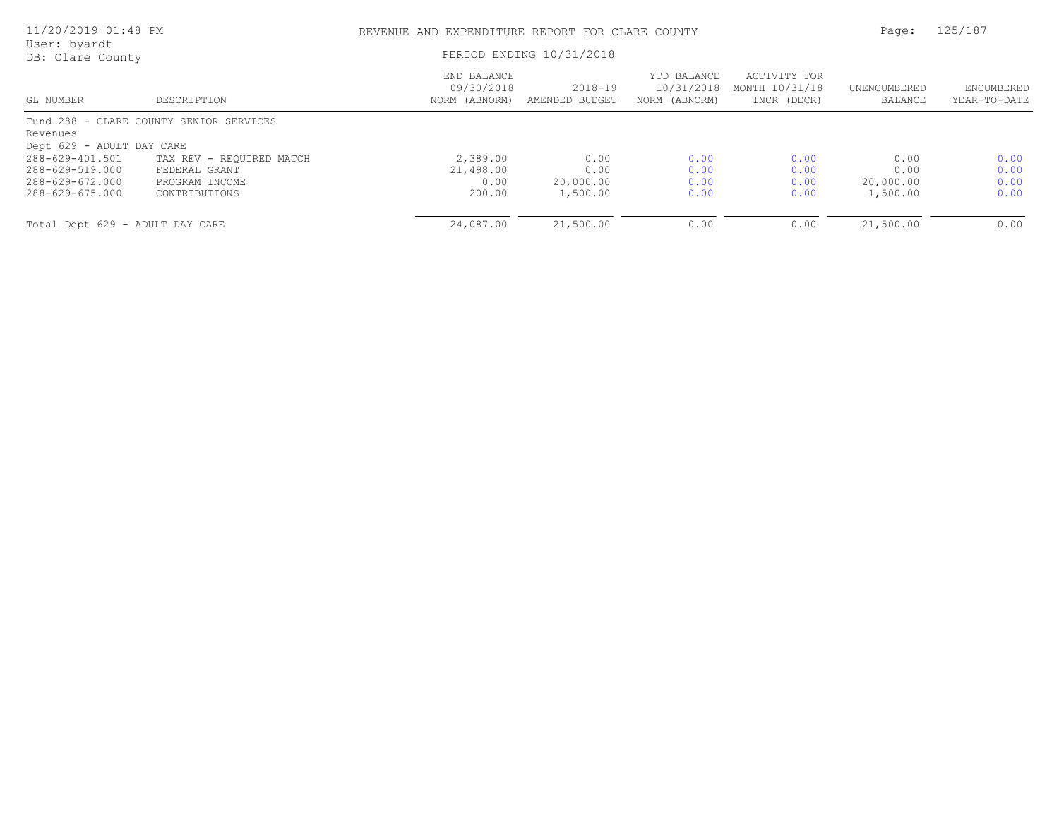REVENUE AND EXPENDITURE REPORT FOR CLARE COUNTY

PERIOD ENDING 10/31/2018

| GL NUMBER | DESCRIPTION | END BALANCE 09/30/2018 NORM (ABNORM) | 2018-19 AMENDED BUDGET | YTD BALANCE 10/31/2018 NORM (ABNORM) | ACTIVITY FOR MONTH 10/31/18 INCR (DECR) | UNENCUMBERED BALANCE | ENCUMBERED YEAR-TO-DATE |
|---|---|---|---|---|---|---|---|
| Fund 288 - CLARE COUNTY SENIOR SERVICES | | | | | | | |
| Revenues | | | | | | | |
| Dept 629 - ADULT DAY CARE | | | | | | | |
| 288-629-401.501 | TAX REV - REQUIRED MATCH | 2,389.00 | 0.00 | 0.00 | 0.00 | 0.00 | 0.00 |
| 288-629-519.000 | FEDERAL GRANT | 21,498.00 | 0.00 | 0.00 | 0.00 | 0.00 | 0.00 |
| 288-629-672.000 | PROGRAM INCOME | 0.00 | 20,000.00 | 0.00 | 0.00 | 20,000.00 | 0.00 |
| 288-629-675.000 | CONTRIBUTIONS | 200.00 | 1,500.00 | 0.00 | 0.00 | 1,500.00 | 0.00 |
| Total Dept 629 - ADULT DAY CARE | | 24,087.00 | 21,500.00 | 0.00 | 0.00 | 21,500.00 | 0.00 |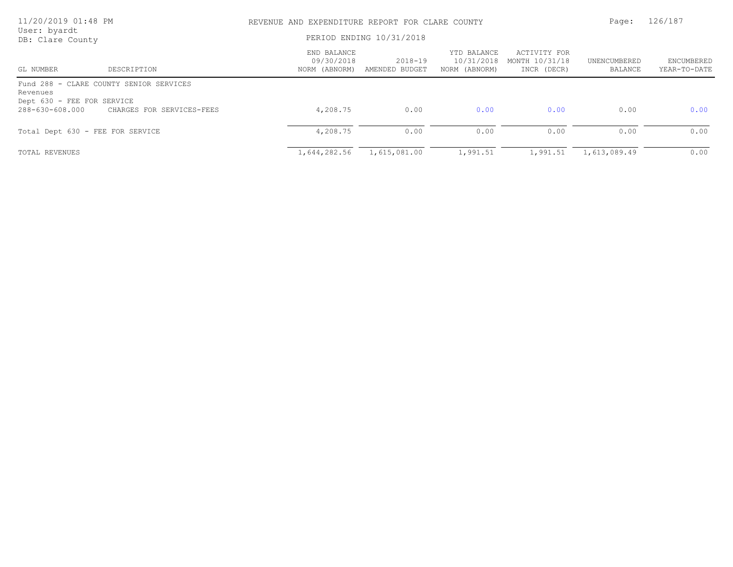REVENUE AND EXPENDITURE REPORT FOR CLARE COUNTY

PERIOD ENDING 10/31/2018

| GL NUMBER | DESCRIPTION | END BALANCE 09/30/2018 NORM (ABNORM) | 2018-19 AMENDED BUDGET | YTD BALANCE 10/31/2018 NORM (ABNORM) | ACTIVITY FOR MONTH 10/31/18 INCR (DECR) | UNENCUMBERED BALANCE | ENCUMBERED YEAR-TO-DATE |
|---|---|---|---|---|---|---|---|
| Fund 288 - CLARE COUNTY SENIOR SERVICES | | | | | | | |
| Revenues | | | | | | | |
| Dept 630 - FEE FOR SERVICE | | | | | | | |
| 288-630-608.000 | CHARGES FOR SERVICES-FEES | 4,208.75 | 0.00 | 0.00 | 0.00 | 0.00 | 0.00 |
| Total Dept 630 - FEE FOR SERVICE | | 4,208.75 | 0.00 | 0.00 | 0.00 | 0.00 | 0.00 |
| TOTAL REVENUES | | 1,644,282.56 | 1,615,081.00 | 1,991.51 | 1,991.51 | 1,613,089.49 | 0.00 |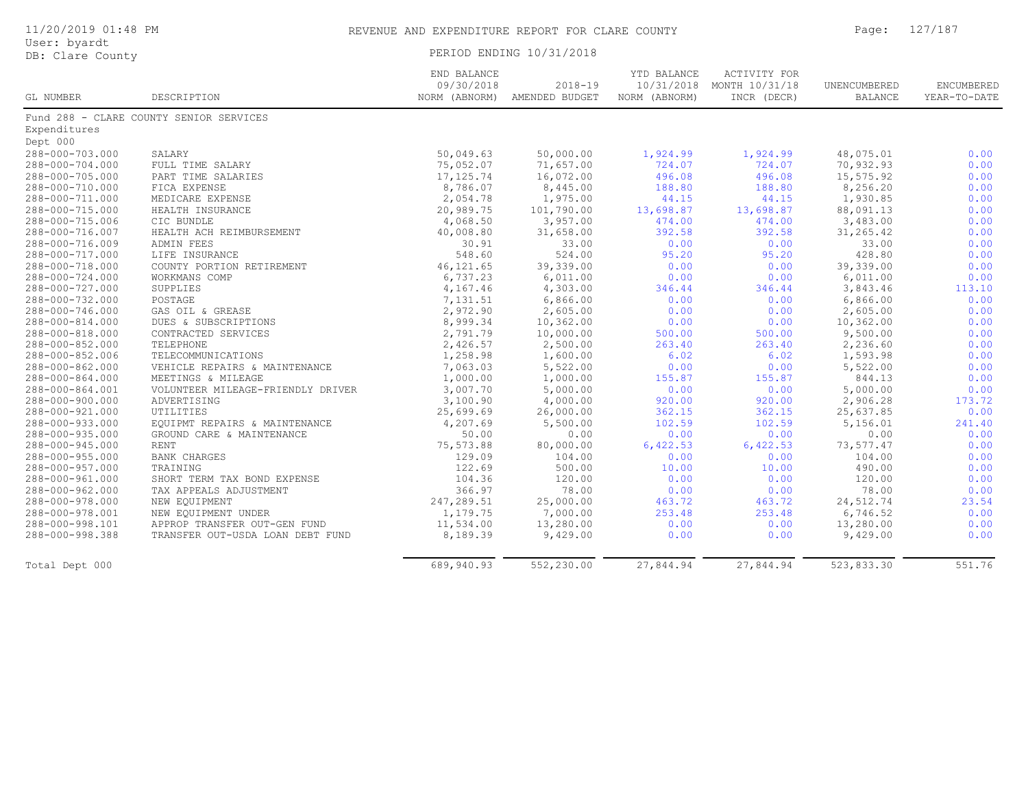# REVENUE AND EXPENDITURE REPORT FOR CLARE COUNTY

11/20/2019 01:48 PM
User: byardt
DB: Clare County

PERIOD ENDING 10/31/2018

| GL NUMBER | DESCRIPTION | END BALANCE 09/30/2018 NORM (ABNORM) | 2018-19 AMENDED BUDGET | YTD BALANCE 10/31/2018 NORM (ABNORM) | ACTIVITY FOR MONTH 10/31/18 INCR (DECR) | UNENCUMBERED BALANCE | ENCUMBERED YEAR-TO-DATE |
|---|---|---|---|---|---|---|---|
| Fund 288 - CLARE COUNTY SENIOR SERVICES | | | | | | | |
| Expenditures | | | | | | | |
| Dept 000 | | | | | | | |
| 288-000-703.000 | SALARY | 50,049.63 | 50,000.00 | 1,924.99 | 1,924.99 | 48,075.01 | 0.00 |
| 288-000-704.000 | FULL TIME SALARY | 75,052.07 | 71,657.00 | 724.07 | 724.07 | 70,932.93 | 0.00 |
| 288-000-705.000 | PART TIME SALARIES | 17,125.74 | 16,072.00 | 496.08 | 496.08 | 15,575.92 | 0.00 |
| 288-000-710.000 | FICA EXPENSE | 8,786.07 | 8,445.00 | 188.80 | 188.80 | 8,256.20 | 0.00 |
| 288-000-711.000 | MEDICARE EXPENSE | 2,054.78 | 1,975.00 | 44.15 | 44.15 | 1,930.85 | 0.00 |
| 288-000-715.000 | HEALTH INSURANCE | 20,989.75 | 101,790.00 | 13,698.87 | 13,698.87 | 88,091.13 | 0.00 |
| 288-000-715.006 | CIC BUNDLE | 4,068.50 | 3,957.00 | 474.00 | 474.00 | 3,483.00 | 0.00 |
| 288-000-716.007 | HEALTH ACH REIMBURSEMENT | 40,008.80 | 31,658.00 | 392.58 | 392.58 | 31,265.42 | 0.00 |
| 288-000-716.009 | ADMIN FEES | 30.91 | 33.00 | 0.00 | 0.00 | 33.00 | 0.00 |
| 288-000-717.000 | LIFE INSURANCE | 548.60 | 524.00 | 95.20 | 95.20 | 428.80 | 0.00 |
| 288-000-718.000 | COUNTY PORTION RETIREMENT | 46,121.65 | 39,339.00 | 0.00 | 0.00 | 39,339.00 | 0.00 |
| 288-000-724.000 | WORKMANS COMP | 6,737.23 | 6,011.00 | 0.00 | 0.00 | 6,011.00 | 0.00 |
| 288-000-727.000 | SUPPLIES | 4,167.46 | 4,303.00 | 346.44 | 346.44 | 3,843.46 | 113.10 |
| 288-000-732.000 | POSTAGE | 7,131.51 | 6,866.00 | 0.00 | 0.00 | 6,866.00 | 0.00 |
| 288-000-746.000 | GAS OIL & GREASE | 2,972.90 | 2,605.00 | 0.00 | 0.00 | 2,605.00 | 0.00 |
| 288-000-814.000 | DUES & SUBSCRIPTIONS | 8,999.34 | 10,362.00 | 0.00 | 0.00 | 10,362.00 | 0.00 |
| 288-000-818.000 | CONTRACTED SERVICES | 2,791.79 | 10,000.00 | 500.00 | 500.00 | 9,500.00 | 0.00 |
| 288-000-852.000 | TELEPHONE | 2,426.57 | 2,500.00 | 263.40 | 263.40 | 2,236.60 | 0.00 |
| 288-000-852.006 | TELECOMMUNICATIONS | 1,258.98 | 1,600.00 | 6.02 | 6.02 | 1,593.98 | 0.00 |
| 288-000-862.000 | VEHICLE REPAIRS & MAINTENANCE | 7,063.03 | 5,522.00 | 0.00 | 0.00 | 5,522.00 | 0.00 |
| 288-000-864.000 | MEETINGS & MILEAGE | 1,000.00 | 1,000.00 | 155.87 | 155.87 | 844.13 | 0.00 |
| 288-000-864.001 | VOLUNTEER MILEAGE-FRIENDLY DRIVER | 3,007.70 | 5,000.00 | 0.00 | 0.00 | 5,000.00 | 0.00 |
| 288-000-900.000 | ADVERTISING | 3,100.90 | 4,000.00 | 920.00 | 920.00 | 2,906.28 | 173.72 |
| 288-000-921.000 | UTILITIES | 25,699.69 | 26,000.00 | 362.15 | 362.15 | 25,637.85 | 0.00 |
| 288-000-933.000 | EQUIPMT REPAIRS & MAINTENANCE | 4,207.69 | 5,500.00 | 102.59 | 102.59 | 5,156.01 | 241.40 |
| 288-000-935.000 | GROUND CARE & MAINTENANCE | 50.00 | 0.00 | 0.00 | 0.00 | 0.00 | 0.00 |
| 288-000-945.000 | RENT | 75,573.88 | 80,000.00 | 6,422.53 | 6,422.53 | 73,577.47 | 0.00 |
| 288-000-955.000 | BANK CHARGES | 129.09 | 104.00 | 0.00 | 0.00 | 104.00 | 0.00 |
| 288-000-957.000 | TRAINING | 122.69 | 500.00 | 10.00 | 10.00 | 490.00 | 0.00 |
| 288-000-961.000 | SHORT TERM TAX BOND EXPENSE | 104.36 | 120.00 | 0.00 | 0.00 | 120.00 | 0.00 |
| 288-000-962.000 | TAX APPEALS ADJUSTMENT | 366.97 | 78.00 | 0.00 | 0.00 | 78.00 | 0.00 |
| 288-000-978.000 | NEW EQUIPMENT | 247,289.51 | 25,000.00 | 463.72 | 463.72 | 24,512.74 | 23.54 |
| 288-000-978.001 | NEW EQUIPMENT UNDER | 1,179.75 | 7,000.00 | 253.48 | 253.48 | 6,746.52 | 0.00 |
| 288-000-998.101 | APPROP TRANSFER OUT-GEN FUND | 11,534.00 | 13,280.00 | 0.00 | 0.00 | 13,280.00 | 0.00 |
| 288-000-998.388 | TRANSFER OUT-USDA LOAN DEBT FUND | 8,189.39 | 9,429.00 | 0.00 | 0.00 | 9,429.00 | 0.00 |
| Total Dept 000 | | 689,940.93 | 552,230.00 | 27,844.94 | 27,844.94 | 523,833.30 | 551.76 |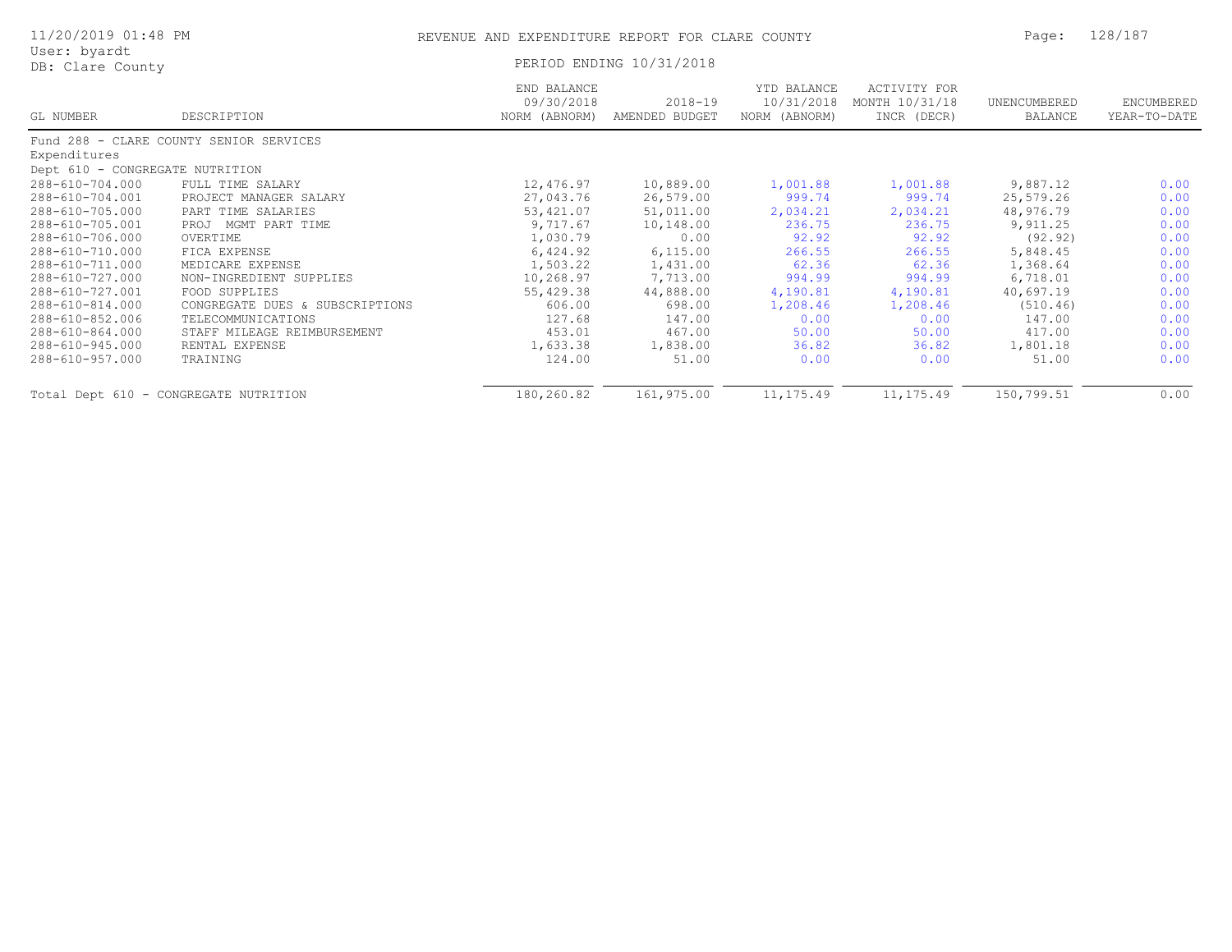REVENUE AND EXPENDITURE REPORT FOR CLARE COUNTY

PERIOD ENDING 10/31/2018

| GL NUMBER | DESCRIPTION | END BALANCE 09/30/2018 NORM (ABNORM) | 2018-19 AMENDED BUDGET | YTD BALANCE 10/31/2018 NORM (ABNORM) | ACTIVITY FOR MONTH 10/31/18 INCR (DECR) | UNENCUMBERED BALANCE | ENCUMBERED YEAR-TO-DATE |
|---|---|---|---|---|---|---|---|
| Fund 288 - CLARE COUNTY SENIOR SERVICES | | | | | | | |
| Expenditures | | | | | | | |
| Dept 610 - CONGREGATE NUTRITION | | | | | | | |
| 288-610-704.000 | FULL TIME SALARY | 12,476.97 | 10,889.00 | 1,001.88 | 1,001.88 | 9,887.12 | 0.00 |
| 288-610-704.001 | PROJECT MANAGER SALARY | 27,043.76 | 26,579.00 | 999.74 | 999.74 | 25,579.26 | 0.00 |
| 288-610-705.000 | PART TIME SALARIES | 53,421.07 | 51,011.00 | 2,034.21 | 2,034.21 | 48,976.79 | 0.00 |
| 288-610-705.001 | PROJ MGMT PART TIME | 9,717.67 | 10,148.00 | 236.75 | 236.75 | 9,911.25 | 0.00 |
| 288-610-706.000 | OVERTIME | 1,030.79 | 0.00 | 92.92 | 92.92 | (92.92) | 0.00 |
| 288-610-710.000 | FICA EXPENSE | 6,424.92 | 6,115.00 | 266.55 | 266.55 | 5,848.45 | 0.00 |
| 288-610-711.000 | MEDICARE EXPENSE | 1,503.22 | 1,431.00 | 62.36 | 62.36 | 1,368.64 | 0.00 |
| 288-610-727.000 | NON-INGREDIENT SUPPLIES | 10,268.97 | 7,713.00 | 994.99 | 994.99 | 6,718.01 | 0.00 |
| 288-610-727.001 | FOOD SUPPLIES | 55,429.38 | 44,888.00 | 4,190.81 | 4,190.81 | 40,697.19 | 0.00 |
| 288-610-814.000 | CONGREGATE DUES & SUBSCRIPTIONS | 606.00 | 698.00 | 1,208.46 | 1,208.46 | (510.46) | 0.00 |
| 288-610-852.006 | TELECOMMUNICATIONS | 127.68 | 147.00 | 0.00 | 0.00 | 147.00 | 0.00 |
| 288-610-864.000 | STAFF MILEAGE REIMBURSEMENT | 453.01 | 467.00 | 50.00 | 50.00 | 417.00 | 0.00 |
| 288-610-945.000 | RENTAL EXPENSE | 1,633.38 | 1,838.00 | 36.82 | 36.82 | 1,801.18 | 0.00 |
| 288-610-957.000 | TRAINING | 124.00 | 51.00 | 0.00 | 0.00 | 51.00 | 0.00 |
| Total Dept 610 - CONGREGATE NUTRITION | | 180,260.82 | 161,975.00 | 11,175.49 | 11,175.49 | 150,799.51 | 0.00 |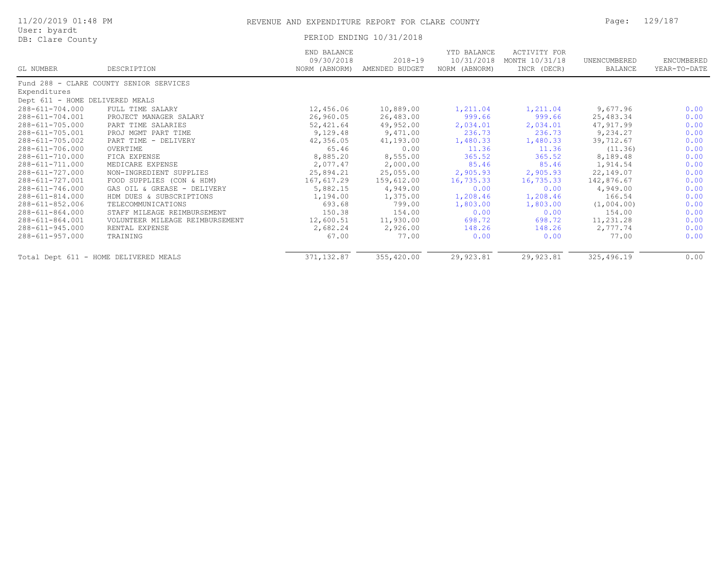# REVENUE AND EXPENDITURE REPORT FOR CLARE COUNTY

PERIOD ENDING 10/31/2018

| GL NUMBER | DESCRIPTION | END BALANCE 09/30/2018 NORM (ABNORM) | 2018-19 AMENDED BUDGET | YTD BALANCE 10/31/2018 NORM (ABNORM) | ACTIVITY FOR MONTH 10/31/18 INCR (DECR) | UNENCUMBERED BALANCE | ENCUMBERED YEAR-TO-DATE |
|---|---|---|---|---|---|---|---|
| Fund 288 - CLARE COUNTY SENIOR SERVICES | | | | | | | |
| Expenditures | | | | | | | |
| Dept 611 - HOME DELIVERED MEALS | | | | | | | |
| 288-611-704.000 | FULL TIME SALARY | 12,456.06 | 10,889.00 | 1,211.04 | 1,211.04 | 9,677.96 | 0.00 |
| 288-611-704.001 | PROJECT MANAGER SALARY | 26,960.05 | 26,483.00 | 999.66 | 999.66 | 25,483.34 | 0.00 |
| 288-611-705.000 | PART TIME SALARIES | 52,421.64 | 49,952.00 | 2,034.01 | 2,034.01 | 47,917.99 | 0.00 |
| 288-611-705.001 | PROJ MGMT PART TIME | 9,129.48 | 9,471.00 | 236.73 | 236.73 | 9,234.27 | 0.00 |
| 288-611-705.002 | PART TIME - DELIVERY | 42,356.05 | 41,193.00 | 1,480.33 | 1,480.33 | 39,712.67 | 0.00 |
| 288-611-706.000 | OVERTIME | 65.46 | 0.00 | 11.36 | 11.36 | (11.36) | 0.00 |
| 288-611-710.000 | FICA EXPENSE | 8,885.20 | 8,555.00 | 365.52 | 365.52 | 8,189.48 | 0.00 |
| 288-611-711.000 | MEDICARE EXPENSE | 2,077.47 | 2,000.00 | 85.46 | 85.46 | 1,914.54 | 0.00 |
| 288-611-727.000 | NON-INGREDIENT SUPPLIES | 25,894.21 | 25,055.00 | 2,905.93 | 2,905.93 | 22,149.07 | 0.00 |
| 288-611-727.001 | FOOD SUPPLIES (CON & HDM) | 167,617.29 | 159,612.00 | 16,735.33 | 16,735.33 | 142,876.67 | 0.00 |
| 288-611-746.000 | GAS OIL & GREASE - DELIVERY | 5,882.15 | 4,949.00 | 0.00 | 0.00 | 4,949.00 | 0.00 |
| 288-611-814.000 | HDM DUES & SUBSCRIPTIONS | 1,194.00 | 1,375.00 | 1,208.46 | 1,208.46 | 166.54 | 0.00 |
| 288-611-852.006 | TELECOMMUNICATIONS | 693.68 | 799.00 | 1,803.00 | 1,803.00 | (1,004.00) | 0.00 |
| 288-611-864.000 | STAFF MILEAGE REIMBURSEMENT | 150.38 | 154.00 | 0.00 | 0.00 | 154.00 | 0.00 |
| 288-611-864.001 | VOLUNTEER MILEAGE REIMBURSEMENT | 12,600.51 | 11,930.00 | 698.72 | 698.72 | 11,231.28 | 0.00 |
| 288-611-945.000 | RENTAL EXPENSE | 2,682.24 | 2,926.00 | 148.26 | 148.26 | 2,777.74 | 0.00 |
| 288-611-957.000 | TRAINING | 67.00 | 77.00 | 0.00 | 0.00 | 77.00 | 0.00 |
| Total Dept 611 - HOME DELIVERED MEALS | | 371,132.87 | 355,420.00 | 29,923.81 | 29,923.81 | 325,496.19 | 0.00 |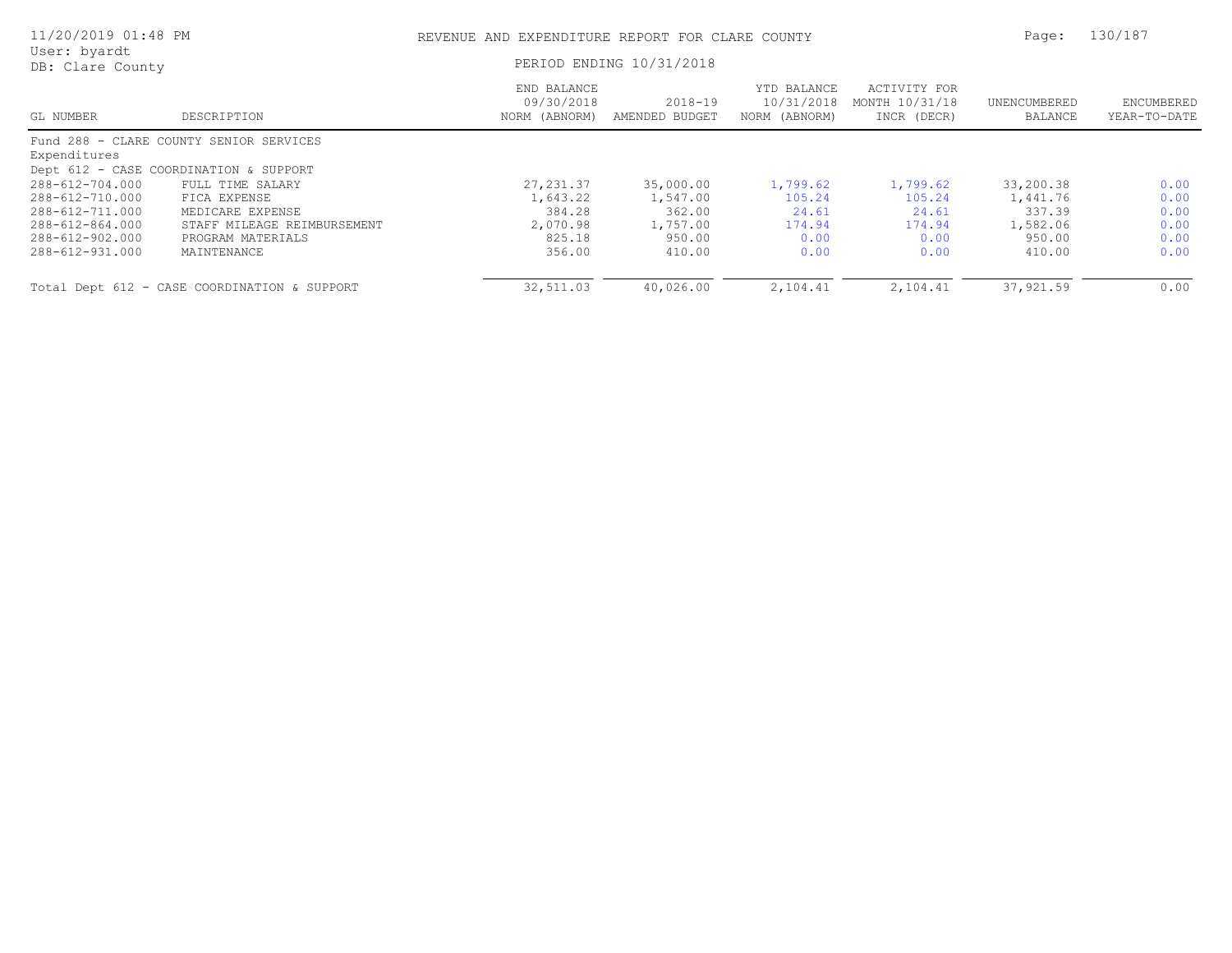# REVENUE AND EXPENDITURE REPORT FOR CLARE COUNTY

PERIOD ENDING 10/31/2018

| GL NUMBER | DESCRIPTION | END BALANCE 09/30/2018 NORM (ABNORM) | 2018-19 AMENDED BUDGET | YTD BALANCE 10/31/2018 NORM (ABNORM) | ACTIVITY FOR MONTH 10/31/18 INCR (DECR) | UNENCUMBERED BALANCE | ENCUMBERED YEAR-TO-DATE |
|---|---|---|---|---|---|---|---|
| Fund 288 - CLARE COUNTY SENIOR SERVICES | | | | | | | |
| Expenditures | | | | | | | |
| Dept 612 - CASE COORDINATION & SUPPORT | | | | | | | |
| 288-612-704.000 | FULL TIME SALARY | 27,231.37 | 35,000.00 | 1,799.62 | 1,799.62 | 33,200.38 | 0.00 |
| 288-612-710.000 | FICA EXPENSE | 1,643.22 | 1,547.00 | 105.24 | 105.24 | 1,441.76 | 0.00 |
| 288-612-711.000 | MEDICARE EXPENSE | 384.28 | 362.00 | 24.61 | 24.61 | 337.39 | 0.00 |
| 288-612-864.000 | STAFF MILEAGE REIMBURSEMENT | 2,070.98 | 1,757.00 | 174.94 | 174.94 | 1,582.06 | 0.00 |
| 288-612-902.000 | PROGRAM MATERIALS | 825.18 | 950.00 | 0.00 | 0.00 | 950.00 | 0.00 |
| 288-612-931.000 | MAINTENANCE | 356.00 | 410.00 | 0.00 | 0.00 | 410.00 | 0.00 |
| Total Dept 612 - CASE COORDINATION & SUPPORT | | 32,511.03 | 40,026.00 | 2,104.41 | 2,104.41 | 37,921.59 | 0.00 |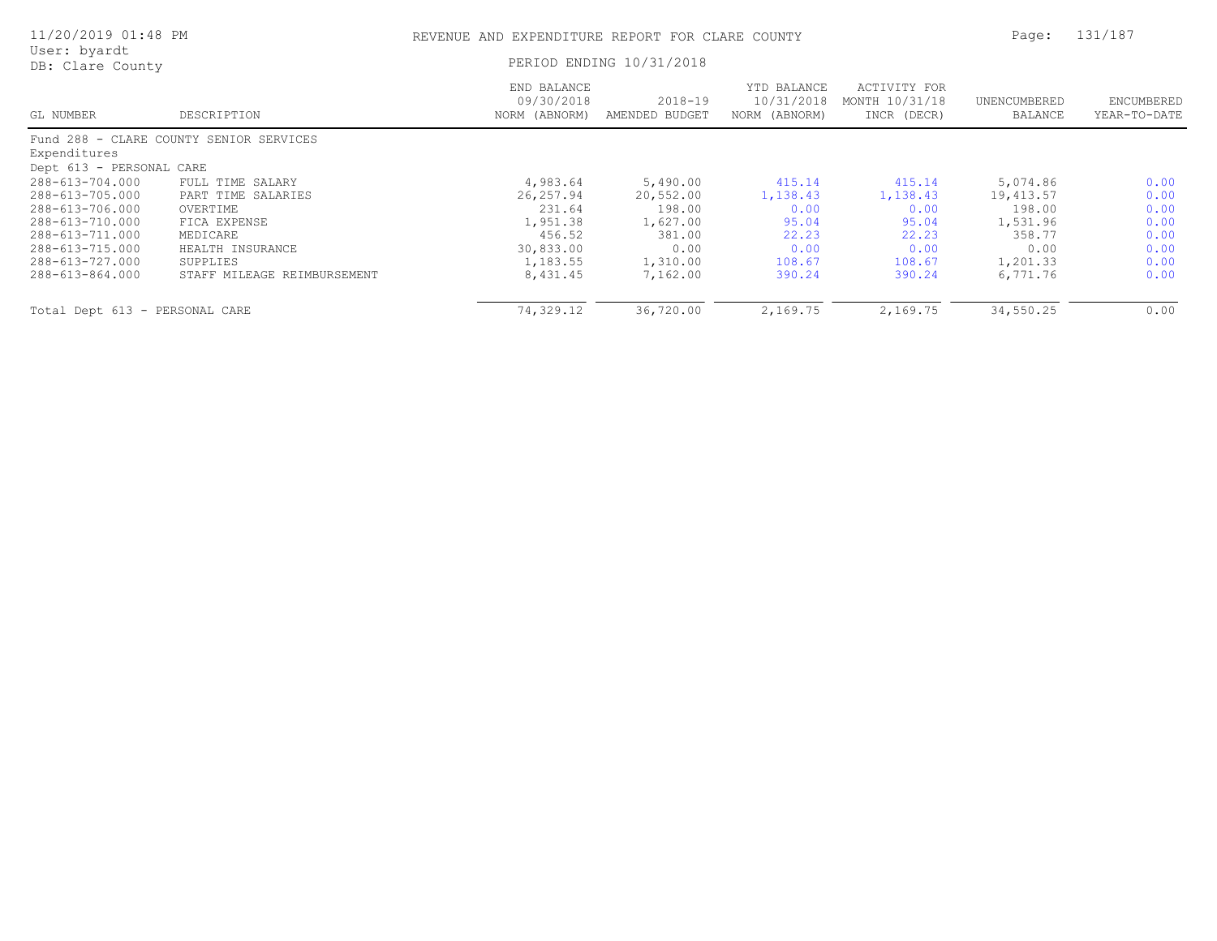# REVENUE AND EXPENDITURE REPORT FOR CLARE COUNTY

11/20/2019 01:48 PM
User: byardt
DB: Clare County

PERIOD ENDING 10/31/2018

| GL NUMBER | DESCRIPTION | END BALANCE 09/30/2018 NORM (ABNORM) | 2018-19 AMENDED BUDGET | YTD BALANCE 10/31/2018 NORM (ABNORM) | ACTIVITY FOR MONTH 10/31/18 INCR (DECR) | UNENCUMBERED BALANCE | ENCUMBERED YEAR-TO-DATE |
|---|---|---|---|---|---|---|---|
| Fund 288 - CLARE COUNTY SENIOR SERVICES | | | | | | | |
| Expenditures | | | | | | | |
| Dept 613 - PERSONAL CARE | | | | | | | |
| 288-613-704.000 | FULL TIME SALARY | 4,983.64 | 5,490.00 | 415.14 | 415.14 | 5,074.86 | 0.00 |
| 288-613-705.000 | PART TIME SALARIES | 26,257.94 | 20,552.00 | 1,138.43 | 1,138.43 | 19,413.57 | 0.00 |
| 288-613-706.000 | OVERTIME | 231.64 | 198.00 | 0.00 | 0.00 | 198.00 | 0.00 |
| 288-613-710.000 | FICA EXPENSE | 1,951.38 | 1,627.00 | 95.04 | 95.04 | 1,531.96 | 0.00 |
| 288-613-711.000 | MEDICARE | 456.52 | 381.00 | 22.23 | 22.23 | 358.77 | 0.00 |
| 288-613-715.000 | HEALTH INSURANCE | 30,833.00 | 0.00 | 0.00 | 0.00 | 0.00 | 0.00 |
| 288-613-727.000 | SUPPLIES | 1,183.55 | 1,310.00 | 108.67 | 108.67 | 1,201.33 | 0.00 |
| 288-613-864.000 | STAFF MILEAGE REIMBURSEMENT | 8,431.45 | 7,162.00 | 390.24 | 390.24 | 6,771.76 | 0.00 |
| Total Dept 613 - PERSONAL CARE | | 74,329.12 | 36,720.00 | 2,169.75 | 2,169.75 | 34,550.25 | 0.00 |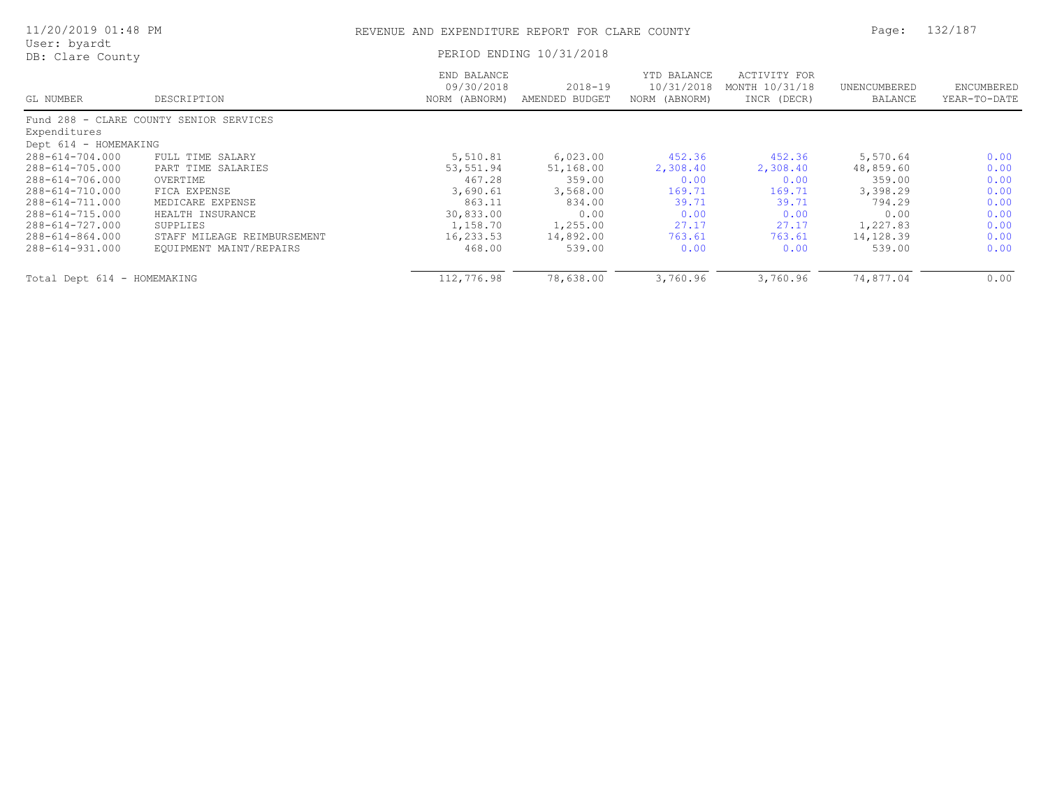# REVENUE AND EXPENDITURE REPORT FOR CLARE COUNTY

11/20/2019 01:48 PM
User: byardt
DB: Clare County

PERIOD ENDING 10/31/2018

| GL NUMBER | DESCRIPTION | END BALANCE 09/30/2018 NORM (ABNORM) | 2018-19 AMENDED BUDGET | YTD BALANCE 10/31/2018 NORM (ABNORM) | ACTIVITY FOR MONTH 10/31/18 INCR (DECR) | UNENCUMBERED BALANCE | ENCUMBERED YEAR-TO-DATE |
|---|---|---|---|---|---|---|---|
| Fund 288 - CLARE COUNTY SENIOR SERVICES | | | | | | | |
| Expenditures | | | | | | | |
| Dept 614 - HOMEMAKING | | | | | | | |
| 288-614-704.000 | FULL TIME SALARY | 5,510.81 | 6,023.00 | 452.36 | 452.36 | 5,570.64 | 0.00 |
| 288-614-705.000 | PART TIME SALARIES | 53,551.94 | 51,168.00 | 2,308.40 | 2,308.40 | 48,859.60 | 0.00 |
| 288-614-706.000 | OVERTIME | 467.28 | 359.00 | 0.00 | 0.00 | 359.00 | 0.00 |
| 288-614-710.000 | FICA EXPENSE | 3,690.61 | 3,568.00 | 169.71 | 169.71 | 3,398.29 | 0.00 |
| 288-614-711.000 | MEDICARE EXPENSE | 863.11 | 834.00 | 39.71 | 39.71 | 794.29 | 0.00 |
| 288-614-715.000 | HEALTH INSURANCE | 30,833.00 | 0.00 | 0.00 | 0.00 | 0.00 | 0.00 |
| 288-614-727.000 | SUPPLIES | 1,158.70 | 1,255.00 | 27.17 | 27.17 | 1,227.83 | 0.00 |
| 288-614-864.000 | STAFF MILEAGE REIMBURSEMENT | 16,233.53 | 14,892.00 | 763.61 | 763.61 | 14,128.39 | 0.00 |
| 288-614-931.000 | EQUIPMENT MAINT/REPAIRS | 468.00 | 539.00 | 0.00 | 0.00 | 539.00 | 0.00 |
| Total Dept 614 - HOMEMAKING | | 112,776.98 | 78,638.00 | 3,760.96 | 3,760.96 | 74,877.04 | 0.00 |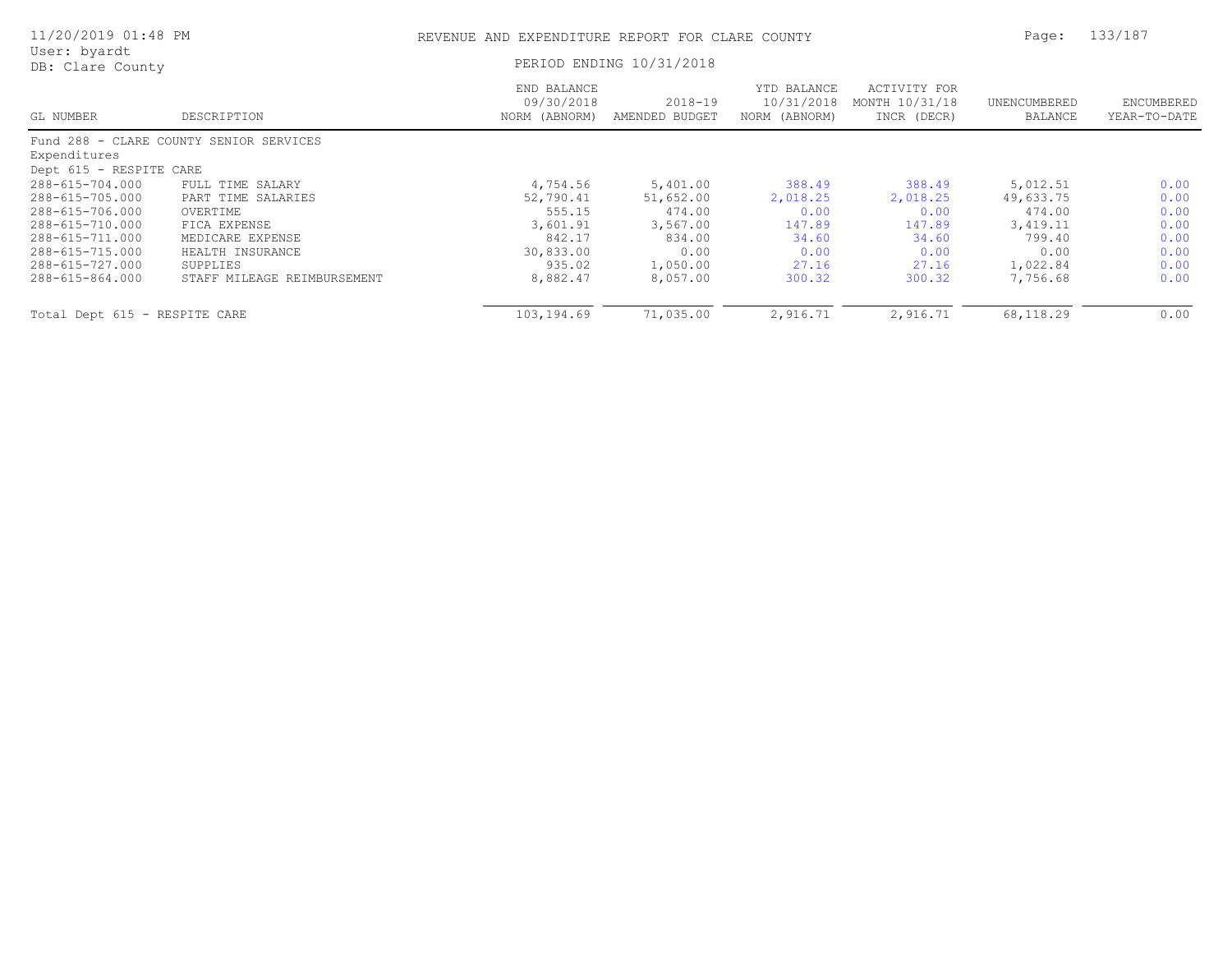# REVENUE AND EXPENDITURE REPORT FOR CLARE COUNTY

11/20/2019 01:48 PM
User: byardt
DB: Clare County

PERIOD ENDING 10/31/2018

| GL NUMBER | DESCRIPTION | END BALANCE 09/30/2018 NORM (ABNORM) | 2018-19 AMENDED BUDGET | YTD BALANCE 10/31/2018 NORM (ABNORM) | ACTIVITY FOR MONTH 10/31/18 INCR (DECR) | UNENCUMBERED BALANCE | ENCUMBERED YEAR-TO-DATE |
|---|---|---|---|---|---|---|---|
| Fund 288 - CLARE COUNTY SENIOR SERVICES | | | | | | | |
| Expenditures | | | | | | | |
| Dept 615 - RESPITE CARE | | | | | | | |
| 288-615-704.000 | FULL TIME SALARY | 4,754.56 | 5,401.00 | 388.49 | 388.49 | 5,012.51 | 0.00 |
| 288-615-705.000 | PART TIME SALARIES | 52,790.41 | 51,652.00 | 2,018.25 | 2,018.25 | 49,633.75 | 0.00 |
| 288-615-706.000 | OVERTIME | 555.15 | 474.00 | 0.00 | 0.00 | 474.00 | 0.00 |
| 288-615-710.000 | FICA EXPENSE | 3,601.91 | 3,567.00 | 147.89 | 147.89 | 3,419.11 | 0.00 |
| 288-615-711.000 | MEDICARE EXPENSE | 842.17 | 834.00 | 34.60 | 34.60 | 799.40 | 0.00 |
| 288-615-715.000 | HEALTH INSURANCE | 30,833.00 | 0.00 | 0.00 | 0.00 | 0.00 | 0.00 |
| 288-615-727.000 | SUPPLIES | 935.02 | 1,050.00 | 27.16 | 27.16 | 1,022.84 | 0.00 |
| 288-615-864.000 | STAFF MILEAGE REIMBURSEMENT | 8,882.47 | 8,057.00 | 300.32 | 300.32 | 7,756.68 | 0.00 |
| Total Dept 615 - RESPITE CARE | | 103,194.69 | 71,035.00 | 2,916.71 | 2,916.71 | 68,118.29 | 0.00 |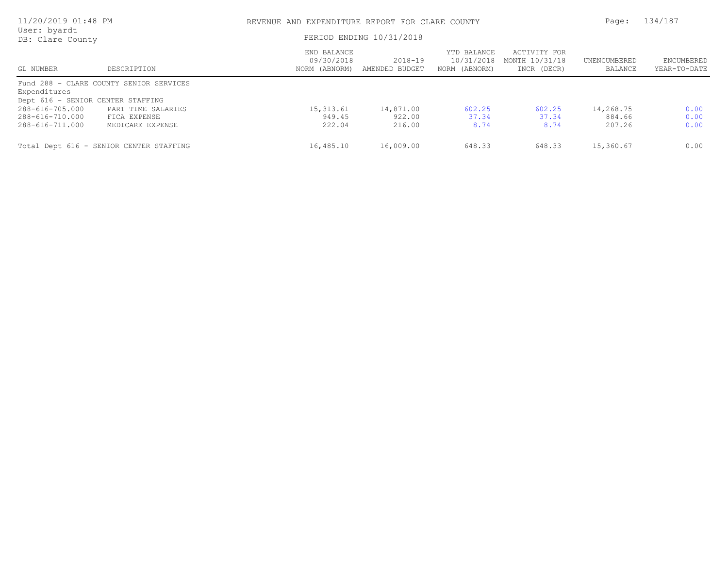REVENUE AND EXPENDITURE REPORT FOR CLARE COUNTY

PERIOD ENDING 10/31/2018

| GL NUMBER | DESCRIPTION | END BALANCE 09/30/2018 NORM (ABNORM) | 2018-19 AMENDED BUDGET | YTD BALANCE 10/31/2018 NORM (ABNORM) | ACTIVITY FOR MONTH 10/31/18 INCR (DECR) | UNENCUMBERED BALANCE | ENCUMBERED YEAR-TO-DATE |
|---|---|---|---|---|---|---|---|
| Fund 288 - CLARE COUNTY SENIOR SERVICES | | | | | | | |
| Expenditures | | | | | | | |
| Dept 616 - SENIOR CENTER STAFFING | | | | | | | |
| 288-616-705.000 | PART TIME SALARIES | 15,313.61 | 14,871.00 | 602.25 | 602.25 | 14,268.75 | 0.00 |
| 288-616-710.000 | FICA EXPENSE | 949.45 | 922.00 | 37.34 | 37.34 | 884.66 | 0.00 |
| 288-616-711.000 | MEDICARE EXPENSE | 222.04 | 216.00 | 8.74 | 8.74 | 207.26 | 0.00 |
| Total Dept 616 - SENIOR CENTER STAFFING | | 16,485.10 | 16,009.00 | 648.33 | 648.33 | 15,360.67 | 0.00 |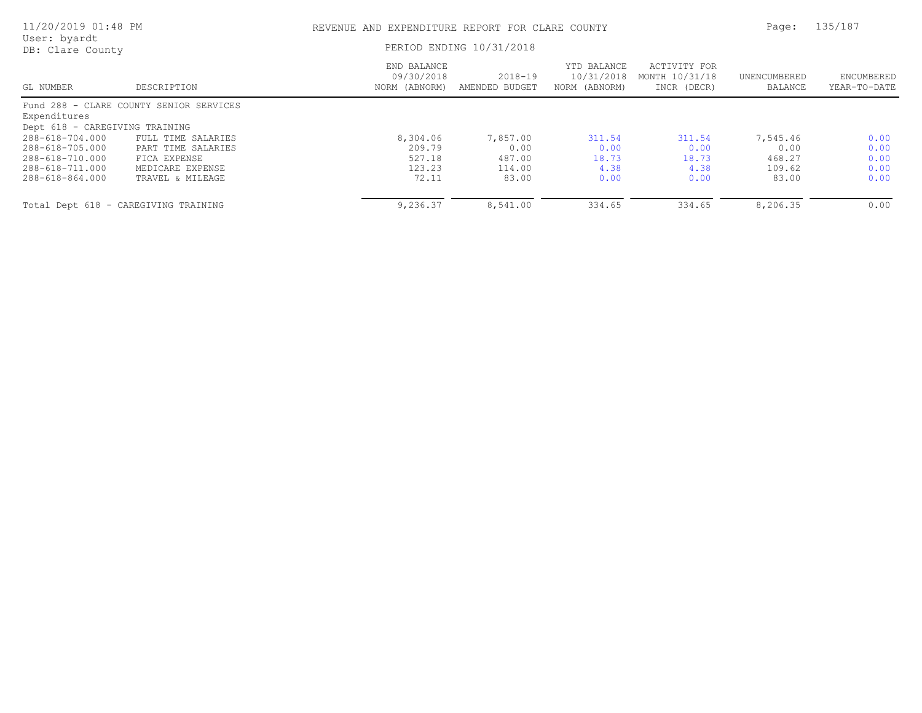REVENUE AND EXPENDITURE REPORT FOR CLARE COUNTY

PERIOD ENDING 10/31/2018

User: byardt
DB: Clare County

| GL NUMBER | DESCRIPTION | END BALANCE 09/30/2018 NORM (ABNORM) | 2018-19 AMENDED BUDGET | YTD BALANCE 10/31/2018 NORM (ABNORM) | ACTIVITY FOR MONTH 10/31/18 INCR (DECR) | UNENCUMBERED BALANCE | ENCUMBERED YEAR-TO-DATE |
|---|---|---|---|---|---|---|---|
| Fund 288 - CLARE COUNTY SENIOR SERVICES | | | | | | | |
| Expenditures | | | | | | | |
| Dept 618 - CAREGIVING TRAINING | | | | | | | |
| 288-618-704.000 | FULL TIME SALARIES | 8,304.06 | 7,857.00 | 311.54 | 311.54 | 7,545.46 | 0.00 |
| 288-618-705.000 | PART TIME SALARIES | 209.79 | 0.00 | 0.00 | 0.00 | 0.00 | 0.00 |
| 288-618-710.000 | FICA EXPENSE | 527.18 | 487.00 | 18.73 | 18.73 | 468.27 | 0.00 |
| 288-618-711.000 | MEDICARE EXPENSE | 123.23 | 114.00 | 4.38 | 4.38 | 109.62 | 0.00 |
| 288-618-864.000 | TRAVEL & MILEAGE | 72.11 | 83.00 | 0.00 | 0.00 | 83.00 | 0.00 |
| Total Dept 618 - CAREGIVING TRAINING | | 9,236.37 | 8,541.00 | 334.65 | 334.65 | 8,206.35 | 0.00 |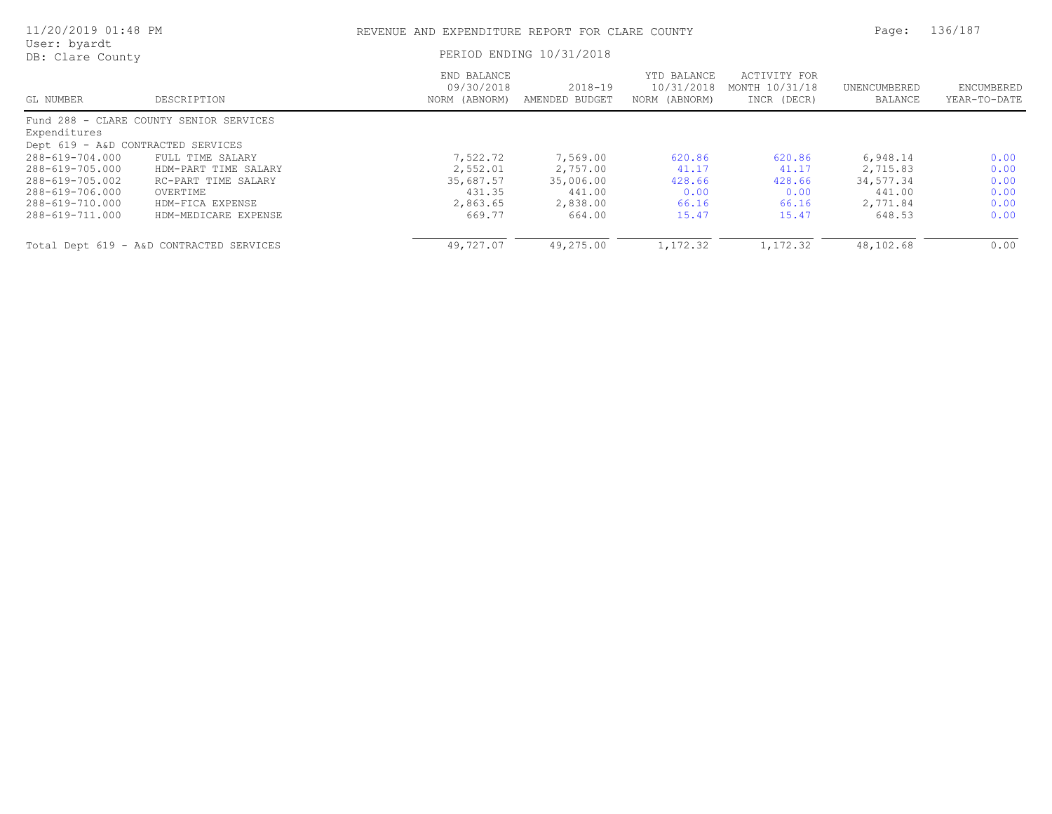# REVENUE AND EXPENDITURE REPORT FOR CLARE COUNTY

PERIOD ENDING 10/31/2018

| GL NUMBER | DESCRIPTION | END BALANCE 09/30/2018 NORM (ABNORM) | 2018-19 AMENDED BUDGET | YTD BALANCE 10/31/2018 NORM (ABNORM) | ACTIVITY FOR MONTH 10/31/18 INCR (DECR) | UNENCUMBERED BALANCE | ENCUMBERED YEAR-TO-DATE |
|---|---|---|---|---|---|---|---|
| Fund 288 - CLARE COUNTY SENIOR SERVICES | | | | | | | |
| Expenditures | | | | | | | |
| Dept 619 - A&D CONTRACTED SERVICES | | | | | | | |
| 288-619-704.000 | FULL TIME SALARY | 7,522.72 | 7,569.00 | 620.86 | 620.86 | 6,948.14 | 0.00 |
| 288-619-705.000 | HDM-PART TIME SALARY | 2,552.01 | 2,757.00 | 41.17 | 41.17 | 2,715.83 | 0.00 |
| 288-619-705.002 | RC-PART TIME SALARY | 35,687.57 | 35,006.00 | 428.66 | 428.66 | 34,577.34 | 0.00 |
| 288-619-706.000 | OVERTIME | 431.35 | 441.00 | 0.00 | 0.00 | 441.00 | 0.00 |
| 288-619-710.000 | HDM-FICA EXPENSE | 2,863.65 | 2,838.00 | 66.16 | 66.16 | 2,771.84 | 0.00 |
| 288-619-711.000 | HDM-MEDICARE EXPENSE | 669.77 | 664.00 | 15.47 | 15.47 | 648.53 | 0.00 |
| Total Dept 619 - A&D CONTRACTED SERVICES | | 49,727.07 | 49,275.00 | 1,172.32 | 1,172.32 | 48,102.68 | 0.00 |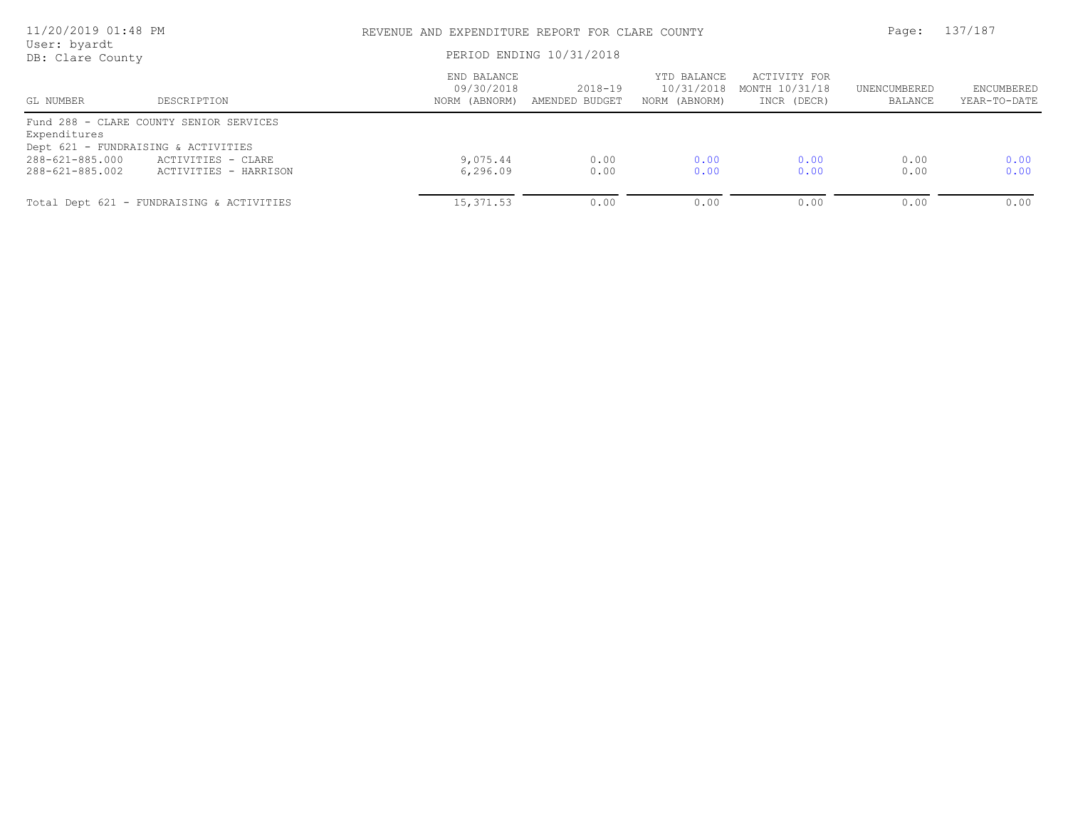# REVENUE AND EXPENDITURE REPORT FOR CLARE COUNTY

11/20/2019 01:48 PM
User: byardt
DB: Clare County

PERIOD ENDING 10/31/2018

| GL NUMBER | DESCRIPTION | END BALANCE 09/30/2018 NORM (ABNORM) | 2018-19 AMENDED BUDGET | YTD BALANCE 10/31/2018 NORM (ABNORM) | ACTIVITY FOR MONTH 10/31/18 INCR (DECR) | UNENCUMBERED BALANCE | ENCUMBERED YEAR-TO-DATE |
|---|---|---|---|---|---|---|---|
| Fund 288 - CLARE COUNTY SENIOR SERVICES | | | | | | | |
| Expenditures | | | | | | | |
| Dept 621 - FUNDRAISING & ACTIVITIES | | | | | | | |
| 288-621-885.000 | ACTIVITIES - CLARE | 9,075.44 | 0.00 | 0.00 | 0.00 | 0.00 | 0.00 |
| 288-621-885.002 | ACTIVITIES - HARRISON | 6,296.09 | 0.00 | 0.00 | 0.00 | 0.00 | 0.00 |
| Total Dept 621 - FUNDRAISING & ACTIVITIES | | 15,371.53 | 0.00 | 0.00 | 0.00 | 0.00 | 0.00 |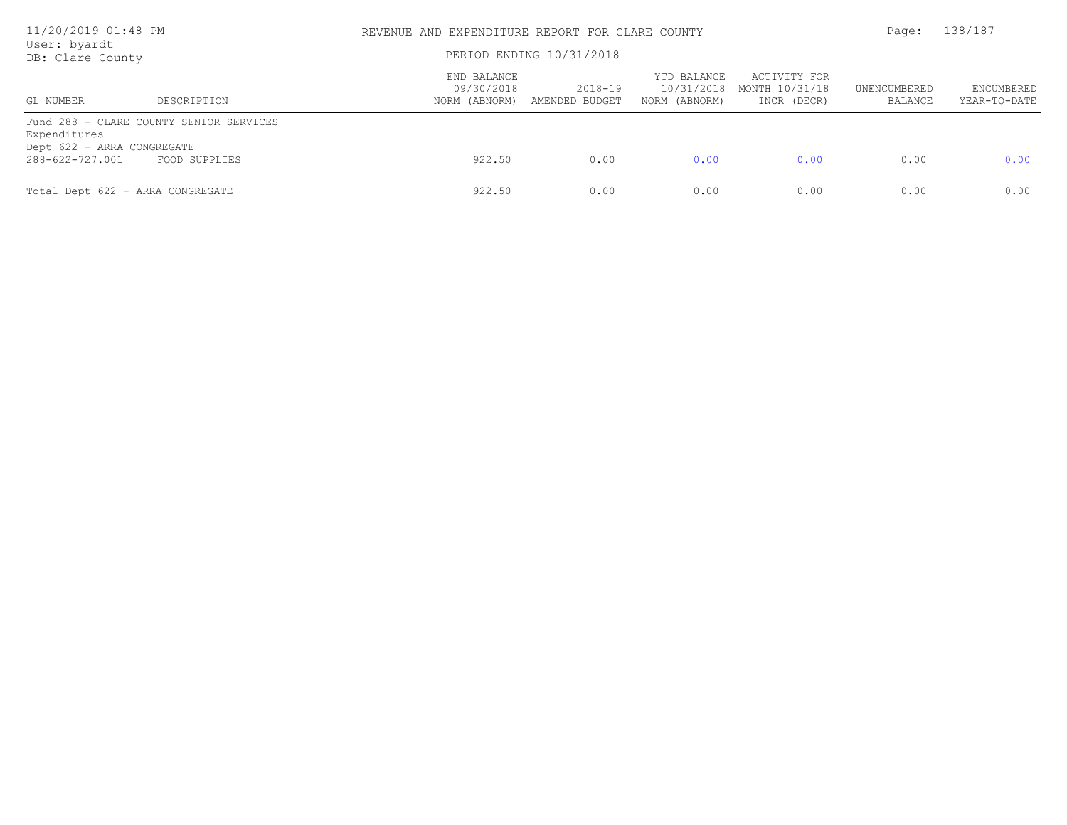REVENUE AND EXPENDITURE REPORT FOR CLARE COUNTY

PERIOD ENDING 10/31/2018

User: byardt
DB: Clare County

| GL NUMBER | DESCRIPTION | END BALANCE 09/30/2018 NORM (ABNORM) | 2018-19 AMENDED BUDGET | YTD BALANCE 10/31/2018 NORM (ABNORM) | ACTIVITY FOR MONTH 10/31/18 INCR (DECR) | UNENCUMBERED BALANCE | ENCUMBERED YEAR-TO-DATE |
|---|---|---|---|---|---|---|---|
| Fund 288 - CLARE COUNTY SENIOR SERVICES | | | | | | | |
| Expenditures | | | | | | | |
| Dept 622 - ARRA CONGREGATE | | | | | | | |
| 288-622-727.001 | FOOD SUPPLIES | 922.50 | 0.00 | 0.00 | 0.00 | 0.00 | 0.00 |
| Total Dept 622 - ARRA CONGREGATE | | 922.50 | 0.00 | 0.00 | 0.00 | 0.00 | 0.00 |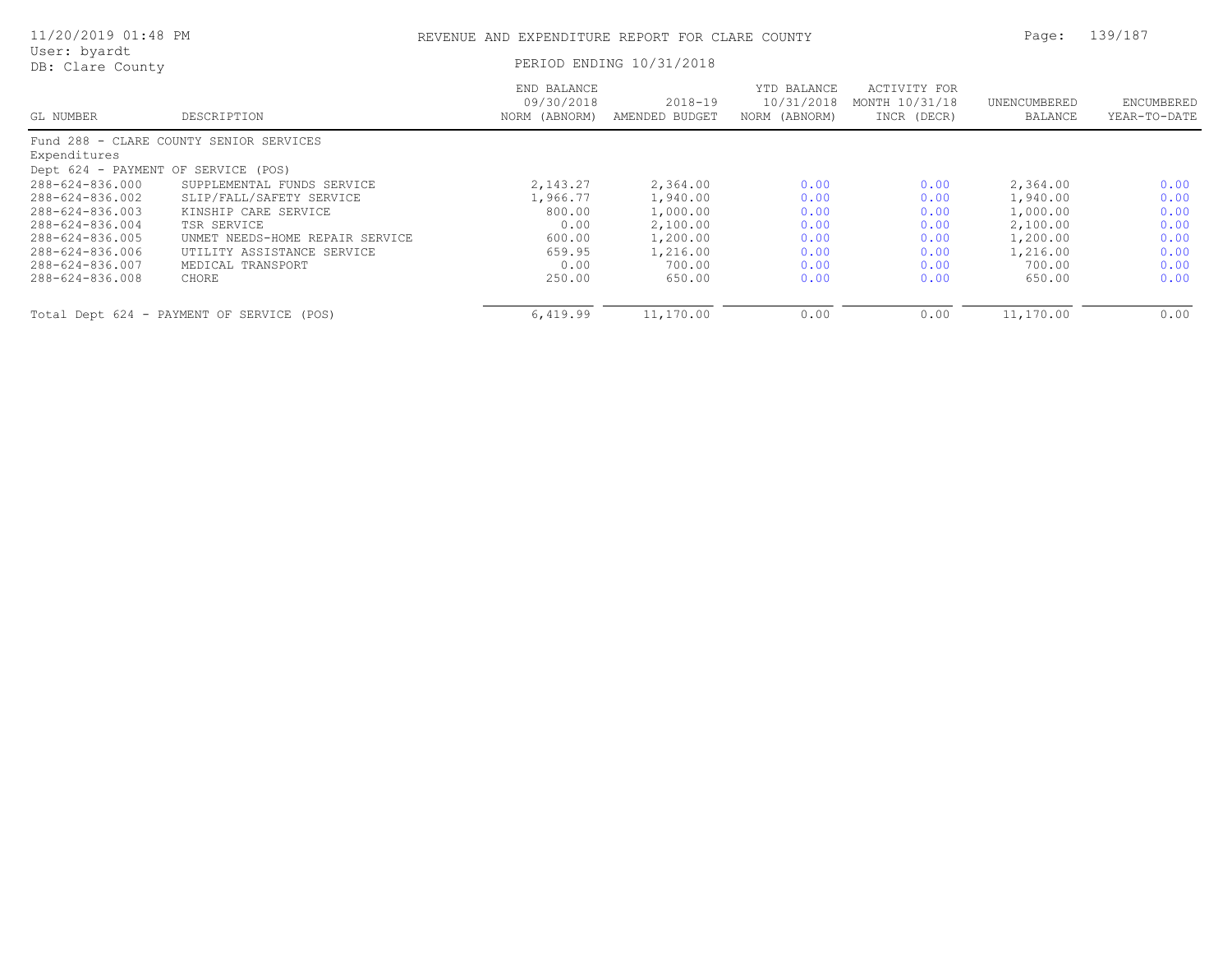# REVENUE AND EXPENDITURE REPORT FOR CLARE COUNTY

User: byardt
DB: Clare County

PERIOD ENDING 10/31/2018

| GL NUMBER | DESCRIPTION | END BALANCE 09/30/2018 NORM (ABNORM) | 2018-19 AMENDED BUDGET | YTD BALANCE 10/31/2018 NORM (ABNORM) | ACTIVITY FOR MONTH 10/31/18 INCR (DECR) | UNENCUMBERED BALANCE | ENCUMBERED YEAR-TO-DATE |
|---|---|---|---|---|---|---|---|
| Fund 288 - CLARE COUNTY SENIOR SERVICES | | | | | | | |
| Expenditures | | | | | | | |
| Dept 624 - PAYMENT OF SERVICE (POS) | | | | | | | |
| 288-624-836.000 | SUPPLEMENTAL FUNDS SERVICE | 2,143.27 | 2,364.00 | 0.00 | 0.00 | 2,364.00 | 0.00 |
| 288-624-836.002 | SLIP/FALL/SAFETY SERVICE | 1,966.77 | 1,940.00 | 0.00 | 0.00 | 1,940.00 | 0.00 |
| 288-624-836.003 | KINSHIP CARE SERVICE | 800.00 | 1,000.00 | 0.00 | 0.00 | 1,000.00 | 0.00 |
| 288-624-836.004 | TSR SERVICE | 0.00 | 2,100.00 | 0.00 | 0.00 | 2,100.00 | 0.00 |
| 288-624-836.005 | UNMET NEEDS-HOME REPAIR SERVICE | 600.00 | 1,200.00 | 0.00 | 0.00 | 1,200.00 | 0.00 |
| 288-624-836.006 | UTILITY ASSISTANCE SERVICE | 659.95 | 1,216.00 | 0.00 | 0.00 | 1,216.00 | 0.00 |
| 288-624-836.007 | MEDICAL TRANSPORT | 0.00 | 700.00 | 0.00 | 0.00 | 700.00 | 0.00 |
| 288-624-836.008 | CHORE | 250.00 | 650.00 | 0.00 | 0.00 | 650.00 | 0.00 |
| Total Dept 624 - PAYMENT OF SERVICE (POS) | | 6,419.99 | 11,170.00 | 0.00 | 0.00 | 11,170.00 | 0.00 |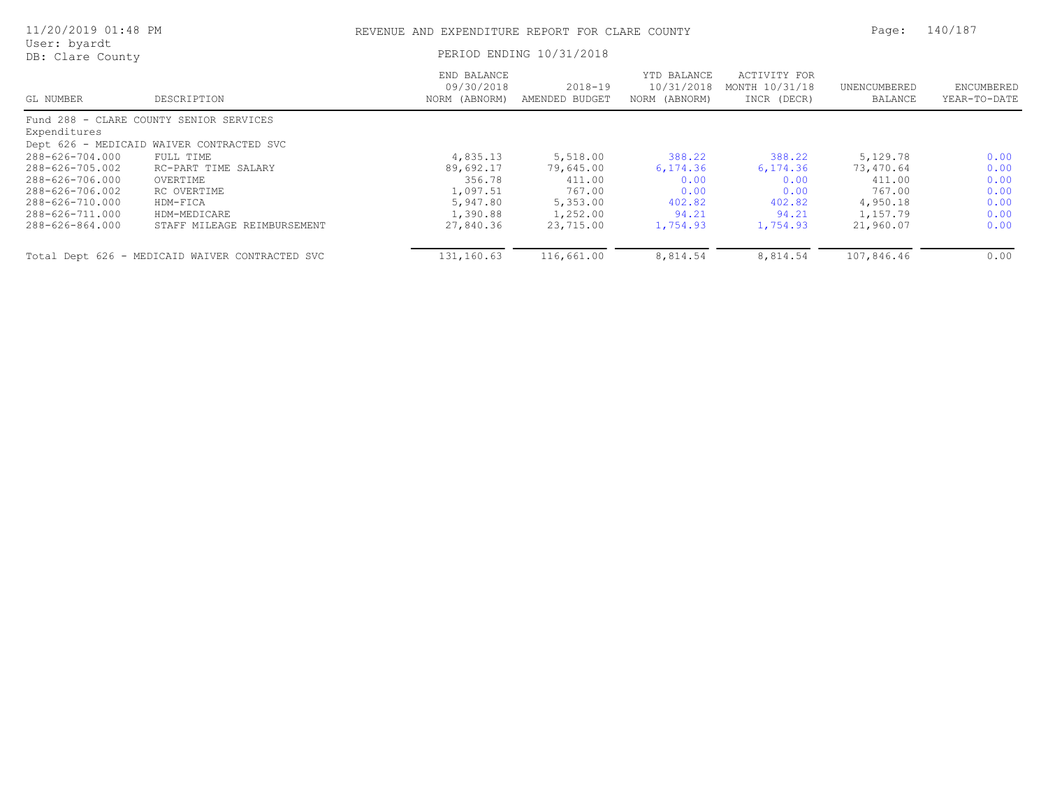# REVENUE AND EXPENDITURE REPORT FOR CLARE COUNTY

PERIOD ENDING 10/31/2018

User: byardt
DB: Clare County

| GL NUMBER | DESCRIPTION | END BALANCE 09/30/2018 NORM (ABNORM) | 2018-19 AMENDED BUDGET | YTD BALANCE 10/31/2018 NORM (ABNORM) | ACTIVITY FOR MONTH 10/31/18 INCR (DECR) | UNENCUMBERED BALANCE | ENCUMBERED YEAR-TO-DATE |
|---|---|---|---|---|---|---|---|
| Fund 288 - CLARE COUNTY SENIOR SERVICES | | | | | | | |
| Expenditures | | | | | | | |
| Dept 626 - MEDICAID WAIVER CONTRACTED SVC | | | | | | | |
| 288-626-704.000 | FULL TIME | 4,835.13 | 5,518.00 | 388.22 | 388.22 | 5,129.78 | 0.00 |
| 288-626-705.002 | RC-PART TIME SALARY | 89,692.17 | 79,645.00 | 6,174.36 | 6,174.36 | 73,470.64 | 0.00 |
| 288-626-706.000 | OVERTIME | 356.78 | 411.00 | 0.00 | 0.00 | 411.00 | 0.00 |
| 288-626-706.002 | RC OVERTIME | 1,097.51 | 767.00 | 0.00 | 0.00 | 767.00 | 0.00 |
| 288-626-710.000 | HDM-FICA | 5,947.80 | 5,353.00 | 402.82 | 402.82 | 4,950.18 | 0.00 |
| 288-626-711.000 | HDM-MEDICARE | 1,390.88 | 1,252.00 | 94.21 | 94.21 | 1,157.79 | 0.00 |
| 288-626-864.000 | STAFF MILEAGE REIMBURSEMENT | 27,840.36 | 23,715.00 | 1,754.93 | 1,754.93 | 21,960.07 | 0.00 |
| Total Dept 626 - MEDICAID WAIVER CONTRACTED SVC | | 131,160.63 | 116,661.00 | 8,814.54 | 8,814.54 | 107,846.46 | 0.00 |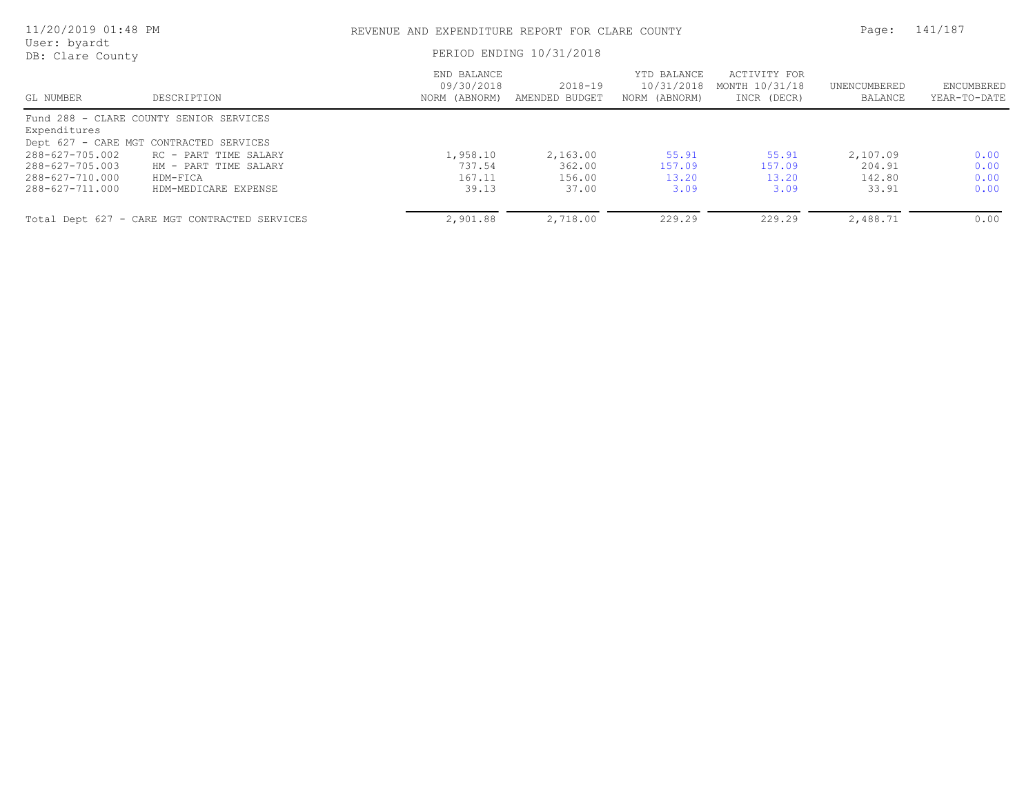REVENUE AND EXPENDITURE REPORT FOR CLARE COUNTY

PERIOD ENDING 10/31/2018

User: byardt
DB: Clare County

| GL NUMBER | DESCRIPTION | END BALANCE 09/30/2018 NORM (ABNORM) | 2018-19 AMENDED BUDGET | YTD BALANCE 10/31/2018 NORM (ABNORM) | ACTIVITY FOR MONTH 10/31/18 INCR (DECR) | UNENCUMBERED BALANCE | ENCUMBERED YEAR-TO-DATE |
|---|---|---|---|---|---|---|---|
| Fund 288 - CLARE COUNTY SENIOR SERVICES | | | | | | | |
| Expenditures | | | | | | | |
| Dept 627 - CARE MGT CONTRACTED SERVICES | | | | | | | |
| 288-627-705.002 | RC - PART TIME SALARY | 1,958.10 | 2,163.00 | 55.91 | 55.91 | 2,107.09 | 0.00 |
| 288-627-705.003 | HM - PART TIME SALARY | 737.54 | 362.00 | 157.09 | 157.09 | 204.91 | 0.00 |
| 288-627-710.000 | HDM-FICA | 167.11 | 156.00 | 13.20 | 13.20 | 142.80 | 0.00 |
| 288-627-711.000 | HDM-MEDICARE EXPENSE | 39.13 | 37.00 | 3.09 | 3.09 | 33.91 | 0.00 |
| Total Dept 627 - CARE MGT CONTRACTED SERVICES | | 2,901.88 | 2,718.00 | 229.29 | 229.29 | 2,488.71 | 0.00 |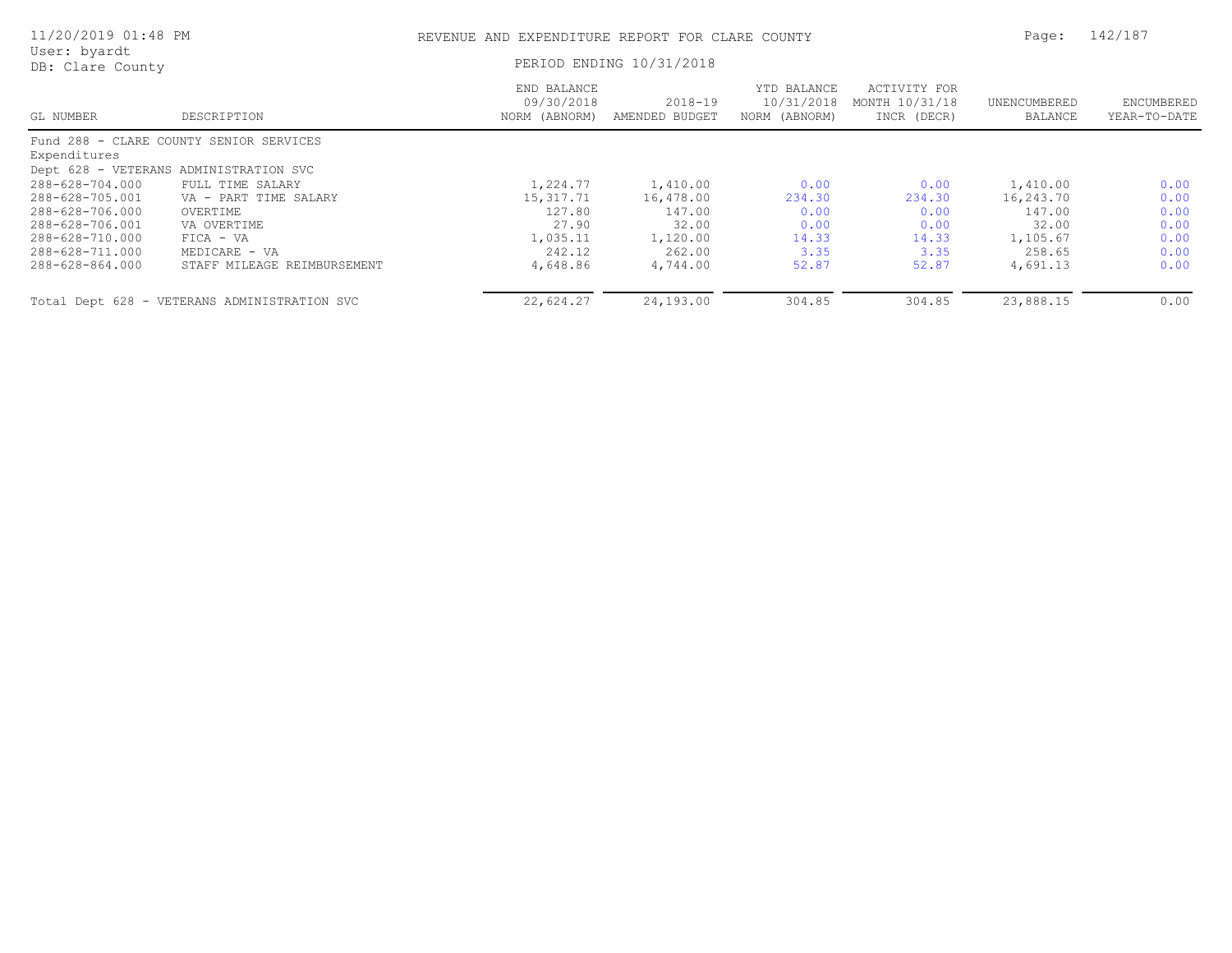REVENUE AND EXPENDITURE REPORT FOR CLARE COUNTY

PERIOD ENDING 10/31/2018

User: byardt
DB: Clare County

| GL NUMBER | DESCRIPTION | END BALANCE 09/30/2018 NORM (ABNORM) | 2018-19 AMENDED BUDGET | YTD BALANCE 10/31/2018 NORM (ABNORM) | ACTIVITY FOR MONTH 10/31/18 INCR (DECR) | UNENCUMBERED BALANCE | ENCUMBERED YEAR-TO-DATE |
|---|---|---|---|---|---|---|---|
| Fund 288 - CLARE COUNTY SENIOR SERVICES | | | | | | | |
| Expenditures | | | | | | | |
| Dept 628 - VETERANS ADMINISTRATION SVC | | | | | | | |
| 288-628-704.000 | FULL TIME SALARY | 1,224.77 | 1,410.00 | 0.00 | 0.00 | 1,410.00 | 0.00 |
| 288-628-705.001 | VA - PART TIME SALARY | 15,317.71 | 16,478.00 | 234.30 | 234.30 | 16,243.70 | 0.00 |
| 288-628-706.000 | OVERTIME | 127.80 | 147.00 | 0.00 | 0.00 | 147.00 | 0.00 |
| 288-628-706.001 | VA OVERTIME | 27.90 | 32.00 | 0.00 | 0.00 | 32.00 | 0.00 |
| 288-628-710.000 | FICA - VA | 1,035.11 | 1,120.00 | 14.33 | 14.33 | 1,105.67 | 0.00 |
| 288-628-711.000 | MEDICARE - VA | 242.12 | 262.00 | 3.35 | 3.35 | 258.65 | 0.00 |
| 288-628-864.000 | STAFF MILEAGE REIMBURSEMENT | 4,648.86 | 4,744.00 | 52.87 | 52.87 | 4,691.13 | 0.00 |
| Total Dept 628 - VETERANS ADMINISTRATION SVC | | 22,624.27 | 24,193.00 | 304.85 | 304.85 | 23,888.15 | 0.00 |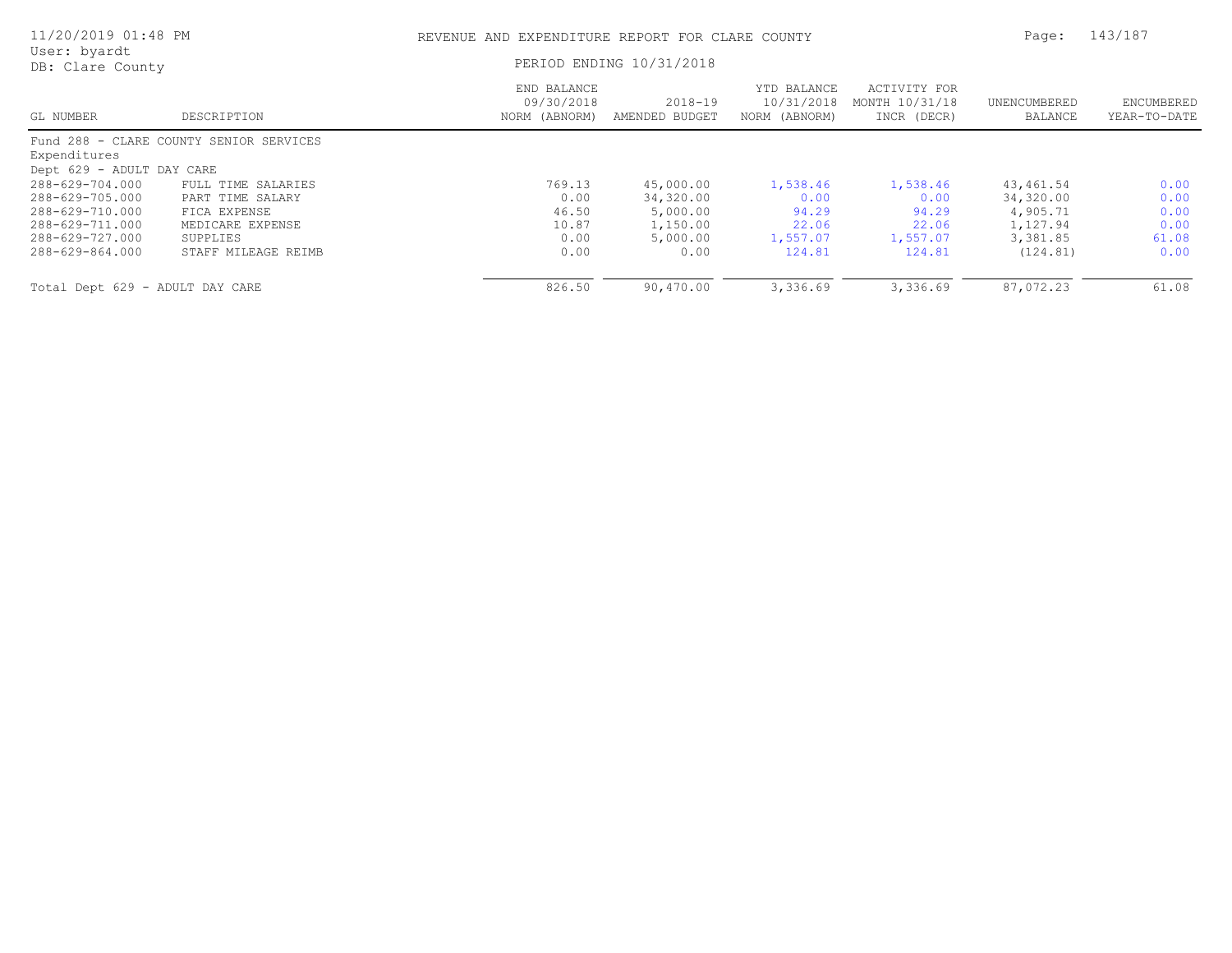REVENUE AND EXPENDITURE REPORT FOR CLARE COUNTY

PERIOD ENDING 10/31/2018

11/20/2019 01:48 PM
User: byardt
DB: Clare County

| GL NUMBER | DESCRIPTION | END BALANCE 09/30/2018 NORM (ABNORM) | 2018-19 AMENDED BUDGET | YTD BALANCE 10/31/2018 NORM (ABNORM) | ACTIVITY FOR MONTH 10/31/18 INCR (DECR) | UNENCUMBERED BALANCE | ENCUMBERED YEAR-TO-DATE |
|---|---|---|---|---|---|---|---|
| Fund 288 - CLARE COUNTY SENIOR SERVICES | | | | | | | |
| Expenditures | | | | | | | |
| Dept 629 - ADULT DAY CARE | | | | | | | |
| 288-629-704.000 | FULL TIME SALARIES | 769.13 | 45,000.00 | 1,538.46 | 1,538.46 | 43,461.54 | 0.00 |
| 288-629-705.000 | PART TIME SALARY | 0.00 | 34,320.00 | 0.00 | 0.00 | 34,320.00 | 0.00 |
| 288-629-710.000 | FICA EXPENSE | 46.50 | 5,000.00 | 94.29 | 94.29 | 4,905.71 | 0.00 |
| 288-629-711.000 | MEDICARE EXPENSE | 10.87 | 1,150.00 | 22.06 | 22.06 | 1,127.94 | 0.00 |
| 288-629-727.000 | SUPPLIES | 0.00 | 5,000.00 | 1,557.07 | 1,557.07 | 3,381.85 | 61.08 |
| 288-629-864.000 | STAFF MILEAGE REIMB | 0.00 | 0.00 | 124.81 | 124.81 | (124.81) | 0.00 |
| Total Dept 629 - ADULT DAY CARE | | 826.50 | 90,470.00 | 3,336.69 | 3,336.69 | 87,072.23 | 61.08 |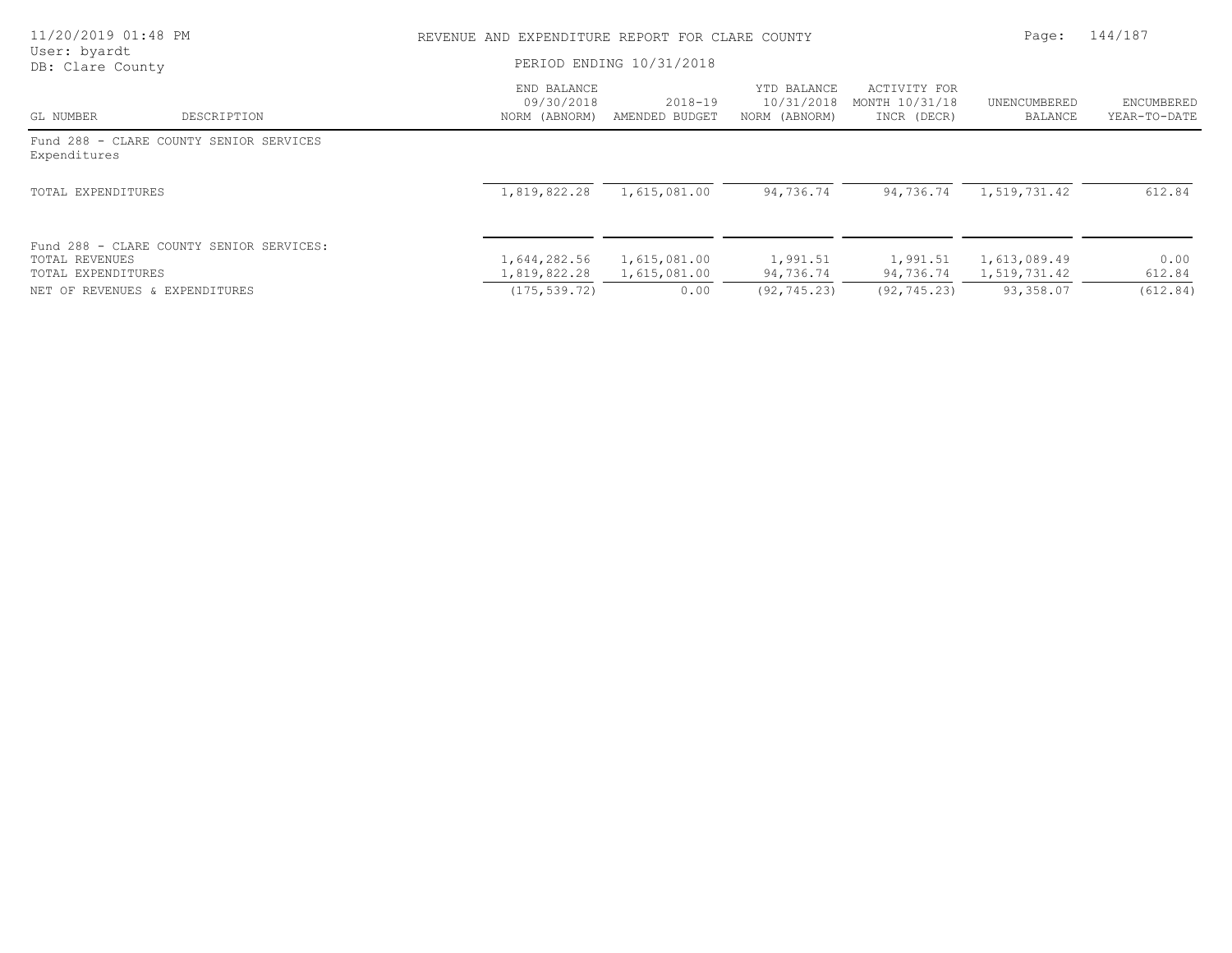REVENUE AND EXPENDITURE REPORT FOR CLARE COUNTY

PERIOD ENDING 10/31/2018

User: byardt
DB: Clare County

| GL NUMBER | DESCRIPTION | END BALANCE 09/30/2018 NORM (ABNORM) | 2018-19 AMENDED BUDGET | YTD BALANCE 10/31/2018 NORM (ABNORM) | ACTIVITY FOR MONTH 10/31/18 INCR (DECR) | UNENCUMBERED BALANCE | ENCUMBERED YEAR-TO-DATE |
|---|---|---|---|---|---|---|---|
| Fund 288 - CLARE COUNTY SENIOR SERVICES | | | | | | | |
| Expenditures | | | | | | | |
| TOTAL EXPENDITURES | | 1,819,822.28 | 1,615,081.00 | 94,736.74 | 94,736.74 | 1,519,731.42 | 612.84 |
| Fund 288 - CLARE COUNTY SENIOR SERVICES: | | | | | | | |
| TOTAL REVENUES | | 1,644,282.56 | 1,615,081.00 | 1,991.51 | 1,991.51 | 1,613,089.49 | 0.00 |
| TOTAL EXPENDITURES | | 1,819,822.28 | 1,615,081.00 | 94,736.74 | 94,736.74 | 1,519,731.42 | 612.84 |
| NET OF REVENUES & EXPENDITURES | | (175,539.72) | 0.00 | (92,745.23) | (92,745.23) | 93,358.07 | (612.84) |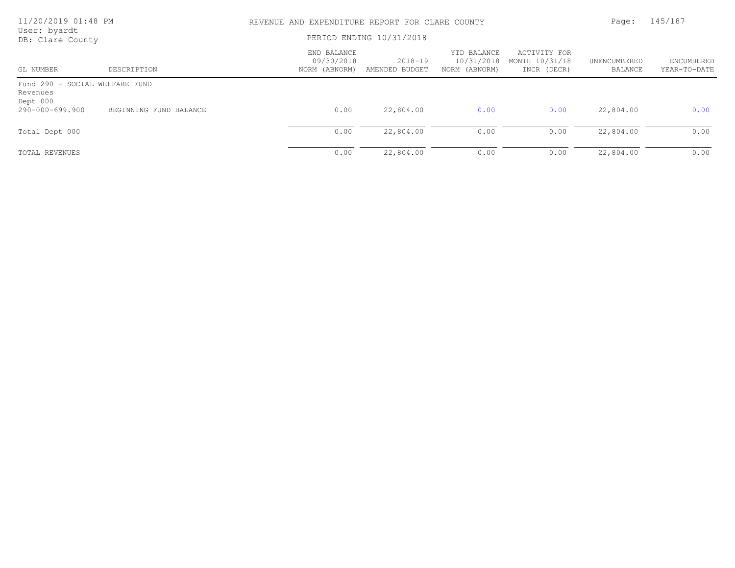REVENUE AND EXPENDITURE REPORT FOR CLARE COUNTY

PERIOD ENDING 10/31/2018

User: byardt
DB: Clare County

| GL NUMBER | DESCRIPTION | END BALANCE 09/30/2018 NORM (ABNORM) | 2018-19 AMENDED BUDGET | YTD BALANCE 10/31/2018 NORM (ABNORM) | ACTIVITY FOR MONTH 10/31/18 INCR (DECR) | UNENCUMBERED BALANCE | ENCUMBERED YEAR-TO-DATE |
|---|---|---|---|---|---|---|---|
| Fund 290 - SOCIAL WELFARE FUND | | | | | | | |
| Revenues | | | | | | | |
| Dept 000 | | | | | | | |
| 290-000-699.900 | BEGINNING FUND BALANCE | 0.00 | 22,804.00 | 0.00 | 0.00 | 22,804.00 | 0.00 |
| Total Dept 000 | | 0.00 | 22,804.00 | 0.00 | 0.00 | 22,804.00 | 0.00 |
| TOTAL REVENUES | | 0.00 | 22,804.00 | 0.00 | 0.00 | 22,804.00 | 0.00 |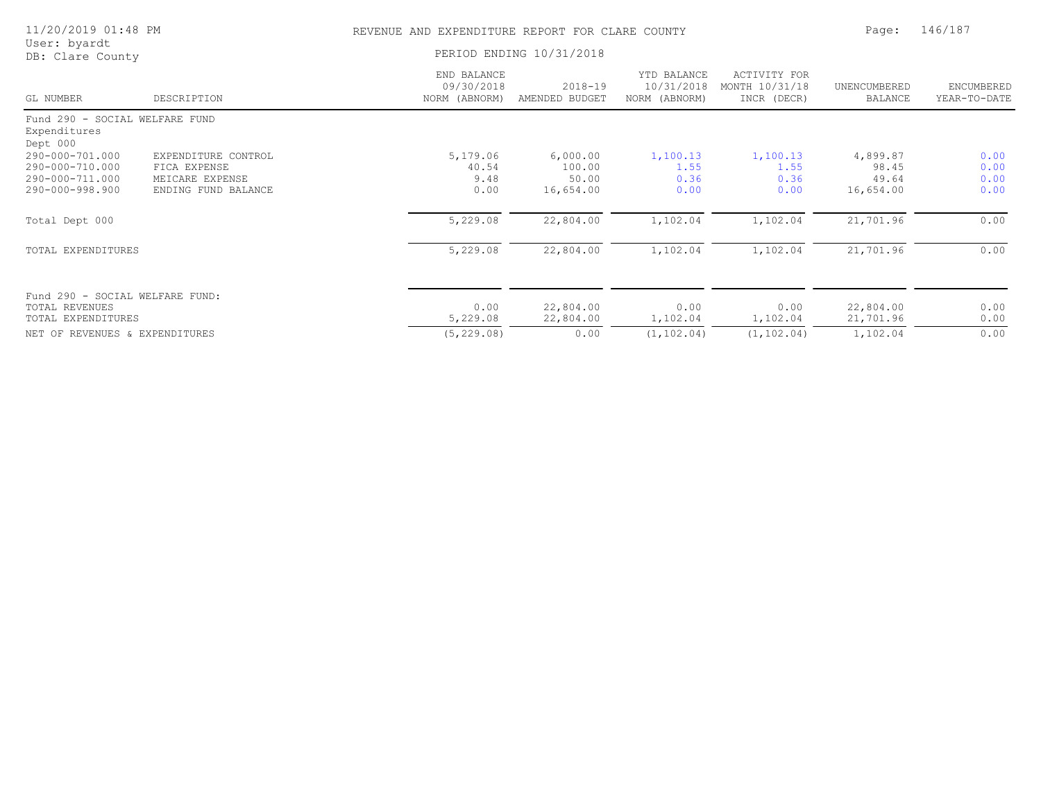# REVENUE AND EXPENDITURE REPORT FOR CLARE COUNTY

PERIOD ENDING 10/31/2018

| GL NUMBER | DESCRIPTION | END BALANCE 09/30/2018 NORM (ABNORM) | 2018-19 AMENDED BUDGET | YTD BALANCE 10/31/2018 NORM (ABNORM) | ACTIVITY FOR MONTH 10/31/18 INCR (DECR) | UNENCUMBERED BALANCE | ENCUMBERED YEAR-TO-DATE |
|---|---|---|---|---|---|---|---|
| Fund 290 - SOCIAL WELFARE FUND | | | | | | | |
| Expenditures | | | | | | | |
| Dept 000 | | | | | | | |
| 290-000-701.000 | EXPENDITURE CONTROL | 5,179.06 | 6,000.00 | 1,100.13 | 1,100.13 | 4,899.87 | 0.00 |
| 290-000-710.000 | FICA EXPENSE | 40.54 | 100.00 | 1.55 | 1.55 | 98.45 | 0.00 |
| 290-000-711.000 | MEICARE EXPENSE | 9.48 | 50.00 | 0.36 | 0.36 | 49.64 | 0.00 |
| 290-000-998.900 | ENDING FUND BALANCE | 0.00 | 16,654.00 | 0.00 | 0.00 | 16,654.00 | 0.00 |
| Total Dept 000 | | 5,229.08 | 22,804.00 | 1,102.04 | 1,102.04 | 21,701.96 | 0.00 |
| TOTAL EXPENDITURES | | 5,229.08 | 22,804.00 | 1,102.04 | 1,102.04 | 21,701.96 | 0.00 |
| Fund 290 - SOCIAL WELFARE FUND: | | | | | | | |
| TOTAL REVENUES | | 0.00 | 22,804.00 | 0.00 | 0.00 | 22,804.00 | 0.00 |
| TOTAL EXPENDITURES | | 5,229.08 | 22,804.00 | 1,102.04 | 1,102.04 | 21,701.96 | 0.00 |
| NET OF REVENUES & EXPENDITURES | | (5,229.08) | 0.00 | (1,102.04) | (1,102.04) | 1,102.04 | 0.00 |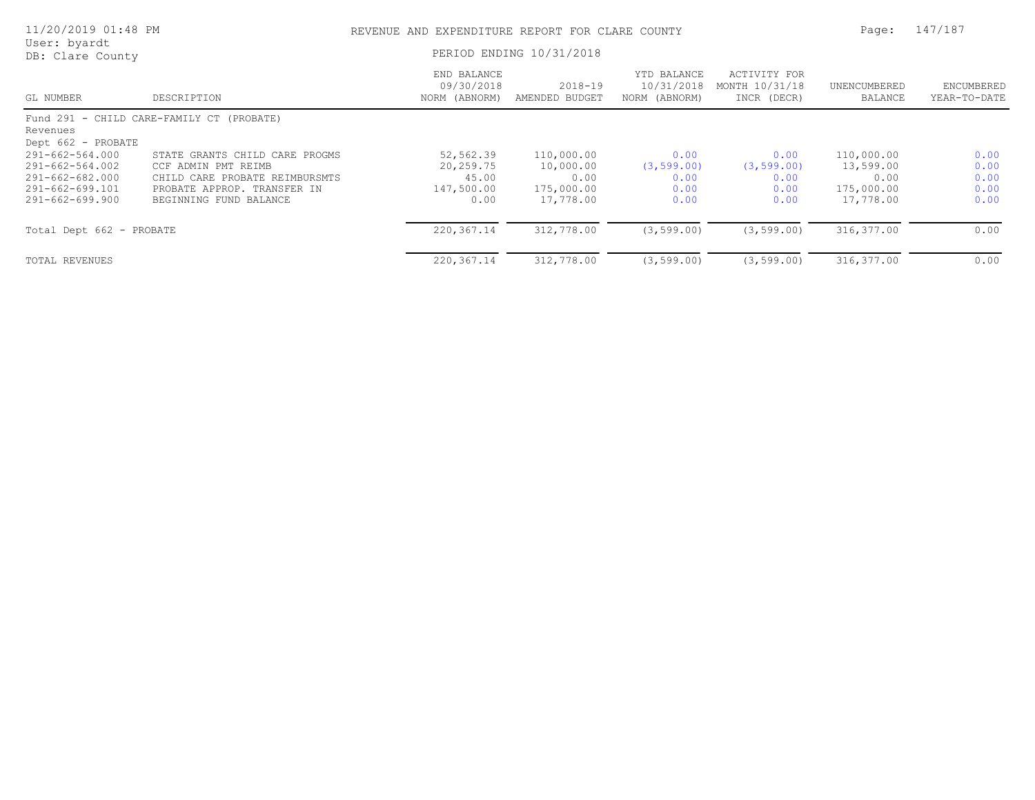REVENUE AND EXPENDITURE REPORT FOR CLARE COUNTY

PERIOD ENDING 10/31/2018

| GL NUMBER | DESCRIPTION | END BALANCE 09/30/2018 NORM (ABNORM) | 2018-19 AMENDED BUDGET | YTD BALANCE 10/31/2018 NORM (ABNORM) | ACTIVITY FOR MONTH 10/31/18 INCR (DECR) | UNENCUMBERED BALANCE | ENCUMBERED YEAR-TO-DATE |
|---|---|---|---|---|---|---|---|
| Fund 291 - CHILD CARE-FAMILY CT (PROBATE) | | | | | | | |
| Revenues | | | | | | | |
| Dept 662 - PROBATE | | | | | | | |
| 291-662-564.000 | STATE GRANTS CHILD CARE PROGMS | 52,562.39 | 110,000.00 | 0.00 | 0.00 | 110,000.00 | 0.00 |
| 291-662-564.002 | CCF ADMIN PMT REIMB | 20,259.75 | 10,000.00 | (3,599.00) | (3,599.00) | 13,599.00 | 0.00 |
| 291-662-682.000 | CHILD CARE PROBATE REIMBURSMTS | 45.00 | 0.00 | 0.00 | 0.00 | 0.00 | 0.00 |
| 291-662-699.101 | PROBATE APPROP. TRANSFER IN | 147,500.00 | 175,000.00 | 0.00 | 0.00 | 175,000.00 | 0.00 |
| 291-662-699.900 | BEGINNING FUND BALANCE | 0.00 | 17,778.00 | 0.00 | 0.00 | 17,778.00 | 0.00 |
| Total Dept 662 - PROBATE | | 220,367.14 | 312,778.00 | (3,599.00) | (3,599.00) | 316,377.00 | 0.00 |
| TOTAL REVENUES | | 220,367.14 | 312,778.00 | (3,599.00) | (3,599.00) | 316,377.00 | 0.00 |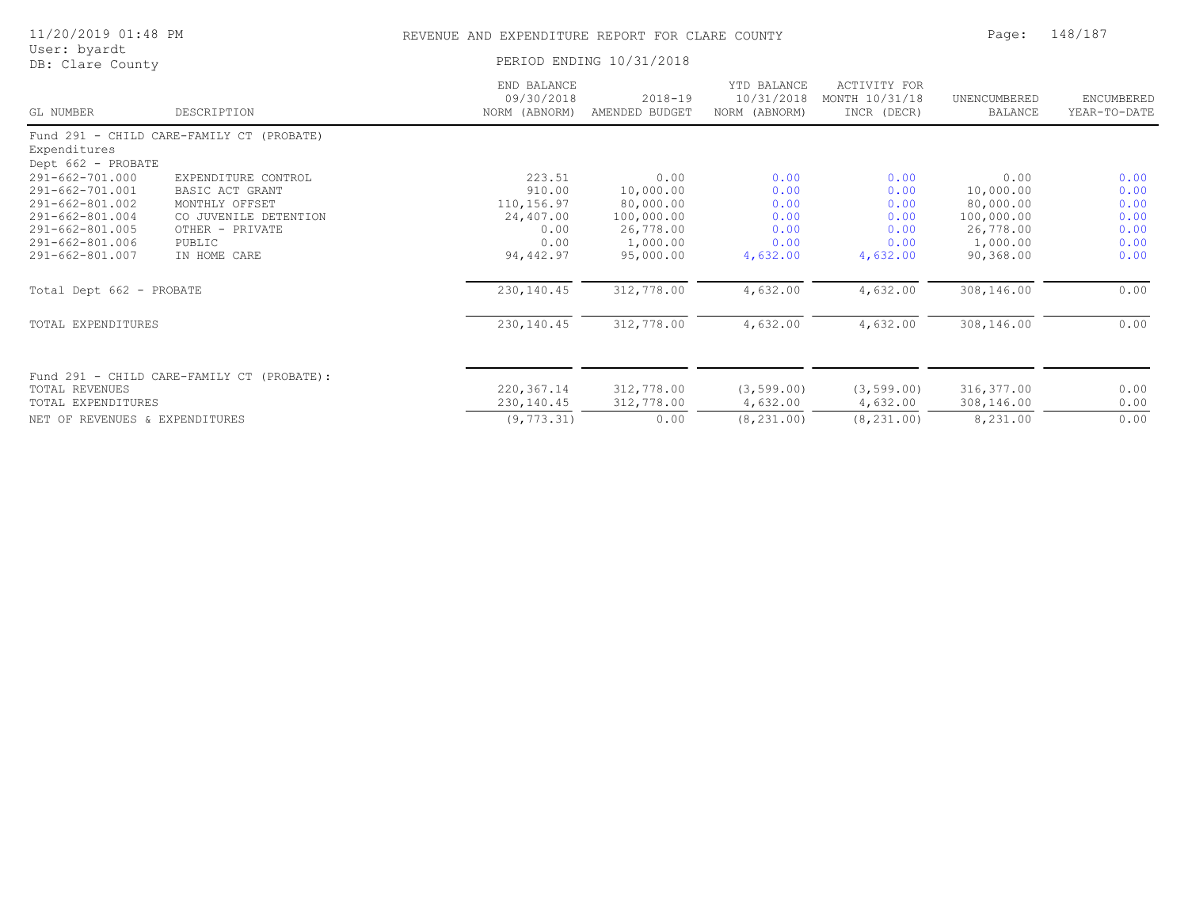REVENUE AND EXPENDITURE REPORT FOR CLARE COUNTY

PERIOD ENDING 10/31/2018

| GL NUMBER | DESCRIPTION | END BALANCE 09/30/2018 NORM (ABNORM) | 2018-19 AMENDED BUDGET | YTD BALANCE 10/31/2018 NORM (ABNORM) | ACTIVITY FOR MONTH 10/31/18 INCR (DECR) | UNENCUMBERED BALANCE | ENCUMBERED YEAR-TO-DATE |
|---|---|---|---|---|---|---|---|
| Fund 291 - CHILD CARE-FAMILY CT (PROBATE) | | | | | | | |
| Expenditures | | | | | | | |
| Dept 662 - PROBATE | | | | | | | |
| 291-662-701.000 | EXPENDITURE CONTROL | 223.51 | 0.00 | 0.00 | 0.00 | 0.00 | 0.00 |
| 291-662-701.001 | BASIC ACT GRANT | 910.00 | 10,000.00 | 0.00 | 0.00 | 10,000.00 | 0.00 |
| 291-662-801.002 | MONTHLY OFFSET | 110,156.97 | 80,000.00 | 0.00 | 0.00 | 80,000.00 | 0.00 |
| 291-662-801.004 | CO JUVENILE DETENTION | 24,407.00 | 100,000.00 | 0.00 | 0.00 | 100,000.00 | 0.00 |
| 291-662-801.005 | OTHER - PRIVATE | 0.00 | 26,778.00 | 0.00 | 0.00 | 26,778.00 | 0.00 |
| 291-662-801.006 | PUBLIC | 0.00 | 1,000.00 | 0.00 | 0.00 | 1,000.00 | 0.00 |
| 291-662-801.007 | IN HOME CARE | 94,442.97 | 95,000.00 | 4,632.00 | 4,632.00 | 90,368.00 | 0.00 |
| Total Dept 662 - PROBATE | | 230,140.45 | 312,778.00 | 4,632.00 | 4,632.00 | 308,146.00 | 0.00 |
| TOTAL EXPENDITURES | | 230,140.45 | 312,778.00 | 4,632.00 | 4,632.00 | 308,146.00 | 0.00 |
| Fund 291 - CHILD CARE-FAMILY CT (PROBATE): | | | | | | | |
| TOTAL REVENUES | | 220,367.14 | 312,778.00 | (3,599.00) | (3,599.00) | 316,377.00 | 0.00 |
| TOTAL EXPENDITURES | | 230,140.45 | 312,778.00 | 4,632.00 | 4,632.00 | 308,146.00 | 0.00 |
| NET OF REVENUES & EXPENDITURES | | (9,773.31) | 0.00 | (8,231.00) | (8,231.00) | 8,231.00 | 0.00 |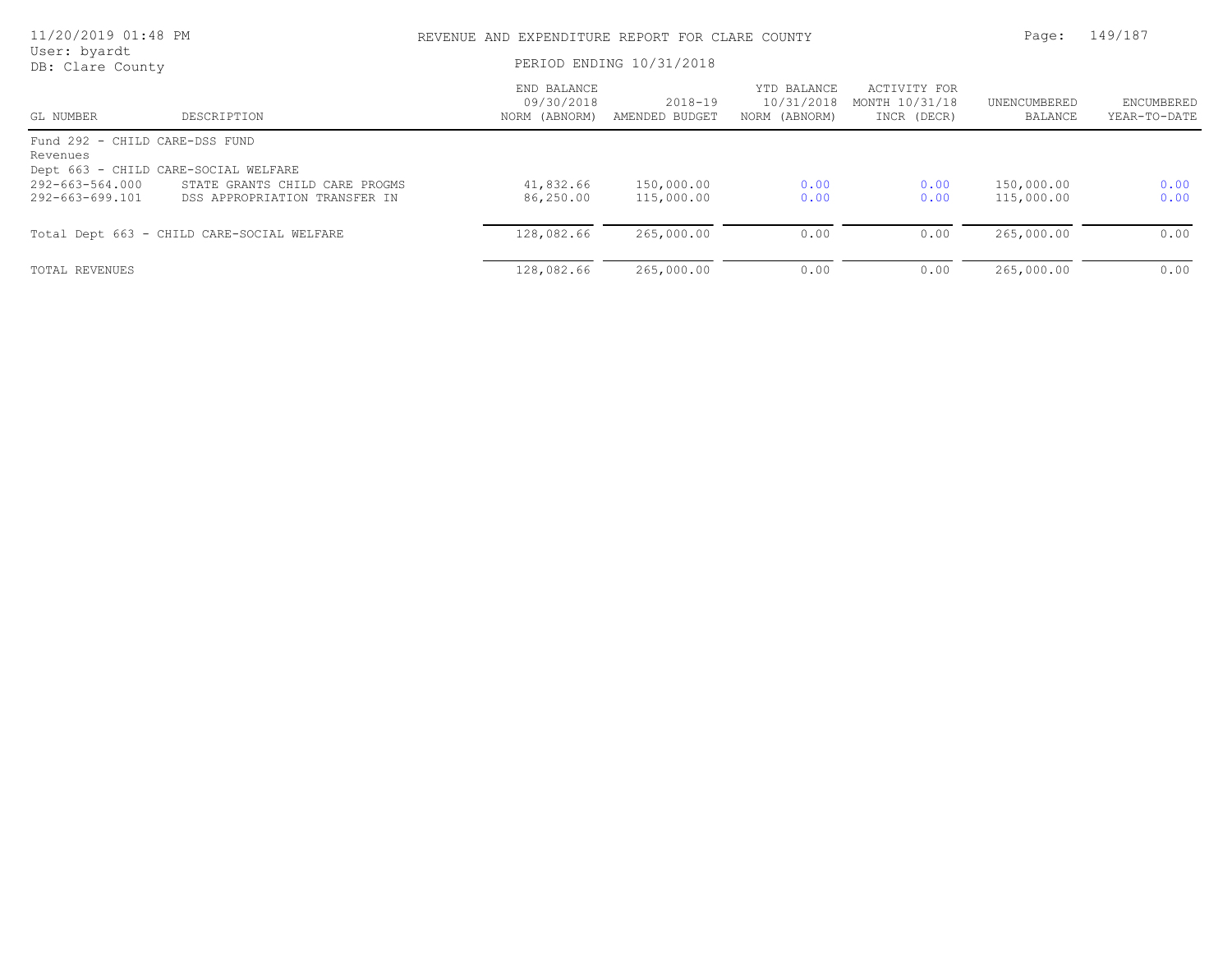# REVENUE AND EXPENDITURE REPORT FOR CLARE COUNTY

PERIOD ENDING 10/31/2018

| GL NUMBER | DESCRIPTION | END BALANCE 09/30/2018 NORM (ABNORM) | 2018-19 AMENDED BUDGET | YTD BALANCE 10/31/2018 NORM (ABNORM) | ACTIVITY FOR MONTH 10/31/18 INCR (DECR) | UNENCUMBERED BALANCE | ENCUMBERED YEAR-TO-DATE |
|---|---|---|---|---|---|---|---|
| Fund 292 - CHILD CARE-DSS FUND | | | | | | | |
| Revenues | | | | | | | |
| Dept 663 - CHILD CARE-SOCIAL WELFARE | | | | | | | |
| 292-663-564.000 | STATE GRANTS CHILD CARE PROGMS | 41,832.66 | 150,000.00 | 0.00 | 0.00 | 150,000.00 | 0.00 |
| 292-663-699.101 | DSS APPROPRIATION TRANSFER IN | 86,250.00 | 115,000.00 | 0.00 | 0.00 | 115,000.00 | 0.00 |
| Total Dept 663 - CHILD CARE-SOCIAL WELFARE | | 128,082.66 | 265,000.00 | 0.00 | 0.00 | 265,000.00 | 0.00 |
| TOTAL REVENUES | | 128,082.66 | 265,000.00 | 0.00 | 0.00 | 265,000.00 | 0.00 |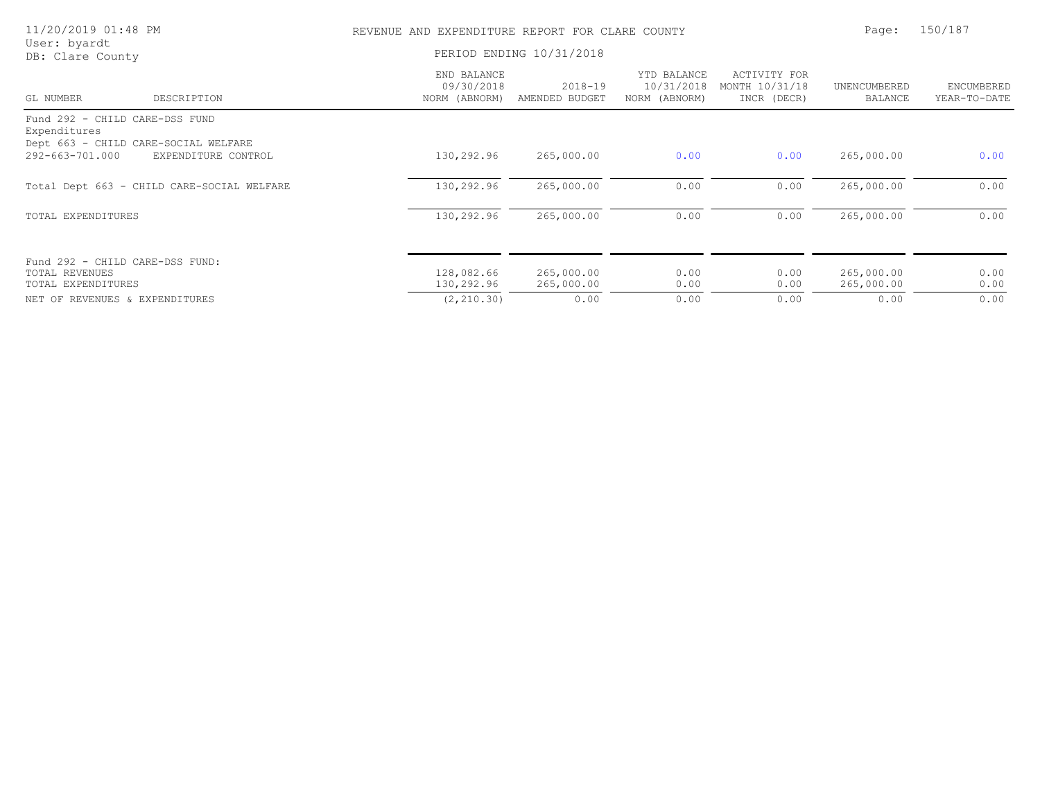# REVENUE AND EXPENDITURE REPORT FOR CLARE COUNTY

User: byardt
DB: Clare County

PERIOD ENDING 10/31/2018

| GL NUMBER | DESCRIPTION | END BALANCE 09/30/2018 NORM (ABNORM) | 2018-19 AMENDED BUDGET | YTD BALANCE 10/31/2018 NORM (ABNORM) | ACTIVITY FOR MONTH 10/31/18 INCR (DECR) | UNENCUMBERED BALANCE | ENCUMBERED YEAR-TO-DATE |
|---|---|---|---|---|---|---|---|
| Fund 292 - CHILD CARE-DSS FUND | | | | | | | |
| Expenditures | | | | | | | |
| Dept 663 - CHILD CARE-SOCIAL WELFARE | | | | | | | |
| 292-663-701.000 | EXPENDITURE CONTROL | 130,292.96 | 265,000.00 | 0.00 | 0.00 | 265,000.00 | 0.00 |
| Total Dept 663 - CHILD CARE-SOCIAL WELFARE | | 130,292.96 | 265,000.00 | 0.00 | 0.00 | 265,000.00 | 0.00 |
| TOTAL EXPENDITURES | | 130,292.96 | 265,000.00 | 0.00 | 0.00 | 265,000.00 | 0.00 |
| Fund 292 - CHILD CARE-DSS FUND: | | | | | | | |
| TOTAL REVENUES | | 128,082.66 | 265,000.00 | 0.00 | 0.00 | 265,000.00 | 0.00 |
| TOTAL EXPENDITURES | | 130,292.96 | 265,000.00 | 0.00 | 0.00 | 265,000.00 | 0.00 |
| NET OF REVENUES & EXPENDITURES | | (2,210.30) | 0.00 | 0.00 | 0.00 | 0.00 | 0.00 |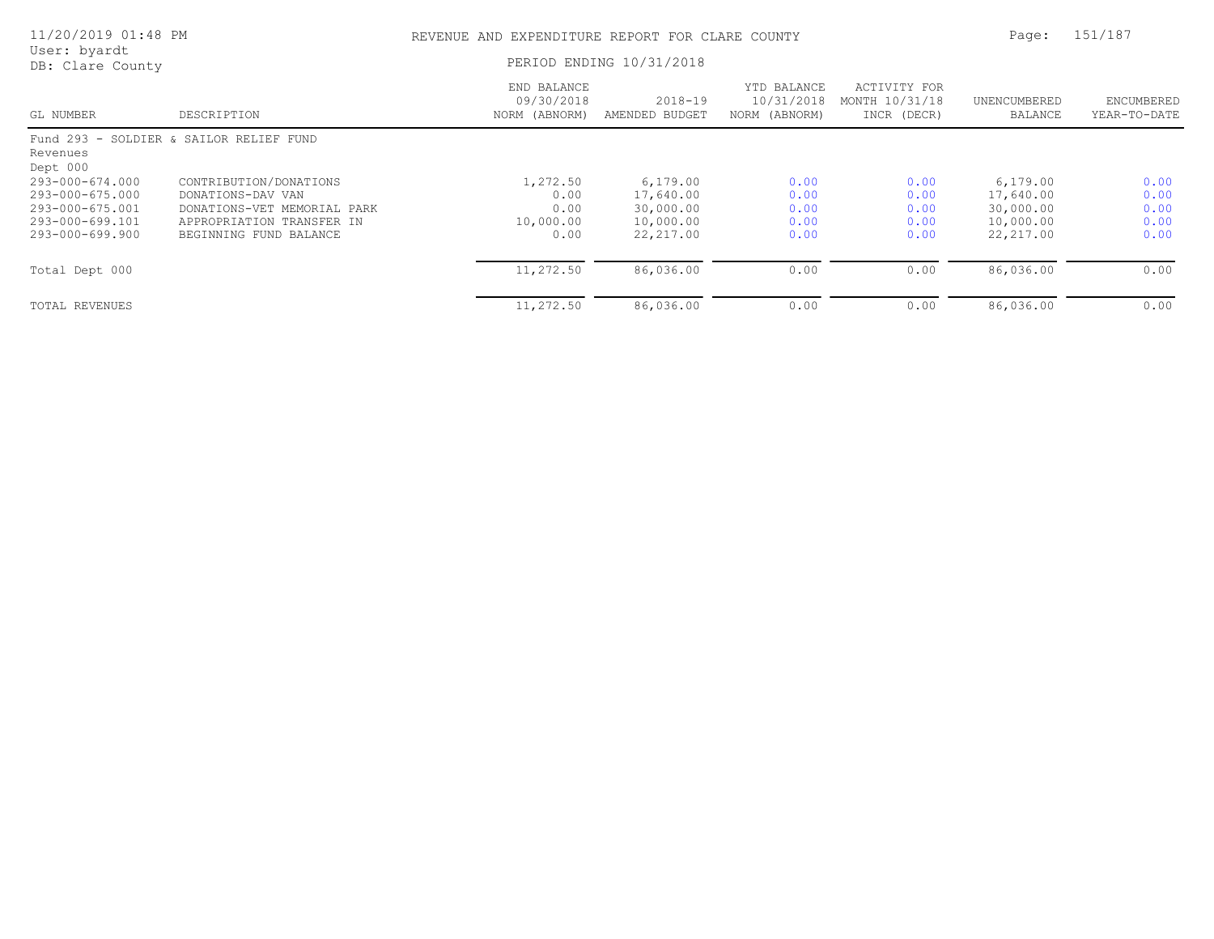REVENUE AND EXPENDITURE REPORT FOR CLARE COUNTY

PERIOD ENDING 10/31/2018

| GL NUMBER | DESCRIPTION | END BALANCE 09/30/2018 NORM (ABNORM) | 2018-19 AMENDED BUDGET | YTD BALANCE 10/31/2018 NORM (ABNORM) | ACTIVITY FOR MONTH 10/31/18 INCR (DECR) | UNENCUMBERED BALANCE | ENCUMBERED YEAR-TO-DATE |
|---|---|---|---|---|---|---|---|
| Fund 293 - SOLDIER & SAILOR RELIEF FUND | | | | | | | |
| Revenues | | | | | | | |
| Dept 000 | | | | | | | |
| 293-000-674.000 | CONTRIBUTION/DONATIONS | 1,272.50 | 6,179.00 | 0.00 | 0.00 | 6,179.00 | 0.00 |
| 293-000-675.000 | DONATIONS-DAV VAN | 0.00 | 17,640.00 | 0.00 | 0.00 | 17,640.00 | 0.00 |
| 293-000-675.001 | DONATIONS-VET MEMORIAL PARK | 0.00 | 30,000.00 | 0.00 | 0.00 | 30,000.00 | 0.00 |
| 293-000-699.101 | APPROPRIATION TRANSFER IN | 10,000.00 | 10,000.00 | 0.00 | 0.00 | 10,000.00 | 0.00 |
| 293-000-699.900 | BEGINNING FUND BALANCE | 0.00 | 22,217.00 | 0.00 | 0.00 | 22,217.00 | 0.00 |
| Total Dept 000 | | 11,272.50 | 86,036.00 | 0.00 | 0.00 | 86,036.00 | 0.00 |
| TOTAL REVENUES | | 11,272.50 | 86,036.00 | 0.00 | 0.00 | 86,036.00 | 0.00 |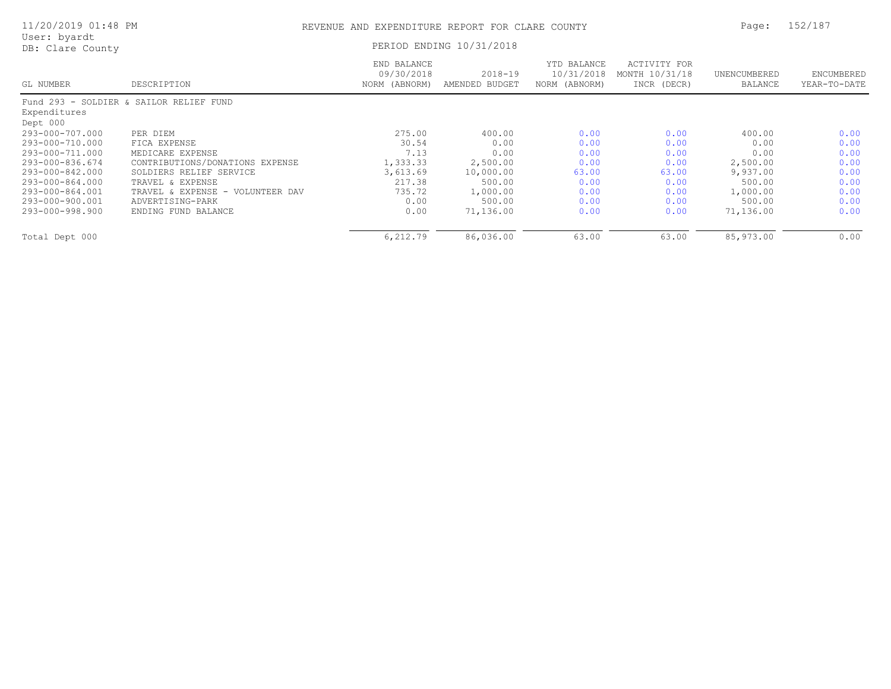REVENUE AND EXPENDITURE REPORT FOR CLARE COUNTY

PERIOD ENDING 10/31/2018

User: byardt
DB: Clare County

| GL NUMBER | DESCRIPTION | END BALANCE 09/30/2018 NORM (ABNORM) | 2018-19 AMENDED BUDGET | YTD BALANCE 10/31/2018 NORM (ABNORM) | ACTIVITY FOR MONTH 10/31/18 INCR (DECR) | UNENCUMBERED BALANCE | ENCUMBERED YEAR-TO-DATE |
|---|---|---|---|---|---|---|---|
| Fund 293 - SOLDIER & SAILOR RELIEF FUND | | | | | | | |
| Expenditures | | | | | | | |
| Dept 000 | | | | | | | |
| 293-000-707.000 | PER DIEM | 275.00 | 400.00 | 0.00 | 0.00 | 400.00 | 0.00 |
| 293-000-710.000 | FICA EXPENSE | 30.54 | 0.00 | 0.00 | 0.00 | 0.00 | 0.00 |
| 293-000-711.000 | MEDICARE EXPENSE | 7.13 | 0.00 | 0.00 | 0.00 | 0.00 | 0.00 |
| 293-000-836.674 | CONTRIBUTIONS/DONATIONS EXPENSE | 1,333.33 | 2,500.00 | 0.00 | 0.00 | 2,500.00 | 0.00 |
| 293-000-842.000 | SOLDIERS RELIEF SERVICE | 3,613.69 | 10,000.00 | 63.00 | 63.00 | 9,937.00 | 0.00 |
| 293-000-864.000 | TRAVEL & EXPENSE | 217.38 | 500.00 | 0.00 | 0.00 | 500.00 | 0.00 |
| 293-000-864.001 | TRAVEL & EXPENSE - VOLUNTEER DAV | 735.72 | 1,000.00 | 0.00 | 0.00 | 1,000.00 | 0.00 |
| 293-000-900.001 | ADVERTISING-PARK | 0.00 | 500.00 | 0.00 | 0.00 | 500.00 | 0.00 |
| 293-000-998.900 | ENDING FUND BALANCE | 0.00 | 71,136.00 | 0.00 | 0.00 | 71,136.00 | 0.00 |
| Total Dept 000 | | 6,212.79 | 86,036.00 | 63.00 | 63.00 | 85,973.00 | 0.00 |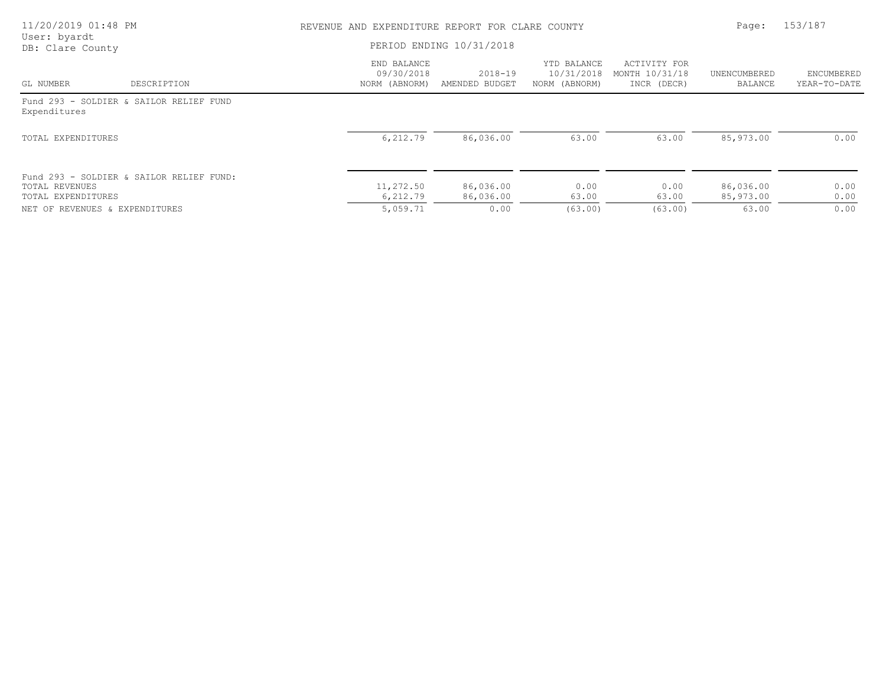REVENUE AND EXPENDITURE REPORT FOR CLARE COUNTY

PERIOD ENDING 10/31/2018

| GL NUMBER | DESCRIPTION | END BALANCE 09/30/2018 NORM (ABNORM) | 2018-19 AMENDED BUDGET | YTD BALANCE 10/31/2018 NORM (ABNORM) | ACTIVITY FOR MONTH 10/31/18 INCR (DECR) | UNENCUMBERED BALANCE | ENCUMBERED YEAR-TO-DATE |
|---|---|---|---|---|---|---|---|
| Fund 293 - SOLDIER & SAILOR RELIEF FUND | | | | | | | |
| Expenditures | | | | | | | |
| TOTAL EXPENDITURES | | 6,212.79 | 86,036.00 | 63.00 | 63.00 | 85,973.00 | 0.00 |
| Fund 293 - SOLDIER & SAILOR RELIEF FUND: | | | | | | | |
| TOTAL REVENUES | | 11,272.50 | 86,036.00 | 0.00 | 0.00 | 86,036.00 | 0.00 |
| TOTAL EXPENDITURES | | 6,212.79 | 86,036.00 | 63.00 | 63.00 | 85,973.00 | 0.00 |
| NET OF REVENUES & EXPENDITURES | | 5,059.71 | 0.00 | (63.00) | (63.00) | 63.00 | 0.00 |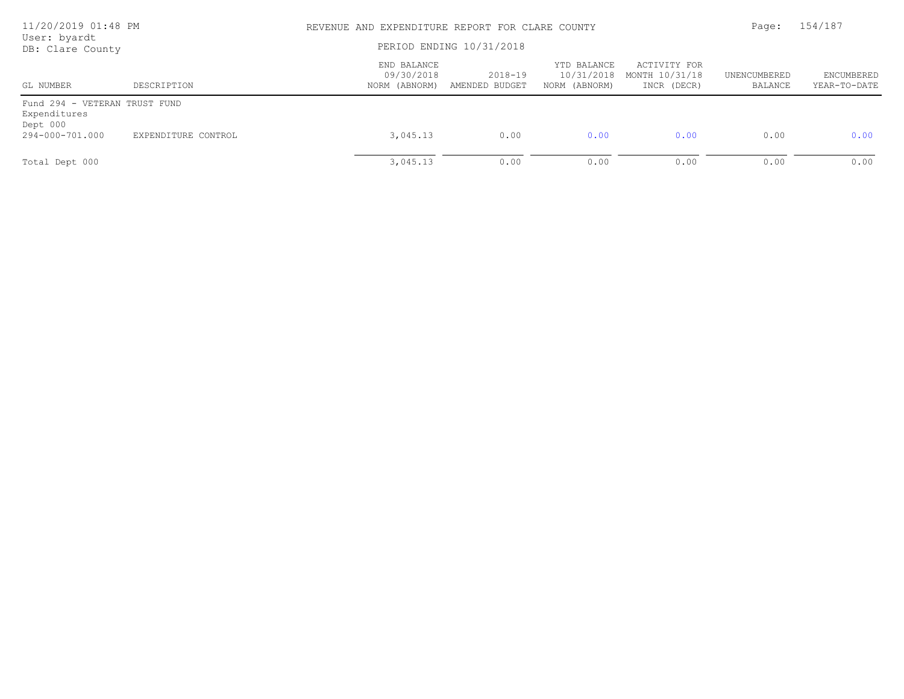REVENUE AND EXPENDITURE REPORT FOR CLARE COUNTY

PERIOD ENDING 10/31/2018

User: byardt
DB: Clare County

| GL NUMBER | DESCRIPTION | END BALANCE 09/30/2018 NORM (ABNORM) | 2018-19 AMENDED BUDGET | YTD BALANCE 10/31/2018 NORM (ABNORM) | ACTIVITY FOR MONTH 10/31/18 INCR (DECR) | UNENCUMBERED BALANCE | ENCUMBERED YEAR-TO-DATE |
|---|---|---|---|---|---|---|---|
| Fund 294 - VETERAN TRUST FUND | | | | | | | |
| Expenditures | | | | | | | |
| Dept 000 | | | | | | | |
| 294-000-701.000 | EXPENDITURE CONTROL | 3,045.13 | 0.00 | 0.00 | 0.00 | 0.00 | 0.00 |
| Total Dept 000 | | 3,045.13 | 0.00 | 0.00 | 0.00 | 0.00 | 0.00 |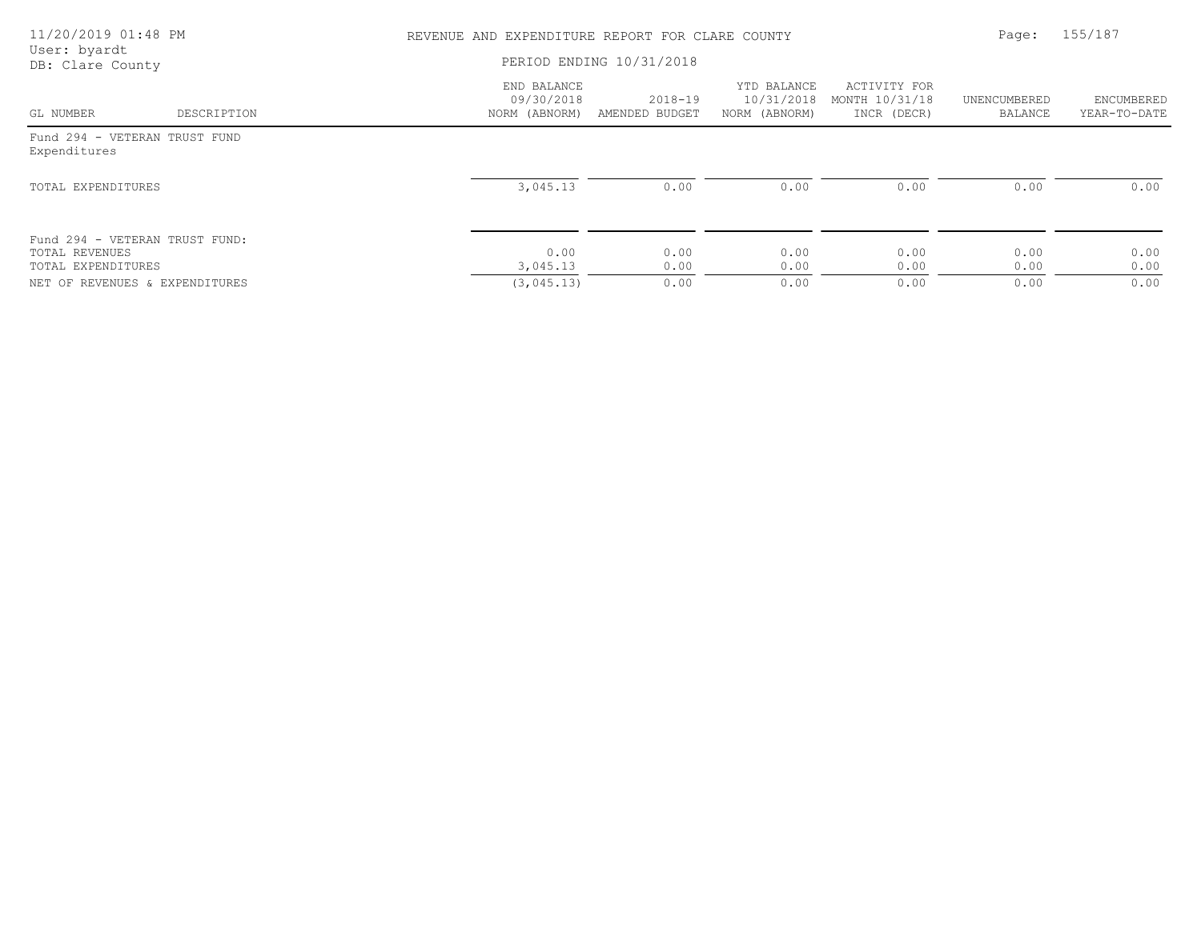| GL NUMBER | DESCRIPTION | END BALANCE 09/30/2018 NORM (ABNORM) | 2018-19 AMENDED BUDGET | YTD BALANCE 10/31/2018 NORM (ABNORM) | ACTIVITY FOR MONTH 10/31/18 INCR (DECR) | UNENCUMBERED BALANCE | ENCUMBERED YEAR-TO-DATE |
|---|---|---|---|---|---|---|---|
| Fund 294 - VETERAN TRUST FUND | | | | | | | |
| Expenditures | | | | | | | |
| TOTAL EXPENDITURES | | 3,045.13 | 0.00 | 0.00 | 0.00 | 0.00 | 0.00 |
| Fund 294 - VETERAN TRUST FUND: | | | | | | | |
| TOTAL REVENUES | | 0.00 | 0.00 | 0.00 | 0.00 | 0.00 | 0.00 |
| TOTAL EXPENDITURES | | 3,045.13 | 0.00 | 0.00 | 0.00 | 0.00 | 0.00 |
| NET OF REVENUES & EXPENDITURES | | (3,045.13) | 0.00 | 0.00 | 0.00 | 0.00 | 0.00 |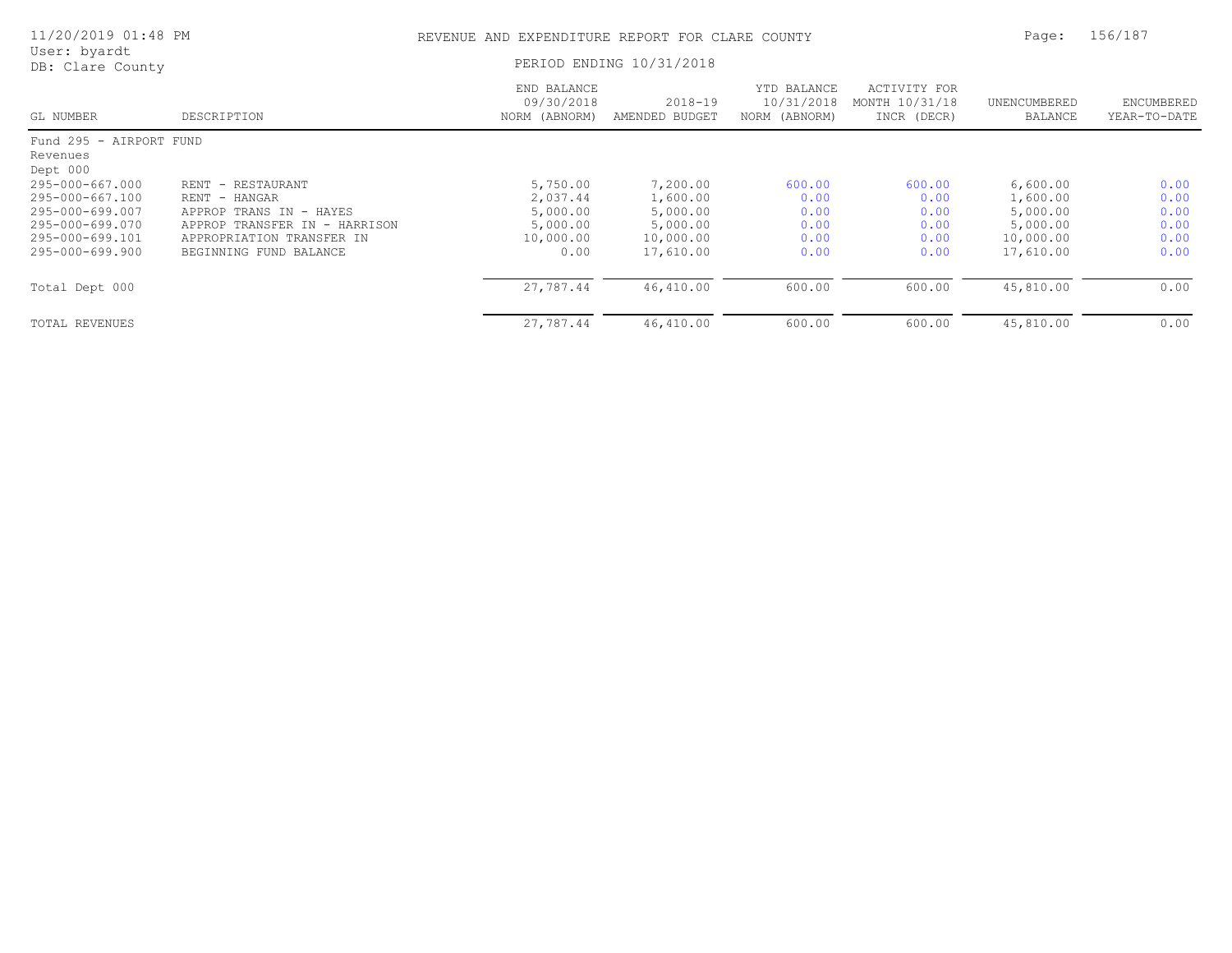REVENUE AND EXPENDITURE REPORT FOR CLARE COUNTY

PERIOD ENDING 10/31/2018

User: byardt
DB: Clare County

| GL NUMBER | DESCRIPTION | END BALANCE 09/30/2018 NORM (ABNORM) | 2018-19 AMENDED BUDGET | YTD BALANCE 10/31/2018 NORM (ABNORM) | ACTIVITY FOR MONTH 10/31/18 INCR (DECR) | UNENCUMBERED BALANCE | ENCUMBERED YEAR-TO-DATE |
|---|---|---|---|---|---|---|---|
| Fund 295 - AIRPORT FUND | | | | | | | |
| Revenues | | | | | | | |
| Dept 000 | | | | | | | |
| 295-000-667.000 | RENT - RESTAURANT | 5,750.00 | 7,200.00 | 600.00 | 600.00 | 6,600.00 | 0.00 |
| 295-000-667.100 | RENT - HANGAR | 2,037.44 | 1,600.00 | 0.00 | 0.00 | 1,600.00 | 0.00 |
| 295-000-699.007 | APPROP TRANS IN - HAYES | 5,000.00 | 5,000.00 | 0.00 | 0.00 | 5,000.00 | 0.00 |
| 295-000-699.070 | APPROP TRANSFER IN - HARRISON | 5,000.00 | 5,000.00 | 0.00 | 0.00 | 5,000.00 | 0.00 |
| 295-000-699.101 | APPROPRIATION TRANSFER IN | 10,000.00 | 10,000.00 | 0.00 | 0.00 | 10,000.00 | 0.00 |
| 295-000-699.900 | BEGINNING FUND BALANCE | 0.00 | 17,610.00 | 0.00 | 0.00 | 17,610.00 | 0.00 |
| Total Dept 000 | | 27,787.44 | 46,410.00 | 600.00 | 600.00 | 45,810.00 | 0.00 |
| TOTAL REVENUES | | 27,787.44 | 46,410.00 | 600.00 | 600.00 | 45,810.00 | 0.00 |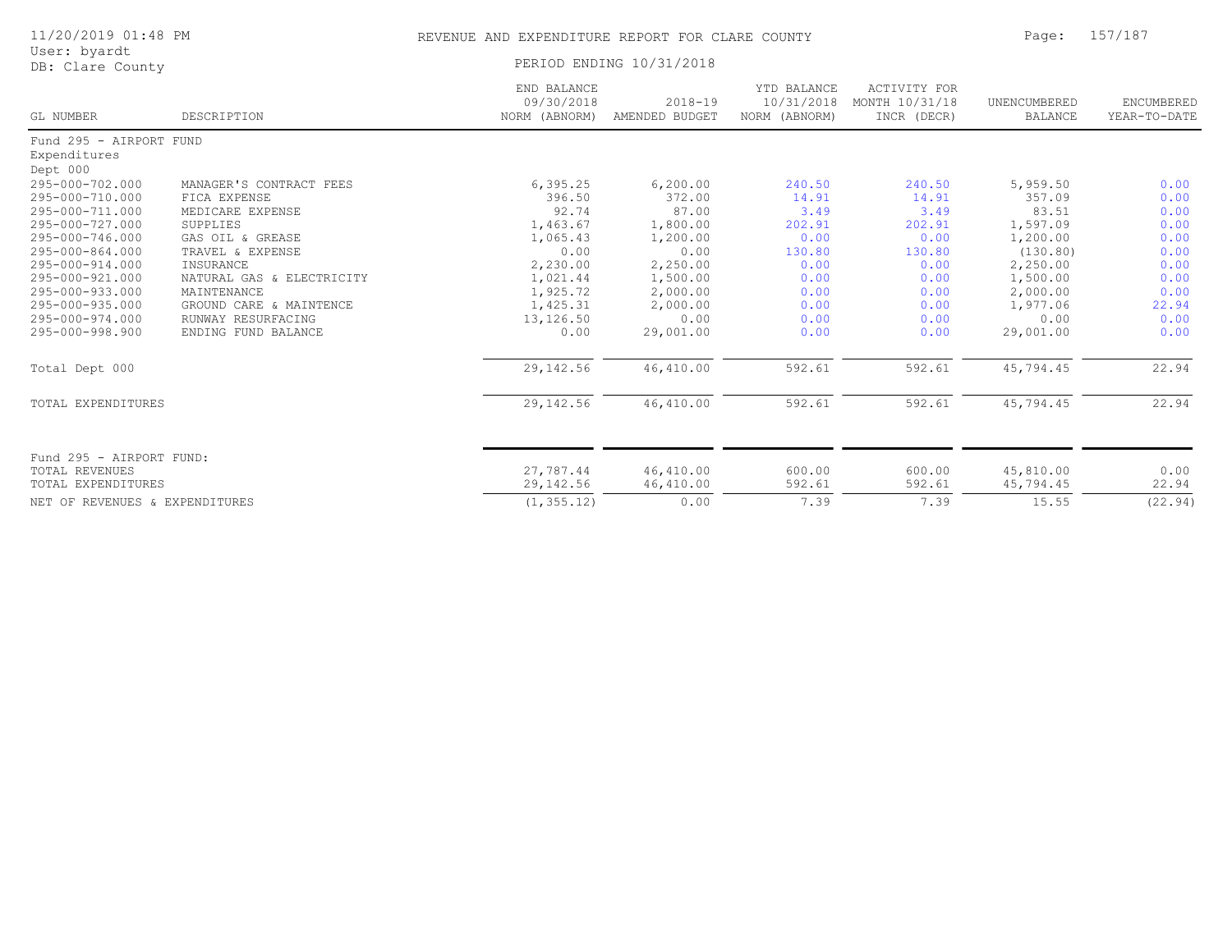# REVENUE AND EXPENDITURE REPORT FOR CLARE COUNTY

11/20/2019 01:48 PM
User: byardt
DB: Clare County

PERIOD ENDING 10/31/2018

| GL NUMBER | DESCRIPTION | END BALANCE 09/30/2018 NORM (ABNORM) | 2018-19 AMENDED BUDGET | YTD BALANCE 10/31/2018 NORM (ABNORM) | ACTIVITY FOR MONTH 10/31/18 INCR (DECR) | UNENCUMBERED BALANCE | ENCUMBERED YEAR-TO-DATE |
|---|---|---|---|---|---|---|---|
| Fund 295 - AIRPORT FUND | | | | | | | |
| Expenditures | | | | | | | |
| Dept 000 | | | | | | | |
| 295-000-702.000 | MANAGER'S CONTRACT FEES | 6,395.25 | 6,200.00 | 240.50 | 240.50 | 5,959.50 | 0.00 |
| 295-000-710.000 | FICA EXPENSE | 396.50 | 372.00 | 14.91 | 14.91 | 357.09 | 0.00 |
| 295-000-711.000 | MEDICARE EXPENSE | 92.74 | 87.00 | 3.49 | 3.49 | 83.51 | 0.00 |
| 295-000-727.000 | SUPPLIES | 1,463.67 | 1,800.00 | 202.91 | 202.91 | 1,597.09 | 0.00 |
| 295-000-746.000 | GAS OIL & GREASE | 1,065.43 | 1,200.00 | 0.00 | 0.00 | 1,200.00 | 0.00 |
| 295-000-864.000 | TRAVEL & EXPENSE | 0.00 | 0.00 | 130.80 | 130.80 | (130.80) | 0.00 |
| 295-000-914.000 | INSURANCE | 2,230.00 | 2,250.00 | 0.00 | 0.00 | 2,250.00 | 0.00 |
| 295-000-921.000 | NATURAL GAS & ELECTRICITY | 1,021.44 | 1,500.00 | 0.00 | 0.00 | 1,500.00 | 0.00 |
| 295-000-933.000 | MAINTENANCE | 1,925.72 | 2,000.00 | 0.00 | 0.00 | 2,000.00 | 0.00 |
| 295-000-935.000 | GROUND CARE & MAINTENCE | 1,425.31 | 2,000.00 | 0.00 | 0.00 | 1,977.06 | 22.94 |
| 295-000-974.000 | RUNWAY RESURFACING | 13,126.50 | 0.00 | 0.00 | 0.00 | 0.00 | 0.00 |
| 295-000-998.900 | ENDING FUND BALANCE | 0.00 | 29,001.00 | 0.00 | 0.00 | 29,001.00 | 0.00 |
| Total Dept 000 | | 29,142.56 | 46,410.00 | 592.61 | 592.61 | 45,794.45 | 22.94 |
| TOTAL EXPENDITURES | | 29,142.56 | 46,410.00 | 592.61 | 592.61 | 45,794.45 | 22.94 |
| Fund 295 - AIRPORT FUND: | | | | | | | |
| TOTAL REVENUES | | 27,787.44 | 46,410.00 | 600.00 | 600.00 | 45,810.00 | 0.00 |
| TOTAL EXPENDITURES | | 29,142.56 | 46,410.00 | 592.61 | 592.61 | 45,794.45 | 22.94 |
| NET OF REVENUES & EXPENDITURES | | (1,355.12) | 0.00 | 7.39 | 7.39 | 15.55 | (22.94) |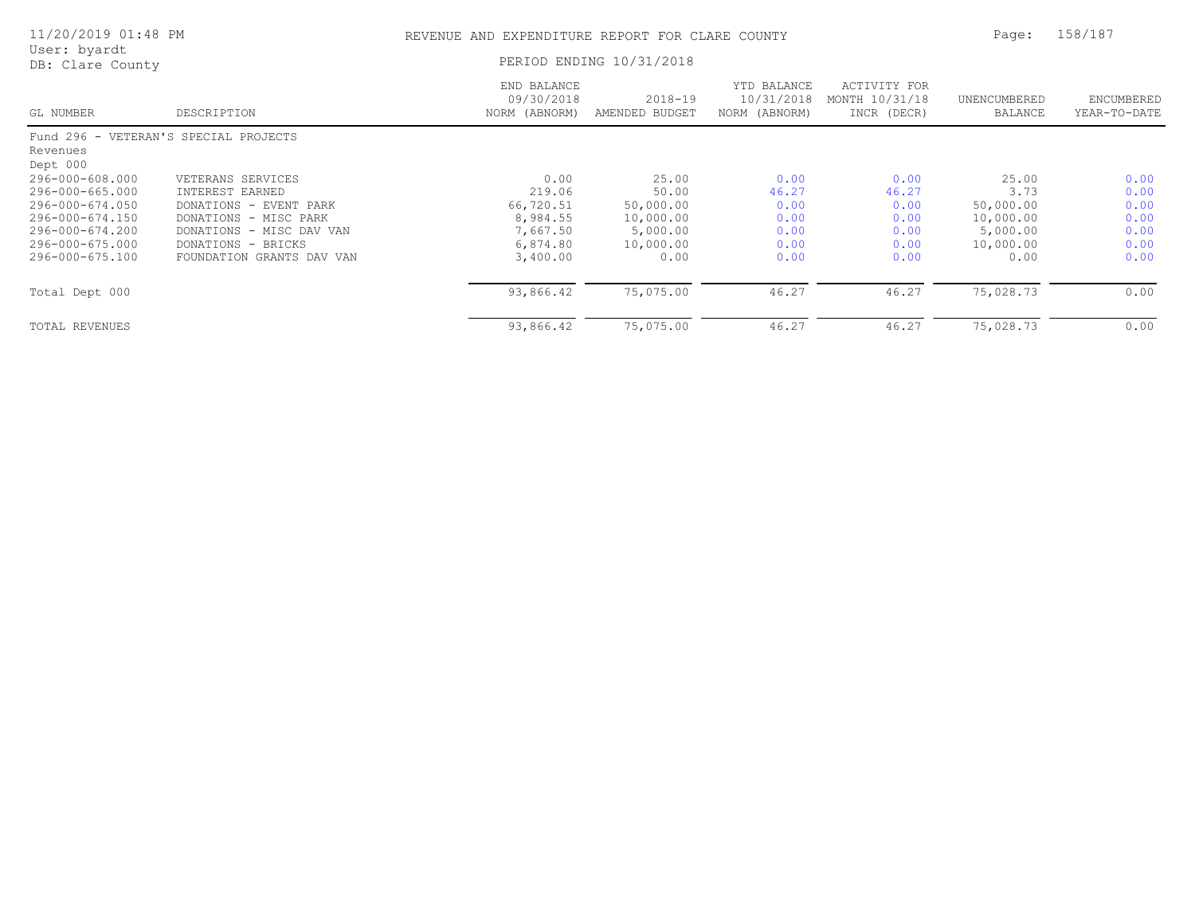REVENUE AND EXPENDITURE REPORT FOR CLARE COUNTY

PERIOD ENDING 10/31/2018

User: byardt
DB: Clare County

| GL NUMBER | DESCRIPTION | END BALANCE 09/30/2018 NORM (ABNORM) | 2018-19 AMENDED BUDGET | YTD BALANCE 10/31/2018 NORM (ABNORM) | ACTIVITY FOR MONTH 10/31/18 INCR (DECR) | UNENCUMBERED BALANCE | ENCUMBERED YEAR-TO-DATE |
|---|---|---|---|---|---|---|---|
| Fund 296 - VETERAN'S SPECIAL PROJECTS | | | | | | | |
| Revenues | | | | | | | |
| Dept 000 | | | | | | | |
| 296-000-608.000 | VETERANS SERVICES | 0.00 | 25.00 | 0.00 | 0.00 | 25.00 | 0.00 |
| 296-000-665.000 | INTEREST EARNED | 219.06 | 50.00 | 46.27 | 46.27 | 3.73 | 0.00 |
| 296-000-674.050 | DONATIONS - EVENT PARK | 66,720.51 | 50,000.00 | 0.00 | 0.00 | 50,000.00 | 0.00 |
| 296-000-674.150 | DONATIONS - MISC PARK | 8,984.55 | 10,000.00 | 0.00 | 0.00 | 10,000.00 | 0.00 |
| 296-000-674.200 | DONATIONS - MISC DAV VAN | 7,667.50 | 5,000.00 | 0.00 | 0.00 | 5,000.00 | 0.00 |
| 296-000-675.000 | DONATIONS - BRICKS | 6,874.80 | 10,000.00 | 0.00 | 0.00 | 10,000.00 | 0.00 |
| 296-000-675.100 | FOUNDATION GRANTS DAV VAN | 3,400.00 | 0.00 | 0.00 | 0.00 | 0.00 | 0.00 |
| Total Dept 000 | | 93,866.42 | 75,075.00 | 46.27 | 46.27 | 75,028.73 | 0.00 |
| TOTAL REVENUES | | 93,866.42 | 75,075.00 | 46.27 | 46.27 | 75,028.73 | 0.00 |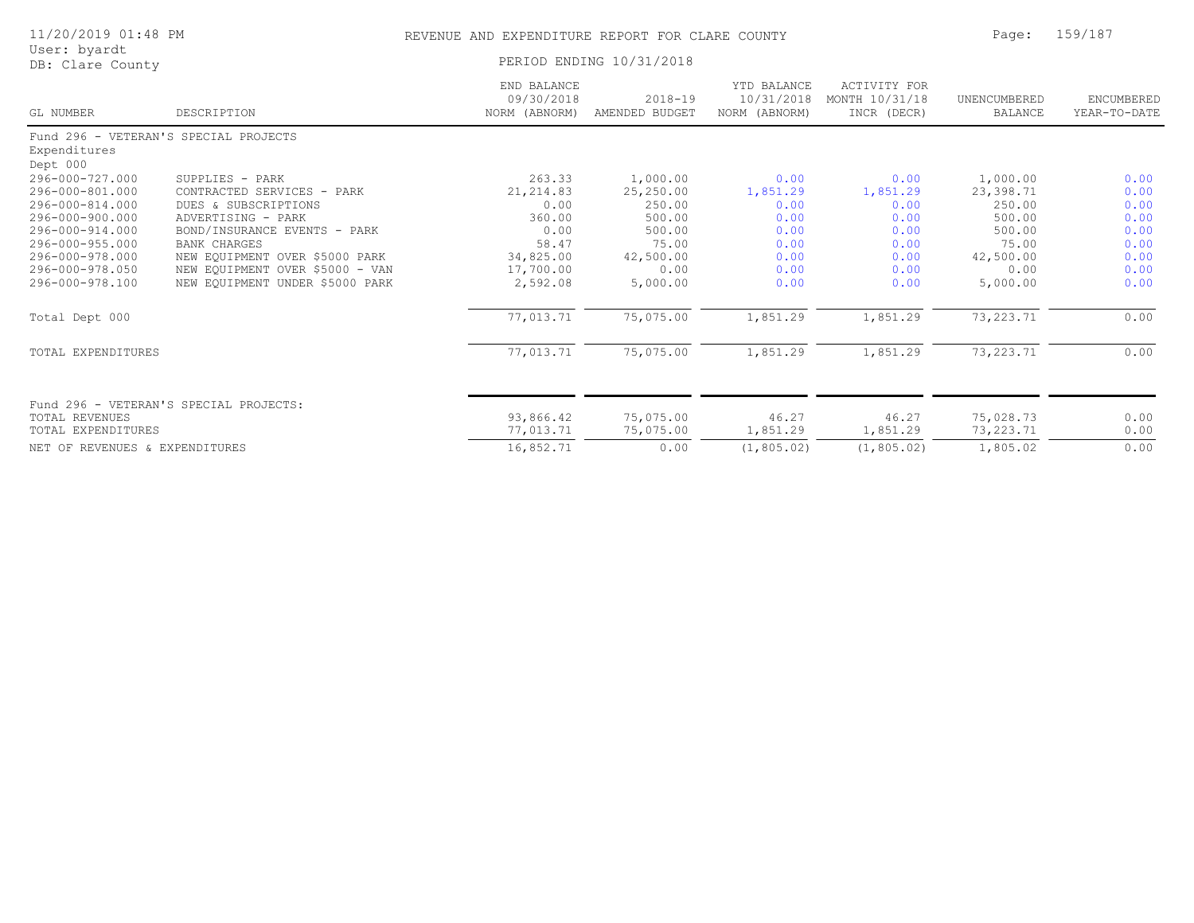REVENUE AND EXPENDITURE REPORT FOR CLARE COUNTY

PERIOD ENDING 10/31/2018

User: byardt
DB: Clare County

| GL NUMBER | DESCRIPTION | END BALANCE 09/30/2018 NORM (ABNORM) | 2018-19 AMENDED BUDGET | YTD BALANCE 10/31/2018 NORM (ABNORM) | ACTIVITY FOR MONTH 10/31/18 INCR (DECR) | UNENCUMBERED BALANCE | ENCUMBERED YEAR-TO-DATE |
|---|---|---|---|---|---|---|---|
| Fund 296 - VETERAN'S SPECIAL PROJECTS | | | | | | | |
| Expenditures | | | | | | | |
| Dept 000 | | | | | | | |
| 296-000-727.000 | SUPPLIES - PARK | 263.33 | 1,000.00 | 0.00 | 0.00 | 1,000.00 | 0.00 |
| 296-000-801.000 | CONTRACTED SERVICES - PARK | 21,214.83 | 25,250.00 | 1,851.29 | 1,851.29 | 23,398.71 | 0.00 |
| 296-000-814.000 | DUES & SUBSCRIPTIONS | 0.00 | 250.00 | 0.00 | 0.00 | 250.00 | 0.00 |
| 296-000-900.000 | ADVERTISING - PARK | 360.00 | 500.00 | 0.00 | 0.00 | 500.00 | 0.00 |
| 296-000-914.000 | BOND/INSURANCE EVENTS - PARK | 0.00 | 500.00 | 0.00 | 0.00 | 500.00 | 0.00 |
| 296-000-955.000 | BANK CHARGES | 58.47 | 75.00 | 0.00 | 0.00 | 75.00 | 0.00 |
| 296-000-978.000 | NEW EQUIPMENT OVER $5000 PARK | 34,825.00 | 42,500.00 | 0.00 | 0.00 | 42,500.00 | 0.00 |
| 296-000-978.050 | NEW EQUIPMENT OVER $5000 - VAN | 17,700.00 | 0.00 | 0.00 | 0.00 | 0.00 | 0.00 |
| 296-000-978.100 | NEW EQUIPMENT UNDER $5000 PARK | 2,592.08 | 5,000.00 | 0.00 | 0.00 | 5,000.00 | 0.00 |
| Total Dept 000 | | 77,013.71 | 75,075.00 | 1,851.29 | 1,851.29 | 73,223.71 | 0.00 |
| TOTAL EXPENDITURES | | 77,013.71 | 75,075.00 | 1,851.29 | 1,851.29 | 73,223.71 | 0.00 |
| Fund 296 - VETERAN'S SPECIAL PROJECTS: | | | | | | | |
| TOTAL REVENUES | | 93,866.42 | 75,075.00 | 46.27 | 46.27 | 75,028.73 | 0.00 |
| TOTAL EXPENDITURES | | 77,013.71 | 75,075.00 | 1,851.29 | 1,851.29 | 73,223.71 | 0.00 |
| NET OF REVENUES & EXPENDITURES | | 16,852.71 | 0.00 | (1,805.02) | (1,805.02) | 1,805.02 | 0.00 |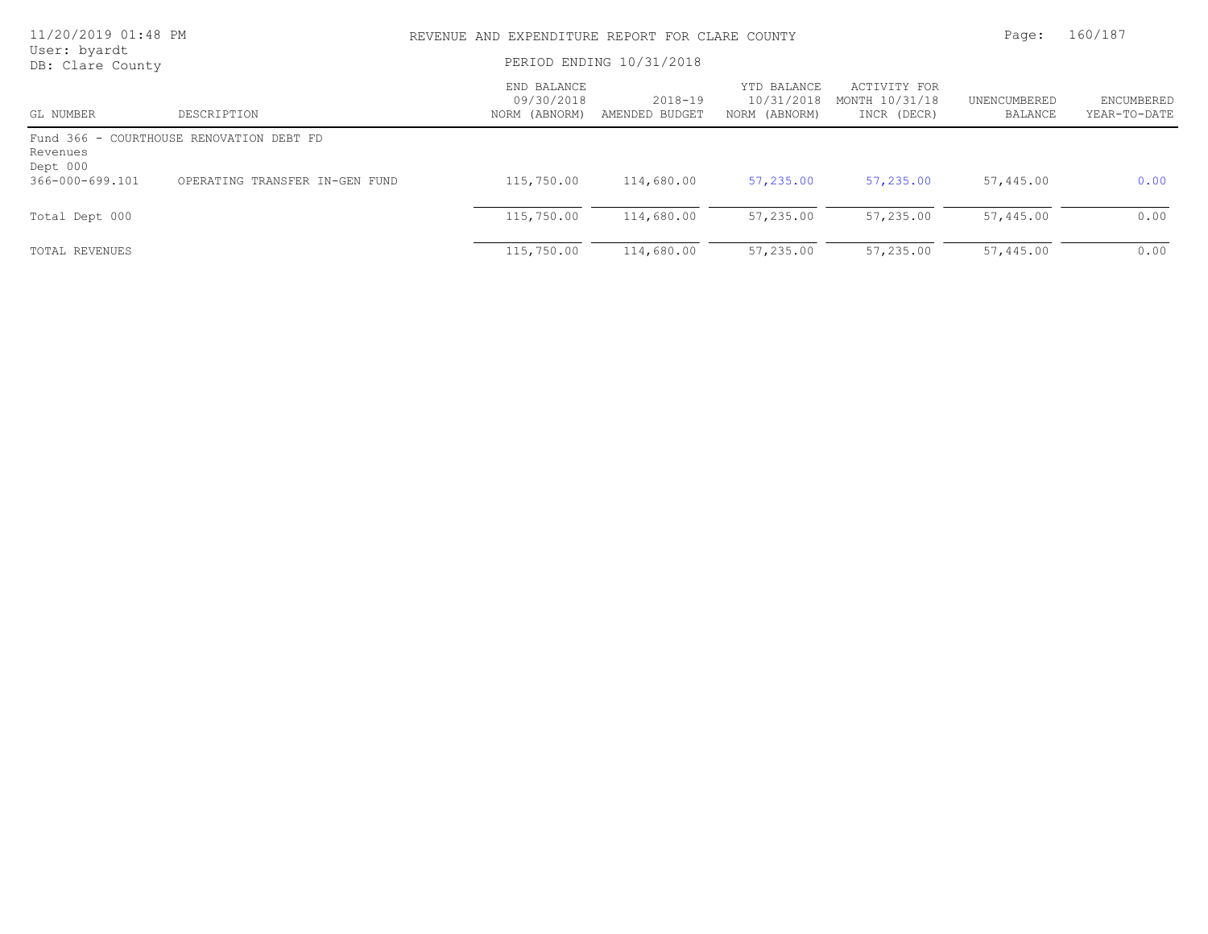REVENUE AND EXPENDITURE REPORT FOR CLARE COUNTY

PERIOD ENDING 10/31/2018

User: byardt
DB: Clare County

| GL NUMBER | DESCRIPTION | END BALANCE 09/30/2018 NORM (ABNORM) | 2018-19 AMENDED BUDGET | YTD BALANCE 10/31/2018 NORM (ABNORM) | ACTIVITY FOR MONTH 10/31/18 INCR (DECR) | UNENCUMBERED BALANCE | ENCUMBERED YEAR-TO-DATE |
|---|---|---|---|---|---|---|---|
| Fund 366 - COURTHOUSE RENOVATION DEBT FD | | | | | | | |
| Revenues | | | | | | | |
| Dept 000 | | | | | | | |
| 366-000-699.101 | OPERATING TRANSFER IN-GEN FUND | 115,750.00 | 114,680.00 | 57,235.00 | 57,235.00 | 57,445.00 | 0.00 |
| Total Dept 000 | | 115,750.00 | 114,680.00 | 57,235.00 | 57,235.00 | 57,445.00 | 0.00 |
| TOTAL REVENUES | | 115,750.00 | 114,680.00 | 57,235.00 | 57,235.00 | 57,445.00 | 0.00 |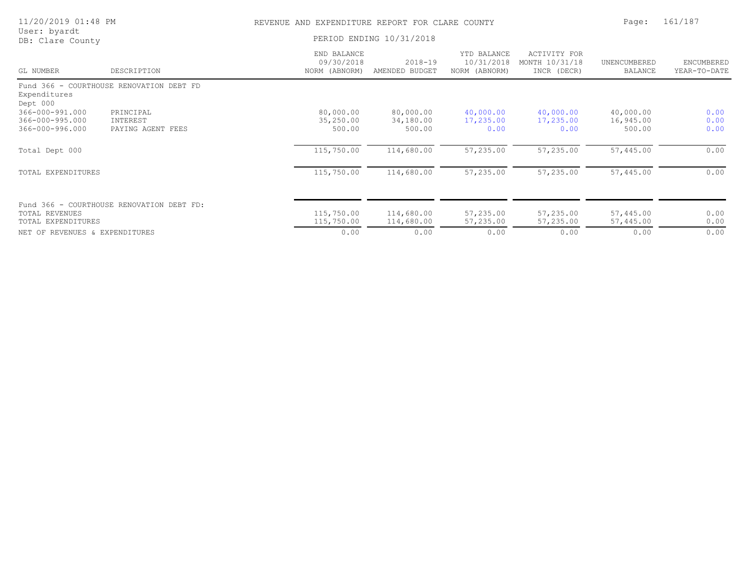# REVENUE AND EXPENDITURE REPORT FOR CLARE COUNTY

PERIOD ENDING 10/31/2018

User: byardt
DB: Clare County

| GL NUMBER | DESCRIPTION | END BALANCE 09/30/2018 NORM (ABNORM) | 2018-19 AMENDED BUDGET | YTD BALANCE 10/31/2018 NORM (ABNORM) | ACTIVITY FOR MONTH 10/31/18 INCR (DECR) | UNENCUMBERED BALANCE | ENCUMBERED YEAR-TO-DATE |
|---|---|---|---|---|---|---|---|
| Fund 366 - COURTHOUSE RENOVATION DEBT FD | | | | | | | |
| Expenditures | | | | | | | |
| Dept 000 | | | | | | | |
| 366-000-991.000 | PRINCIPAL | 80,000.00 | 80,000.00 | 40,000.00 | 40,000.00 | 40,000.00 | 0.00 |
| 366-000-995.000 | INTEREST | 35,250.00 | 34,180.00 | 17,235.00 | 17,235.00 | 16,945.00 | 0.00 |
| 366-000-996.000 | PAYING AGENT FEES | 500.00 | 500.00 | 0.00 | 0.00 | 500.00 | 0.00 |
| Total Dept 000 | | 115,750.00 | 114,680.00 | 57,235.00 | 57,235.00 | 57,445.00 | 0.00 |
| TOTAL EXPENDITURES | | 115,750.00 | 114,680.00 | 57,235.00 | 57,235.00 | 57,445.00 | 0.00 |
| Fund 366 - COURTHOUSE RENOVATION DEBT FD: | | | | | | | |
| TOTAL REVENUES | | 115,750.00 | 114,680.00 | 57,235.00 | 57,235.00 | 57,445.00 | 0.00 |
| TOTAL EXPENDITURES | | 115,750.00 | 114,680.00 | 57,235.00 | 57,235.00 | 57,445.00 | 0.00 |
| NET OF REVENUES & EXPENDITURES | | 0.00 | 0.00 | 0.00 | 0.00 | 0.00 | 0.00 |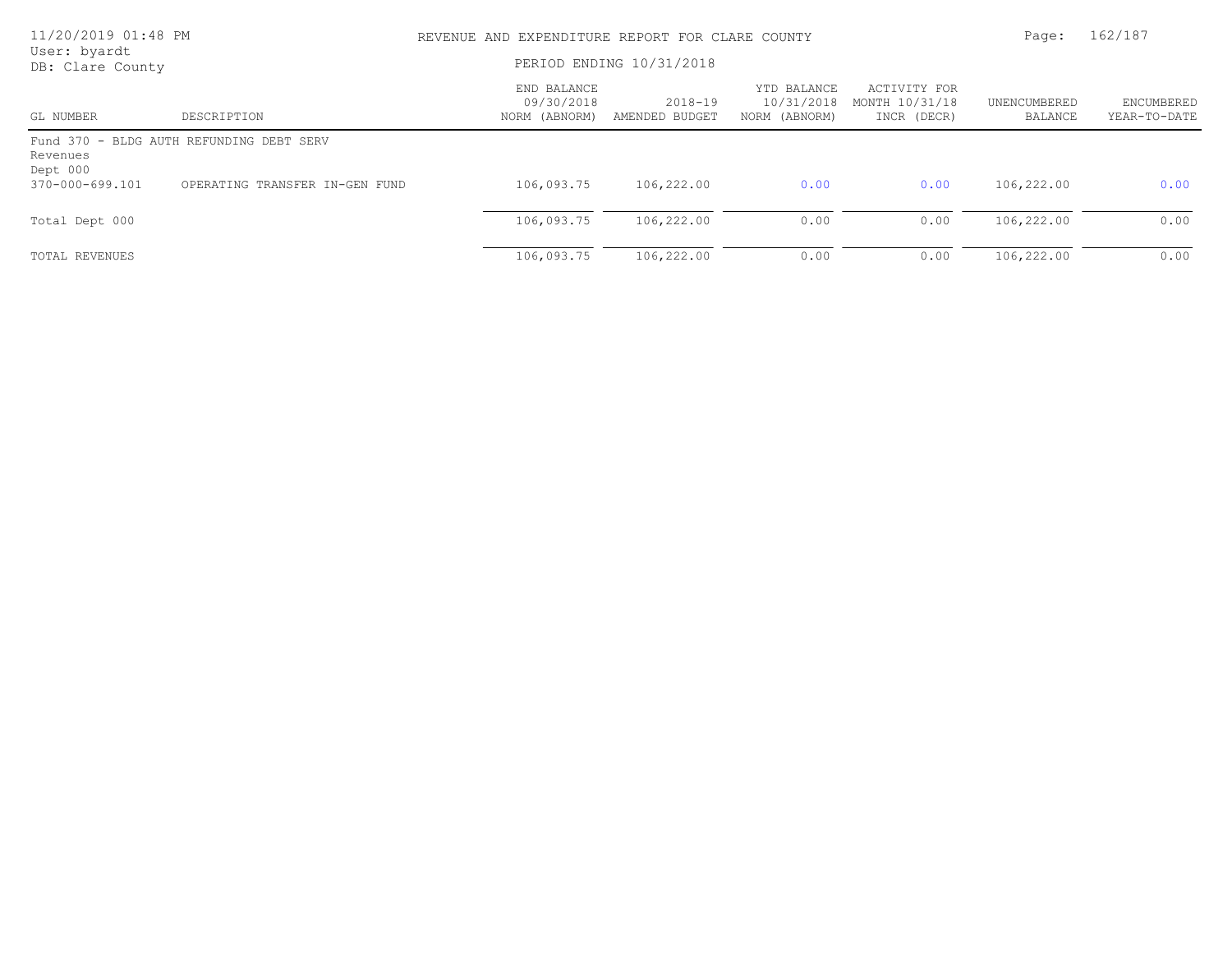REVENUE AND EXPENDITURE REPORT FOR CLARE COUNTY

PERIOD ENDING 10/31/2018

| GL NUMBER | DESCRIPTION | END BALANCE 09/30/2018 NORM (ABNORM) | 2018-19 AMENDED BUDGET | YTD BALANCE 10/31/2018 NORM (ABNORM) | ACTIVITY FOR MONTH 10/31/18 INCR (DECR) | UNENCUMBERED BALANCE | ENCUMBERED YEAR-TO-DATE |
|---|---|---|---|---|---|---|---|
| Fund 370 - BLDG AUTH REFUNDING DEBT SERV | | | | | | | |
| Revenues | | | | | | | |
| Dept 000 | | | | | | | |
| 370-000-699.101 | OPERATING TRANSFER IN-GEN FUND | 106,093.75 | 106,222.00 | 0.00 | 0.00 | 106,222.00 | 0.00 |
| Total Dept 000 | | 106,093.75 | 106,222.00 | 0.00 | 0.00 | 106,222.00 | 0.00 |
| TOTAL REVENUES | | 106,093.75 | 106,222.00 | 0.00 | 0.00 | 106,222.00 | 0.00 |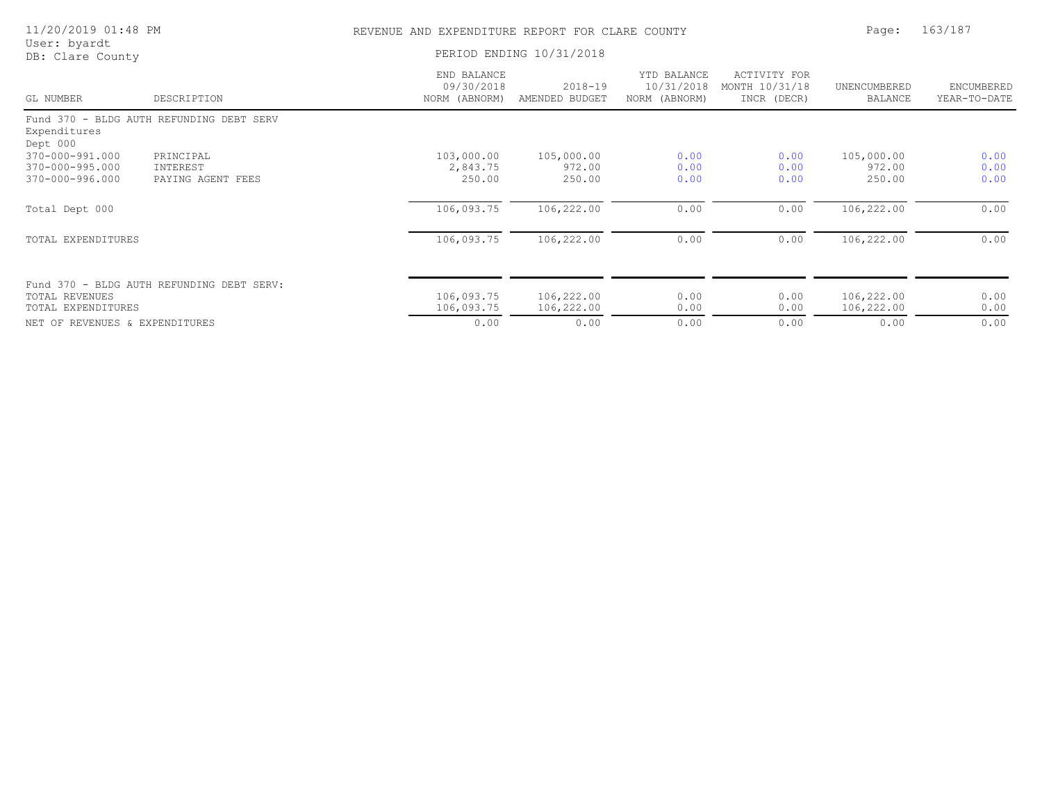REVENUE AND EXPENDITURE REPORT FOR CLARE COUNTY

PERIOD ENDING 10/31/2018

| GL NUMBER | DESCRIPTION | END BALANCE 09/30/2018 NORM (ABNORM) | 2018-19 AMENDED BUDGET | YTD BALANCE 10/31/2018 NORM (ABNORM) | ACTIVITY FOR MONTH 10/31/18 INCR (DECR) | UNENCUMBERED BALANCE | ENCUMBERED YEAR-TO-DATE |
|---|---|---|---|---|---|---|---|
| Fund 370 - BLDG AUTH REFUNDING DEBT SERV | | | | | | | |
| Expenditures | | | | | | | |
| Dept 000 | | | | | | | |
| 370-000-991.000 | PRINCIPAL | 103,000.00 | 105,000.00 | 0.00 | 0.00 | 105,000.00 | 0.00 |
| 370-000-995.000 | INTEREST | 2,843.75 | 972.00 | 0.00 | 0.00 | 972.00 | 0.00 |
| 370-000-996.000 | PAYING AGENT FEES | 250.00 | 250.00 | 0.00 | 0.00 | 250.00 | 0.00 |
| Total Dept 000 | | 106,093.75 | 106,222.00 | 0.00 | 0.00 | 106,222.00 | 0.00 |
| TOTAL EXPENDITURES | | 106,093.75 | 106,222.00 | 0.00 | 0.00 | 106,222.00 | 0.00 |
| Fund 370 - BLDG AUTH REFUNDING DEBT SERV: | | | | | | | |
| TOTAL REVENUES | | 106,093.75 | 106,222.00 | 0.00 | 0.00 | 106,222.00 | 0.00 |
| TOTAL EXPENDITURES | | 106,093.75 | 106,222.00 | 0.00 | 0.00 | 106,222.00 | 0.00 |
| NET OF REVENUES & EXPENDITURES | | 0.00 | 0.00 | 0.00 | 0.00 | 0.00 | 0.00 |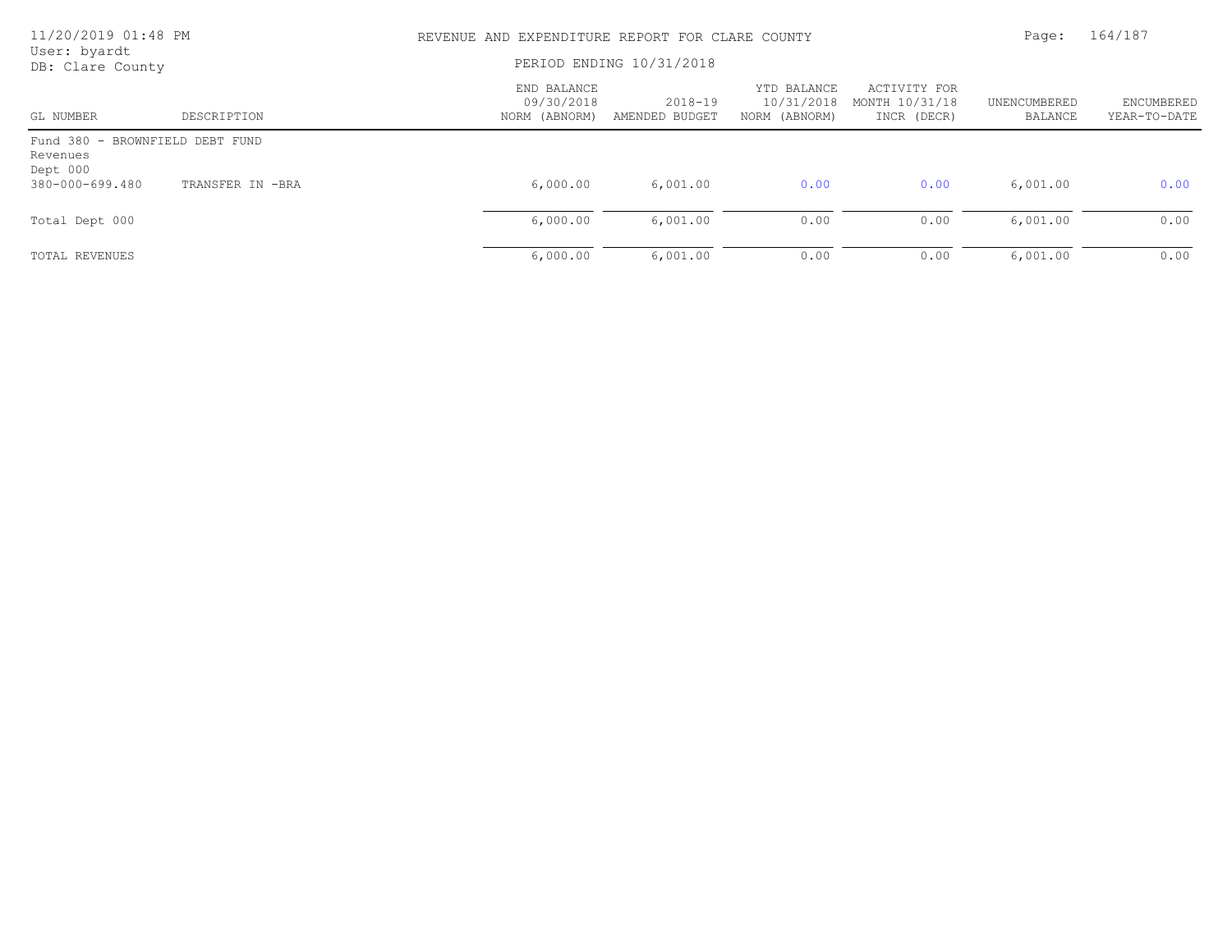REVENUE AND EXPENDITURE REPORT FOR CLARE COUNTY

PERIOD ENDING 10/31/2018

11/20/2019 01:48 PM
User: byardt
DB: Clare County

| GL NUMBER | DESCRIPTION | END BALANCE 09/30/2018 NORM (ABNORM) | 2018-19 AMENDED BUDGET | YTD BALANCE 10/31/2018 NORM (ABNORM) | ACTIVITY FOR MONTH 10/31/18 INCR (DECR) | UNENCUMBERED BALANCE | ENCUMBERED YEAR-TO-DATE |
|---|---|---|---|---|---|---|---|
| Fund 380 - BROWNFIELD DEBT FUND | | | | | | | |
| Revenues | | | | | | | |
| Dept 000 | | | | | | | |
| 380-000-699.480 | TRANSFER IN -BRA | 6,000.00 | 6,001.00 | 0.00 | 0.00 | 6,001.00 | 0.00 |
| Total Dept 000 | | 6,000.00 | 6,001.00 | 0.00 | 0.00 | 6,001.00 | 0.00 |
| TOTAL REVENUES | | 6,000.00 | 6,001.00 | 0.00 | 0.00 | 6,001.00 | 0.00 |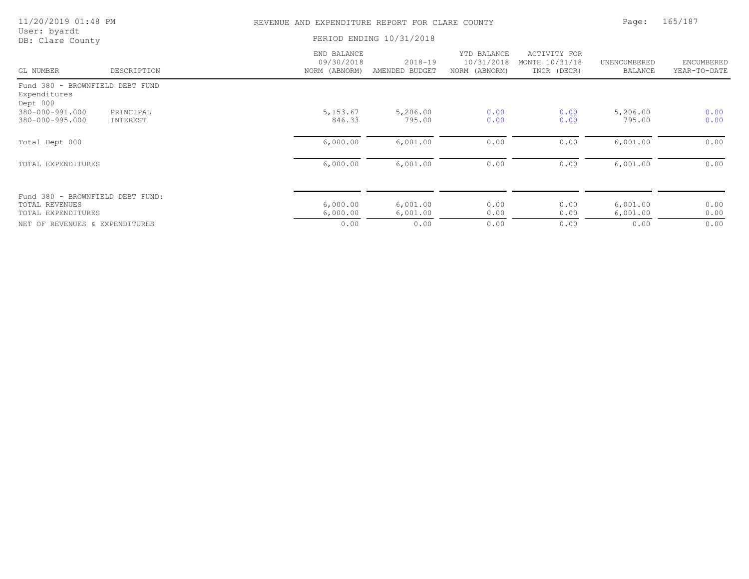REVENUE AND EXPENDITURE REPORT FOR CLARE COUNTY

PERIOD ENDING 10/31/2018

| GL NUMBER | DESCRIPTION | END BALANCE 09/30/2018 NORM (ABNORM) | 2018-19 AMENDED BUDGET | YTD BALANCE 10/31/2018 NORM (ABNORM) | ACTIVITY FOR MONTH 10/31/18 INCR (DECR) | UNENCUMBERED BALANCE | ENCUMBERED YEAR-TO-DATE |
|---|---|---|---|---|---|---|---|
| Fund 380 - BROWNFIELD DEBT FUND | | | | | | | |
| Expenditures | | | | | | | |
| Dept 000 | | | | | | | |
| 380-000-991.000 | PRINCIPAL | 5,153.67 | 5,206.00 | 0.00 | 0.00 | 5,206.00 | 0.00 |
| 380-000-995.000 | INTEREST | 846.33 | 795.00 | 0.00 | 0.00 | 795.00 | 0.00 |
| Total Dept 000 | | 6,000.00 | 6,001.00 | 0.00 | 0.00 | 6,001.00 | 0.00 |
| TOTAL EXPENDITURES | | 6,000.00 | 6,001.00 | 0.00 | 0.00 | 6,001.00 | 0.00 |
| Fund 380 - BROWNFIELD DEBT FUND: | | | | | | | |
| TOTAL REVENUES | | 6,000.00 | 6,001.00 | 0.00 | 0.00 | 6,001.00 | 0.00 |
| TOTAL EXPENDITURES | | 6,000.00 | 6,001.00 | 0.00 | 0.00 | 6,001.00 | 0.00 |
| NET OF REVENUES & EXPENDITURES | | 0.00 | 0.00 | 0.00 | 0.00 | 0.00 | 0.00 |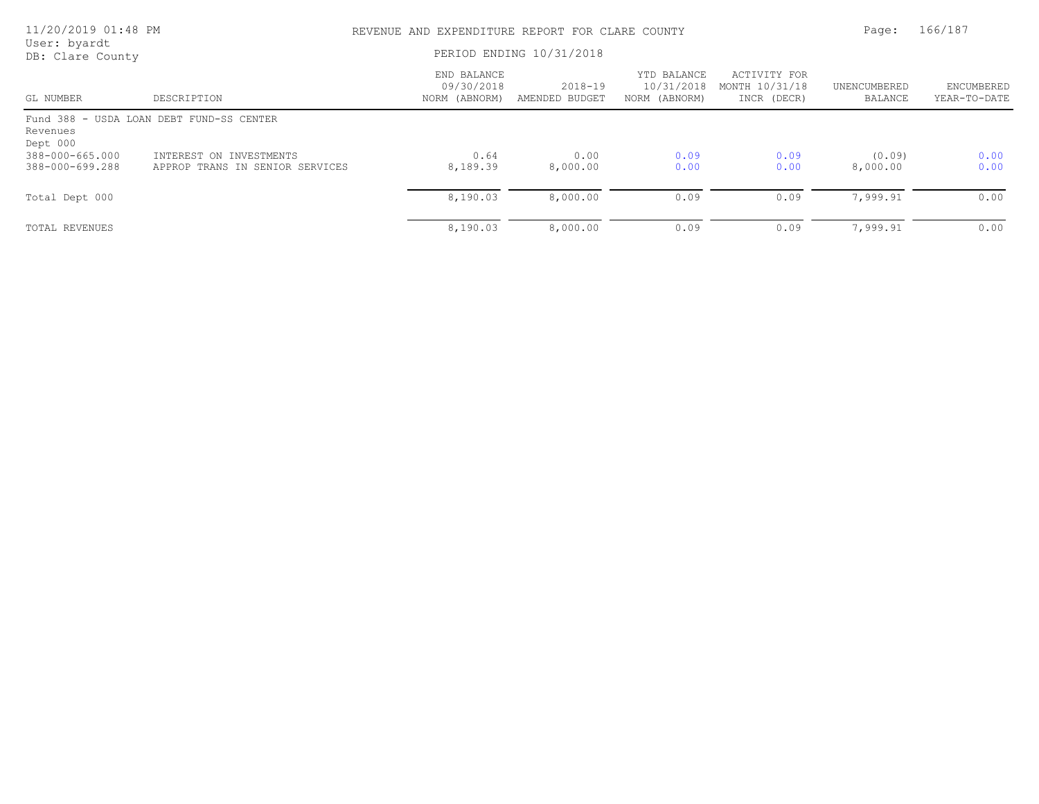REVENUE AND EXPENDITURE REPORT FOR CLARE COUNTY

PERIOD ENDING 10/31/2018

| GL NUMBER | DESCRIPTION | END BALANCE 09/30/2018 NORM (ABNORM) | 2018-19 AMENDED BUDGET | YTD BALANCE 10/31/2018 NORM (ABNORM) | ACTIVITY FOR MONTH 10/31/18 INCR (DECR) | UNENCUMBERED BALANCE | ENCUMBERED YEAR-TO-DATE |
|---|---|---|---|---|---|---|---|
| Fund 388 - USDA LOAN DEBT FUND-SS CENTER | | | | | | | |
| Revenues | | | | | | | |
| Dept 000 | | | | | | | |
| 388-000-665.000 | INTEREST ON INVESTMENTS | 0.64 | 0.00 | 0.09 | 0.09 | (0.09) | 0.00 |
| 388-000-699.288 | APPROP TRANS IN SENIOR SERVICES | 8,189.39 | 8,000.00 | 0.00 | 0.00 | 8,000.00 | 0.00 |
| Total Dept 000 | | 8,190.03 | 8,000.00 | 0.09 | 0.09 | 7,999.91 | 0.00 |
| TOTAL REVENUES | | 8,190.03 | 8,000.00 | 0.09 | 0.09 | 7,999.91 | 0.00 |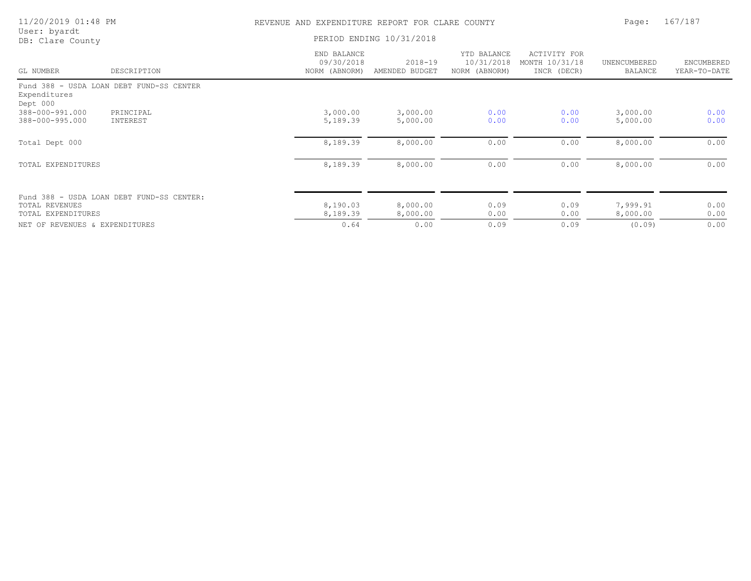# REVENUE AND EXPENDITURE REPORT FOR CLARE COUNTY

PERIOD ENDING 10/31/2018

11/20/2019 01:48 PM
User: byardt
DB: Clare County

| GL NUMBER | DESCRIPTION | END BALANCE 09/30/2018 NORM (ABNORM) | 2018-19 AMENDED BUDGET | YTD BALANCE 10/31/2018 NORM (ABNORM) | ACTIVITY FOR MONTH 10/31/18 INCR (DECR) | UNENCUMBERED BALANCE | ENCUMBERED YEAR-TO-DATE |
|---|---|---|---|---|---|---|---|
| Fund 388 - USDA LOAN DEBT FUND-SS CENTER | | | | | | | |
| Expenditures | | | | | | | |
| Dept 000 | | | | | | | |
| 388-000-991.000 | PRINCIPAL | 3,000.00 | 3,000.00 | 0.00 | 0.00 | 3,000.00 | 0.00 |
| 388-000-995.000 | INTEREST | 5,189.39 | 5,000.00 | 0.00 | 0.00 | 5,000.00 | 0.00 |
| Total Dept 000 | | 8,189.39 | 8,000.00 | 0.00 | 0.00 | 8,000.00 | 0.00 |
| TOTAL EXPENDITURES | | 8,189.39 | 8,000.00 | 0.00 | 0.00 | 8,000.00 | 0.00 |
| Fund 388 - USDA LOAN DEBT FUND-SS CENTER: | | | | | | | |
| TOTAL REVENUES | | 8,190.03 | 8,000.00 | 0.09 | 0.09 | 7,999.91 | 0.00 |
| TOTAL EXPENDITURES | | 8,189.39 | 8,000.00 | 0.00 | 0.00 | 8,000.00 | 0.00 |
| NET OF REVENUES & EXPENDITURES | | 0.64 | 0.00 | 0.09 | 0.09 | (0.09) | 0.00 |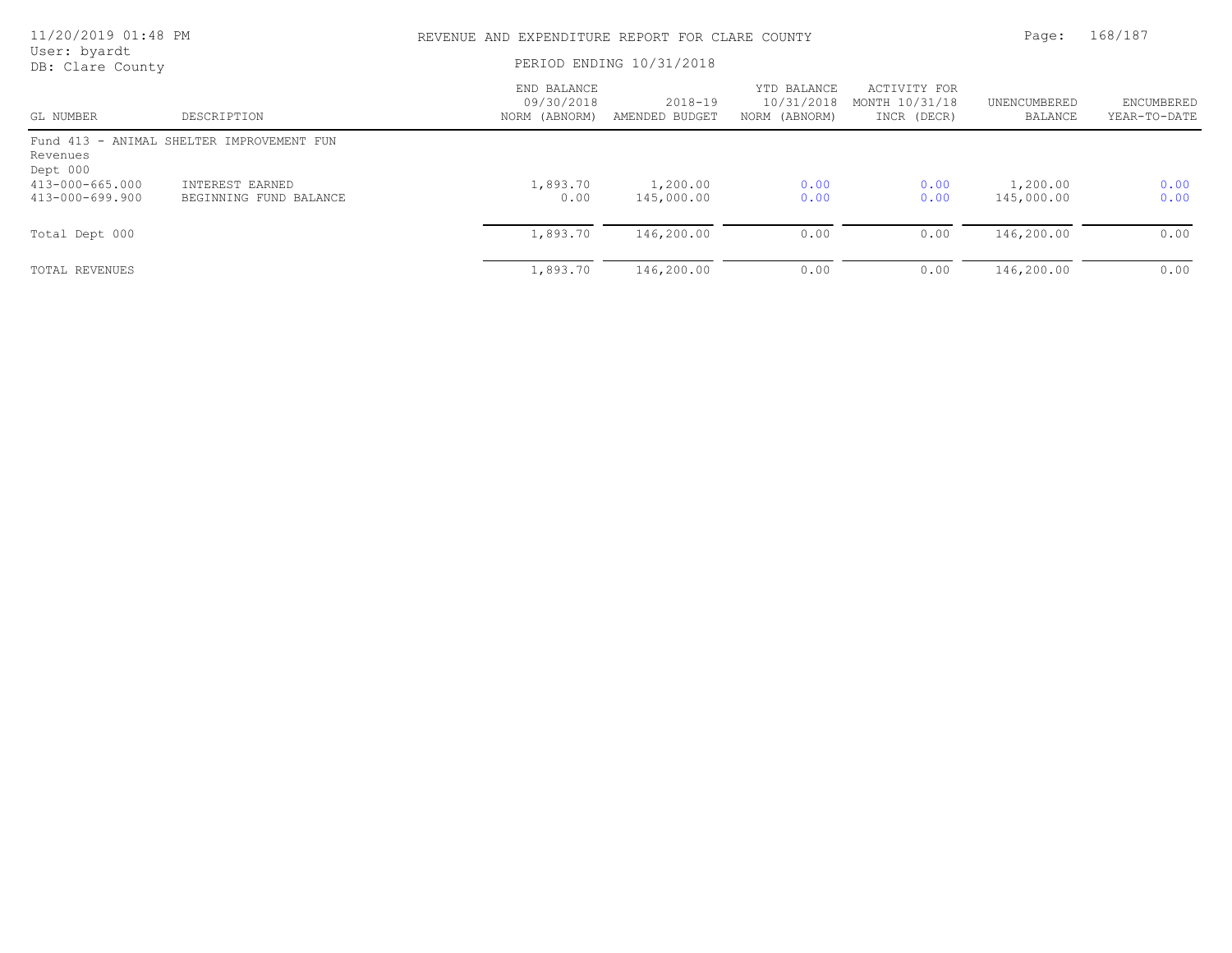REVENUE AND EXPENDITURE REPORT FOR CLARE COUNTY

PERIOD ENDING 10/31/2018

User: byardt
DB: Clare County

| GL NUMBER | DESCRIPTION | END BALANCE 09/30/2018 NORM (ABNORM) | 2018-19 AMENDED BUDGET | YTD BALANCE 10/31/2018 NORM (ABNORM) | ACTIVITY FOR MONTH 10/31/18 INCR (DECR) | UNENCUMBERED BALANCE | ENCUMBERED YEAR-TO-DATE |
|---|---|---|---|---|---|---|---|
| Fund 413 - ANIMAL SHELTER IMPROVEMENT FUN | | | | | | | |
| Revenues | | | | | | | |
| Dept 000 | | | | | | | |
| 413-000-665.000 | INTEREST EARNED | 1,893.70 | 1,200.00 | 0.00 | 0.00 | 1,200.00 | 0.00 |
| 413-000-699.900 | BEGINNING FUND BALANCE | 0.00 | 145,000.00 | 0.00 | 0.00 | 145,000.00 | 0.00 |
| Total Dept 000 | | 1,893.70 | 146,200.00 | 0.00 | 0.00 | 146,200.00 | 0.00 |
| TOTAL REVENUES | | 1,893.70 | 146,200.00 | 0.00 | 0.00 | 146,200.00 | 0.00 |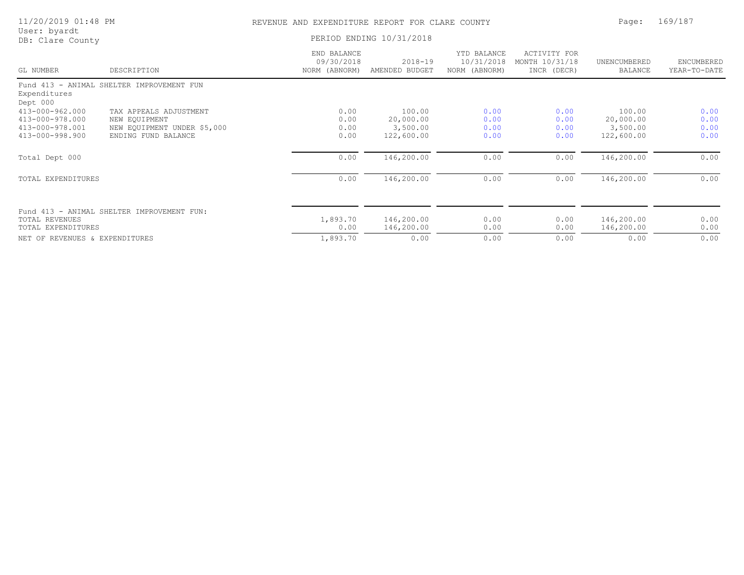# REVENUE AND EXPENDITURE REPORT FOR CLARE COUNTY

PERIOD ENDING 10/31/2018

User: byardt
DB: Clare County

| GL NUMBER | DESCRIPTION | END BALANCE 09/30/2018 NORM (ABNORM) | 2018-19 AMENDED BUDGET | YTD BALANCE 10/31/2018 NORM (ABNORM) | ACTIVITY FOR MONTH 10/31/18 INCR (DECR) | UNENCUMBERED BALANCE | ENCUMBERED YEAR-TO-DATE |
|---|---|---|---|---|---|---|---|
| Fund 413 - ANIMAL SHELTER IMPROVEMENT FUN | | | | | | | |
| Expenditures | | | | | | | |
| Dept 000 | | | | | | | |
| 413-000-962.000 | TAX APPEALS ADJUSTMENT | 0.00 | 100.00 | 0.00 | 0.00 | 100.00 | 0.00 |
| 413-000-978.000 | NEW EQUIPMENT | 0.00 | 20,000.00 | 0.00 | 0.00 | 20,000.00 | 0.00 |
| 413-000-978.001 | NEW EQUIPMENT UNDER $5,000 | 0.00 | 3,500.00 | 0.00 | 0.00 | 3,500.00 | 0.00 |
| 413-000-998.900 | ENDING FUND BALANCE | 0.00 | 122,600.00 | 0.00 | 0.00 | 122,600.00 | 0.00 |
| Total Dept 000 | | 0.00 | 146,200.00 | 0.00 | 0.00 | 146,200.00 | 0.00 |
| TOTAL EXPENDITURES | | 0.00 | 146,200.00 | 0.00 | 0.00 | 146,200.00 | 0.00 |
| Fund 413 - ANIMAL SHELTER IMPROVEMENT FUN: | | | | | | | |
| TOTAL REVENUES | | 1,893.70 | 146,200.00 | 0.00 | 0.00 | 146,200.00 | 0.00 |
| TOTAL EXPENDITURES | | 0.00 | 146,200.00 | 0.00 | 0.00 | 146,200.00 | 0.00 |
| NET OF REVENUES & EXPENDITURES | | 1,893.70 | 0.00 | 0.00 | 0.00 | 0.00 | 0.00 |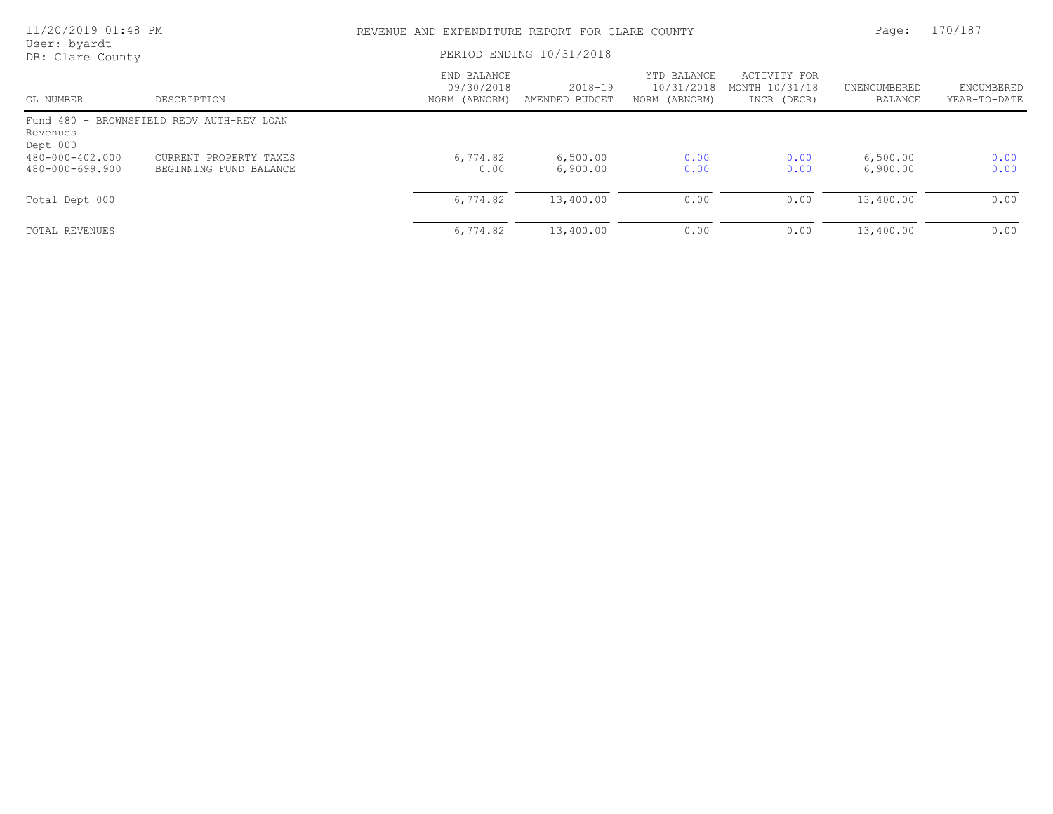REVENUE AND EXPENDITURE REPORT FOR CLARE COUNTY

PERIOD ENDING 10/31/2018

User: byardt
DB: Clare County

| GL NUMBER | DESCRIPTION | END BALANCE 09/30/2018 NORM (ABNORM) | 2018-19 AMENDED BUDGET | YTD BALANCE 10/31/2018 NORM (ABNORM) | ACTIVITY FOR MONTH 10/31/18 INCR (DECR) | UNENCUMBERED BALANCE | ENCUMBERED YEAR-TO-DATE |
|---|---|---|---|---|---|---|---|
| Fund 480 - BROWNSFIELD REDV AUTH-REV LOAN | | | | | | | |
| Revenues | | | | | | | |
| Dept 000 | | | | | | | |
| 480-000-402.000 | CURRENT PROPERTY TAXES | 6,774.82 | 6,500.00 | 0.00 | 0.00 | 6,500.00 | 0.00 |
| 480-000-699.900 | BEGINNING FUND BALANCE | 0.00 | 6,900.00 | 0.00 | 0.00 | 6,900.00 | 0.00 |
| Total Dept 000 | | 6,774.82 | 13,400.00 | 0.00 | 0.00 | 13,400.00 | 0.00 |
| TOTAL REVENUES | | 6,774.82 | 13,400.00 | 0.00 | 0.00 | 13,400.00 | 0.00 |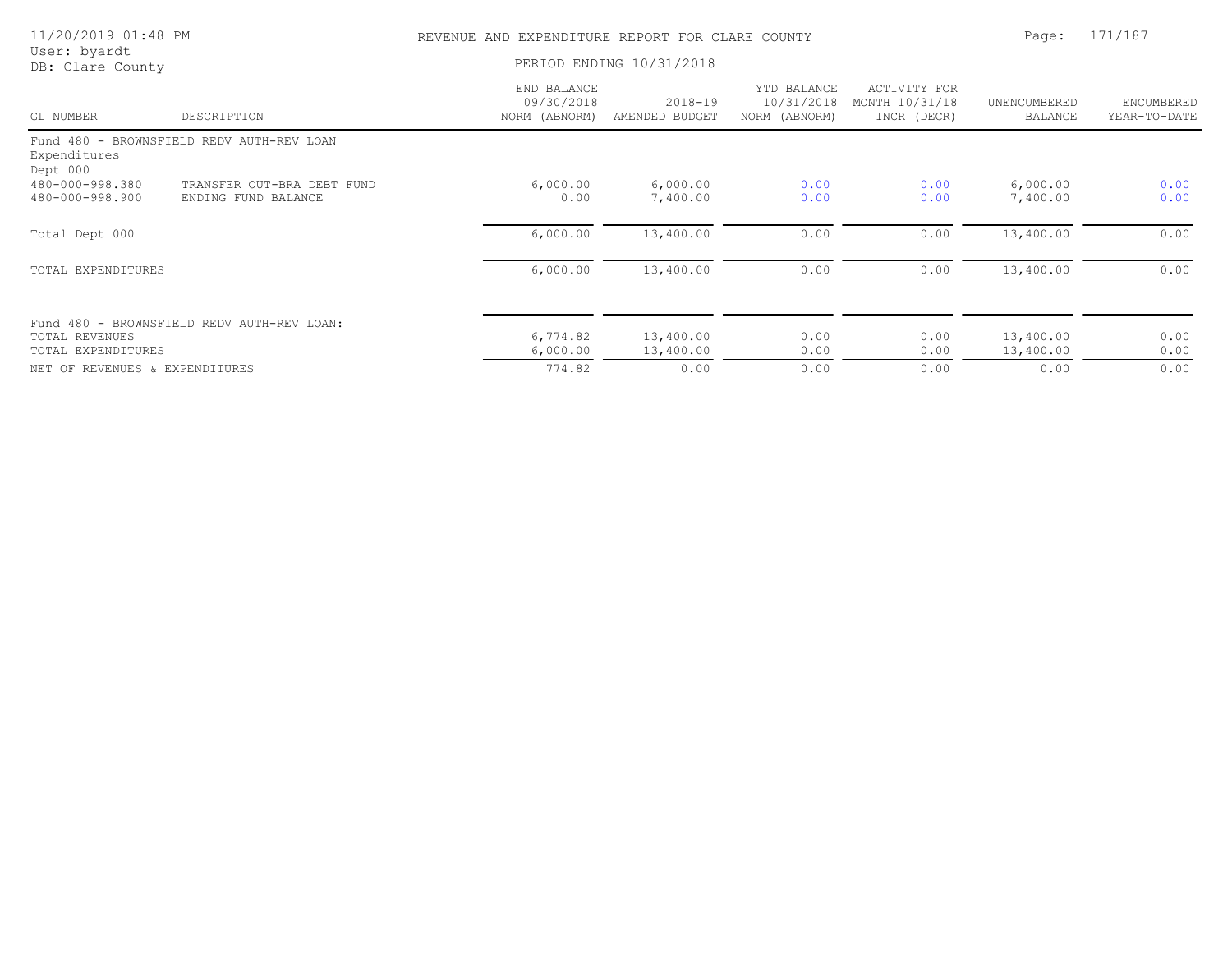REVENUE AND EXPENDITURE REPORT FOR CLARE COUNTY

PERIOD ENDING 10/31/2018

| GL NUMBER | DESCRIPTION | END BALANCE 09/30/2018 NORM (ABNORM) | 2018-19 AMENDED BUDGET | YTD BALANCE 10/31/2018 NORM (ABNORM) | ACTIVITY FOR MONTH 10/31/18 INCR (DECR) | UNENCUMBERED BALANCE | ENCUMBERED YEAR-TO-DATE |
|---|---|---|---|---|---|---|---|
| Fund 480 - BROWNSFIELD REDV AUTH-REV LOAN | | | | | | | |
| Expenditures | | | | | | | |
| Dept 000 | | | | | | | |
| 480-000-998.380 | TRANSFER OUT-BRA DEBT FUND | 6,000.00 | 6,000.00 | 0.00 | 0.00 | 6,000.00 | 0.00 |
| 480-000-998.900 | ENDING FUND BALANCE | 0.00 | 7,400.00 | 0.00 | 0.00 | 7,400.00 | 0.00 |
| Total Dept 000 | | 6,000.00 | 13,400.00 | 0.00 | 0.00 | 13,400.00 | 0.00 |
| TOTAL EXPENDITURES | | 6,000.00 | 13,400.00 | 0.00 | 0.00 | 13,400.00 | 0.00 |
| Fund 480 - BROWNSFIELD REDV AUTH-REV LOAN: | | | | | | | |
| TOTAL REVENUES | | 6,774.82 | 13,400.00 | 0.00 | 0.00 | 13,400.00 | 0.00 |
| TOTAL EXPENDITURES | | 6,000.00 | 13,400.00 | 0.00 | 0.00 | 13,400.00 | 0.00 |
| NET OF REVENUES & EXPENDITURES | | 774.82 | 0.00 | 0.00 | 0.00 | 0.00 | 0.00 |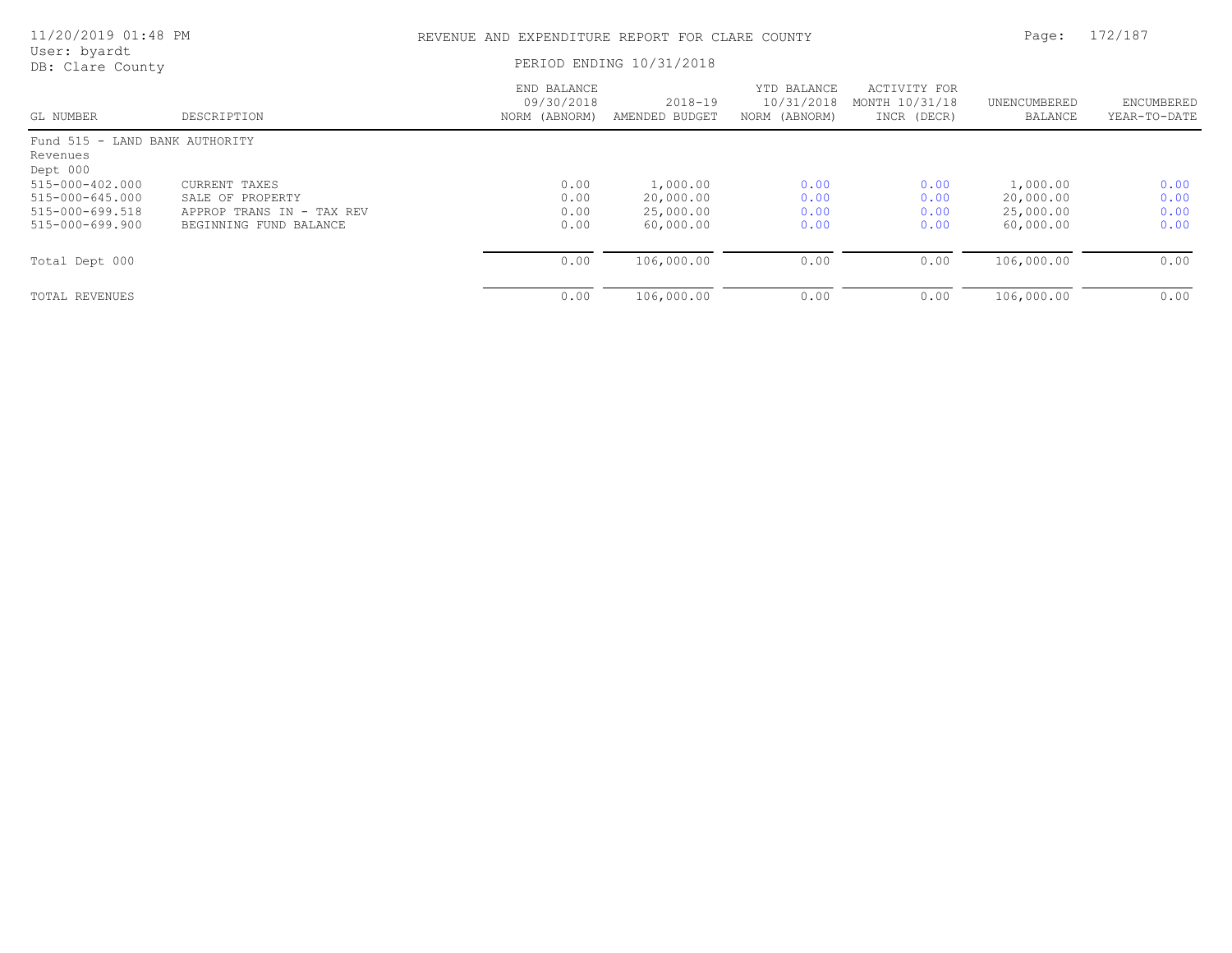# REVENUE AND EXPENDITURE REPORT FOR CLARE COUNTY

11/20/2019 01:48 PM
User: byardt
DB: Clare County

PERIOD ENDING 10/31/2018

| GL NUMBER | DESCRIPTION | END BALANCE 09/30/2018 NORM (ABNORM) | 2018-19 AMENDED BUDGET | YTD BALANCE 10/31/2018 NORM (ABNORM) | ACTIVITY FOR MONTH 10/31/18 INCR (DECR) | UNENCUMBERED BALANCE | ENCUMBERED YEAR-TO-DATE |
|---|---|---|---|---|---|---|---|
| Fund 515 - LAND BANK AUTHORITY | | | | | | | |
| Revenues | | | | | | | |
| Dept 000 | | | | | | | |
| 515-000-402.000 | CURRENT TAXES | 0.00 | 1,000.00 | 0.00 | 0.00 | 1,000.00 | 0.00 |
| 515-000-645.000 | SALE OF PROPERTY | 0.00 | 20,000.00 | 0.00 | 0.00 | 20,000.00 | 0.00 |
| 515-000-699.518 | APPROP TRANS IN - TAX REV | 0.00 | 25,000.00 | 0.00 | 0.00 | 25,000.00 | 0.00 |
| 515-000-699.900 | BEGINNING FUND BALANCE | 0.00 | 60,000.00 | 0.00 | 0.00 | 60,000.00 | 0.00 |
| Total Dept 000 | | 0.00 | 106,000.00 | 0.00 | 0.00 | 106,000.00 | 0.00 |
| TOTAL REVENUES | | 0.00 | 106,000.00 | 0.00 | 0.00 | 106,000.00 | 0.00 |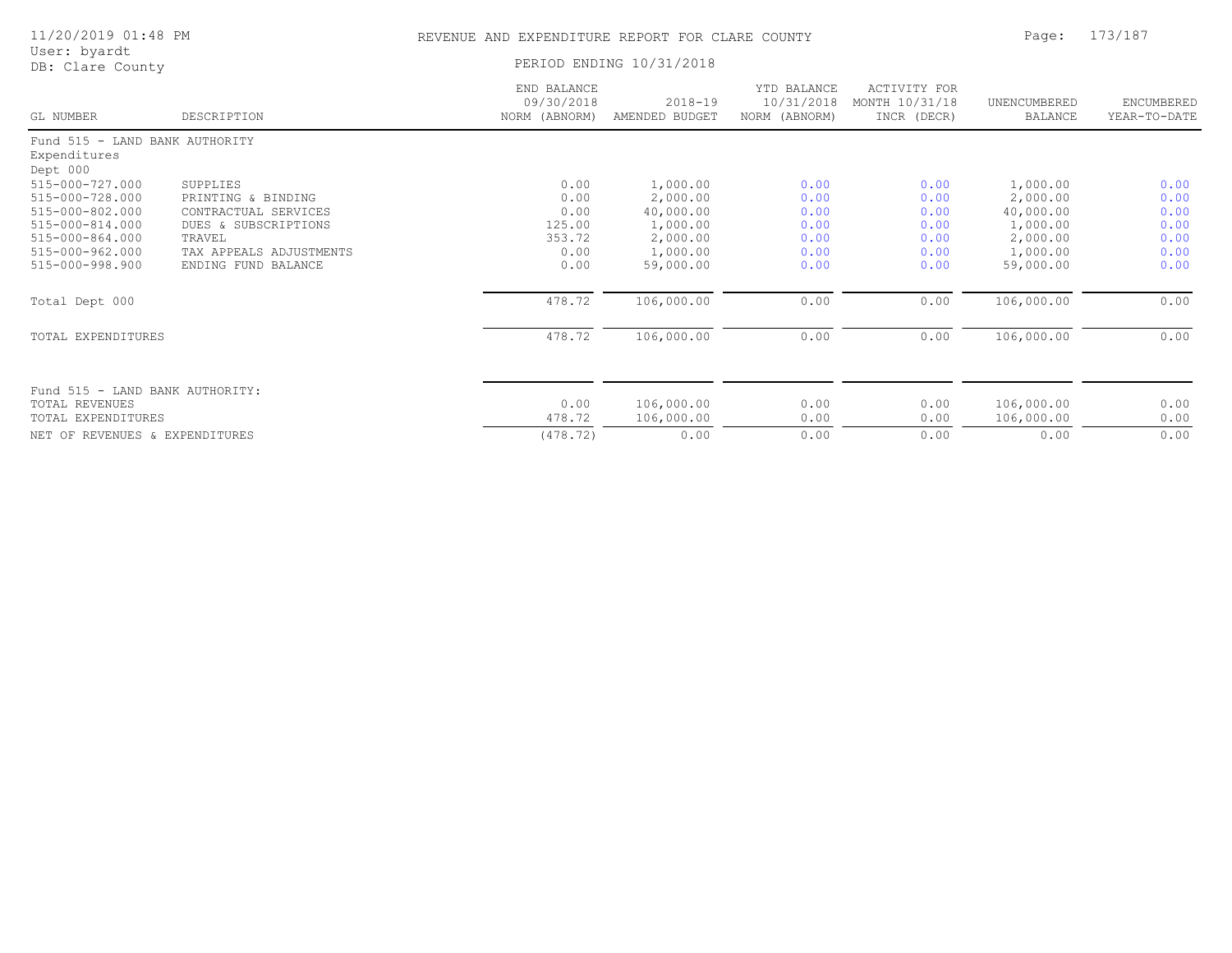# REVENUE AND EXPENDITURE REPORT FOR CLARE COUNTY

11/20/2019 01:48 PM
User: byardt
DB: Clare County

PERIOD ENDING 10/31/2018

| GL NUMBER | DESCRIPTION | END BALANCE 09/30/2018 NORM (ABNORM) | 2018-19 AMENDED BUDGET | YTD BALANCE 10/31/2018 NORM (ABNORM) | ACTIVITY FOR MONTH 10/31/18 INCR (DECR) | UNENCUMBERED BALANCE | ENCUMBERED YEAR-TO-DATE |
|---|---|---|---|---|---|---|---|
| Fund 515 - LAND BANK AUTHORITY | | | | | | | |
| Expenditures | | | | | | | |
| Dept 000 | | | | | | | |
| 515-000-727.000 | SUPPLIES | 0.00 | 1,000.00 | 0.00 | 0.00 | 1,000.00 | 0.00 |
| 515-000-728.000 | PRINTING & BINDING | 0.00 | 2,000.00 | 0.00 | 0.00 | 2,000.00 | 0.00 |
| 515-000-802.000 | CONTRACTUAL SERVICES | 0.00 | 40,000.00 | 0.00 | 0.00 | 40,000.00 | 0.00 |
| 515-000-814.000 | DUES & SUBSCRIPTIONS | 125.00 | 1,000.00 | 0.00 | 0.00 | 1,000.00 | 0.00 |
| 515-000-864.000 | TRAVEL | 353.72 | 2,000.00 | 0.00 | 0.00 | 2,000.00 | 0.00 |
| 515-000-962.000 | TAX APPEALS ADJUSTMENTS | 0.00 | 1,000.00 | 0.00 | 0.00 | 1,000.00 | 0.00 |
| 515-000-998.900 | ENDING FUND BALANCE | 0.00 | 59,000.00 | 0.00 | 0.00 | 59,000.00 | 0.00 |
| Total Dept 000 | | 478.72 | 106,000.00 | 0.00 | 0.00 | 106,000.00 | 0.00 |
| TOTAL EXPENDITURES | | 478.72 | 106,000.00 | 0.00 | 0.00 | 106,000.00 | 0.00 |
| Fund 515 - LAND BANK AUTHORITY: | | | | | | | |
| TOTAL REVENUES | | 0.00 | 106,000.00 | 0.00 | 0.00 | 106,000.00 | 0.00 |
| TOTAL EXPENDITURES | | 478.72 | 106,000.00 | 0.00 | 0.00 | 106,000.00 | 0.00 |
| NET OF REVENUES & EXPENDITURES | | (478.72) | 0.00 | 0.00 | 0.00 | 0.00 | 0.00 |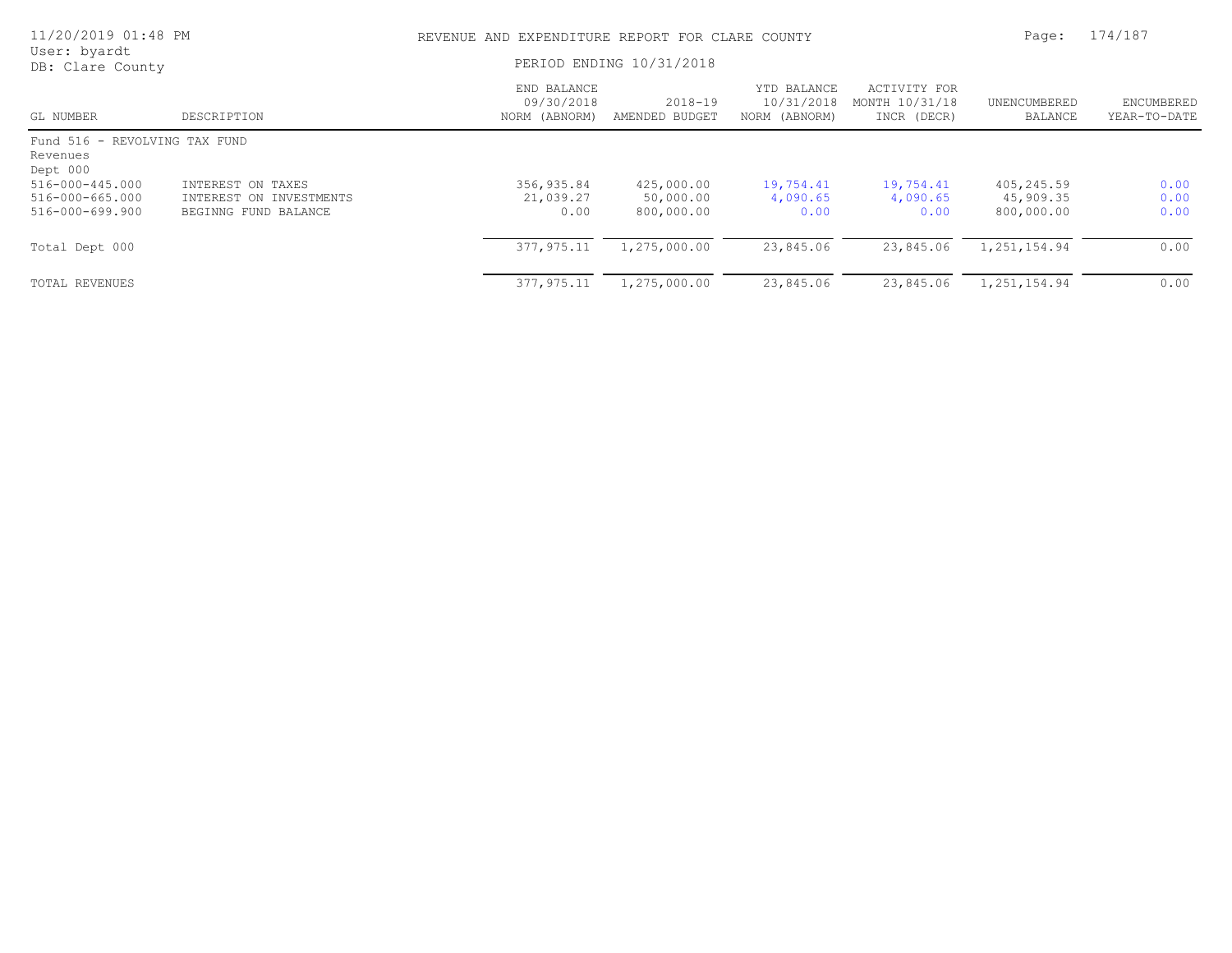REVENUE AND EXPENDITURE REPORT FOR CLARE COUNTY

PERIOD ENDING 10/31/2018

User: byardt
DB: Clare County

| GL NUMBER | DESCRIPTION | END BALANCE 09/30/2018 NORM (ABNORM) | 2018-19 AMENDED BUDGET | YTD BALANCE 10/31/2018 NORM (ABNORM) | ACTIVITY FOR MONTH 10/31/18 INCR (DECR) | UNENCUMBERED BALANCE | ENCUMBERED YEAR-TO-DATE |
|---|---|---|---|---|---|---|---|
| Fund 516 - REVOLVING TAX FUND | | | | | | | |
| Revenues | | | | | | | |
| Dept 000 | | | | | | | |
| 516-000-445.000 | INTEREST ON TAXES | 356,935.84 | 425,000.00 | 19,754.41 | 19,754.41 | 405,245.59 | 0.00 |
| 516-000-665.000 | INTEREST ON INVESTMENTS | 21,039.27 | 50,000.00 | 4,090.65 | 4,090.65 | 45,909.35 | 0.00 |
| 516-000-699.900 | BEGINNG FUND BALANCE | 0.00 | 800,000.00 | 0.00 | 0.00 | 800,000.00 | 0.00 |
| Total Dept 000 | | 377,975.11 | 1,275,000.00 | 23,845.06 | 23,845.06 | 1,251,154.94 | 0.00 |
| TOTAL REVENUES | | 377,975.11 | 1,275,000.00 | 23,845.06 | 23,845.06 | 1,251,154.94 | 0.00 |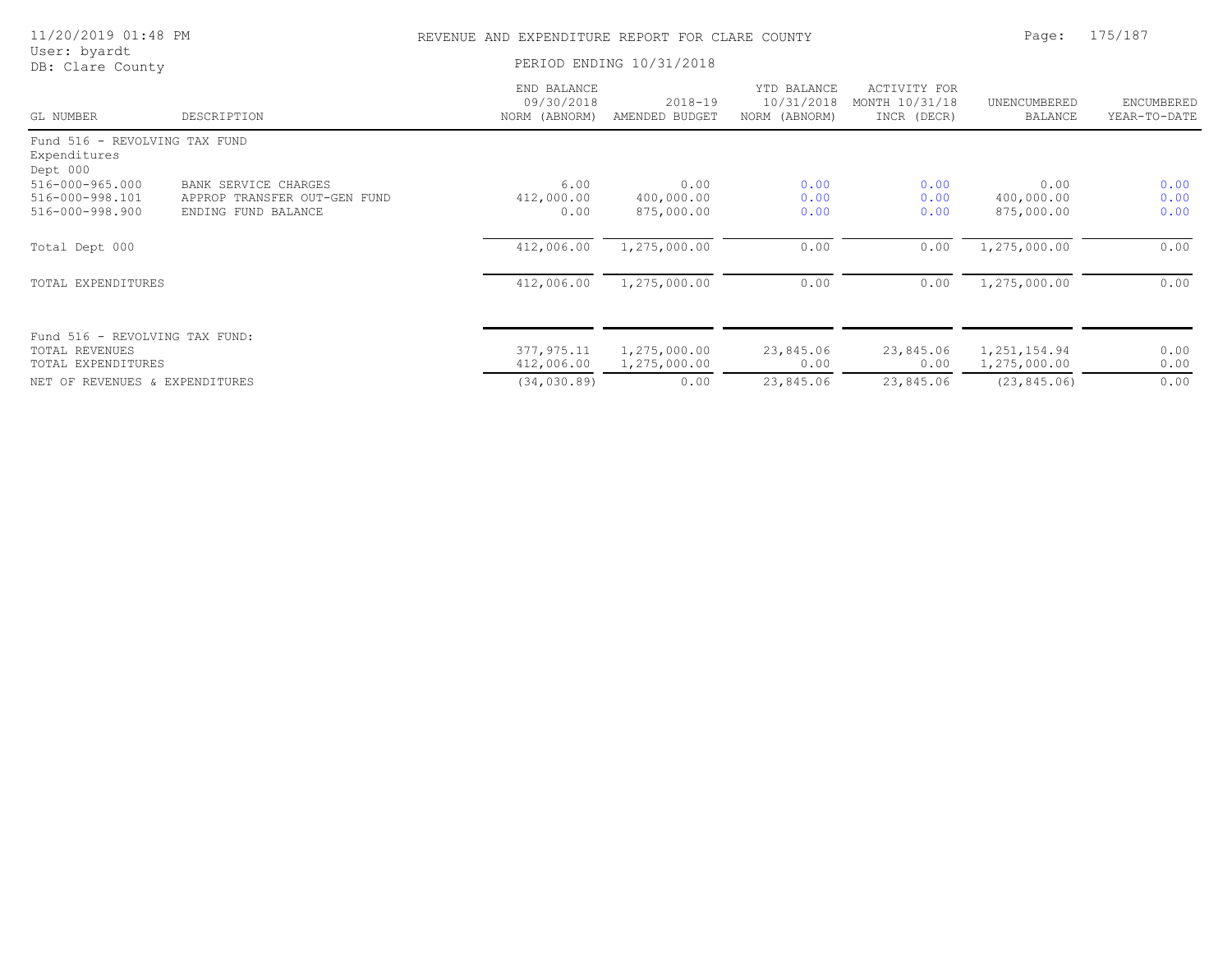REVENUE AND EXPENDITURE REPORT FOR CLARE COUNTY

PERIOD ENDING 10/31/2018

User: byardt
DB: Clare County

| GL NUMBER | DESCRIPTION | END BALANCE 09/30/2018 NORM (ABNORM) | 2018-19 AMENDED BUDGET | YTD BALANCE 10/31/2018 NORM (ABNORM) | ACTIVITY FOR MONTH 10/31/18 INCR (DECR) | UNENCUMBERED BALANCE | ENCUMBERED YEAR-TO-DATE |
|---|---|---|---|---|---|---|---|
| Fund 516 - REVOLVING TAX FUND | | | | | | | |
| Expenditures | | | | | | | |
| Dept 000 | | | | | | | |
| 516-000-965.000 | BANK SERVICE CHARGES | 6.00 | 0.00 | 0.00 | 0.00 | 0.00 | 0.00 |
| 516-000-998.101 | APPROP TRANSFER OUT-GEN FUND | 412,000.00 | 400,000.00 | 0.00 | 0.00 | 400,000.00 | 0.00 |
| 516-000-998.900 | ENDING FUND BALANCE | 0.00 | 875,000.00 | 0.00 | 0.00 | 875,000.00 | 0.00 |
| Total Dept 000 | | 412,006.00 | 1,275,000.00 | 0.00 | 0.00 | 1,275,000.00 | 0.00 |
| TOTAL EXPENDITURES | | 412,006.00 | 1,275,000.00 | 0.00 | 0.00 | 1,275,000.00 | 0.00 |
| Fund 516 - REVOLVING TAX FUND: | | | | | | | |
| TOTAL REVENUES | | 377,975.11 | 1,275,000.00 | 23,845.06 | 23,845.06 | 1,251,154.94 | 0.00 |
| TOTAL EXPENDITURES | | 412,006.00 | 1,275,000.00 | 0.00 | 0.00 | 1,275,000.00 | 0.00 |
| NET OF REVENUES & EXPENDITURES | | (34,030.89) | 0.00 | 23,845.06 | 23,845.06 | (23,845.06) | 0.00 |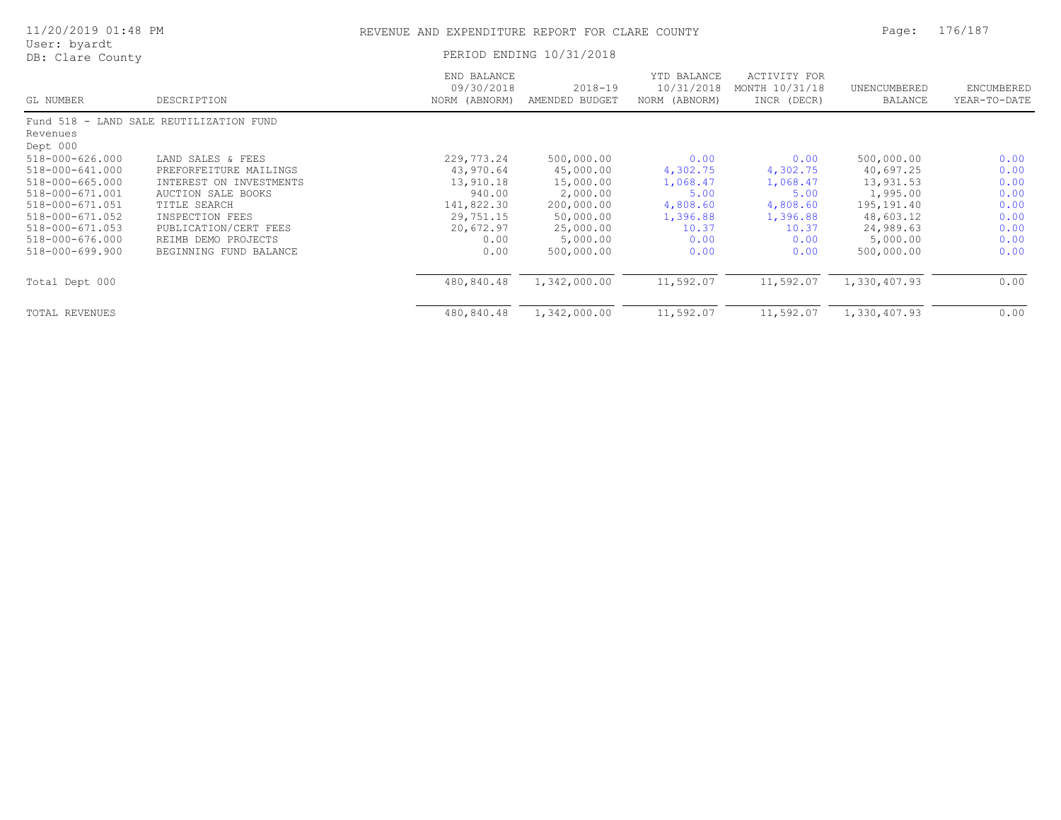REVENUE AND EXPENDITURE REPORT FOR CLARE COUNTY

PERIOD ENDING 10/31/2018

User: byardt
DB: Clare County

| GL NUMBER | DESCRIPTION | END BALANCE 09/30/2018 NORM (ABNORM) | 2018-19 AMENDED BUDGET | YTD BALANCE 10/31/2018 NORM (ABNORM) | ACTIVITY FOR MONTH 10/31/18 INCR (DECR) | UNENCUMBERED BALANCE | ENCUMBERED YEAR-TO-DATE |
|---|---|---|---|---|---|---|---|
| Fund 518 - LAND SALE REUTILIZATION FUND | | | | | | | |
| Revenues | | | | | | | |
| Dept 000 | | | | | | | |
| 518-000-626.000 | LAND SALES & FEES | 229,773.24 | 500,000.00 | 0.00 | 0.00 | 500,000.00 | 0.00 |
| 518-000-641.000 | PREFORFEITURE MAILINGS | 43,970.64 | 45,000.00 | 4,302.75 | 4,302.75 | 40,697.25 | 0.00 |
| 518-000-665.000 | INTEREST ON INVESTMENTS | 13,910.18 | 15,000.00 | 1,068.47 | 1,068.47 | 13,931.53 | 0.00 |
| 518-000-671.001 | AUCTION SALE BOOKS | 940.00 | 2,000.00 | 5.00 | 5.00 | 1,995.00 | 0.00 |
| 518-000-671.051 | TITLE SEARCH | 141,822.30 | 200,000.00 | 4,808.60 | 4,808.60 | 195,191.40 | 0.00 |
| 518-000-671.052 | INSPECTION FEES | 29,751.15 | 50,000.00 | 1,396.88 | 1,396.88 | 48,603.12 | 0.00 |
| 518-000-671.053 | PUBLICATION/CERT FEES | 20,672.97 | 25,000.00 | 10.37 | 10.37 | 24,989.63 | 0.00 |
| 518-000-676.000 | REIMB DEMO PROJECTS | 0.00 | 5,000.00 | 0.00 | 0.00 | 5,000.00 | 0.00 |
| 518-000-699.900 | BEGINNING FUND BALANCE | 0.00 | 500,000.00 | 0.00 | 0.00 | 500,000.00 | 0.00 |
| Total Dept 000 | | 480,840.48 | 1,342,000.00 | 11,592.07 | 11,592.07 | 1,330,407.93 | 0.00 |
| TOTAL REVENUES | | 480,840.48 | 1,342,000.00 | 11,592.07 | 11,592.07 | 1,330,407.93 | 0.00 |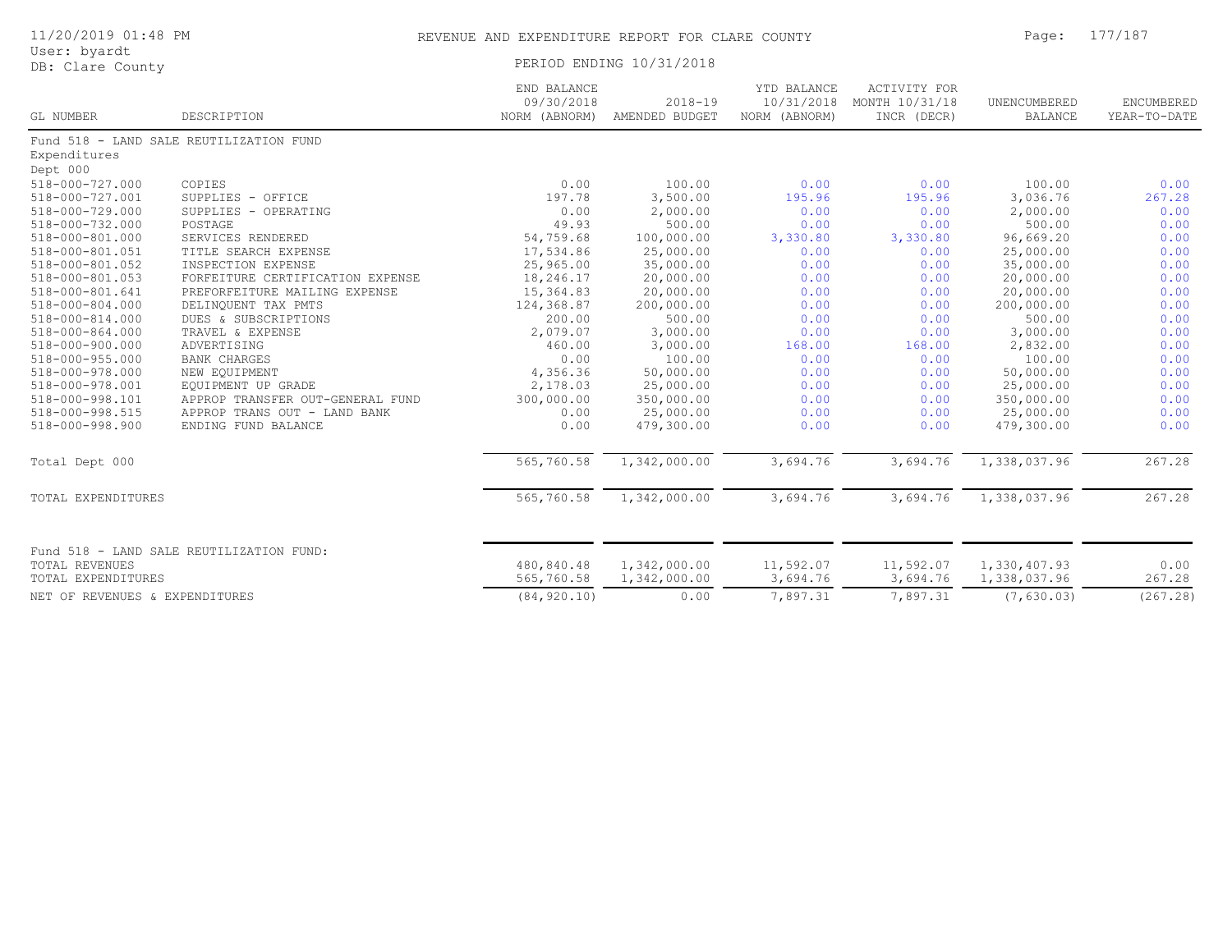REVENUE AND EXPENDITURE REPORT FOR CLARE COUNTY

PERIOD ENDING 10/31/2018

| GL NUMBER | DESCRIPTION | END BALANCE 09/30/2018 NORM (ABNORM) | 2018-19 AMENDED BUDGET | YTD BALANCE 10/31/2018 NORM (ABNORM) | ACTIVITY FOR MONTH 10/31/18 INCR (DECR) | UNENCUMBERED BALANCE | ENCUMBERED YEAR-TO-DATE |
|---|---|---|---|---|---|---|---|
| Fund 518 - LAND SALE REUTILIZATION FUND | | | | | | | |
| Expenditures | | | | | | | |
| Dept 000 | | | | | | | |
| 518-000-727.000 | COPIES | 0.00 | 100.00 | 0.00 | 0.00 | 100.00 | 0.00 |
| 518-000-727.001 | SUPPLIES - OFFICE | 197.78 | 3,500.00 | 195.96 | 195.96 | 3,036.76 | 267.28 |
| 518-000-729.000 | SUPPLIES - OPERATING | 0.00 | 2,000.00 | 0.00 | 0.00 | 2,000.00 | 0.00 |
| 518-000-732.000 | POSTAGE | 49.93 | 500.00 | 0.00 | 0.00 | 500.00 | 0.00 |
| 518-000-801.000 | SERVICES RENDERED | 54,759.68 | 100,000.00 | 3,330.80 | 3,330.80 | 96,669.20 | 0.00 |
| 518-000-801.051 | TITLE SEARCH EXPENSE | 17,534.86 | 25,000.00 | 0.00 | 0.00 | 25,000.00 | 0.00 |
| 518-000-801.052 | INSPECTION EXPENSE | 25,965.00 | 35,000.00 | 0.00 | 0.00 | 35,000.00 | 0.00 |
| 518-000-801.053 | FORFEITURE CERTIFICATION EXPENSE | 18,246.17 | 20,000.00 | 0.00 | 0.00 | 20,000.00 | 0.00 |
| 518-000-801.641 | PREFORFEITURE MAILING EXPENSE | 15,364.83 | 20,000.00 | 0.00 | 0.00 | 20,000.00 | 0.00 |
| 518-000-804.000 | DELINQUENT TAX PMTS | 124,368.87 | 200,000.00 | 0.00 | 0.00 | 200,000.00 | 0.00 |
| 518-000-814.000 | DUES & SUBSCRIPTIONS | 200.00 | 500.00 | 0.00 | 0.00 | 500.00 | 0.00 |
| 518-000-864.000 | TRAVEL & EXPENSE | 2,079.07 | 3,000.00 | 0.00 | 0.00 | 3,000.00 | 0.00 |
| 518-000-900.000 | ADVERTISING | 460.00 | 3,000.00 | 168.00 | 168.00 | 2,832.00 | 0.00 |
| 518-000-955.000 | BANK CHARGES | 0.00 | 100.00 | 0.00 | 0.00 | 100.00 | 0.00 |
| 518-000-978.000 | NEW EQUIPMENT | 4,356.36 | 50,000.00 | 0.00 | 0.00 | 50,000.00 | 0.00 |
| 518-000-978.001 | EQUIPMENT UP GRADE | 2,178.03 | 25,000.00 | 0.00 | 0.00 | 25,000.00 | 0.00 |
| 518-000-998.101 | APPROP TRANSFER OUT-GENERAL FUND | 300,000.00 | 350,000.00 | 0.00 | 0.00 | 350,000.00 | 0.00 |
| 518-000-998.515 | APPROP TRANS OUT - LAND BANK | 0.00 | 25,000.00 | 0.00 | 0.00 | 25,000.00 | 0.00 |
| 518-000-998.900 | ENDING FUND BALANCE | 0.00 | 479,300.00 | 0.00 | 0.00 | 479,300.00 | 0.00 |
| Total Dept 000 | | 565,760.58 | 1,342,000.00 | 3,694.76 | 3,694.76 | 1,338,037.96 | 267.28 |
| TOTAL EXPENDITURES | | 565,760.58 | 1,342,000.00 | 3,694.76 | 3,694.76 | 1,338,037.96 | 267.28 |
| Fund 518 - LAND SALE REUTILIZATION FUND: | | | | | | | |
| TOTAL REVENUES | | 480,840.48 | 1,342,000.00 | 11,592.07 | 11,592.07 | 1,330,407.93 | 0.00 |
| TOTAL EXPENDITURES | | 565,760.58 | 1,342,000.00 | 3,694.76 | 3,694.76 | 1,338,037.96 | 267.28 |
| NET OF REVENUES & EXPENDITURES | | (84,920.10) | 0.00 | 7,897.31 | 7,897.31 | (7,630.03) | (267.28) |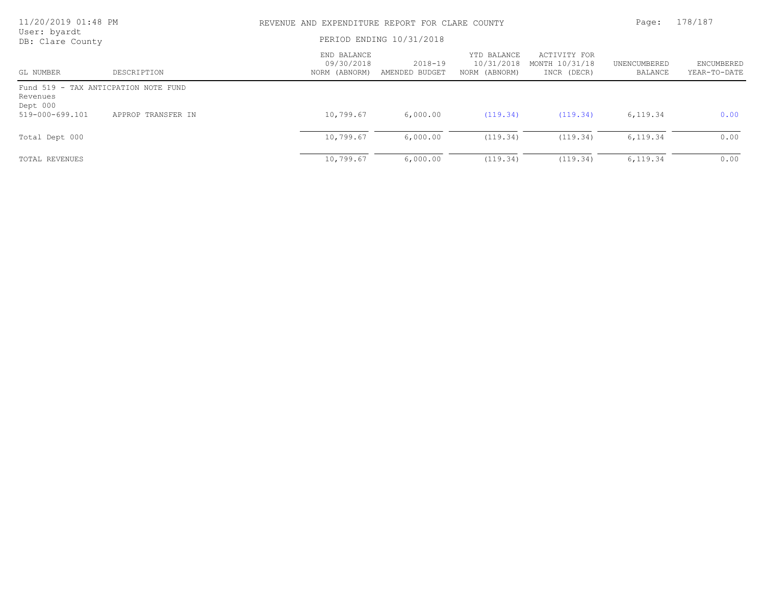REVENUE AND EXPENDITURE REPORT FOR CLARE COUNTY

PERIOD ENDING 10/31/2018

User: byardt
DB: Clare County

| GL NUMBER | DESCRIPTION | END BALANCE 09/30/2018 NORM (ABNORM) | 2018-19 AMENDED BUDGET | YTD BALANCE 10/31/2018 NORM (ABNORM) | ACTIVITY FOR MONTH 10/31/18 INCR (DECR) | UNENCUMBERED BALANCE | ENCUMBERED YEAR-TO-DATE |
|---|---|---|---|---|---|---|---|
| Fund 519 - TAX ANTICPATION NOTE FUND | | | | | | | |
| Revenues | | | | | | | |
| Dept 000 | | | | | | | |
| 519-000-699.101 | APPROP TRANSFER IN | 10,799.67 | 6,000.00 | (119.34) | (119.34) | 6,119.34 | 0.00 |
| Total Dept 000 | | 10,799.67 | 6,000.00 | (119.34) | (119.34) | 6,119.34 | 0.00 |
| TOTAL REVENUES | | 10,799.67 | 6,000.00 | (119.34) | (119.34) | 6,119.34 | 0.00 |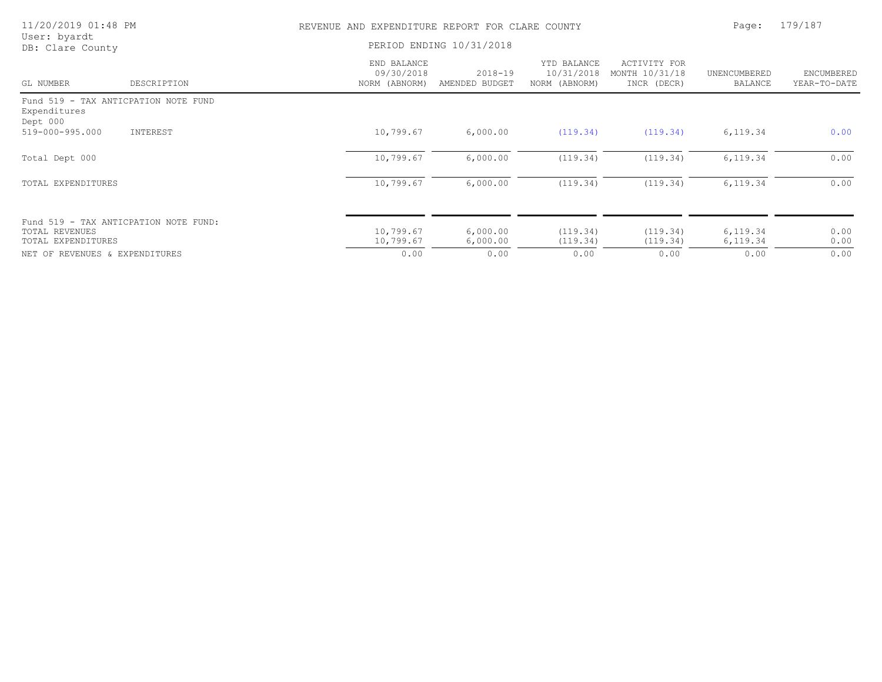REVENUE AND EXPENDITURE REPORT FOR CLARE COUNTY

PERIOD ENDING 10/31/2018

| GL NUMBER | DESCRIPTION | END BALANCE 09/30/2018 NORM (ABNORM) | 2018-19 AMENDED BUDGET | YTD BALANCE 10/31/2018 NORM (ABNORM) | ACTIVITY FOR MONTH 10/31/18 INCR (DECR) | UNENCUMBERED BALANCE | ENCUMBERED YEAR-TO-DATE |
|---|---|---|---|---|---|---|---|
| Fund 519 - TAX ANTICPATION NOTE FUND | | | | | | | |
| Expenditures | | | | | | | |
| Dept 000 | | | | | | | |
| 519-000-995.000 | INTEREST | 10,799.67 | 6,000.00 | (119.34) | (119.34) | 6,119.34 | 0.00 |
| Total Dept 000 | | 10,799.67 | 6,000.00 | (119.34) | (119.34) | 6,119.34 | 0.00 |
| TOTAL EXPENDITURES | | 10,799.67 | 6,000.00 | (119.34) | (119.34) | 6,119.34 | 0.00 |
| Fund 519 - TAX ANTICPATION NOTE FUND: | | | | | | | |
| TOTAL REVENUES | | 10,799.67 | 6,000.00 | (119.34) | (119.34) | 6,119.34 | 0.00 |
| TOTAL EXPENDITURES | | 10,799.67 | 6,000.00 | (119.34) | (119.34) | 6,119.34 | 0.00 |
| NET OF REVENUES & EXPENDITURES | | 0.00 | 0.00 | 0.00 | 0.00 | 0.00 | 0.00 |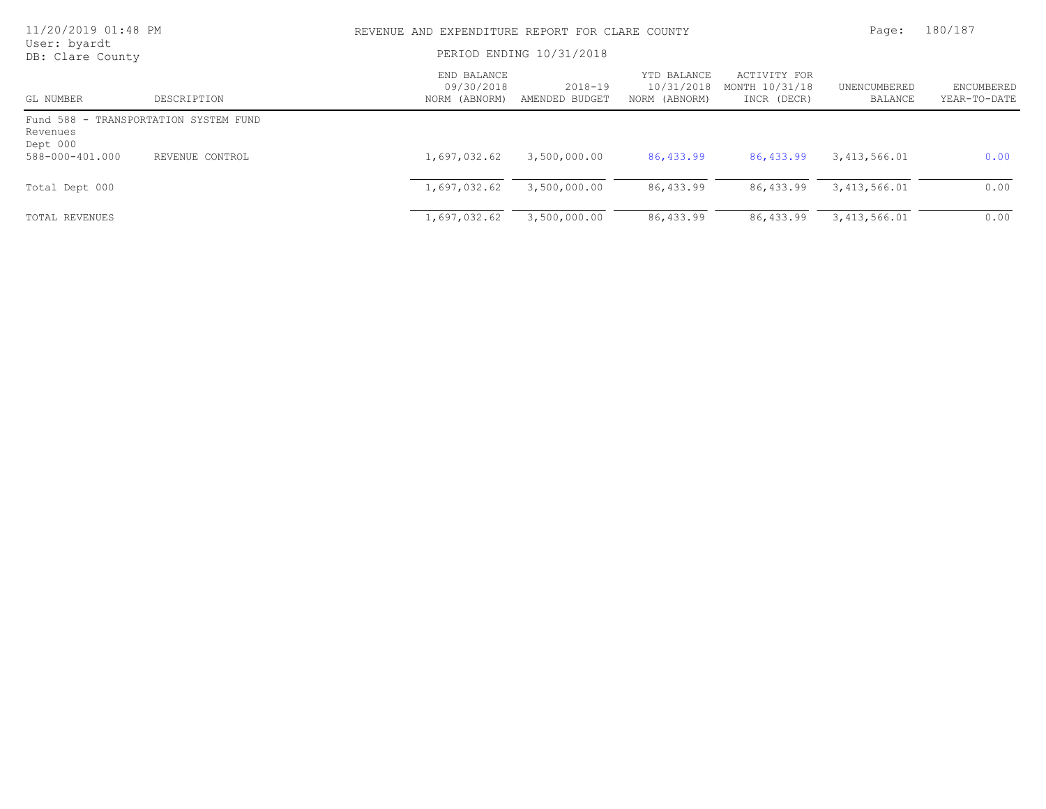REVENUE AND EXPENDITURE REPORT FOR CLARE COUNTY

PERIOD ENDING 10/31/2018

User: byardt
DB: Clare County

| GL NUMBER | DESCRIPTION | END BALANCE 09/30/2018 NORM (ABNORM) | 2018-19 AMENDED BUDGET | YTD BALANCE 10/31/2018 NORM (ABNORM) | ACTIVITY FOR MONTH 10/31/18 INCR (DECR) | UNENCUMBERED BALANCE | ENCUMBERED YEAR-TO-DATE |
|---|---|---|---|---|---|---|---|
| Fund 588 - TRANSPORTATION SYSTEM FUND | | | | | | | |
| Revenues | | | | | | | |
| Dept 000 | | | | | | | |
| 588-000-401.000 | REVENUE CONTROL | 1,697,032.62 | 3,500,000.00 | 86,433.99 | 86,433.99 | 3,413,566.01 | 0.00 |
| Total Dept 000 | | 1,697,032.62 | 3,500,000.00 | 86,433.99 | 86,433.99 | 3,413,566.01 | 0.00 |
| TOTAL REVENUES | | 1,697,032.62 | 3,500,000.00 | 86,433.99 | 86,433.99 | 3,413,566.01 | 0.00 |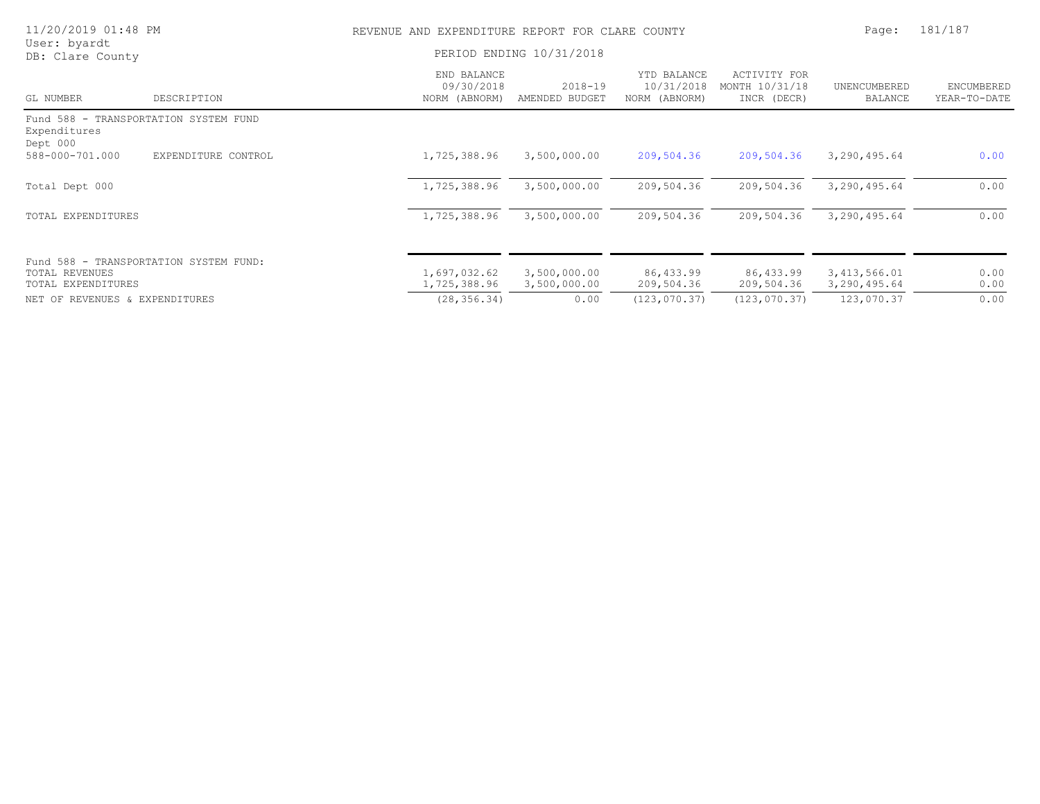REVENUE AND EXPENDITURE REPORT FOR CLARE COUNTY

PERIOD ENDING 10/31/2018

User: byardt
DB: Clare County

| GL NUMBER | DESCRIPTION | END BALANCE 09/30/2018 NORM (ABNORM) | 2018-19 AMENDED BUDGET | YTD BALANCE 10/31/2018 NORM (ABNORM) | ACTIVITY FOR MONTH 10/31/18 INCR (DECR) | UNENCUMBERED BALANCE | ENCUMBERED YEAR-TO-DATE |
|---|---|---|---|---|---|---|---|
| Fund 588 - TRANSPORTATION SYSTEM FUND | | | | | | | |
| Expenditures | | | | | | | |
| Dept 000 | | | | | | | |
| 588-000-701.000 | EXPENDITURE CONTROL | 1,725,388.96 | 3,500,000.00 | 209,504.36 | 209,504.36 | 3,290,495.64 | 0.00 |
| Total Dept 000 | | 1,725,388.96 | 3,500,000.00 | 209,504.36 | 209,504.36 | 3,290,495.64 | 0.00 |
| TOTAL EXPENDITURES | | 1,725,388.96 | 3,500,000.00 | 209,504.36 | 209,504.36 | 3,290,495.64 | 0.00 |
| Fund 588 - TRANSPORTATION SYSTEM FUND: | | | | | | | |
| TOTAL REVENUES | | 1,697,032.62 | 3,500,000.00 | 86,433.99 | 86,433.99 | 3,413,566.01 | 0.00 |
| TOTAL EXPENDITURES | | 1,725,388.96 | 3,500,000.00 | 209,504.36 | 209,504.36 | 3,290,495.64 | 0.00 |
| NET OF REVENUES & EXPENDITURES | | (28,356.34) | 0.00 | (123,070.37) | (123,070.37) | 123,070.37 | 0.00 |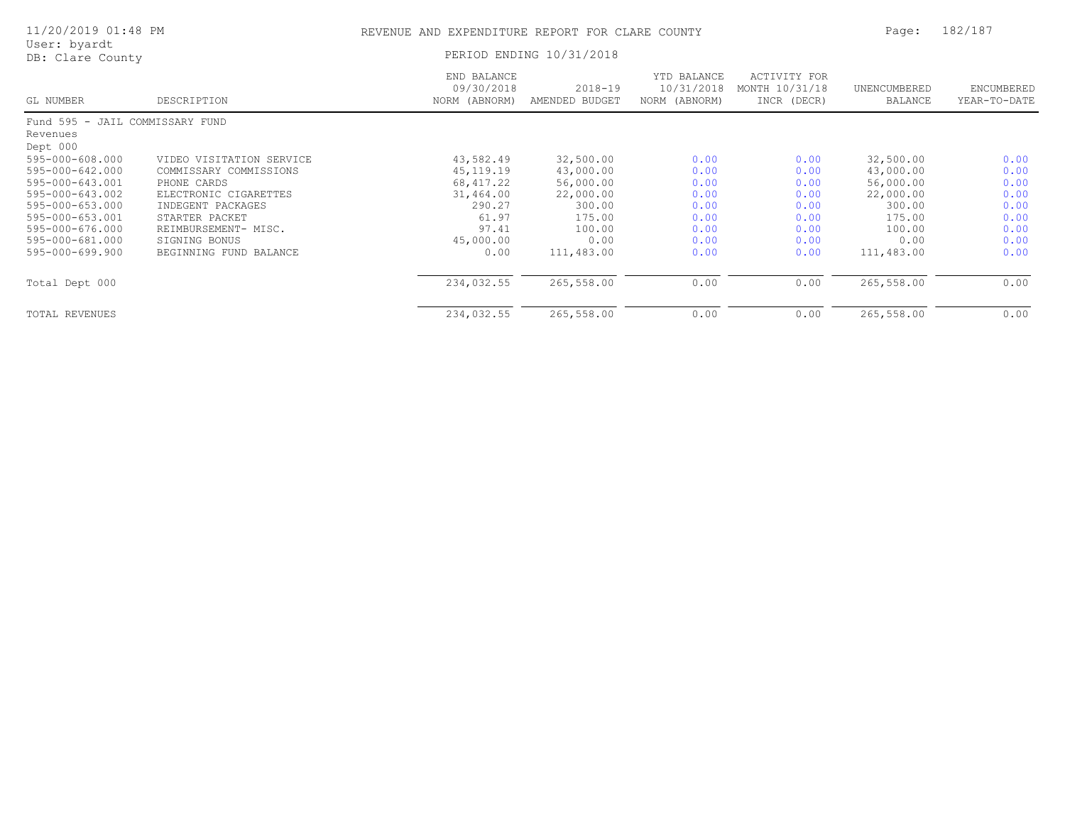REVENUE AND EXPENDITURE REPORT FOR CLARE COUNTY

PERIOD ENDING 10/31/2018

| GL NUMBER | DESCRIPTION | END BALANCE 09/30/2018 NORM (ABNORM) | 2018-19 AMENDED BUDGET | YTD BALANCE 10/31/2018 NORM (ABNORM) | ACTIVITY FOR MONTH 10/31/18 INCR (DECR) | UNENCUMBERED BALANCE | ENCUMBERED YEAR-TO-DATE |
|---|---|---|---|---|---|---|---|
| Fund 595 - JAIL COMMISSARY FUND | | | | | | | |
| Revenues | | | | | | | |
| Dept 000 | | | | | | | |
| 595-000-608.000 | VIDEO VISITATION SERVICE | 43,582.49 | 32,500.00 | 0.00 | 0.00 | 32,500.00 | 0.00 |
| 595-000-642.000 | COMMISSARY COMMISSIONS | 45,119.19 | 43,000.00 | 0.00 | 0.00 | 43,000.00 | 0.00 |
| 595-000-643.001 | PHONE CARDS | 68,417.22 | 56,000.00 | 0.00 | 0.00 | 56,000.00 | 0.00 |
| 595-000-643.002 | ELECTRONIC CIGARETTES | 31,464.00 | 22,000.00 | 0.00 | 0.00 | 22,000.00 | 0.00 |
| 595-000-653.000 | INDEGENT PACKAGES | 290.27 | 300.00 | 0.00 | 0.00 | 300.00 | 0.00 |
| 595-000-653.001 | STARTER PACKET | 61.97 | 175.00 | 0.00 | 0.00 | 175.00 | 0.00 |
| 595-000-676.000 | REIMBURSEMENT- MISC. | 97.41 | 100.00 | 0.00 | 0.00 | 100.00 | 0.00 |
| 595-000-681.000 | SIGNING BONUS | 45,000.00 | 0.00 | 0.00 | 0.00 | 0.00 | 0.00 |
| 595-000-699.900 | BEGINNING FUND BALANCE | 0.00 | 111,483.00 | 0.00 | 0.00 | 111,483.00 | 0.00 |
| Total Dept 000 | | 234,032.55 | 265,558.00 | 0.00 | 0.00 | 265,558.00 | 0.00 |
| TOTAL REVENUES | | 234,032.55 | 265,558.00 | 0.00 | 0.00 | 265,558.00 | 0.00 |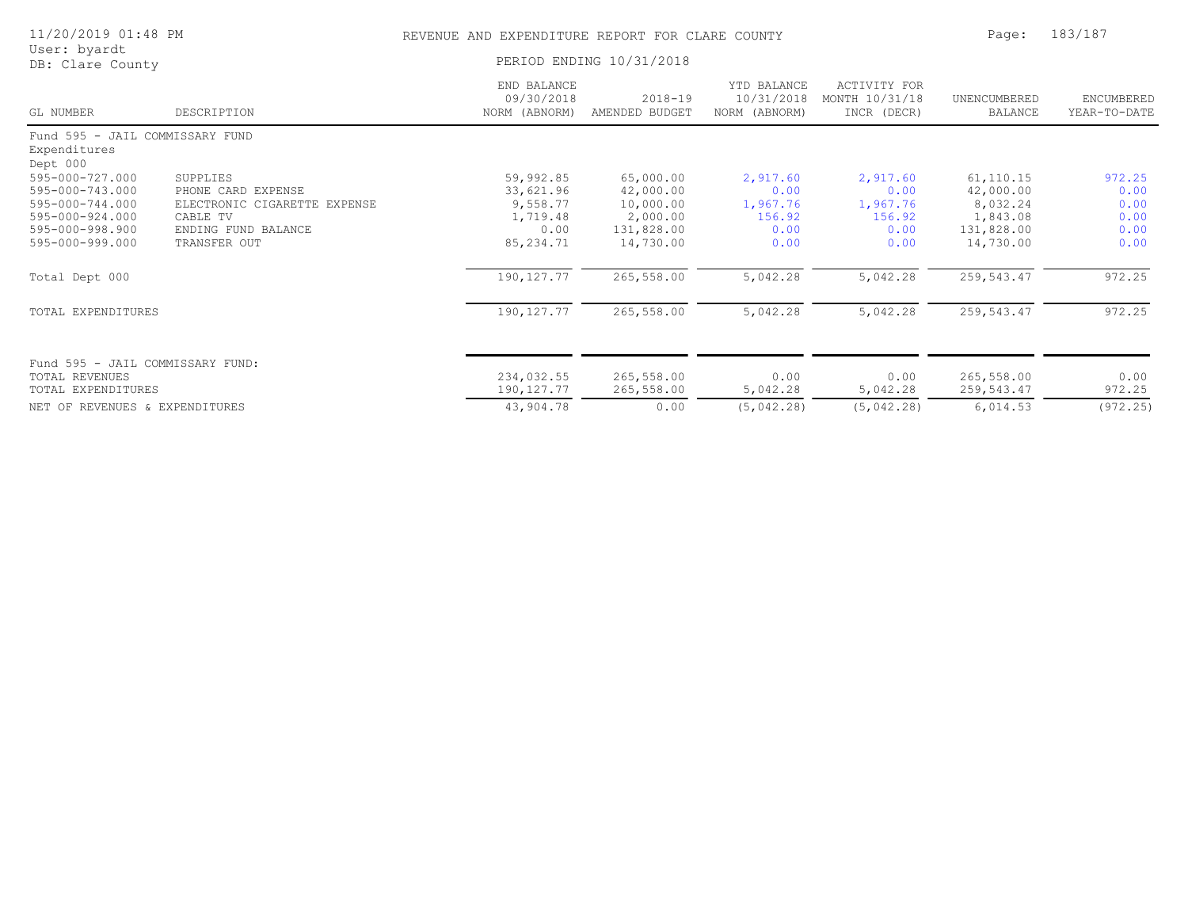REVENUE AND EXPENDITURE REPORT FOR CLARE COUNTY

PERIOD ENDING 10/31/2018

11/20/2019 01:48 PM
User: byardt
DB: Clare County

| GL NUMBER | DESCRIPTION | END BALANCE 09/30/2018 NORM (ABNORM) | 2018-19 AMENDED BUDGET | YTD BALANCE 10/31/2018 NORM (ABNORM) | ACTIVITY FOR MONTH 10/31/18 INCR (DECR) | UNENCUMBERED BALANCE | ENCUMBERED YEAR-TO-DATE |
|---|---|---|---|---|---|---|---|
| Fund 595 - JAIL COMMISSARY FUND | | | | | | | |
| Expenditures | | | | | | | |
| Dept 000 | | | | | | | |
| 595-000-727.000 | SUPPLIES | 59,992.85 | 65,000.00 | 2,917.60 | 2,917.60 | 61,110.15 | 972.25 |
| 595-000-743.000 | PHONE CARD EXPENSE | 33,621.96 | 42,000.00 | 0.00 | 0.00 | 42,000.00 | 0.00 |
| 595-000-744.000 | ELECTRONIC CIGARETTE EXPENSE | 9,558.77 | 10,000.00 | 1,967.76 | 1,967.76 | 8,032.24 | 0.00 |
| 595-000-924.000 | CABLE TV | 1,719.48 | 2,000.00 | 156.92 | 156.92 | 1,843.08 | 0.00 |
| 595-000-998.900 | ENDING FUND BALANCE | 0.00 | 131,828.00 | 0.00 | 0.00 | 131,828.00 | 0.00 |
| 595-000-999.000 | TRANSFER OUT | 85,234.71 | 14,730.00 | 0.00 | 0.00 | 14,730.00 | 0.00 |
| Total Dept 000 | | 190,127.77 | 265,558.00 | 5,042.28 | 5,042.28 | 259,543.47 | 972.25 |
| TOTAL EXPENDITURES | | 190,127.77 | 265,558.00 | 5,042.28 | 5,042.28 | 259,543.47 | 972.25 |
| Fund 595 - JAIL COMMISSARY FUND: | | | | | | | |
| TOTAL REVENUES | | 234,032.55 | 265,558.00 | 0.00 | 0.00 | 265,558.00 | 0.00 |
| TOTAL EXPENDITURES | | 190,127.77 | 265,558.00 | 5,042.28 | 5,042.28 | 259,543.47 | 972.25 |
| NET OF REVENUES & EXPENDITURES | | 43,904.78 | 0.00 | (5,042.28) | (5,042.28) | 6,014.53 | (972.25) |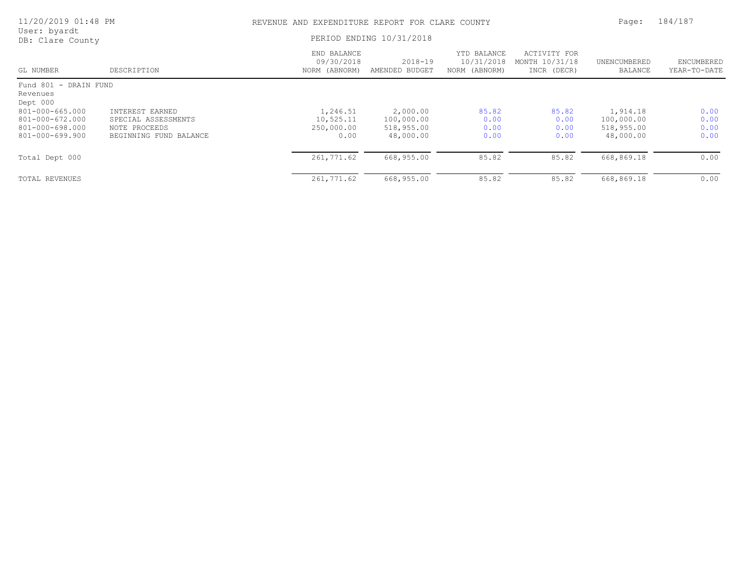REVENUE AND EXPENDITURE REPORT FOR CLARE COUNTY

PERIOD ENDING 10/31/2018

User: byardt
DB: Clare County

| GL NUMBER | DESCRIPTION | END BALANCE 09/30/2018 NORM (ABNORM) | 2018-19 AMENDED BUDGET | YTD BALANCE 10/31/2018 NORM (ABNORM) | ACTIVITY FOR MONTH 10/31/18 INCR (DECR) | UNENCUMBERED BALANCE | ENCUMBERED YEAR-TO-DATE |
|---|---|---|---|---|---|---|---|
| Fund 801 - DRAIN FUND | | | | | | | |
| Revenues | | | | | | | |
| Dept 000 | | | | | | | |
| 801-000-665.000 | INTEREST EARNED | 1,246.51 | 2,000.00 | 85.82 | 85.82 | 1,914.18 | 0.00 |
| 801-000-672.000 | SPECIAL ASSESSMENTS | 10,525.11 | 100,000.00 | 0.00 | 0.00 | 100,000.00 | 0.00 |
| 801-000-698.000 | NOTE PROCEEDS | 250,000.00 | 518,955.00 | 0.00 | 0.00 | 518,955.00 | 0.00 |
| 801-000-699.900 | BEGINNING FUND BALANCE | 0.00 | 48,000.00 | 0.00 | 0.00 | 48,000.00 | 0.00 |
| Total Dept 000 | | 261,771.62 | 668,955.00 | 85.82 | 85.82 | 668,869.18 | 0.00 |
| TOTAL REVENUES | | 261,771.62 | 668,955.00 | 85.82 | 85.82 | 668,869.18 | 0.00 |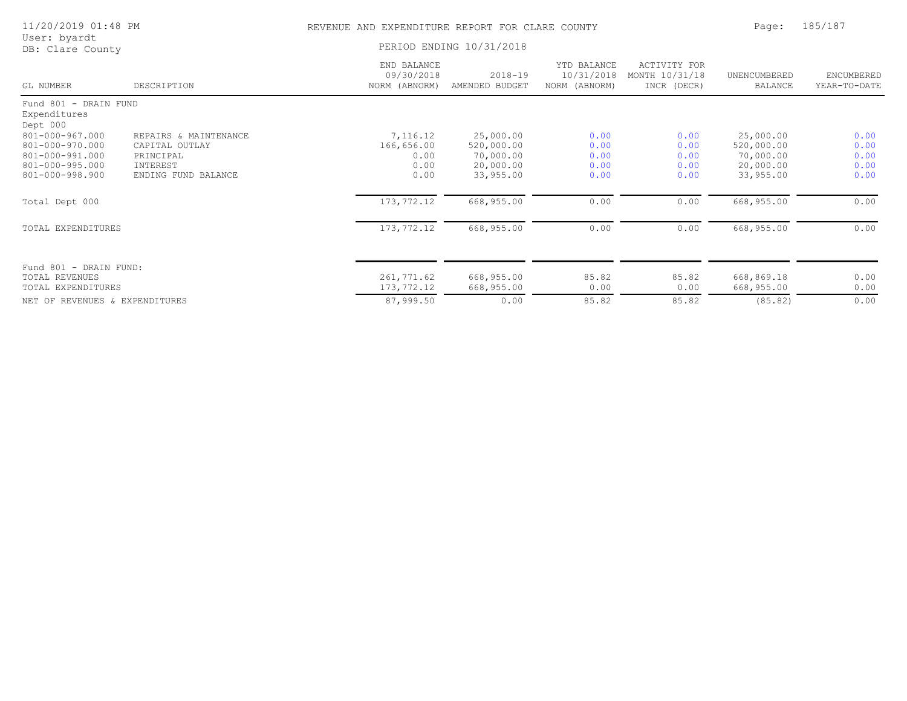REVENUE AND EXPENDITURE REPORT FOR CLARE COUNTY

PERIOD ENDING 10/31/2018

User: byardt
DB: Clare County

| GL NUMBER | DESCRIPTION | END BALANCE 09/30/2018 NORM (ABNORM) | 2018-19 AMENDED BUDGET | YTD BALANCE 10/31/2018 NORM (ABNORM) | ACTIVITY FOR MONTH 10/31/18 INCR (DECR) | UNENCUMBERED BALANCE | ENCUMBERED YEAR-TO-DATE |
|---|---|---|---|---|---|---|---|
| Fund 801 - DRAIN FUND | | | | | | | |
| Expenditures | | | | | | | |
| Dept 000 | | | | | | | |
| 801-000-967.000 | REPAIRS & MAINTENANCE | 7,116.12 | 25,000.00 | 0.00 | 0.00 | 25,000.00 | 0.00 |
| 801-000-970.000 | CAPITAL OUTLAY | 166,656.00 | 520,000.00 | 0.00 | 0.00 | 520,000.00 | 0.00 |
| 801-000-991.000 | PRINCIPAL | 0.00 | 70,000.00 | 0.00 | 0.00 | 70,000.00 | 0.00 |
| 801-000-995.000 | INTEREST | 0.00 | 20,000.00 | 0.00 | 0.00 | 20,000.00 | 0.00 |
| 801-000-998.900 | ENDING FUND BALANCE | 0.00 | 33,955.00 | 0.00 | 0.00 | 33,955.00 | 0.00 |
| Total Dept 000 | | 173,772.12 | 668,955.00 | 0.00 | 0.00 | 668,955.00 | 0.00 |
| TOTAL EXPENDITURES | | 173,772.12 | 668,955.00 | 0.00 | 0.00 | 668,955.00 | 0.00 |
| Fund 801 - DRAIN FUND: | | | | | | | |
| TOTAL REVENUES | | 261,771.62 | 668,955.00 | 85.82 | 85.82 | 668,869.18 | 0.00 |
| TOTAL EXPENDITURES | | 173,772.12 | 668,955.00 | 0.00 | 0.00 | 668,955.00 | 0.00 |
| NET OF REVENUES & EXPENDITURES | | 87,999.50 | 0.00 | 85.82 | 85.82 | (85.82) | 0.00 |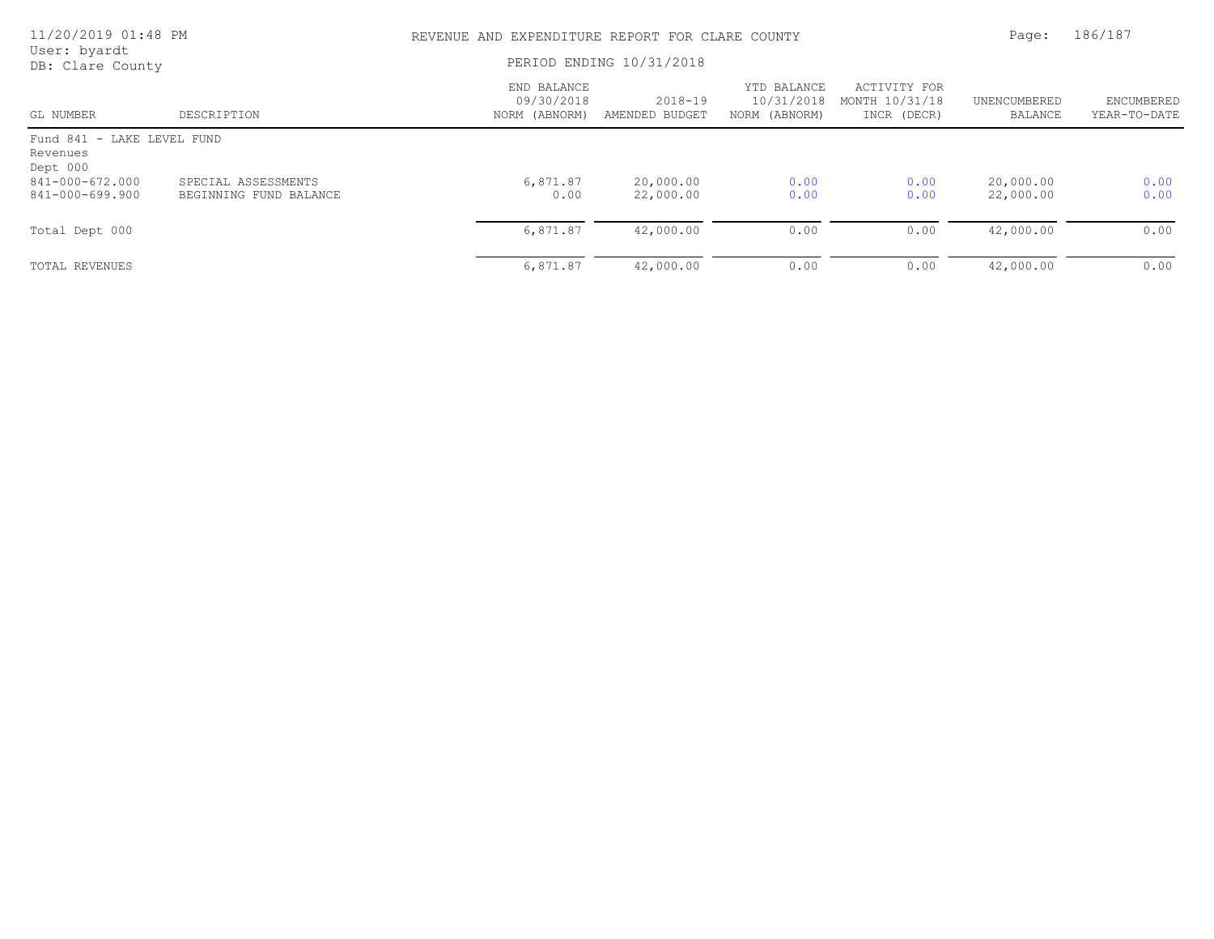REVENUE AND EXPENDITURE REPORT FOR CLARE COUNTY

PERIOD ENDING 10/31/2018

| GL NUMBER | DESCRIPTION | END BALANCE 09/30/2018 NORM (ABNORM) | 2018-19 AMENDED BUDGET | YTD BALANCE 10/31/2018 NORM (ABNORM) | ACTIVITY FOR MONTH 10/31/18 INCR (DECR) | UNENCUMBERED BALANCE | ENCUMBERED YEAR-TO-DATE |
|---|---|---|---|---|---|---|---|
| Fund 841 - LAKE LEVEL FUND | | | | | | | |
| Revenues | | | | | | | |
| Dept 000 | | | | | | | |
| 841-000-672.000 | SPECIAL ASSESSMENTS | 6,871.87 | 20,000.00 | 0.00 | 0.00 | 20,000.00 | 0.00 |
| 841-000-699.900 | BEGINNING FUND BALANCE | 0.00 | 22,000.00 | 0.00 | 0.00 | 22,000.00 | 0.00 |
| Total Dept 000 | | 6,871.87 | 42,000.00 | 0.00 | 0.00 | 42,000.00 | 0.00 |
| TOTAL REVENUES | | 6,871.87 | 42,000.00 | 0.00 | 0.00 | 42,000.00 | 0.00 |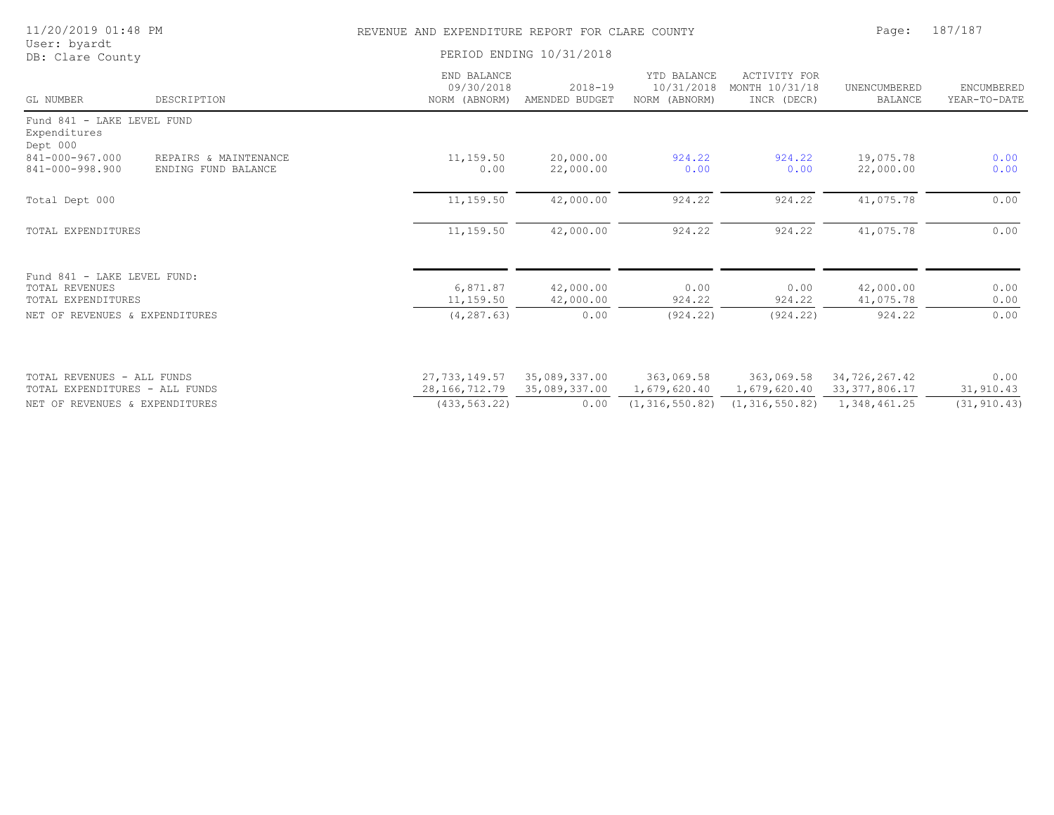# REVENUE AND EXPENDITURE REPORT FOR CLARE COUNTY

11/20/2019 01:48 PM
User: byardt
DB: Clare County

PERIOD ENDING 10/31/2018

| GL NUMBER | DESCRIPTION | END BALANCE 09/30/2018 NORM (ABNORM) | 2018-19 AMENDED BUDGET | YTD BALANCE 10/31/2018 NORM (ABNORM) | ACTIVITY FOR MONTH 10/31/18 INCR (DECR) | UNENCUMBERED BALANCE | ENCUMBERED YEAR-TO-DATE |
|---|---|---|---|---|---|---|---|
| Fund 841 - LAKE LEVEL FUND | | | | | | | |
| Expenditures | | | | | | | |
| Dept 000 | | | | | | | |
| 841-000-967.000 | REPAIRS & MAINTENANCE | 11,159.50 | 20,000.00 | 924.22 | 924.22 | 19,075.78 | 0.00 |
| 841-000-998.900 | ENDING FUND BALANCE | 0.00 | 22,000.00 | 0.00 | 0.00 | 22,000.00 | 0.00 |
| Total Dept 000 | | 11,159.50 | 42,000.00 | 924.22 | 924.22 | 41,075.78 | 0.00 |
| TOTAL EXPENDITURES | | 11,159.50 | 42,000.00 | 924.22 | 924.22 | 41,075.78 | 0.00 |
| Fund 841 - LAKE LEVEL FUND: | | | | | | | |
| TOTAL REVENUES | | 6,871.87 | 42,000.00 | 0.00 | 0.00 | 42,000.00 | 0.00 |
| TOTAL EXPENDITURES | | 11,159.50 | 42,000.00 | 924.22 | 924.22 | 41,075.78 | 0.00 |
| NET OF REVENUES & EXPENDITURES | | (4,287.63) | 0.00 | (924.22) | (924.22) | 924.22 | 0.00 |
| TOTAL REVENUES - ALL FUNDS | | 27,733,149.57 | 35,089,337.00 | 363,069.58 | 363,069.58 | 34,726,267.42 | 0.00 |
| TOTAL EXPENDITURES - ALL FUNDS | | 28,166,712.79 | 35,089,337.00 | 1,679,620.40 | 1,679,620.40 | 33,377,806.17 | 31,910.43 |
| NET OF REVENUES & EXPENDITURES | | (433,563.22) | 0.00 | (1,316,550.82) | (1,316,550.82) | 1,348,461.25 | (31,910.43) |